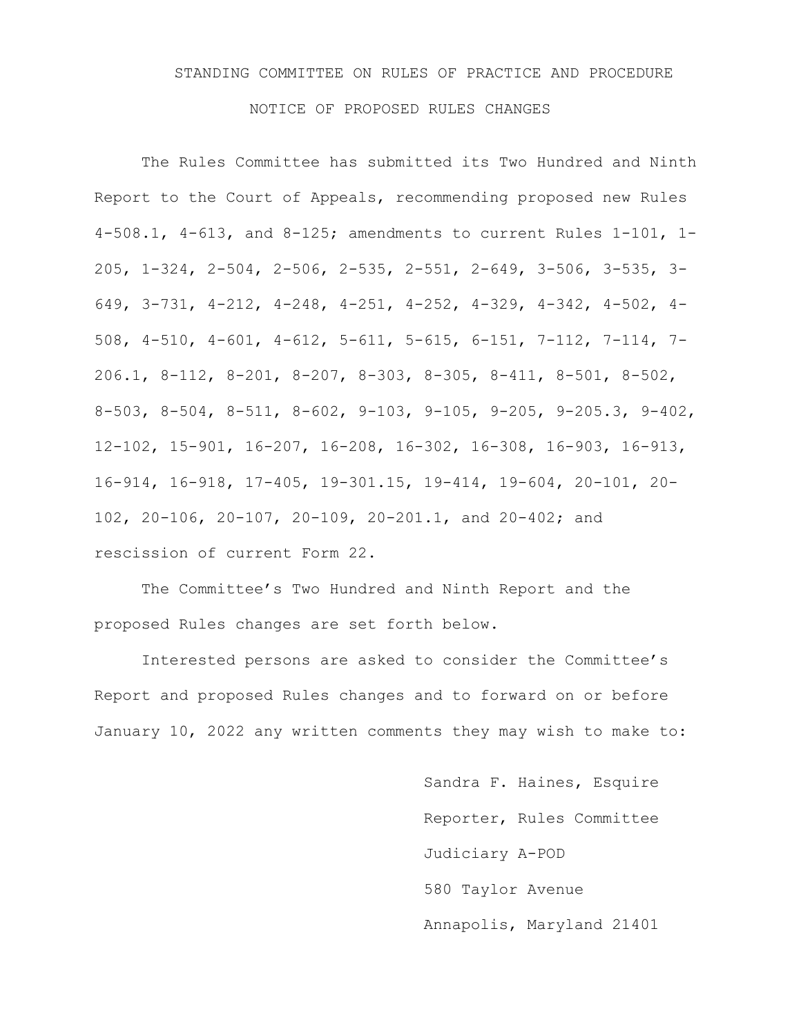# STANDING COMMITTEE ON RULES OF PRACTICE AND PROCEDURE

## NOTICE OF PROPOSED RULES CHANGES

The Rules Committee has submitted its Two Hundred and Ninth Report to the Court of Appeals, recommending proposed new Rules 4-508.1, 4-613, and 8-125; amendments to current Rules 1-101, 1-205, 1-324, 2-504, 2-506, 2-535, 2-551, 2-649, 3-506, 3-535, 3-649, 3-731, 4-212, 4-248, 4-251, 4-252, 4-329, 4-342, 4-502, 4-508, 4-510, 4-601, 4-612, 5-611, 5-615, 6-151, 7-112, 7-114, 7-206.1, 8-112, 8-201, 8-207, 8-303, 8-305, 8-411, 8-501, 8-502, 8-503, 8-504, 8-511, 8-602, 9-103, 9-105, 9-205, 9-205.3, 9-402, 12-102, 15-901, 16-207, 16-208, 16-302, 16-308, 16-903, 16-913, 16-914, 16-918, 17-405, 19-301.15, 19-414, 19-604, 20-101, 20-102, 20-106, 20-107, 20-109, 20-201.1, and 20-402; and rescission of current Form 22.

The Committee's Two Hundred and Ninth Report and the proposed Rules changes are set forth below.

Interested persons are asked to consider the Committee's Report and proposed Rules changes and to forward on or before January 10, 2022 any written comments they may wish to make to:

Sandra F. Haines, Esquire
Reporter, Rules Committee
Judiciary A-POD
580 Taylor Avenue
Annapolis, Maryland 21401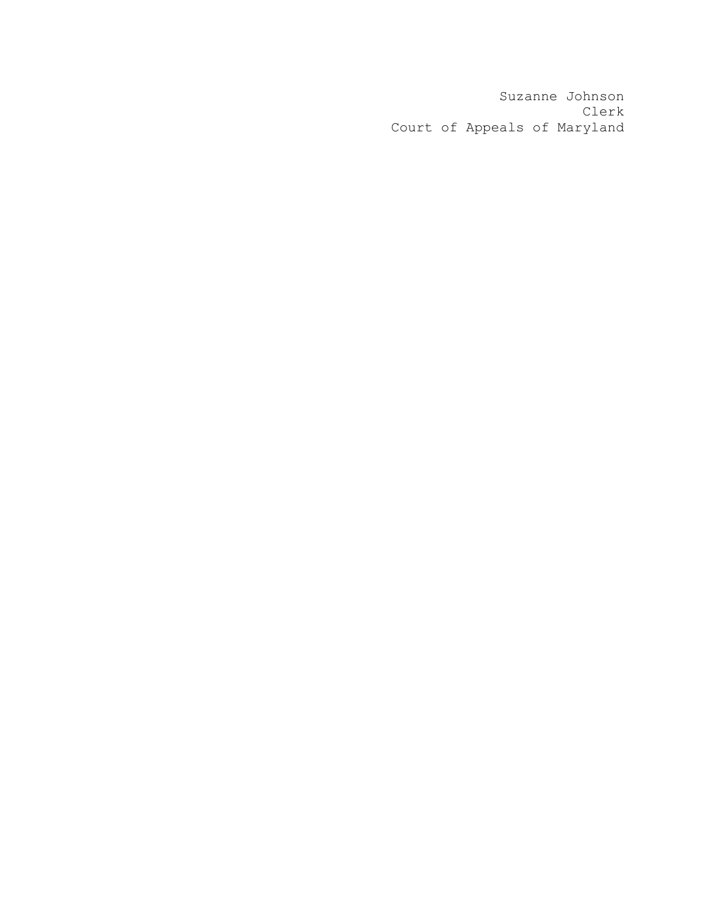Suzanne Johnson
Clerk
Court of Appeals of Maryland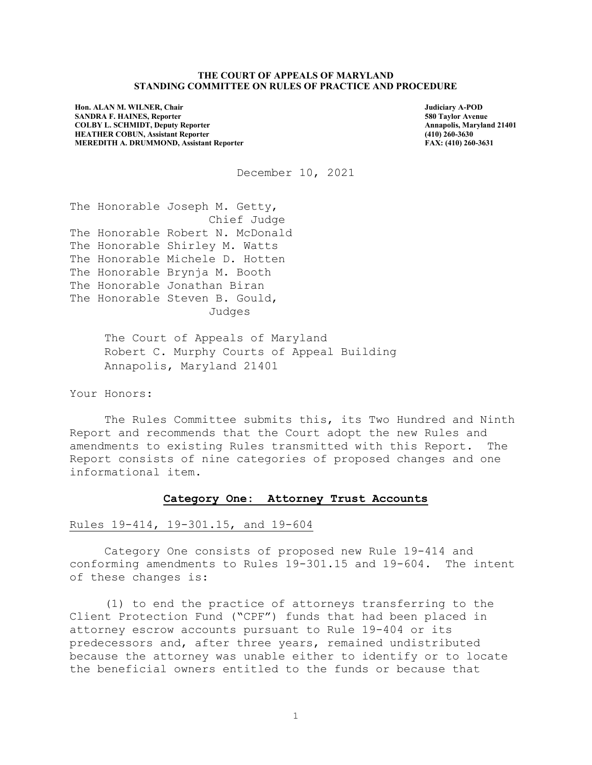**THE COURT OF APPEALS OF MARYLAND**
**STANDING COMMITTEE ON RULES OF PRACTICE AND PROCEDURE**

**Hon. ALAN M. WILNER, Chair**
**SANDRA F. HAINES, Reporter**
**COLBY L. SCHMIDT, Deputy Reporter**
**HEATHER COBUN, Assistant Reporter**
**MEREDITH A. DRUMMOND, Assistant Reporter**

**Judiciary A-POD**
**580 Taylor Avenue**
**Annapolis, Maryland 21401**
**(410) 260-3630**
**FAX: (410) 260-3631**

December 10, 2021

The Honorable Joseph M. Getty,
Chief Judge
The Honorable Robert N. McDonald
The Honorable Shirley M. Watts
The Honorable Michele D. Hotten
The Honorable Brynja M. Booth
The Honorable Jonathan Biran
The Honorable Steven B. Gould,
Judges

The Court of Appeals of Maryland
Robert C. Murphy Courts of Appeal Building
Annapolis, Maryland 21401

Your Honors:

The Rules Committee submits this, its Two Hundred and Ninth Report and recommends that the Court adopt the new Rules and amendments to existing Rules transmitted with this Report. The Report consists of nine categories of proposed changes and one informational item.

**Category One: Attorney Trust Accounts**

Rules 19-414, 19-301.15, and 19-604

Category One consists of proposed new Rule 19-414 and conforming amendments to Rules 19-301.15 and 19-604. The intent of these changes is:

(1) to end the practice of attorneys transferring to the Client Protection Fund ("CPF") funds that had been placed in attorney escrow accounts pursuant to Rule 19-404 or its predecessors and, after three years, remained undistributed because the attorney was unable either to identify or to locate the beneficial owners entitled to the funds or because that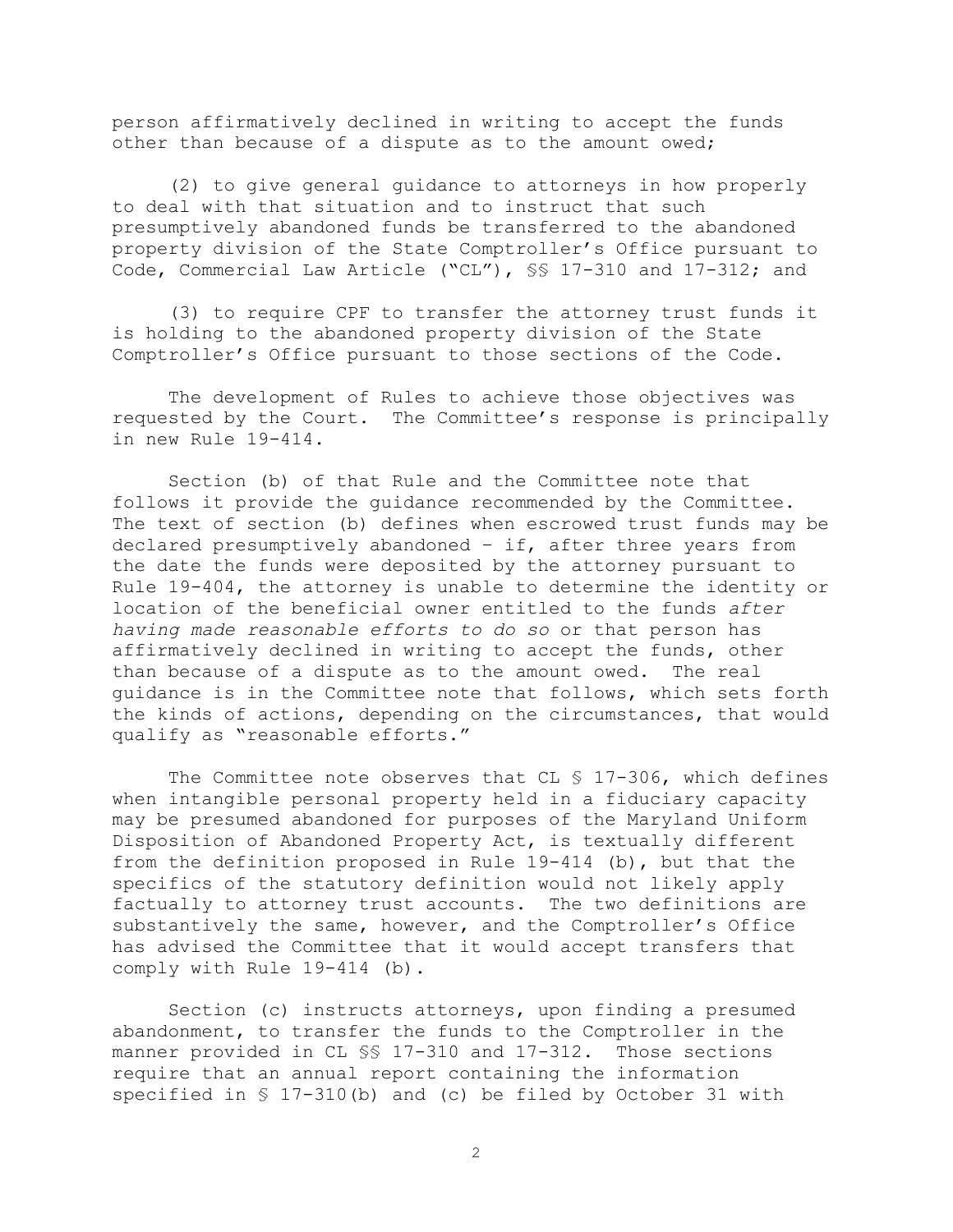person affirmatively declined in writing to accept the funds other than because of a dispute as to the amount owed;

(2) to give general guidance to attorneys in how properly to deal with that situation and to instruct that such presumptively abandoned funds be transferred to the abandoned property division of the State Comptroller's Office pursuant to Code, Commercial Law Article ("CL"), §§ 17-310 and 17-312; and

(3) to require CPF to transfer the attorney trust funds it is holding to the abandoned property division of the State Comptroller's Office pursuant to those sections of the Code.

The development of Rules to achieve those objectives was requested by the Court. The Committee's response is principally in new Rule 19-414.

Section (b) of that Rule and the Committee note that follows it provide the guidance recommended by the Committee. The text of section (b) defines when escrowed trust funds may be declared presumptively abandoned – if, after three years from the date the funds were deposited by the attorney pursuant to Rule 19-404, the attorney is unable to determine the identity or location of the beneficial owner entitled to the funds *after having made reasonable efforts to do so* or that person has affirmatively declined in writing to accept the funds, other than because of a dispute as to the amount owed. The real guidance is in the Committee note that follows, which sets forth the kinds of actions, depending on the circumstances, that would qualify as "reasonable efforts."

The Committee note observes that CL § 17-306, which defines when intangible personal property held in a fiduciary capacity may be presumed abandoned for purposes of the Maryland Uniform Disposition of Abandoned Property Act, is textually different from the definition proposed in Rule 19-414 (b), but that the specifics of the statutory definition would not likely apply factually to attorney trust accounts. The two definitions are substantively the same, however, and the Comptroller's Office has advised the Committee that it would accept transfers that comply with Rule 19-414 (b).

Section (c) instructs attorneys, upon finding a presumed abandonment, to transfer the funds to the Comptroller in the manner provided in CL §§ 17-310 and 17-312. Those sections require that an annual report containing the information specified in § 17-310(b) and (c) be filed by October 31 with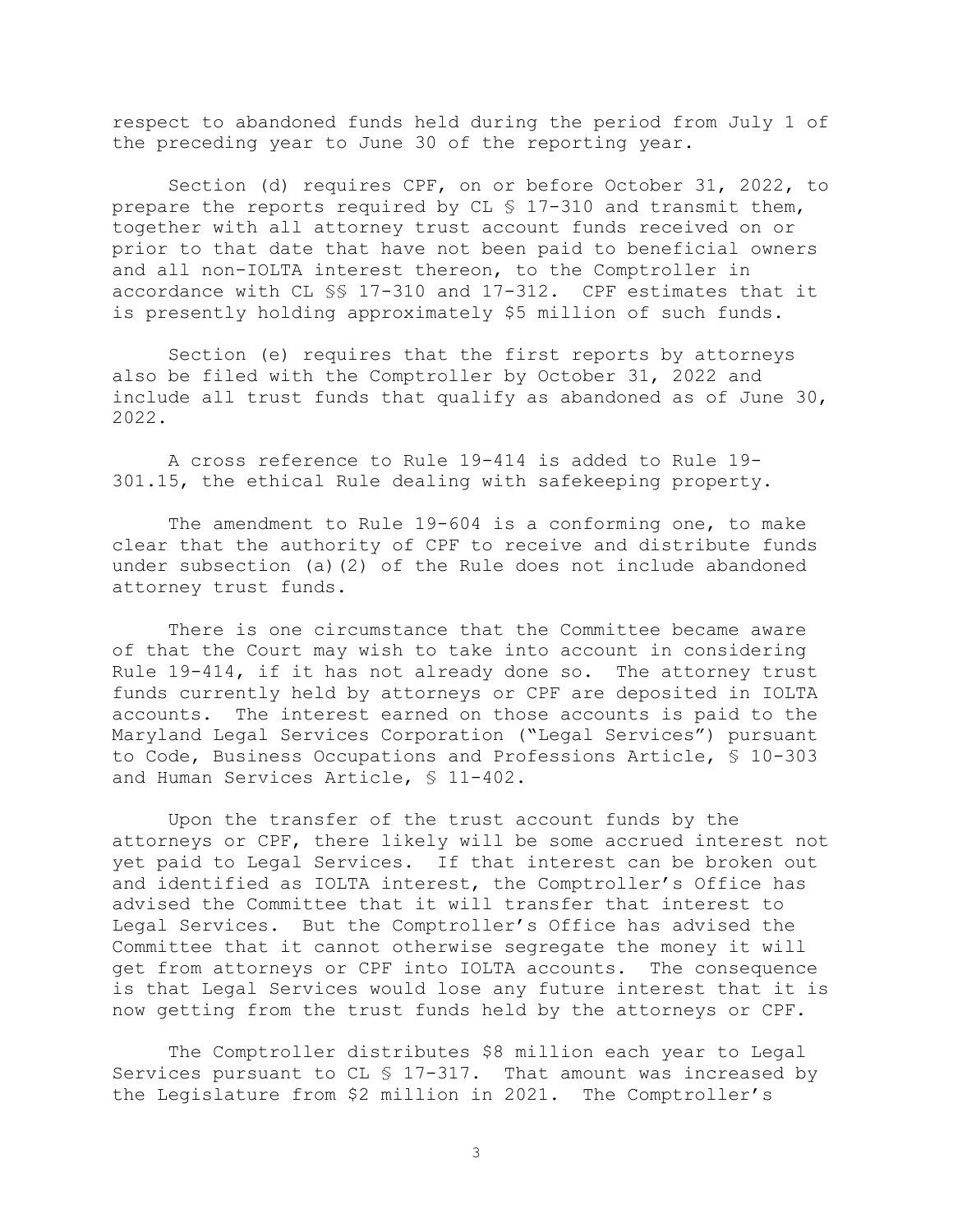respect to abandoned funds held during the period from July 1 of the preceding year to June 30 of the reporting year.

Section (d) requires CPF, on or before October 31, 2022, to prepare the reports required by CL § 17-310 and transmit them, together with all attorney trust account funds received on or prior to that date that have not been paid to beneficial owners and all non-IOLTA interest thereon, to the Comptroller in accordance with CL §§ 17-310 and 17-312. CPF estimates that it is presently holding approximately $5 million of such funds.

Section (e) requires that the first reports by attorneys also be filed with the Comptroller by October 31, 2022 and include all trust funds that qualify as abandoned as of June 30, 2022.

A cross reference to Rule 19-414 is added to Rule 19-301.15, the ethical Rule dealing with safekeeping property.

The amendment to Rule 19-604 is a conforming one, to make clear that the authority of CPF to receive and distribute funds under subsection (a)(2) of the Rule does not include abandoned attorney trust funds.

There is one circumstance that the Committee became aware of that the Court may wish to take into account in considering Rule 19-414, if it has not already done so. The attorney trust funds currently held by attorneys or CPF are deposited in IOLTA accounts. The interest earned on those accounts is paid to the Maryland Legal Services Corporation ("Legal Services") pursuant to Code, Business Occupations and Professions Article, § 10-303 and Human Services Article, § 11-402.

Upon the transfer of the trust account funds by the attorneys or CPF, there likely will be some accrued interest not yet paid to Legal Services. If that interest can be broken out and identified as IOLTA interest, the Comptroller's Office has advised the Committee that it will transfer that interest to Legal Services. But the Comptroller's Office has advised the Committee that it cannot otherwise segregate the money it will get from attorneys or CPF into IOLTA accounts. The consequence is that Legal Services would lose any future interest that it is now getting from the trust funds held by the attorneys or CPF.

The Comptroller distributes $8 million each year to Legal Services pursuant to CL § 17-317. That amount was increased by the Legislature from $2 million in 2021. The Comptroller's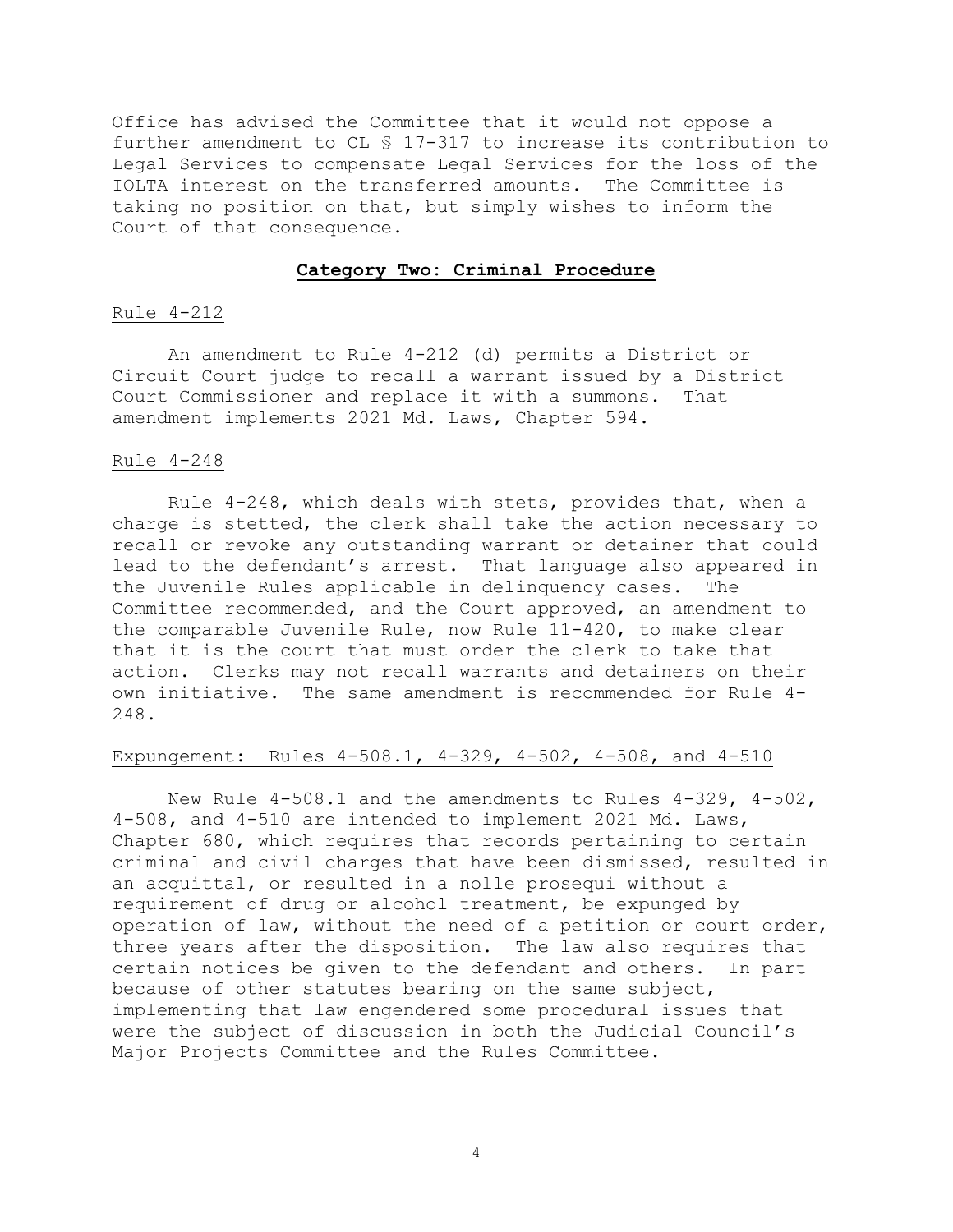Office has advised the Committee that it would not oppose a further amendment to CL § 17-317 to increase its contribution to Legal Services to compensate Legal Services for the loss of the IOLTA interest on the transferred amounts. The Committee is taking no position on that, but simply wishes to inform the Court of that consequence.

## **Category Two: Criminal Procedure**

Rule 4-212

An amendment to Rule 4-212 (d) permits a District or Circuit Court judge to recall a warrant issued by a District Court Commissioner and replace it with a summons. That amendment implements 2021 Md. Laws, Chapter 594.

Rule 4-248

Rule 4-248, which deals with stets, provides that, when a charge is stetted, the clerk shall take the action necessary to recall or revoke any outstanding warrant or detainer that could lead to the defendant's arrest. That language also appeared in the Juvenile Rules applicable in delinquency cases. The Committee recommended, and the Court approved, an amendment to the comparable Juvenile Rule, now Rule 11-420, to make clear that it is the court that must order the clerk to take that action. Clerks may not recall warrants and detainers on their own initiative. The same amendment is recommended for Rule 4-248.

Expungement: Rules 4-508.1, 4-329, 4-502, 4-508, and 4-510

New Rule 4-508.1 and the amendments to Rules 4-329, 4-502, 4-508, and 4-510 are intended to implement 2021 Md. Laws, Chapter 680, which requires that records pertaining to certain criminal and civil charges that have been dismissed, resulted in an acquittal, or resulted in a nolle prosequi without a requirement of drug or alcohol treatment, be expunged by operation of law, without the need of a petition or court order, three years after the disposition. The law also requires that certain notices be given to the defendant and others. In part because of other statutes bearing on the same subject, implementing that law engendered some procedural issues that were the subject of discussion in both the Judicial Council's Major Projects Committee and the Rules Committee.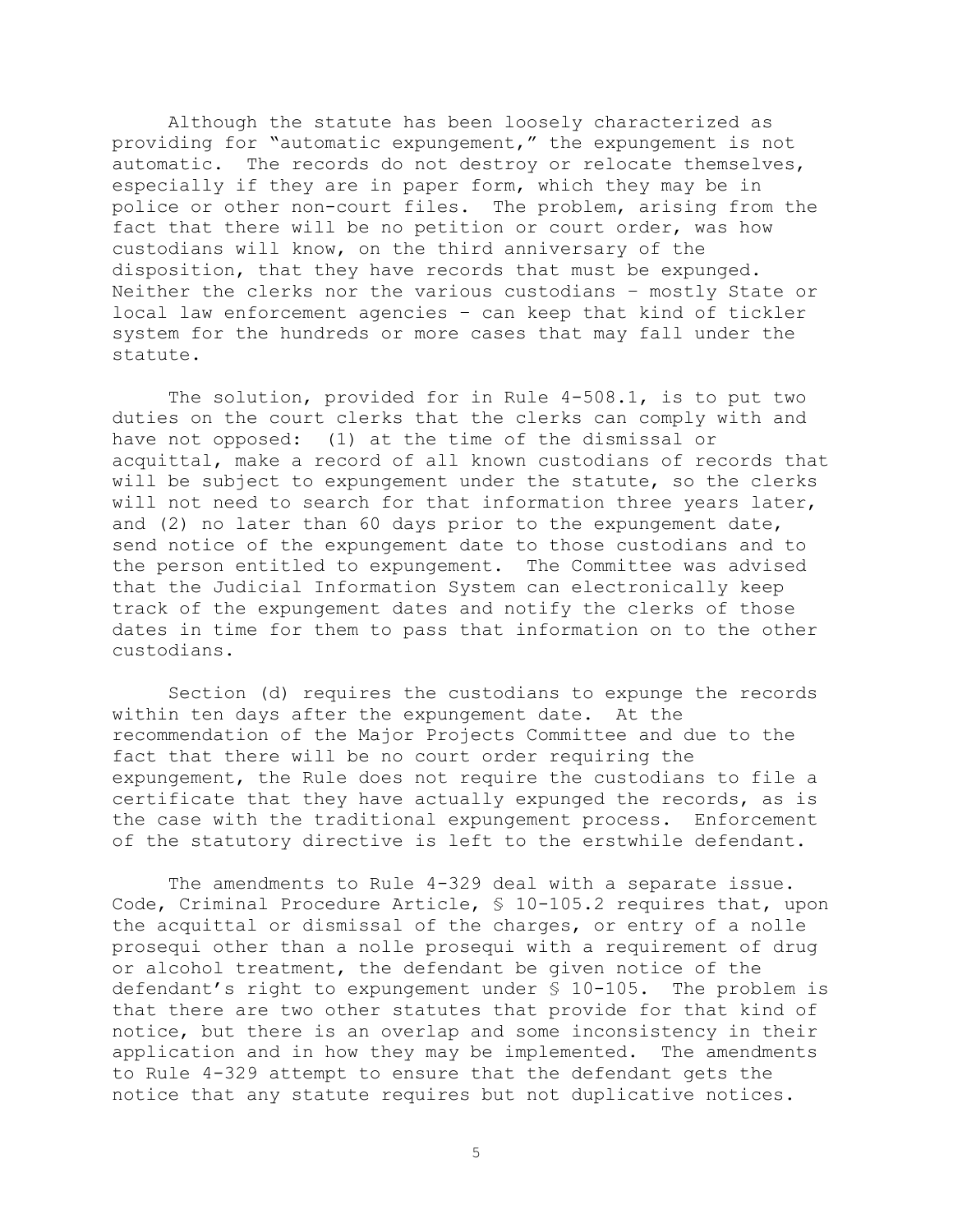Although the statute has been loosely characterized as providing for "automatic expungement," the expungement is not automatic. The records do not destroy or relocate themselves, especially if they are in paper form, which they may be in police or other non-court files. The problem, arising from the fact that there will be no petition or court order, was how custodians will know, on the third anniversary of the disposition, that they have records that must be expunged. Neither the clerks nor the various custodians – mostly State or local law enforcement agencies – can keep that kind of tickler system for the hundreds or more cases that may fall under the statute.

The solution, provided for in Rule 4-508.1, is to put two duties on the court clerks that the clerks can comply with and have not opposed: (1) at the time of the dismissal or acquittal, make a record of all known custodians of records that will be subject to expungement under the statute, so the clerks will not need to search for that information three years later, and (2) no later than 60 days prior to the expungement date, send notice of the expungement date to those custodians and to the person entitled to expungement. The Committee was advised that the Judicial Information System can electronically keep track of the expungement dates and notify the clerks of those dates in time for them to pass that information on to the other custodians.

Section (d) requires the custodians to expunge the records within ten days after the expungement date. At the recommendation of the Major Projects Committee and due to the fact that there will be no court order requiring the expungement, the Rule does not require the custodians to file a certificate that they have actually expunged the records, as is the case with the traditional expungement process. Enforcement of the statutory directive is left to the erstwhile defendant.

The amendments to Rule 4-329 deal with a separate issue. Code, Criminal Procedure Article, § 10-105.2 requires that, upon the acquittal or dismissal of the charges, or entry of a nolle prosequi other than a nolle prosequi with a requirement of drug or alcohol treatment, the defendant be given notice of the defendant's right to expungement under § 10-105. The problem is that there are two other statutes that provide for that kind of notice, but there is an overlap and some inconsistency in their application and in how they may be implemented. The amendments to Rule 4-329 attempt to ensure that the defendant gets the notice that any statute requires but not duplicative notices.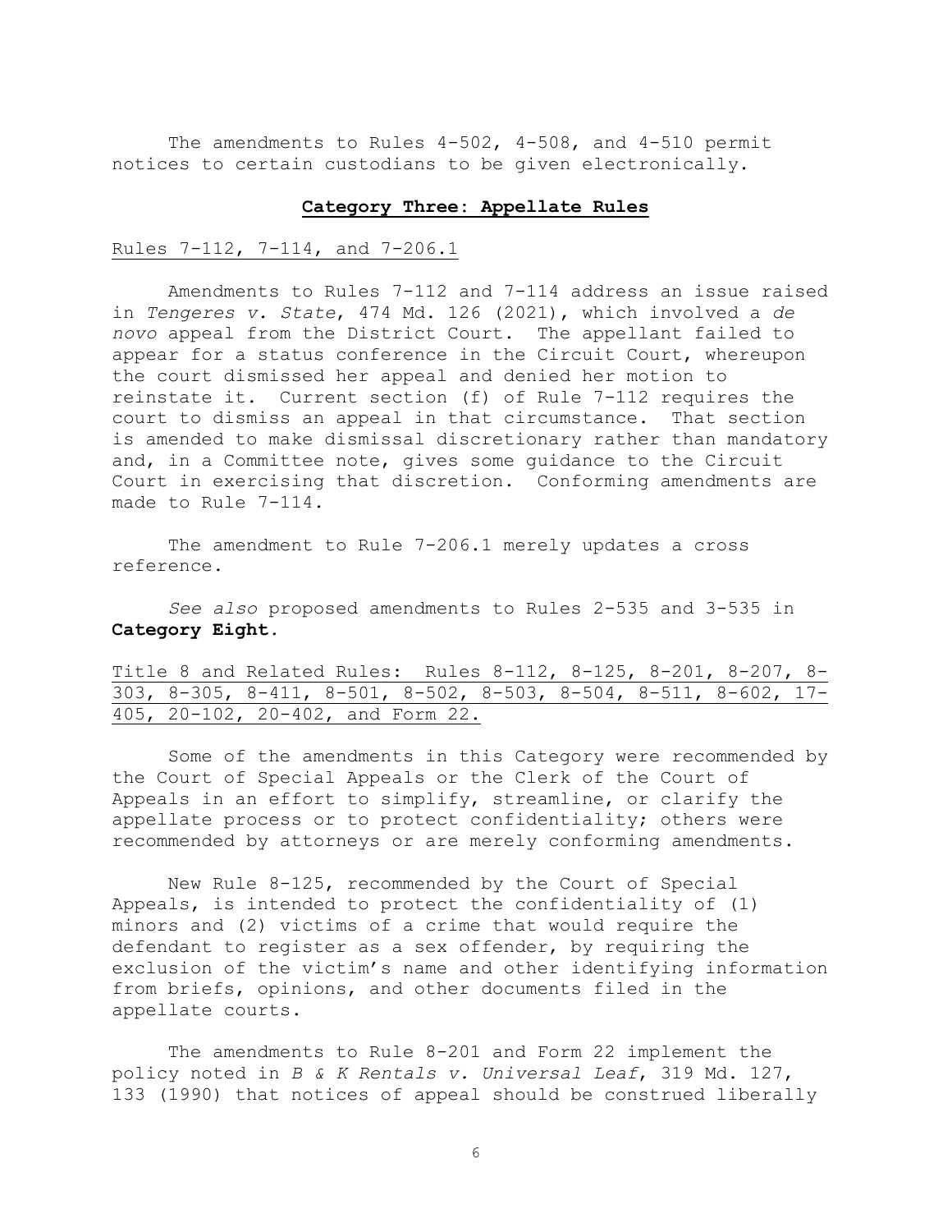The amendments to Rules 4-502, 4-508, and 4-510 permit notices to certain custodians to be given electronically.

## **Category Three: Appellate Rules**

Rules 7-112, 7-114, and 7-206.1

Amendments to Rules 7-112 and 7-114 address an issue raised in *Tengeres v. State*, 474 Md. 126 (2021), which involved a *de novo* appeal from the District Court. The appellant failed to appear for a status conference in the Circuit Court, whereupon the court dismissed her appeal and denied her motion to reinstate it. Current section (f) of Rule 7-112 requires the court to dismiss an appeal in that circumstance. That section is amended to make dismissal discretionary rather than mandatory and, in a Committee note, gives some guidance to the Circuit Court in exercising that discretion. Conforming amendments are made to Rule 7-114.

The amendment to Rule 7-206.1 merely updates a cross reference.

*See also* proposed amendments to Rules 2-535 and 3-535 in **Category Eight.**

Title 8 and Related Rules: Rules 8-112, 8-125, 8-201, 8-207, 8-303, 8-305, 8-411, 8-501, 8-502, 8-503, 8-504, 8-511, 8-602, 17-405, 20-102, 20-402, and Form 22.

Some of the amendments in this Category were recommended by the Court of Special Appeals or the Clerk of the Court of Appeals in an effort to simplify, streamline, or clarify the appellate process or to protect confidentiality; others were recommended by attorneys or are merely conforming amendments.

New Rule 8-125, recommended by the Court of Special Appeals, is intended to protect the confidentiality of (1) minors and (2) victims of a crime that would require the defendant to register as a sex offender, by requiring the exclusion of the victim's name and other identifying information from briefs, opinions, and other documents filed in the appellate courts.

The amendments to Rule 8-201 and Form 22 implement the policy noted in *B & K Rentals v. Universal Leaf*, 319 Md. 127, 133 (1990) that notices of appeal should be construed liberally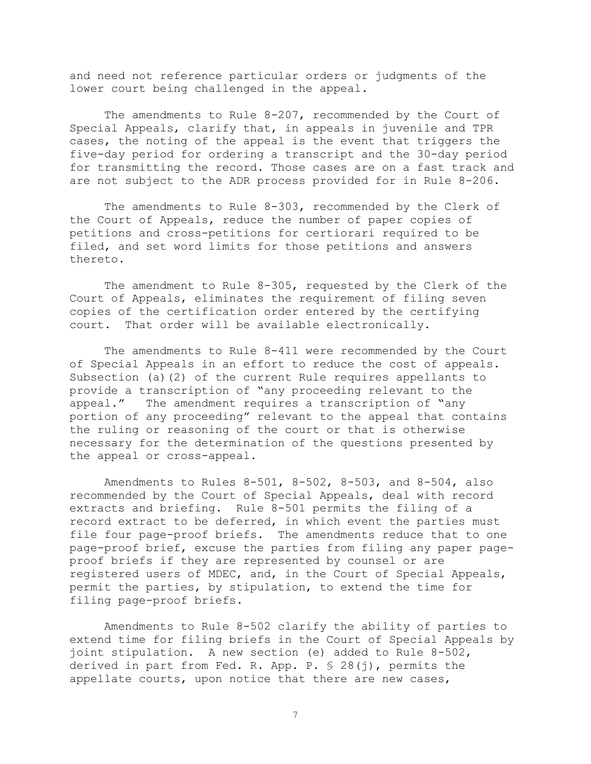and need not reference particular orders or judgments of the lower court being challenged in the appeal.

The amendments to Rule 8-207, recommended by the Court of Special Appeals, clarify that, in appeals in juvenile and TPR cases, the noting of the appeal is the event that triggers the five-day period for ordering a transcript and the 30-day period for transmitting the record. Those cases are on a fast track and are not subject to the ADR process provided for in Rule 8-206.

The amendments to Rule 8-303, recommended by the Clerk of the Court of Appeals, reduce the number of paper copies of petitions and cross-petitions for certiorari required to be filed, and set word limits for those petitions and answers thereto.

The amendment to Rule 8-305, requested by the Clerk of the Court of Appeals, eliminates the requirement of filing seven copies of the certification order entered by the certifying court. That order will be available electronically.

The amendments to Rule 8-411 were recommended by the Court of Special Appeals in an effort to reduce the cost of appeals. Subsection (a)(2) of the current Rule requires appellants to provide a transcription of "any proceeding relevant to the appeal." The amendment requires a transcription of "any portion of any proceeding" relevant to the appeal that contains the ruling or reasoning of the court or that is otherwise necessary for the determination of the questions presented by the appeal or cross-appeal.

Amendments to Rules 8-501, 8-502, 8-503, and 8-504, also recommended by the Court of Special Appeals, deal with record extracts and briefing. Rule 8-501 permits the filing of a record extract to be deferred, in which event the parties must file four page-proof briefs. The amendments reduce that to one page-proof brief, excuse the parties from filing any paper page-proof briefs if they are represented by counsel or are registered users of MDEC, and, in the Court of Special Appeals, permit the parties, by stipulation, to extend the time for filing page-proof briefs.

Amendments to Rule 8-502 clarify the ability of parties to extend time for filing briefs in the Court of Special Appeals by joint stipulation. A new section (e) added to Rule 8-502, derived in part from Fed. R. App. P. § 28(j), permits the appellate courts, upon notice that there are new cases,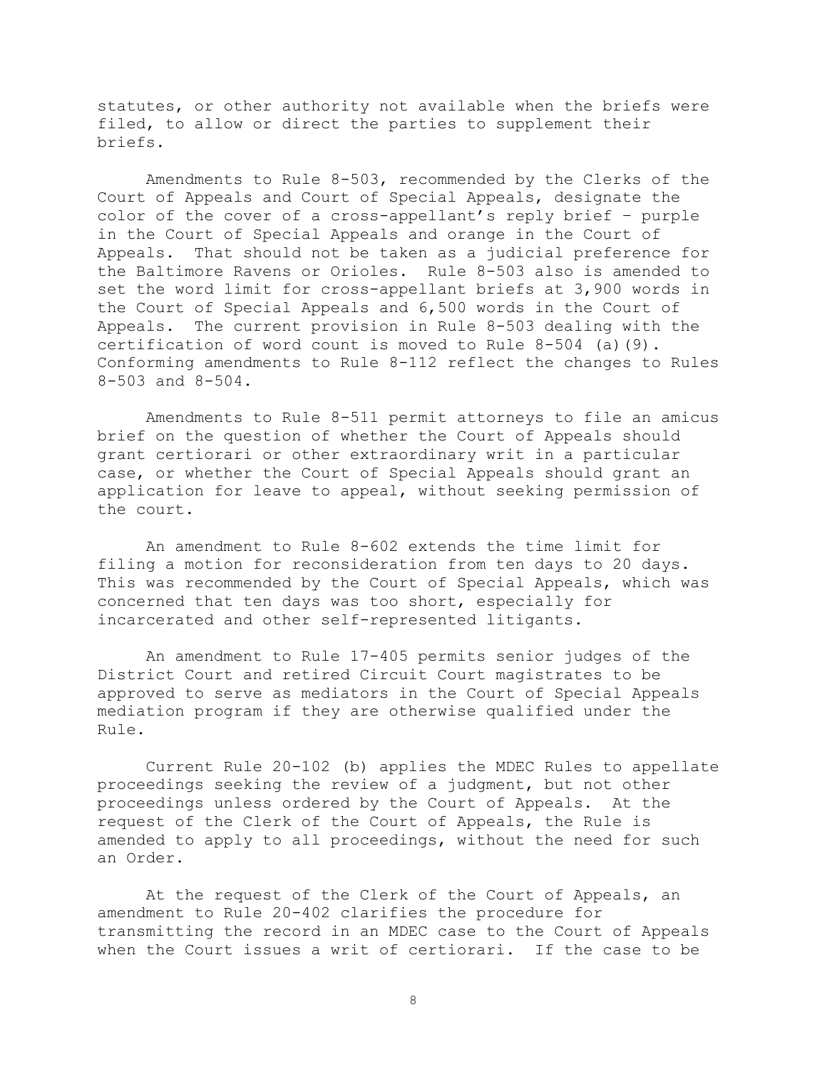statutes, or other authority not available when the briefs were filed, to allow or direct the parties to supplement their briefs.

Amendments to Rule 8-503, recommended by the Clerks of the Court of Appeals and Court of Special Appeals, designate the color of the cover of a cross-appellant's reply brief – purple in the Court of Special Appeals and orange in the Court of Appeals. That should not be taken as a judicial preference for the Baltimore Ravens or Orioles. Rule 8-503 also is amended to set the word limit for cross-appellant briefs at 3,900 words in the Court of Special Appeals and 6,500 words in the Court of Appeals. The current provision in Rule 8-503 dealing with the certification of word count is moved to Rule 8-504 (a)(9). Conforming amendments to Rule 8-112 reflect the changes to Rules 8-503 and 8-504.

Amendments to Rule 8-511 permit attorneys to file an amicus brief on the question of whether the Court of Appeals should grant certiorari or other extraordinary writ in a particular case, or whether the Court of Special Appeals should grant an application for leave to appeal, without seeking permission of the court.

An amendment to Rule 8-602 extends the time limit for filing a motion for reconsideration from ten days to 20 days. This was recommended by the Court of Special Appeals, which was concerned that ten days was too short, especially for incarcerated and other self-represented litigants.

An amendment to Rule 17-405 permits senior judges of the District Court and retired Circuit Court magistrates to be approved to serve as mediators in the Court of Special Appeals mediation program if they are otherwise qualified under the Rule.

Current Rule 20-102 (b) applies the MDEC Rules to appellate proceedings seeking the review of a judgment, but not other proceedings unless ordered by the Court of Appeals. At the request of the Clerk of the Court of Appeals, the Rule is amended to apply to all proceedings, without the need for such an Order.

At the request of the Clerk of the Court of Appeals, an amendment to Rule 20-402 clarifies the procedure for transmitting the record in an MDEC case to the Court of Appeals when the Court issues a writ of certiorari. If the case to be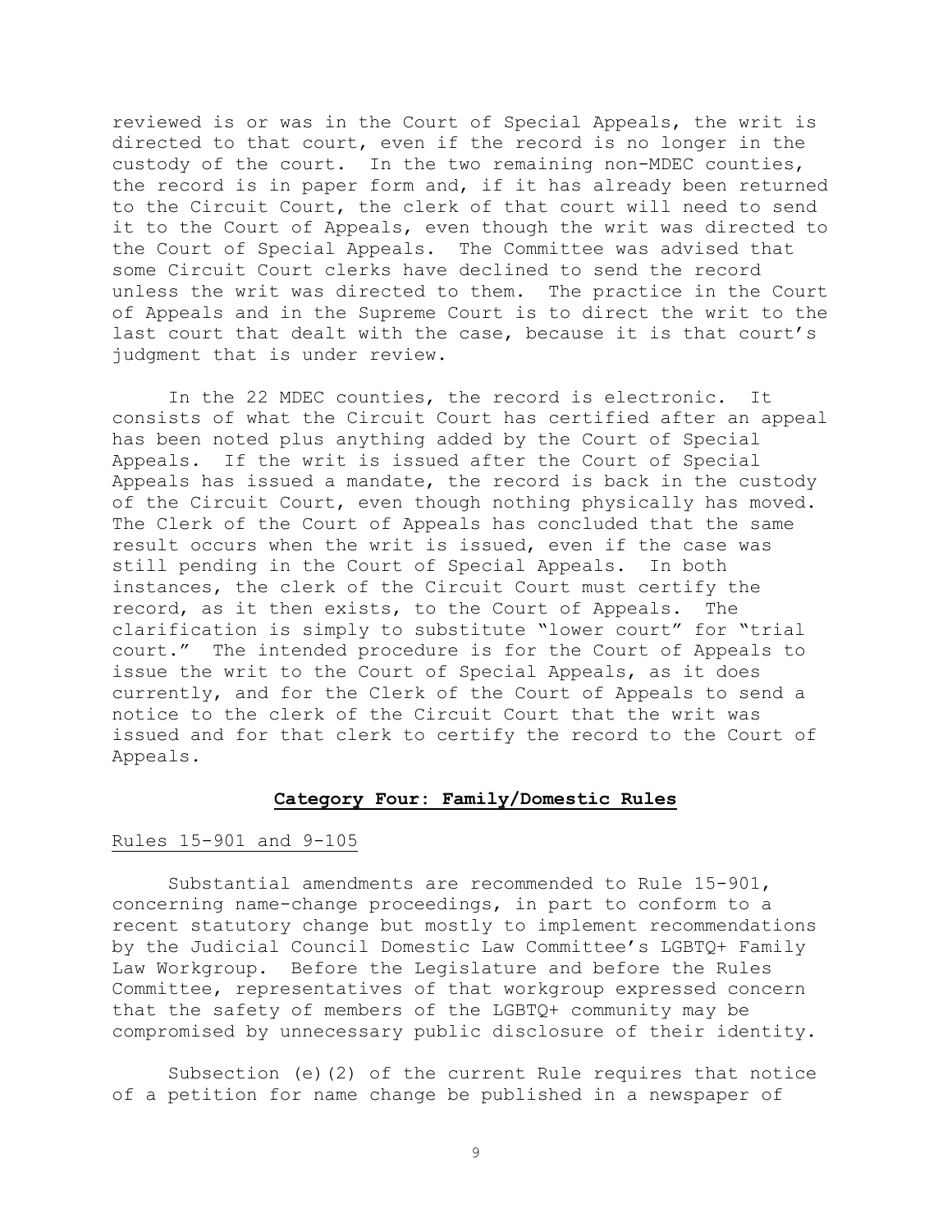reviewed is or was in the Court of Special Appeals, the writ is directed to that court, even if the record is no longer in the custody of the court. In the two remaining non-MDEC counties, the record is in paper form and, if it has already been returned to the Circuit Court, the clerk of that court will need to send it to the Court of Appeals, even though the writ was directed to the Court of Special Appeals. The Committee was advised that some Circuit Court clerks have declined to send the record unless the writ was directed to them. The practice in the Court of Appeals and in the Supreme Court is to direct the writ to the last court that dealt with the case, because it is that court's judgment that is under review.

In the 22 MDEC counties, the record is electronic. It consists of what the Circuit Court has certified after an appeal has been noted plus anything added by the Court of Special Appeals. If the writ is issued after the Court of Special Appeals has issued a mandate, the record is back in the custody of the Circuit Court, even though nothing physically has moved. The Clerk of the Court of Appeals has concluded that the same result occurs when the writ is issued, even if the case was still pending in the Court of Special Appeals. In both instances, the clerk of the Circuit Court must certify the record, as it then exists, to the Court of Appeals. The clarification is simply to substitute "lower court" for "trial court." The intended procedure is for the Court of Appeals to issue the writ to the Court of Special Appeals, as it does currently, and for the Clerk of the Court of Appeals to send a notice to the clerk of the Circuit Court that the writ was issued and for that clerk to certify the record to the Court of Appeals.

## Category Four: Family/Domestic Rules

Rules 15-901 and 9-105

Substantial amendments are recommended to Rule 15-901, concerning name-change proceedings, in part to conform to a recent statutory change but mostly to implement recommendations by the Judicial Council Domestic Law Committee's LGBTQ+ Family Law Workgroup. Before the Legislature and before the Rules Committee, representatives of that workgroup expressed concern that the safety of members of the LGBTQ+ community may be compromised by unnecessary public disclosure of their identity.

Subsection (e)(2) of the current Rule requires that notice of a petition for name change be published in a newspaper of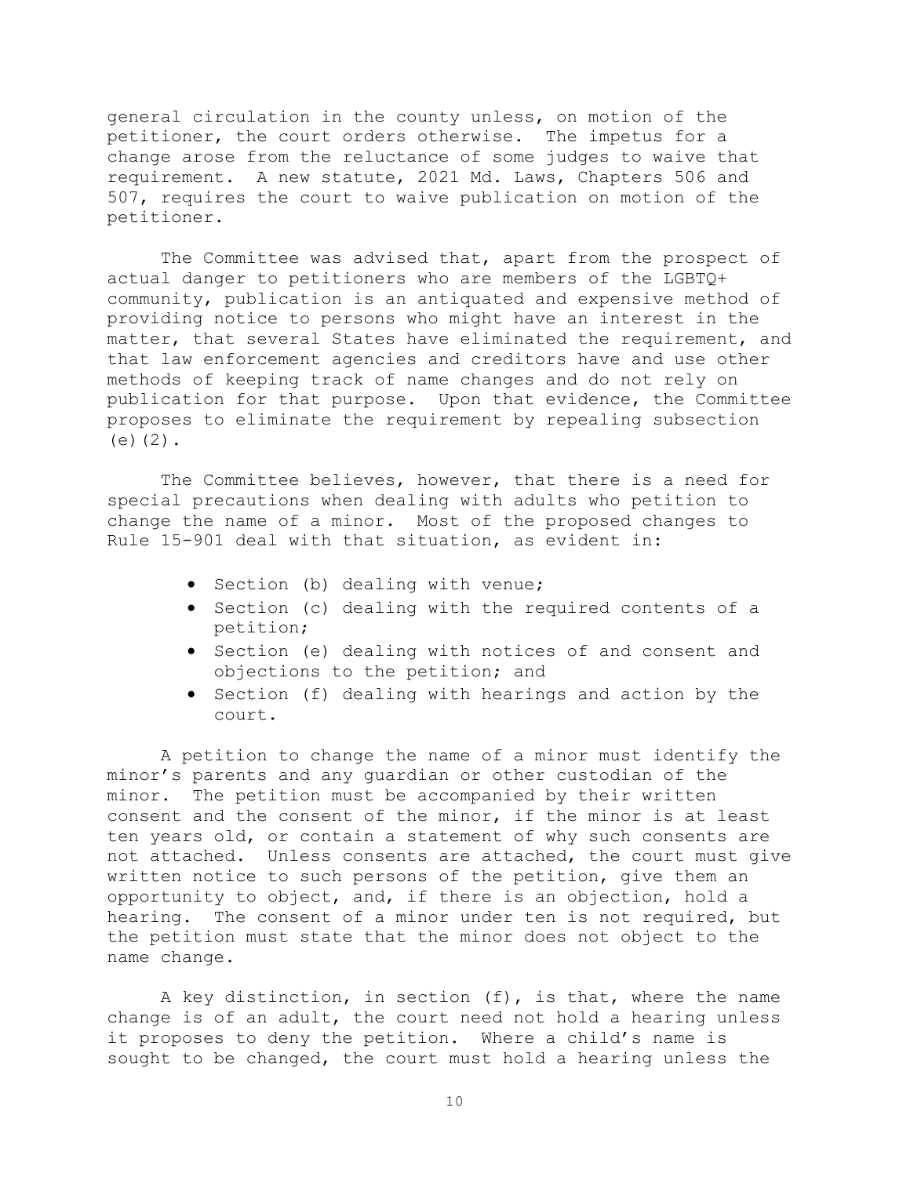general circulation in the county unless, on motion of the petitioner, the court orders otherwise. The impetus for a change arose from the reluctance of some judges to waive that requirement. A new statute, 2021 Md. Laws, Chapters 506 and 507, requires the court to waive publication on motion of the petitioner.

The Committee was advised that, apart from the prospect of actual danger to petitioners who are members of the LGBTQ+ community, publication is an antiquated and expensive method of providing notice to persons who might have an interest in the matter, that several States have eliminated the requirement, and that law enforcement agencies and creditors have and use other methods of keeping track of name changes and do not rely on publication for that purpose. Upon that evidence, the Committee proposes to eliminate the requirement by repealing subsection (e)(2).

The Committee believes, however, that there is a need for special precautions when dealing with adults who petition to change the name of a minor. Most of the proposed changes to Rule 15-901 deal with that situation, as evident in:

- Section (b) dealing with venue;
- Section (c) dealing with the required contents of a petition;
- Section (e) dealing with notices of and consent and objections to the petition; and
- Section (f) dealing with hearings and action by the court.

A petition to change the name of a minor must identify the minor's parents and any guardian or other custodian of the minor. The petition must be accompanied by their written consent and the consent of the minor, if the minor is at least ten years old, or contain a statement of why such consents are not attached. Unless consents are attached, the court must give written notice to such persons of the petition, give them an opportunity to object, and, if there is an objection, hold a hearing. The consent of a minor under ten is not required, but the petition must state that the minor does not object to the name change.

A key distinction, in section (f), is that, where the name change is of an adult, the court need not hold a hearing unless it proposes to deny the petition. Where a child's name is sought to be changed, the court must hold a hearing unless the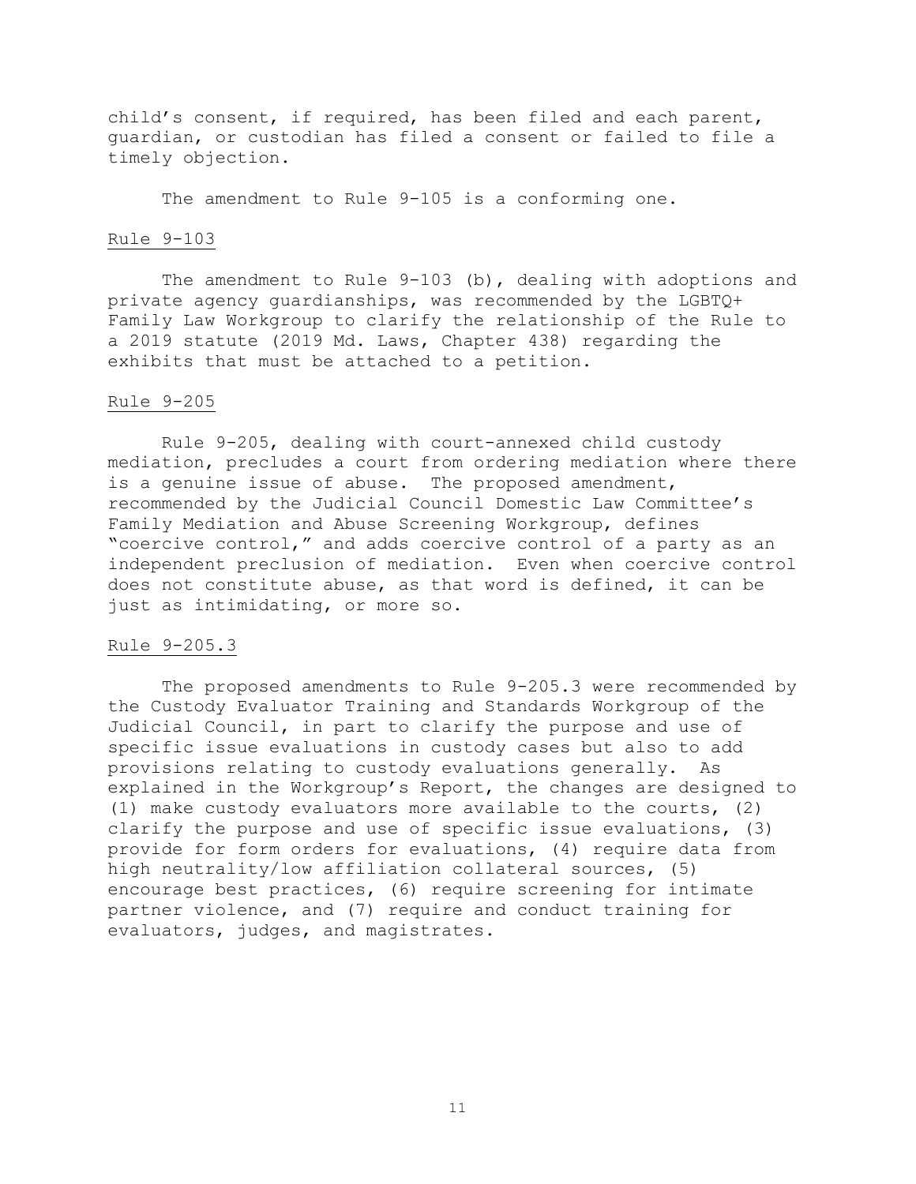child's consent, if required, has been filed and each parent, guardian, or custodian has filed a consent or failed to file a timely objection.

The amendment to Rule 9-105 is a conforming one.

Rule 9-103

The amendment to Rule 9-103 (b), dealing with adoptions and private agency guardianships, was recommended by the LGBTQ+ Family Law Workgroup to clarify the relationship of the Rule to a 2019 statute (2019 Md. Laws, Chapter 438) regarding the exhibits that must be attached to a petition.

Rule 9-205

Rule 9-205, dealing with court-annexed child custody mediation, precludes a court from ordering mediation where there is a genuine issue of abuse. The proposed amendment, recommended by the Judicial Council Domestic Law Committee's Family Mediation and Abuse Screening Workgroup, defines "coercive control," and adds coercive control of a party as an independent preclusion of mediation. Even when coercive control does not constitute abuse, as that word is defined, it can be just as intimidating, or more so.

Rule 9-205.3

The proposed amendments to Rule 9-205.3 were recommended by the Custody Evaluator Training and Standards Workgroup of the Judicial Council, in part to clarify the purpose and use of specific issue evaluations in custody cases but also to add provisions relating to custody evaluations generally. As explained in the Workgroup's Report, the changes are designed to (1) make custody evaluators more available to the courts, (2) clarify the purpose and use of specific issue evaluations, (3) provide for form orders for evaluations, (4) require data from high neutrality/low affiliation collateral sources, (5) encourage best practices, (6) require screening for intimate partner violence, and (7) require and conduct training for evaluators, judges, and magistrates.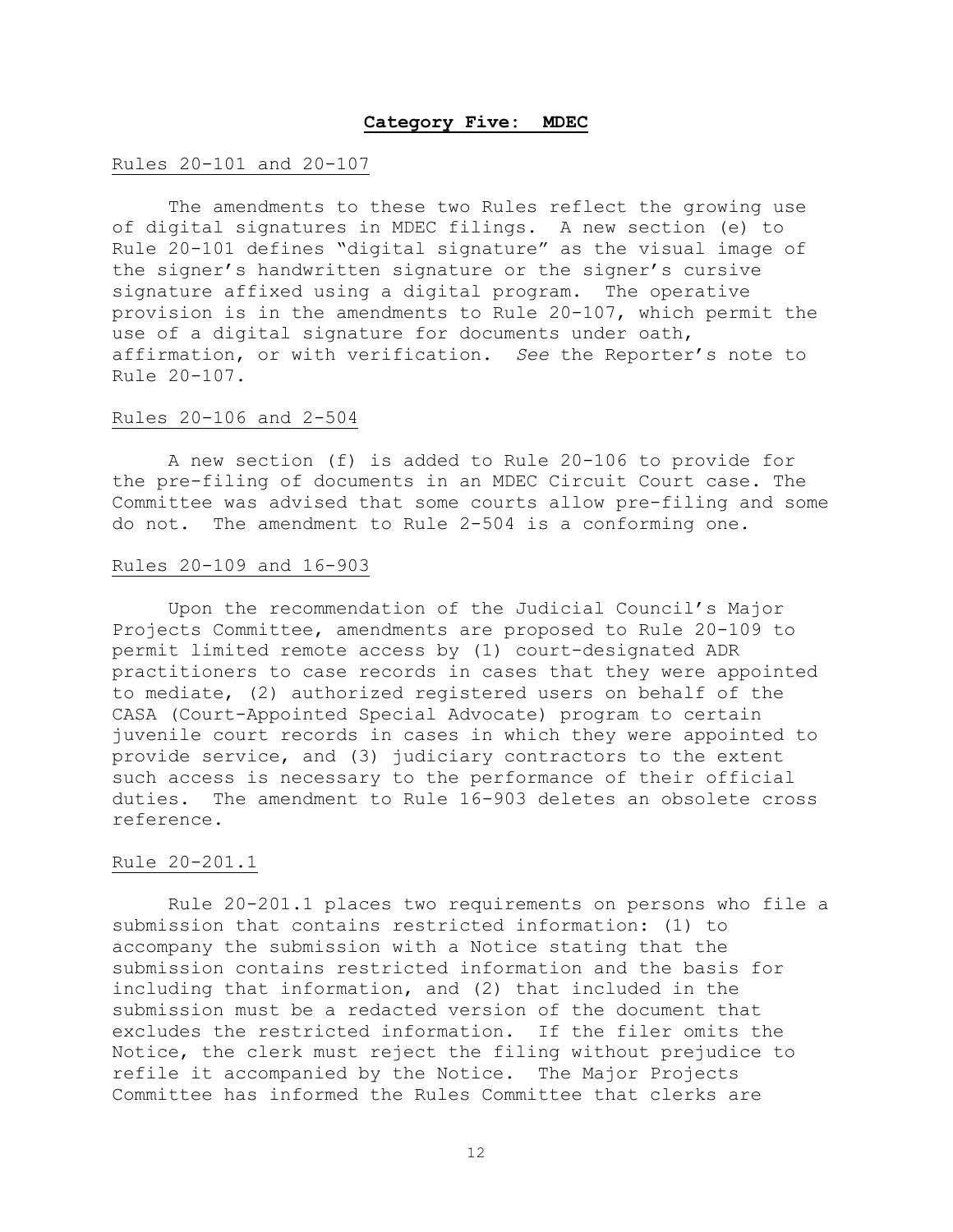## **Category Five: MDEC**

Rules 20-101 and 20-107

The amendments to these two Rules reflect the growing use of digital signatures in MDEC filings. A new section (e) to Rule 20-101 defines "digital signature" as the visual image of the signer's handwritten signature or the signer's cursive signature affixed using a digital program. The operative provision is in the amendments to Rule 20-107, which permit the use of a digital signature for documents under oath, affirmation, or with verification. *See* the Reporter's note to Rule 20-107.

Rules 20-106 and 2-504

A new section (f) is added to Rule 20-106 to provide for the pre-filing of documents in an MDEC Circuit Court case. The Committee was advised that some courts allow pre-filing and some do not. The amendment to Rule 2-504 is a conforming one.

Rules 20-109 and 16-903

Upon the recommendation of the Judicial Council's Major Projects Committee, amendments are proposed to Rule 20-109 to permit limited remote access by (1) court-designated ADR practitioners to case records in cases that they were appointed to mediate, (2) authorized registered users on behalf of the CASA (Court-Appointed Special Advocate) program to certain juvenile court records in cases in which they were appointed to provide service, and (3) judiciary contractors to the extent such access is necessary to the performance of their official duties. The amendment to Rule 16-903 deletes an obsolete cross reference.

Rule 20-201.1

Rule 20-201.1 places two requirements on persons who file a submission that contains restricted information: (1) to accompany the submission with a Notice stating that the submission contains restricted information and the basis for including that information, and (2) that included in the submission must be a redacted version of the document that excludes the restricted information. If the filer omits the Notice, the clerk must reject the filing without prejudice to refile it accompanied by the Notice. The Major Projects Committee has informed the Rules Committee that clerks are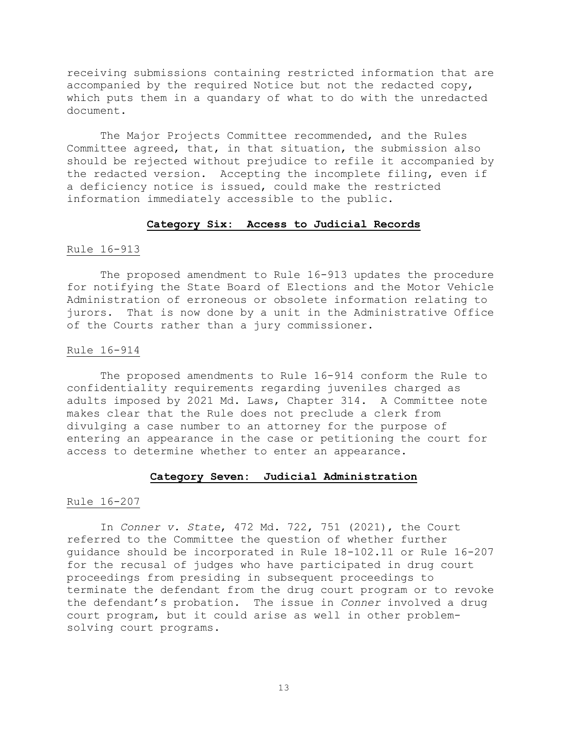receiving submissions containing restricted information that are accompanied by the required Notice but not the redacted copy, which puts them in a quandary of what to do with the unredacted document.

The Major Projects Committee recommended, and the Rules Committee agreed, that, in that situation, the submission also should be rejected without prejudice to refile it accompanied by the redacted version. Accepting the incomplete filing, even if a deficiency notice is issued, could make the restricted information immediately accessible to the public.

## Category Six: Access to Judicial Records

Rule 16-913

The proposed amendment to Rule 16-913 updates the procedure for notifying the State Board of Elections and the Motor Vehicle Administration of erroneous or obsolete information relating to jurors. That is now done by a unit in the Administrative Office of the Courts rather than a jury commissioner.

Rule 16-914

The proposed amendments to Rule 16-914 conform the Rule to confidentiality requirements regarding juveniles charged as adults imposed by 2021 Md. Laws, Chapter 314. A Committee note makes clear that the Rule does not preclude a clerk from divulging a case number to an attorney for the purpose of entering an appearance in the case or petitioning the court for access to determine whether to enter an appearance.

## Category Seven: Judicial Administration

Rule 16-207

In *Conner v. State*, 472 Md. 722, 751 (2021), the Court referred to the Committee the question of whether further guidance should be incorporated in Rule 18-102.11 or Rule 16-207 for the recusal of judges who have participated in drug court proceedings from presiding in subsequent proceedings to terminate the defendant from the drug court program or to revoke the defendant's probation. The issue in *Conner* involved a drug court program, but it could arise as well in other problem-solving court programs.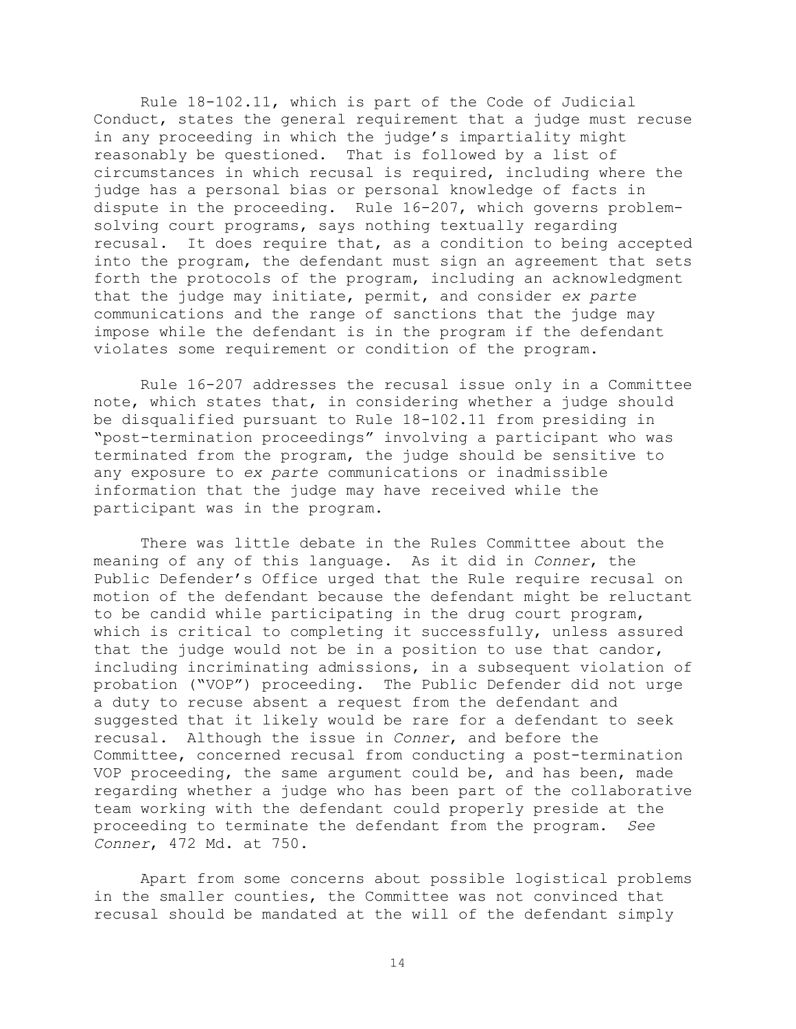Rule 18-102.11, which is part of the Code of Judicial Conduct, states the general requirement that a judge must recuse in any proceeding in which the judge's impartiality might reasonably be questioned. That is followed by a list of circumstances in which recusal is required, including where the judge has a personal bias or personal knowledge of facts in dispute in the proceeding. Rule 16-207, which governs problem-solving court programs, says nothing textually regarding recusal. It does require that, as a condition to being accepted into the program, the defendant must sign an agreement that sets forth the protocols of the program, including an acknowledgment that the judge may initiate, permit, and consider *ex parte* communications and the range of sanctions that the judge may impose while the defendant is in the program if the defendant violates some requirement or condition of the program.

Rule 16-207 addresses the recusal issue only in a Committee note, which states that, in considering whether a judge should be disqualified pursuant to Rule 18-102.11 from presiding in "post-termination proceedings" involving a participant who was terminated from the program, the judge should be sensitive to any exposure to *ex parte* communications or inadmissible information that the judge may have received while the participant was in the program.

There was little debate in the Rules Committee about the meaning of any of this language. As it did in *Conner*, the Public Defender's Office urged that the Rule require recusal on motion of the defendant because the defendant might be reluctant to be candid while participating in the drug court program, which is critical to completing it successfully, unless assured that the judge would not be in a position to use that candor, including incriminating admissions, in a subsequent violation of probation ("VOP") proceeding. The Public Defender did not urge a duty to recuse absent a request from the defendant and suggested that it likely would be rare for a defendant to seek recusal. Although the issue in *Conner*, and before the Committee, concerned recusal from conducting a post-termination VOP proceeding, the same argument could be, and has been, made regarding whether a judge who has been part of the collaborative team working with the defendant could properly preside at the proceeding to terminate the defendant from the program. *See Conner*, 472 Md. at 750.

Apart from some concerns about possible logistical problems in the smaller counties, the Committee was not convinced that recusal should be mandated at the will of the defendant simply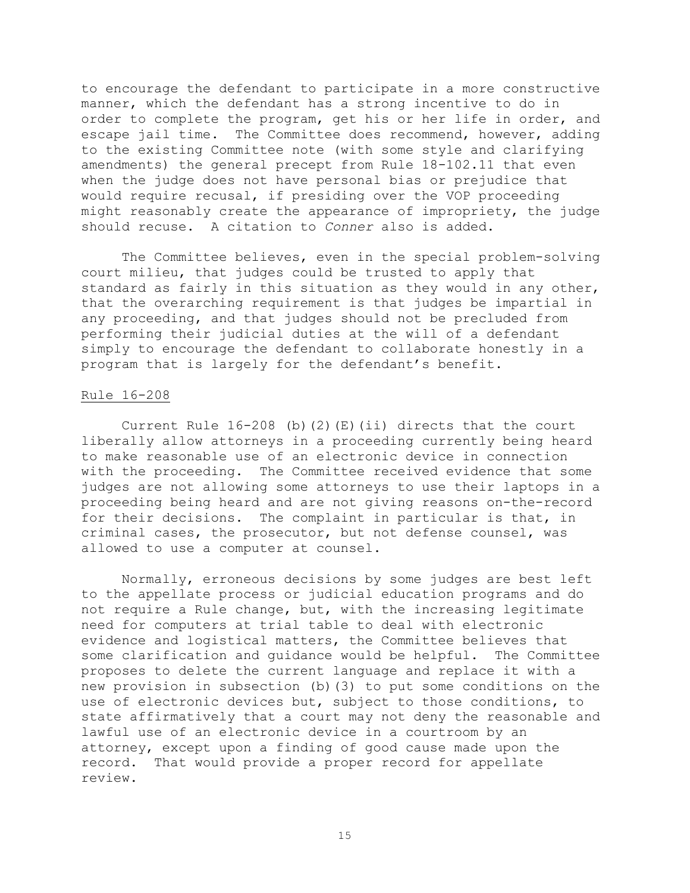to encourage the defendant to participate in a more constructive manner, which the defendant has a strong incentive to do in order to complete the program, get his or her life in order, and escape jail time. The Committee does recommend, however, adding to the existing Committee note (with some style and clarifying amendments) the general precept from Rule 18-102.11 that even when the judge does not have personal bias or prejudice that would require recusal, if presiding over the VOP proceeding might reasonably create the appearance of impropriety, the judge should recuse. A citation to *Conner* also is added.

The Committee believes, even in the special problem-solving court milieu, that judges could be trusted to apply that standard as fairly in this situation as they would in any other, that the overarching requirement is that judges be impartial in any proceeding, and that judges should not be precluded from performing their judicial duties at the will of a defendant simply to encourage the defendant to collaborate honestly in a program that is largely for the defendant's benefit.

<u>Rule 16-208</u>

Current Rule 16-208 (b)(2)(E)(ii) directs that the court liberally allow attorneys in a proceeding currently being heard to make reasonable use of an electronic device in connection with the proceeding. The Committee received evidence that some judges are not allowing some attorneys to use their laptops in a proceeding being heard and are not giving reasons on-the-record for their decisions. The complaint in particular is that, in criminal cases, the prosecutor, but not defense counsel, was allowed to use a computer at counsel.

Normally, erroneous decisions by some judges are best left to the appellate process or judicial education programs and do not require a Rule change, but, with the increasing legitimate need for computers at trial table to deal with electronic evidence and logistical matters, the Committee believes that some clarification and guidance would be helpful. The Committee proposes to delete the current language and replace it with a new provision in subsection (b)(3) to put some conditions on the use of electronic devices but, subject to those conditions, to state affirmatively that a court may not deny the reasonable and lawful use of an electronic device in a courtroom by an attorney, except upon a finding of good cause made upon the record. That would provide a proper record for appellate review.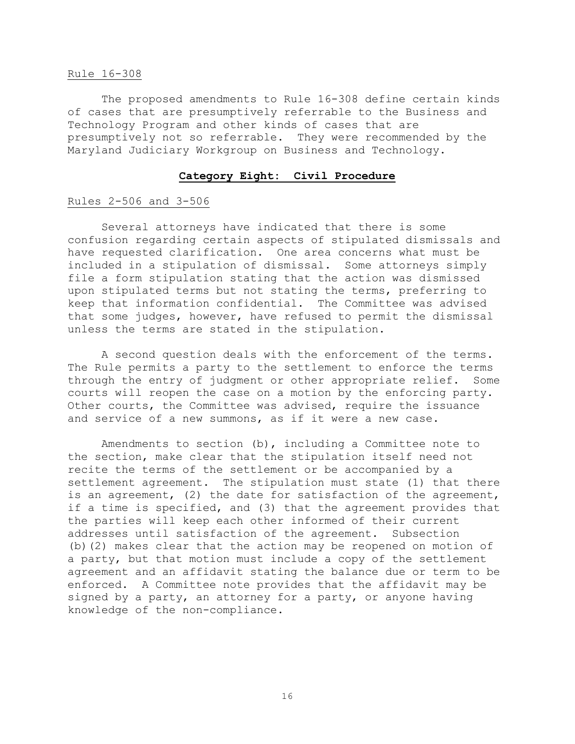Rule 16-308

The proposed amendments to Rule 16-308 define certain kinds of cases that are presumptively referrable to the Business and Technology Program and other kinds of cases that are presumptively not so referrable. They were recommended by the Maryland Judiciary Workgroup on Business and Technology.

## **Category Eight: Civil Procedure**

Rules 2-506 and 3-506

Several attorneys have indicated that there is some confusion regarding certain aspects of stipulated dismissals and have requested clarification. One area concerns what must be included in a stipulation of dismissal. Some attorneys simply file a form stipulation stating that the action was dismissed upon stipulated terms but not stating the terms, preferring to keep that information confidential. The Committee was advised that some judges, however, have refused to permit the dismissal unless the terms are stated in the stipulation.

A second question deals with the enforcement of the terms. The Rule permits a party to the settlement to enforce the terms through the entry of judgment or other appropriate relief. Some courts will reopen the case on a motion by the enforcing party. Other courts, the Committee was advised, require the issuance and service of a new summons, as if it were a new case.

Amendments to section (b), including a Committee note to the section, make clear that the stipulation itself need not recite the terms of the settlement or be accompanied by a settlement agreement. The stipulation must state (1) that there is an agreement, (2) the date for satisfaction of the agreement, if a time is specified, and (3) that the agreement provides that the parties will keep each other informed of their current addresses until satisfaction of the agreement. Subsection (b)(2) makes clear that the action may be reopened on motion of a party, but that motion must include a copy of the settlement agreement and an affidavit stating the balance due or term to be enforced. A Committee note provides that the affidavit may be signed by a party, an attorney for a party, or anyone having knowledge of the non-compliance.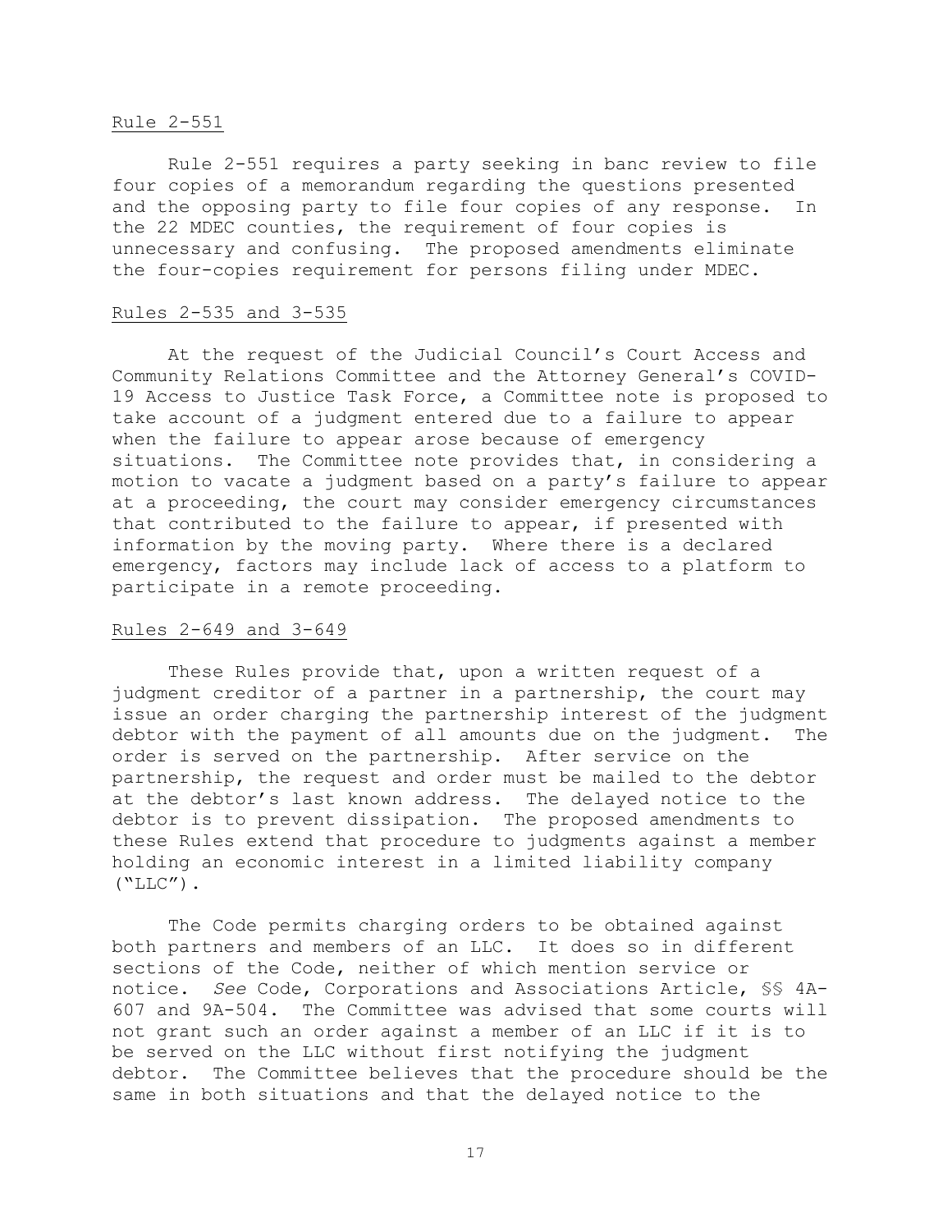Rule 2-551

Rule 2-551 requires a party seeking in banc review to file four copies of a memorandum regarding the questions presented and the opposing party to file four copies of any response. In the 22 MDEC counties, the requirement of four copies is unnecessary and confusing. The proposed amendments eliminate the four-copies requirement for persons filing under MDEC.

Rules 2-535 and 3-535

At the request of the Judicial Council's Court Access and Community Relations Committee and the Attorney General's COVID-19 Access to Justice Task Force, a Committee note is proposed to take account of a judgment entered due to a failure to appear when the failure to appear arose because of emergency situations. The Committee note provides that, in considering a motion to vacate a judgment based on a party's failure to appear at a proceeding, the court may consider emergency circumstances that contributed to the failure to appear, if presented with information by the moving party. Where there is a declared emergency, factors may include lack of access to a platform to participate in a remote proceeding.

Rules 2-649 and 3-649

These Rules provide that, upon a written request of a judgment creditor of a partner in a partnership, the court may issue an order charging the partnership interest of the judgment debtor with the payment of all amounts due on the judgment. The order is served on the partnership. After service on the partnership, the request and order must be mailed to the debtor at the debtor's last known address. The delayed notice to the debtor is to prevent dissipation. The proposed amendments to these Rules extend that procedure to judgments against a member holding an economic interest in a limited liability company ("LLC").

The Code permits charging orders to be obtained against both partners and members of an LLC. It does so in different sections of the Code, neither of which mention service or notice. *See* Code, Corporations and Associations Article, §§ 4A-607 and 9A-504. The Committee was advised that some courts will not grant such an order against a member of an LLC if it is to be served on the LLC without first notifying the judgment debtor. The Committee believes that the procedure should be the same in both situations and that the delayed notice to the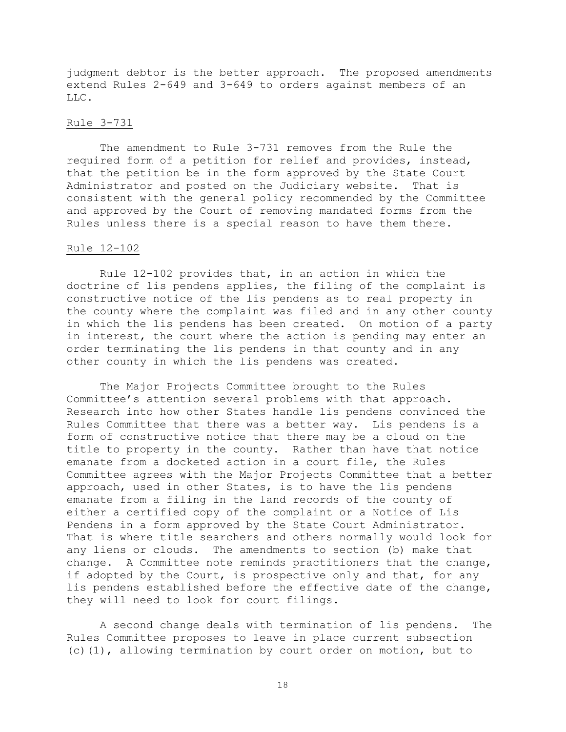judgment debtor is the better approach. The proposed amendments extend Rules 2-649 and 3-649 to orders against members of an LLC.

Rule 3-731

The amendment to Rule 3-731 removes from the Rule the required form of a petition for relief and provides, instead, that the petition be in the form approved by the State Court Administrator and posted on the Judiciary website. That is consistent with the general policy recommended by the Committee and approved by the Court of removing mandated forms from the Rules unless there is a special reason to have them there.

Rule 12-102

Rule 12-102 provides that, in an action in which the doctrine of lis pendens applies, the filing of the complaint is constructive notice of the lis pendens as to real property in the county where the complaint was filed and in any other county in which the lis pendens has been created. On motion of a party in interest, the court where the action is pending may enter an order terminating the lis pendens in that county and in any other county in which the lis pendens was created.

The Major Projects Committee brought to the Rules Committee's attention several problems with that approach. Research into how other States handle lis pendens convinced the Rules Committee that there was a better way. Lis pendens is a form of constructive notice that there may be a cloud on the title to property in the county. Rather than have that notice emanate from a docketed action in a court file, the Rules Committee agrees with the Major Projects Committee that a better approach, used in other States, is to have the lis pendens emanate from a filing in the land records of the county of either a certified copy of the complaint or a Notice of Lis Pendens in a form approved by the State Court Administrator. That is where title searchers and others normally would look for any liens or clouds. The amendments to section (b) make that change. A Committee note reminds practitioners that the change, if adopted by the Court, is prospective only and that, for any lis pendens established before the effective date of the change, they will need to look for court filings.

A second change deals with termination of lis pendens. The Rules Committee proposes to leave in place current subsection (c)(1), allowing termination by court order on motion, but to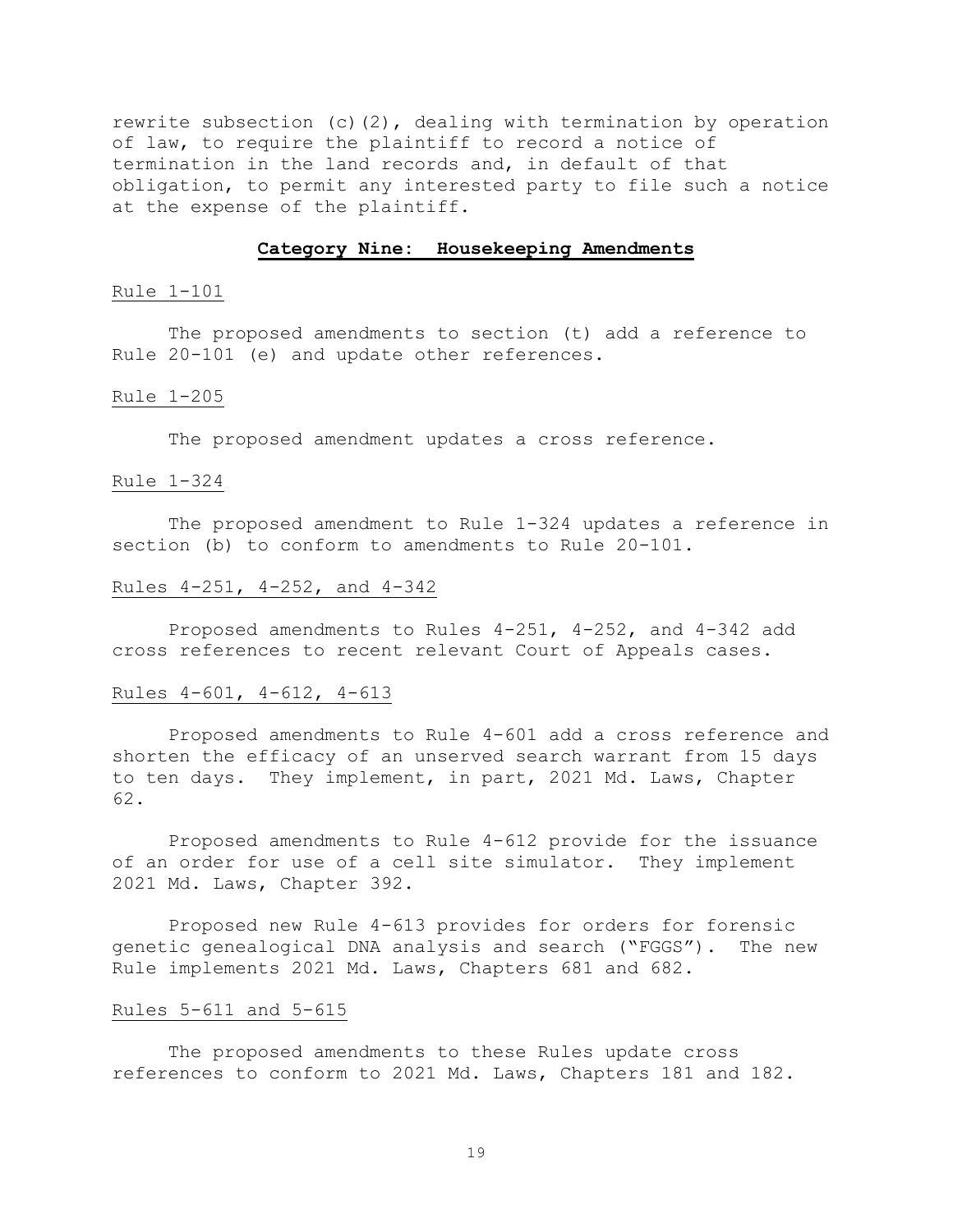rewrite subsection (c)(2), dealing with termination by operation of law, to require the plaintiff to record a notice of termination in the land records and, in default of that obligation, to permit any interested party to file such a notice at the expense of the plaintiff.

## Category Nine: Housekeeping Amendments

Rule 1-101

The proposed amendments to section (t) add a reference to Rule 20-101 (e) and update other references.

Rule 1-205

The proposed amendment updates a cross reference.

Rule 1-324

The proposed amendment to Rule 1-324 updates a reference in section (b) to conform to amendments to Rule 20-101.

Rules 4-251, 4-252, and 4-342

Proposed amendments to Rules 4-251, 4-252, and 4-342 add cross references to recent relevant Court of Appeals cases.

Rules 4-601, 4-612, 4-613

Proposed amendments to Rule 4-601 add a cross reference and shorten the efficacy of an unserved search warrant from 15 days to ten days. They implement, in part, 2021 Md. Laws, Chapter 62.

Proposed amendments to Rule 4-612 provide for the issuance of an order for use of a cell site simulator. They implement 2021 Md. Laws, Chapter 392.

Proposed new Rule 4-613 provides for orders for forensic genetic genealogical DNA analysis and search ("FGGS"). The new Rule implements 2021 Md. Laws, Chapters 681 and 682.

Rules 5-611 and 5-615

The proposed amendments to these Rules update cross references to conform to 2021 Md. Laws, Chapters 181 and 182.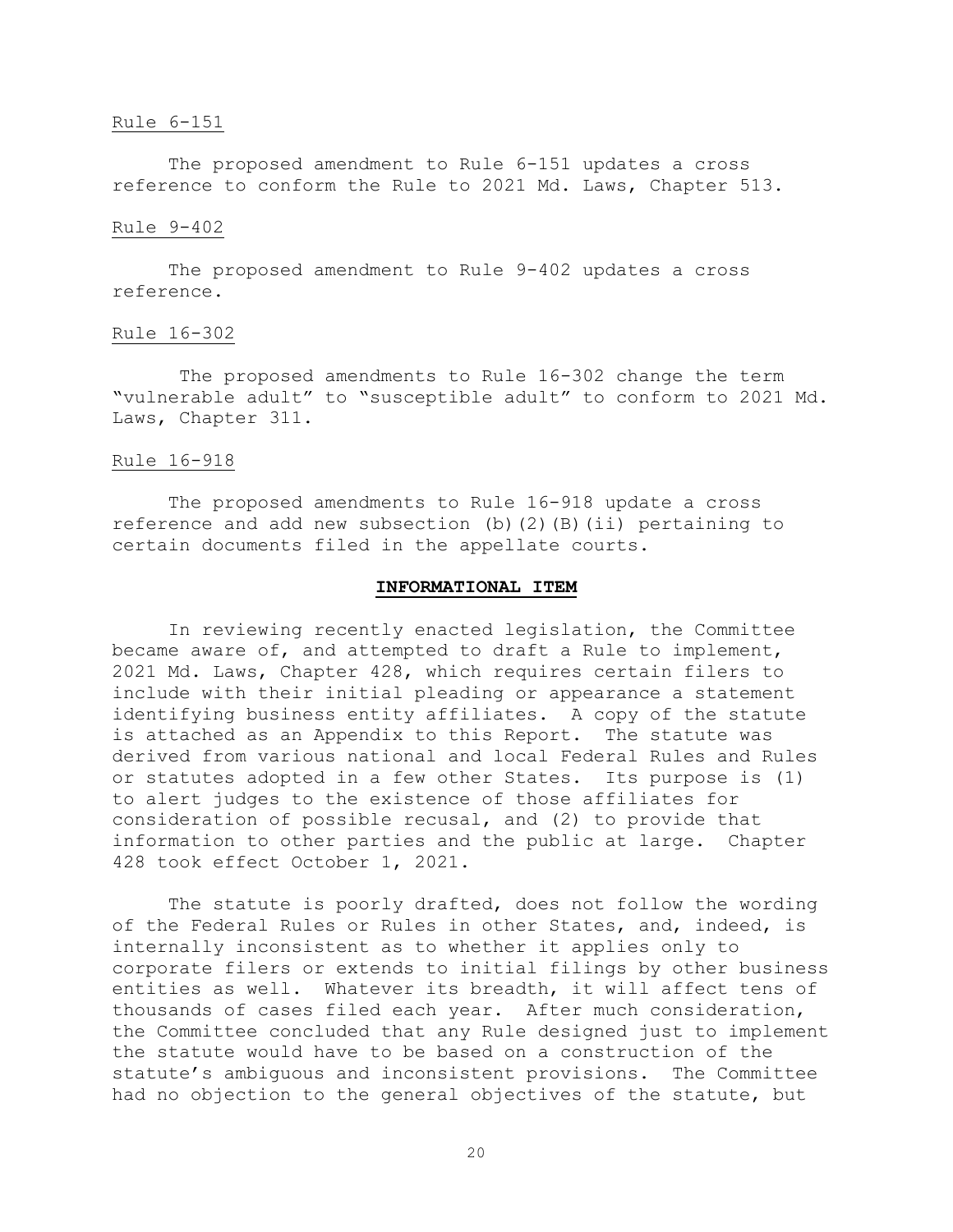Rule 6-151

The proposed amendment to Rule 6-151 updates a cross reference to conform the Rule to 2021 Md. Laws, Chapter 513.

Rule 9-402

The proposed amendment to Rule 9-402 updates a cross reference.

Rule 16-302

The proposed amendments to Rule 16-302 change the term "vulnerable adult" to "susceptible adult" to conform to 2021 Md. Laws, Chapter 311.

Rule 16-918

The proposed amendments to Rule 16-918 update a cross reference and add new subsection (b)(2)(B)(ii) pertaining to certain documents filed in the appellate courts.

**INFORMATIONAL ITEM**

In reviewing recently enacted legislation, the Committee became aware of, and attempted to draft a Rule to implement, 2021 Md. Laws, Chapter 428, which requires certain filers to include with their initial pleading or appearance a statement identifying business entity affiliates. A copy of the statute is attached as an Appendix to this Report. The statute was derived from various national and local Federal Rules and Rules or statutes adopted in a few other States. Its purpose is (1) to alert judges to the existence of those affiliates for consideration of possible recusal, and (2) to provide that information to other parties and the public at large. Chapter 428 took effect October 1, 2021.

The statute is poorly drafted, does not follow the wording of the Federal Rules or Rules in other States, and, indeed, is internally inconsistent as to whether it applies only to corporate filers or extends to initial filings by other business entities as well. Whatever its breadth, it will affect tens of thousands of cases filed each year. After much consideration, the Committee concluded that any Rule designed just to implement the statute would have to be based on a construction of the statute's ambiguous and inconsistent provisions. The Committee had no objection to the general objectives of the statute, but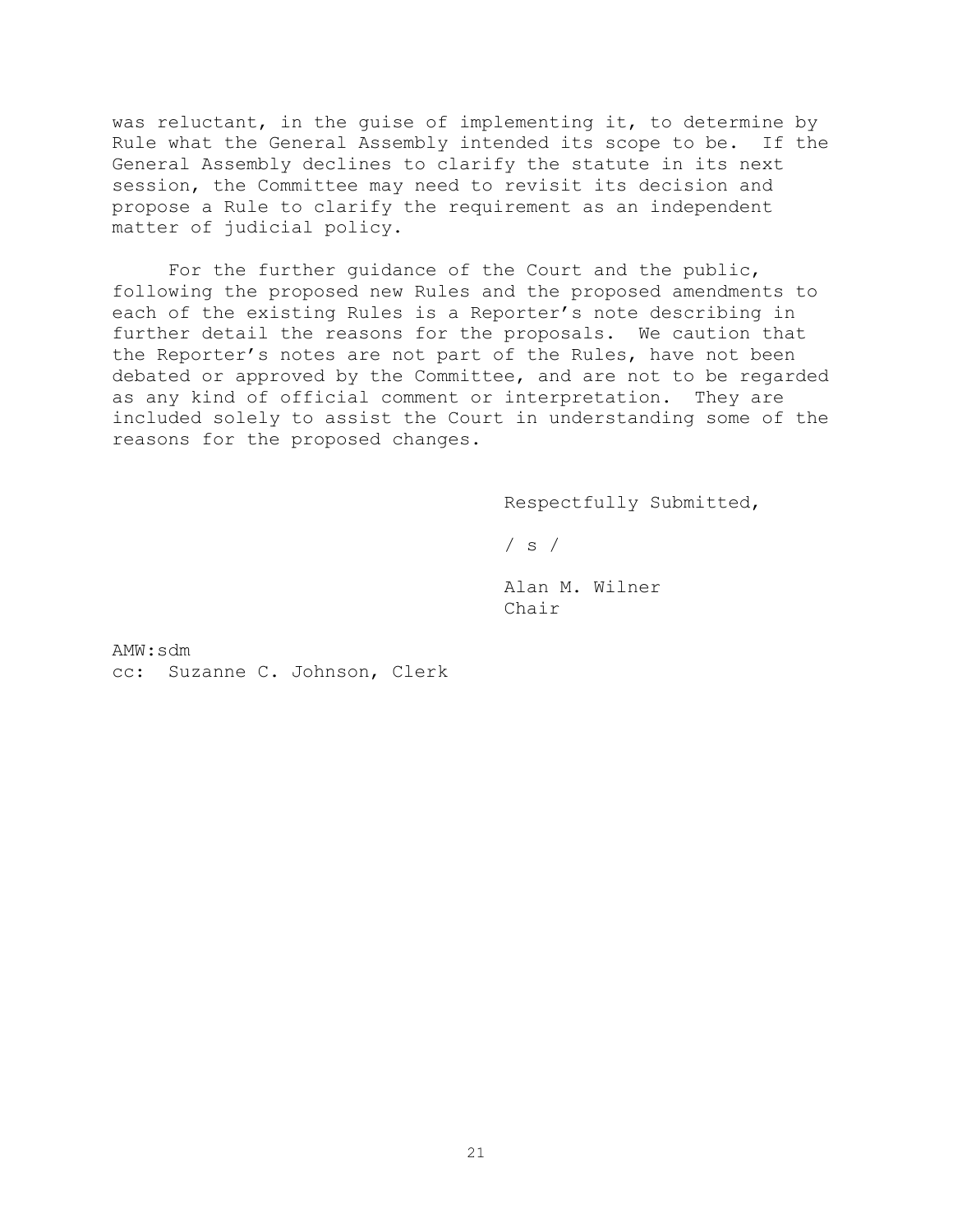was reluctant, in the guise of implementing it, to determine by Rule what the General Assembly intended its scope to be. If the General Assembly declines to clarify the statute in its next session, the Committee may need to revisit its decision and propose a Rule to clarify the requirement as an independent matter of judicial policy.

For the further guidance of the Court and the public, following the proposed new Rules and the proposed amendments to each of the existing Rules is a Reporter's note describing in further detail the reasons for the proposals. We caution that the Reporter's notes are not part of the Rules, have not been debated or approved by the Committee, and are not to be regarded as any kind of official comment or interpretation. They are included solely to assist the Court in understanding some of the reasons for the proposed changes.

Respectfully Submitted,

/ s /

Alan M. Wilner
Chair

AMW:sdm
cc: Suzanne C. Johnson, Clerk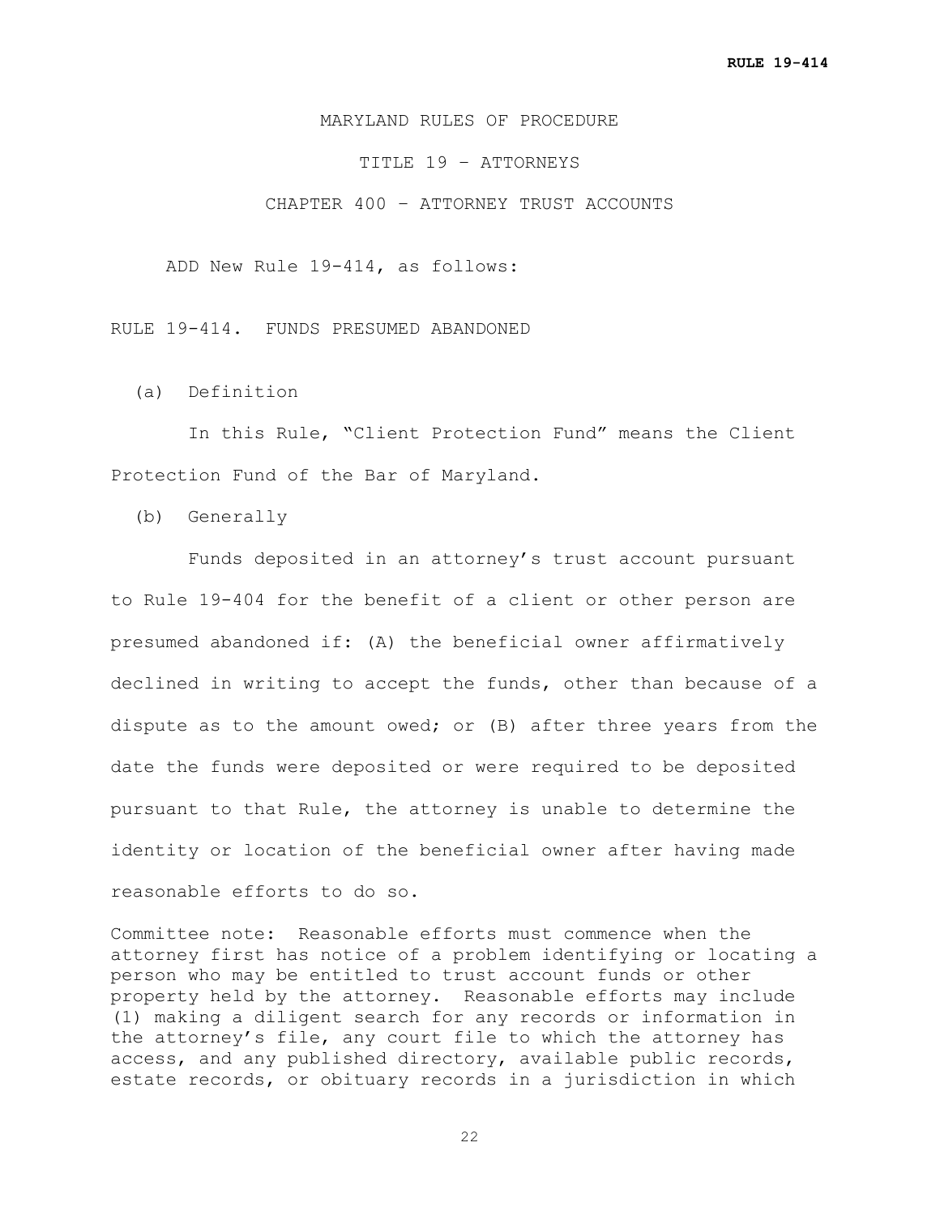MARYLAND RULES OF PROCEDURE

TITLE 19 – ATTORNEYS

CHAPTER 400 – ATTORNEY TRUST ACCOUNTS

ADD New Rule 19-414, as follows:

RULE 19-414. FUNDS PRESUMED ABANDONED

(a) Definition

In this Rule, "Client Protection Fund" means the Client Protection Fund of the Bar of Maryland.

(b) Generally

Funds deposited in an attorney's trust account pursuant to Rule 19-404 for the benefit of a client or other person are presumed abandoned if: (A) the beneficial owner affirmatively declined in writing to accept the funds, other than because of a dispute as to the amount owed; or (B) after three years from the date the funds were deposited or were required to be deposited pursuant to that Rule, the attorney is unable to determine the identity or location of the beneficial owner after having made reasonable efforts to do so.

Committee note: Reasonable efforts must commence when the attorney first has notice of a problem identifying or locating a person who may be entitled to trust account funds or other property held by the attorney. Reasonable efforts may include (1) making a diligent search for any records or information in the attorney's file, any court file to which the attorney has access, and any published directory, available public records, estate records, or obituary records in a jurisdiction in which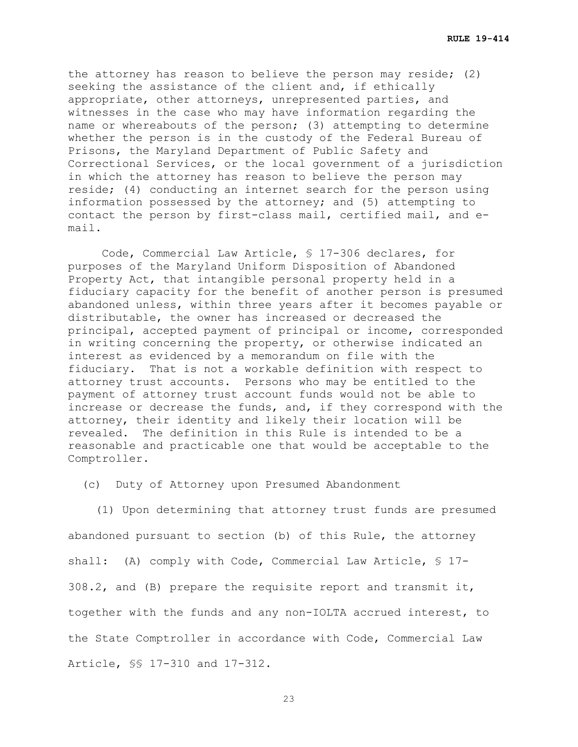the attorney has reason to believe the person may reside; (2) seeking the assistance of the client and, if ethically appropriate, other attorneys, unrepresented parties, and witnesses in the case who may have information regarding the name or whereabouts of the person; (3) attempting to determine whether the person is in the custody of the Federal Bureau of Prisons, the Maryland Department of Public Safety and Correctional Services, or the local government of a jurisdiction in which the attorney has reason to believe the person may reside; (4) conducting an internet search for the person using information possessed by the attorney; and (5) attempting to contact the person by first-class mail, certified mail, and e-mail.

Code, Commercial Law Article, § 17-306 declares, for purposes of the Maryland Uniform Disposition of Abandoned Property Act, that intangible personal property held in a fiduciary capacity for the benefit of another person is presumed abandoned unless, within three years after it becomes payable or distributable, the owner has increased or decreased the principal, accepted payment of principal or income, corresponded in writing concerning the property, or otherwise indicated an interest as evidenced by a memorandum on file with the fiduciary. That is not a workable definition with respect to attorney trust accounts. Persons who may be entitled to the payment of attorney trust account funds would not be able to increase or decrease the funds, and, if they correspond with the attorney, their identity and likely their location will be revealed. The definition in this Rule is intended to be a reasonable and practicable one that would be acceptable to the Comptroller.

(c) Duty of Attorney upon Presumed Abandonment

(1) Upon determining that attorney trust funds are presumed abandoned pursuant to section (b) of this Rule, the attorney shall: (A) comply with Code, Commercial Law Article, § 17-308.2, and (B) prepare the requisite report and transmit it, together with the funds and any non-IOLTA accrued interest, to the State Comptroller in accordance with Code, Commercial Law Article, §§ 17-310 and 17-312.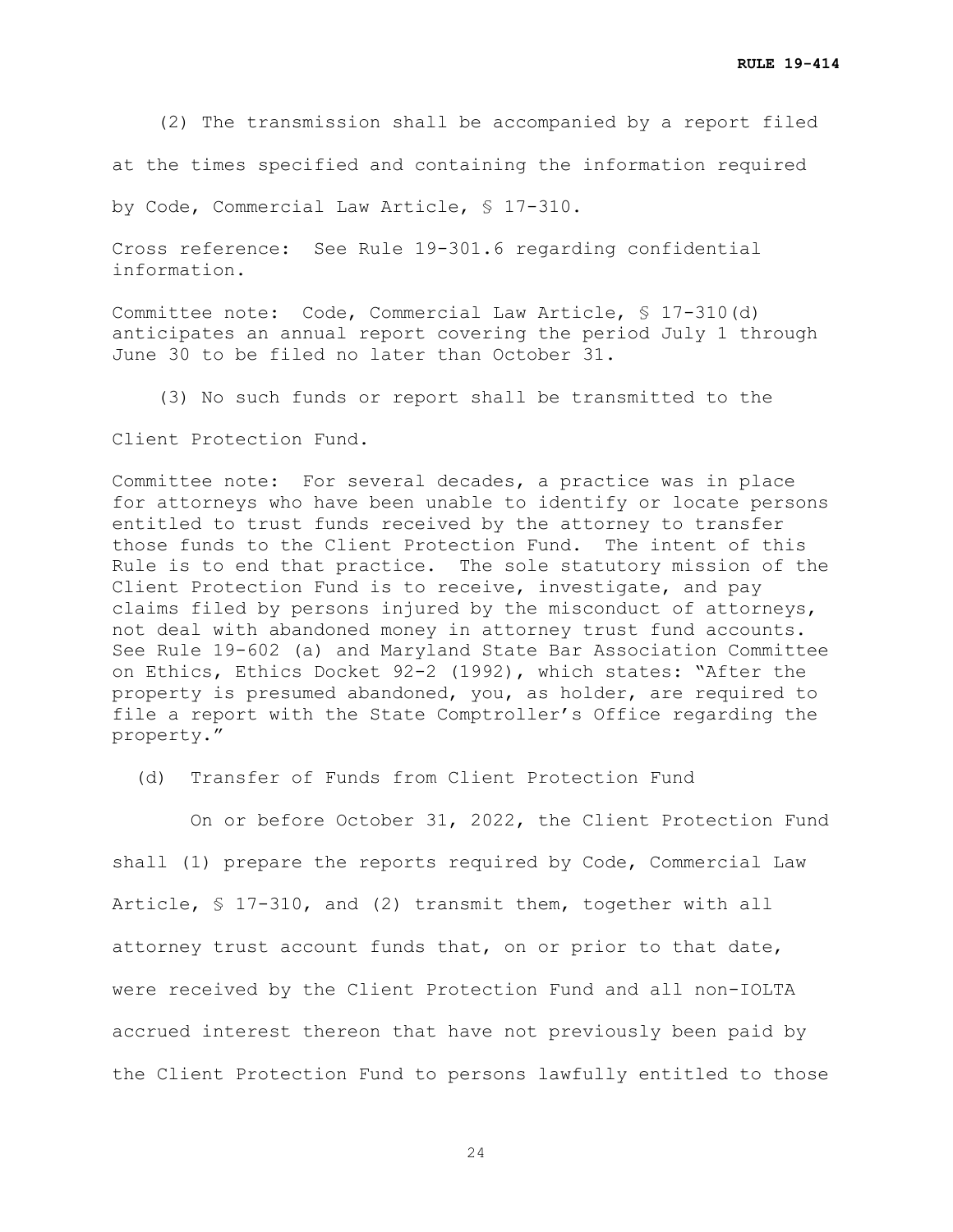(2) The transmission shall be accompanied by a report filed at the times specified and containing the information required by Code, Commercial Law Article, § 17-310.

Cross reference: See Rule 19-301.6 regarding confidential information.

Committee note: Code, Commercial Law Article, § 17-310(d) anticipates an annual report covering the period July 1 through June 30 to be filed no later than October 31.

(3) No such funds or report shall be transmitted to the Client Protection Fund.

Committee note: For several decades, a practice was in place for attorneys who have been unable to identify or locate persons entitled to trust funds received by the attorney to transfer those funds to the Client Protection Fund. The intent of this Rule is to end that practice. The sole statutory mission of the Client Protection Fund is to receive, investigate, and pay claims filed by persons injured by the misconduct of attorneys, not deal with abandoned money in attorney trust fund accounts. See Rule 19-602 (a) and Maryland State Bar Association Committee on Ethics, Ethics Docket 92-2 (1992), which states: "After the property is presumed abandoned, you, as holder, are required to file a report with the State Comptroller's Office regarding the property."

(d) Transfer of Funds from Client Protection Fund

On or before October 31, 2022, the Client Protection Fund shall (1) prepare the reports required by Code, Commercial Law Article, § 17-310, and (2) transmit them, together with all attorney trust account funds that, on or prior to that date, were received by the Client Protection Fund and all non-IOLTA accrued interest thereon that have not previously been paid by the Client Protection Fund to persons lawfully entitled to those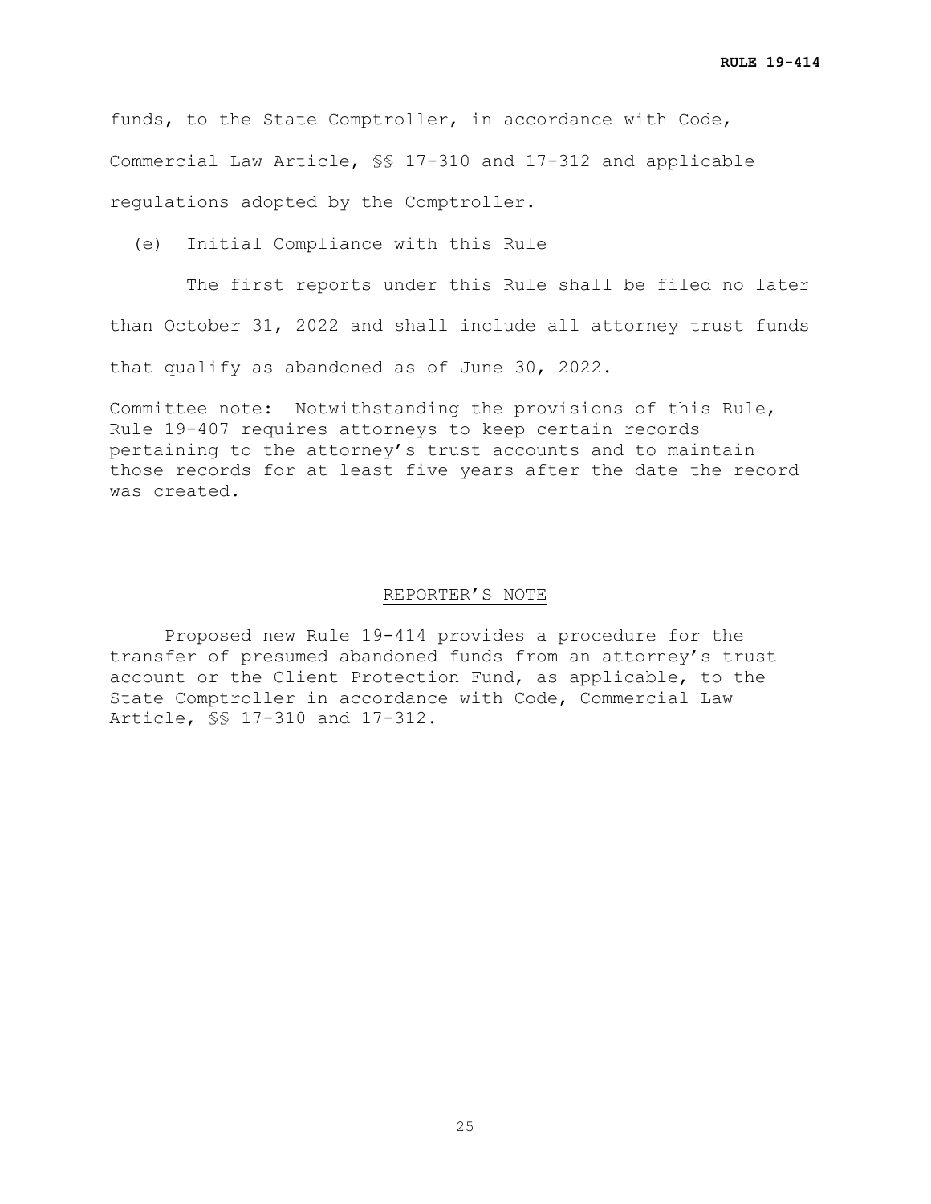funds, to the State Comptroller, in accordance with Code, Commercial Law Article, §§ 17-310 and 17-312 and applicable regulations adopted by the Comptroller.

(e) Initial Compliance with this Rule

The first reports under this Rule shall be filed no later than October 31, 2022 and shall include all attorney trust funds that qualify as abandoned as of June 30, 2022.

Committee note: Notwithstanding the provisions of this Rule, Rule 19-407 requires attorneys to keep certain records pertaining to the attorney's trust accounts and to maintain those records for at least five years after the date the record was created.

## REPORTER'S NOTE

Proposed new Rule 19-414 provides a procedure for the transfer of presumed abandoned funds from an attorney's trust account or the Client Protection Fund, as applicable, to the State Comptroller in accordance with Code, Commercial Law Article, §§ 17-310 and 17-312.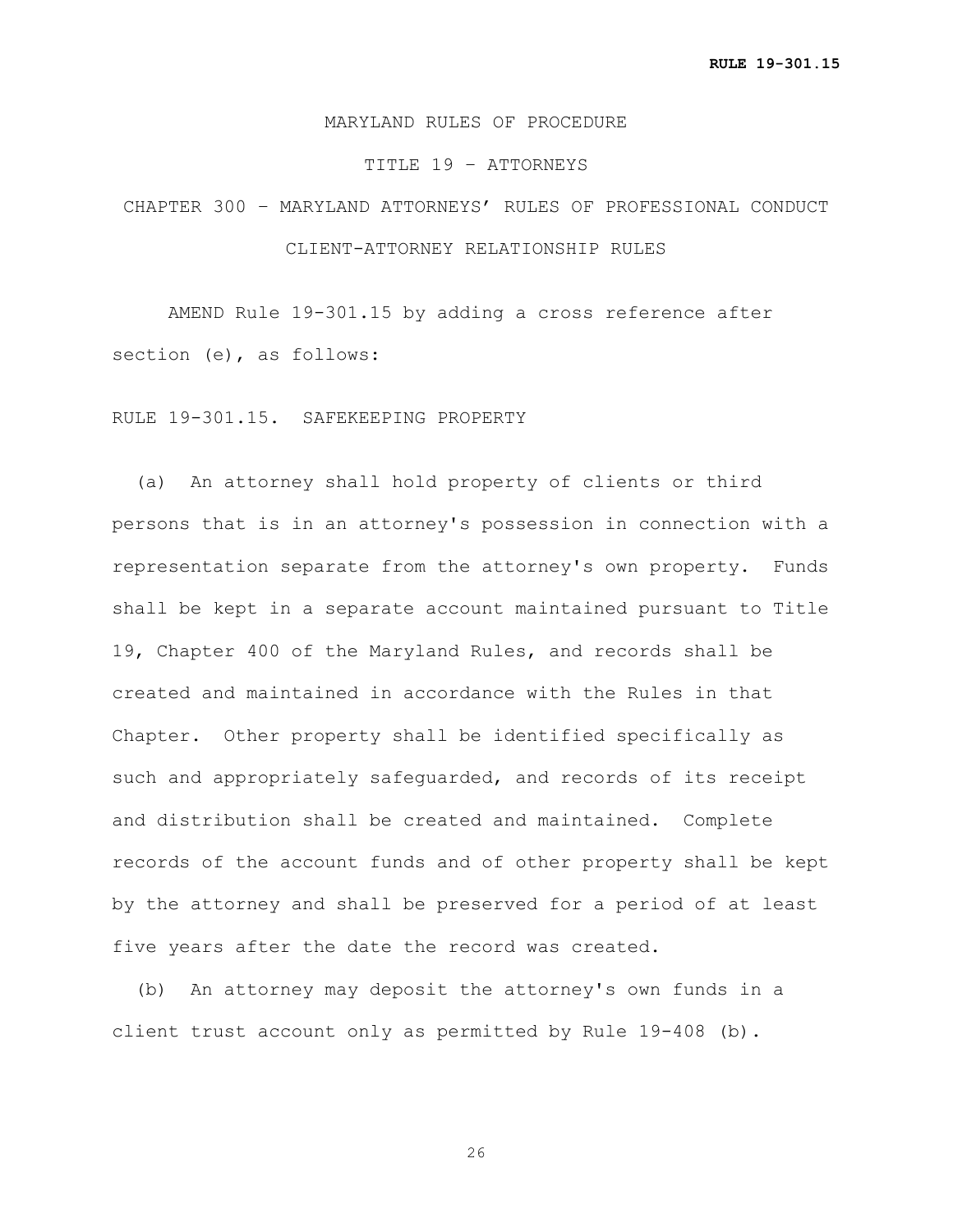MARYLAND RULES OF PROCEDURE

TITLE 19 – ATTORNEYS

CHAPTER 300 – MARYLAND ATTORNEYS' RULES OF PROFESSIONAL CONDUCT

CLIENT-ATTORNEY RELATIONSHIP RULES

AMEND Rule 19-301.15 by adding a cross reference after section (e), as follows:

RULE 19-301.15. SAFEKEEPING PROPERTY

(a) An attorney shall hold property of clients or third persons that is in an attorney's possession in connection with a representation separate from the attorney's own property. Funds shall be kept in a separate account maintained pursuant to Title 19, Chapter 400 of the Maryland Rules, and records shall be created and maintained in accordance with the Rules in that Chapter. Other property shall be identified specifically as such and appropriately safeguarded, and records of its receipt and distribution shall be created and maintained. Complete records of the account funds and of other property shall be kept by the attorney and shall be preserved for a period of at least five years after the date the record was created.

(b) An attorney may deposit the attorney's own funds in a client trust account only as permitted by Rule 19-408 (b).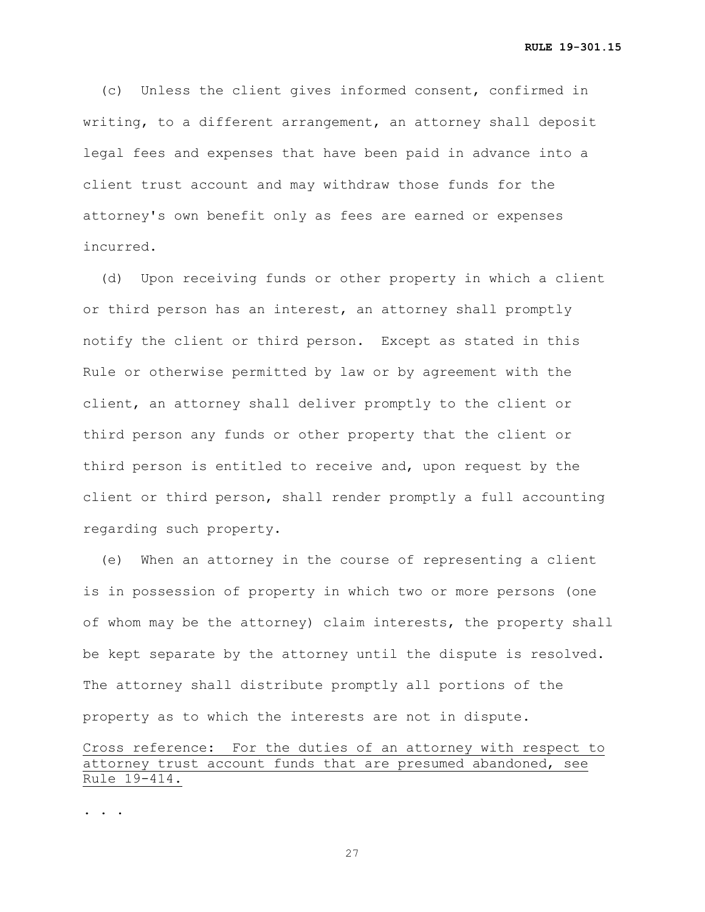(c) Unless the client gives informed consent, confirmed in writing, to a different arrangement, an attorney shall deposit legal fees and expenses that have been paid in advance into a client trust account and may withdraw those funds for the attorney's own benefit only as fees are earned or expenses incurred.

(d) Upon receiving funds or other property in which a client or third person has an interest, an attorney shall promptly notify the client or third person. Except as stated in this Rule or otherwise permitted by law or by agreement with the client, an attorney shall deliver promptly to the client or third person any funds or other property that the client or third person is entitled to receive and, upon request by the client or third person, shall render promptly a full accounting regarding such property.

(e) When an attorney in the course of representing a client is in possession of property in which two or more persons (one of whom may be the attorney) claim interests, the property shall be kept separate by the attorney until the dispute is resolved. The attorney shall distribute promptly all portions of the property as to which the interests are not in dispute.

<u>Cross reference: For the duties of an attorney with respect to attorney trust account funds that are presumed abandoned, see Rule 19-414.</u>

. . .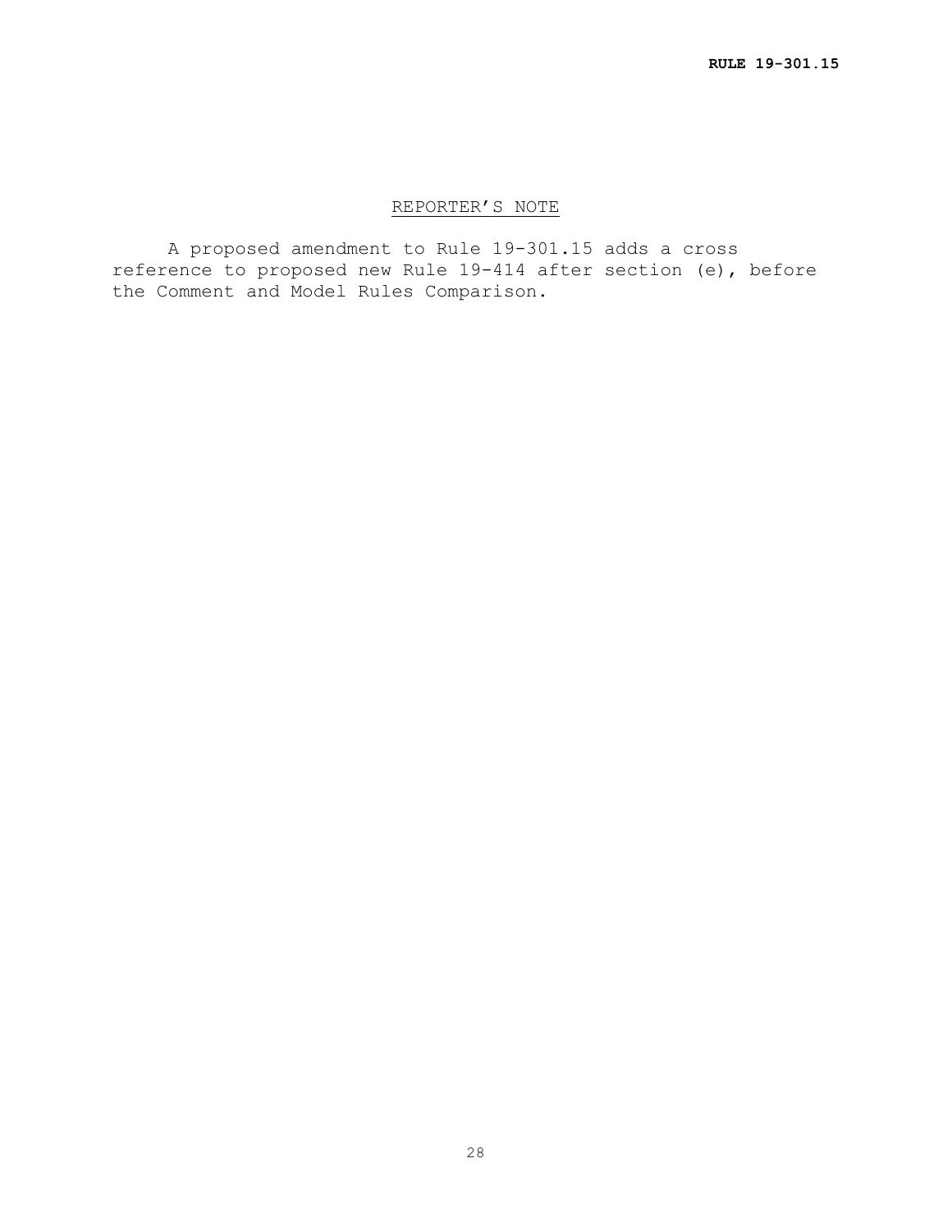## REPORTER'S NOTE

A proposed amendment to Rule 19-301.15 adds a cross reference to proposed new Rule 19-414 after section (e), before the Comment and Model Rules Comparison.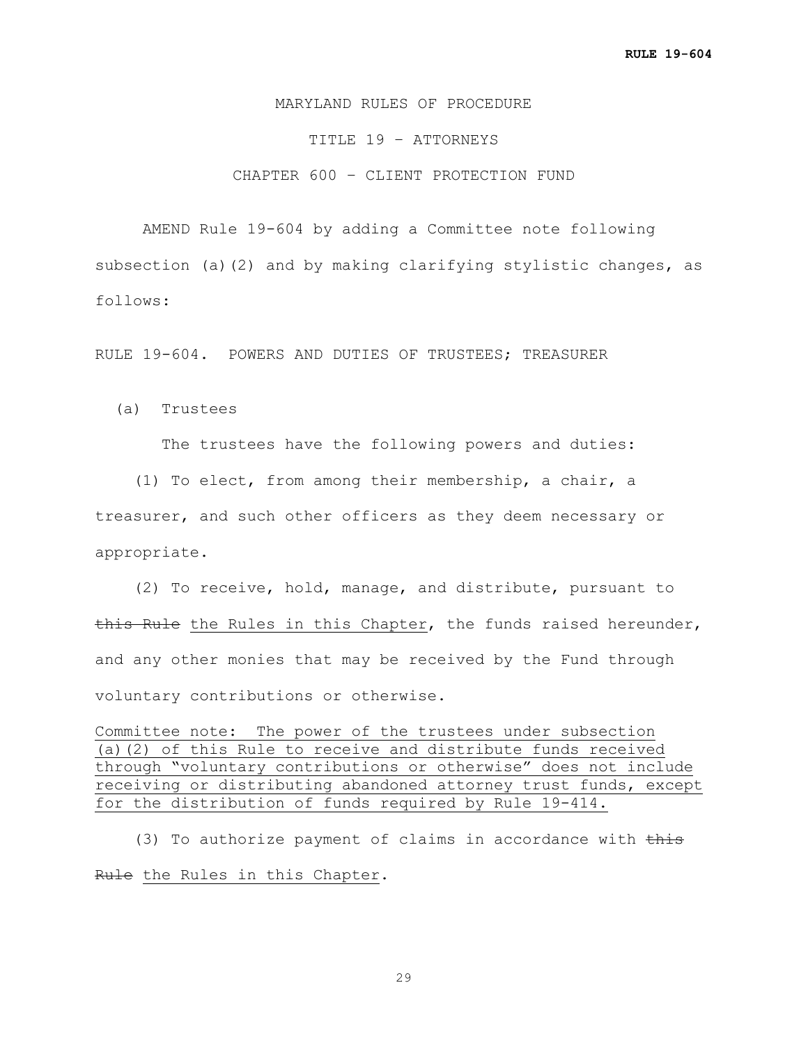MARYLAND RULES OF PROCEDURE

TITLE 19 – ATTORNEYS

CHAPTER 600 – CLIENT PROTECTION FUND

AMEND Rule 19-604 by adding a Committee note following subsection (a)(2) and by making clarifying stylistic changes, as follows:

RULE 19-604. POWERS AND DUTIES OF TRUSTEES; TREASURER

(a) Trustees

The trustees have the following powers and duties:

(1) To elect, from among their membership, a chair, a treasurer, and such other officers as they deem necessary or appropriate.

(2) To receive, hold, manage, and distribute, pursuant to ~~this Rule~~ <u>the Rules in this Chapter</u>, the funds raised hereunder, and any other monies that may be received by the Fund through voluntary contributions or otherwise.

<u>Committee note: The power of the trustees under subsection (a)(2) of this Rule to receive and distribute funds received through "voluntary contributions or otherwise" does not include receiving or distributing abandoned attorney trust funds, except for the distribution of funds required by Rule 19-414.</u>

(3) To authorize payment of claims in accordance with ~~this Rule~~ <u>the Rules in this Chapter</u>.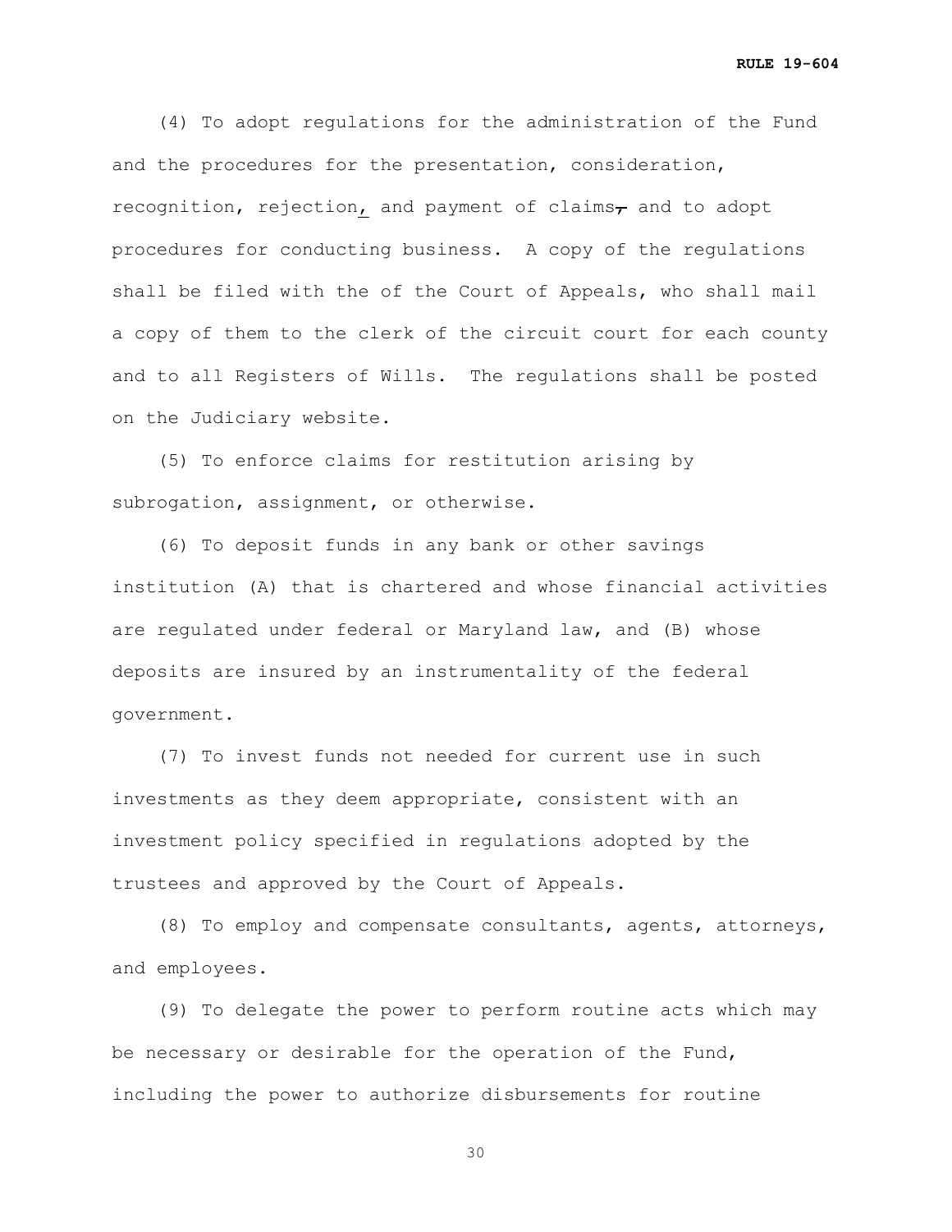(4) To adopt regulations for the administration of the Fund and the procedures for the presentation, consideration, recognition, rejection, and payment of claims, and to adopt procedures for conducting business. A copy of the regulations shall be filed with the of the Court of Appeals, who shall mail a copy of them to the clerk of the circuit court for each county and to all Registers of Wills. The regulations shall be posted on the Judiciary website.

(5) To enforce claims for restitution arising by subrogation, assignment, or otherwise.

(6) To deposit funds in any bank or other savings institution (A) that is chartered and whose financial activities are regulated under federal or Maryland law, and (B) whose deposits are insured by an instrumentality of the federal government.

(7) To invest funds not needed for current use in such investments as they deem appropriate, consistent with an investment policy specified in regulations adopted by the trustees and approved by the Court of Appeals.

(8) To employ and compensate consultants, agents, attorneys, and employees.

(9) To delegate the power to perform routine acts which may be necessary or desirable for the operation of the Fund, including the power to authorize disbursements for routine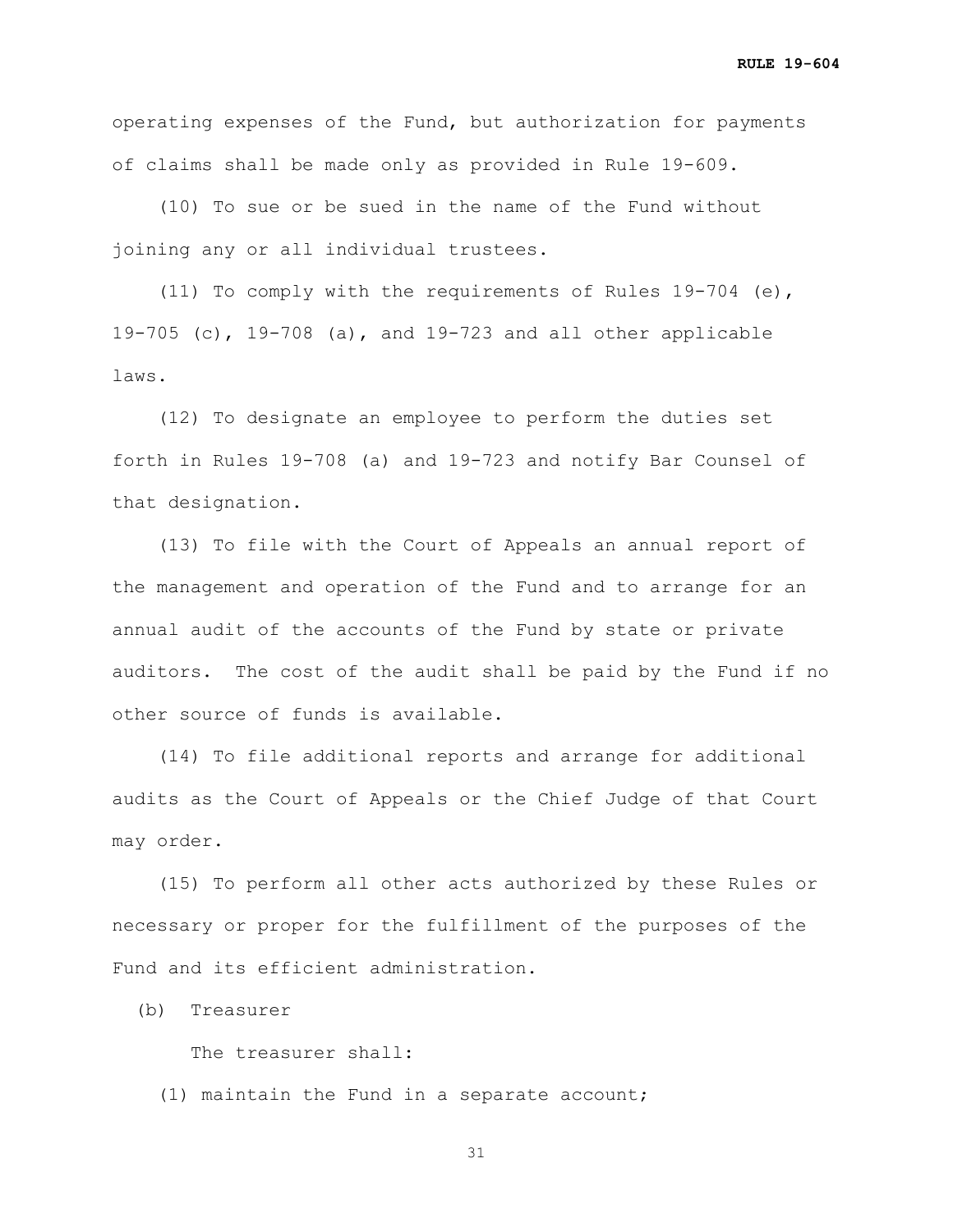operating expenses of the Fund, but authorization for payments of claims shall be made only as provided in Rule 19-609.

(10) To sue or be sued in the name of the Fund without joining any or all individual trustees.

(11) To comply with the requirements of Rules 19-704 (e), 19-705 (c), 19-708 (a), and 19-723 and all other applicable laws.

(12) To designate an employee to perform the duties set forth in Rules 19-708 (a) and 19-723 and notify Bar Counsel of that designation.

(13) To file with the Court of Appeals an annual report of the management and operation of the Fund and to arrange for an annual audit of the accounts of the Fund by state or private auditors. The cost of the audit shall be paid by the Fund if no other source of funds is available.

(14) To file additional reports and arrange for additional audits as the Court of Appeals or the Chief Judge of that Court may order.

(15) To perform all other acts authorized by these Rules or necessary or proper for the fulfillment of the purposes of the Fund and its efficient administration.

(b) Treasurer

The treasurer shall:

(1) maintain the Fund in a separate account;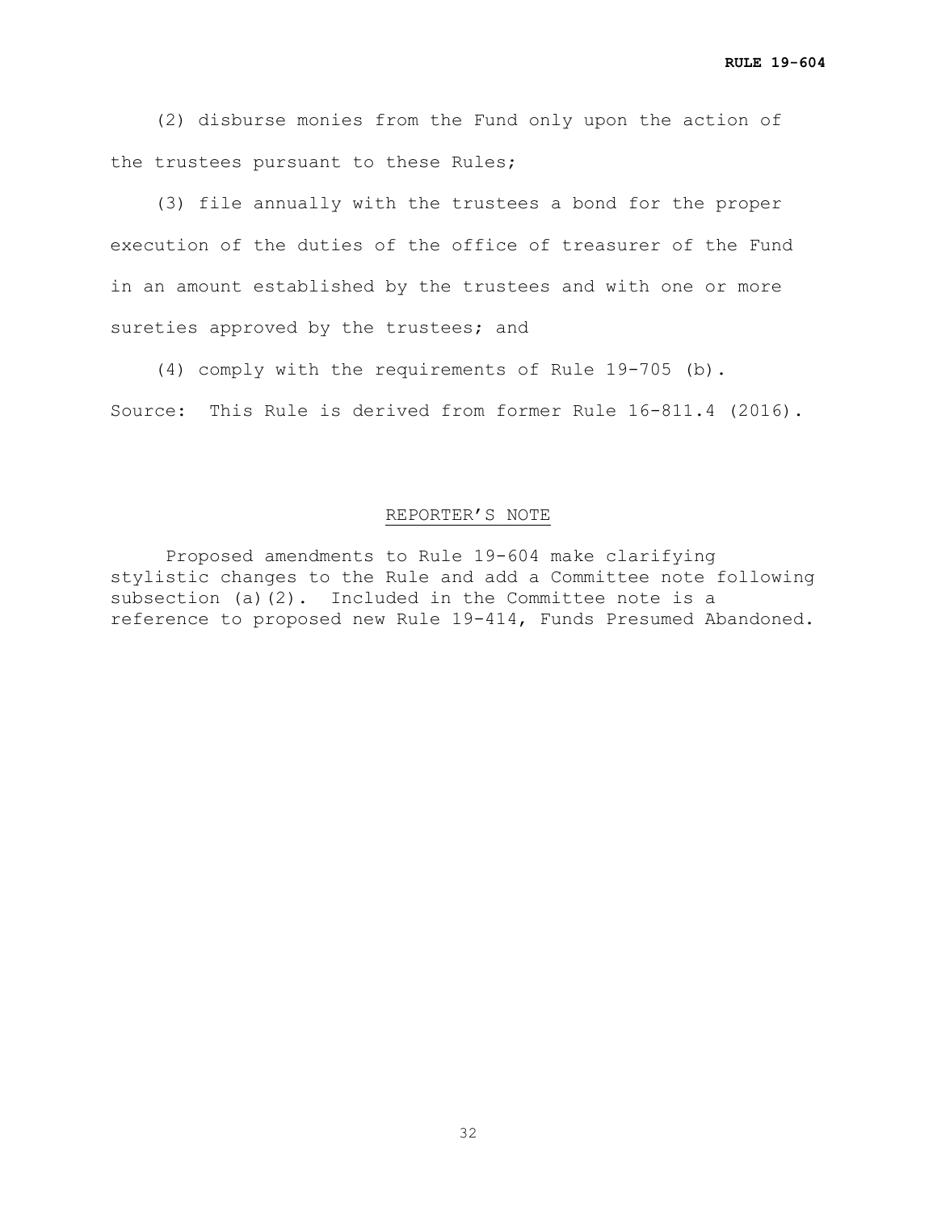(2) disburse monies from the Fund only upon the action of the trustees pursuant to these Rules;

(3) file annually with the trustees a bond for the proper execution of the duties of the office of treasurer of the Fund in an amount established by the trustees and with one or more sureties approved by the trustees; and

(4) comply with the requirements of Rule 19-705 (b).

Source: This Rule is derived from former Rule 16-811.4 (2016).

## REPORTER'S NOTE

Proposed amendments to Rule 19-604 make clarifying stylistic changes to the Rule and add a Committee note following subsection (a)(2). Included in the Committee note is a reference to proposed new Rule 19-414, Funds Presumed Abandoned.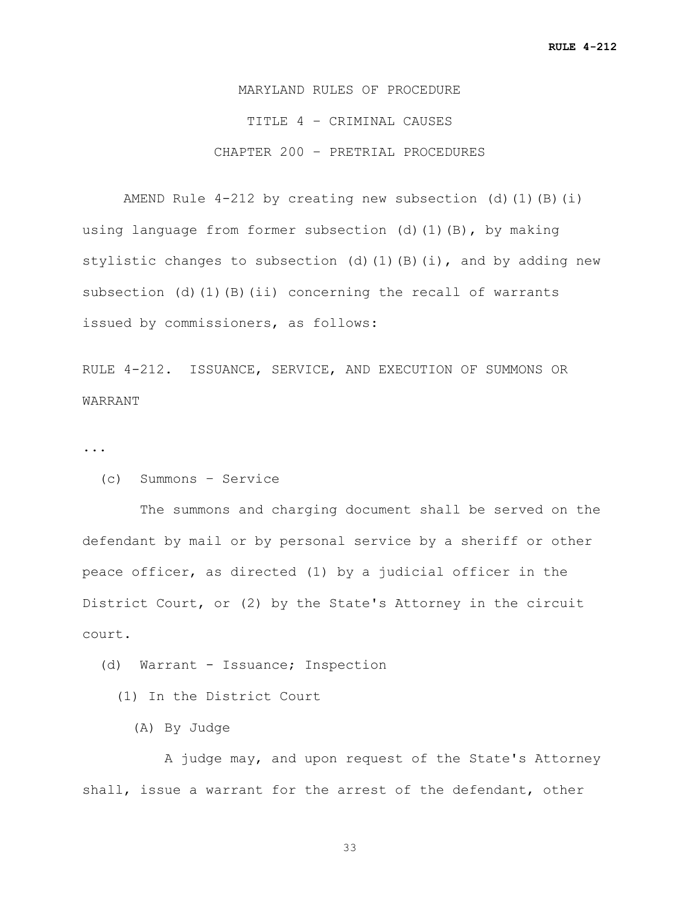MARYLAND RULES OF PROCEDURE

TITLE 4 – CRIMINAL CAUSES

CHAPTER 200 – PRETRIAL PROCEDURES

AMEND Rule 4-212 by creating new subsection (d)(1)(B)(i) using language from former subsection (d)(1)(B), by making stylistic changes to subsection (d)(1)(B)(i), and by adding new subsection (d)(1)(B)(ii) concerning the recall of warrants issued by commissioners, as follows:

RULE 4-212. ISSUANCE, SERVICE, AND EXECUTION OF SUMMONS OR WARRANT

...

(c) Summons – Service

The summons and charging document shall be served on the defendant by mail or by personal service by a sheriff or other peace officer, as directed (1) by a judicial officer in the District Court, or (2) by the State's Attorney in the circuit court.

(d) Warrant - Issuance; Inspection

(1) In the District Court

(A) By Judge

A judge may, and upon request of the State's Attorney shall, issue a warrant for the arrest of the defendant, other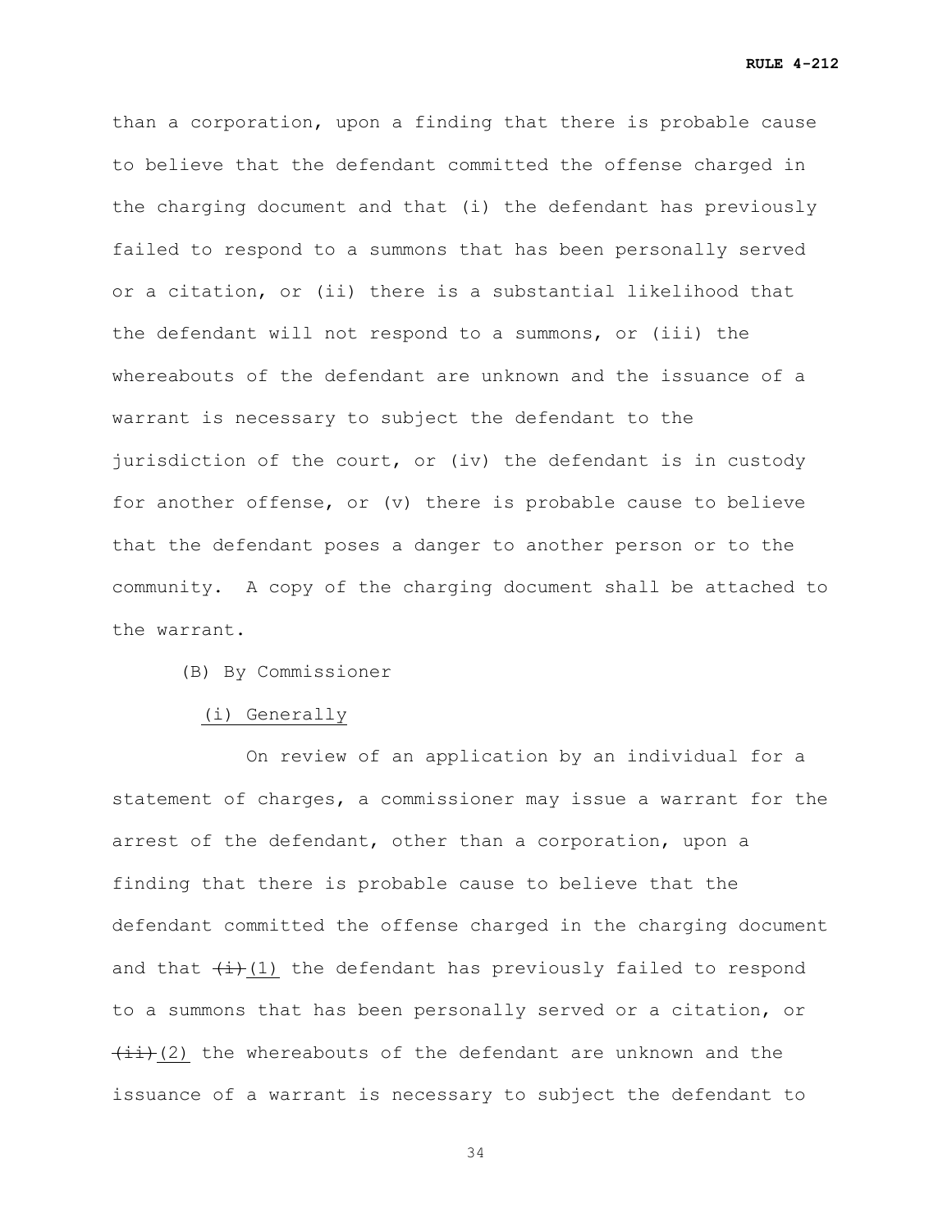than a corporation, upon a finding that there is probable cause to believe that the defendant committed the offense charged in the charging document and that (i) the defendant has previously failed to respond to a summons that has been personally served or a citation, or (ii) there is a substantial likelihood that the defendant will not respond to a summons, or (iii) the whereabouts of the defendant are unknown and the issuance of a warrant is necessary to subject the defendant to the jurisdiction of the court, or (iv) the defendant is in custody for another offense, or (v) there is probable cause to believe that the defendant poses a danger to another person or to the community. A copy of the charging document shall be attached to the warrant.

(B) By Commissioner

<u>(i) Generally</u>

On review of an application by an individual for a statement of charges, a commissioner may issue a warrant for the arrest of the defendant, other than a corporation, upon a finding that there is probable cause to believe that the defendant committed the offense charged in the charging document and that ~~(i)~~<u>(1)</u> the defendant has previously failed to respond to a summons that has been personally served or a citation, or ~~(ii)~~<u>(2)</u> the whereabouts of the defendant are unknown and the issuance of a warrant is necessary to subject the defendant to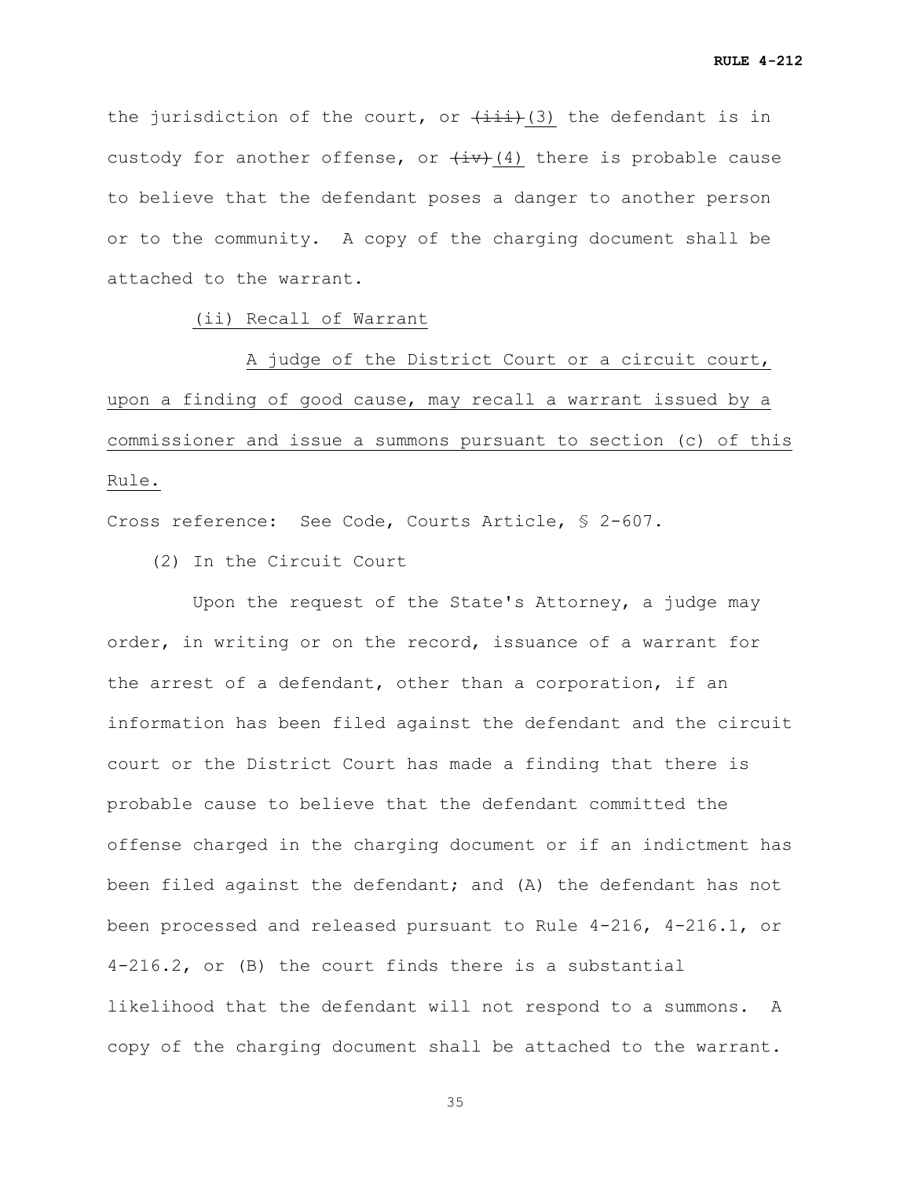the jurisdiction of the court, or ~~(iii)~~ (3) the defendant is in custody for another offense, or ~~(iv)~~ (4) there is probable cause to believe that the defendant poses a danger to another person or to the community. A copy of the charging document shall be attached to the warrant.

(ii) Recall of Warrant

A judge of the District Court or a circuit court, upon a finding of good cause, may recall a warrant issued by a commissioner and issue a summons pursuant to section (c) of this Rule.

Cross reference: See Code, Courts Article, § 2-607.

(2) In the Circuit Court

Upon the request of the State's Attorney, a judge may order, in writing or on the record, issuance of a warrant for the arrest of a defendant, other than a corporation, if an information has been filed against the defendant and the circuit court or the District Court has made a finding that there is probable cause to believe that the defendant committed the offense charged in the charging document or if an indictment has been filed against the defendant; and (A) the defendant has not been processed and released pursuant to Rule 4-216, 4-216.1, or 4-216.2, or (B) the court finds there is a substantial likelihood that the defendant will not respond to a summons. A copy of the charging document shall be attached to the warrant.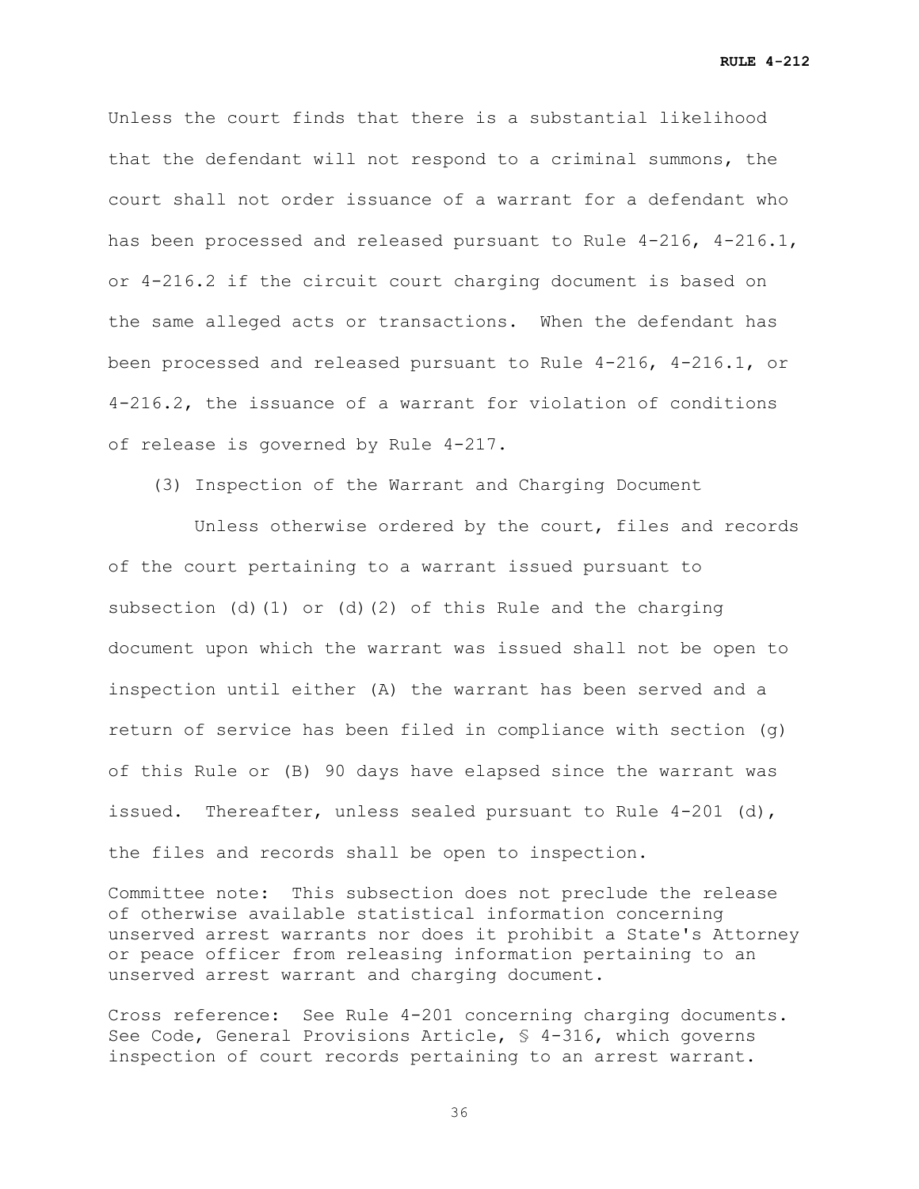Unless the court finds that there is a substantial likelihood that the defendant will not respond to a criminal summons, the court shall not order issuance of a warrant for a defendant who has been processed and released pursuant to Rule 4-216, 4-216.1, or 4-216.2 if the circuit court charging document is based on the same alleged acts or transactions. When the defendant has been processed and released pursuant to Rule 4-216, 4-216.1, or 4-216.2, the issuance of a warrant for violation of conditions of release is governed by Rule 4-217.

(3) Inspection of the Warrant and Charging Document

Unless otherwise ordered by the court, files and records of the court pertaining to a warrant issued pursuant to subsection (d)(1) or (d)(2) of this Rule and the charging document upon which the warrant was issued shall not be open to inspection until either (A) the warrant has been served and a return of service has been filed in compliance with section (g) of this Rule or (B) 90 days have elapsed since the warrant was issued. Thereafter, unless sealed pursuant to Rule 4-201 (d), the files and records shall be open to inspection.

Committee note: This subsection does not preclude the release of otherwise available statistical information concerning unserved arrest warrants nor does it prohibit a State's Attorney or peace officer from releasing information pertaining to an unserved arrest warrant and charging document.

Cross reference: See Rule 4-201 concerning charging documents. See Code, General Provisions Article, § 4-316, which governs inspection of court records pertaining to an arrest warrant.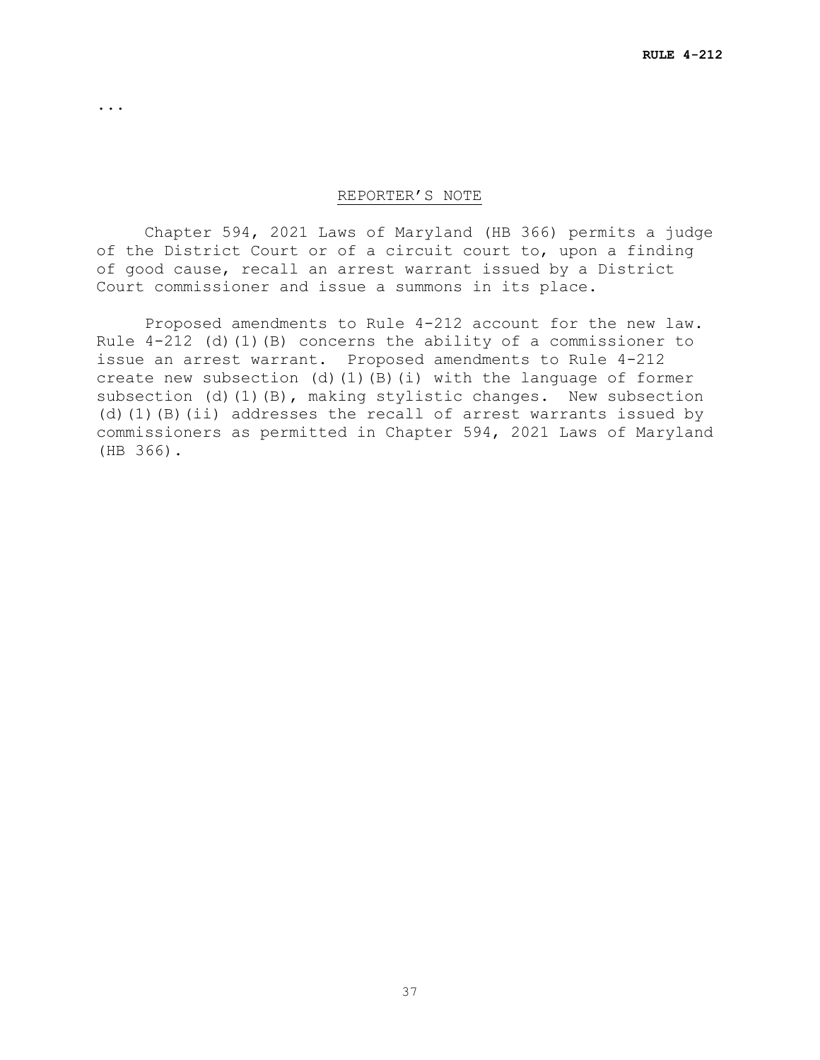...

REPORTER'S NOTE

Chapter 594, 2021 Laws of Maryland (HB 366) permits a judge of the District Court or of a circuit court to, upon a finding of good cause, recall an arrest warrant issued by a District Court commissioner and issue a summons in its place.

Proposed amendments to Rule 4-212 account for the new law. Rule 4-212 (d)(1)(B) concerns the ability of a commissioner to issue an arrest warrant. Proposed amendments to Rule 4-212 create new subsection (d)(1)(B)(i) with the language of former subsection (d)(1)(B), making stylistic changes. New subsection (d)(1)(B)(ii) addresses the recall of arrest warrants issued by commissioners as permitted in Chapter 594, 2021 Laws of Maryland (HB 366).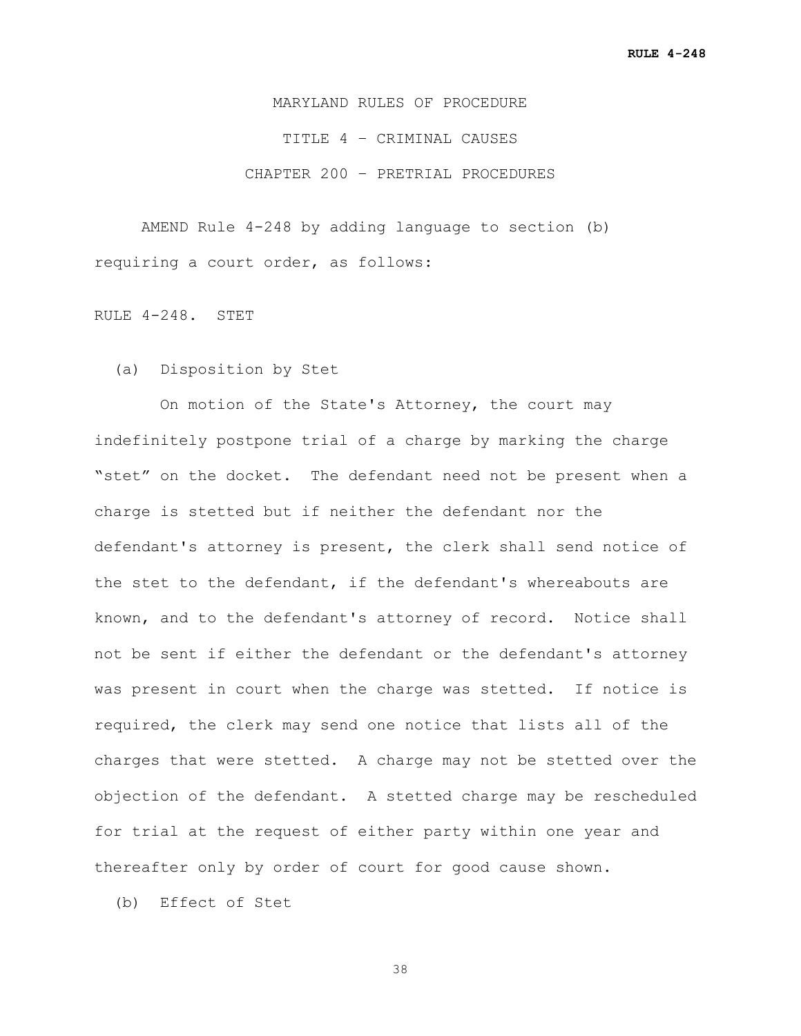MARYLAND RULES OF PROCEDURE

TITLE 4 – CRIMINAL CAUSES

CHAPTER 200 – PRETRIAL PROCEDURES

AMEND Rule 4-248 by adding language to section (b) requiring a court order, as follows:

RULE 4-248. STET

(a) Disposition by Stet

On motion of the State's Attorney, the court may indefinitely postpone trial of a charge by marking the charge "stet" on the docket. The defendant need not be present when a charge is stetted but if neither the defendant nor the defendant's attorney is present, the clerk shall send notice of the stet to the defendant, if the defendant's whereabouts are known, and to the defendant's attorney of record. Notice shall not be sent if either the defendant or the defendant's attorney was present in court when the charge was stetted. If notice is required, the clerk may send one notice that lists all of the charges that were stetted. A charge may not be stetted over the objection of the defendant. A stetted charge may be rescheduled for trial at the request of either party within one year and thereafter only by order of court for good cause shown.

(b) Effect of Stet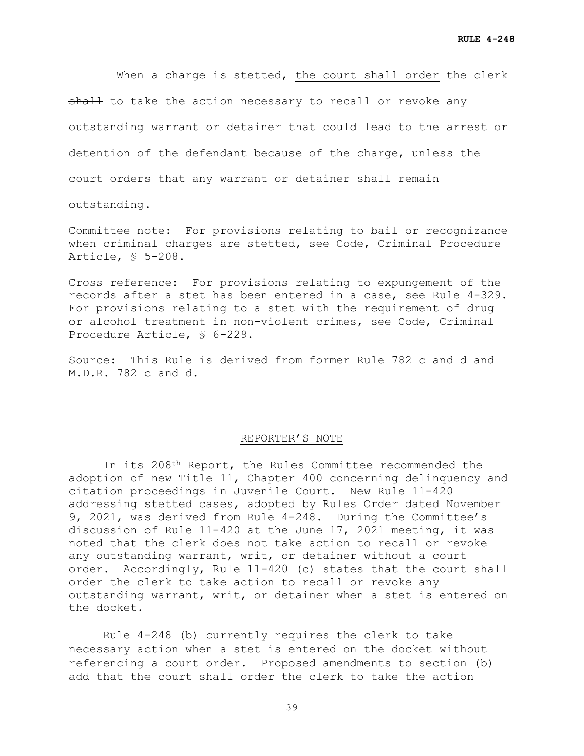When a charge is stetted, the court shall order the clerk ~~shall~~ to take the action necessary to recall or revoke any outstanding warrant or detainer that could lead to the arrest or detention of the defendant because of the charge, unless the court orders that any warrant or detainer shall remain outstanding.

Committee note: For provisions relating to bail or recognizance when criminal charges are stetted, see Code, Criminal Procedure Article, § 5-208.

Cross reference: For provisions relating to expungement of the records after a stet has been entered in a case, see Rule 4-329. For provisions relating to a stet with the requirement of drug or alcohol treatment in non-violent crimes, see Code, Criminal Procedure Article, § 6-229.

Source: This Rule is derived from former Rule 782 c and d and M.D.R. 782 c and d.

## REPORTER'S NOTE

In its 208th Report, the Rules Committee recommended the adoption of new Title 11, Chapter 400 concerning delinquency and citation proceedings in Juvenile Court. New Rule 11-420 addressing stetted cases, adopted by Rules Order dated November 9, 2021, was derived from Rule 4-248. During the Committee's discussion of Rule 11-420 at the June 17, 2021 meeting, it was noted that the clerk does not take action to recall or revoke any outstanding warrant, writ, or detainer without a court order. Accordingly, Rule 11-420 (c) states that the court shall order the clerk to take action to recall or revoke any outstanding warrant, writ, or detainer when a stet is entered on the docket.

Rule 4-248 (b) currently requires the clerk to take necessary action when a stet is entered on the docket without referencing a court order. Proposed amendments to section (b) add that the court shall order the clerk to take the action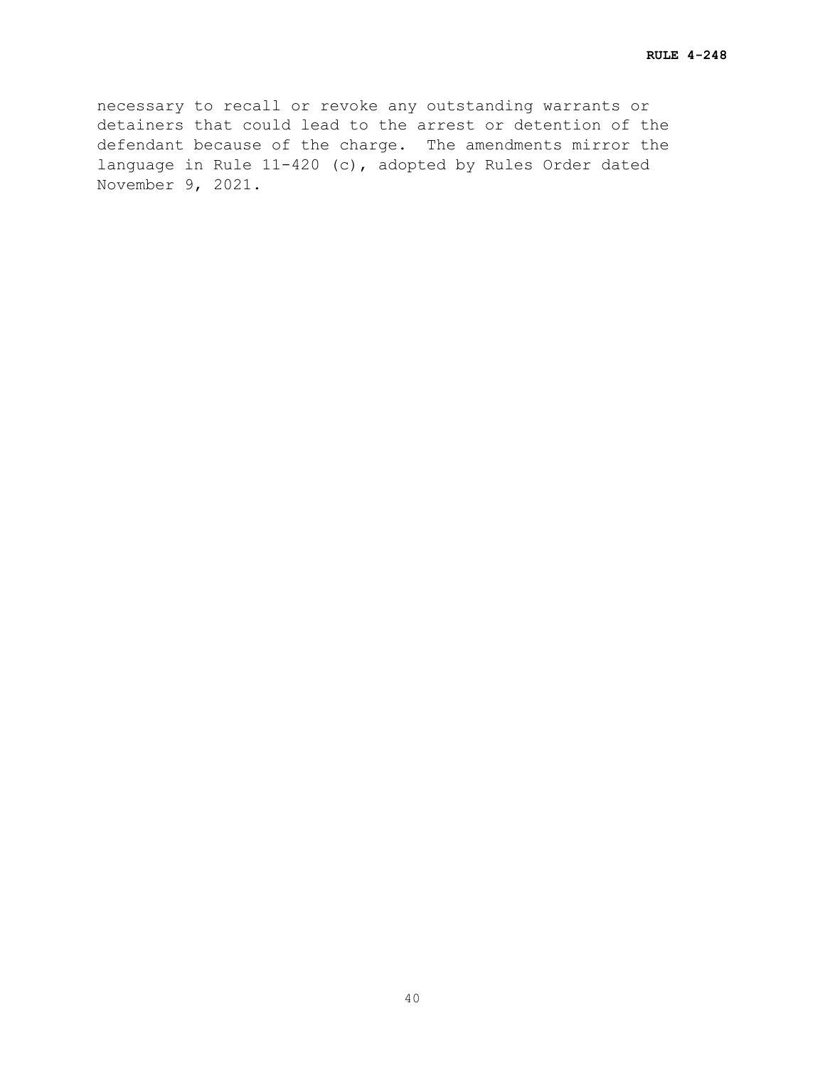necessary to recall or revoke any outstanding warrants or detainers that could lead to the arrest or detention of the defendant because of the charge. The amendments mirror the language in Rule 11-420 (c), adopted by Rules Order dated November 9, 2021.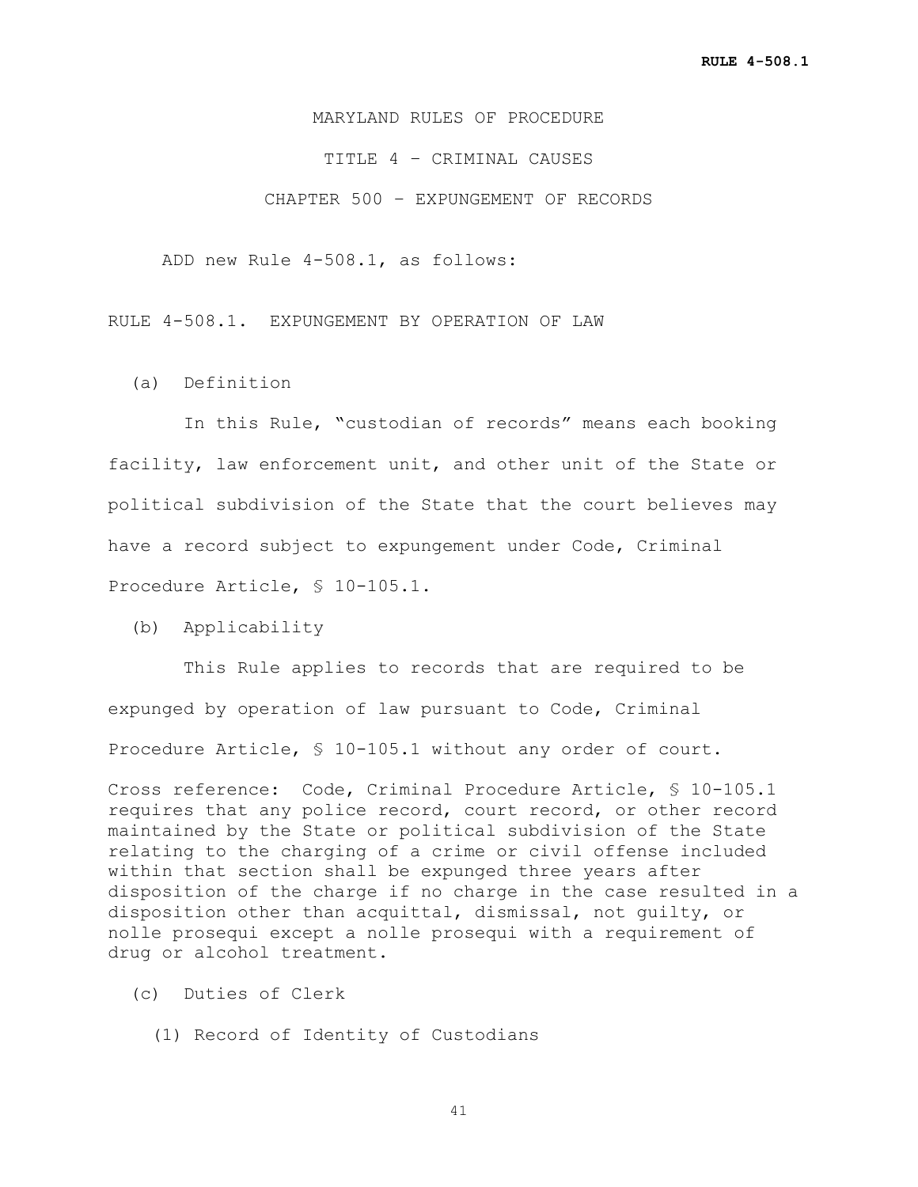MARYLAND RULES OF PROCEDURE

TITLE 4 – CRIMINAL CAUSES

CHAPTER 500 – EXPUNGEMENT OF RECORDS

ADD new Rule 4-508.1, as follows:

RULE 4-508.1. EXPUNGEMENT BY OPERATION OF LAW

(a) Definition

In this Rule, "custodian of records" means each booking facility, law enforcement unit, and other unit of the State or political subdivision of the State that the court believes may have a record subject to expungement under Code, Criminal Procedure Article, § 10-105.1.

(b) Applicability

This Rule applies to records that are required to be expunged by operation of law pursuant to Code, Criminal Procedure Article, § 10-105.1 without any order of court.

Cross reference: Code, Criminal Procedure Article, § 10-105.1 requires that any police record, court record, or other record maintained by the State or political subdivision of the State relating to the charging of a crime or civil offense included within that section shall be expunged three years after disposition of the charge if no charge in the case resulted in a disposition other than acquittal, dismissal, not guilty, or nolle prosequi except a nolle prosequi with a requirement of drug or alcohol treatment.

(c) Duties of Clerk

(1) Record of Identity of Custodians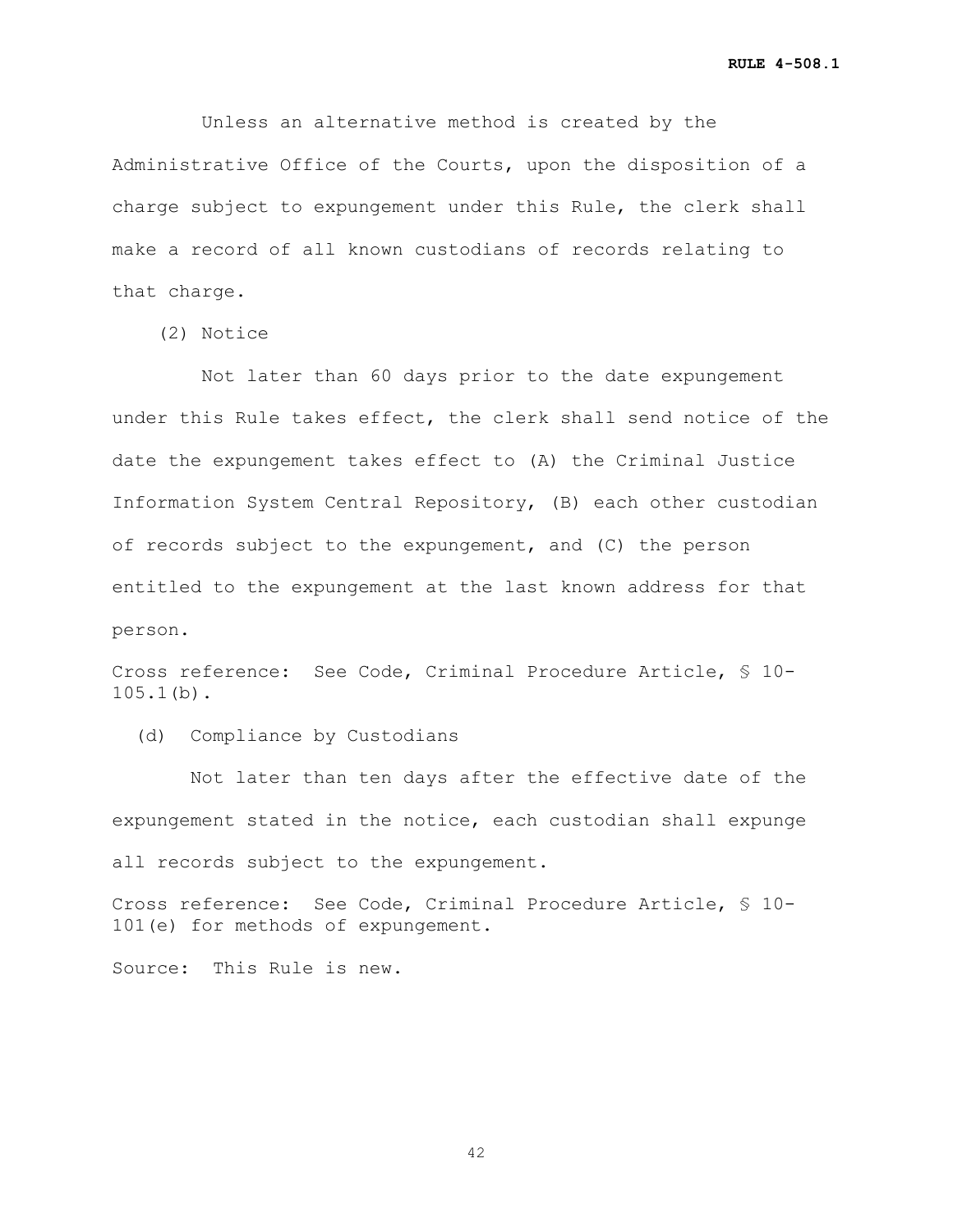Unless an alternative method is created by the Administrative Office of the Courts, upon the disposition of a charge subject to expungement under this Rule, the clerk shall make a record of all known custodians of records relating to that charge.

(2) Notice

Not later than 60 days prior to the date expungement under this Rule takes effect, the clerk shall send notice of the date the expungement takes effect to (A) the Criminal Justice Information System Central Repository, (B) each other custodian of records subject to the expungement, and (C) the person entitled to the expungement at the last known address for that person.

Cross reference: See Code, Criminal Procedure Article, § 10-105.1(b).

(d) Compliance by Custodians

Not later than ten days after the effective date of the expungement stated in the notice, each custodian shall expunge all records subject to the expungement.

Cross reference: See Code, Criminal Procedure Article, § 10-101(e) for methods of expungement.

Source: This Rule is new.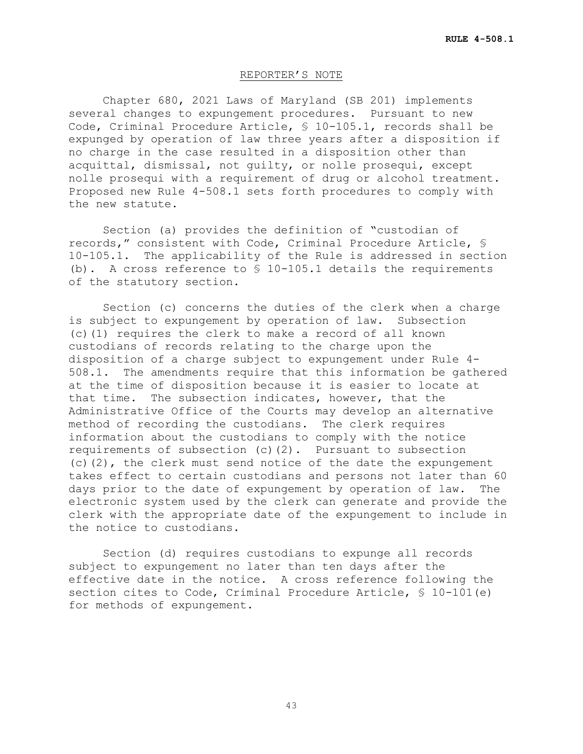REPORTER'S NOTE

Chapter 680, 2021 Laws of Maryland (SB 201) implements several changes to expungement procedures. Pursuant to new Code, Criminal Procedure Article, § 10-105.1, records shall be expunged by operation of law three years after a disposition if no charge in the case resulted in a disposition other than acquittal, dismissal, not guilty, or nolle prosequi, except nolle prosequi with a requirement of drug or alcohol treatment. Proposed new Rule 4-508.1 sets forth procedures to comply with the new statute.

Section (a) provides the definition of "custodian of records," consistent with Code, Criminal Procedure Article, § 10-105.1. The applicability of the Rule is addressed in section (b). A cross reference to § 10-105.1 details the requirements of the statutory section.

Section (c) concerns the duties of the clerk when a charge is subject to expungement by operation of law. Subsection (c)(1) requires the clerk to make a record of all known custodians of records relating to the charge upon the disposition of a charge subject to expungement under Rule 4-508.1. The amendments require that this information be gathered at the time of disposition because it is easier to locate at that time. The subsection indicates, however, that the Administrative Office of the Courts may develop an alternative method of recording the custodians. The clerk requires information about the custodians to comply with the notice requirements of subsection (c)(2). Pursuant to subsection (c)(2), the clerk must send notice of the date the expungement takes effect to certain custodians and persons not later than 60 days prior to the date of expungement by operation of law. The electronic system used by the clerk can generate and provide the clerk with the appropriate date of the expungement to include in the notice to custodians.

Section (d) requires custodians to expunge all records subject to expungement no later than ten days after the effective date in the notice. A cross reference following the section cites to Code, Criminal Procedure Article, § 10-101(e) for methods of expungement.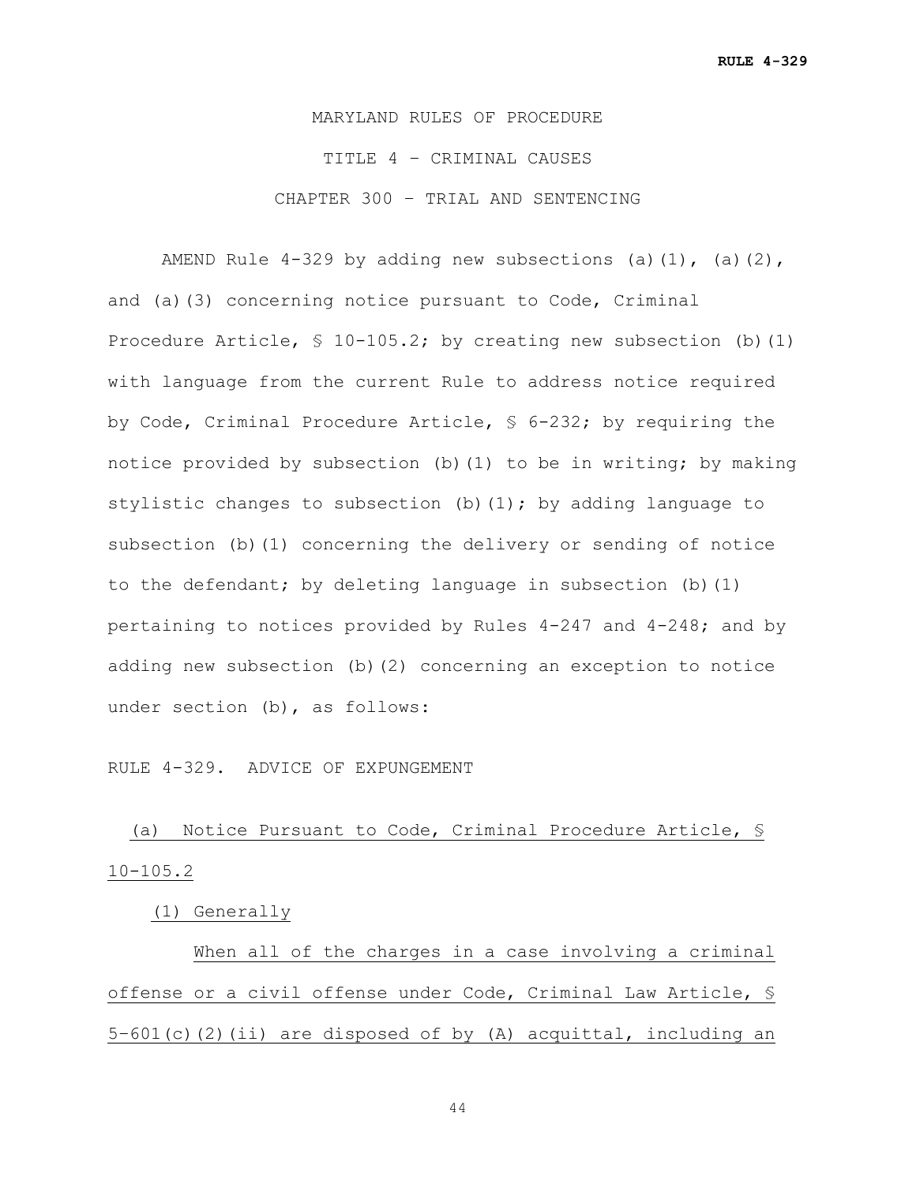MARYLAND RULES OF PROCEDURE

TITLE 4 – CRIMINAL CAUSES

CHAPTER 300 – TRIAL AND SENTENCING

AMEND Rule 4-329 by adding new subsections (a)(1), (a)(2), and (a)(3) concerning notice pursuant to Code, Criminal Procedure Article, § 10-105.2; by creating new subsection (b)(1) with language from the current Rule to address notice required by Code, Criminal Procedure Article, § 6-232; by requiring the notice provided by subsection (b)(1) to be in writing; by making stylistic changes to subsection (b)(1); by adding language to subsection (b)(1) concerning the delivery or sending of notice to the defendant; by deleting language in subsection (b)(1) pertaining to notices provided by Rules 4-247 and 4-248; and by adding new subsection (b)(2) concerning an exception to notice under section (b), as follows:

RULE 4-329. ADVICE OF EXPUNGEMENT

(a) Notice Pursuant to Code, Criminal Procedure Article, § 10-105.2

(1) Generally

When all of the charges in a case involving a criminal offense or a civil offense under Code, Criminal Law Article, § 5-601(c)(2)(ii) are disposed of by (A) acquittal, including an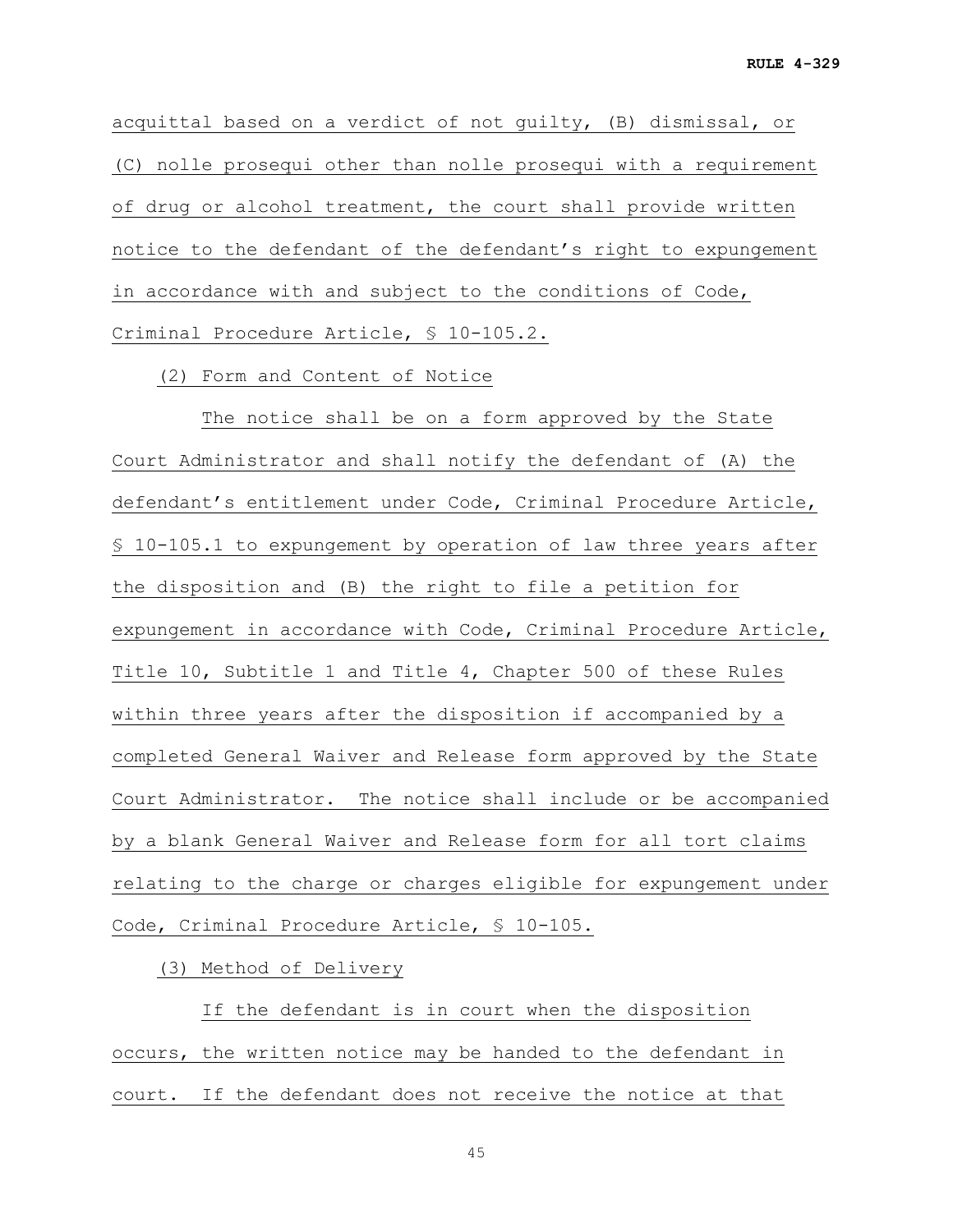acquittal based on a verdict of not guilty, (B) dismissal, or (C) nolle prosequi other than nolle prosequi with a requirement of drug or alcohol treatment, the court shall provide written notice to the defendant of the defendant's right to expungement in accordance with and subject to the conditions of Code, Criminal Procedure Article, § 10-105.2.

(2) Form and Content of Notice

The notice shall be on a form approved by the State Court Administrator and shall notify the defendant of (A) the defendant's entitlement under Code, Criminal Procedure Article, § 10-105.1 to expungement by operation of law three years after the disposition and (B) the right to file a petition for expungement in accordance with Code, Criminal Procedure Article, Title 10, Subtitle 1 and Title 4, Chapter 500 of these Rules within three years after the disposition if accompanied by a completed General Waiver and Release form approved by the State Court Administrator. The notice shall include or be accompanied by a blank General Waiver and Release form for all tort claims relating to the charge or charges eligible for expungement under Code, Criminal Procedure Article, § 10-105.

(3) Method of Delivery

If the defendant is in court when the disposition occurs, the written notice may be handed to the defendant in court. If the defendant does not receive the notice at that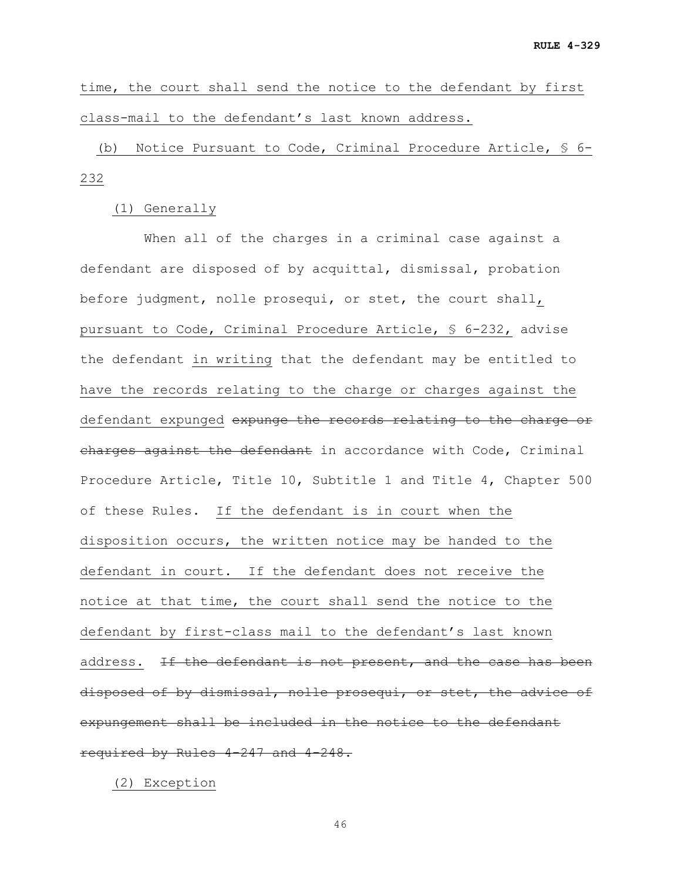time, the court shall send the notice to the defendant by first class-mail to the defendant's last known address.

(b) Notice Pursuant to Code, Criminal Procedure Article, § 6-232

(1) Generally

When all of the charges in a criminal case against a defendant are disposed of by acquittal, dismissal, probation before judgment, nolle prosequi, or stet, the court shall, pursuant to Code, Criminal Procedure Article, § 6-232, advise the defendant in writing that the defendant may be entitled to have the records relating to the charge or charges against the defendant expunged ~~expunge the records relating to the charge or charges against the defendant~~ in accordance with Code, Criminal Procedure Article, Title 10, Subtitle 1 and Title 4, Chapter 500 of these Rules. If the defendant is in court when the disposition occurs, the written notice may be handed to the defendant in court. If the defendant does not receive the notice at that time, the court shall send the notice to the defendant by first-class mail to the defendant's last known address. ~~If the defendant is not present, and the case has been disposed of by dismissal, nolle prosequi, or stet, the advice of expungement shall be included in the notice to the defendant required by Rules 4-247 and 4-248.~~

(2) Exception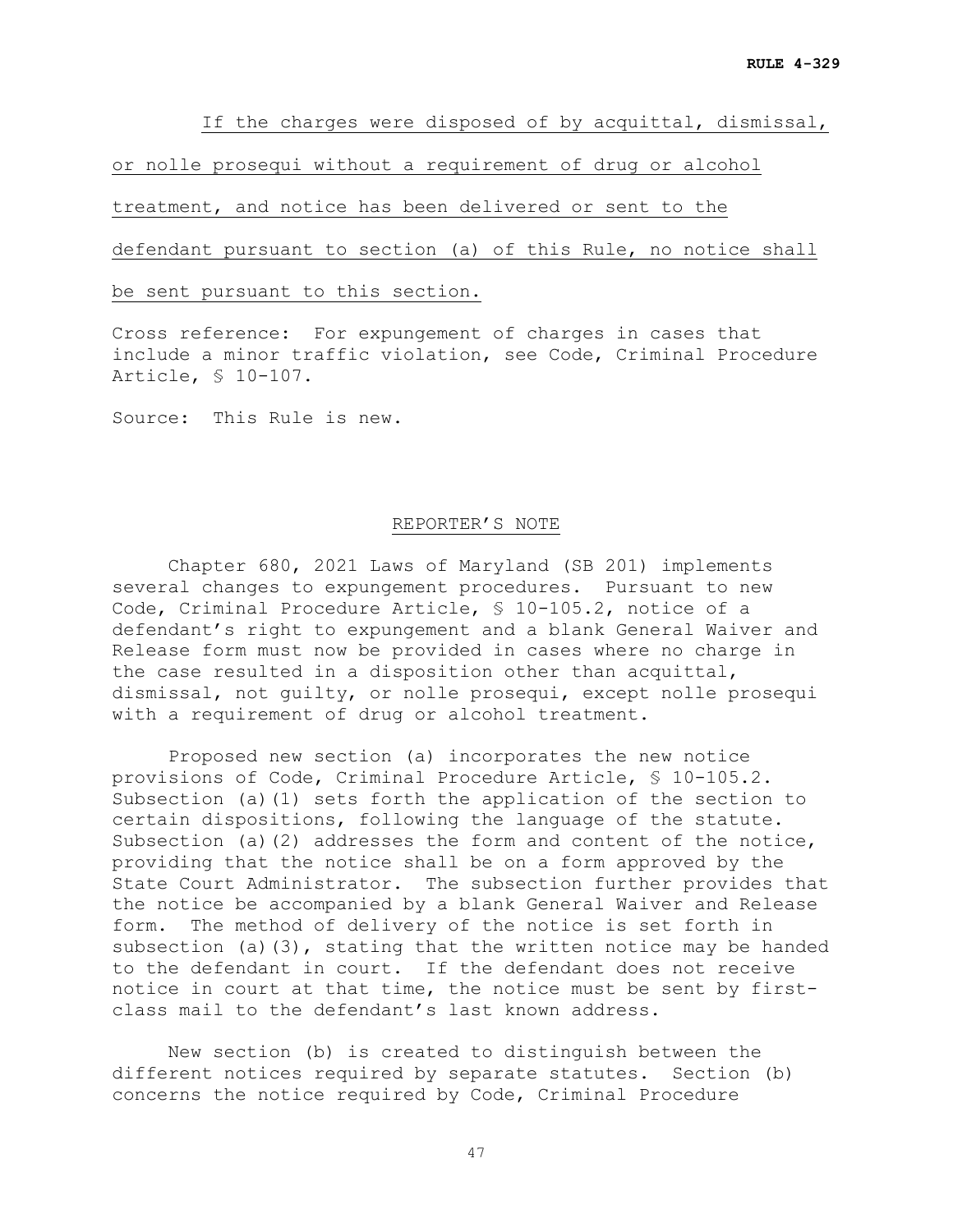<u>If the charges were disposed of by acquittal, dismissal, or nolle prosequi without a requirement of drug or alcohol treatment, and notice has been delivered or sent to the defendant pursuant to section (a) of this Rule, no notice shall be sent pursuant to this section.</u>

Cross reference: For expungement of charges in cases that include a minor traffic violation, see Code, Criminal Procedure Article, § 10-107.

Source: This Rule is new.

## REPORTER'S NOTE

Chapter 680, 2021 Laws of Maryland (SB 201) implements several changes to expungement procedures. Pursuant to new Code, Criminal Procedure Article, § 10-105.2, notice of a defendant's right to expungement and a blank General Waiver and Release form must now be provided in cases where no charge in the case resulted in a disposition other than acquittal, dismissal, not guilty, or nolle prosequi, except nolle prosequi with a requirement of drug or alcohol treatment.

Proposed new section (a) incorporates the new notice provisions of Code, Criminal Procedure Article, § 10-105.2. Subsection (a)(1) sets forth the application of the section to certain dispositions, following the language of the statute. Subsection (a)(2) addresses the form and content of the notice, providing that the notice shall be on a form approved by the State Court Administrator. The subsection further provides that the notice be accompanied by a blank General Waiver and Release form. The method of delivery of the notice is set forth in subsection (a)(3), stating that the written notice may be handed to the defendant in court. If the defendant does not receive notice in court at that time, the notice must be sent by first-class mail to the defendant's last known address.

New section (b) is created to distinguish between the different notices required by separate statutes. Section (b) concerns the notice required by Code, Criminal Procedure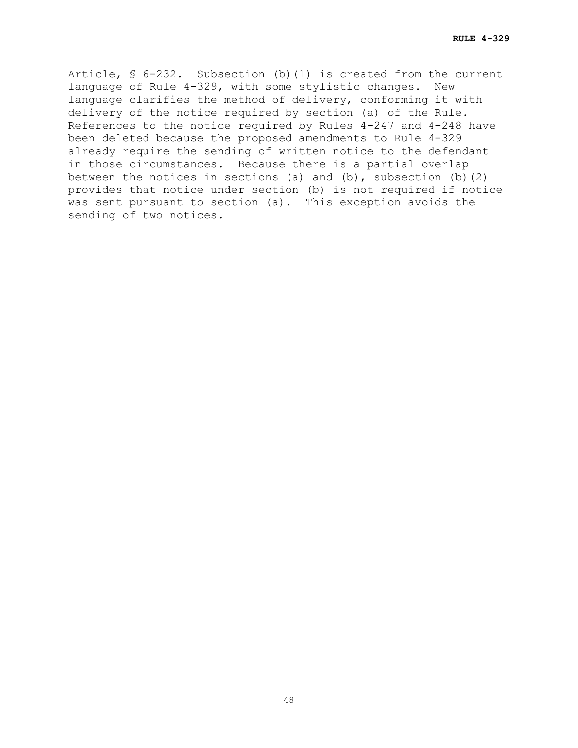Article, § 6-232. Subsection (b)(1) is created from the current language of Rule 4-329, with some stylistic changes. New language clarifies the method of delivery, conforming it with delivery of the notice required by section (a) of the Rule. References to the notice required by Rules 4-247 and 4-248 have been deleted because the proposed amendments to Rule 4-329 already require the sending of written notice to the defendant in those circumstances. Because there is a partial overlap between the notices in sections (a) and (b), subsection (b)(2) provides that notice under section (b) is not required if notice was sent pursuant to section (a). This exception avoids the sending of two notices.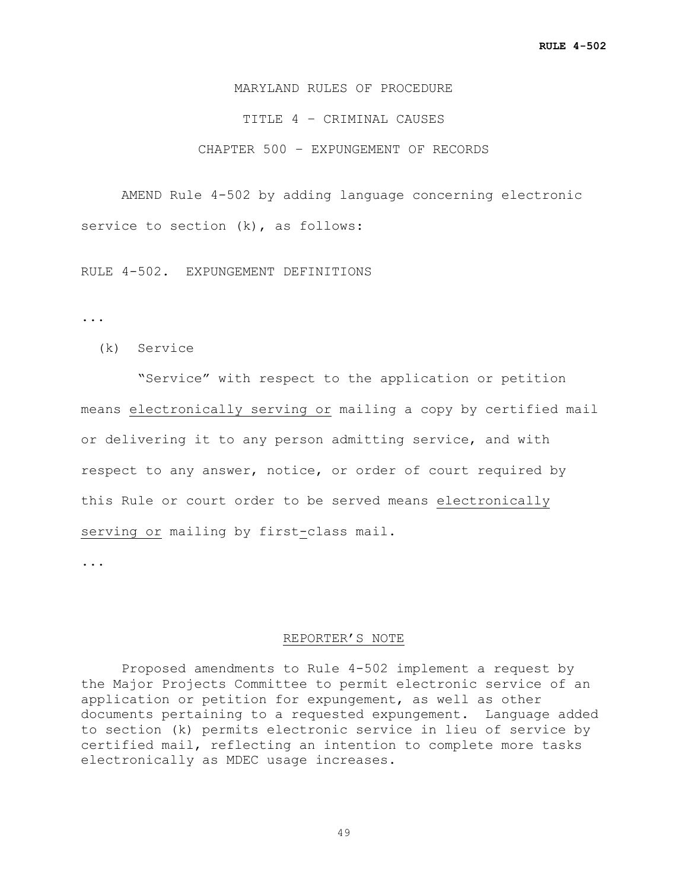MARYLAND RULES OF PROCEDURE

TITLE 4 – CRIMINAL CAUSES

CHAPTER 500 – EXPUNGEMENT OF RECORDS

AMEND Rule 4-502 by adding language concerning electronic service to section (k), as follows:

RULE 4-502. EXPUNGEMENT DEFINITIONS

...

(k) Service

"Service" with respect to the application or petition means <u>electronically serving or</u> mailing a copy by certified mail or delivering it to any person admitting service, and with respect to any answer, notice, or order of court required by this Rule or court order to be served means <u>electronically serving or</u> mailing by first-class mail.

...

<u>REPORTER'S NOTE</u>

Proposed amendments to Rule 4-502 implement a request by the Major Projects Committee to permit electronic service of an application or petition for expungement, as well as other documents pertaining to a requested expungement. Language added to section (k) permits electronic service in lieu of service by certified mail, reflecting an intention to complete more tasks electronically as MDEC usage increases.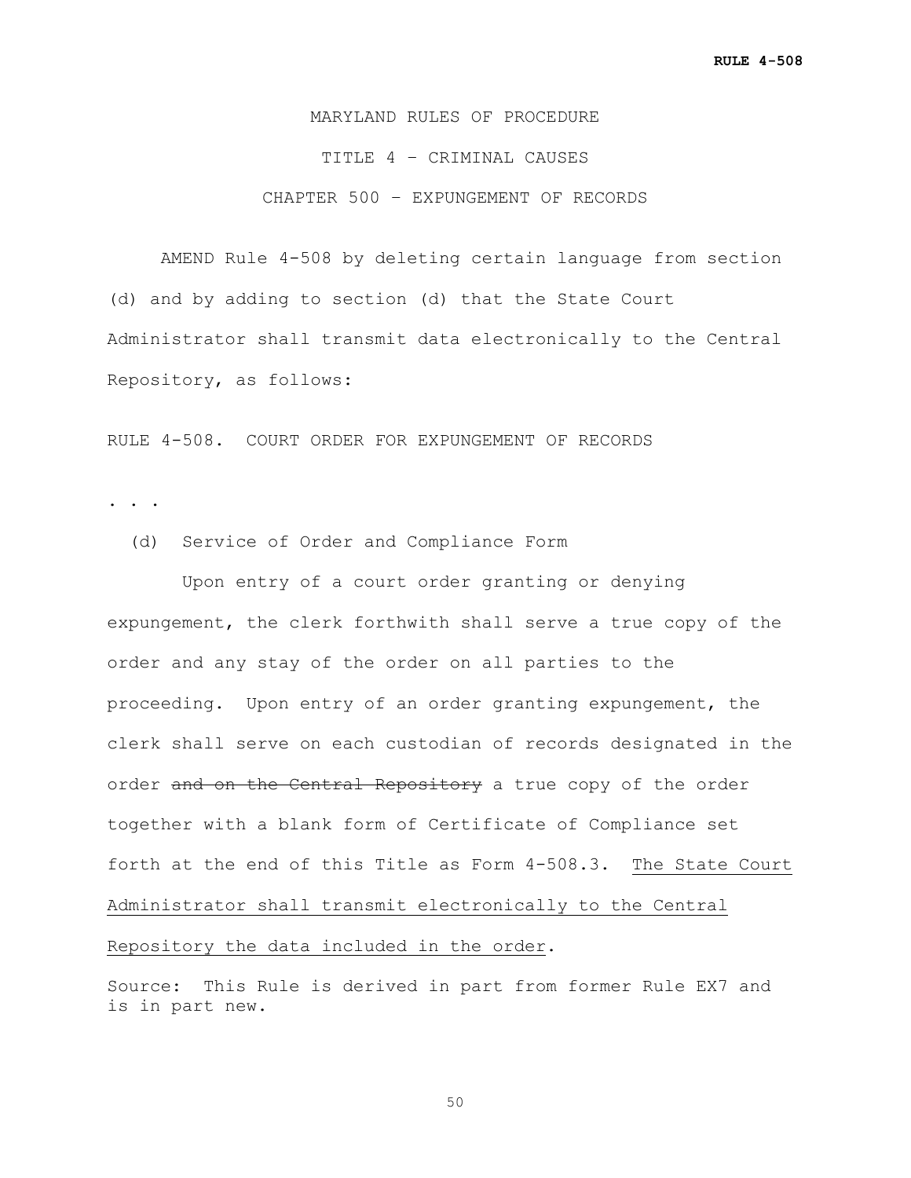MARYLAND RULES OF PROCEDURE

TITLE 4 – CRIMINAL CAUSES

CHAPTER 500 – EXPUNGEMENT OF RECORDS

AMEND Rule 4-508 by deleting certain language from section (d) and by adding to section (d) that the State Court Administrator shall transmit data electronically to the Central Repository, as follows:

RULE 4-508. COURT ORDER FOR EXPUNGEMENT OF RECORDS

. . .

(d) Service of Order and Compliance Form

Upon entry of a court order granting or denying expungement, the clerk forthwith shall serve a true copy of the order and any stay of the order on all parties to the proceeding. Upon entry of an order granting expungement, the clerk shall serve on each custodian of records designated in the order ~~and on the Central Repository~~ a true copy of the order together with a blank form of Certificate of Compliance set forth at the end of this Title as Form 4-508.3. <u>The State Court Administrator shall transmit electronically to the Central Repository the data included in the order</u>.

Source: This Rule is derived in part from former Rule EX7 and is in part new.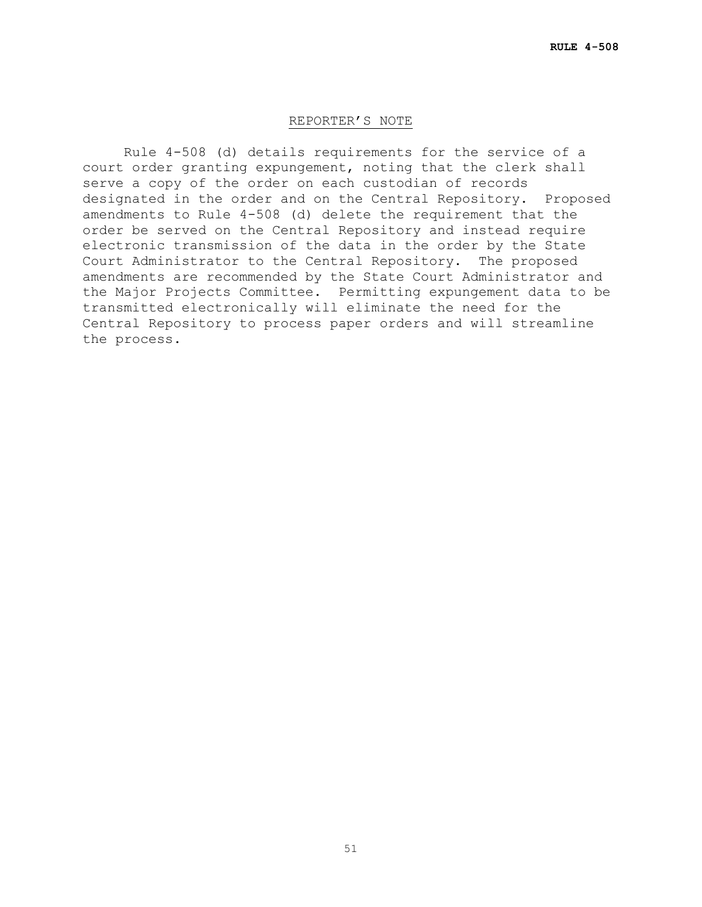## REPORTER'S NOTE

Rule 4-508 (d) details requirements for the service of a court order granting expungement, noting that the clerk shall serve a copy of the order on each custodian of records designated in the order and on the Central Repository. Proposed amendments to Rule 4-508 (d) delete the requirement that the order be served on the Central Repository and instead require electronic transmission of the data in the order by the State Court Administrator to the Central Repository. The proposed amendments are recommended by the State Court Administrator and the Major Projects Committee. Permitting expungement data to be transmitted electronically will eliminate the need for the Central Repository to process paper orders and will streamline the process.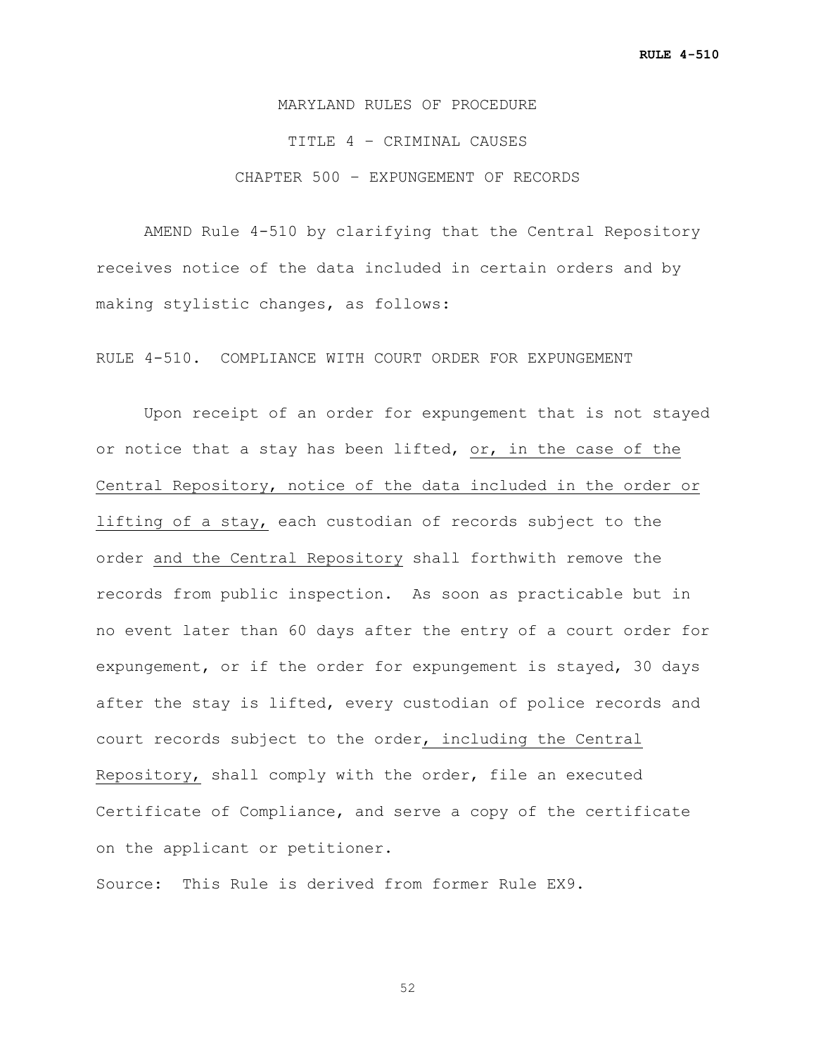MARYLAND RULES OF PROCEDURE

TITLE 4 – CRIMINAL CAUSES

CHAPTER 500 – EXPUNGEMENT OF RECORDS

AMEND Rule 4-510 by clarifying that the Central Repository receives notice of the data included in certain orders and by making stylistic changes, as follows:

RULE 4-510. COMPLIANCE WITH COURT ORDER FOR EXPUNGEMENT

Upon receipt of an order for expungement that is not stayed or notice that a stay has been lifted, <u>or, in the case of the Central Repository, notice of the data included in the order or lifting of a stay,</u> each custodian of records subject to the order <u>and the Central Repository</u> shall forthwith remove the records from public inspection. As soon as practicable but in no event later than 60 days after the entry of a court order for expungement, or if the order for expungement is stayed, 30 days after the stay is lifted, every custodian of police records and court records subject to the order<u>, including the Central Repository,</u> shall comply with the order, file an executed Certificate of Compliance, and serve a copy of the certificate on the applicant or petitioner.

Source: This Rule is derived from former Rule EX9.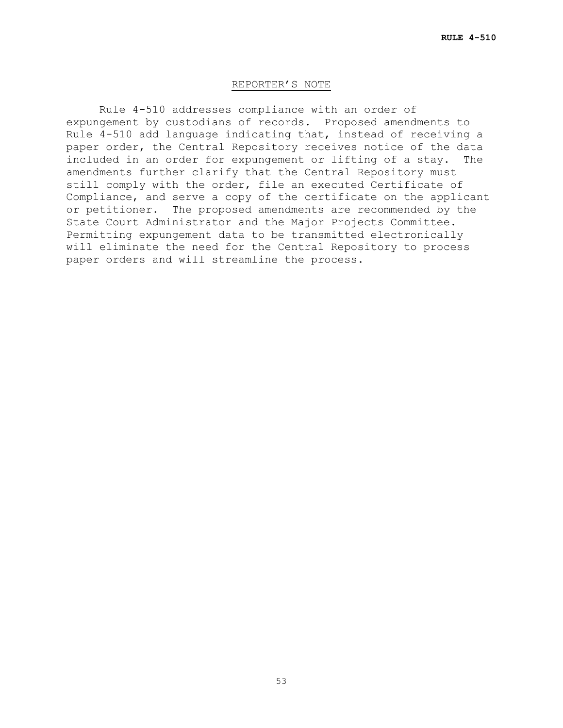## REPORTER'S NOTE

Rule 4-510 addresses compliance with an order of expungement by custodians of records. Proposed amendments to Rule 4-510 add language indicating that, instead of receiving a paper order, the Central Repository receives notice of the data included in an order for expungement or lifting of a stay. The amendments further clarify that the Central Repository must still comply with the order, file an executed Certificate of Compliance, and serve a copy of the certificate on the applicant or petitioner. The proposed amendments are recommended by the State Court Administrator and the Major Projects Committee. Permitting expungement data to be transmitted electronically will eliminate the need for the Central Repository to process paper orders and will streamline the process.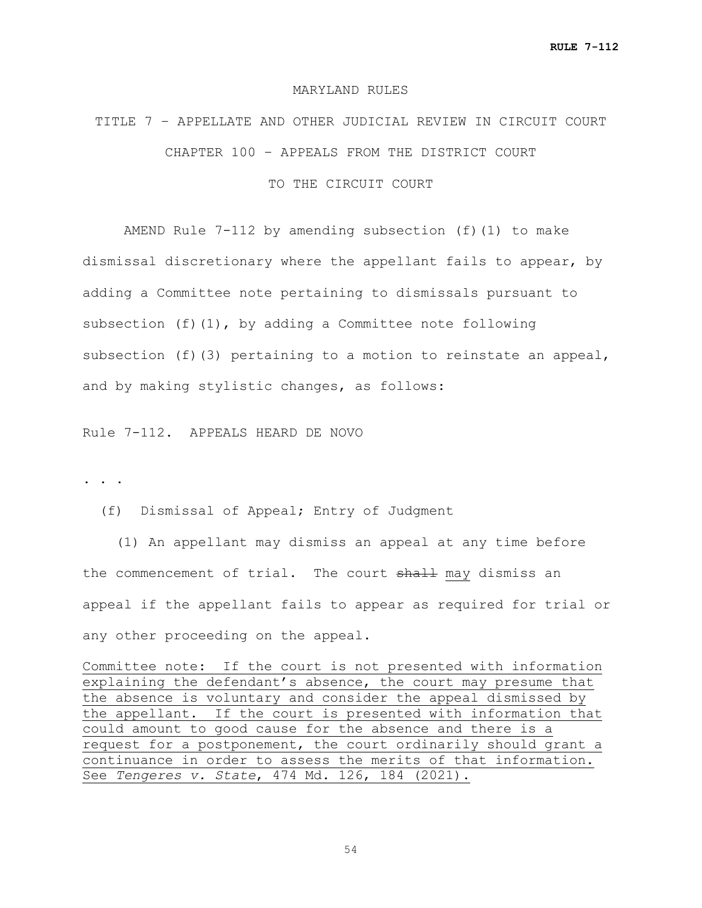MARYLAND RULES

TITLE 7 – APPELLATE AND OTHER JUDICIAL REVIEW IN CIRCUIT COURT

CHAPTER 100 – APPEALS FROM THE DISTRICT COURT

TO THE CIRCUIT COURT

AMEND Rule 7-112 by amending subsection (f)(1) to make dismissal discretionary where the appellant fails to appear, by adding a Committee note pertaining to dismissals pursuant to subsection (f)(1), by adding a Committee note following subsection (f)(3) pertaining to a motion to reinstate an appeal, and by making stylistic changes, as follows:

Rule 7-112. APPEALS HEARD DE NOVO

. . .

(f) Dismissal of Appeal; Entry of Judgment

(1) An appellant may dismiss an appeal at any time before the commencement of trial. The court ~~shall~~ <u>may</u> dismiss an appeal if the appellant fails to appear as required for trial or any other proceeding on the appeal.

<u>Committee note: If the court is not presented with information explaining the defendant's absence, the court may presume that the absence is voluntary and consider the appeal dismissed by the appellant. If the court is presented with information that could amount to good cause for the absence and there is a request for a postponement, the court ordinarily should grant a continuance in order to assess the merits of that information. See *Tengeres v. State*, 474 Md. 126, 184 (2021).</u>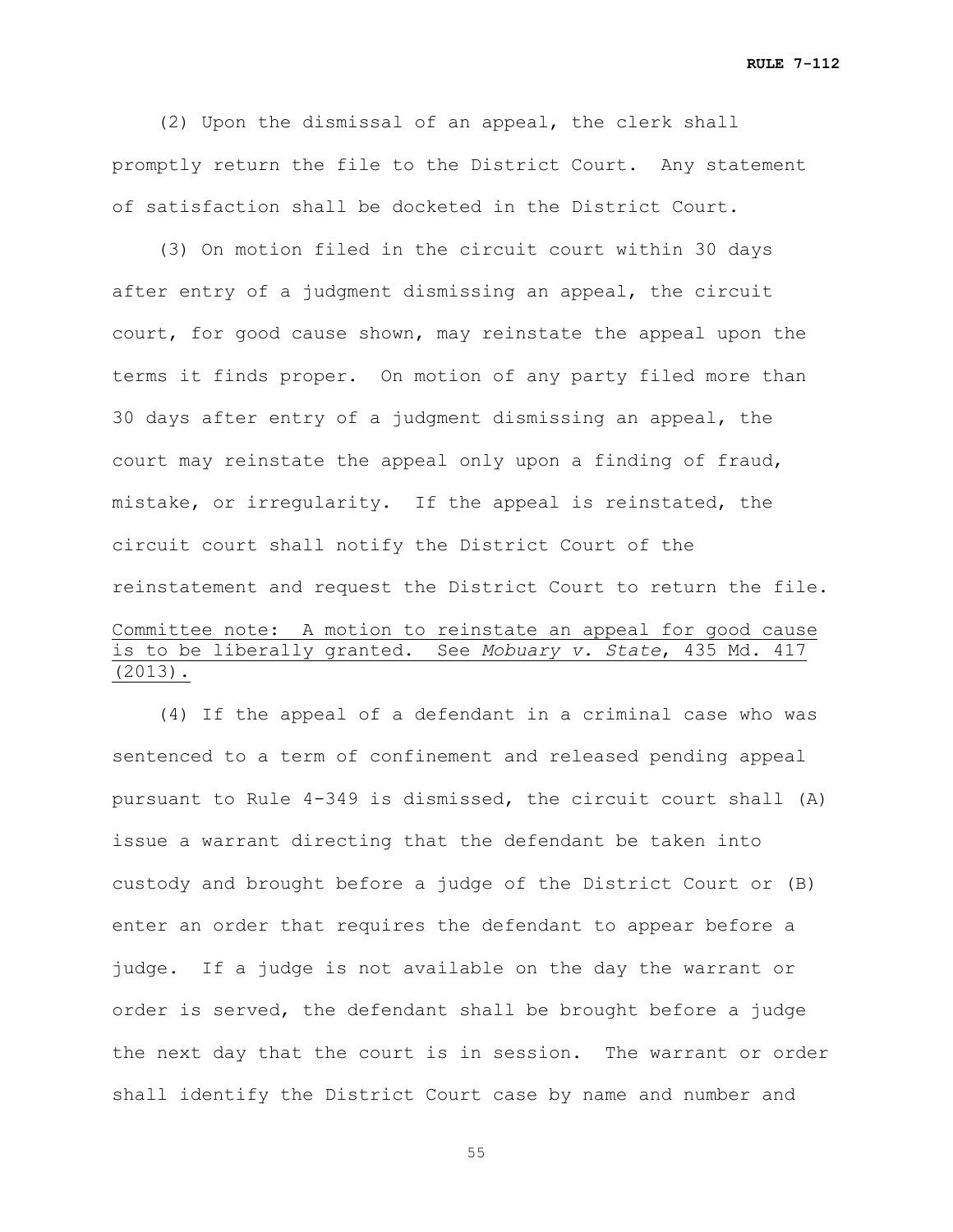(2) Upon the dismissal of an appeal, the clerk shall promptly return the file to the District Court. Any statement of satisfaction shall be docketed in the District Court.

(3) On motion filed in the circuit court within 30 days after entry of a judgment dismissing an appeal, the circuit court, for good cause shown, may reinstate the appeal upon the terms it finds proper. On motion of any party filed more than 30 days after entry of a judgment dismissing an appeal, the court may reinstate the appeal only upon a finding of fraud, mistake, or irregularity. If the appeal is reinstated, the circuit court shall notify the District Court of the reinstatement and request the District Court to return the file.

<u>Committee note: A motion to reinstate an appeal for good cause is to be liberally granted. See *Mobuary v. State*, 435 Md. 417 (2013).</u>

(4) If the appeal of a defendant in a criminal case who was sentenced to a term of confinement and released pending appeal pursuant to Rule 4-349 is dismissed, the circuit court shall (A) issue a warrant directing that the defendant be taken into custody and brought before a judge of the District Court or (B) enter an order that requires the defendant to appear before a judge. If a judge is not available on the day the warrant or order is served, the defendant shall be brought before a judge the next day that the court is in session. The warrant or order shall identify the District Court case by name and number and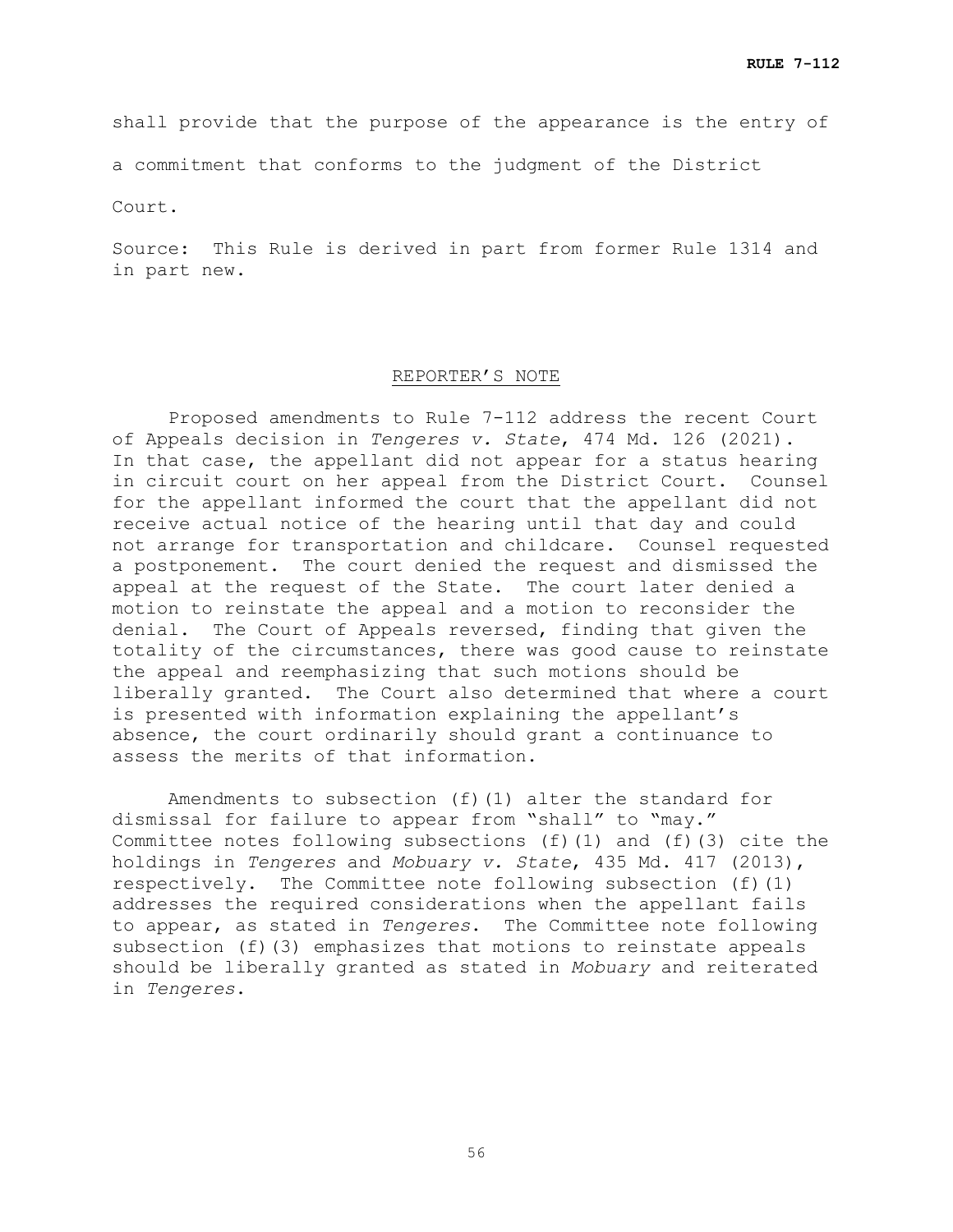shall provide that the purpose of the appearance is the entry of a commitment that conforms to the judgment of the District Court.

Source: This Rule is derived in part from former Rule 1314 and in part new.

## REPORTER'S NOTE

Proposed amendments to Rule 7-112 address the recent Court of Appeals decision in *Tengeres v. State*, 474 Md. 126 (2021). In that case, the appellant did not appear for a status hearing in circuit court on her appeal from the District Court. Counsel for the appellant informed the court that the appellant did not receive actual notice of the hearing until that day and could not arrange for transportation and childcare. Counsel requested a postponement. The court denied the request and dismissed the appeal at the request of the State. The court later denied a motion to reinstate the appeal and a motion to reconsider the denial. The Court of Appeals reversed, finding that given the totality of the circumstances, there was good cause to reinstate the appeal and reemphasizing that such motions should be liberally granted. The Court also determined that where a court is presented with information explaining the appellant's absence, the court ordinarily should grant a continuance to assess the merits of that information.

Amendments to subsection (f)(1) alter the standard for dismissal for failure to appear from "shall" to "may." Committee notes following subsections (f)(1) and (f)(3) cite the holdings in *Tengeres* and *Mobuary v. State*, 435 Md. 417 (2013), respectively. The Committee note following subsection (f)(1) addresses the required considerations when the appellant fails to appear, as stated in *Tengeres*. The Committee note following subsection (f)(3) emphasizes that motions to reinstate appeals should be liberally granted as stated in *Mobuary* and reiterated in *Tengeres*.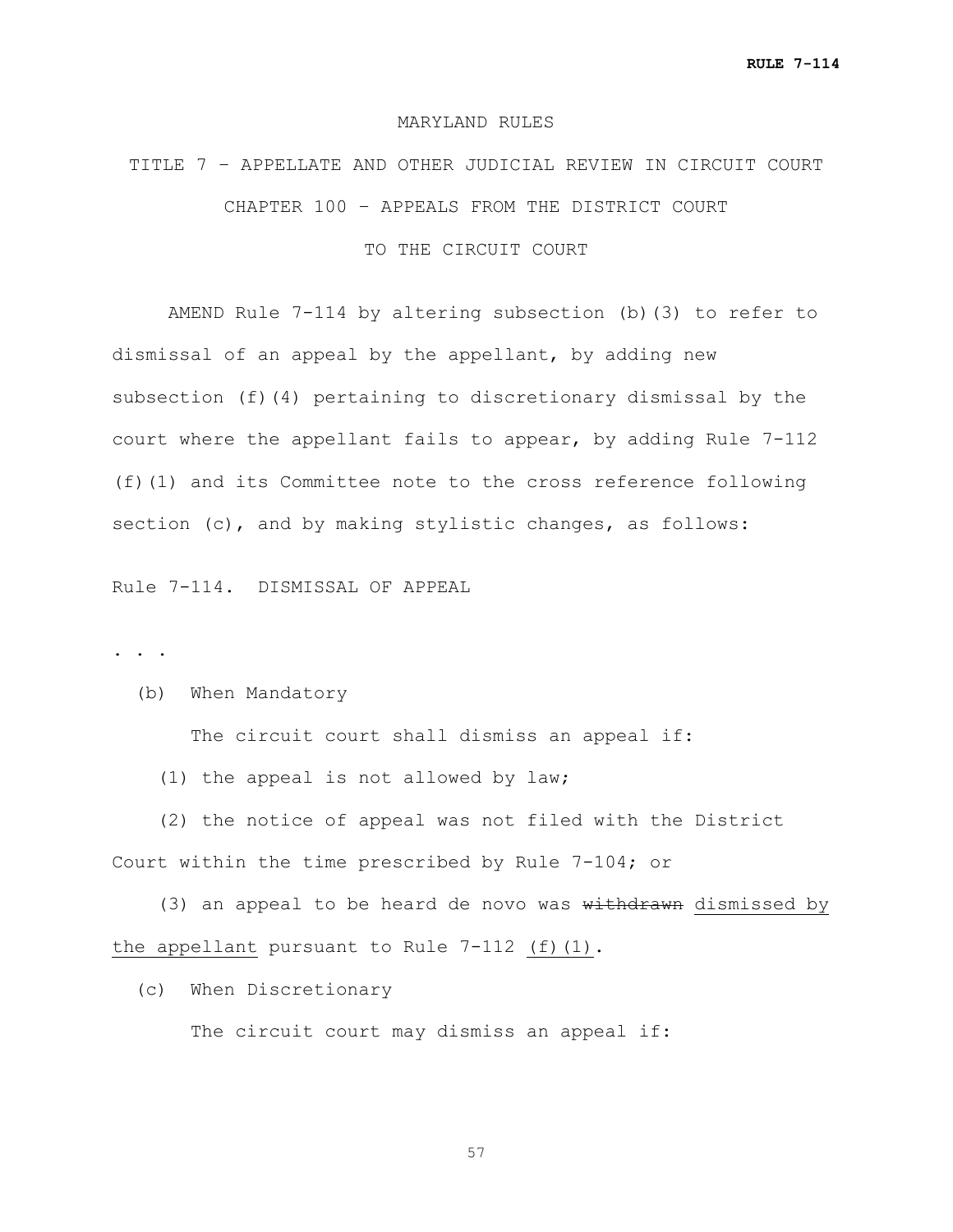MARYLAND RULES

TITLE 7 – APPELLATE AND OTHER JUDICIAL REVIEW IN CIRCUIT COURT

CHAPTER 100 – APPEALS FROM THE DISTRICT COURT TO THE CIRCUIT COURT

AMEND Rule 7-114 by altering subsection (b)(3) to refer to dismissal of an appeal by the appellant, by adding new subsection (f)(4) pertaining to discretionary dismissal by the court where the appellant fails to appear, by adding Rule 7-112 (f)(1) and its Committee note to the cross reference following section (c), and by making stylistic changes, as follows:

Rule 7-114. DISMISSAL OF APPEAL

. . .

(b) When Mandatory

The circuit court shall dismiss an appeal if:

(1) the appeal is not allowed by law;

(2) the notice of appeal was not filed with the District Court within the time prescribed by Rule 7-104; or

(3) an appeal to be heard de novo was ~~withdrawn~~ <u>dismissed by the appellant</u> pursuant to Rule 7-112 <u>(f)(1)</u>.

(c) When Discretionary

The circuit court may dismiss an appeal if: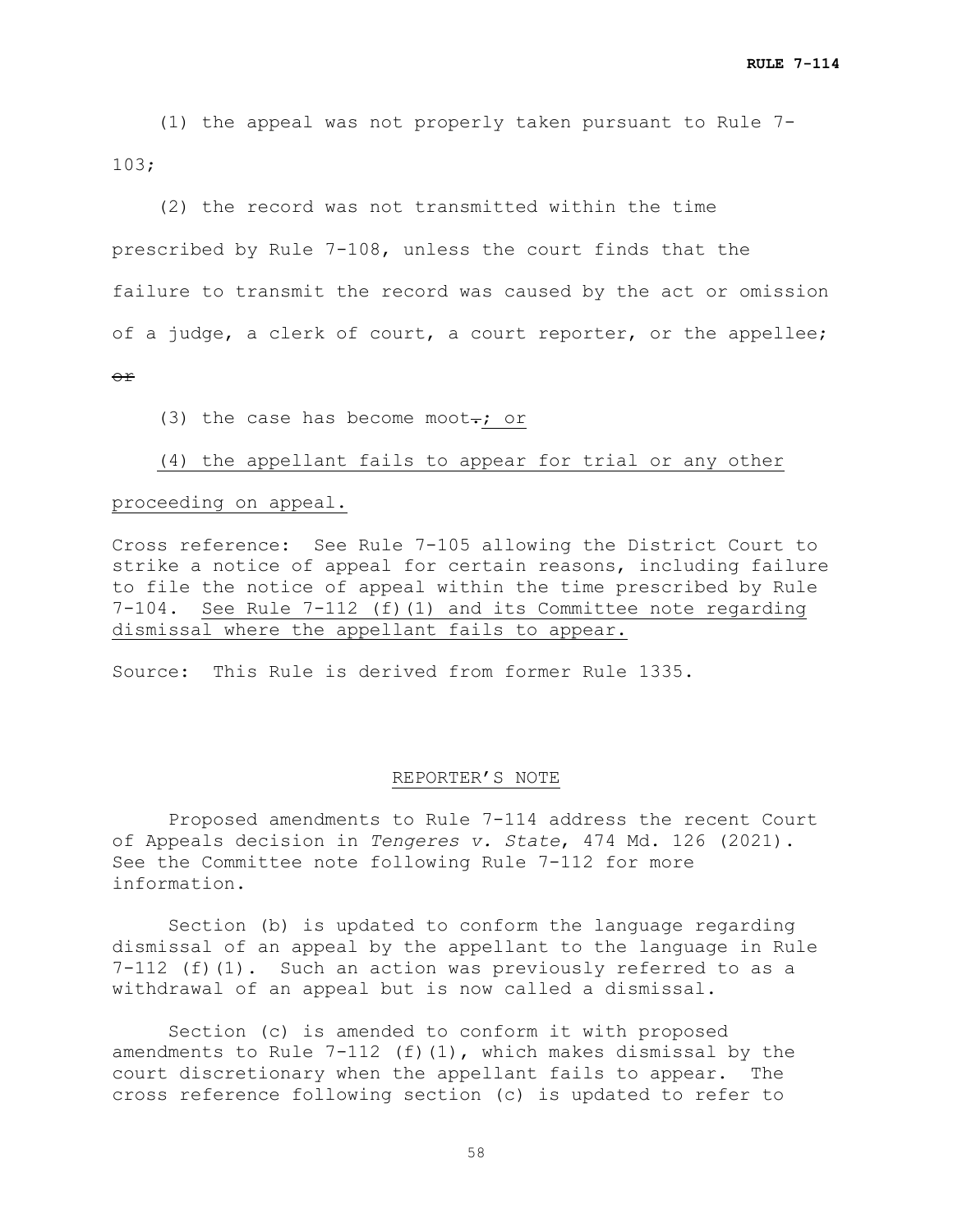(1) the appeal was not properly taken pursuant to Rule 7-103;

(2) the record was not transmitted within the time prescribed by Rule 7-108, unless the court finds that the failure to transmit the record was caused by the act or omission of a judge, a clerk of court, a court reporter, or the appellee; ~~or~~

(3) the case has become moot~~.~~<u>; or</u>

<u>(4) the appellant fails to appear for trial or any other proceeding on appeal.</u>

Cross reference: See Rule 7-105 allowing the District Court to strike a notice of appeal for certain reasons, including failure to file the notice of appeal within the time prescribed by Rule 7-104. <u>See Rule 7-112 (f)(1) and its Committee note regarding dismissal where the appellant fails to appear.</u>

Source: This Rule is derived from former Rule 1335.

<u>REPORTER'S NOTE</u>

Proposed amendments to Rule 7-114 address the recent Court of Appeals decision in *Tengeres v. State*, 474 Md. 126 (2021). See the Committee note following Rule 7-112 for more information.

Section (b) is updated to conform the language regarding dismissal of an appeal by the appellant to the language in Rule 7-112 (f)(1). Such an action was previously referred to as a withdrawal of an appeal but is now called a dismissal.

Section (c) is amended to conform it with proposed amendments to Rule 7-112 (f)(1), which makes dismissal by the court discretionary when the appellant fails to appear. The cross reference following section (c) is updated to refer to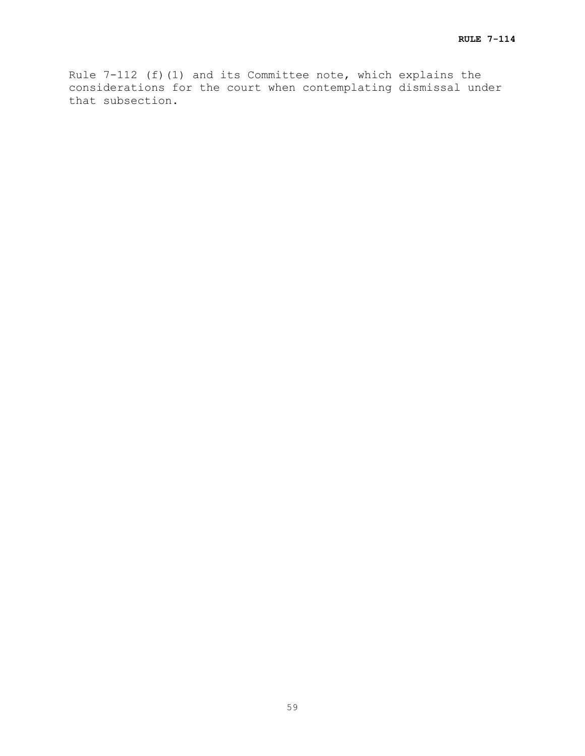Rule 7-112 (f)(1) and its Committee note, which explains the considerations for the court when contemplating dismissal under that subsection.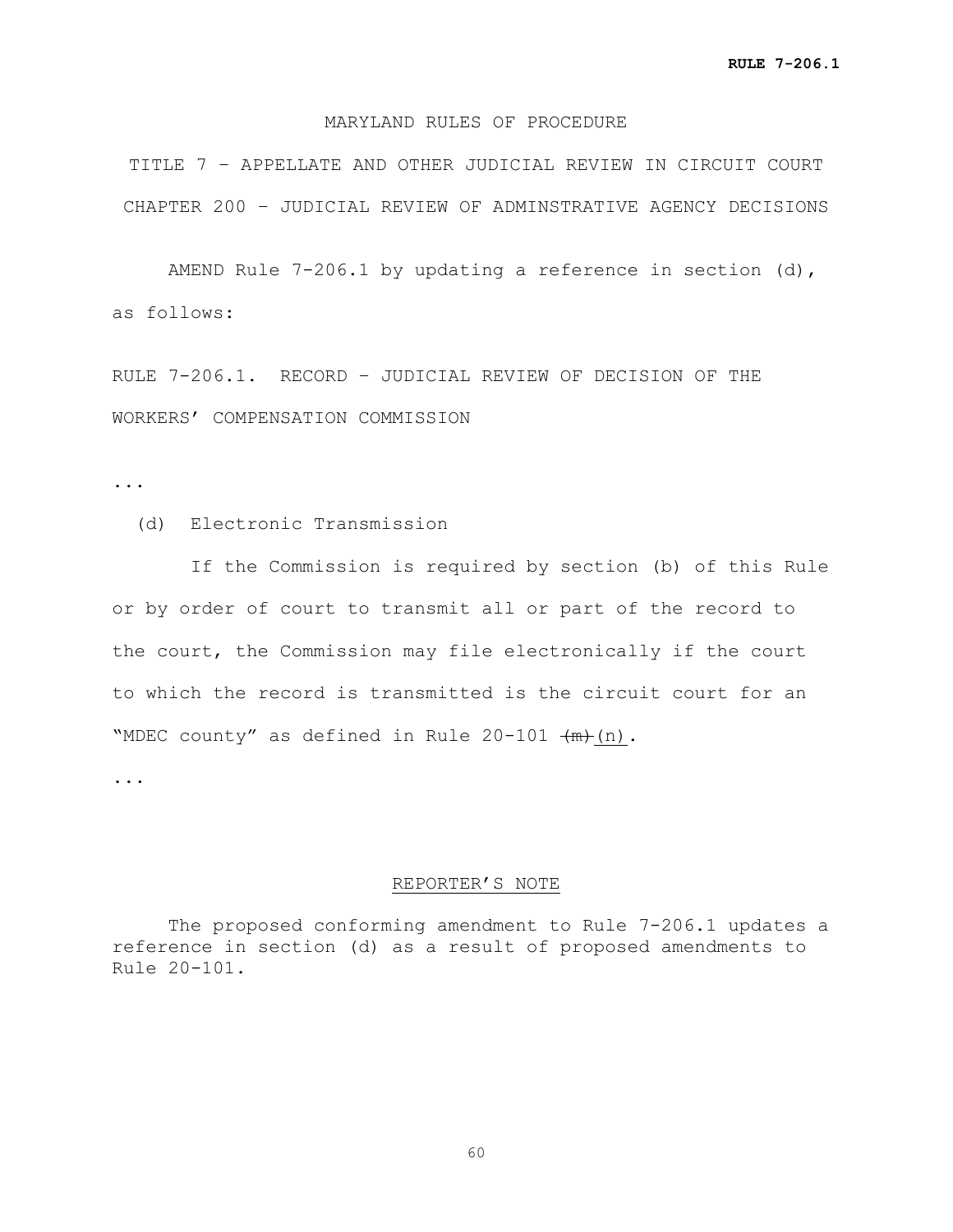MARYLAND RULES OF PROCEDURE

TITLE 7 – APPELLATE AND OTHER JUDICIAL REVIEW IN CIRCUIT COURT

CHAPTER 200 – JUDICIAL REVIEW OF ADMINSTRATIVE AGENCY DECISIONS

AMEND Rule 7-206.1 by updating a reference in section (d), as follows:

RULE 7-206.1. RECORD – JUDICIAL REVIEW OF DECISION OF THE WORKERS' COMPENSATION COMMISSION

...

(d) Electronic Transmission

If the Commission is required by section (b) of this Rule or by order of court to transmit all or part of the record to the court, the Commission may file electronically if the court to which the record is transmitted is the circuit court for an "MDEC county" as defined in Rule 20-101 ~~(m)~~ <u>(n)</u>.

...

<u>REPORTER'S NOTE</u>

The proposed conforming amendment to Rule 7-206.1 updates a reference in section (d) as a result of proposed amendments to Rule 20-101.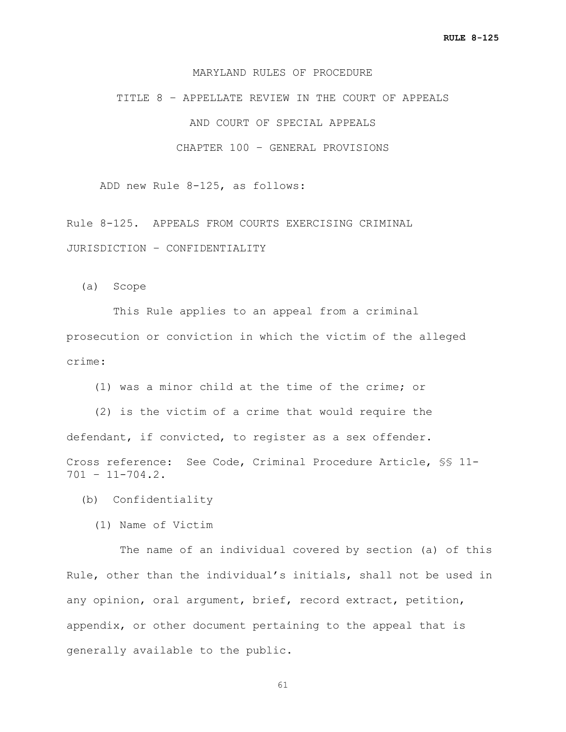MARYLAND RULES OF PROCEDURE

TITLE 8 – APPELLATE REVIEW IN THE COURT OF APPEALS

AND COURT OF SPECIAL APPEALS

CHAPTER 100 – GENERAL PROVISIONS

ADD new Rule 8-125, as follows:

Rule 8-125. APPEALS FROM COURTS EXERCISING CRIMINAL JURISDICTION – CONFIDENTIALITY

(a) Scope

This Rule applies to an appeal from a criminal prosecution or conviction in which the victim of the alleged crime:

(1) was a minor child at the time of the crime; or

(2) is the victim of a crime that would require the defendant, if convicted, to register as a sex offender.

Cross reference: See Code, Criminal Procedure Article, §§ 11-701 – 11-704.2.

(b) Confidentiality

(1) Name of Victim

The name of an individual covered by section (a) of this Rule, other than the individual's initials, shall not be used in any opinion, oral argument, brief, record extract, petition, appendix, or other document pertaining to the appeal that is generally available to the public.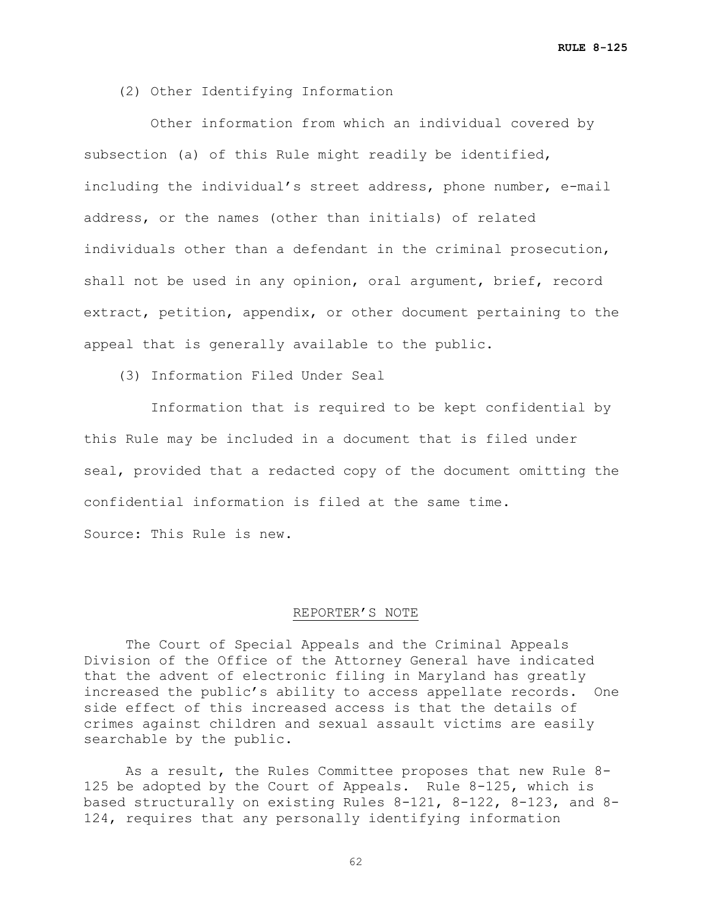(2) Other Identifying Information

Other information from which an individual covered by subsection (a) of this Rule might readily be identified, including the individual's street address, phone number, e-mail address, or the names (other than initials) of related individuals other than a defendant in the criminal prosecution, shall not be used in any opinion, oral argument, brief, record extract, petition, appendix, or other document pertaining to the appeal that is generally available to the public.

(3) Information Filed Under Seal

Information that is required to be kept confidential by this Rule may be included in a document that is filed under seal, provided that a redacted copy of the document omitting the confidential information is filed at the same time.

Source: This Rule is new.

REPORTER'S NOTE

The Court of Special Appeals and the Criminal Appeals Division of the Office of the Attorney General have indicated that the advent of electronic filing in Maryland has greatly increased the public's ability to access appellate records. One side effect of this increased access is that the details of crimes against children and sexual assault victims are easily searchable by the public.

As a result, the Rules Committee proposes that new Rule 8-125 be adopted by the Court of Appeals. Rule 8-125, which is based structurally on existing Rules 8-121, 8-122, 8-123, and 8-124, requires that any personally identifying information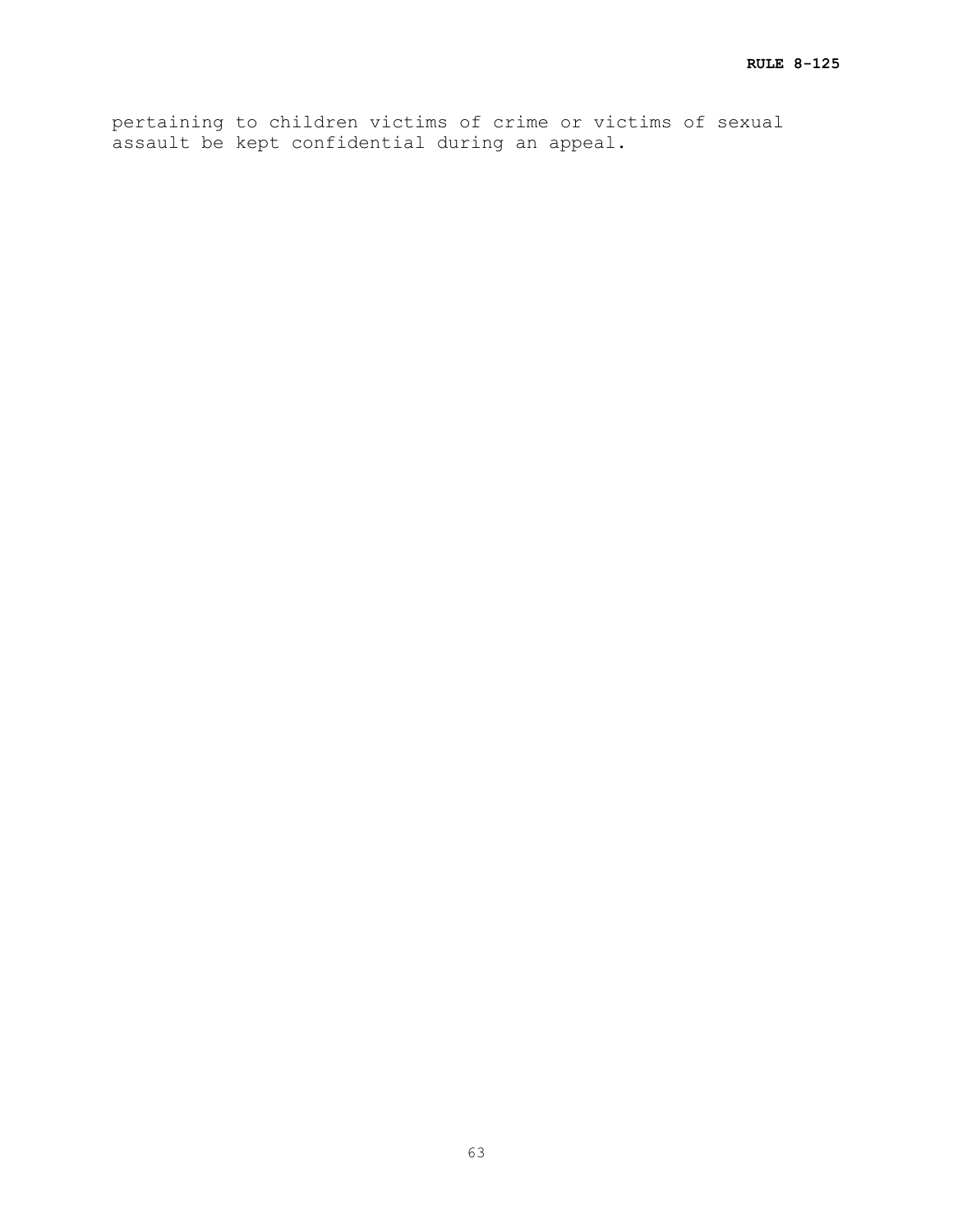pertaining to children victims of crime or victims of sexual assault be kept confidential during an appeal.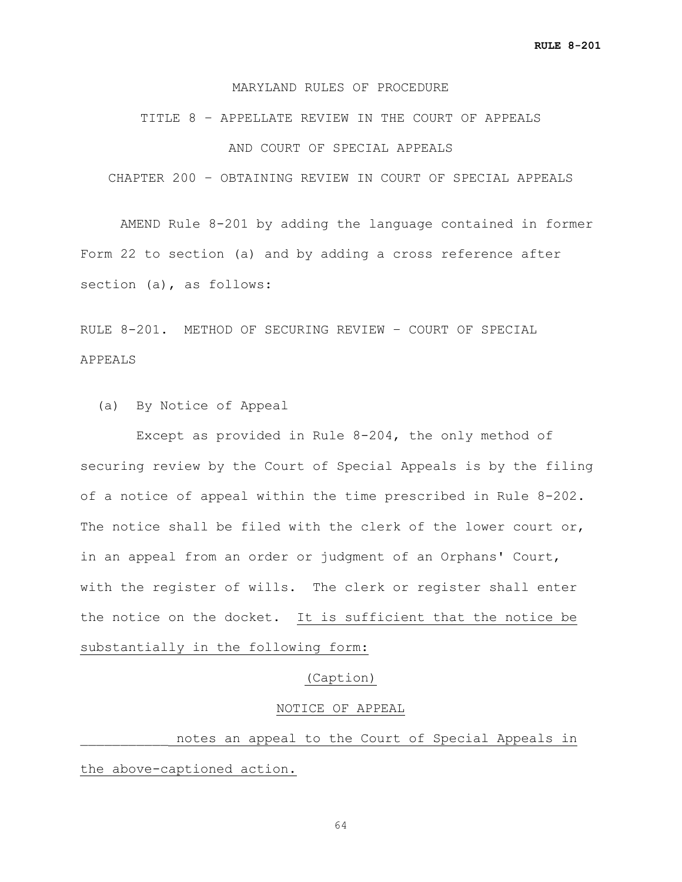MARYLAND RULES OF PROCEDURE

TITLE 8 – APPELLATE REVIEW IN THE COURT OF APPEALS

AND COURT OF SPECIAL APPEALS

CHAPTER 200 – OBTAINING REVIEW IN COURT OF SPECIAL APPEALS

AMEND Rule 8-201 by adding the language contained in former Form 22 to section (a) and by adding a cross reference after section (a), as follows:

RULE 8-201. METHOD OF SECURING REVIEW – COURT OF SPECIAL APPEALS

(a) By Notice of Appeal

Except as provided in Rule 8-204, the only method of securing review by the Court of Special Appeals is by the filing of a notice of appeal within the time prescribed in Rule 8-202. The notice shall be filed with the clerk of the lower court or, in an appeal from an order or judgment of an Orphans' Court, with the register of wills. The clerk or register shall enter the notice on the docket. It is sufficient that the notice be substantially in the following form:

(Caption)

NOTICE OF APPEAL

___________ notes an appeal to the Court of Special Appeals in the above-captioned action.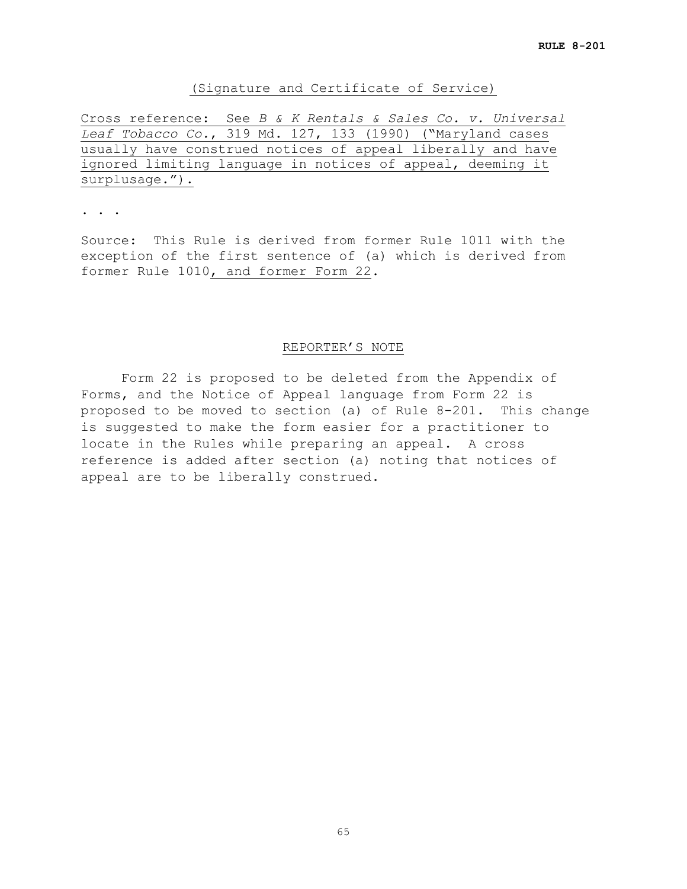(Signature and Certificate of Service)

Cross reference: See *B & K Rentals & Sales Co. v. Universal Leaf Tobacco Co.*, 319 Md. 127, 133 (1990) ("Maryland cases usually have construed notices of appeal liberally and have ignored limiting language in notices of appeal, deeming it surplusage.").

. . .

Source: This Rule is derived from former Rule 1011 with the exception of the first sentence of (a) which is derived from former Rule 1010, and former Form 22.

## REPORTER'S NOTE

Form 22 is proposed to be deleted from the Appendix of Forms, and the Notice of Appeal language from Form 22 is proposed to be moved to section (a) of Rule 8-201. This change is suggested to make the form easier for a practitioner to locate in the Rules while preparing an appeal. A cross reference is added after section (a) noting that notices of appeal are to be liberally construed.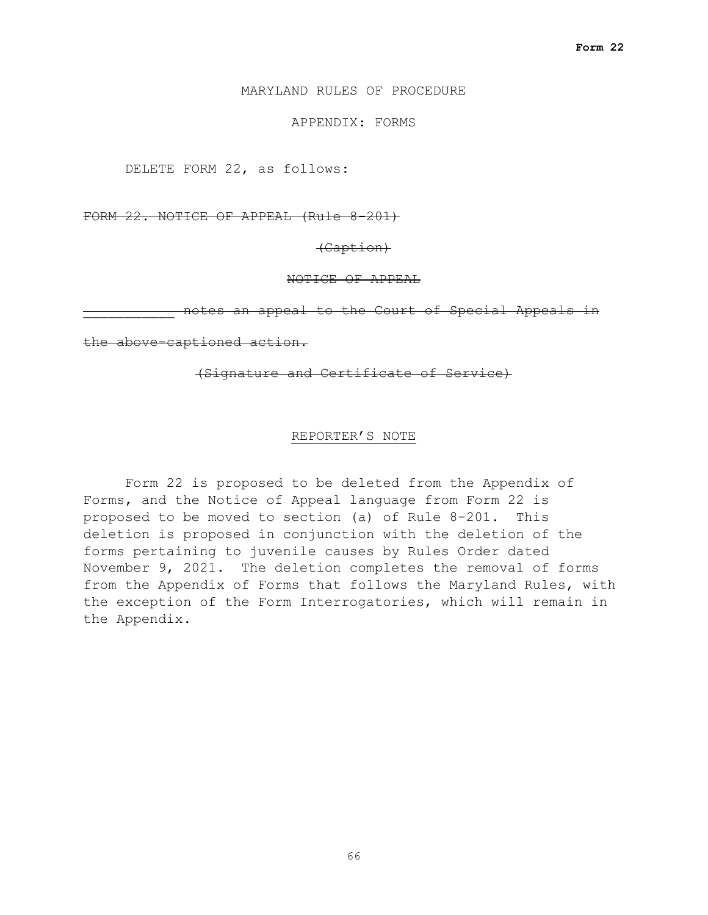**Form 22**

MARYLAND RULES OF PROCEDURE

APPENDIX: FORMS

DELETE FORM 22, as follows:

~~FORM 22. NOTICE OF APPEAL (Rule 8-201)~~

~~(Caption)~~

~~NOTICE OF APPEAL~~

~~___________ notes an appeal to the Court of Special Appeals in the above-captioned action.~~

~~(Signature and Certificate of Service)~~

REPORTER'S NOTE

Form 22 is proposed to be deleted from the Appendix of Forms, and the Notice of Appeal language from Form 22 is proposed to be moved to section (a) of Rule 8-201. This deletion is proposed in conjunction with the deletion of the forms pertaining to juvenile causes by Rules Order dated November 9, 2021. The deletion completes the removal of forms from the Appendix of Forms that follows the Maryland Rules, with the exception of the Form Interrogatories, which will remain in the Appendix.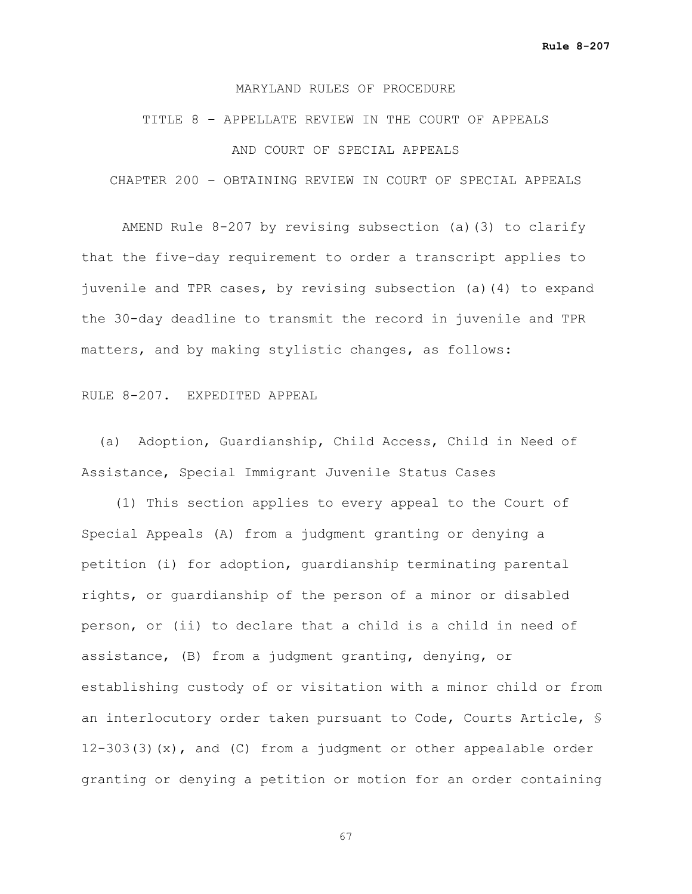MARYLAND RULES OF PROCEDURE

TITLE 8 – APPELLATE REVIEW IN THE COURT OF APPEALS

AND COURT OF SPECIAL APPEALS

CHAPTER 200 – OBTAINING REVIEW IN COURT OF SPECIAL APPEALS

AMEND Rule 8-207 by revising subsection (a)(3) to clarify that the five-day requirement to order a transcript applies to juvenile and TPR cases, by revising subsection (a)(4) to expand the 30-day deadline to transmit the record in juvenile and TPR matters, and by making stylistic changes, as follows:

RULE 8-207. EXPEDITED APPEAL

(a) Adoption, Guardianship, Child Access, Child in Need of Assistance, Special Immigrant Juvenile Status Cases

(1) This section applies to every appeal to the Court of Special Appeals (A) from a judgment granting or denying a petition (i) for adoption, guardianship terminating parental rights, or guardianship of the person of a minor or disabled person, or (ii) to declare that a child is a child in need of assistance, (B) from a judgment granting, denying, or establishing custody of or visitation with a minor child or from an interlocutory order taken pursuant to Code, Courts Article, § 12-303(3)(x), and (C) from a judgment or other appealable order granting or denying a petition or motion for an order containing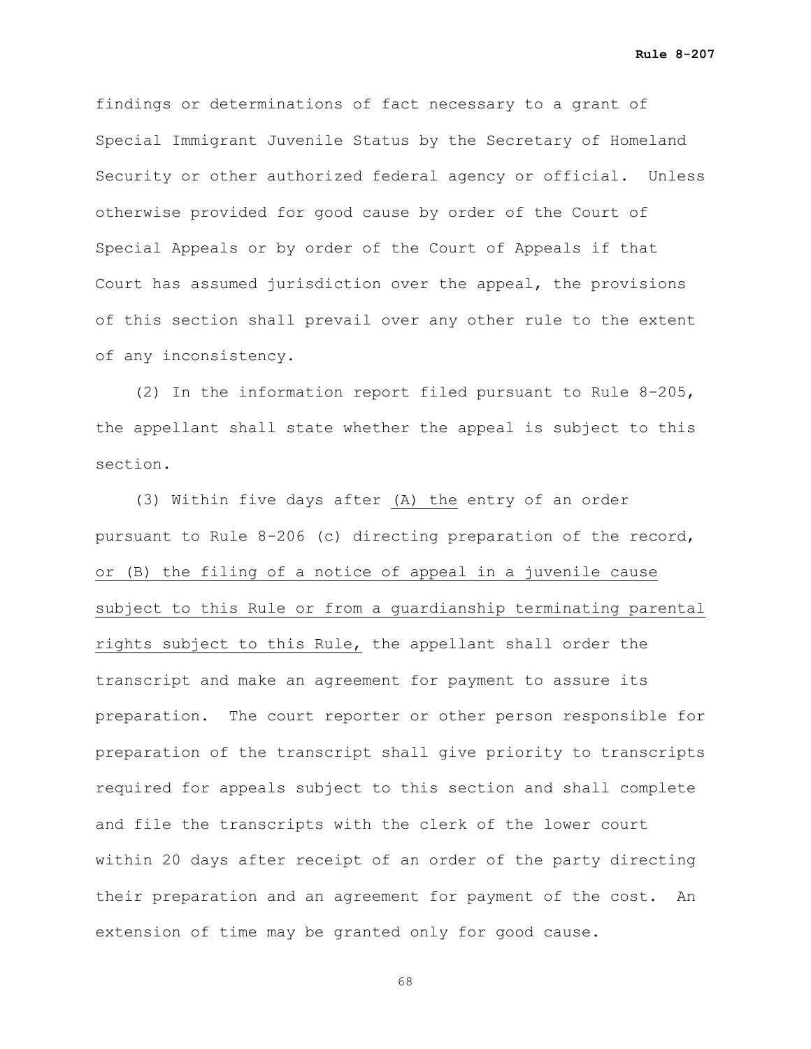findings or determinations of fact necessary to a grant of Special Immigrant Juvenile Status by the Secretary of Homeland Security or other authorized federal agency or official. Unless otherwise provided for good cause by order of the Court of Special Appeals or by order of the Court of Appeals if that Court has assumed jurisdiction over the appeal, the provisions of this section shall prevail over any other rule to the extent of any inconsistency.

(2) In the information report filed pursuant to Rule 8-205, the appellant shall state whether the appeal is subject to this section.

(3) Within five days after <u>(A) the</u> entry of an order pursuant to Rule 8-206 (c) directing preparation of the record, <u>or (B) the filing of a notice of appeal in a juvenile cause subject to this Rule or from a guardianship terminating parental rights subject to this Rule,</u> the appellant shall order the transcript and make an agreement for payment to assure its preparation. The court reporter or other person responsible for preparation of the transcript shall give priority to transcripts required for appeals subject to this section and shall complete and file the transcripts with the clerk of the lower court within 20 days after receipt of an order of the party directing their preparation and an agreement for payment of the cost. An extension of time may be granted only for good cause.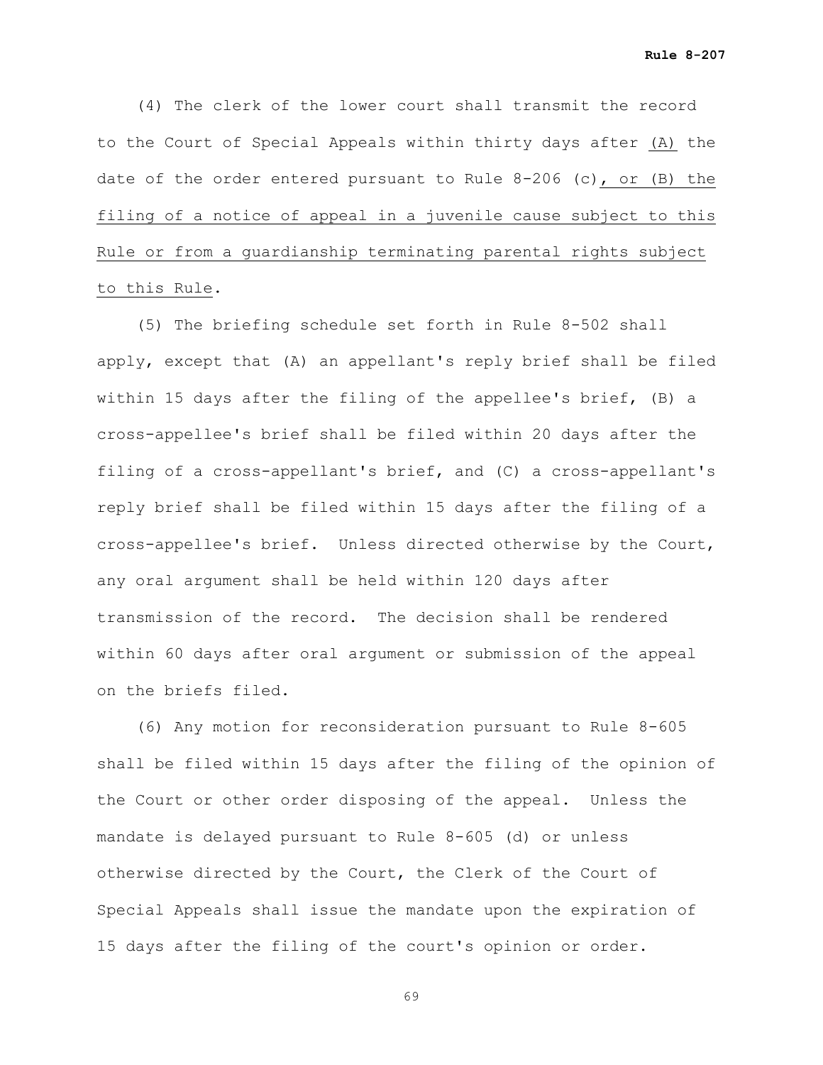(4) The clerk of the lower court shall transmit the record to the Court of Special Appeals within thirty days after <u>(A)</u> the date of the order entered pursuant to Rule 8-206 (c)<u>, or (B) the filing of a notice of appeal in a juvenile cause subject to this Rule or from a guardianship terminating parental rights subject to this Rule</u>.

(5) The briefing schedule set forth in Rule 8-502 shall apply, except that (A) an appellant's reply brief shall be filed within 15 days after the filing of the appellee's brief, (B) a cross-appellee's brief shall be filed within 20 days after the filing of a cross-appellant's brief, and (C) a cross-appellant's reply brief shall be filed within 15 days after the filing of a cross-appellee's brief. Unless directed otherwise by the Court, any oral argument shall be held within 120 days after transmission of the record. The decision shall be rendered within 60 days after oral argument or submission of the appeal on the briefs filed.

(6) Any motion for reconsideration pursuant to Rule 8-605 shall be filed within 15 days after the filing of the opinion of the Court or other order disposing of the appeal. Unless the mandate is delayed pursuant to Rule 8-605 (d) or unless otherwise directed by the Court, the Clerk of the Court of Special Appeals shall issue the mandate upon the expiration of 15 days after the filing of the court's opinion or order.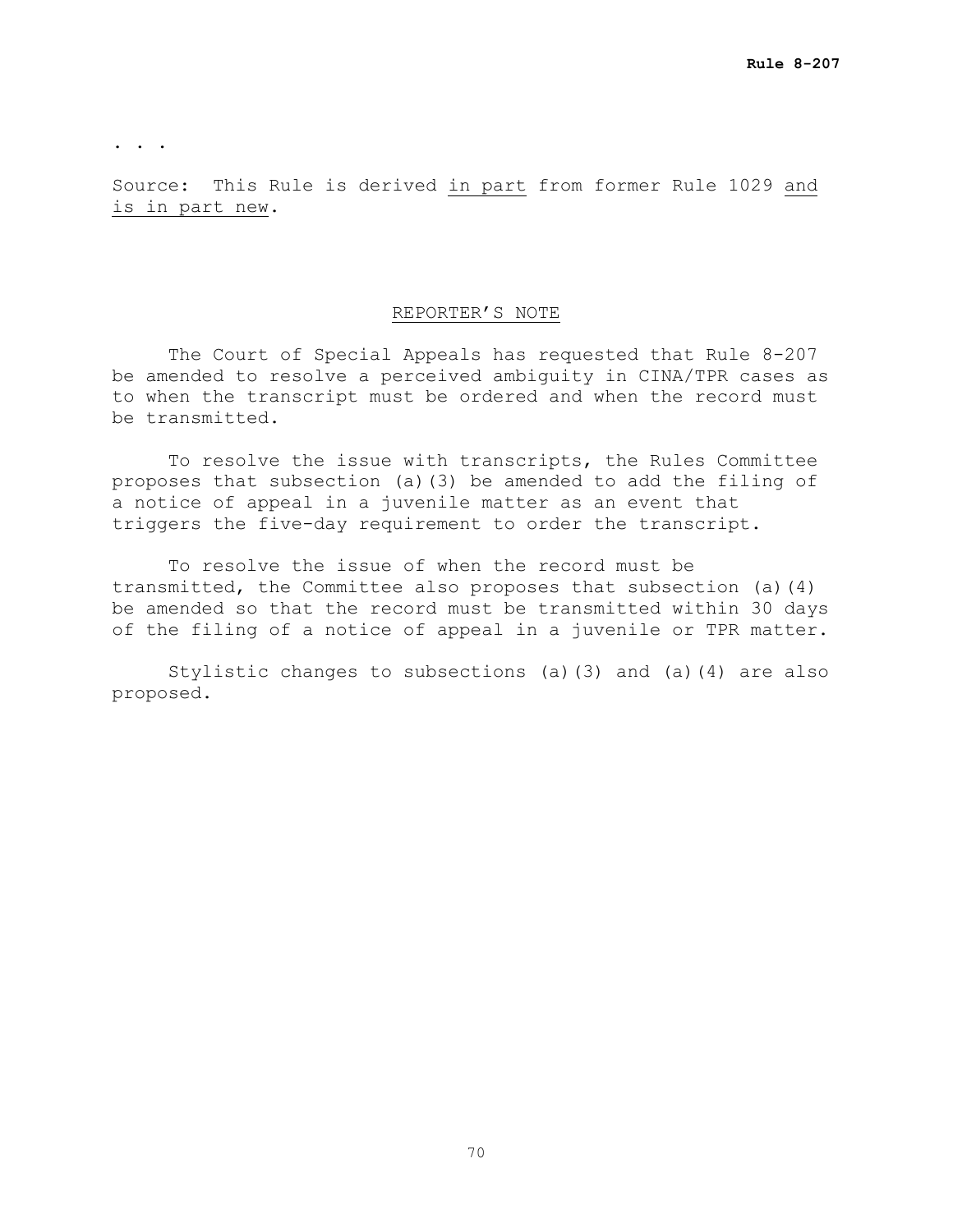. . .

Source: This Rule is derived <u>in part</u> from former Rule 1029 <u>and is in part new</u>.

<u>REPORTER'S NOTE</u>

The Court of Special Appeals has requested that Rule 8-207 be amended to resolve a perceived ambiguity in CINA/TPR cases as to when the transcript must be ordered and when the record must be transmitted.

To resolve the issue with transcripts, the Rules Committee proposes that subsection (a)(3) be amended to add the filing of a notice of appeal in a juvenile matter as an event that triggers the five-day requirement to order the transcript.

To resolve the issue of when the record must be transmitted, the Committee also proposes that subsection (a)(4) be amended so that the record must be transmitted within 30 days of the filing of a notice of appeal in a juvenile or TPR matter.

Stylistic changes to subsections (a)(3) and (a)(4) are also proposed.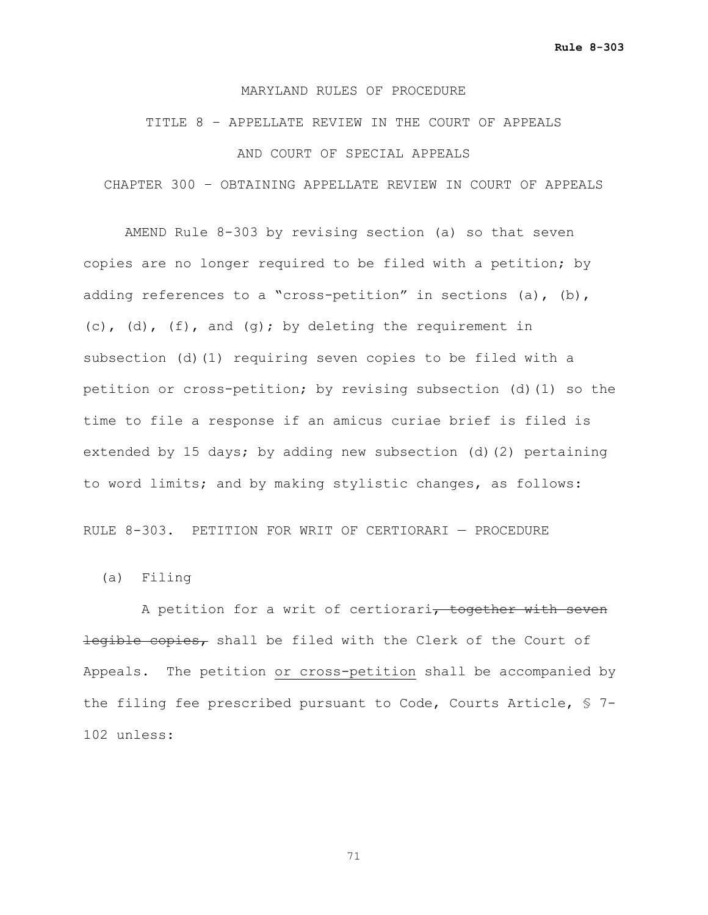MARYLAND RULES OF PROCEDURE

TITLE 8 – APPELLATE REVIEW IN THE COURT OF APPEALS

AND COURT OF SPECIAL APPEALS

CHAPTER 300 – OBTAINING APPELLATE REVIEW IN COURT OF APPEALS

AMEND Rule 8-303 by revising section (a) so that seven copies are no longer required to be filed with a petition; by adding references to a "cross-petition" in sections (a), (b), (c), (d), (f), and (g); by deleting the requirement in subsection (d)(1) requiring seven copies to be filed with a petition or cross-petition; by revising subsection (d)(1) so the time to file a response if an amicus curiae brief is filed is extended by 15 days; by adding new subsection (d)(2) pertaining to word limits; and by making stylistic changes, as follows:

RULE 8-303. PETITION FOR WRIT OF CERTIORARI — PROCEDURE

(a) Filing

A petition for a writ of certiorari~~, together with seven legible copies,~~ shall be filed with the Clerk of the Court of Appeals. The petition <u>or cross-petition</u> shall be accompanied by the filing fee prescribed pursuant to Code, Courts Article, § 7-102 unless: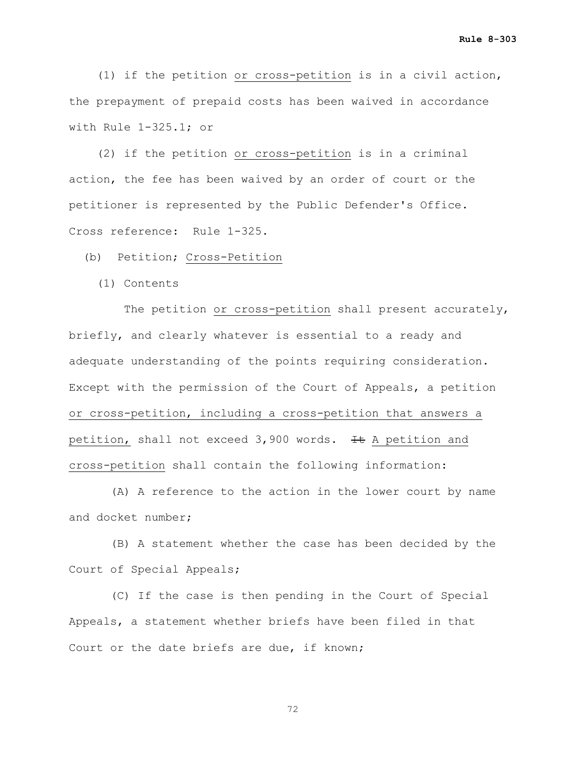(1) if the petition <u>or cross-petition</u> is in a civil action, the prepayment of prepaid costs has been waived in accordance with Rule 1-325.1; or

(2) if the petition <u>or cross-petition</u> is in a criminal action, the fee has been waived by an order of court or the petitioner is represented by the Public Defender's Office.

Cross reference: Rule 1-325.

(b) Petition; <u>Cross-Petition</u>

(1) Contents

The petition <u>or cross-petition</u> shall present accurately, briefly, and clearly whatever is essential to a ready and adequate understanding of the points requiring consideration. Except with the permission of the Court of Appeals, a petition <u>or cross-petition, including a cross-petition that answers a petition,</u> shall not exceed 3,900 words. ~~It~~ <u>A petition and cross-petition</u> shall contain the following information:

(A) A reference to the action in the lower court by name and docket number;

(B) A statement whether the case has been decided by the Court of Special Appeals;

(C) If the case is then pending in the Court of Special Appeals, a statement whether briefs have been filed in that Court or the date briefs are due, if known;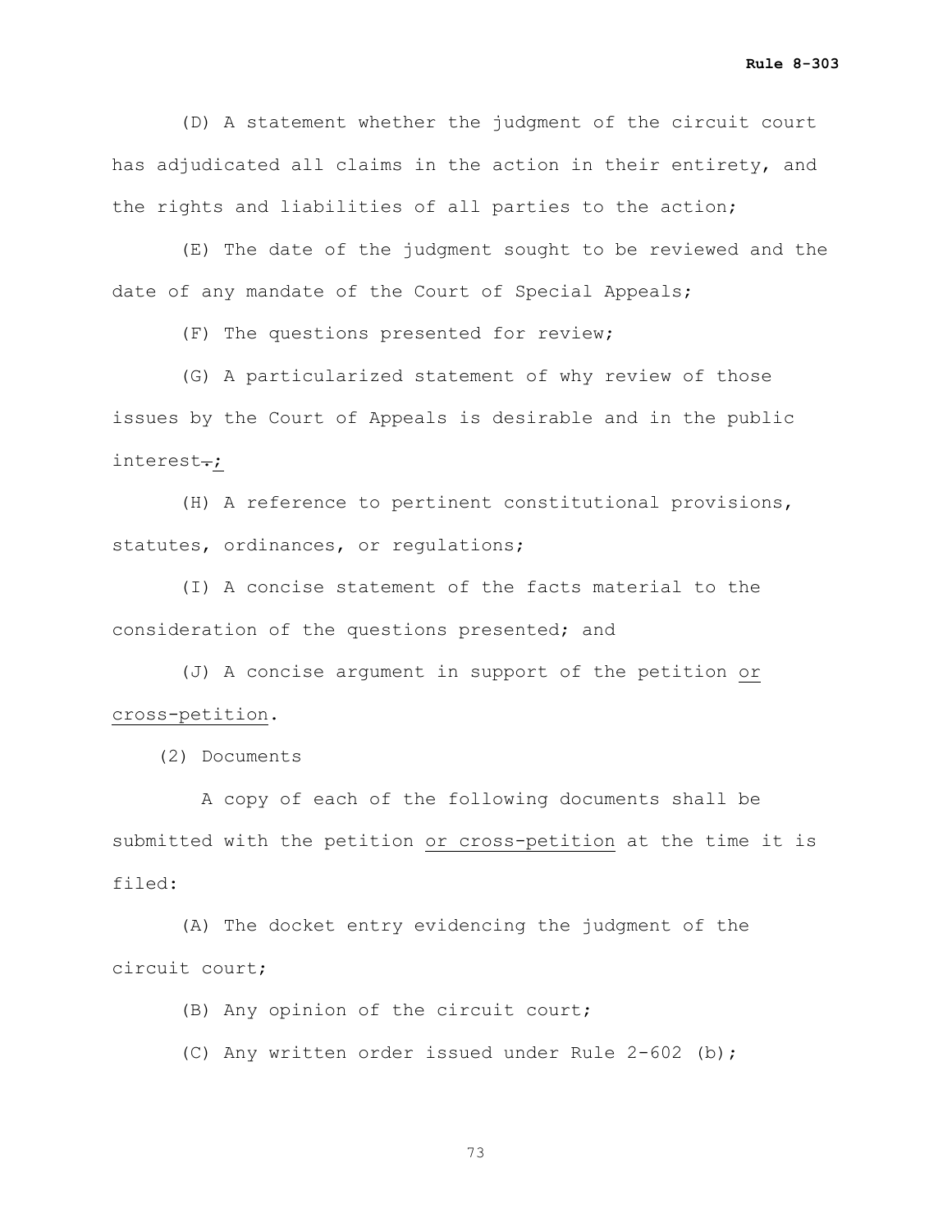(D) A statement whether the judgment of the circuit court has adjudicated all claims in the action in their entirety, and the rights and liabilities of all parties to the action;

(E) The date of the judgment sought to be reviewed and the date of any mandate of the Court of Special Appeals;

(F) The questions presented for review;

(G) A particularized statement of why review of those issues by the Court of Appeals is desirable and in the public interest.;

(H) A reference to pertinent constitutional provisions, statutes, ordinances, or regulations;

(I) A concise statement of the facts material to the consideration of the questions presented; and

(J) A concise argument in support of the petition or cross-petition.

(2) Documents

A copy of each of the following documents shall be submitted with the petition or cross-petition at the time it is filed:

(A) The docket entry evidencing the judgment of the circuit court;

(B) Any opinion of the circuit court;

(C) Any written order issued under Rule 2-602 (b);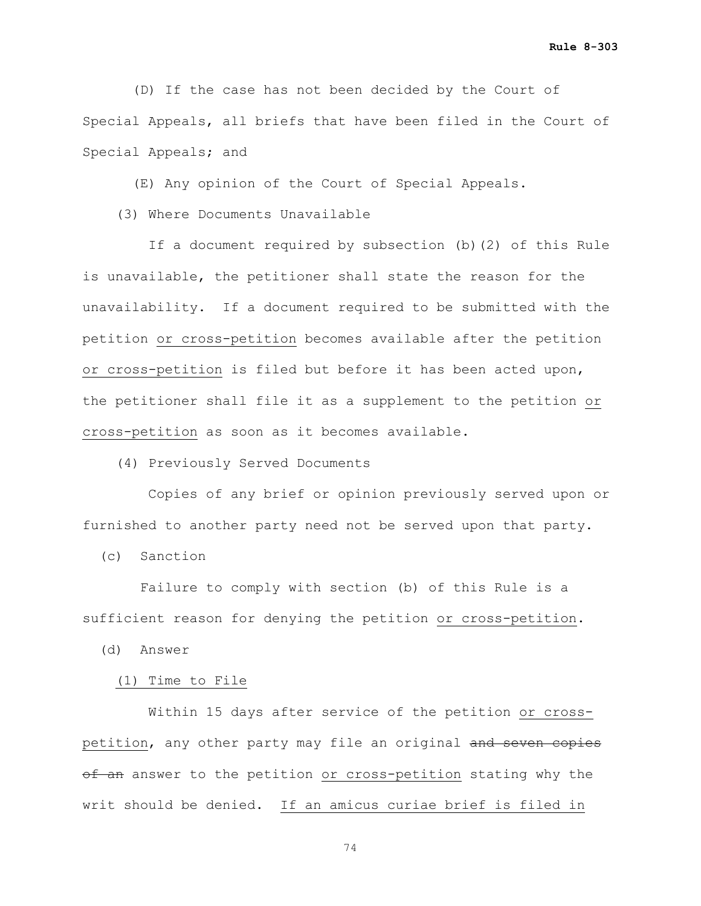(D) If the case has not been decided by the Court of Special Appeals, all briefs that have been filed in the Court of Special Appeals; and

(E) Any opinion of the Court of Special Appeals.

(3) Where Documents Unavailable

If a document required by subsection (b)(2) of this Rule is unavailable, the petitioner shall state the reason for the unavailability. If a document required to be submitted with the petition <u>or cross-petition</u> becomes available after the petition <u>or cross-petition</u> is filed but before it has been acted upon, the petitioner shall file it as a supplement to the petition <u>or cross-petition</u> as soon as it becomes available.

(4) Previously Served Documents

Copies of any brief or opinion previously served upon or furnished to another party need not be served upon that party.

(c) Sanction

Failure to comply with section (b) of this Rule is a sufficient reason for denying the petition <u>or cross-petition</u>.

(d) Answer

<u>(1) Time to File</u>

Within 15 days after service of the petition <u>or cross-petition</u>, any other party may file an original ~~and seven copies of an~~ answer to the petition <u>or cross-petition</u> stating why the writ should be denied. <u>If an amicus curiae brief is filed in</u>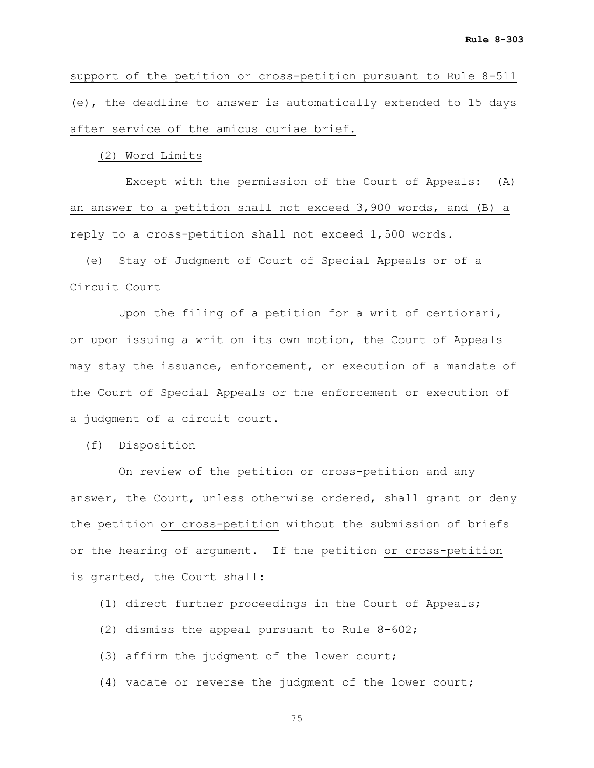support of the petition or cross-petition pursuant to Rule 8-511 (e), the deadline to answer is automatically extended to 15 days after service of the amicus curiae brief.

(2) Word Limits

Except with the permission of the Court of Appeals: (A) an answer to a petition shall not exceed 3,900 words, and (B) a reply to a cross-petition shall not exceed 1,500 words.

(e) Stay of Judgment of Court of Special Appeals or of a Circuit Court

Upon the filing of a petition for a writ of certiorari, or upon issuing a writ on its own motion, the Court of Appeals may stay the issuance, enforcement, or execution of a mandate of the Court of Special Appeals or the enforcement or execution of a judgment of a circuit court.

(f) Disposition

On review of the petition or cross-petition and any answer, the Court, unless otherwise ordered, shall grant or deny the petition or cross-petition without the submission of briefs or the hearing of argument. If the petition or cross-petition is granted, the Court shall:

(1) direct further proceedings in the Court of Appeals;

(2) dismiss the appeal pursuant to Rule 8-602;

(3) affirm the judgment of the lower court;

(4) vacate or reverse the judgment of the lower court;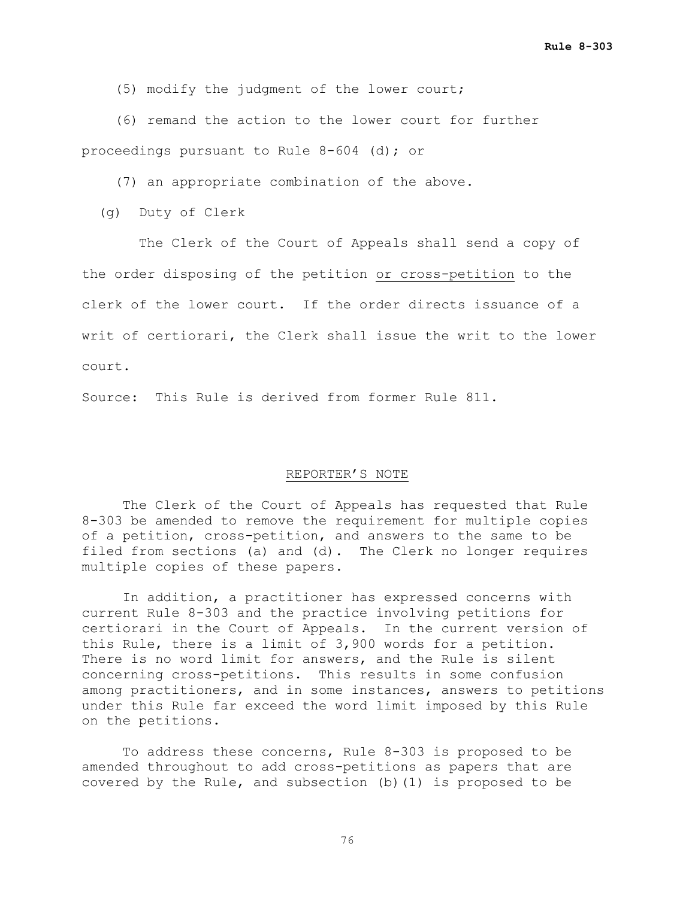(5) modify the judgment of the lower court;

(6) remand the action to the lower court for further proceedings pursuant to Rule 8-604 (d); or

(7) an appropriate combination of the above.

(g) Duty of Clerk

The Clerk of the Court of Appeals shall send a copy of the order disposing of the petition <u>or cross-petition</u> to the clerk of the lower court. If the order directs issuance of a writ of certiorari, the Clerk shall issue the writ to the lower court.

Source: This Rule is derived from former Rule 811.

## REPORTER'S NOTE

The Clerk of the Court of Appeals has requested that Rule 8-303 be amended to remove the requirement for multiple copies of a petition, cross-petition, and answers to the same to be filed from sections (a) and (d). The Clerk no longer requires multiple copies of these papers.

In addition, a practitioner has expressed concerns with current Rule 8-303 and the practice involving petitions for certiorari in the Court of Appeals. In the current version of this Rule, there is a limit of 3,900 words for a petition. There is no word limit for answers, and the Rule is silent concerning cross-petitions. This results in some confusion among practitioners, and in some instances, answers to petitions under this Rule far exceed the word limit imposed by this Rule on the petitions.

To address these concerns, Rule 8-303 is proposed to be amended throughout to add cross-petitions as papers that are covered by the Rule, and subsection (b)(1) is proposed to be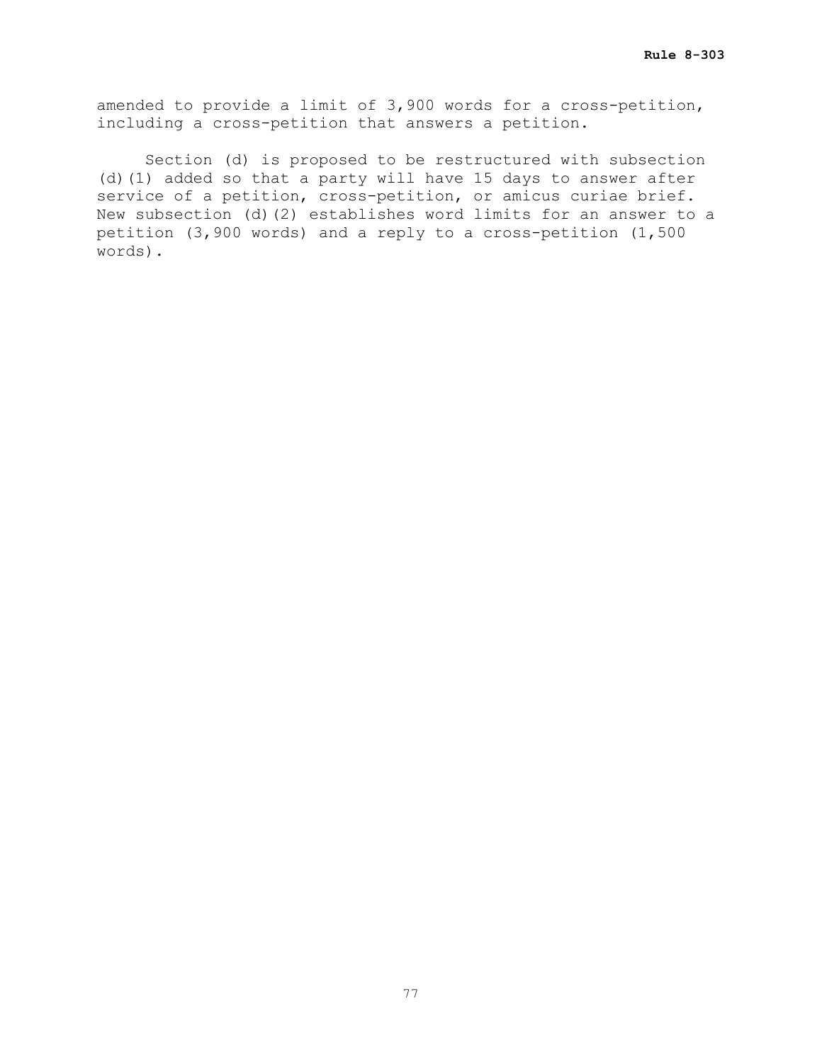amended to provide a limit of 3,900 words for a cross-petition, including a cross-petition that answers a petition.

Section (d) is proposed to be restructured with subsection (d)(1) added so that a party will have 15 days to answer after service of a petition, cross-petition, or amicus curiae brief. New subsection (d)(2) establishes word limits for an answer to a petition (3,900 words) and a reply to a cross-petition (1,500 words).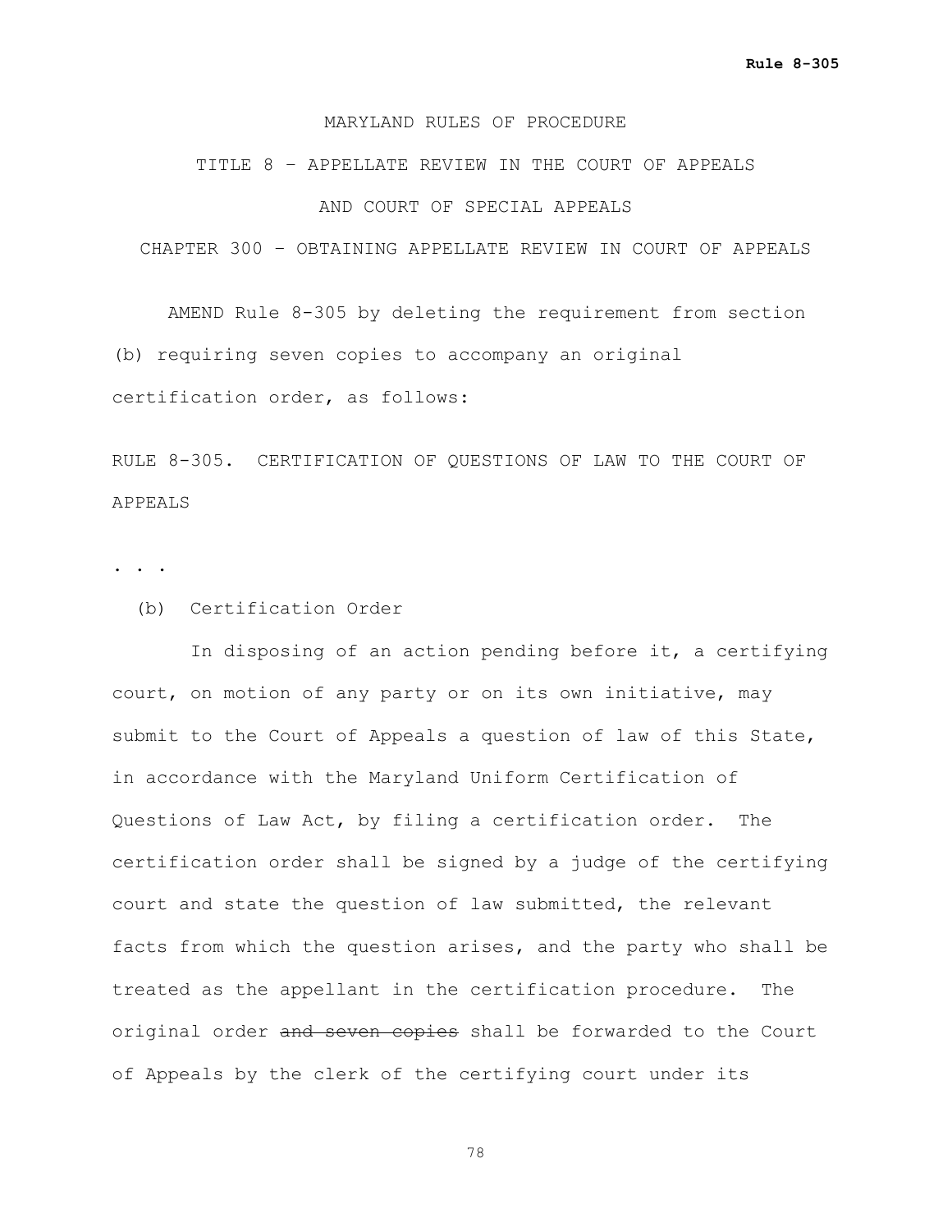MARYLAND RULES OF PROCEDURE

TITLE 8 – APPELLATE REVIEW IN THE COURT OF APPEALS

AND COURT OF SPECIAL APPEALS

CHAPTER 300 – OBTAINING APPELLATE REVIEW IN COURT OF APPEALS

AMEND Rule 8-305 by deleting the requirement from section (b) requiring seven copies to accompany an original certification order, as follows:

RULE 8-305. CERTIFICATION OF QUESTIONS OF LAW TO THE COURT OF APPEALS

. . .

(b) Certification Order

In disposing of an action pending before it, a certifying court, on motion of any party or on its own initiative, may submit to the Court of Appeals a question of law of this State, in accordance with the Maryland Uniform Certification of Questions of Law Act, by filing a certification order. The certification order shall be signed by a judge of the certifying court and state the question of law submitted, the relevant facts from which the question arises, and the party who shall be treated as the appellant in the certification procedure. The original order ~~and seven copies~~ shall be forwarded to the Court of Appeals by the clerk of the certifying court under its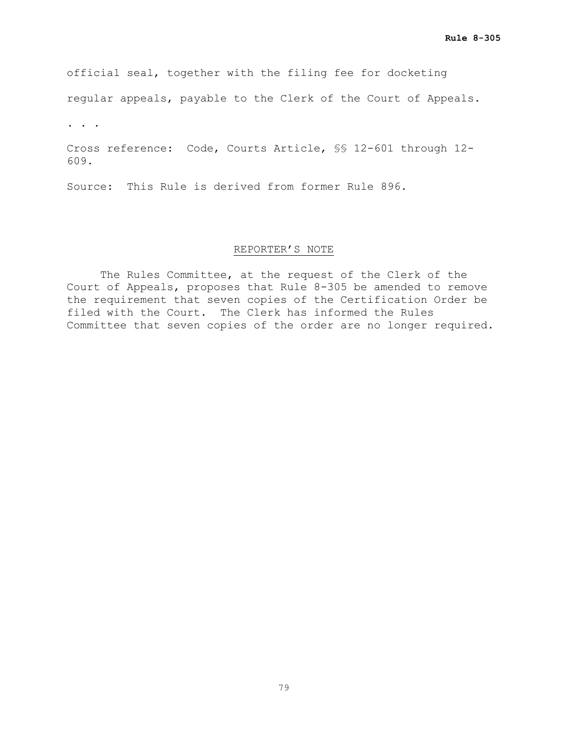official seal, together with the filing fee for docketing regular appeals, payable to the Clerk of the Court of Appeals.

. . .

Cross reference: Code, Courts Article, §§ 12-601 through 12-609.

Source: This Rule is derived from former Rule 896.

REPORTER'S NOTE

The Rules Committee, at the request of the Clerk of the Court of Appeals, proposes that Rule 8-305 be amended to remove the requirement that seven copies of the Certification Order be filed with the Court. The Clerk has informed the Rules Committee that seven copies of the order are no longer required.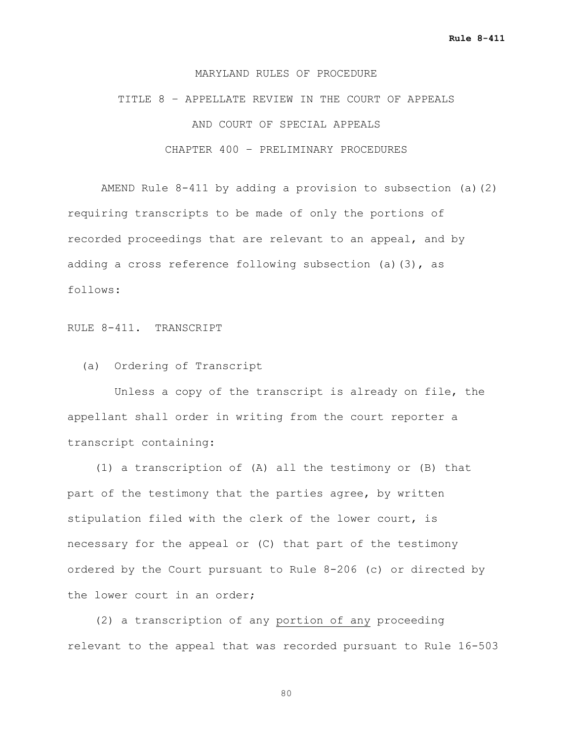MARYLAND RULES OF PROCEDURE

TITLE 8 – APPELLATE REVIEW IN THE COURT OF APPEALS

AND COURT OF SPECIAL APPEALS

CHAPTER 400 – PRELIMINARY PROCEDURES

AMEND Rule 8-411 by adding a provision to subsection (a)(2) requiring transcripts to be made of only the portions of recorded proceedings that are relevant to an appeal, and by adding a cross reference following subsection (a)(3), as follows:

RULE 8-411. TRANSCRIPT

(a) Ordering of Transcript

Unless a copy of the transcript is already on file, the appellant shall order in writing from the court reporter a transcript containing:

(1) a transcription of (A) all the testimony or (B) that part of the testimony that the parties agree, by written stipulation filed with the clerk of the lower court, is necessary for the appeal or (C) that part of the testimony ordered by the Court pursuant to Rule 8-206 (c) or directed by the lower court in an order;

(2) a transcription of any <u>portion of any</u> proceeding relevant to the appeal that was recorded pursuant to Rule 16-503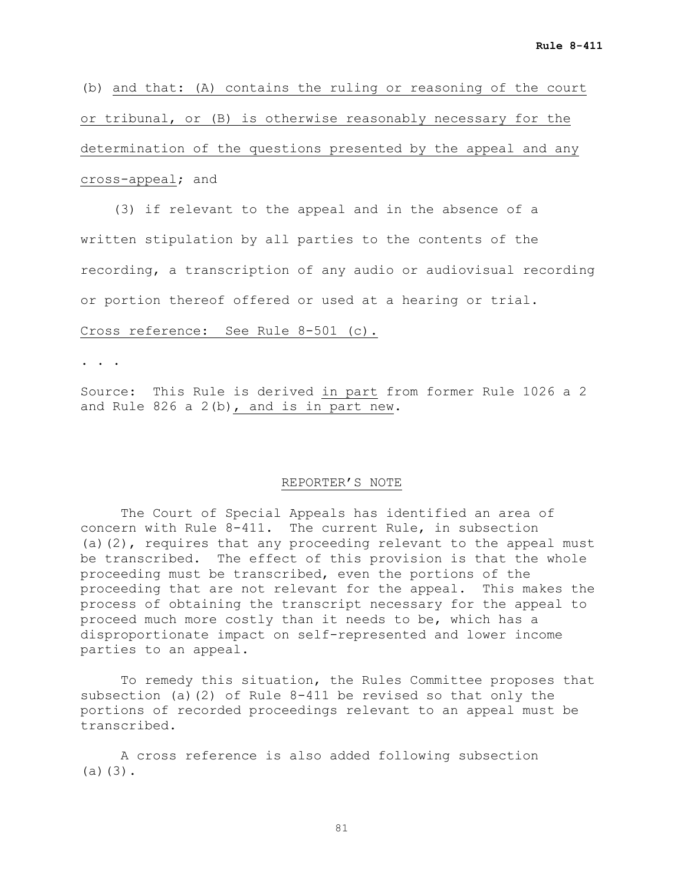(b) and that: (A) contains the ruling or reasoning of the court or tribunal, or (B) is otherwise reasonably necessary for the determination of the questions presented by the appeal and any cross-appeal; and

(3) if relevant to the appeal and in the absence of a written stipulation by all parties to the contents of the recording, a transcription of any audio or audiovisual recording or portion thereof offered or used at a hearing or trial.

Cross reference: See Rule 8-501 (c).

. . .

Source: This Rule is derived in part from former Rule 1026 a 2 and Rule 826 a 2(b), and is in part new.

## REPORTER'S NOTE

The Court of Special Appeals has identified an area of concern with Rule 8-411. The current Rule, in subsection (a)(2), requires that any proceeding relevant to the appeal must be transcribed. The effect of this provision is that the whole proceeding must be transcribed, even the portions of the proceeding that are not relevant for the appeal. This makes the process of obtaining the transcript necessary for the appeal to proceed much more costly than it needs to be, which has a disproportionate impact on self-represented and lower income parties to an appeal.

To remedy this situation, the Rules Committee proposes that subsection (a)(2) of Rule 8-411 be revised so that only the portions of recorded proceedings relevant to an appeal must be transcribed.

A cross reference is also added following subsection (a)(3).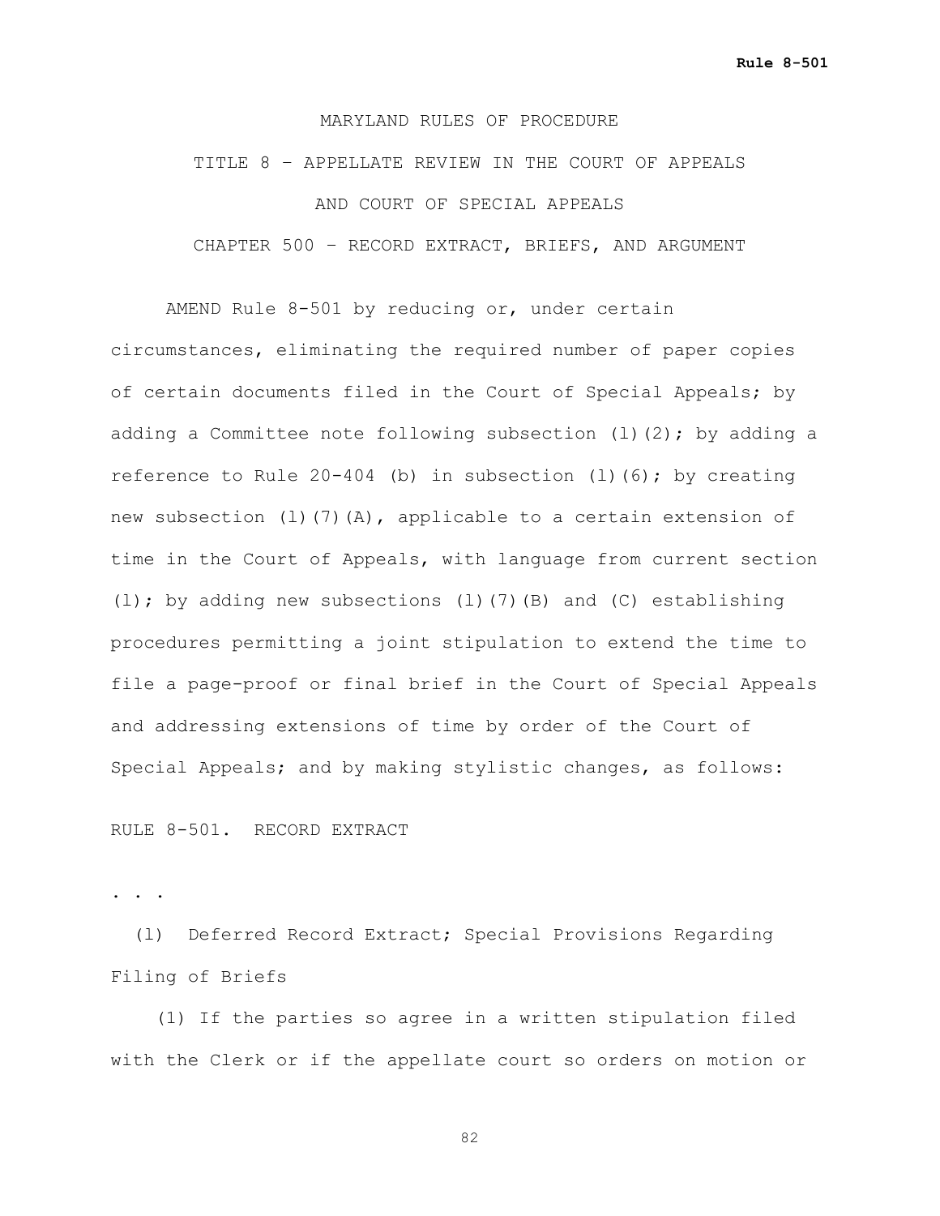MARYLAND RULES OF PROCEDURE

TITLE 8 – APPELLATE REVIEW IN THE COURT OF APPEALS

AND COURT OF SPECIAL APPEALS

CHAPTER 500 – RECORD EXTRACT, BRIEFS, AND ARGUMENT

AMEND Rule 8-501 by reducing or, under certain circumstances, eliminating the required number of paper copies of certain documents filed in the Court of Special Appeals; by adding a Committee note following subsection (l)(2); by adding a reference to Rule 20-404 (b) in subsection (l)(6); by creating new subsection (l)(7)(A), applicable to a certain extension of time in the Court of Appeals, with language from current section (l); by adding new subsections (l)(7)(B) and (C) establishing procedures permitting a joint stipulation to extend the time to file a page-proof or final brief in the Court of Special Appeals and addressing extensions of time by order of the Court of Special Appeals; and by making stylistic changes, as follows:

RULE 8-501. RECORD EXTRACT

. . .

(l) Deferred Record Extract; Special Provisions Regarding Filing of Briefs

(1) If the parties so agree in a written stipulation filed with the Clerk or if the appellate court so orders on motion or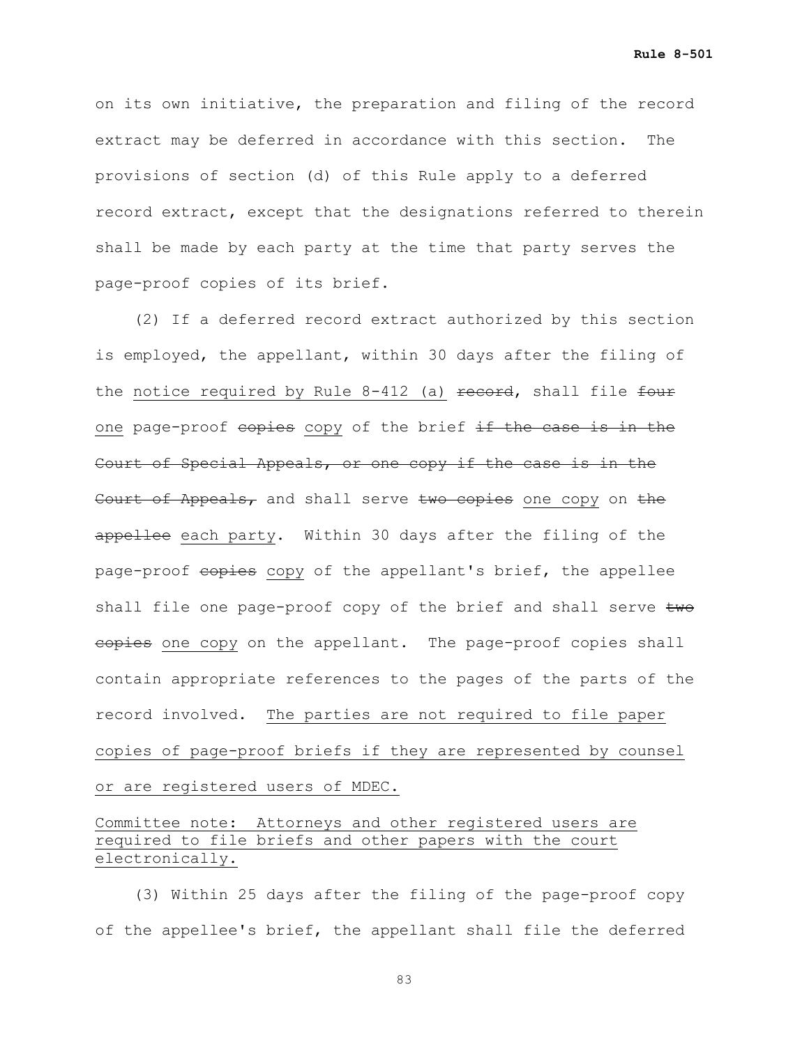on its own initiative, the preparation and filing of the record extract may be deferred in accordance with this section. The provisions of section (d) of this Rule apply to a deferred record extract, except that the designations referred to therein shall be made by each party at the time that party serves the page-proof copies of its brief.

(2) If a deferred record extract authorized by this section is employed, the appellant, within 30 days after the filing of the <u>notice required by Rule 8-412 (a)</u> ~~record~~, shall file ~~four~~ <u>one</u> page-proof ~~copies~~ <u>copy</u> of the brief ~~if the case is in the Court of Special Appeals, or one copy if the case is in the Court of Appeals,~~ and shall serve ~~two copies~~ <u>one copy</u> on ~~the appellee~~ <u>each party</u>. Within 30 days after the filing of the page-proof ~~copies~~ <u>copy</u> of the appellant's brief, the appellee shall file one page-proof copy of the brief and shall serve ~~two copies~~ <u>one copy</u> on the appellant. The page-proof copies shall contain appropriate references to the pages of the parts of the record involved. <u>The parties are not required to file paper copies of page-proof briefs if they are represented by counsel or are registered users of MDEC.</u>

<u>Committee note: Attorneys and other registered users are required to file briefs and other papers with the court electronically.</u>

(3) Within 25 days after the filing of the page-proof copy of the appellee's brief, the appellant shall file the deferred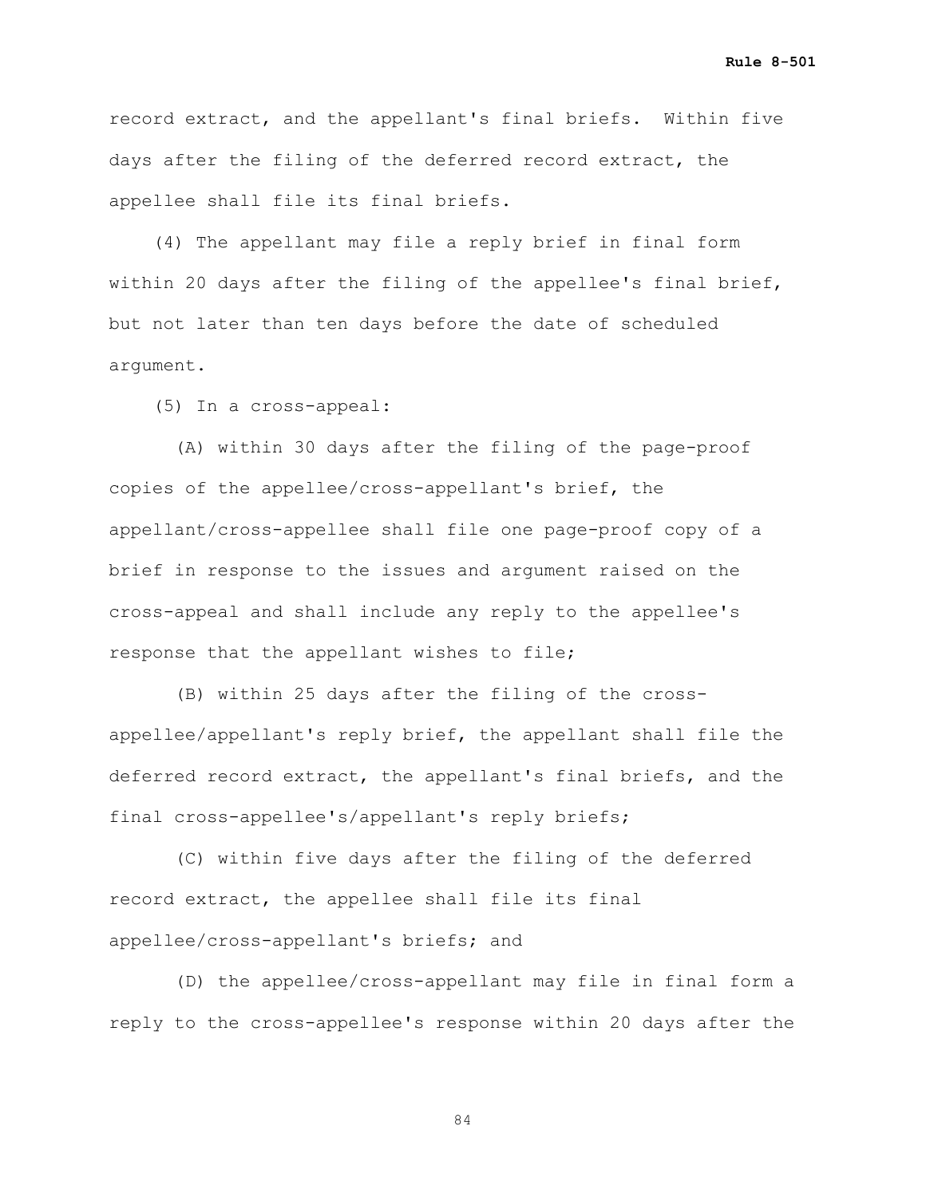record extract, and the appellant's final briefs. Within five days after the filing of the deferred record extract, the appellee shall file its final briefs.

(4) The appellant may file a reply brief in final form within 20 days after the filing of the appellee's final brief, but not later than ten days before the date of scheduled argument.

(5) In a cross-appeal:

(A) within 30 days after the filing of the page-proof copies of the appellee/cross-appellant's brief, the appellant/cross-appellee shall file one page-proof copy of a brief in response to the issues and argument raised on the cross-appeal and shall include any reply to the appellee's response that the appellant wishes to file;

(B) within 25 days after the filing of the cross-appellee/appellant's reply brief, the appellant shall file the deferred record extract, the appellant's final briefs, and the final cross-appellee's/appellant's reply briefs;

(C) within five days after the filing of the deferred record extract, the appellee shall file its final appellee/cross-appellant's briefs; and

(D) the appellee/cross-appellant may file in final form a reply to the cross-appellee's response within 20 days after the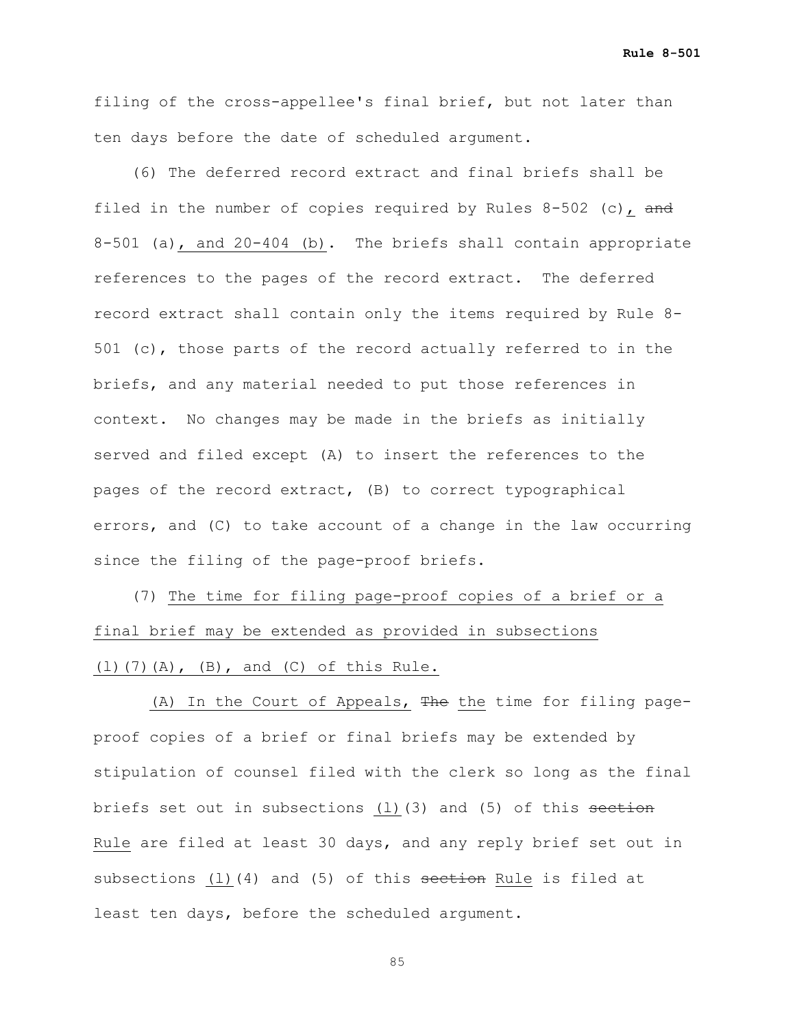filing of the cross-appellee's final brief, but not later than ten days before the date of scheduled argument.

(6) The deferred record extract and final briefs shall be filed in the number of copies required by Rules 8-502 (c), ~~and~~ 8-501 (a), and 20-404 (b). The briefs shall contain appropriate references to the pages of the record extract. The deferred record extract shall contain only the items required by Rule 8-501 (c), those parts of the record actually referred to in the briefs, and any material needed to put those references in context. No changes may be made in the briefs as initially served and filed except (A) to insert the references to the pages of the record extract, (B) to correct typographical errors, and (C) to take account of a change in the law occurring since the filing of the page-proof briefs.

(7) The time for filing page-proof copies of a brief or a final brief may be extended as provided in subsections (l)(7)(A), (B), and (C) of this Rule.

(A) In the Court of Appeals, ~~The~~ the time for filing page-proof copies of a brief or final briefs may be extended by stipulation of counsel filed with the clerk so long as the final briefs set out in subsections (l)(3) and (5) of this ~~section~~ Rule are filed at least 30 days, and any reply brief set out in subsections (l)(4) and (5) of this ~~section~~ Rule is filed at least ten days, before the scheduled argument.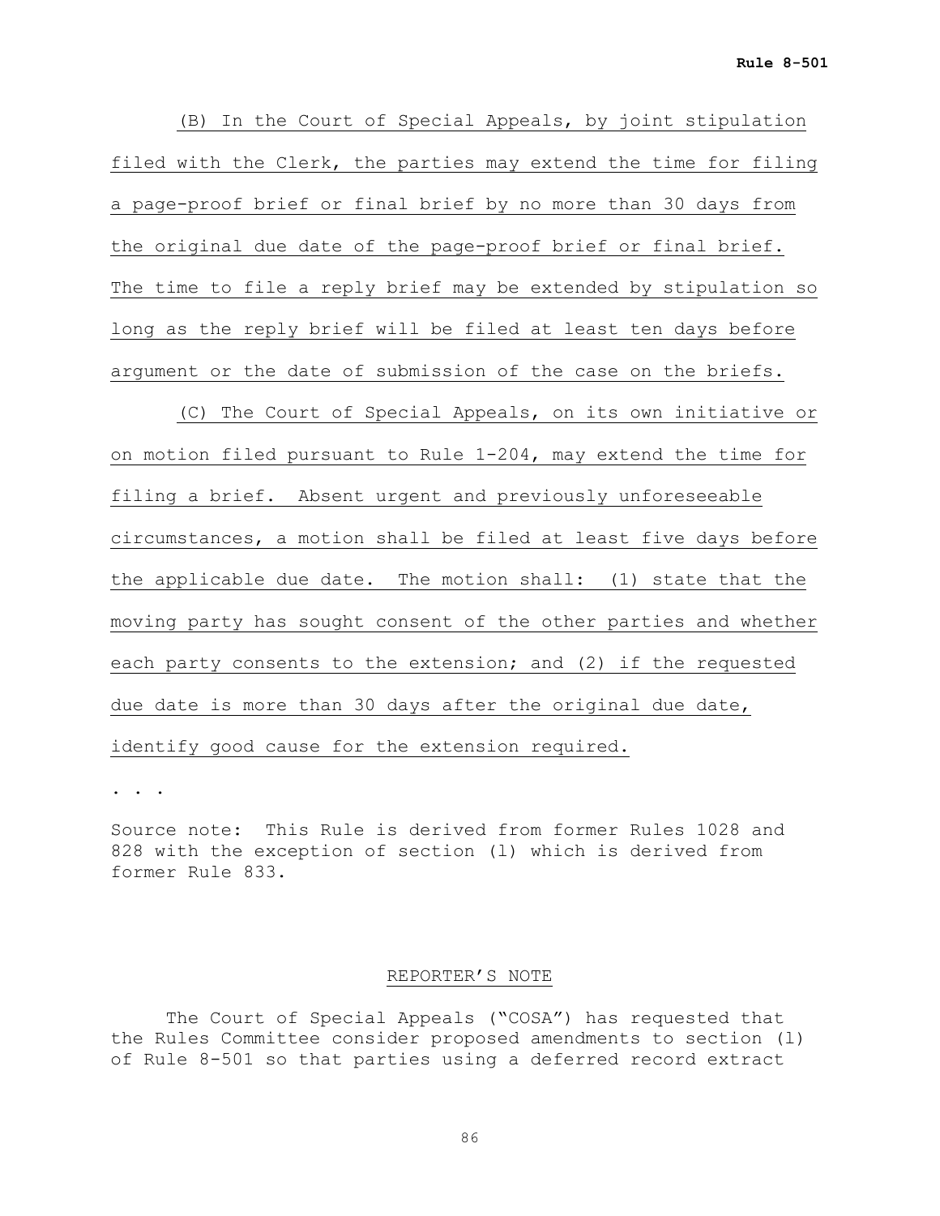(B) In the Court of Special Appeals, by joint stipulation filed with the Clerk, the parties may extend the time for filing a page-proof brief or final brief by no more than 30 days from the original due date of the page-proof brief or final brief. The time to file a reply brief may be extended by stipulation so long as the reply brief will be filed at least ten days before argument or the date of submission of the case on the briefs.

(C) The Court of Special Appeals, on its own initiative or on motion filed pursuant to Rule 1-204, may extend the time for filing a brief. Absent urgent and previously unforeseeable circumstances, a motion shall be filed at least five days before the applicable due date. The motion shall: (1) state that the moving party has sought consent of the other parties and whether each party consents to the extension; and (2) if the requested due date is more than 30 days after the original due date, identify good cause for the extension required.

. . .

Source note: This Rule is derived from former Rules 1028 and 828 with the exception of section (l) which is derived from former Rule 833.

REPORTER'S NOTE

The Court of Special Appeals ("COSA") has requested that the Rules Committee consider proposed amendments to section (l) of Rule 8-501 so that parties using a deferred record extract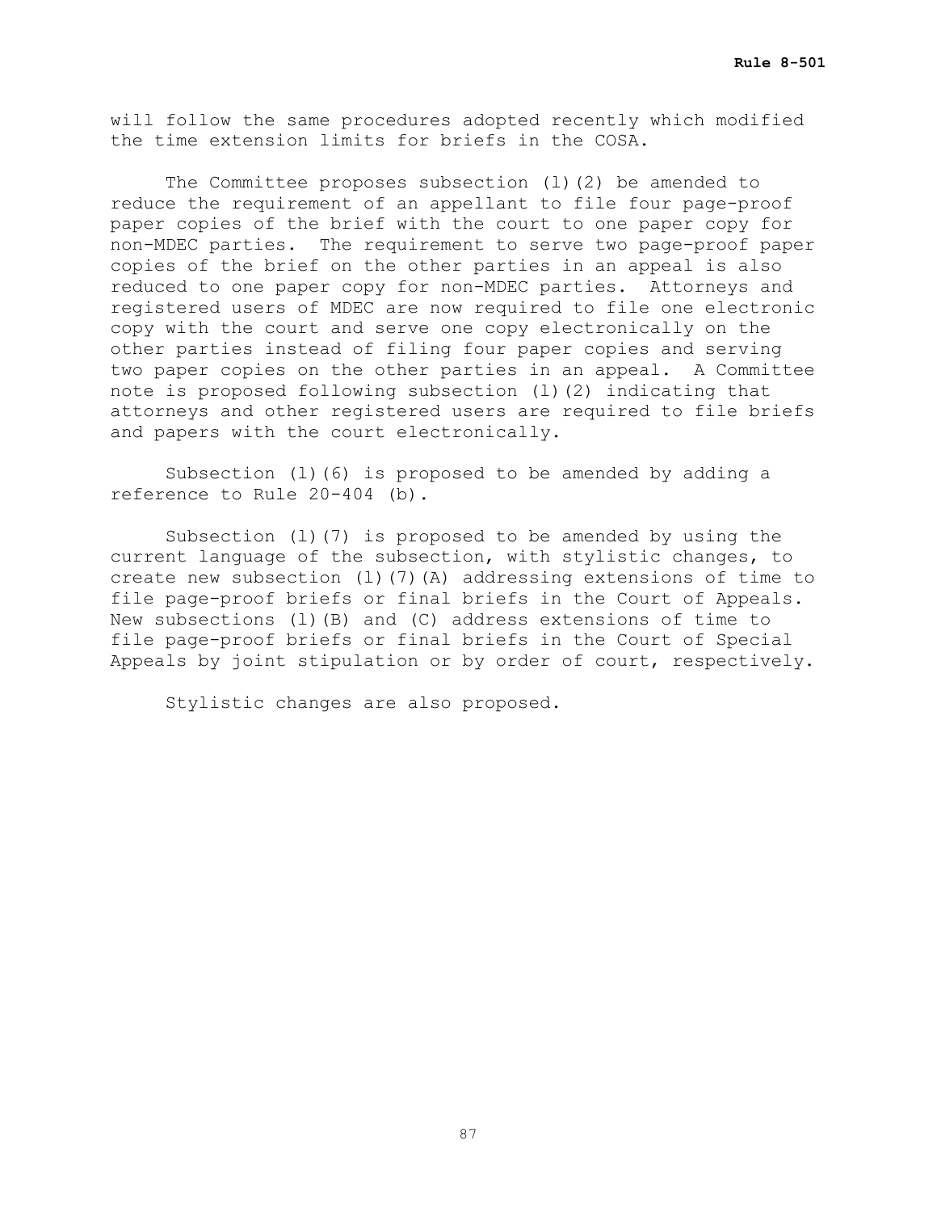will follow the same procedures adopted recently which modified the time extension limits for briefs in the COSA.

The Committee proposes subsection (l)(2) be amended to reduce the requirement of an appellant to file four page-proof paper copies of the brief with the court to one paper copy for non-MDEC parties. The requirement to serve two page-proof paper copies of the brief on the other parties in an appeal is also reduced to one paper copy for non-MDEC parties. Attorneys and registered users of MDEC are now required to file one electronic copy with the court and serve one copy electronically on the other parties instead of filing four paper copies and serving two paper copies on the other parties in an appeal. A Committee note is proposed following subsection (l)(2) indicating that attorneys and other registered users are required to file briefs and papers with the court electronically.

Subsection (l)(6) is proposed to be amended by adding a reference to Rule 20-404 (b).

Subsection (l)(7) is proposed to be amended by using the current language of the subsection, with stylistic changes, to create new subsection (l)(7)(A) addressing extensions of time to file page-proof briefs or final briefs in the Court of Appeals. New subsections (l)(B) and (C) address extensions of time to file page-proof briefs or final briefs in the Court of Special Appeals by joint stipulation or by order of court, respectively.

Stylistic changes are also proposed.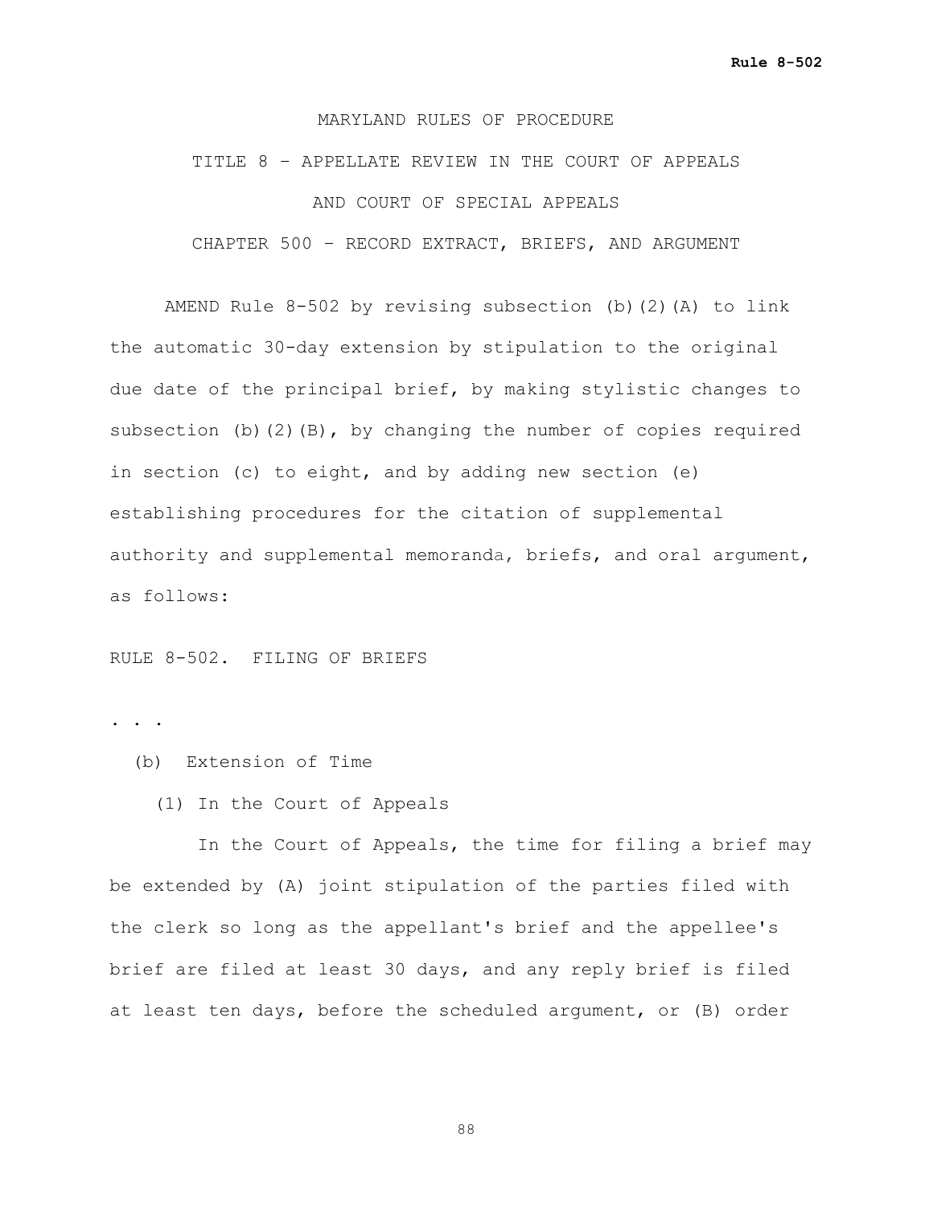MARYLAND RULES OF PROCEDURE

TITLE 8 – APPELLATE REVIEW IN THE COURT OF APPEALS

AND COURT OF SPECIAL APPEALS

CHAPTER 500 – RECORD EXTRACT, BRIEFS, AND ARGUMENT

AMEND Rule 8-502 by revising subsection (b)(2)(A) to link the automatic 30-day extension by stipulation to the original due date of the principal brief, by making stylistic changes to subsection (b)(2)(B), by changing the number of copies required in section (c) to eight, and by adding new section (e) establishing procedures for the citation of supplemental authority and supplemental memoranda, briefs, and oral argument, as follows:

RULE 8-502. FILING OF BRIEFS

. . .

(b) Extension of Time

(1) In the Court of Appeals

In the Court of Appeals, the time for filing a brief may be extended by (A) joint stipulation of the parties filed with the clerk so long as the appellant's brief and the appellee's brief are filed at least 30 days, and any reply brief is filed at least ten days, before the scheduled argument, or (B) order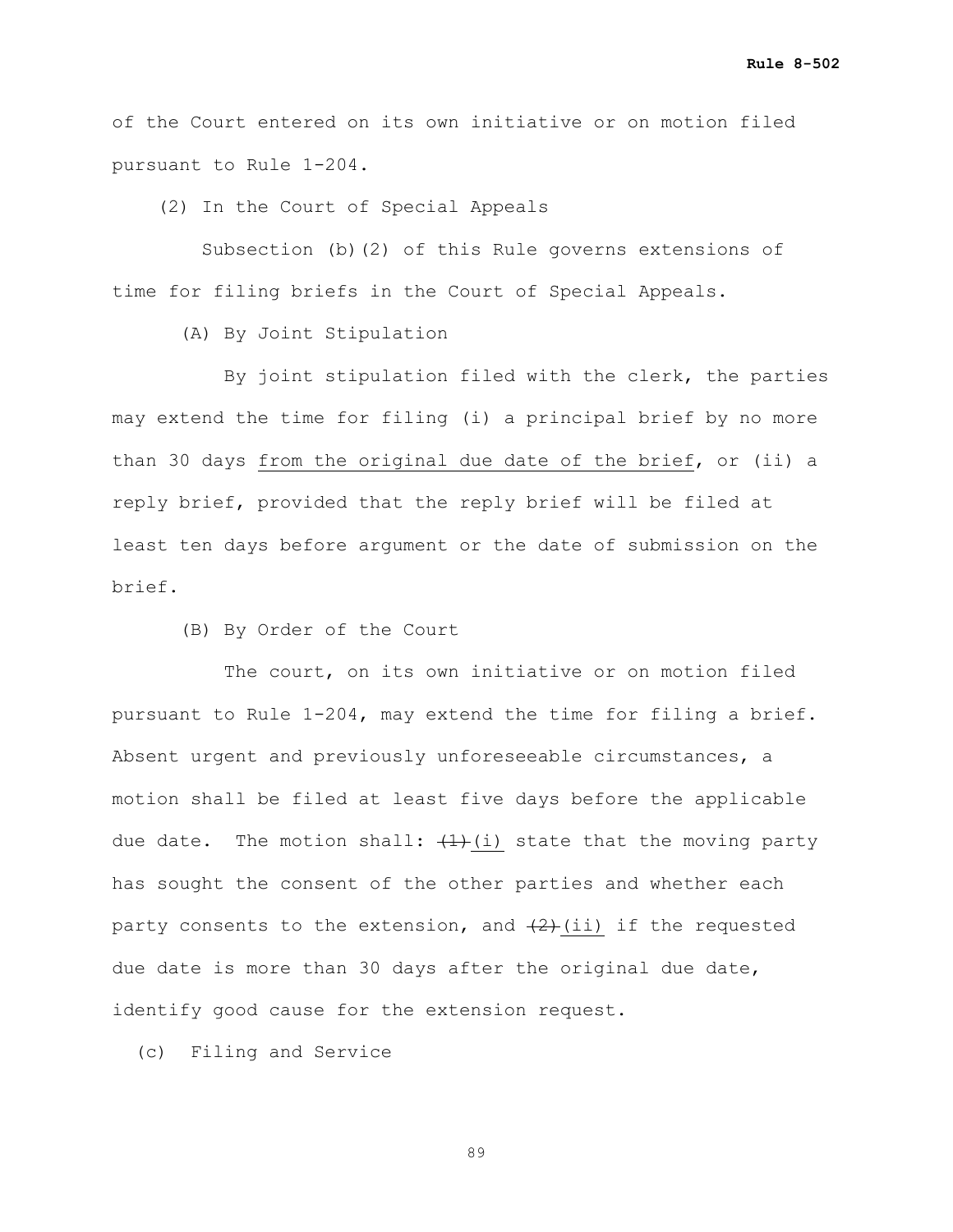of the Court entered on its own initiative or on motion filed pursuant to Rule 1-204.

(2) In the Court of Special Appeals

Subsection (b)(2) of this Rule governs extensions of time for filing briefs in the Court of Special Appeals.

(A) By Joint Stipulation

By joint stipulation filed with the clerk, the parties may extend the time for filing (i) a principal brief by no more than 30 days <u>from the original due date of the brief</u>, or (ii) a reply brief, provided that the reply brief will be filed at least ten days before argument or the date of submission on the brief.

(B) By Order of the Court

The court, on its own initiative or on motion filed pursuant to Rule 1-204, may extend the time for filing a brief. Absent urgent and previously unforeseeable circumstances, a motion shall be filed at least five days before the applicable due date. The motion shall: ~~(1)~~ <u>(i)</u> state that the moving party has sought the consent of the other parties and whether each party consents to the extension, and ~~(2)~~ <u>(ii)</u> if the requested due date is more than 30 days after the original due date, identify good cause for the extension request.

(c) Filing and Service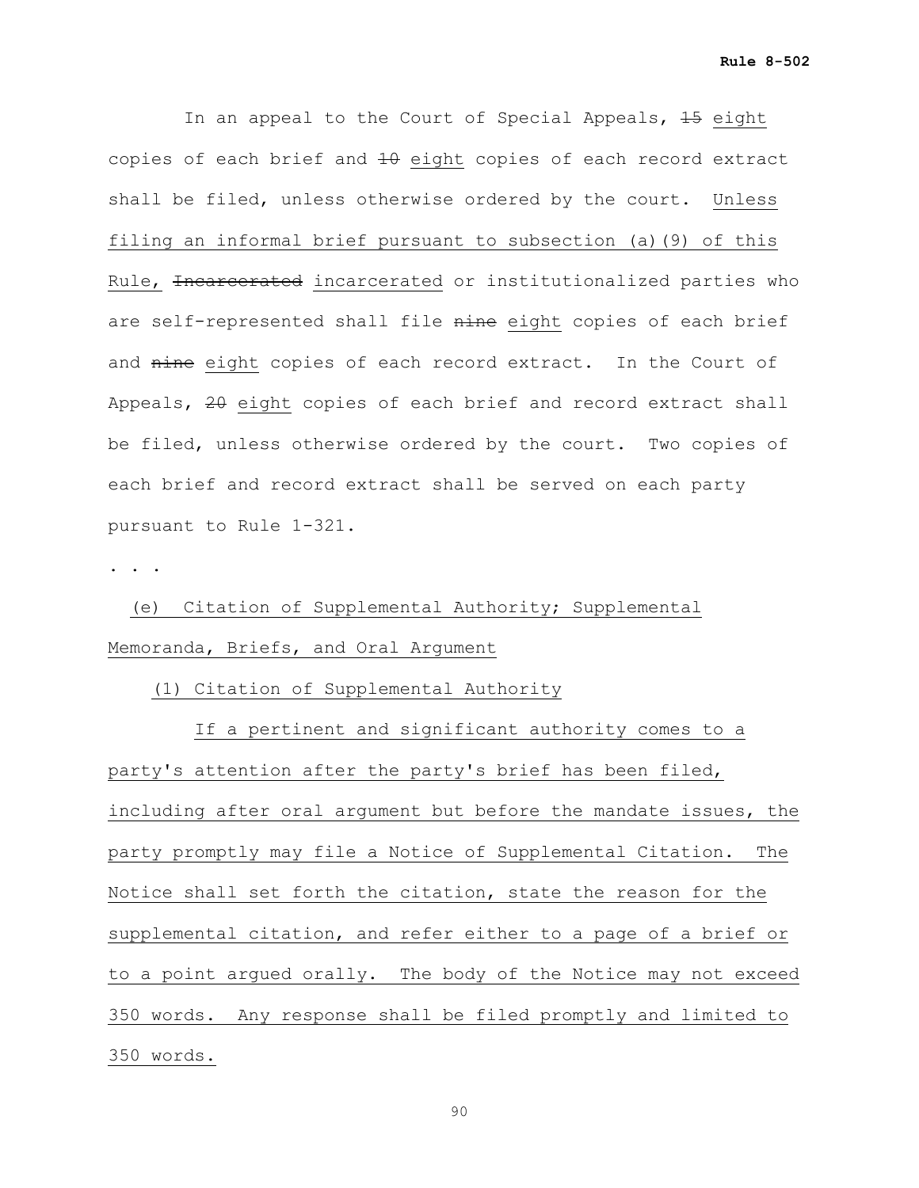In an appeal to the Court of Special Appeals, ~~15~~ <u>eight</u> copies of each brief and ~~10~~ <u>eight</u> copies of each record extract shall be filed, unless otherwise ordered by the court. <u>Unless filing an informal brief pursuant to subsection (a)(9) of this Rule,</u> ~~Incarcerated~~ <u>incarcerated</u> or institutionalized parties who are self-represented shall file ~~nine~~ <u>eight</u> copies of each brief and ~~nine~~ <u>eight</u> copies of each record extract. In the Court of Appeals, ~~20~~ <u>eight</u> copies of each brief and record extract shall be filed, unless otherwise ordered by the court. Two copies of each brief and record extract shall be served on each party pursuant to Rule 1-321.

. . .

<u>(e) Citation of Supplemental Authority; Supplemental Memoranda, Briefs, and Oral Argument</u>

<u>(1) Citation of Supplemental Authority</u>

<u>If a pertinent and significant authority comes to a party's attention after the party's brief has been filed, including after oral argument but before the mandate issues, the party promptly may file a Notice of Supplemental Citation. The Notice shall set forth the citation, state the reason for the supplemental citation, and refer either to a page of a brief or to a point argued orally. The body of the Notice may not exceed 350 words. Any response shall be filed promptly and limited to 350 words.</u>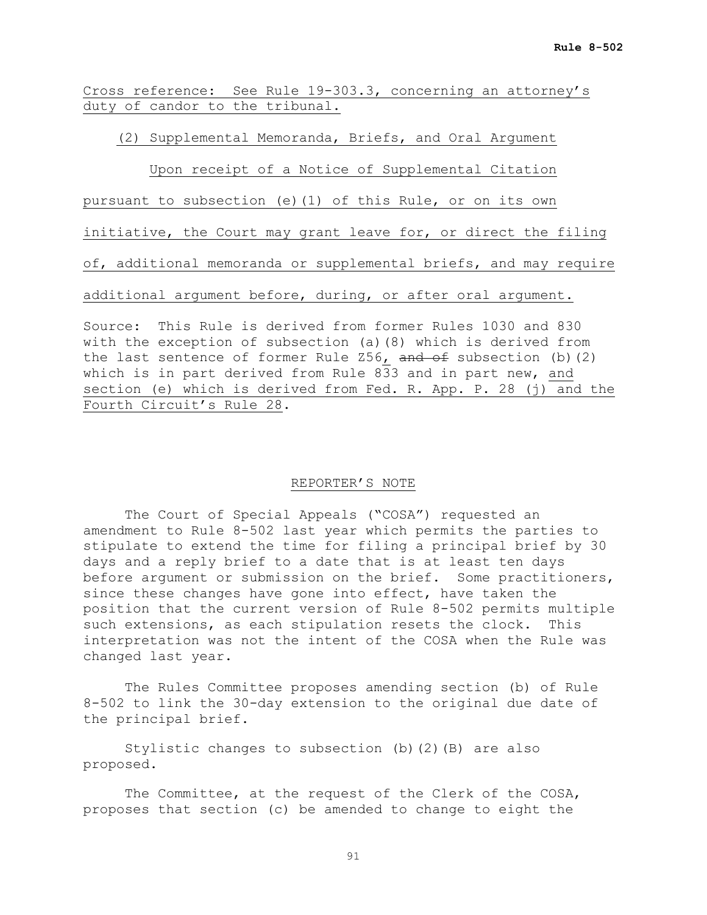Cross reference: See Rule 19-303.3, concerning an attorney's duty of candor to the tribunal.

(2) Supplemental Memoranda, Briefs, and Oral Argument

Upon receipt of a Notice of Supplemental Citation pursuant to subsection (e)(1) of this Rule, or on its own initiative, the Court may grant leave for, or direct the filing of, additional memoranda or supplemental briefs, and may require additional argument before, during, or after oral argument.

Source: This Rule is derived from former Rules 1030 and 830 with the exception of subsection (a)(8) which is derived from the last sentence of former Rule Z56, ~~and of~~ subsection (b)(2) which is in part derived from Rule 833 and in part new, and section (e) which is derived from Fed. R. App. P. 28 (j) and the Fourth Circuit's Rule 28.

REPORTER'S NOTE

The Court of Special Appeals ("COSA") requested an amendment to Rule 8-502 last year which permits the parties to stipulate to extend the time for filing a principal brief by 30 days and a reply brief to a date that is at least ten days before argument or submission on the brief. Some practitioners, since these changes have gone into effect, have taken the position that the current version of Rule 8-502 permits multiple such extensions, as each stipulation resets the clock. This interpretation was not the intent of the COSA when the Rule was changed last year.

The Rules Committee proposes amending section (b) of Rule 8-502 to link the 30-day extension to the original due date of the principal brief.

Stylistic changes to subsection (b)(2)(B) are also proposed.

The Committee, at the request of the Clerk of the COSA, proposes that section (c) be amended to change to eight the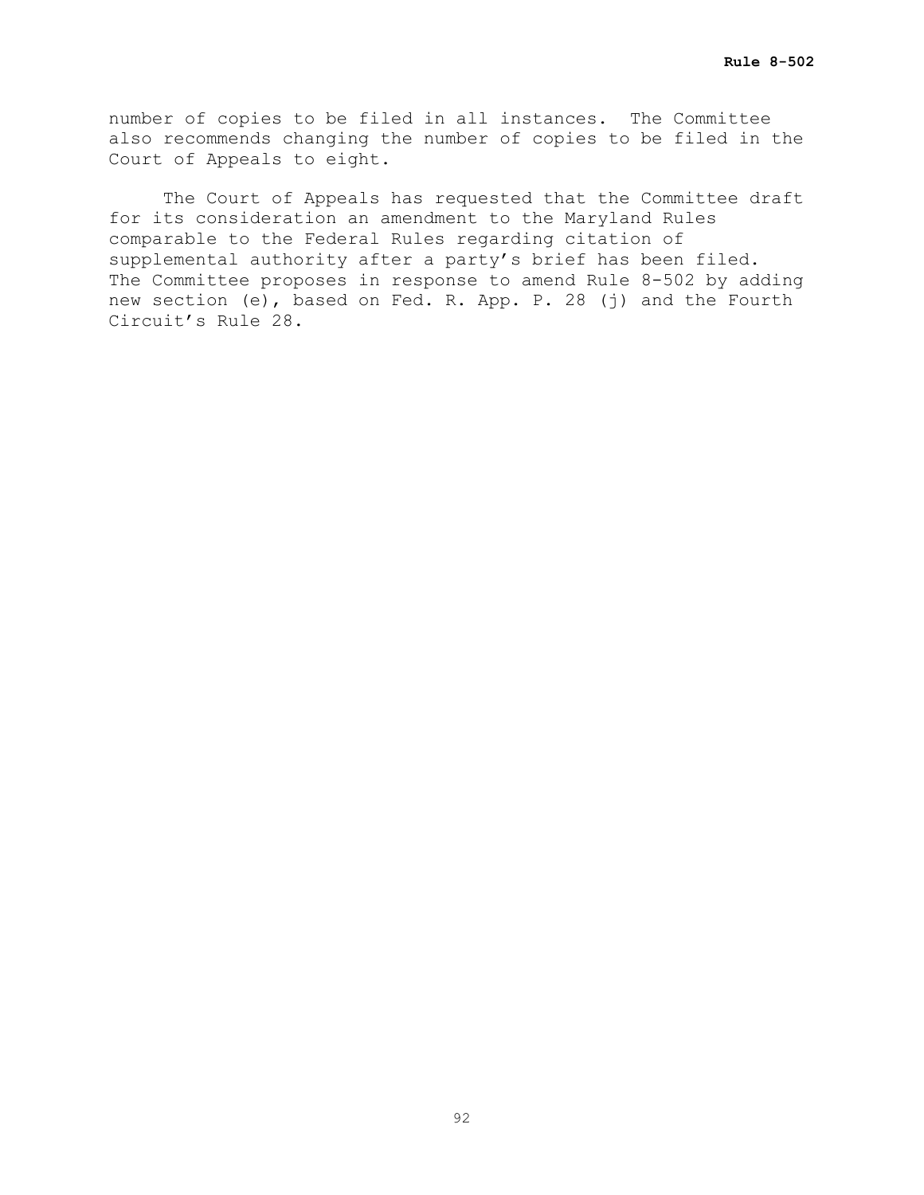number of copies to be filed in all instances. The Committee also recommends changing the number of copies to be filed in the Court of Appeals to eight.

The Court of Appeals has requested that the Committee draft for its consideration an amendment to the Maryland Rules comparable to the Federal Rules regarding citation of supplemental authority after a party's brief has been filed. The Committee proposes in response to amend Rule 8-502 by adding new section (e), based on Fed. R. App. P. 28 (j) and the Fourth Circuit's Rule 28.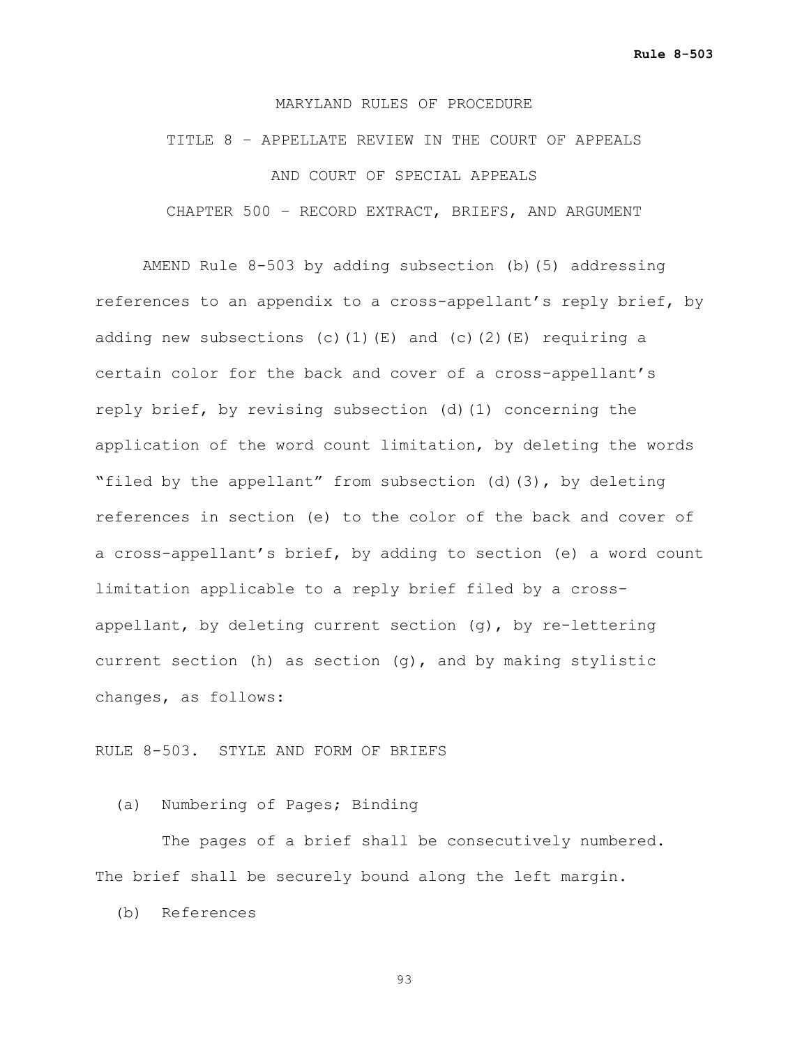MARYLAND RULES OF PROCEDURE

TITLE 8 – APPELLATE REVIEW IN THE COURT OF APPEALS

AND COURT OF SPECIAL APPEALS

CHAPTER 500 – RECORD EXTRACT, BRIEFS, AND ARGUMENT

AMEND Rule 8-503 by adding subsection (b)(5) addressing references to an appendix to a cross-appellant's reply brief, by adding new subsections (c)(1)(E) and (c)(2)(E) requiring a certain color for the back and cover of a cross-appellant's reply brief, by revising subsection (d)(1) concerning the application of the word count limitation, by deleting the words "filed by the appellant" from subsection (d)(3), by deleting references in section (e) to the color of the back and cover of a cross-appellant's brief, by adding to section (e) a word count limitation applicable to a reply brief filed by a cross-appellant, by deleting current section (g), by re-lettering current section (h) as section (g), and by making stylistic changes, as follows:

RULE 8-503. STYLE AND FORM OF BRIEFS

(a) Numbering of Pages; Binding

The pages of a brief shall be consecutively numbered. The brief shall be securely bound along the left margin.

(b) References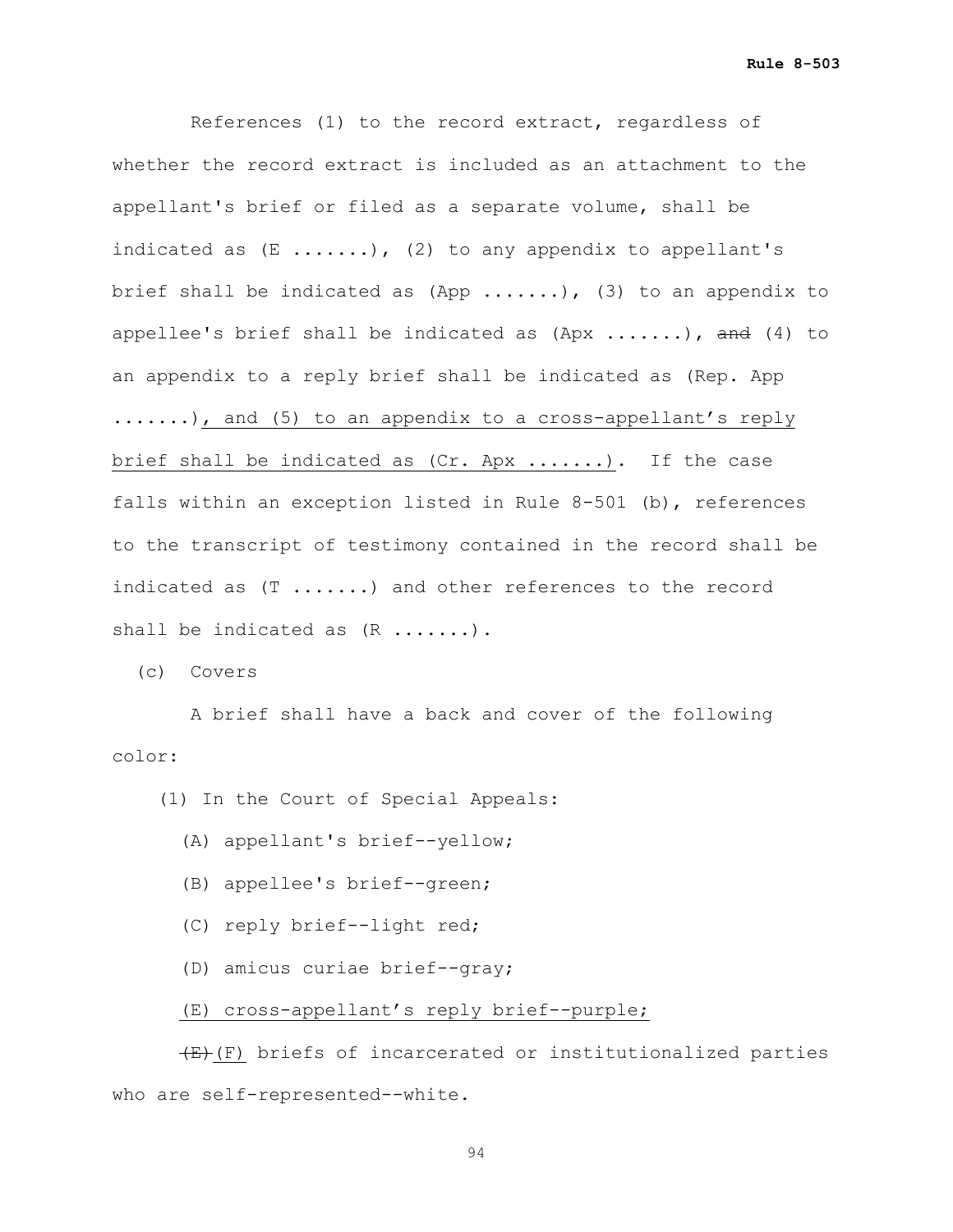References (1) to the record extract, regardless of whether the record extract is included as an attachment to the appellant's brief or filed as a separate volume, shall be indicated as (E .......), (2) to any appendix to appellant's brief shall be indicated as (App .......), (3) to an appendix to appellee's brief shall be indicated as (Apx .......), ~~and~~ (4) to an appendix to a reply brief shall be indicated as (Rep. App .......)<u>, and (5) to an appendix to a cross-appellant's reply brief shall be indicated as (Cr. Apx .......)</u>. If the case falls within an exception listed in Rule 8-501 (b), references to the transcript of testimony contained in the record shall be indicated as (T .......) and other references to the record shall be indicated as (R .......).

(c) Covers

A brief shall have a back and cover of the following color:

(1) In the Court of Special Appeals:

(A) appellant's brief--yellow;

(B) appellee's brief--green;

(C) reply brief--light red;

(D) amicus curiae brief--gray;

<u>(E) cross-appellant's reply brief--purple;</u>

~~(E)~~<u>(F)</u> briefs of incarcerated or institutionalized parties who are self-represented--white.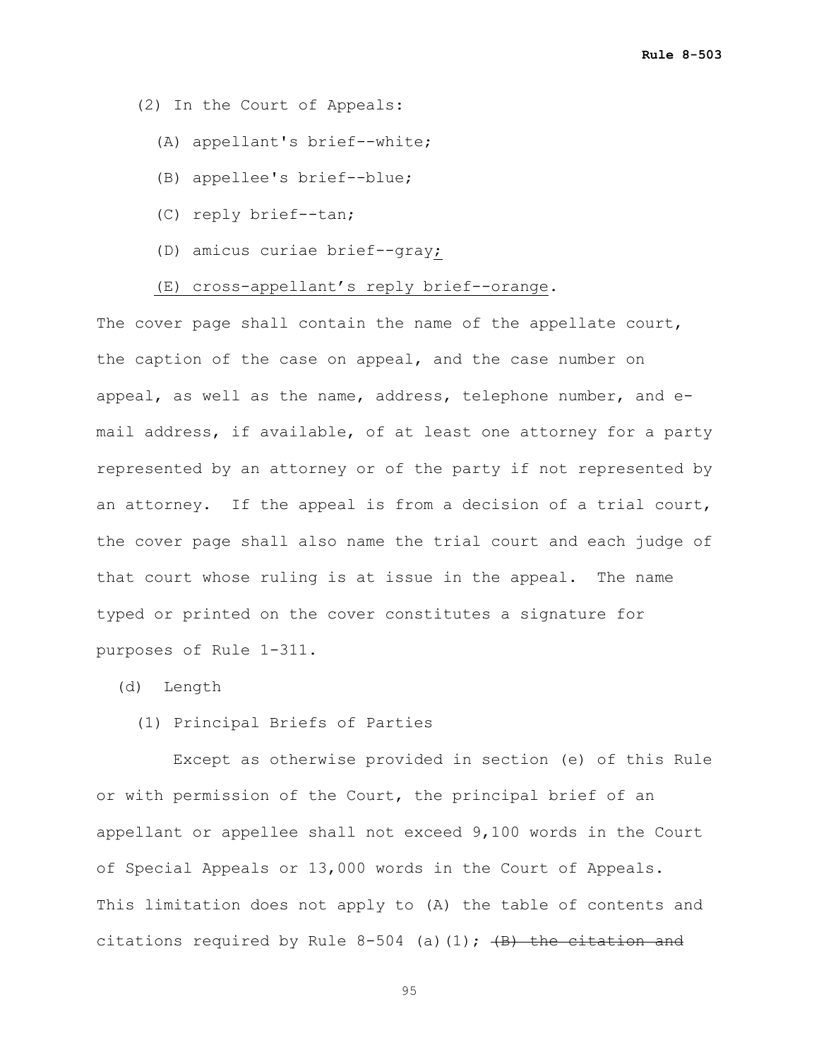(2) In the Court of Appeals:

(A) appellant's brief--white;

(B) appellee's brief--blue;

(C) reply brief--tan;

(D) amicus curiae brief--gray;

(E) cross-appellant's reply brief--orange.

The cover page shall contain the name of the appellate court, the caption of the case on appeal, and the case number on appeal, as well as the name, address, telephone number, and e-mail address, if available, of at least one attorney for a party represented by an attorney or of the party if not represented by an attorney. If the appeal is from a decision of a trial court, the cover page shall also name the trial court and each judge of that court whose ruling is at issue in the appeal. The name typed or printed on the cover constitutes a signature for purposes of Rule 1-311.

(d) Length

(1) Principal Briefs of Parties

Except as otherwise provided in section (e) of this Rule or with permission of the Court, the principal brief of an appellant or appellee shall not exceed 9,100 words in the Court of Special Appeals or 13,000 words in the Court of Appeals. This limitation does not apply to (A) the table of contents and citations required by Rule 8-504 (a)(1); ~~(B) the citation and~~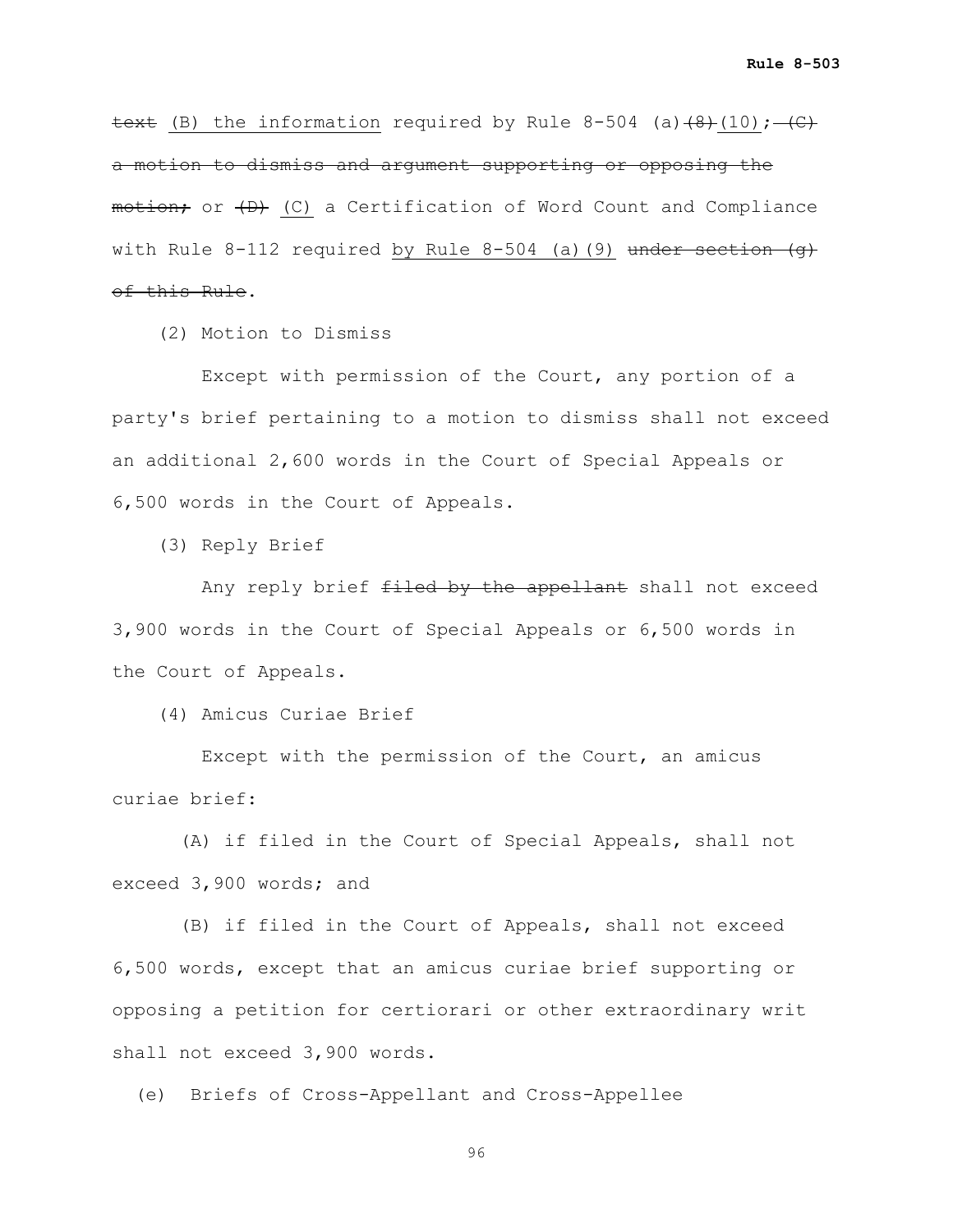~~text~~ <u>(B) the information</u> required by Rule 8-504 (a)~~(8)~~<u>(10)</u>;~~ (C) a motion to dismiss and argument supporting or opposing the motion;~~ or ~~(D)~~ <u>(C)</u> a Certification of Word Count and Compliance with Rule 8-112 required <u>by Rule 8-504 (a)(9)</u> ~~under section (g) of this Rule~~.

(2) Motion to Dismiss

Except with permission of the Court, any portion of a party's brief pertaining to a motion to dismiss shall not exceed an additional 2,600 words in the Court of Special Appeals or 6,500 words in the Court of Appeals.

(3) Reply Brief

Any reply brief ~~filed by the appellant~~ shall not exceed 3,900 words in the Court of Special Appeals or 6,500 words in the Court of Appeals.

(4) Amicus Curiae Brief

Except with the permission of the Court, an amicus curiae brief:

(A) if filed in the Court of Special Appeals, shall not exceed 3,900 words; and

(B) if filed in the Court of Appeals, shall not exceed 6,500 words, except that an amicus curiae brief supporting or opposing a petition for certiorari or other extraordinary writ shall not exceed 3,900 words.

(e) Briefs of Cross-Appellant and Cross-Appellee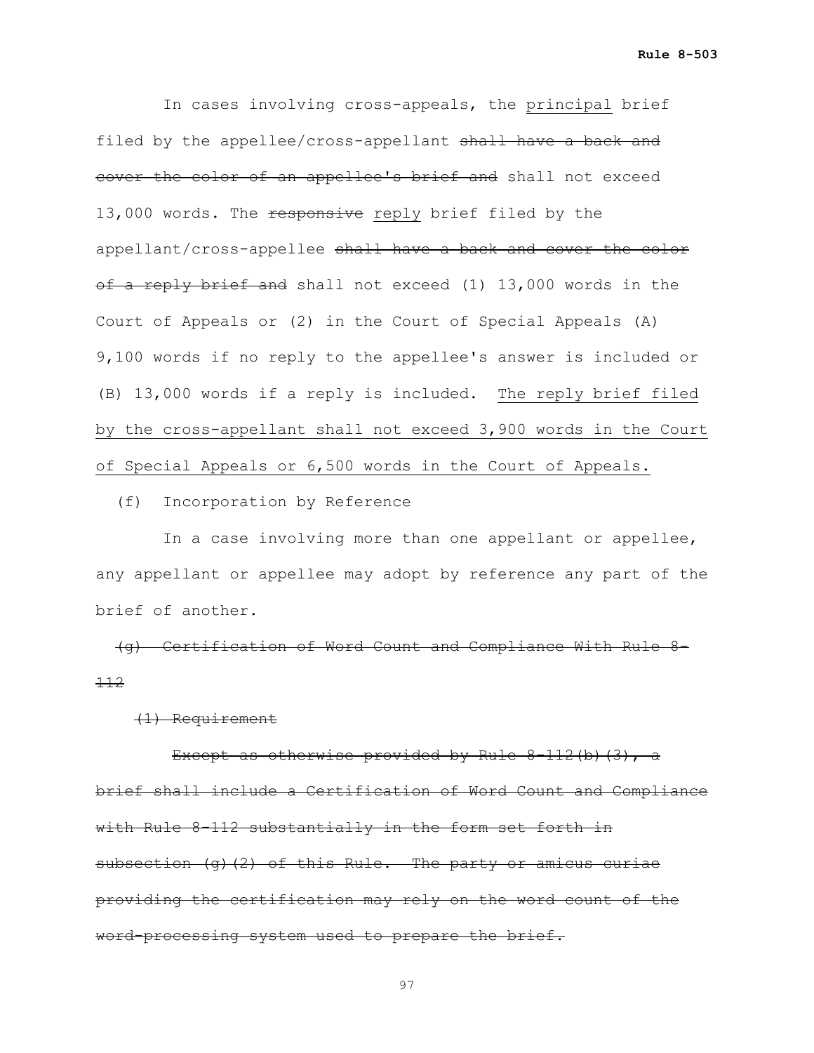In cases involving cross-appeals, the <u>principal</u> brief filed by the appellee/cross-appellant ~~shall have a back and cover the color of an appellee's brief and~~ shall not exceed 13,000 words. The ~~responsive~~ <u>reply</u> brief filed by the appellant/cross-appellee ~~shall have a back and cover the color of a reply brief and~~ shall not exceed (1) 13,000 words in the Court of Appeals or (2) in the Court of Special Appeals (A) 9,100 words if no reply to the appellee's answer is included or (B) 13,000 words if a reply is included. <u>The reply brief filed by the cross-appellant shall not exceed 3,900 words in the Court of Special Appeals or 6,500 words in the Court of Appeals.</u>

(f) Incorporation by Reference

In a case involving more than one appellant or appellee, any appellant or appellee may adopt by reference any part of the brief of another.

~~(g) Certification of Word Count and Compliance With Rule 8-112~~

~~(1) Requirement~~

~~Except as otherwise provided by Rule 8-112(b)(3), a brief shall include a Certification of Word Count and Compliance with Rule 8-112 substantially in the form set forth in subsection (g)(2) of this Rule. The party or amicus curiae providing the certification may rely on the word count of the word-processing system used to prepare the brief.~~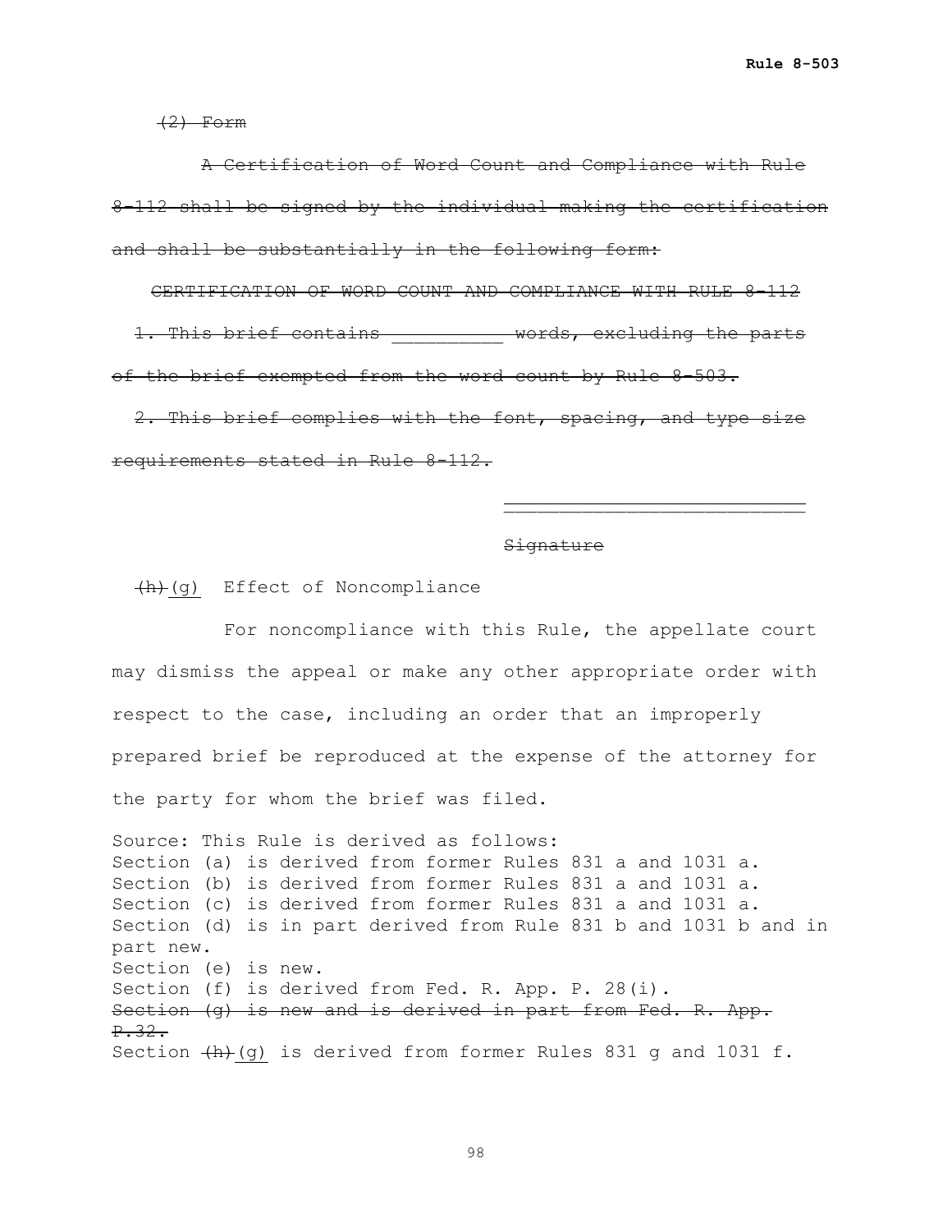~~(2) Form~~

~~A Certification of Word Count and Compliance with Rule 8-112 shall be signed by the individual making the certification and shall be substantially in the following form:~~

~~CERTIFICATION OF WORD COUNT AND COMPLIANCE WITH RULE 8-112~~

~~1. This brief contains __________ words, excluding the parts of the brief exempted from the word count by Rule 8-503.~~

~~2. This brief complies with the font, spacing, and type size requirements stated in Rule 8-112.~~

~~_____________________________~~

~~Signature~~

~~(h)~~ <u>(g)</u> Effect of Noncompliance

For noncompliance with this Rule, the appellate court may dismiss the appeal or make any other appropriate order with respect to the case, including an order that an improperly prepared brief be reproduced at the expense of the attorney for the party for whom the brief was filed.

Source: This Rule is derived as follows:
Section (a) is derived from former Rules 831 a and 1031 a.
Section (b) is derived from former Rules 831 a and 1031 a.
Section (c) is derived from former Rules 831 a and 1031 a.
Section (d) is in part derived from Rule 831 b and 1031 b and in part new.
Section (e) is new.
Section (f) is derived from Fed. R. App. P. 28(i).
~~Section (g) is new and is derived in part from Fed. R. App. P.32.~~
Section ~~(h)~~ <u>(g)</u> is derived from former Rules 831 g and 1031 f.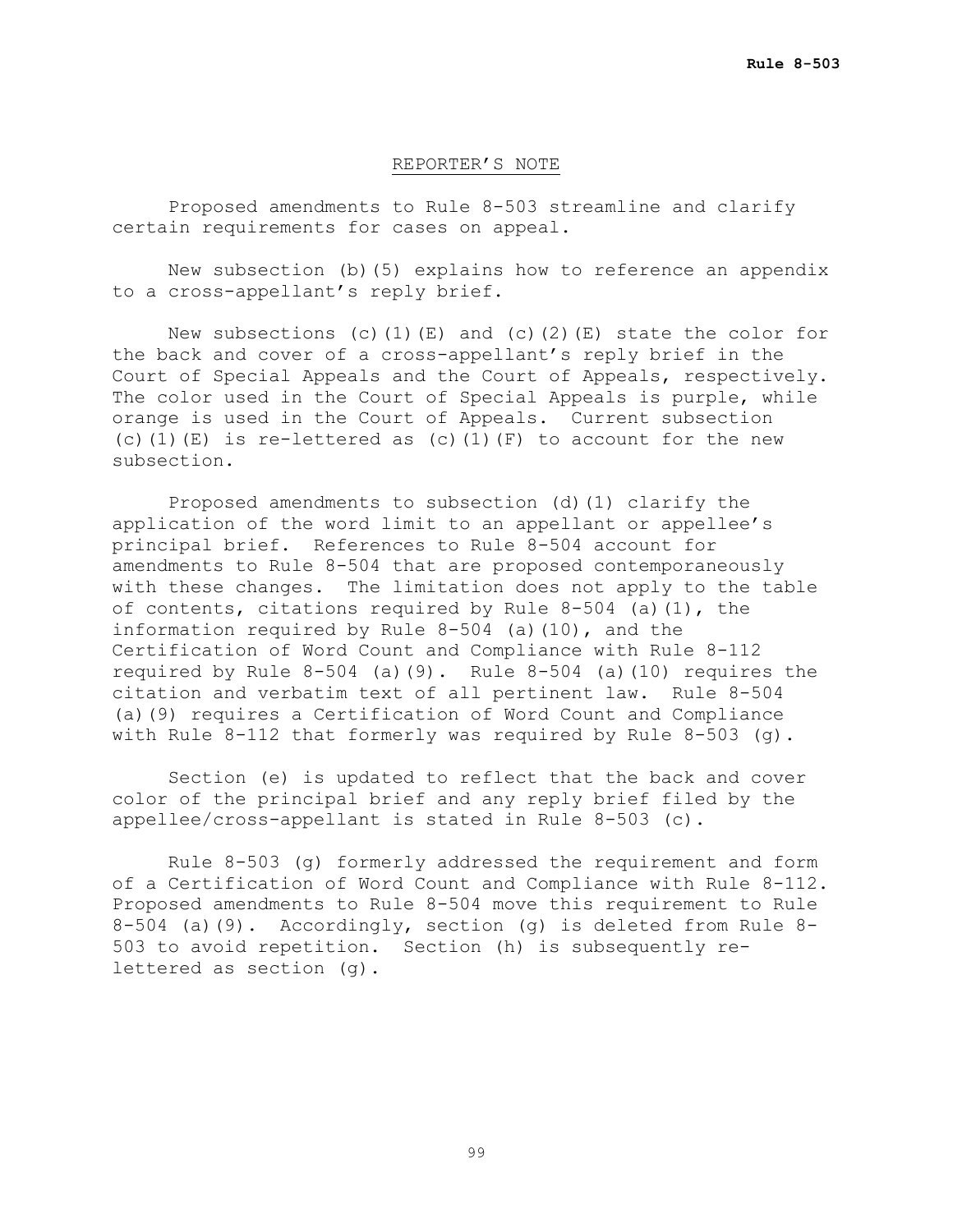## REPORTER'S NOTE

Proposed amendments to Rule 8-503 streamline and clarify certain requirements for cases on appeal.

New subsection (b)(5) explains how to reference an appendix to a cross-appellant's reply brief.

New subsections (c)(1)(E) and (c)(2)(E) state the color for the back and cover of a cross-appellant's reply brief in the Court of Special Appeals and the Court of Appeals, respectively. The color used in the Court of Special Appeals is purple, while orange is used in the Court of Appeals. Current subsection (c)(1)(E) is re-lettered as (c)(1)(F) to account for the new subsection.

Proposed amendments to subsection (d)(1) clarify the application of the word limit to an appellant or appellee's principal brief. References to Rule 8-504 account for amendments to Rule 8-504 that are proposed contemporaneously with these changes. The limitation does not apply to the table of contents, citations required by Rule 8-504 (a)(1), the information required by Rule 8-504 (a)(10), and the Certification of Word Count and Compliance with Rule 8-112 required by Rule 8-504 (a)(9). Rule 8-504 (a)(10) requires the citation and verbatim text of all pertinent law. Rule 8-504 (a)(9) requires a Certification of Word Count and Compliance with Rule 8-112 that formerly was required by Rule 8-503 (g).

Section (e) is updated to reflect that the back and cover color of the principal brief and any reply brief filed by the appellee/cross-appellant is stated in Rule 8-503 (c).

Rule 8-503 (g) formerly addressed the requirement and form of a Certification of Word Count and Compliance with Rule 8-112. Proposed amendments to Rule 8-504 move this requirement to Rule 8-504 (a)(9). Accordingly, section (g) is deleted from Rule 8-503 to avoid repetition. Section (h) is subsequently re-lettered as section (g).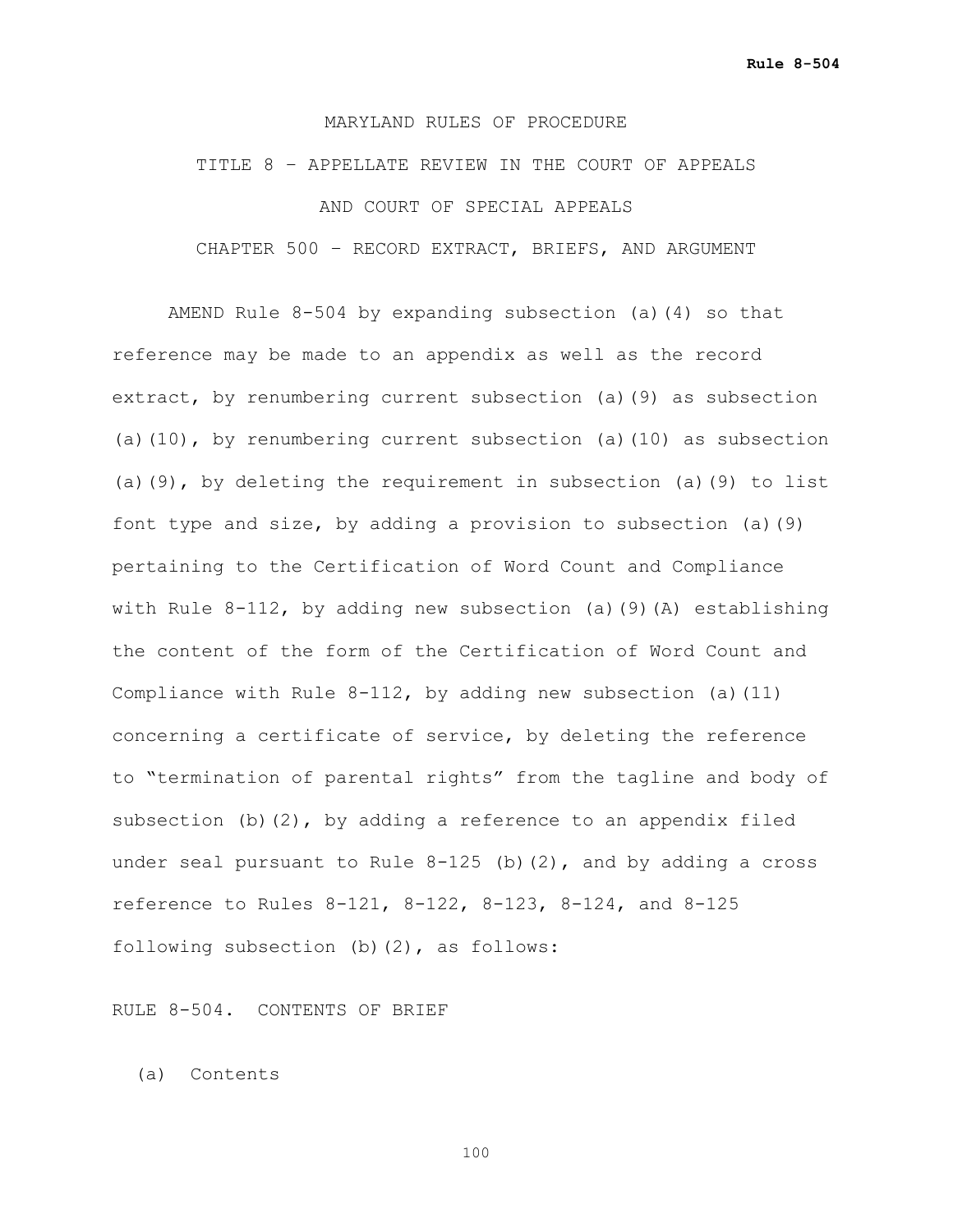MARYLAND RULES OF PROCEDURE

TITLE 8 – APPELLATE REVIEW IN THE COURT OF APPEALS

AND COURT OF SPECIAL APPEALS

CHAPTER 500 – RECORD EXTRACT, BRIEFS, AND ARGUMENT

AMEND Rule 8-504 by expanding subsection (a)(4) so that reference may be made to an appendix as well as the record extract, by renumbering current subsection (a)(9) as subsection (a)(10), by renumbering current subsection (a)(10) as subsection (a)(9), by deleting the requirement in subsection (a)(9) to list font type and size, by adding a provision to subsection (a)(9) pertaining to the Certification of Word Count and Compliance with Rule 8-112, by adding new subsection (a)(9)(A) establishing the content of the form of the Certification of Word Count and Compliance with Rule 8-112, by adding new subsection (a)(11) concerning a certificate of service, by deleting the reference to "termination of parental rights" from the tagline and body of subsection (b)(2), by adding a reference to an appendix filed under seal pursuant to Rule 8-125 (b)(2), and by adding a cross reference to Rules 8-121, 8-122, 8-123, 8-124, and 8-125 following subsection (b)(2), as follows:

RULE 8-504. CONTENTS OF BRIEF

(a) Contents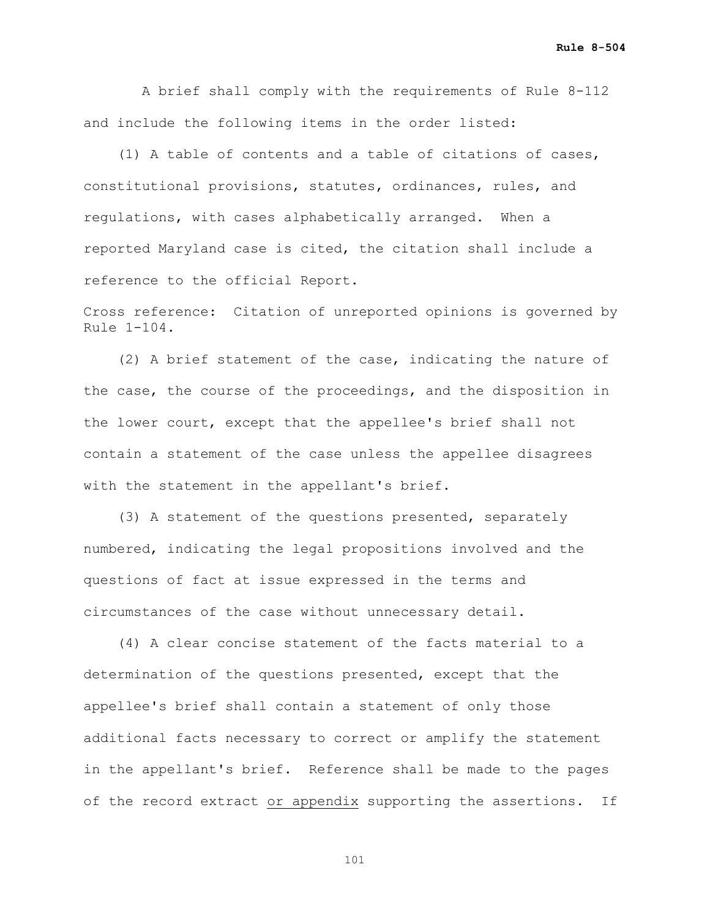A brief shall comply with the requirements of Rule 8-112 and include the following items in the order listed:

(1) A table of contents and a table of citations of cases, constitutional provisions, statutes, ordinances, rules, and regulations, with cases alphabetically arranged. When a reported Maryland case is cited, the citation shall include a reference to the official Report.

Cross reference: Citation of unreported opinions is governed by Rule 1-104.

(2) A brief statement of the case, indicating the nature of the case, the course of the proceedings, and the disposition in the lower court, except that the appellee's brief shall not contain a statement of the case unless the appellee disagrees with the statement in the appellant's brief.

(3) A statement of the questions presented, separately numbered, indicating the legal propositions involved and the questions of fact at issue expressed in the terms and circumstances of the case without unnecessary detail.

(4) A clear concise statement of the facts material to a determination of the questions presented, except that the appellee's brief shall contain a statement of only those additional facts necessary to correct or amplify the statement in the appellant's brief. Reference shall be made to the pages of the record extract <u>or appendix</u> supporting the assertions. If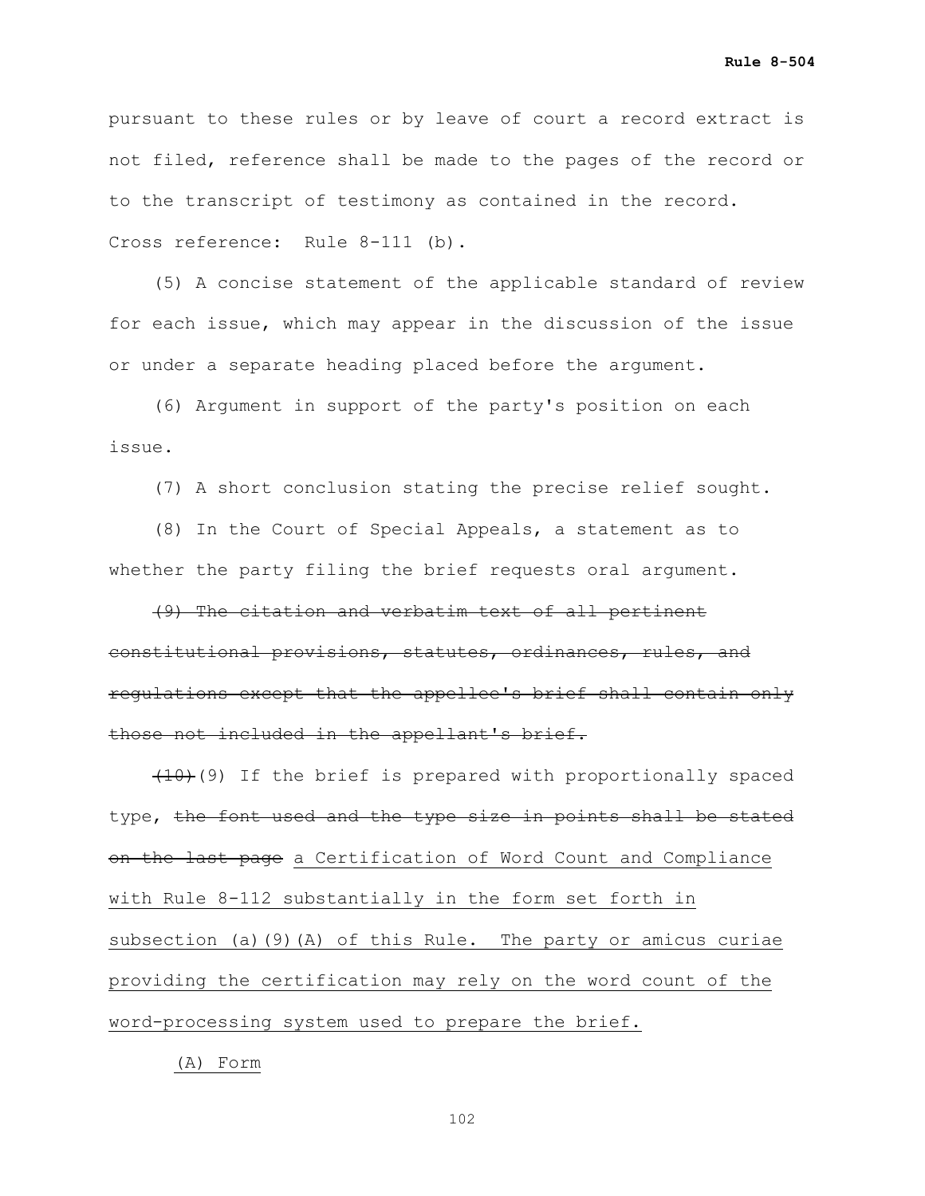pursuant to these rules or by leave of court a record extract is not filed, reference shall be made to the pages of the record or to the transcript of testimony as contained in the record.

Cross reference: Rule 8-111 (b).

(5) A concise statement of the applicable standard of review for each issue, which may appear in the discussion of the issue or under a separate heading placed before the argument.

(6) Argument in support of the party's position on each issue.

(7) A short conclusion stating the precise relief sought.

(8) In the Court of Special Appeals, a statement as to whether the party filing the brief requests oral argument.

~~(9) The citation and verbatim text of all pertinent constitutional provisions, statutes, ordinances, rules, and regulations except that the appellee's brief shall contain only those not included in the appellant's brief.~~

~~(10)~~(9) If the brief is prepared with proportionally spaced type, ~~the font used and the type size in points shall be stated on the last page~~ <u>a Certification of Word Count and Compliance with Rule 8-112 substantially in the form set forth in subsection (a)(9)(A) of this Rule. The party or amicus curiae providing the certification may rely on the word count of the word-processing system used to prepare the brief.</u>

<u>(A) Form</u>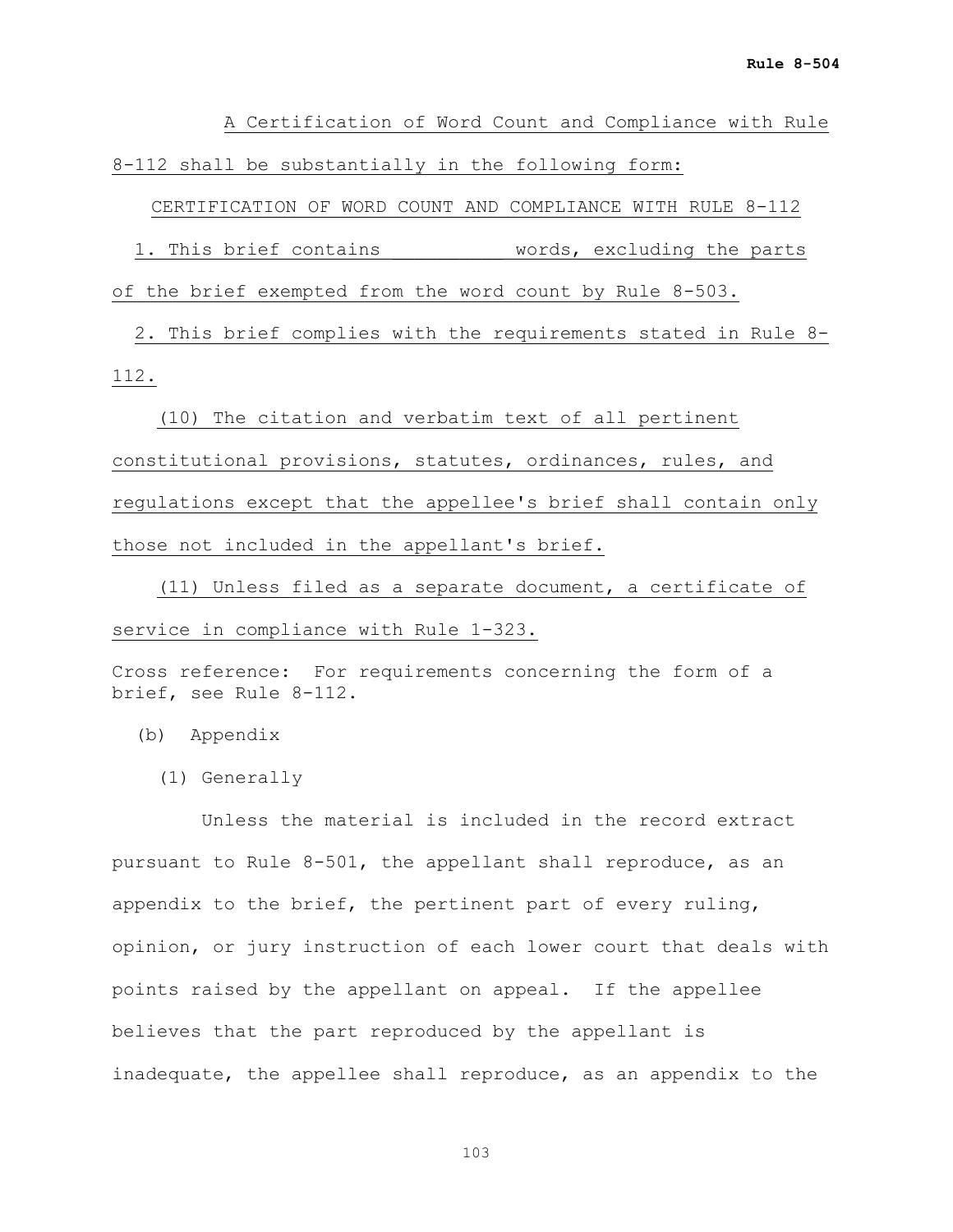A Certification of Word Count and Compliance with Rule 8-112 shall be substantially in the following form:

CERTIFICATION OF WORD COUNT AND COMPLIANCE WITH RULE 8-112

1. This brief contains __________ words, excluding the parts of the brief exempted from the word count by Rule 8-503.

2. This brief complies with the requirements stated in Rule 8-112.

(10) The citation and verbatim text of all pertinent constitutional provisions, statutes, ordinances, rules, and regulations except that the appellee's brief shall contain only those not included in the appellant's brief.

(11) Unless filed as a separate document, a certificate of service in compliance with Rule 1-323.

Cross reference: For requirements concerning the form of a brief, see Rule 8-112.

(b) Appendix

(1) Generally

Unless the material is included in the record extract pursuant to Rule 8-501, the appellant shall reproduce, as an appendix to the brief, the pertinent part of every ruling, opinion, or jury instruction of each lower court that deals with points raised by the appellant on appeal. If the appellee believes that the part reproduced by the appellant is inadequate, the appellee shall reproduce, as an appendix to the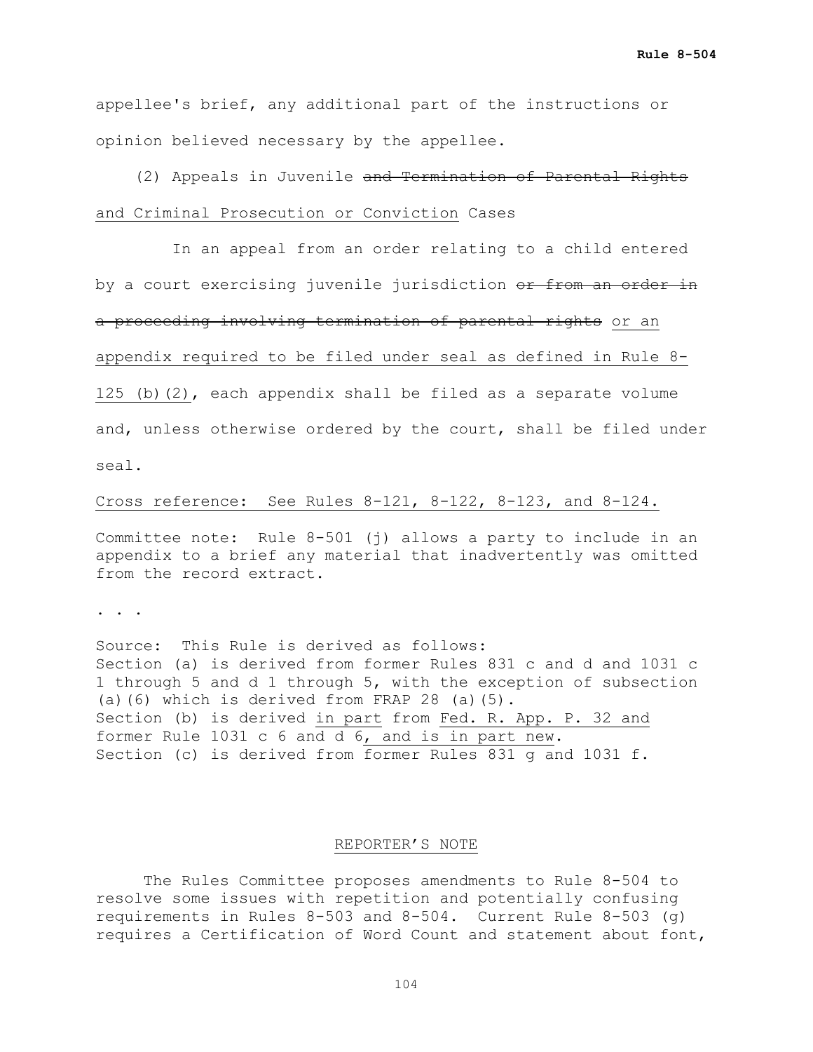appellee's brief, any additional part of the instructions or opinion believed necessary by the appellee.

(2) Appeals in Juvenile ~~and Termination of Parental Rights~~ <u>and Criminal Prosecution or Conviction</u> Cases

In an appeal from an order relating to a child entered by a court exercising juvenile jurisdiction ~~or from an order in a proceeding involving termination of parental rights~~ <u>or an appendix required to be filed under seal as defined in Rule 8-125 (b)(2)</u>, each appendix shall be filed as a separate volume and, unless otherwise ordered by the court, shall be filed under seal.

<u>Cross reference: See Rules 8-121, 8-122, 8-123, and 8-124.</u>

Committee note: Rule 8-501 (j) allows a party to include in an appendix to a brief any material that inadvertently was omitted from the record extract.

. . .

Source: This Rule is derived as follows:
Section (a) is derived from former Rules 831 c and d and 1031 c 1 through 5 and d 1 through 5, with the exception of subsection (a)(6) which is derived from FRAP 28 (a)(5).
Section (b) is derived <u>in part</u> from <u>Fed. R. App. P. 32 and</u> former Rule 1031 c 6 and d 6<u>, and is in part new</u>.
Section (c) is derived from former Rules 831 g and 1031 f.

## <u>REPORTER'S NOTE</u>

The Rules Committee proposes amendments to Rule 8-504 to resolve some issues with repetition and potentially confusing requirements in Rules 8-503 and 8-504. Current Rule 8-503 (g) requires a Certification of Word Count and statement about font,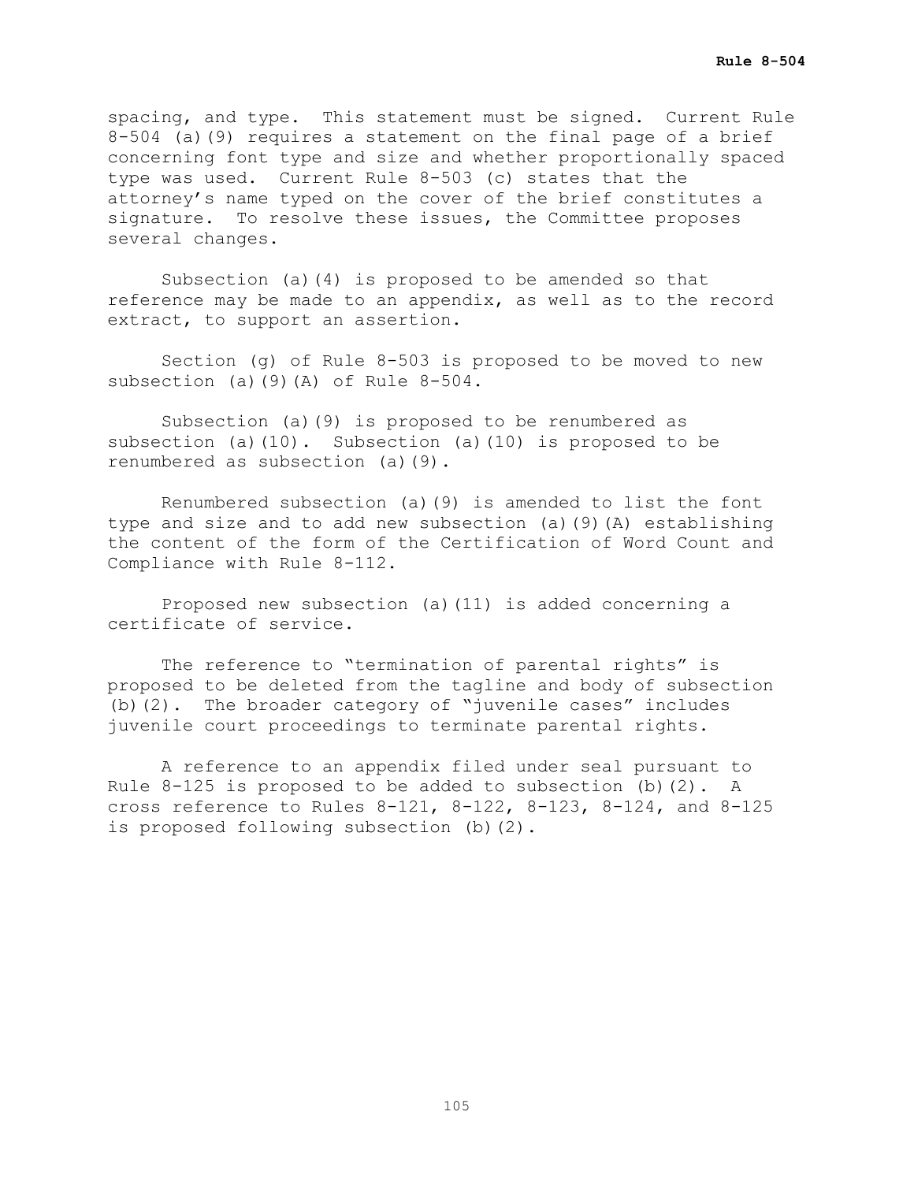spacing, and type. This statement must be signed. Current Rule 8-504 (a)(9) requires a statement on the final page of a brief concerning font type and size and whether proportionally spaced type was used. Current Rule 8-503 (c) states that the attorney's name typed on the cover of the brief constitutes a signature. To resolve these issues, the Committee proposes several changes.

Subsection (a)(4) is proposed to be amended so that reference may be made to an appendix, as well as to the record extract, to support an assertion.

Section (g) of Rule 8-503 is proposed to be moved to new subsection (a)(9)(A) of Rule 8-504.

Subsection (a)(9) is proposed to be renumbered as subsection (a)(10). Subsection (a)(10) is proposed to be renumbered as subsection (a)(9).

Renumbered subsection (a)(9) is amended to list the font type and size and to add new subsection (a)(9)(A) establishing the content of the form of the Certification of Word Count and Compliance with Rule 8-112.

Proposed new subsection (a)(11) is added concerning a certificate of service.

The reference to "termination of parental rights" is proposed to be deleted from the tagline and body of subsection (b)(2). The broader category of "juvenile cases" includes juvenile court proceedings to terminate parental rights.

A reference to an appendix filed under seal pursuant to Rule 8-125 is proposed to be added to subsection (b)(2). A cross reference to Rules 8-121, 8-122, 8-123, 8-124, and 8-125 is proposed following subsection (b)(2).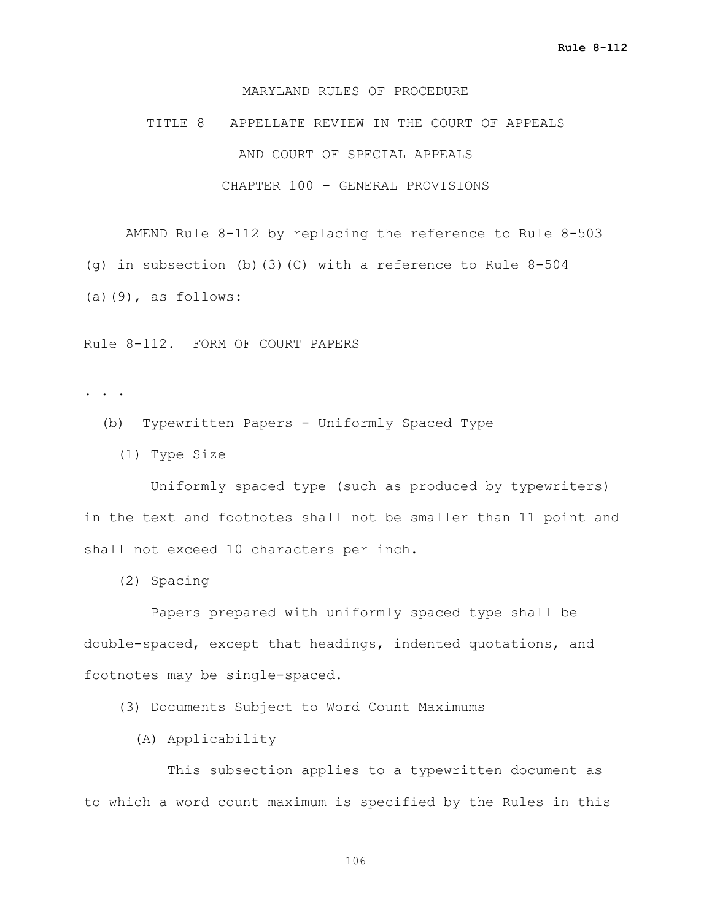MARYLAND RULES OF PROCEDURE

TITLE 8 – APPELLATE REVIEW IN THE COURT OF APPEALS

AND COURT OF SPECIAL APPEALS

CHAPTER 100 – GENERAL PROVISIONS

AMEND Rule 8-112 by replacing the reference to Rule 8-503 (g) in subsection (b)(3)(C) with a reference to Rule 8-504 (a)(9), as follows:

Rule 8-112. FORM OF COURT PAPERS

. . .

(b) Typewritten Papers - Uniformly Spaced Type

(1) Type Size

Uniformly spaced type (such as produced by typewriters) in the text and footnotes shall not be smaller than 11 point and shall not exceed 10 characters per inch.

(2) Spacing

Papers prepared with uniformly spaced type shall be double-spaced, except that headings, indented quotations, and footnotes may be single-spaced.

(3) Documents Subject to Word Count Maximums

(A) Applicability

This subsection applies to a typewritten document as to which a word count maximum is specified by the Rules in this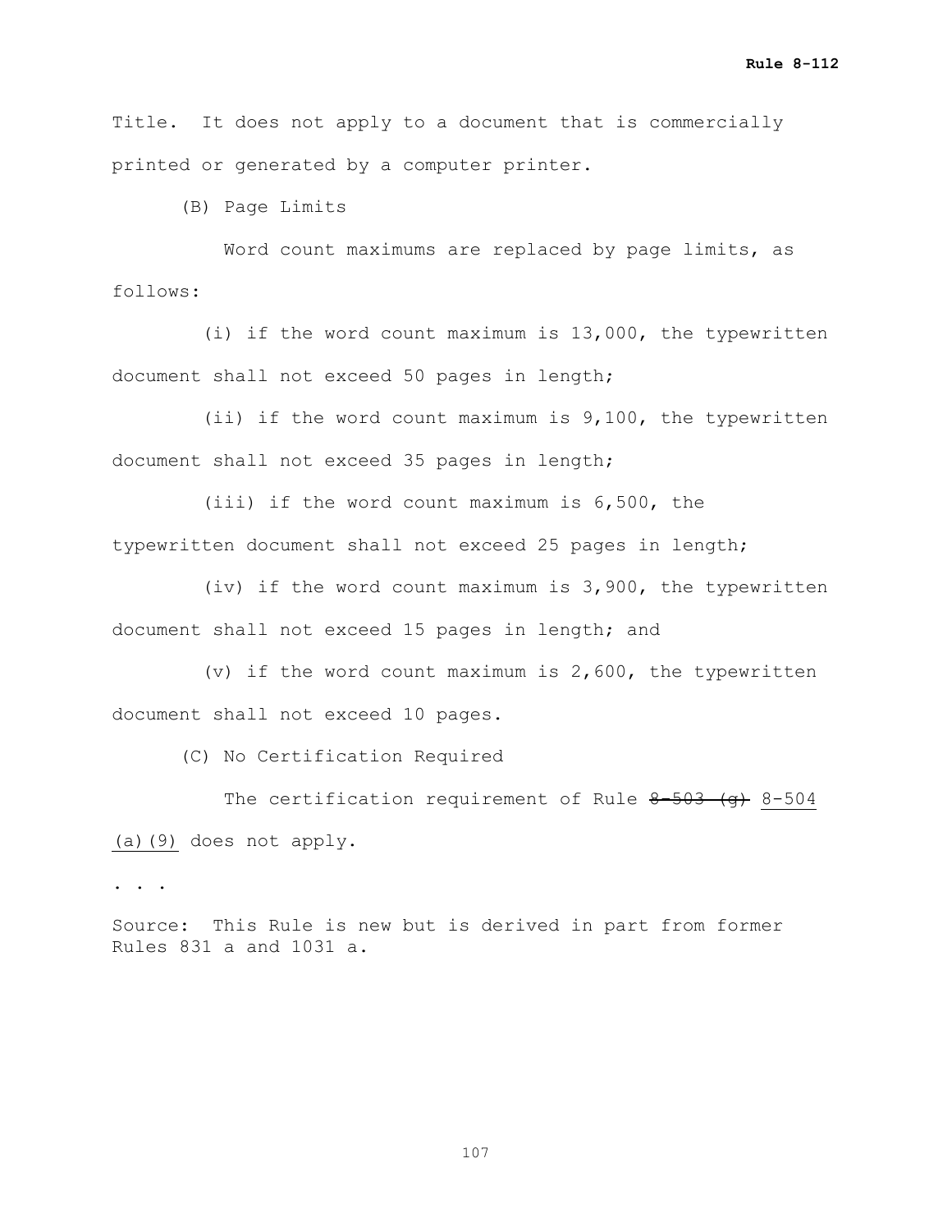Title. It does not apply to a document that is commercially printed or generated by a computer printer.

(B) Page Limits

Word count maximums are replaced by page limits, as follows:

(i) if the word count maximum is 13,000, the typewritten document shall not exceed 50 pages in length;

(ii) if the word count maximum is 9,100, the typewritten document shall not exceed 35 pages in length;

(iii) if the word count maximum is 6,500, the typewritten document shall not exceed 25 pages in length;

(iv) if the word count maximum is 3,900, the typewritten document shall not exceed 15 pages in length; and

(v) if the word count maximum is 2,600, the typewritten document shall not exceed 10 pages.

(C) No Certification Required

The certification requirement of Rule ~~8-503 (g)~~ <u>8-504 (a)(9)</u> does not apply.

. . .

Source: This Rule is new but is derived in part from former Rules 831 a and 1031 a.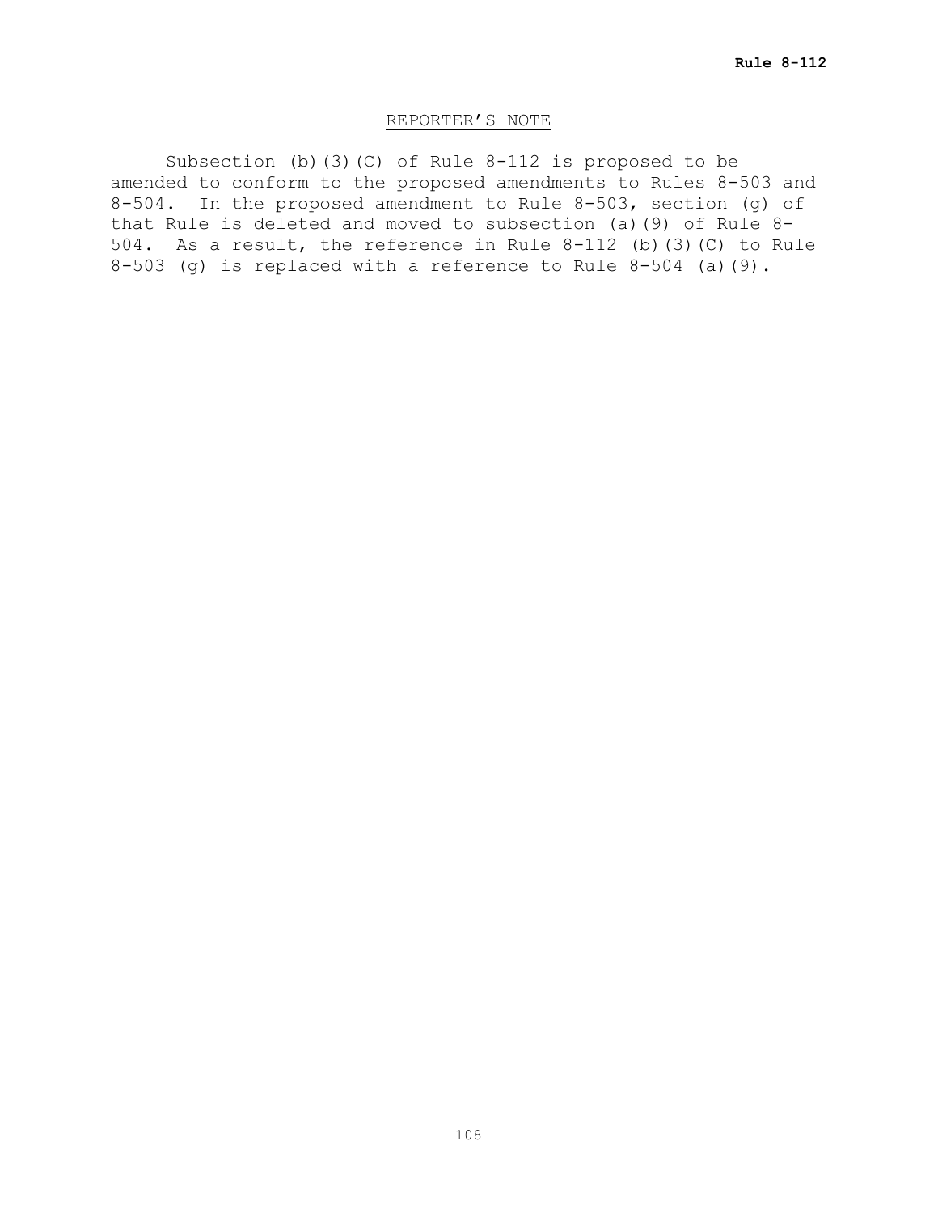## REPORTER'S NOTE

Subsection (b)(3)(C) of Rule 8-112 is proposed to be amended to conform to the proposed amendments to Rules 8-503 and 8-504. In the proposed amendment to Rule 8-503, section (g) of that Rule is deleted and moved to subsection (a)(9) of Rule 8-504. As a result, the reference in Rule 8-112 (b)(3)(C) to Rule 8-503 (g) is replaced with a reference to Rule 8-504 (a)(9).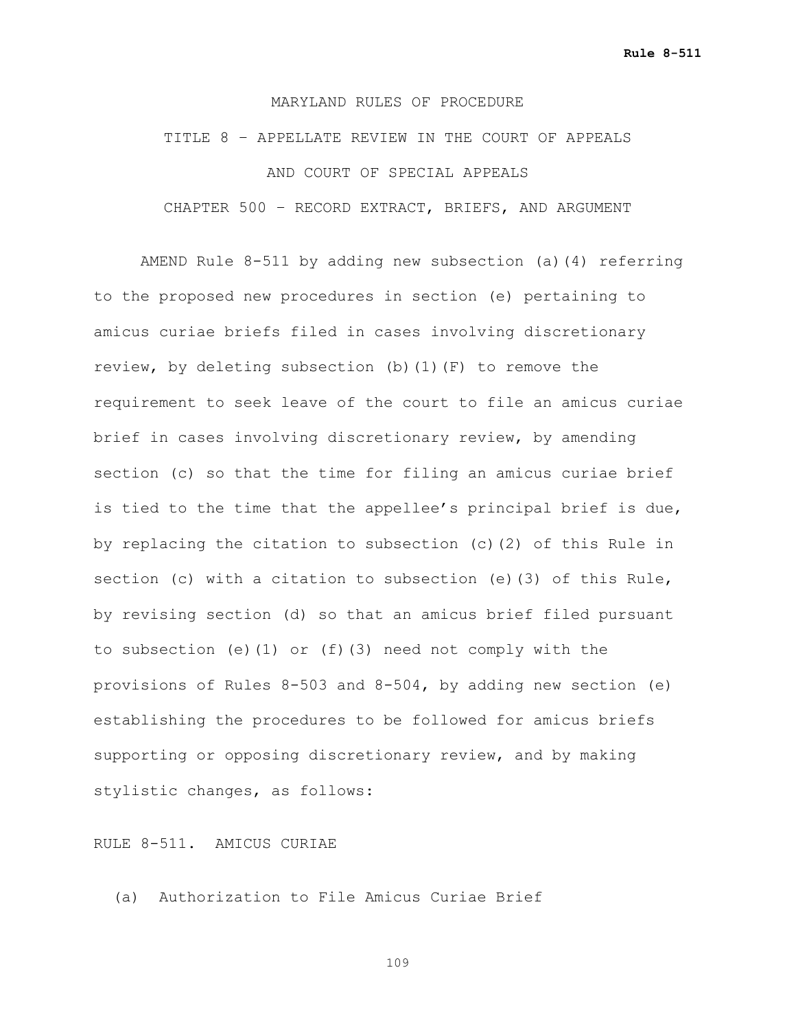MARYLAND RULES OF PROCEDURE

TITLE 8 – APPELLATE REVIEW IN THE COURT OF APPEALS

AND COURT OF SPECIAL APPEALS

CHAPTER 500 – RECORD EXTRACT, BRIEFS, AND ARGUMENT

AMEND Rule 8-511 by adding new subsection (a)(4) referring to the proposed new procedures in section (e) pertaining to amicus curiae briefs filed in cases involving discretionary review, by deleting subsection (b)(1)(F) to remove the requirement to seek leave of the court to file an amicus curiae brief in cases involving discretionary review, by amending section (c) so that the time for filing an amicus curiae brief is tied to the time that the appellee's principal brief is due, by replacing the citation to subsection (c)(2) of this Rule in section (c) with a citation to subsection (e)(3) of this Rule, by revising section (d) so that an amicus brief filed pursuant to subsection (e)(1) or (f)(3) need not comply with the provisions of Rules 8-503 and 8-504, by adding new section (e) establishing the procedures to be followed for amicus briefs supporting or opposing discretionary review, and by making stylistic changes, as follows:

RULE 8-511. AMICUS CURIAE

(a) Authorization to File Amicus Curiae Brief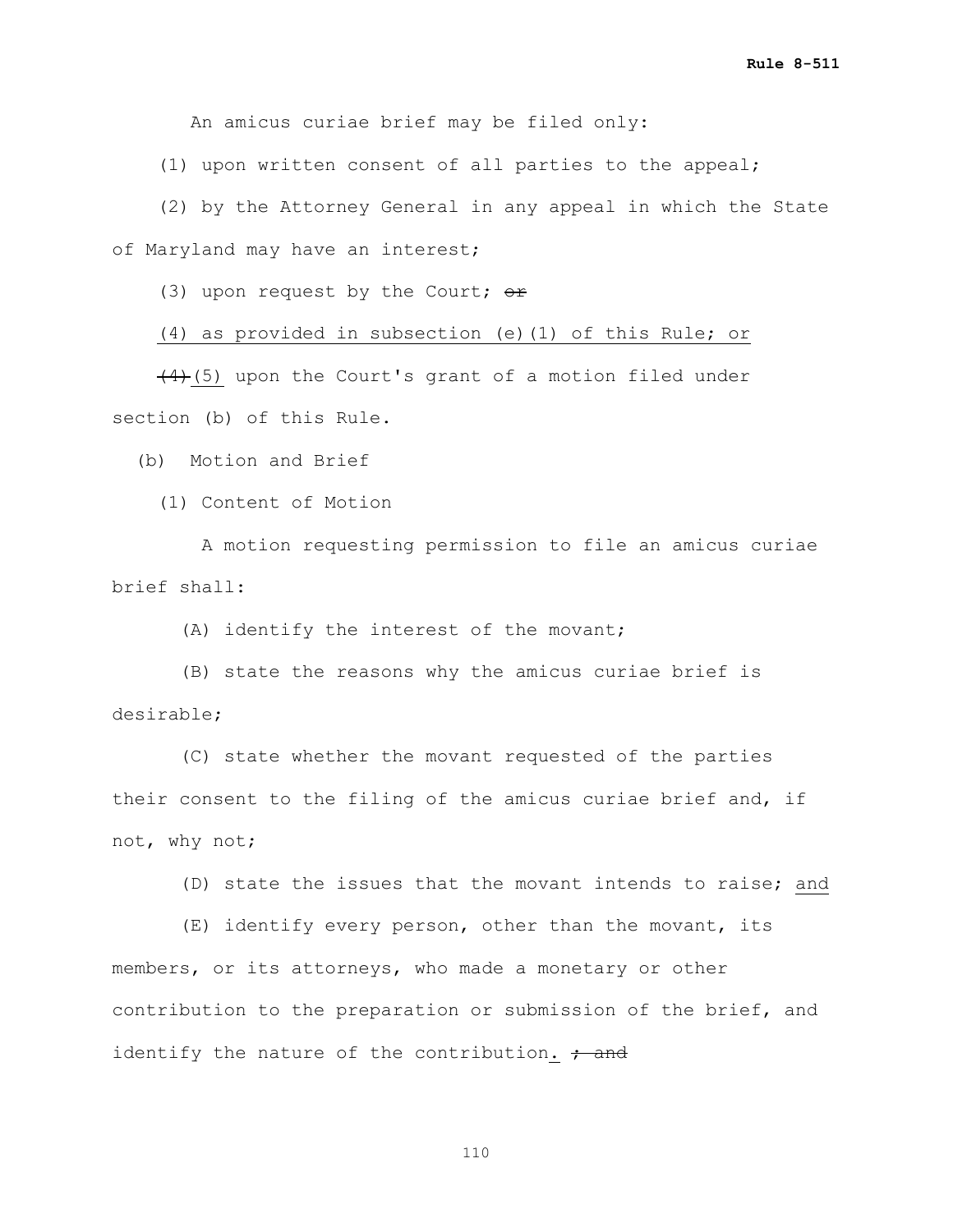An amicus curiae brief may be filed only:

(1) upon written consent of all parties to the appeal;

(2) by the Attorney General in any appeal in which the State of Maryland may have an interest;

(3) upon request by the Court; ~~or~~

<u>(4) as provided in subsection (e)(1) of this Rule; or</u>

~~(4)~~<u>(5)</u> upon the Court's grant of a motion filed under section (b) of this Rule.

(b) Motion and Brief

(1) Content of Motion

A motion requesting permission to file an amicus curiae brief shall:

(A) identify the interest of the movant;

(B) state the reasons why the amicus curiae brief is desirable;

(C) state whether the movant requested of the parties their consent to the filing of the amicus curiae brief and, if not, why not;

(D) state the issues that the movant intends to raise; <u>and</u>

(E) identify every person, other than the movant, its members, or its attorneys, who made a monetary or other contribution to the preparation or submission of the brief, and identify the nature of the contribution<u>.</u> ~~; and~~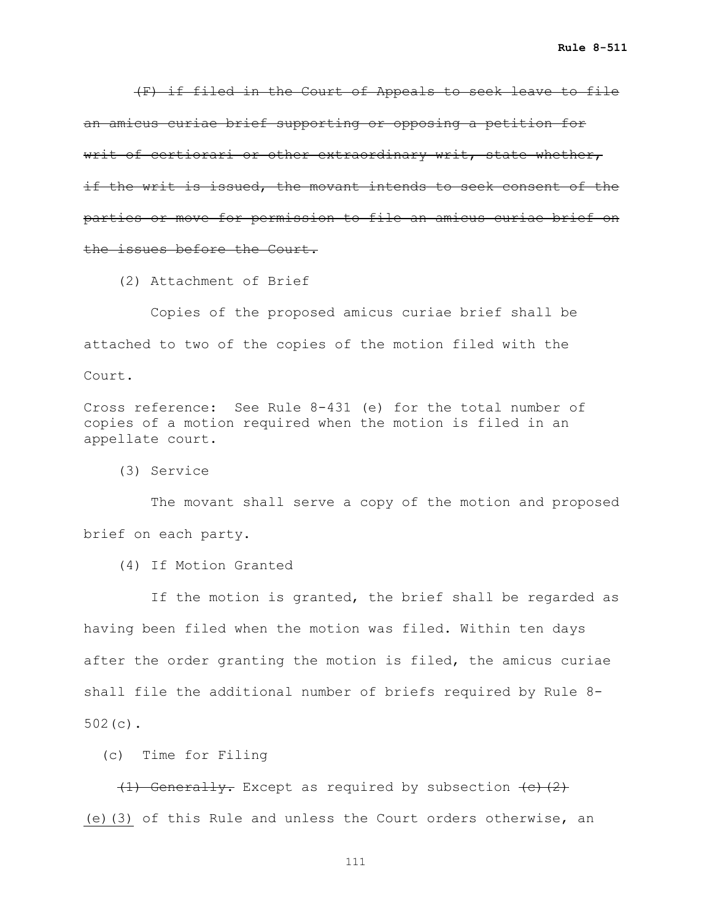~~(F) if filed in the Court of Appeals to seek leave to file an amicus curiae brief supporting or opposing a petition for writ of certiorari or other extraordinary writ, state whether, if the writ is issued, the movant intends to seek consent of the parties or move for permission to file an amicus curiae brief on the issues before the Court.~~

(2) Attachment of Brief

Copies of the proposed amicus curiae brief shall be attached to two of the copies of the motion filed with the Court.

Cross reference: See Rule 8-431 (e) for the total number of copies of a motion required when the motion is filed in an appellate court.

(3) Service

The movant shall serve a copy of the motion and proposed brief on each party.

(4) If Motion Granted

If the motion is granted, the brief shall be regarded as having been filed when the motion was filed. Within ten days after the order granting the motion is filed, the amicus curiae shall file the additional number of briefs required by Rule 8-502(c).

(c) Time for Filing

~~(1) Generally.~~ Except as required by subsection ~~(c)(2)~~ <u>(e)(3)</u> of this Rule and unless the Court orders otherwise, an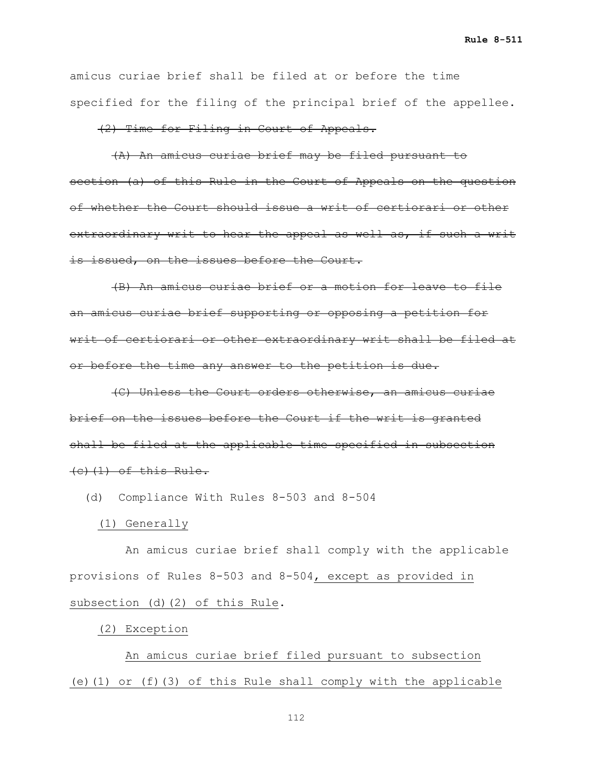amicus curiae brief shall be filed at or before the time specified for the filing of the principal brief of the appellee.

~~(2) Time for Filing in Court of Appeals.~~

~~(A) An amicus curiae brief may be filed pursuant to section (a) of this Rule in the Court of Appeals on the question of whether the Court should issue a writ of certiorari or other extraordinary writ to hear the appeal as well as, if such a writ is issued, on the issues before the Court.~~

~~(B) An amicus curiae brief or a motion for leave to file an amicus curiae brief supporting or opposing a petition for writ of certiorari or other extraordinary writ shall be filed at or before the time any answer to the petition is due.~~

~~(C) Unless the Court orders otherwise, an amicus curiae brief on the issues before the Court if the writ is granted shall be filed at the applicable time specified in subsection (c)(1) of this Rule.~~

(d) Compliance With Rules 8-503 and 8-504

<u>(1) Generally</u>

An amicus curiae brief shall comply with the applicable provisions of Rules 8-503 and 8-504<u>, except as provided in subsection (d)(2) of this Rule</u>.

<u>(2) Exception</u>

<u>An amicus curiae brief filed pursuant to subsection (e)(1) or (f)(3) of this Rule shall comply with the applicable</u>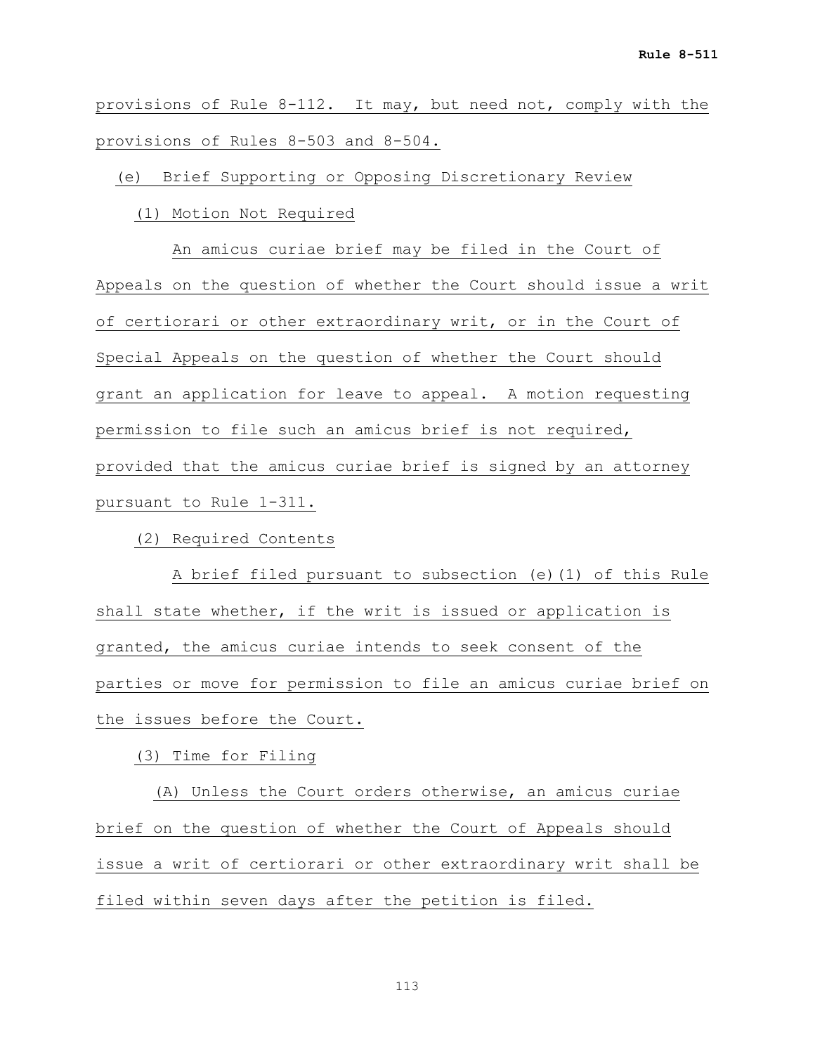provisions of Rule 8-112. It may, but need not, comply with the provisions of Rules 8-503 and 8-504.

(e) Brief Supporting or Opposing Discretionary Review

(1) Motion Not Required

An amicus curiae brief may be filed in the Court of Appeals on the question of whether the Court should issue a writ of certiorari or other extraordinary writ, or in the Court of Special Appeals on the question of whether the Court should grant an application for leave to appeal. A motion requesting permission to file such an amicus brief is not required, provided that the amicus curiae brief is signed by an attorney pursuant to Rule 1-311.

(2) Required Contents

A brief filed pursuant to subsection (e)(1) of this Rule shall state whether, if the writ is issued or application is granted, the amicus curiae intends to seek consent of the parties or move for permission to file an amicus curiae brief on the issues before the Court.

(3) Time for Filing

(A) Unless the Court orders otherwise, an amicus curiae brief on the question of whether the Court of Appeals should issue a writ of certiorari or other extraordinary writ shall be filed within seven days after the petition is filed.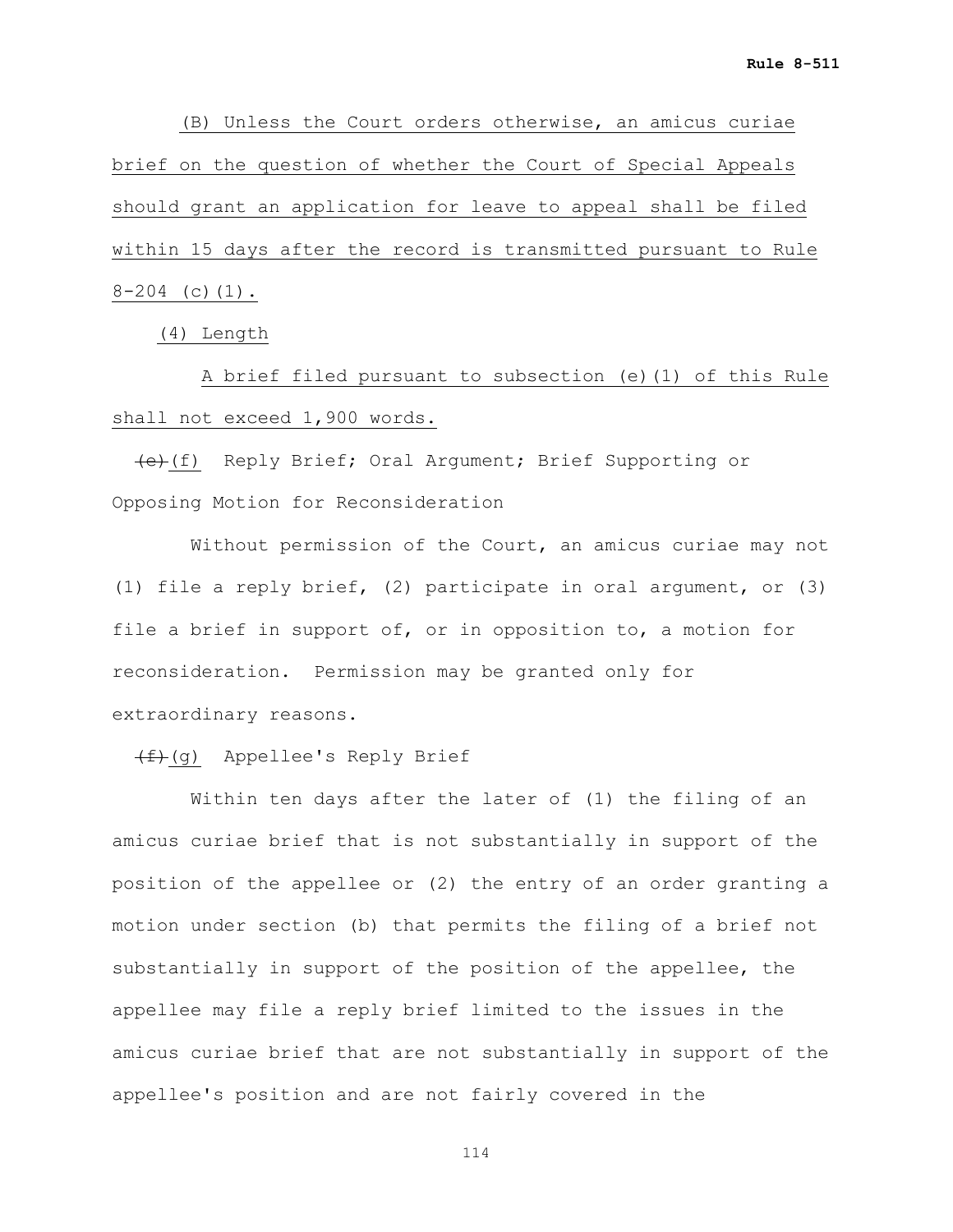(B) Unless the Court orders otherwise, an amicus curiae brief on the question of whether the Court of Special Appeals should grant an application for leave to appeal shall be filed within 15 days after the record is transmitted pursuant to Rule 8-204 (c)(1).

(4) Length

A brief filed pursuant to subsection (e)(1) of this Rule shall not exceed 1,900 words.

~~(e)~~ (f) Reply Brief; Oral Argument; Brief Supporting or Opposing Motion for Reconsideration

Without permission of the Court, an amicus curiae may not (1) file a reply brief, (2) participate in oral argument, or (3) file a brief in support of, or in opposition to, a motion for reconsideration. Permission may be granted only for extraordinary reasons.

~~(f)~~ (g) Appellee's Reply Brief

Within ten days after the later of (1) the filing of an amicus curiae brief that is not substantially in support of the position of the appellee or (2) the entry of an order granting a motion under section (b) that permits the filing of a brief not substantially in support of the position of the appellee, the appellee may file a reply brief limited to the issues in the amicus curiae brief that are not substantially in support of the appellee's position and are not fairly covered in the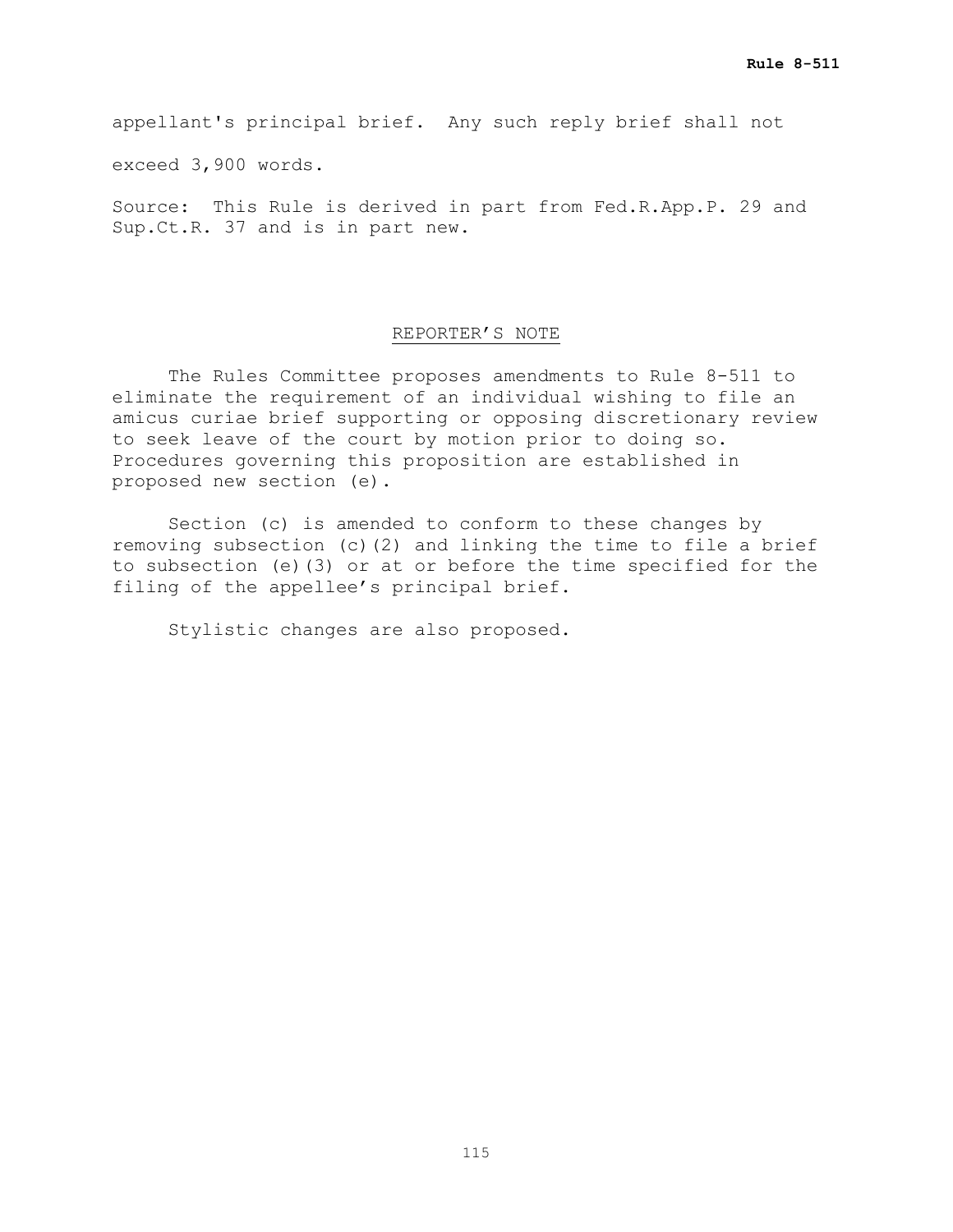appellant's principal brief. Any such reply brief shall not exceed 3,900 words.

Source: This Rule is derived in part from Fed.R.App.P. 29 and Sup.Ct.R. 37 and is in part new.

## REPORTER'S NOTE

The Rules Committee proposes amendments to Rule 8-511 to eliminate the requirement of an individual wishing to file an amicus curiae brief supporting or opposing discretionary review to seek leave of the court by motion prior to doing so. Procedures governing this proposition are established in proposed new section (e).

Section (c) is amended to conform to these changes by removing subsection (c)(2) and linking the time to file a brief to subsection (e)(3) or at or before the time specified for the filing of the appellee's principal brief.

Stylistic changes are also proposed.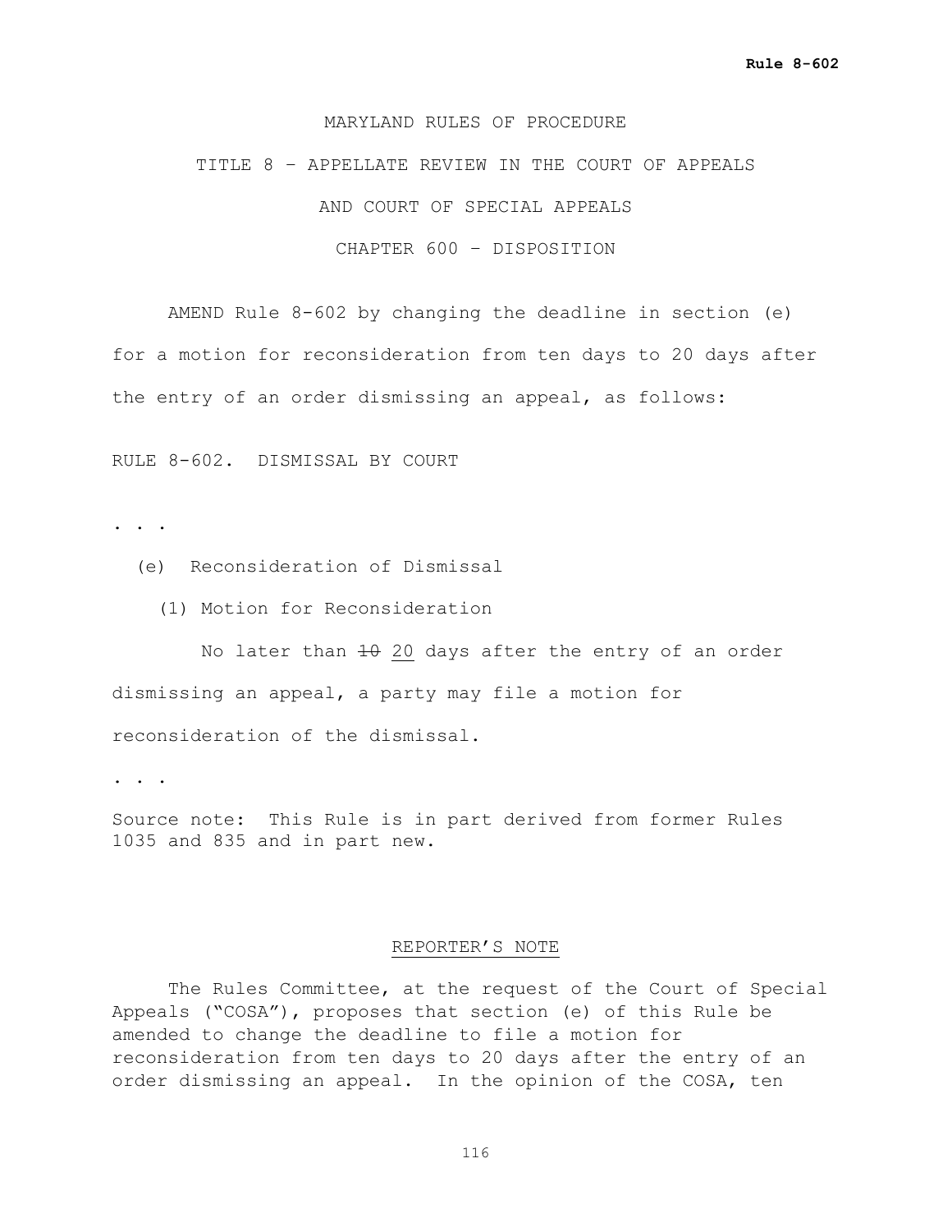MARYLAND RULES OF PROCEDURE

TITLE 8 – APPELLATE REVIEW IN THE COURT OF APPEALS

AND COURT OF SPECIAL APPEALS

CHAPTER 600 – DISPOSITION

AMEND Rule 8-602 by changing the deadline in section (e) for a motion for reconsideration from ten days to 20 days after the entry of an order dismissing an appeal, as follows:

RULE 8-602. DISMISSAL BY COURT

. . .

(e) Reconsideration of Dismissal

(1) Motion for Reconsideration

No later than ~~10~~ <u>20</u> days after the entry of an order dismissing an appeal, a party may file a motion for reconsideration of the dismissal.

. . .

Source note: This Rule is in part derived from former Rules 1035 and 835 and in part new.

REPORTER'S NOTE

The Rules Committee, at the request of the Court of Special Appeals ("COSA"), proposes that section (e) of this Rule be amended to change the deadline to file a motion for reconsideration from ten days to 20 days after the entry of an order dismissing an appeal. In the opinion of the COSA, ten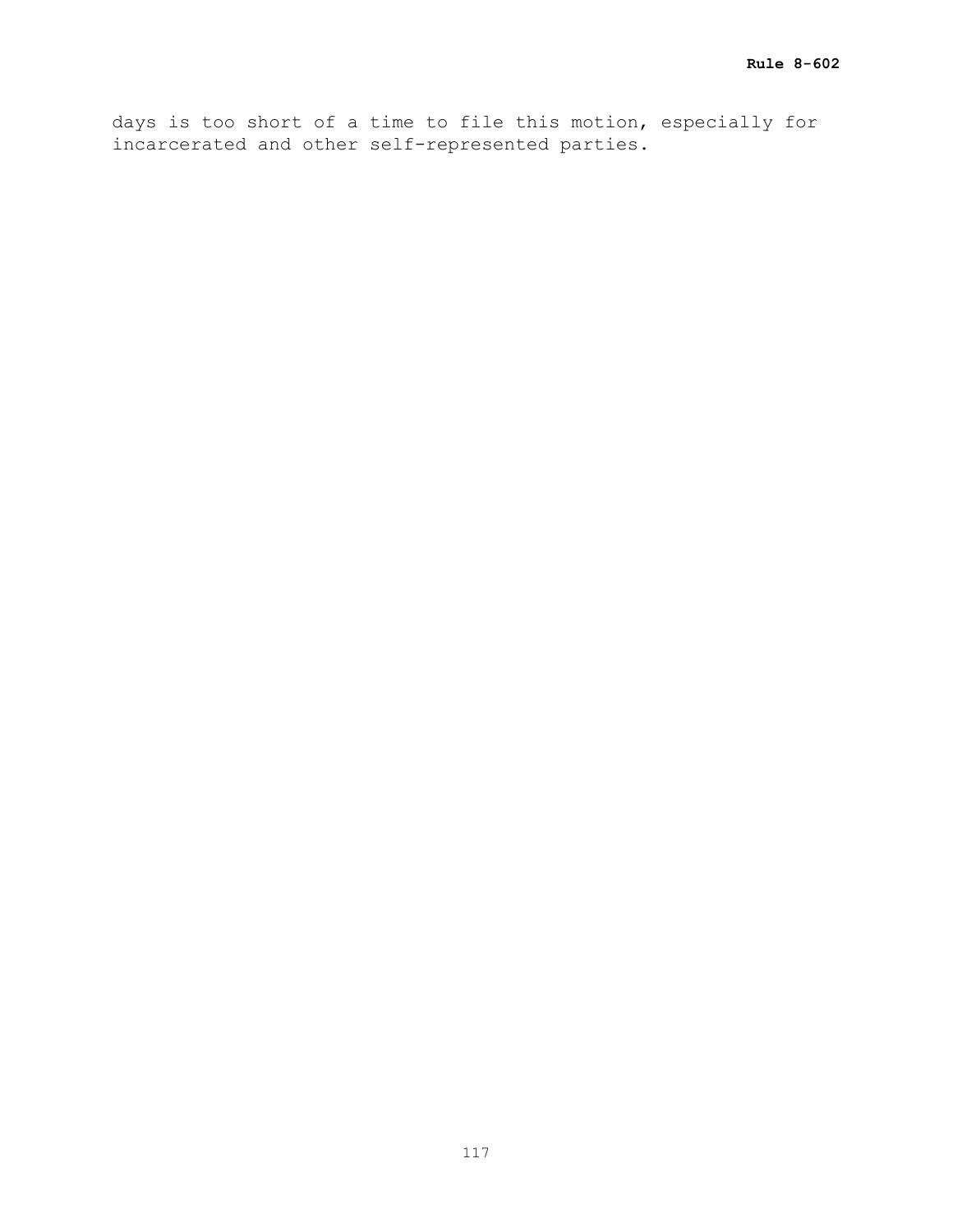days is too short of a time to file this motion, especially for incarcerated and other self-represented parties.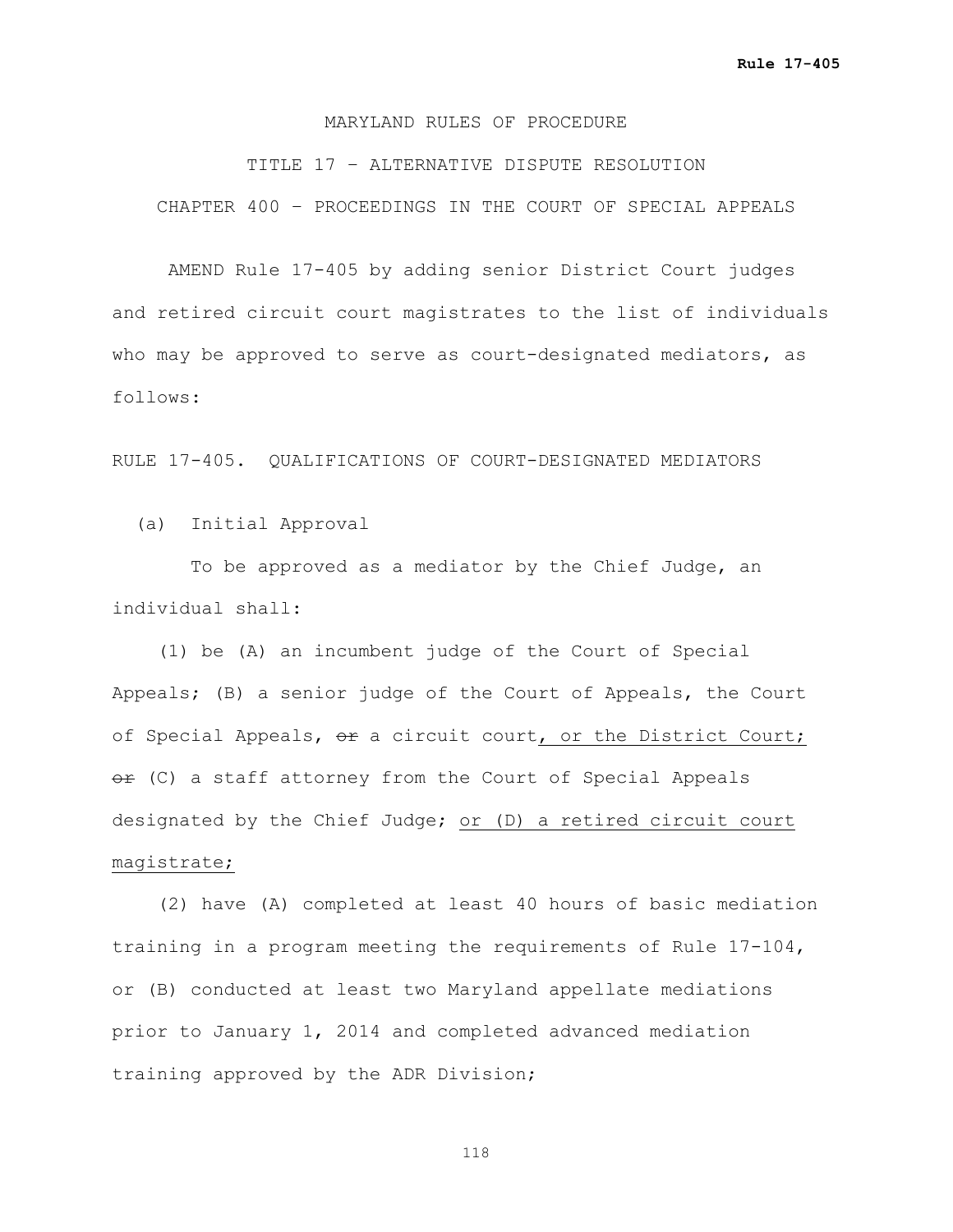MARYLAND RULES OF PROCEDURE

TITLE 17 – ALTERNATIVE DISPUTE RESOLUTION

CHAPTER 400 – PROCEEDINGS IN THE COURT OF SPECIAL APPEALS

AMEND Rule 17-405 by adding senior District Court judges and retired circuit court magistrates to the list of individuals who may be approved to serve as court-designated mediators, as follows:

RULE 17-405. QUALIFICATIONS OF COURT-DESIGNATED MEDIATORS

(a) Initial Approval

To be approved as a mediator by the Chief Judge, an individual shall:

(1) be (A) an incumbent judge of the Court of Special Appeals; (B) a senior judge of the Court of Appeals, the Court of Special Appeals, ~~or~~ a circuit court<u>, or the District Court;</u> ~~or~~ (C) a staff attorney from the Court of Special Appeals designated by the Chief Judge; <u>or (D) a retired circuit court magistrate;</u>

(2) have (A) completed at least 40 hours of basic mediation training in a program meeting the requirements of Rule 17-104, or (B) conducted at least two Maryland appellate mediations prior to January 1, 2014 and completed advanced mediation training approved by the ADR Division;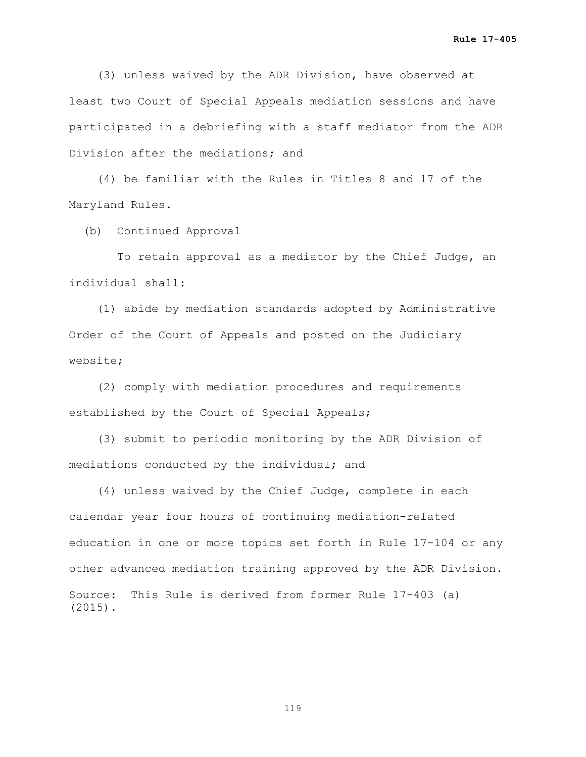(3) unless waived by the ADR Division, have observed at least two Court of Special Appeals mediation sessions and have participated in a debriefing with a staff mediator from the ADR Division after the mediations; and

(4) be familiar with the Rules in Titles 8 and 17 of the Maryland Rules.

(b) Continued Approval

To retain approval as a mediator by the Chief Judge, an individual shall:

(1) abide by mediation standards adopted by Administrative Order of the Court of Appeals and posted on the Judiciary website;

(2) comply with mediation procedures and requirements established by the Court of Special Appeals;

(3) submit to periodic monitoring by the ADR Division of mediations conducted by the individual; and

(4) unless waived by the Chief Judge, complete in each calendar year four hours of continuing mediation-related education in one or more topics set forth in Rule 17-104 or any other advanced mediation training approved by the ADR Division.

Source: This Rule is derived from former Rule 17-403 (a) (2015).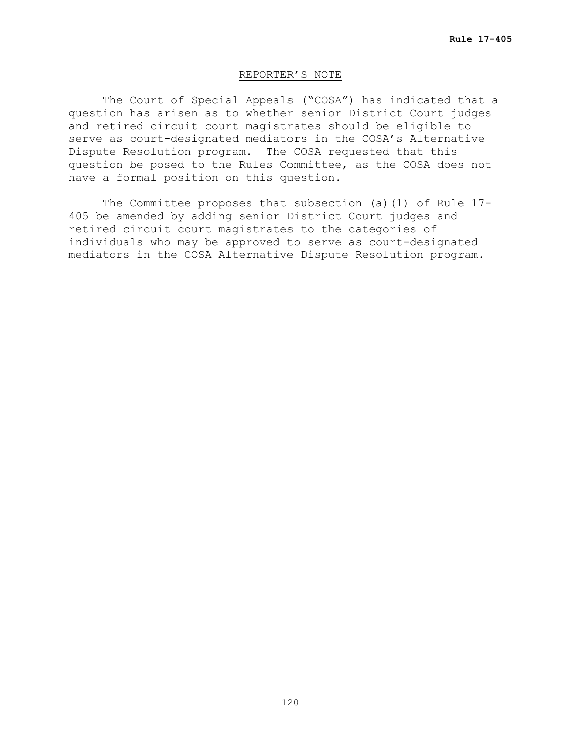## REPORTER'S NOTE

The Court of Special Appeals ("COSA") has indicated that a question has arisen as to whether senior District Court judges and retired circuit court magistrates should be eligible to serve as court-designated mediators in the COSA's Alternative Dispute Resolution program. The COSA requested that this question be posed to the Rules Committee, as the COSA does not have a formal position on this question.

The Committee proposes that subsection (a)(1) of Rule 17-405 be amended by adding senior District Court judges and retired circuit court magistrates to the categories of individuals who may be approved to serve as court-designated mediators in the COSA Alternative Dispute Resolution program.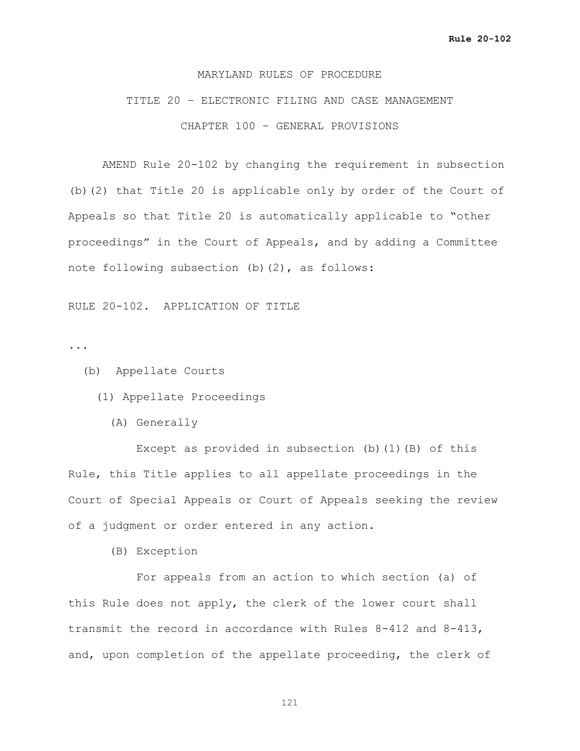MARYLAND RULES OF PROCEDURE

TITLE 20 – ELECTRONIC FILING AND CASE MANAGEMENT

CHAPTER 100 – GENERAL PROVISIONS

AMEND Rule 20-102 by changing the requirement in subsection (b)(2) that Title 20 is applicable only by order of the Court of Appeals so that Title 20 is automatically applicable to "other proceedings" in the Court of Appeals, and by adding a Committee note following subsection (b)(2), as follows:

RULE 20-102. APPLICATION OF TITLE

...

(b) Appellate Courts

(1) Appellate Proceedings

(A) Generally

Except as provided in subsection (b)(1)(B) of this Rule, this Title applies to all appellate proceedings in the Court of Special Appeals or Court of Appeals seeking the review of a judgment or order entered in any action.

(B) Exception

For appeals from an action to which section (a) of this Rule does not apply, the clerk of the lower court shall transmit the record in accordance with Rules 8-412 and 8-413, and, upon completion of the appellate proceeding, the clerk of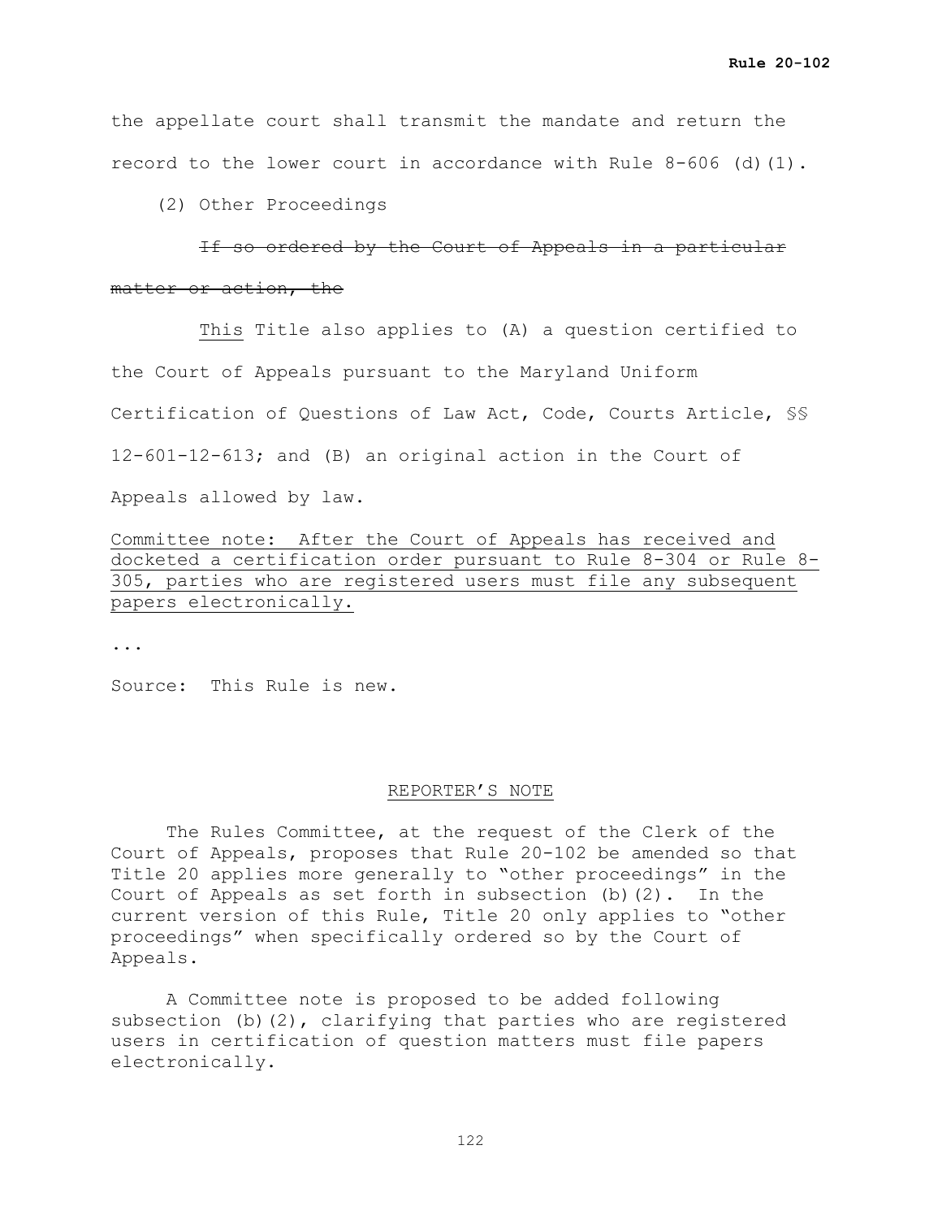the appellate court shall transmit the mandate and return the record to the lower court in accordance with Rule 8-606 (d)(1).

(2) Other Proceedings

~~If so ordered by the Court of Appeals in a particular matter or action, the~~

<u>This</u> Title also applies to (A) a question certified to the Court of Appeals pursuant to the Maryland Uniform Certification of Questions of Law Act, Code, Courts Article, §§ 12-601-12-613; and (B) an original action in the Court of Appeals allowed by law.

<u>Committee note: After the Court of Appeals has received and docketed a certification order pursuant to Rule 8-304 or Rule 8-305, parties who are registered users must file any subsequent papers electronically.</u>

...

Source: This Rule is new.

<u>REPORTER'S NOTE</u>

The Rules Committee, at the request of the Clerk of the Court of Appeals, proposes that Rule 20-102 be amended so that Title 20 applies more generally to "other proceedings" in the Court of Appeals as set forth in subsection (b)(2). In the current version of this Rule, Title 20 only applies to "other proceedings" when specifically ordered so by the Court of Appeals.

A Committee note is proposed to be added following subsection (b)(2), clarifying that parties who are registered users in certification of question matters must file papers electronically.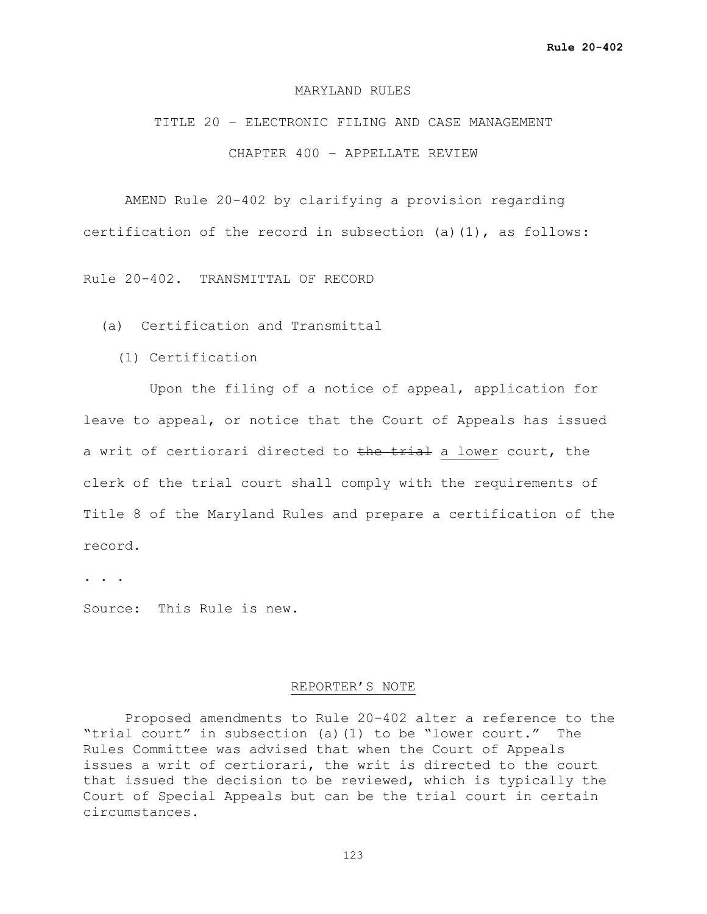MARYLAND RULES

TITLE 20 – ELECTRONIC FILING AND CASE MANAGEMENT

CHAPTER 400 – APPELLATE REVIEW

AMEND Rule 20-402 by clarifying a provision regarding certification of the record in subsection (a)(1), as follows:

Rule 20-402. TRANSMITTAL OF RECORD

(a) Certification and Transmittal

(1) Certification

Upon the filing of a notice of appeal, application for leave to appeal, or notice that the Court of Appeals has issued a writ of certiorari directed to ~~the trial~~ <u>a lower</u> court, the clerk of the trial court shall comply with the requirements of Title 8 of the Maryland Rules and prepare a certification of the record.

. . .

Source: This Rule is new.

REPORTER'S NOTE

Proposed amendments to Rule 20-402 alter a reference to the "trial court" in subsection (a)(1) to be "lower court." The Rules Committee was advised that when the Court of Appeals issues a writ of certiorari, the writ is directed to the court that issued the decision to be reviewed, which is typically the Court of Special Appeals but can be the trial court in certain circumstances.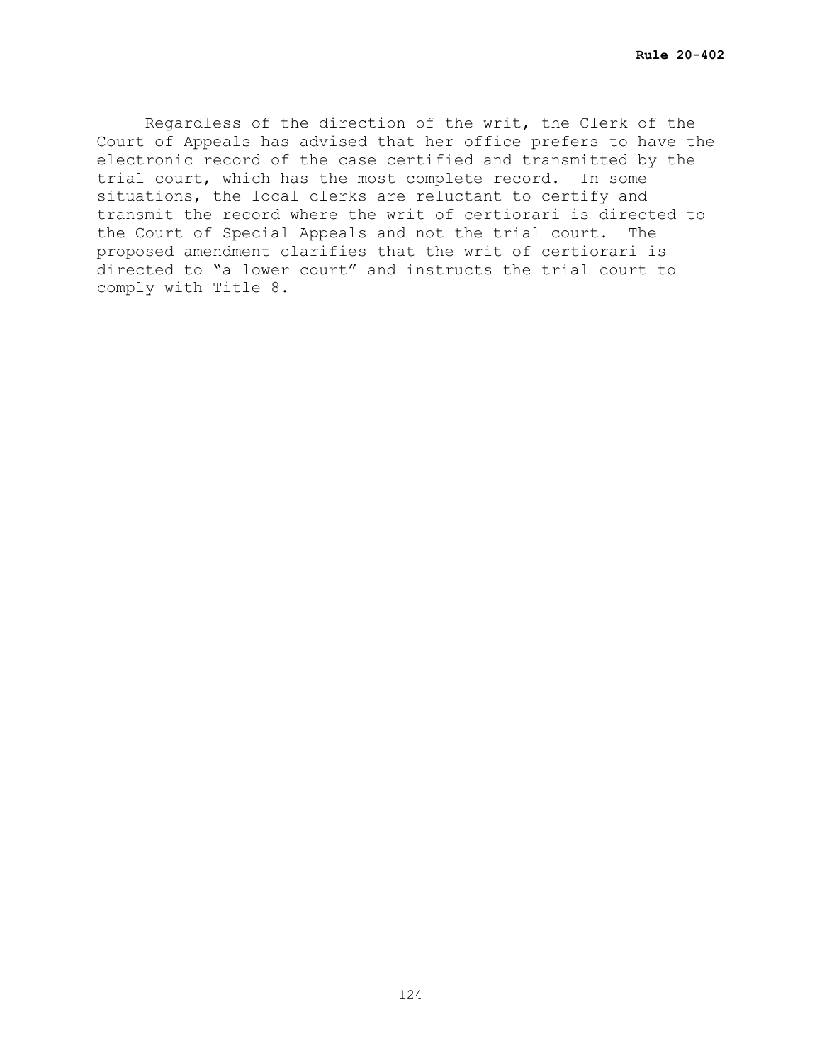Regardless of the direction of the writ, the Clerk of the Court of Appeals has advised that her office prefers to have the electronic record of the case certified and transmitted by the trial court, which has the most complete record. In some situations, the local clerks are reluctant to certify and transmit the record where the writ of certiorari is directed to the Court of Special Appeals and not the trial court. The proposed amendment clarifies that the writ of certiorari is directed to "a lower court" and instructs the trial court to comply with Title 8.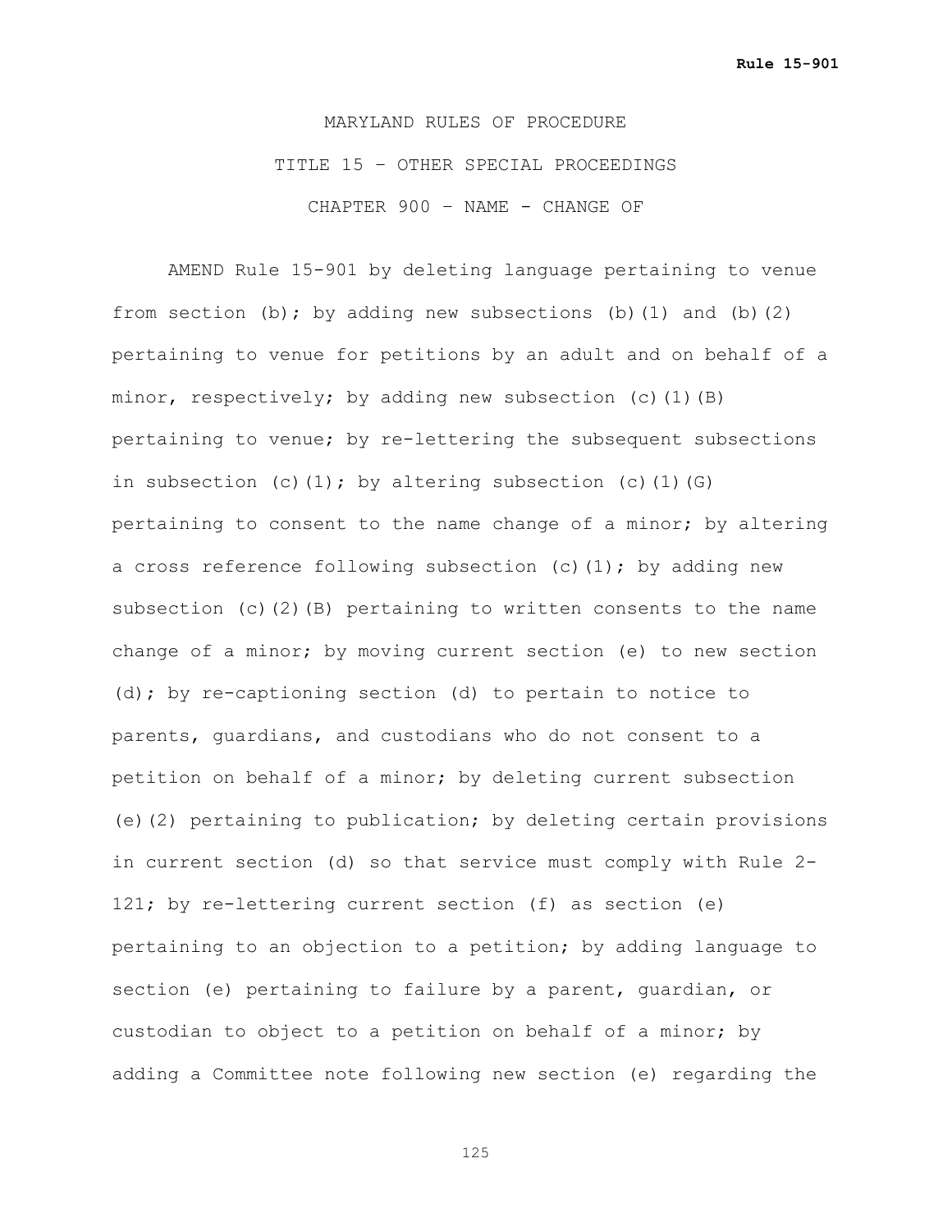MARYLAND RULES OF PROCEDURE

TITLE 15 – OTHER SPECIAL PROCEEDINGS

CHAPTER 900 – NAME - CHANGE OF

AMEND Rule 15-901 by deleting language pertaining to venue from section (b); by adding new subsections (b)(1) and (b)(2) pertaining to venue for petitions by an adult and on behalf of a minor, respectively; by adding new subsection (c)(1)(B) pertaining to venue; by re-lettering the subsequent subsections in subsection (c)(1); by altering subsection (c)(1)(G) pertaining to consent to the name change of a minor; by altering a cross reference following subsection (c)(1); by adding new subsection (c)(2)(B) pertaining to written consents to the name change of a minor; by moving current section (e) to new section (d); by re-captioning section (d) to pertain to notice to parents, guardians, and custodians who do not consent to a petition on behalf of a minor; by deleting current subsection (e)(2) pertaining to publication; by deleting certain provisions in current section (d) so that service must comply with Rule 2-121; by re-lettering current section (f) as section (e) pertaining to an objection to a petition; by adding language to section (e) pertaining to failure by a parent, guardian, or custodian to object to a petition on behalf of a minor; by adding a Committee note following new section (e) regarding the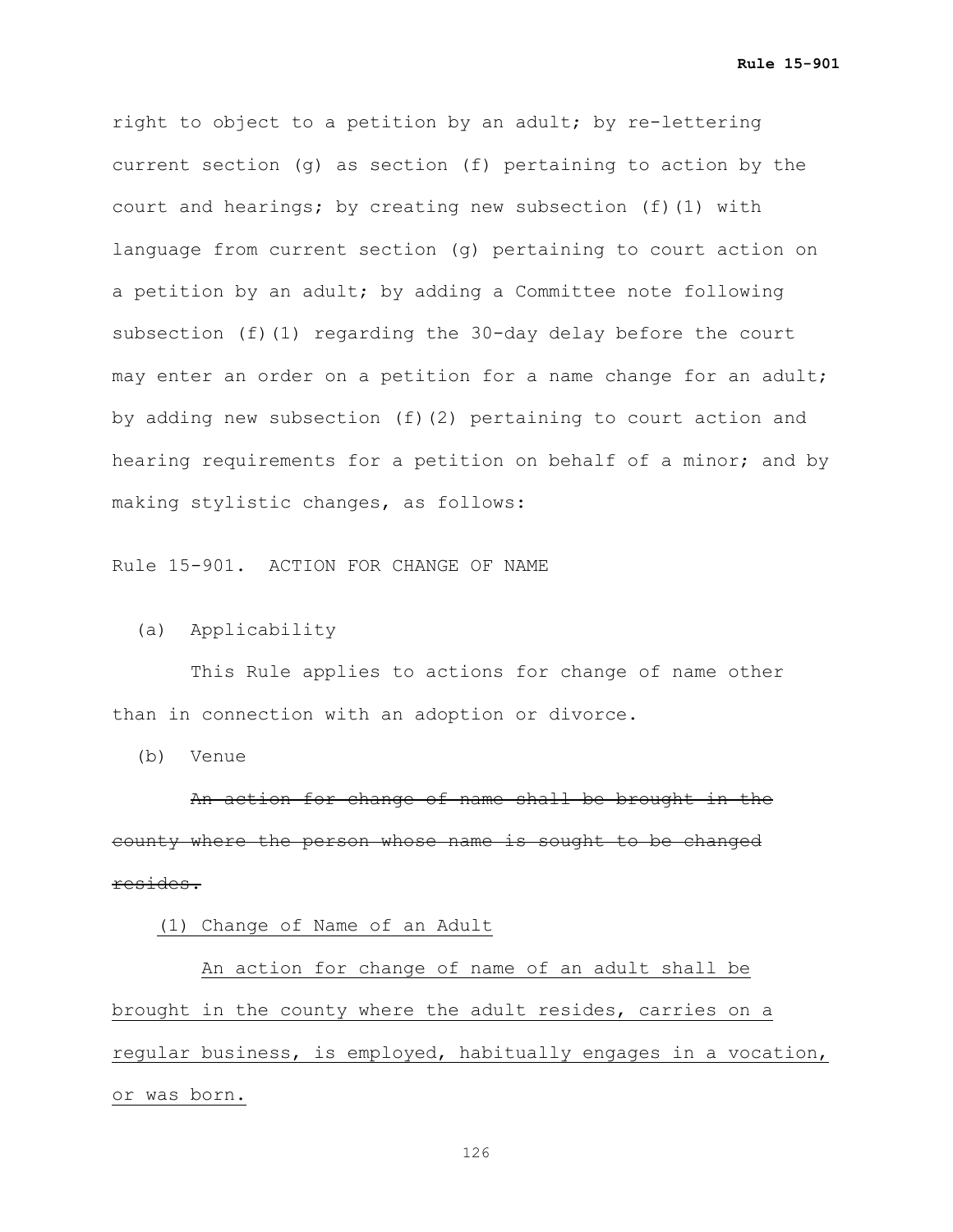right to object to a petition by an adult; by re-lettering current section (g) as section (f) pertaining to action by the court and hearings; by creating new subsection (f)(1) with language from current section (g) pertaining to court action on a petition by an adult; by adding a Committee note following subsection (f)(1) regarding the 30-day delay before the court may enter an order on a petition for a name change for an adult; by adding new subsection (f)(2) pertaining to court action and hearing requirements for a petition on behalf of a minor; and by making stylistic changes, as follows:

Rule 15-901. ACTION FOR CHANGE OF NAME

(a) Applicability

This Rule applies to actions for change of name other than in connection with an adoption or divorce.

(b) Venue

~~An action for change of name shall be brought in the county where the person whose name is sought to be changed resides.~~

<u>(1) Change of Name of an Adult</u>

<u>An action for change of name of an adult shall be brought in the county where the adult resides, carries on a regular business, is employed, habitually engages in a vocation, or was born.</u>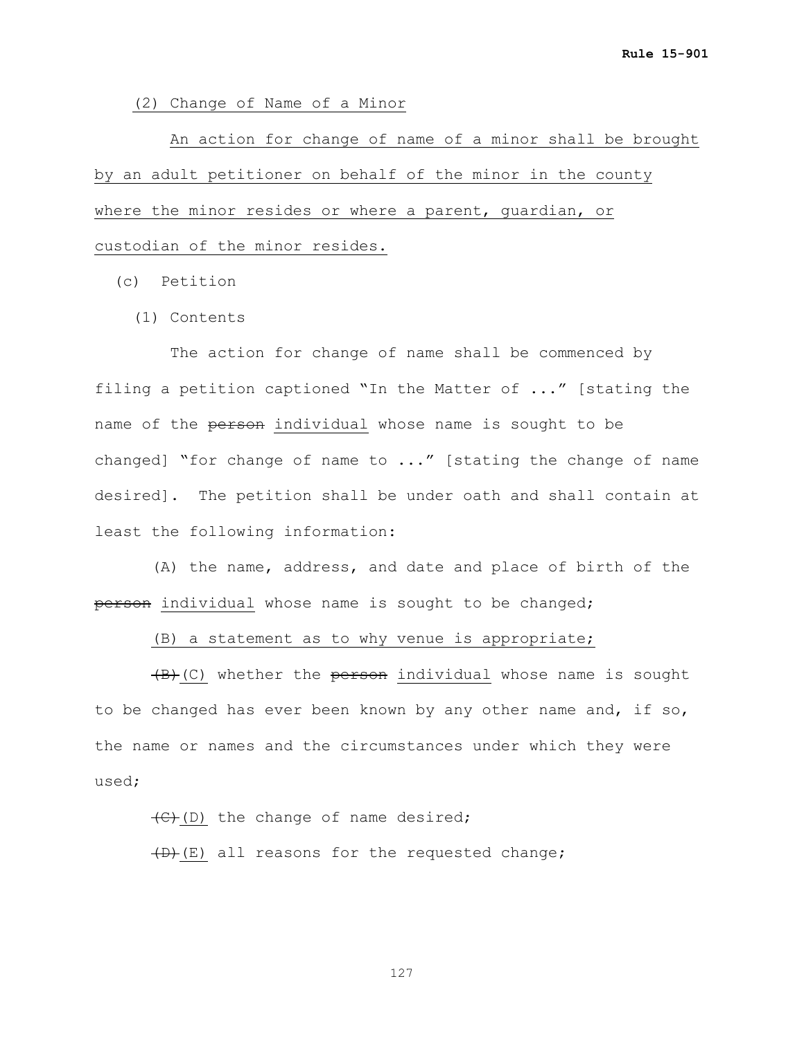(2) Change of Name of a Minor

An action for change of name of a minor shall be brought by an adult petitioner on behalf of the minor in the county where the minor resides or where a parent, guardian, or custodian of the minor resides.

(c) Petition

(1) Contents

The action for change of name shall be commenced by filing a petition captioned "In the Matter of ..." [stating the name of the ~~person~~ individual whose name is sought to be changed] "for change of name to ..." [stating the change of name desired]. The petition shall be under oath and shall contain at least the following information:

(A) the name, address, and date and place of birth of the ~~person~~ individual whose name is sought to be changed;

(B) a statement as to why venue is appropriate;

~~(B)~~ (C) whether the ~~person~~ individual whose name is sought to be changed has ever been known by any other name and, if so, the name or names and the circumstances under which they were used;

~~(C)~~ (D) the change of name desired;

~~(D)~~ (E) all reasons for the requested change;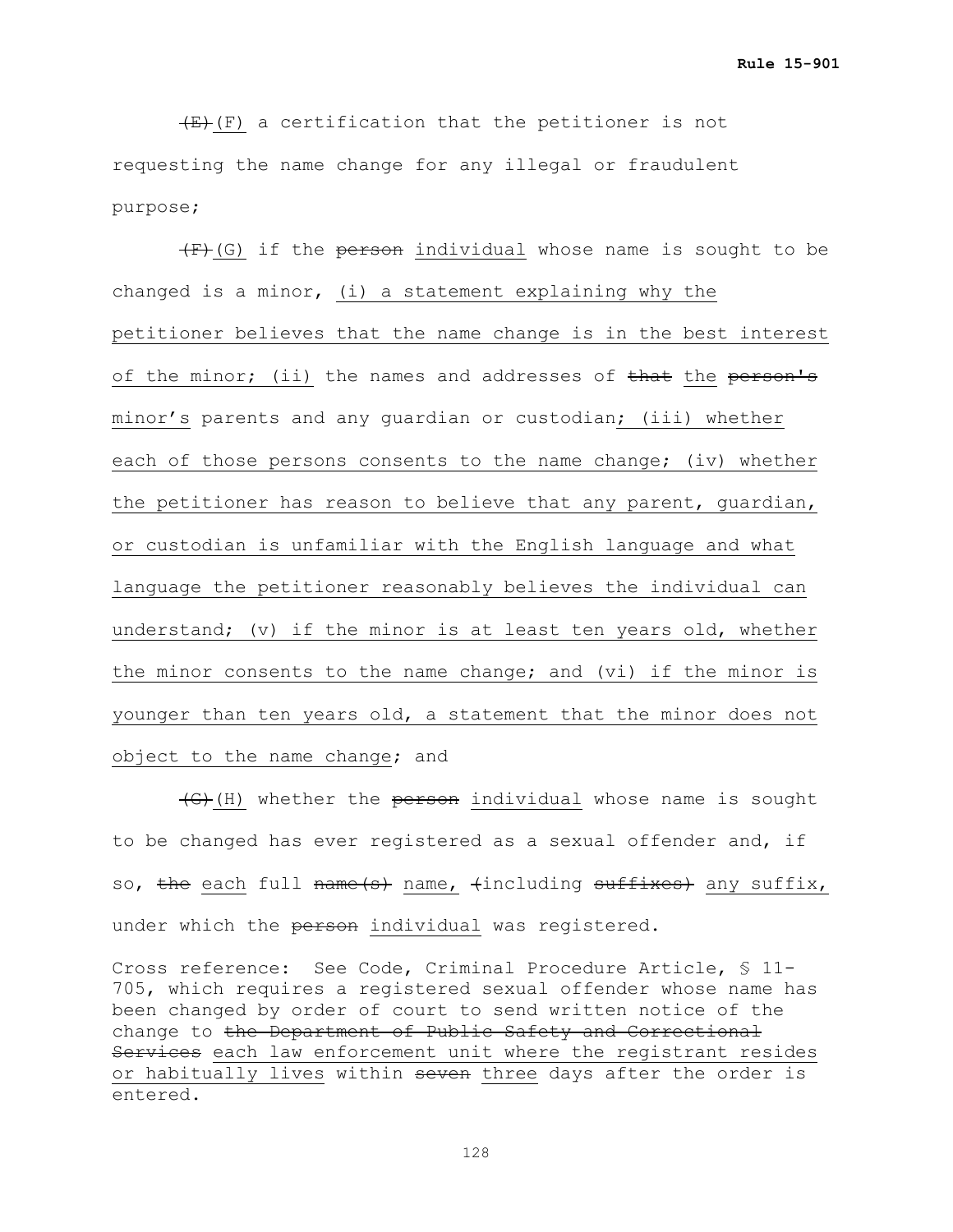~~(E)~~<u>(F)</u> a certification that the petitioner is not requesting the name change for any illegal or fraudulent purpose;

~~(F)~~<u>(G)</u> if the ~~person~~ <u>individual</u> whose name is sought to be changed is a minor, <u>(i) a statement explaining why the petitioner believes that the name change is in the best interest of the minor; (ii)</u> the names and addresses of ~~that~~ <u>the</u> ~~person's~~ <u>minor's</u> parents and any guardian or custodian<u>; (iii) whether each of those persons consents to the name change; (iv) whether the petitioner has reason to believe that any parent, guardian, or custodian is unfamiliar with the English language and what language the petitioner reasonably believes the individual can understand; (v) if the minor is at least ten years old, whether the minor consents to the name change; and (vi) if the minor is younger than ten years old, a statement that the minor does not object to the name change</u>; and

~~(G)~~<u>(H)</u> whether the ~~person~~ <u>individual</u> whose name is sought to be changed has ever registered as a sexual offender and, if so, ~~the~~ <u>each</u> full ~~name(s)~~ <u>name,</u> ~~(~~including ~~suffixes)~~ <u>any suffix,</u> under which the ~~person~~ <u>individual</u> was registered.

Cross reference: See Code, Criminal Procedure Article, § 11-705, which requires a registered sexual offender whose name has been changed by order of court to send written notice of the change to ~~the Department of Public Safety and Correctional Services~~ <u>each law enforcement unit where the registrant resides or habitually lives</u> within ~~seven~~ <u>three</u> days after the order is entered.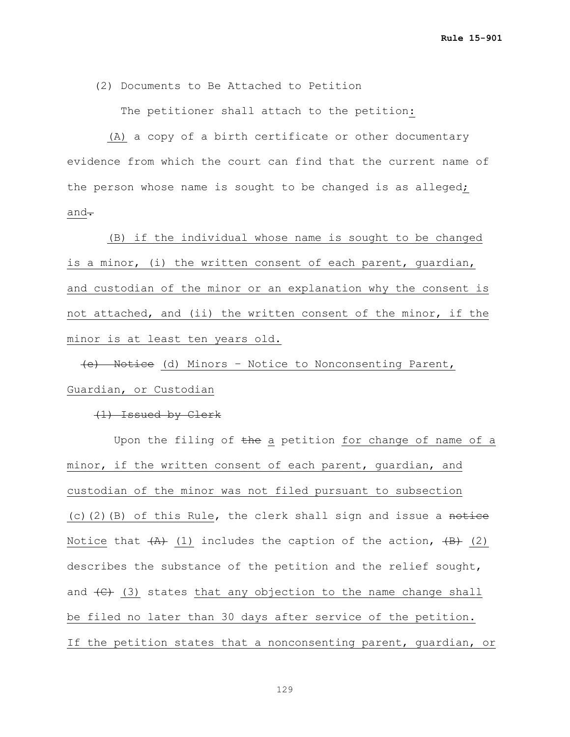(2) Documents to Be Attached to Petition

The petitioner shall attach to the petition:

(A) a copy of a birth certificate or other documentary evidence from which the court can find that the current name of the person whose name is sought to be changed is as alleged; and.

(B) if the individual whose name is sought to be changed is a minor, (i) the written consent of each parent, guardian, and custodian of the minor or an explanation why the consent is not attached, and (ii) the written consent of the minor, if the minor is at least ten years old.

~~(c) Notice~~ (d) Minors – Notice to Nonconsenting Parent, Guardian, or Custodian

~~(1) Issued by Clerk~~

Upon the filing of ~~the~~ a petition for change of name of a minor, if the written consent of each parent, guardian, and custodian of the minor was not filed pursuant to subsection (c)(2)(B) of this Rule, the clerk shall sign and issue a ~~notice~~ Notice that ~~(A)~~ (1) includes the caption of the action, ~~(B)~~ (2) describes the substance of the petition and the relief sought, and ~~(C)~~ (3) states that any objection to the name change shall be filed no later than 30 days after service of the petition. If the petition states that a nonconsenting parent, guardian, or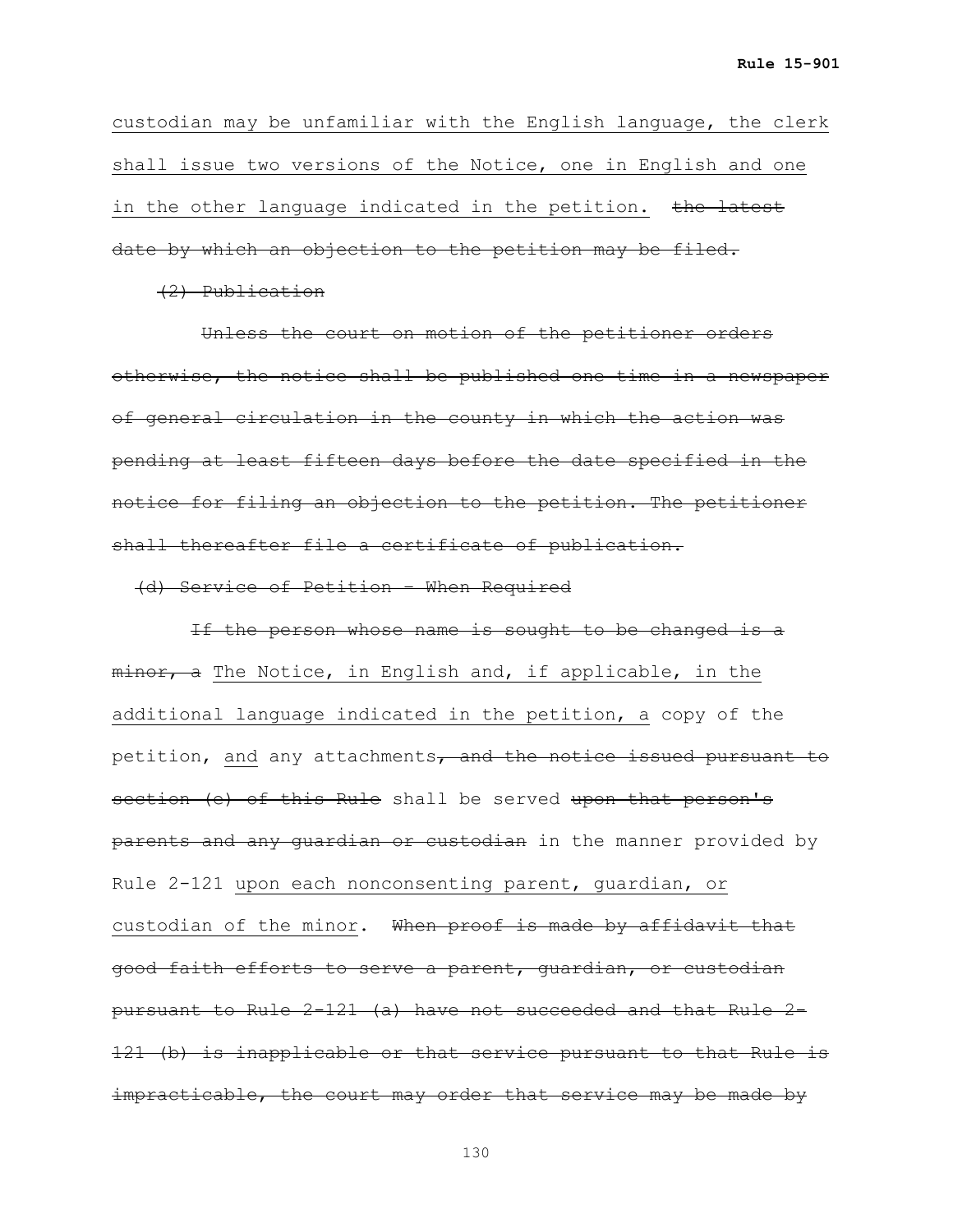custodian may be unfamiliar with the English language, the clerk shall issue two versions of the Notice, one in English and one in the other language indicated in the petition. ~~the latest date by which an objection to the petition may be filed.~~

~~(2) Publication~~

~~Unless the court on motion of the petitioner orders otherwise, the notice shall be published one time in a newspaper of general circulation in the county in which the action was pending at least fifteen days before the date specified in the notice for filing an objection to the petition. The petitioner shall thereafter file a certificate of publication.~~

~~(d) Service of Petition - When Required~~

~~If the person whose name is sought to be changed is a minor, a~~ The Notice, in English and, if applicable, in the additional language indicated in the petition, a copy of the petition, and any attachments~~, and the notice issued pursuant to section (c) of this Rule~~ shall be served ~~upon that person's parents and any guardian or custodian~~ in the manner provided by Rule 2-121 upon each nonconsenting parent, guardian, or custodian of the minor. ~~When proof is made by affidavit that good faith efforts to serve a parent, guardian, or custodian pursuant to Rule 2-121 (a) have not succeeded and that Rule 2-121 (b) is inapplicable or that service pursuant to that Rule is impracticable, the court may order that service may be made by~~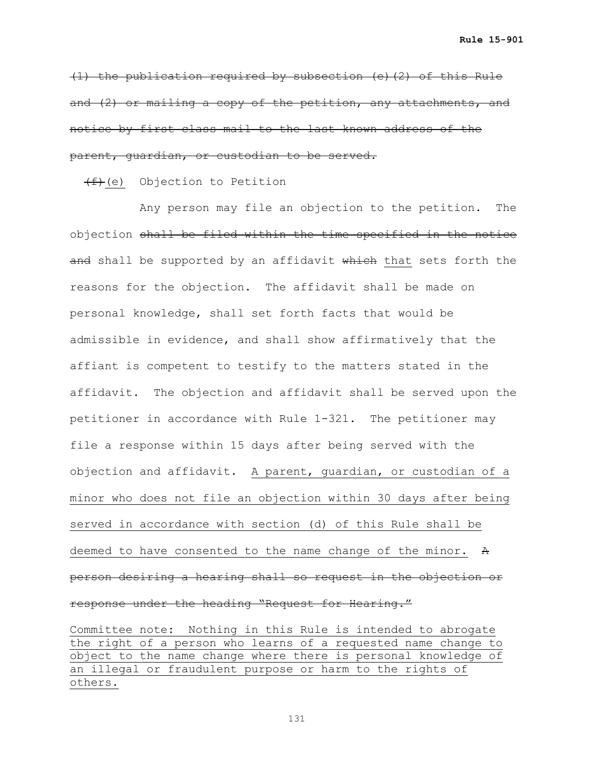~~(1) the publication required by subsection (e)(2) of this Rule and (2) or mailing a copy of the petition, any attachments, and notice by first class mail to the last known address of the parent, guardian, or custodian to be served.~~

~~(f)~~ <u>(e)</u> Objection to Petition

Any person may file an objection to the petition. The objection ~~shall be filed within the time specified in the notice and~~ shall be supported by an affidavit ~~which~~ <u>that</u> sets forth the reasons for the objection. The affidavit shall be made on personal knowledge, shall set forth facts that would be admissible in evidence, and shall show affirmatively that the affiant is competent to testify to the matters stated in the affidavit. The objection and affidavit shall be served upon the petitioner in accordance with Rule 1-321. The petitioner may file a response within 15 days after being served with the objection and affidavit. <u>A parent, guardian, or custodian of a minor who does not file an objection within 30 days after being served in accordance with section (d) of this Rule shall be deemed to have consented to the name change of the minor.</u> ~~A person desiring a hearing shall so request in the objection or response under the heading "Request for Hearing."~~

<u>Committee note: Nothing in this Rule is intended to abrogate the right of a person who learns of a requested name change to object to the name change where there is personal knowledge of an illegal or fraudulent purpose or harm to the rights of others.</u>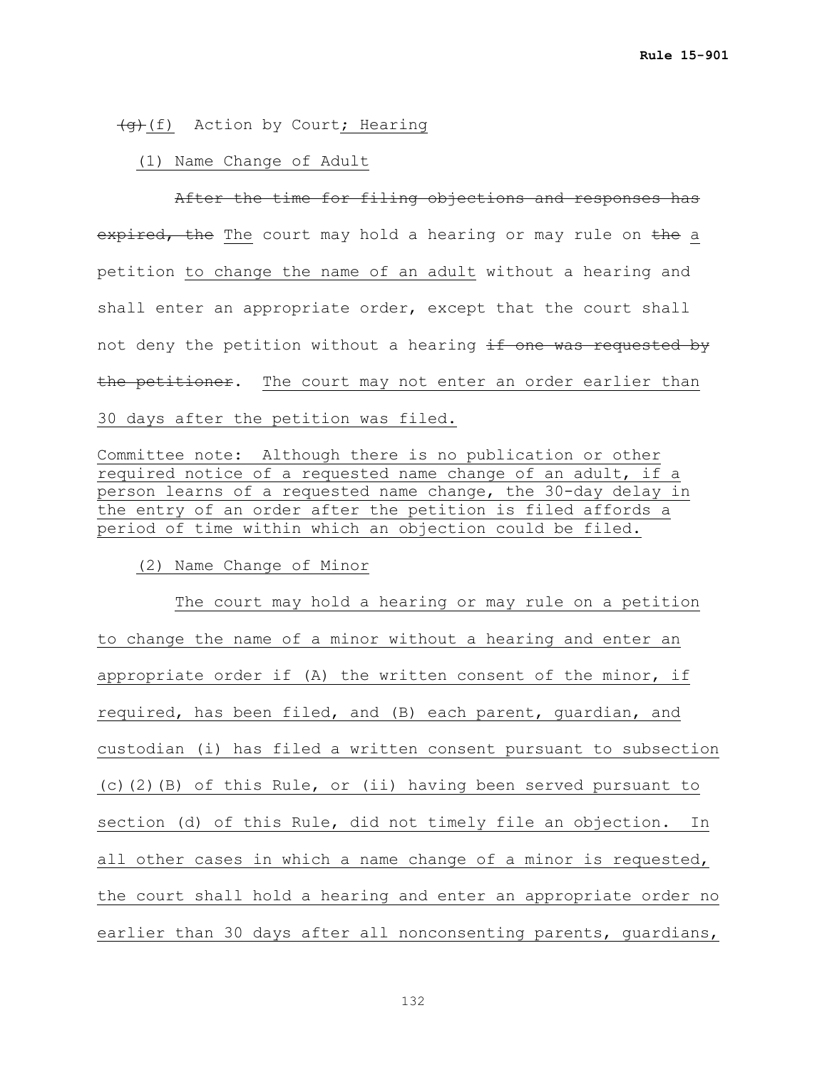~~(g)~~(f) Action by Court; Hearing

(1) Name Change of Adult

~~After the time for filing objections and responses has expired, the~~ The court may hold a hearing or may rule on ~~the~~ a petition to change the name of an adult without a hearing and shall enter an appropriate order, except that the court shall not deny the petition without a hearing ~~if one was requested by the petitioner~~. The court may not enter an order earlier than 30 days after the petition was filed.

Committee note: Although there is no publication or other required notice of a requested name change of an adult, if a person learns of a requested name change, the 30-day delay in the entry of an order after the petition is filed affords a period of time within which an objection could be filed.

(2) Name Change of Minor

The court may hold a hearing or may rule on a petition to change the name of a minor without a hearing and enter an appropriate order if (A) the written consent of the minor, if required, has been filed, and (B) each parent, guardian, and custodian (i) has filed a written consent pursuant to subsection (c)(2)(B) of this Rule, or (ii) having been served pursuant to section (d) of this Rule, did not timely file an objection. In all other cases in which a name change of a minor is requested, the court shall hold a hearing and enter an appropriate order no earlier than 30 days after all nonconsenting parents, guardians,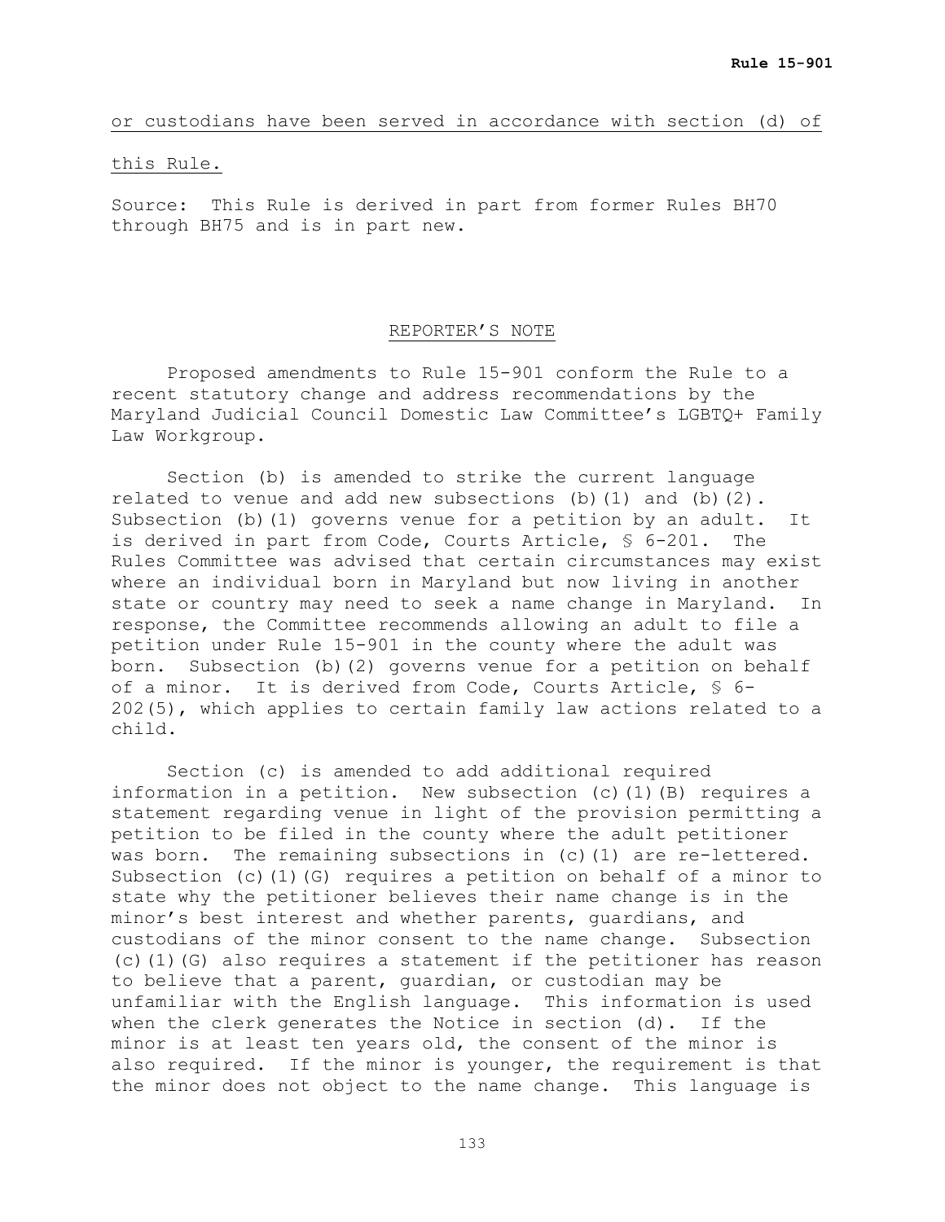<u>or custodians have been served in accordance with section (d) of this Rule.</u>

Source: This Rule is derived in part from former Rules BH70 through BH75 and is in part new.

<u>REPORTER'S NOTE</u>

Proposed amendments to Rule 15-901 conform the Rule to a recent statutory change and address recommendations by the Maryland Judicial Council Domestic Law Committee's LGBTQ+ Family Law Workgroup.

Section (b) is amended to strike the current language related to venue and add new subsections (b)(1) and (b)(2). Subsection (b)(1) governs venue for a petition by an adult. It is derived in part from Code, Courts Article, § 6-201. The Rules Committee was advised that certain circumstances may exist where an individual born in Maryland but now living in another state or country may need to seek a name change in Maryland. In response, the Committee recommends allowing an adult to file a petition under Rule 15-901 in the county where the adult was born. Subsection (b)(2) governs venue for a petition on behalf of a minor. It is derived from Code, Courts Article, § 6-202(5), which applies to certain family law actions related to a child.

Section (c) is amended to add additional required information in a petition. New subsection (c)(1)(B) requires a statement regarding venue in light of the provision permitting a petition to be filed in the county where the adult petitioner was born. The remaining subsections in (c)(1) are re-lettered. Subsection (c)(1)(G) requires a petition on behalf of a minor to state why the petitioner believes their name change is in the minor's best interest and whether parents, guardians, and custodians of the minor consent to the name change. Subsection (c)(1)(G) also requires a statement if the petitioner has reason to believe that a parent, guardian, or custodian may be unfamiliar with the English language. This information is used when the clerk generates the Notice in section (d). If the minor is at least ten years old, the consent of the minor is also required. If the minor is younger, the requirement is that the minor does not object to the name change. This language is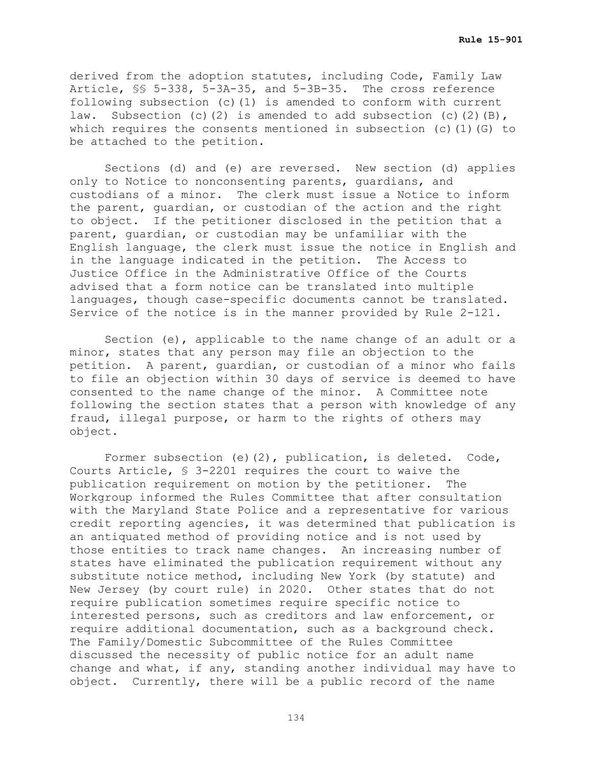derived from the adoption statutes, including Code, Family Law Article, §§ 5-338, 5-3A-35, and 5-3B-35. The cross reference following subsection (c)(1) is amended to conform with current law. Subsection (c)(2) is amended to add subsection (c)(2)(B), which requires the consents mentioned in subsection (c)(1)(G) to be attached to the petition.

Sections (d) and (e) are reversed. New section (d) applies only to Notice to nonconsenting parents, guardians, and custodians of a minor. The clerk must issue a Notice to inform the parent, guardian, or custodian of the action and the right to object. If the petitioner disclosed in the petition that a parent, guardian, or custodian may be unfamiliar with the English language, the clerk must issue the notice in English and in the language indicated in the petition. The Access to Justice Office in the Administrative Office of the Courts advised that a form notice can be translated into multiple languages, though case-specific documents cannot be translated. Service of the notice is in the manner provided by Rule 2-121.

Section (e), applicable to the name change of an adult or a minor, states that any person may file an objection to the petition. A parent, guardian, or custodian of a minor who fails to file an objection within 30 days of service is deemed to have consented to the name change of the minor. A Committee note following the section states that a person with knowledge of any fraud, illegal purpose, or harm to the rights of others may object.

Former subsection (e)(2), publication, is deleted. Code, Courts Article, § 3-2201 requires the court to waive the publication requirement on motion by the petitioner. The Workgroup informed the Rules Committee that after consultation with the Maryland State Police and a representative for various credit reporting agencies, it was determined that publication is an antiquated method of providing notice and is not used by those entities to track name changes. An increasing number of states have eliminated the publication requirement without any substitute notice method, including New York (by statute) and New Jersey (by court rule) in 2020. Other states that do not require publication sometimes require specific notice to interested persons, such as creditors and law enforcement, or require additional documentation, such as a background check. The Family/Domestic Subcommittee of the Rules Committee discussed the necessity of public notice for an adult name change and what, if any, standing another individual may have to object. Currently, there will be a public record of the name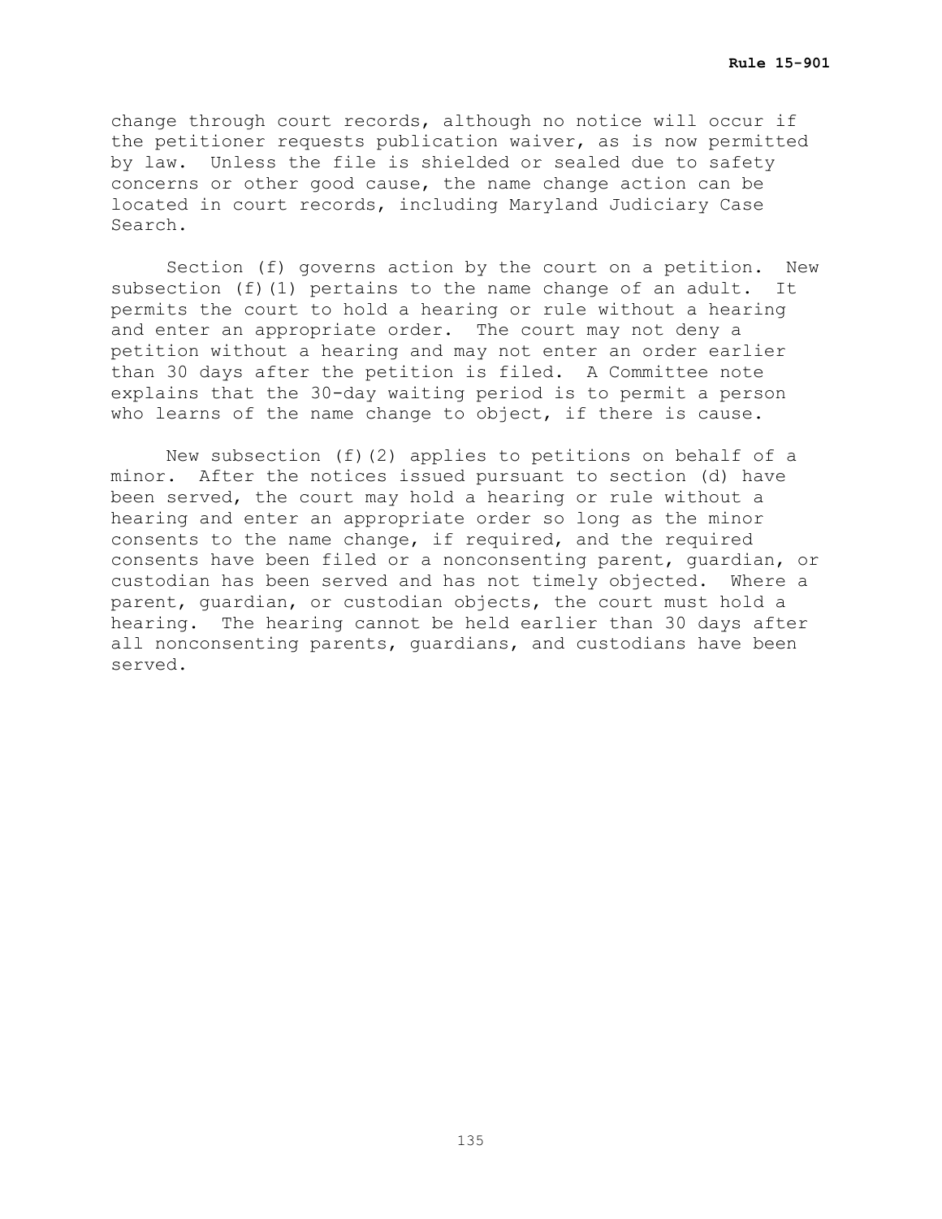change through court records, although no notice will occur if the petitioner requests publication waiver, as is now permitted by law. Unless the file is shielded or sealed due to safety concerns or other good cause, the name change action can be located in court records, including Maryland Judiciary Case Search.

Section (f) governs action by the court on a petition. New subsection (f)(1) pertains to the name change of an adult. It permits the court to hold a hearing or rule without a hearing and enter an appropriate order. The court may not deny a petition without a hearing and may not enter an order earlier than 30 days after the petition is filed. A Committee note explains that the 30-day waiting period is to permit a person who learns of the name change to object, if there is cause.

New subsection (f)(2) applies to petitions on behalf of a minor. After the notices issued pursuant to section (d) have been served, the court may hold a hearing or rule without a hearing and enter an appropriate order so long as the minor consents to the name change, if required, and the required consents have been filed or a nonconsenting parent, guardian, or custodian has been served and has not timely objected. Where a parent, guardian, or custodian objects, the court must hold a hearing. The hearing cannot be held earlier than 30 days after all nonconsenting parents, guardians, and custodians have been served.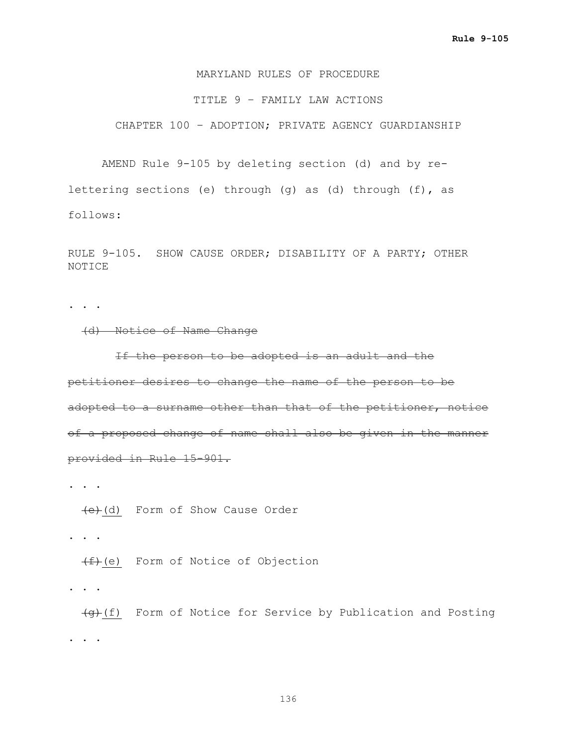MARYLAND RULES OF PROCEDURE

TITLE 9 – FAMILY LAW ACTIONS

CHAPTER 100 – ADOPTION; PRIVATE AGENCY GUARDIANSHIP

AMEND Rule 9-105 by deleting section (d) and by re-lettering sections (e) through (g) as (d) through (f), as follows:

RULE 9-105. SHOW CAUSE ORDER; DISABILITY OF A PARTY; OTHER NOTICE

. . .

~~(d) Notice of Name Change~~

~~If the person to be adopted is an adult and the petitioner desires to change the name of the person to be adopted to a surname other than that of the petitioner, notice of a proposed change of name shall also be given in the manner provided in Rule 15-901.~~

. . .

~~(e)~~(d) Form of Show Cause Order

. . .

~~(f)~~(e) Form of Notice of Objection

. . .

~~(g)~~(f) Form of Notice for Service by Publication and Posting

. . .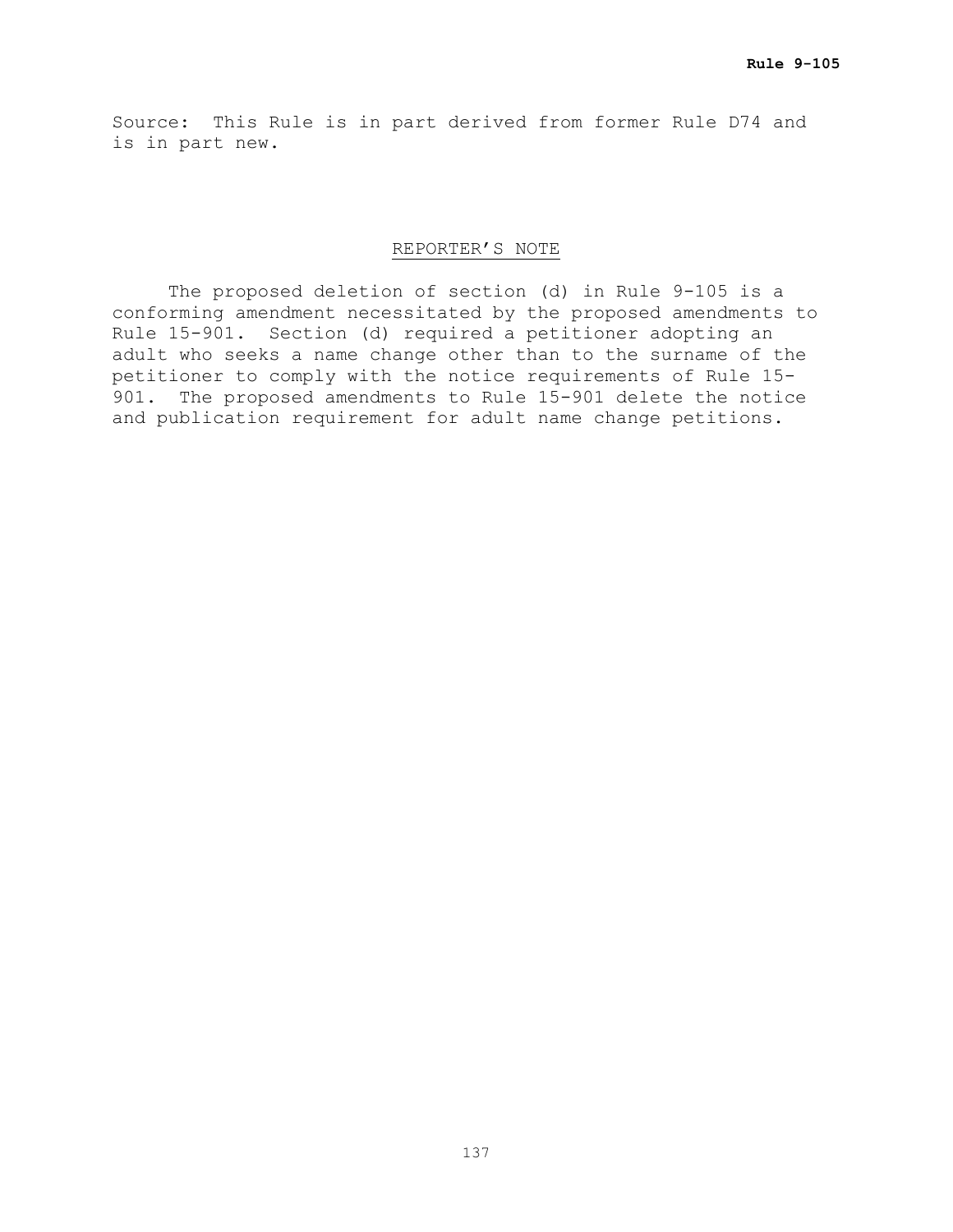Source: This Rule is in part derived from former Rule D74 and is in part new.

## REPORTER'S NOTE

The proposed deletion of section (d) in Rule 9-105 is a conforming amendment necessitated by the proposed amendments to Rule 15-901. Section (d) required a petitioner adopting an adult who seeks a name change other than to the surname of the petitioner to comply with the notice requirements of Rule 15-901. The proposed amendments to Rule 15-901 delete the notice and publication requirement for adult name change petitions.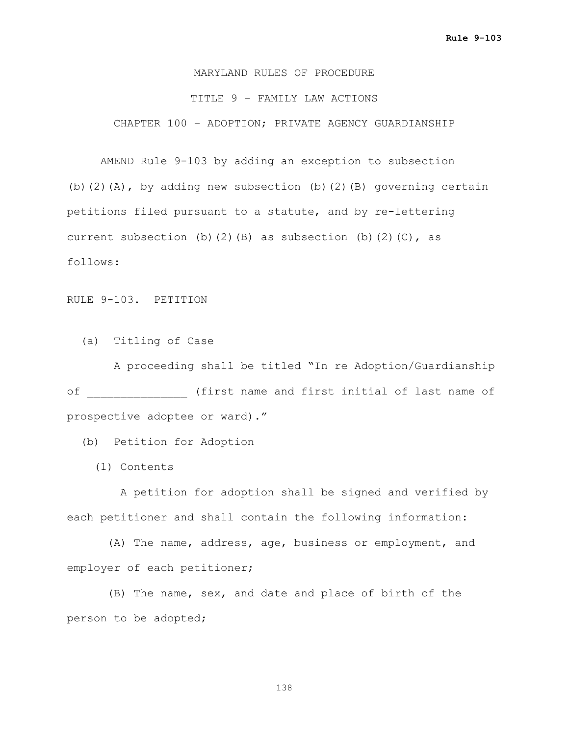MARYLAND RULES OF PROCEDURE

TITLE 9 – FAMILY LAW ACTIONS

CHAPTER 100 – ADOPTION; PRIVATE AGENCY GUARDIANSHIP

AMEND Rule 9-103 by adding an exception to subsection (b)(2)(A), by adding new subsection (b)(2)(B) governing certain petitions filed pursuant to a statute, and by re-lettering current subsection (b)(2)(B) as subsection (b)(2)(C), as follows:

RULE 9-103. PETITION

(a) Titling of Case

A proceeding shall be titled "In re Adoption/Guardianship of ______________ (first name and first initial of last name of prospective adoptee or ward)."

(b) Petition for Adoption

(1) Contents

A petition for adoption shall be signed and verified by each petitioner and shall contain the following information:

(A) The name, address, age, business or employment, and employer of each petitioner;

(B) The name, sex, and date and place of birth of the person to be adopted;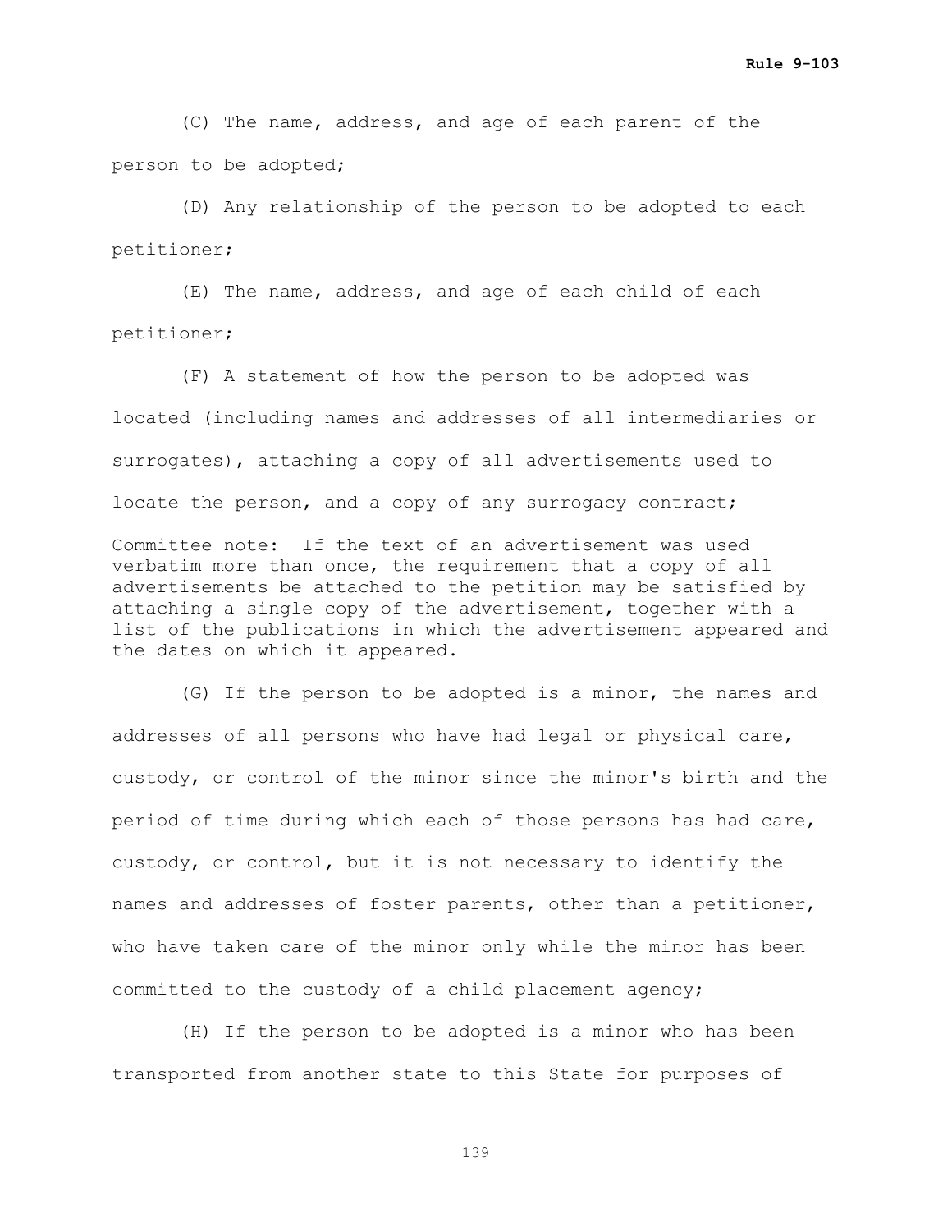(C) The name, address, and age of each parent of the person to be adopted;

(D) Any relationship of the person to be adopted to each petitioner;

(E) The name, address, and age of each child of each petitioner;

(F) A statement of how the person to be adopted was located (including names and addresses of all intermediaries or surrogates), attaching a copy of all advertisements used to locate the person, and a copy of any surrogacy contract;

Committee note: If the text of an advertisement was used verbatim more than once, the requirement that a copy of all advertisements be attached to the petition may be satisfied by attaching a single copy of the advertisement, together with a list of the publications in which the advertisement appeared and the dates on which it appeared.

(G) If the person to be adopted is a minor, the names and addresses of all persons who have had legal or physical care, custody, or control of the minor since the minor's birth and the period of time during which each of those persons has had care, custody, or control, but it is not necessary to identify the names and addresses of foster parents, other than a petitioner, who have taken care of the minor only while the minor has been committed to the custody of a child placement agency;

(H) If the person to be adopted is a minor who has been transported from another state to this State for purposes of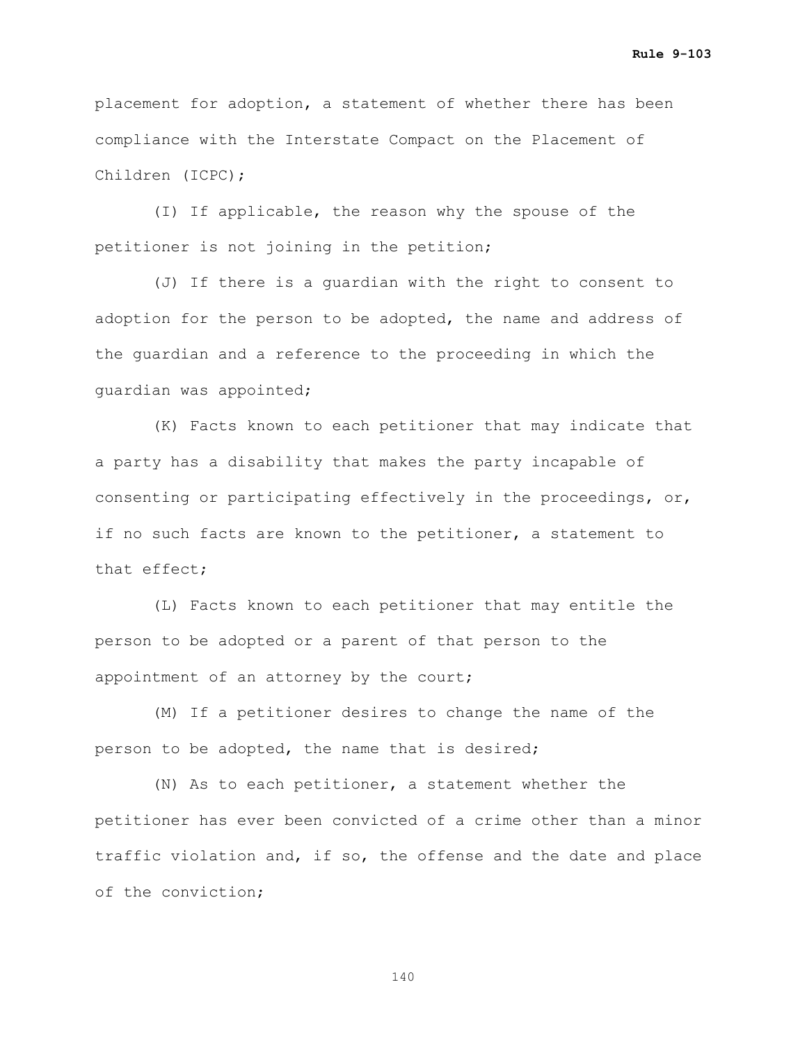placement for adoption, a statement of whether there has been compliance with the Interstate Compact on the Placement of Children (ICPC);

(I) If applicable, the reason why the spouse of the petitioner is not joining in the petition;

(J) If there is a guardian with the right to consent to adoption for the person to be adopted, the name and address of the guardian and a reference to the proceeding in which the guardian was appointed;

(K) Facts known to each petitioner that may indicate that a party has a disability that makes the party incapable of consenting or participating effectively in the proceedings, or, if no such facts are known to the petitioner, a statement to that effect;

(L) Facts known to each petitioner that may entitle the person to be adopted or a parent of that person to the appointment of an attorney by the court;

(M) If a petitioner desires to change the name of the person to be adopted, the name that is desired;

(N) As to each petitioner, a statement whether the petitioner has ever been convicted of a crime other than a minor traffic violation and, if so, the offense and the date and place of the conviction;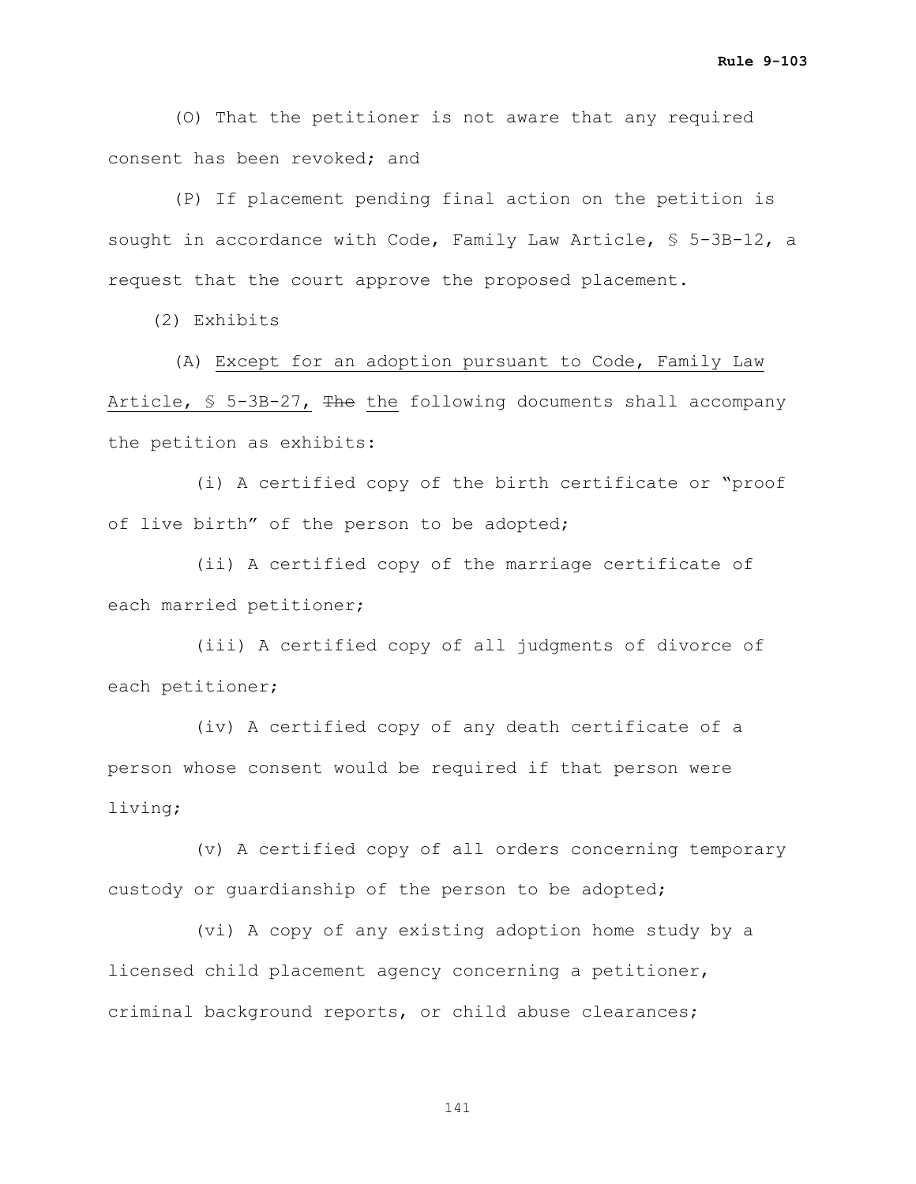(O) That the petitioner is not aware that any required consent has been revoked; and

(P) If placement pending final action on the petition is sought in accordance with Code, Family Law Article, § 5-3B-12, a request that the court approve the proposed placement.

(2) Exhibits

(A) Except for an adoption pursuant to Code, Family Law Article, § 5-3B-27, ~~The~~ the following documents shall accompany the petition as exhibits:

(i) A certified copy of the birth certificate or "proof of live birth" of the person to be adopted;

(ii) A certified copy of the marriage certificate of each married petitioner;

(iii) A certified copy of all judgments of divorce of each petitioner;

(iv) A certified copy of any death certificate of a person whose consent would be required if that person were living;

(v) A certified copy of all orders concerning temporary custody or guardianship of the person to be adopted;

(vi) A copy of any existing adoption home study by a licensed child placement agency concerning a petitioner, criminal background reports, or child abuse clearances;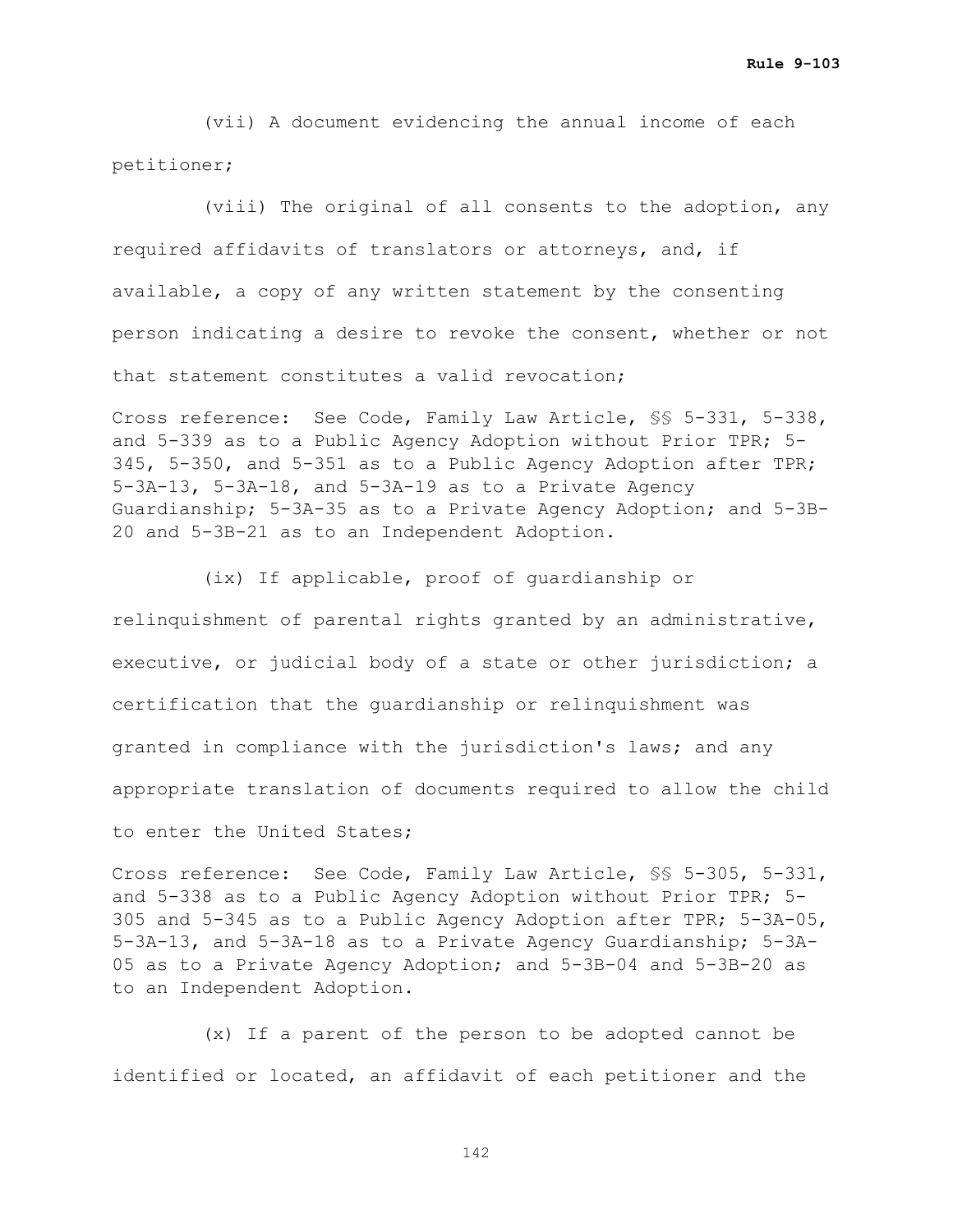(vii) A document evidencing the annual income of each petitioner;

(viii) The original of all consents to the adoption, any required affidavits of translators or attorneys, and, if available, a copy of any written statement by the consenting person indicating a desire to revoke the consent, whether or not that statement constitutes a valid revocation;

Cross reference: See Code, Family Law Article, §§ 5-331, 5-338, and 5-339 as to a Public Agency Adoption without Prior TPR; 5-345, 5-350, and 5-351 as to a Public Agency Adoption after TPR; 5-3A-13, 5-3A-18, and 5-3A-19 as to a Private Agency Guardianship; 5-3A-35 as to a Private Agency Adoption; and 5-3B-20 and 5-3B-21 as to an Independent Adoption.

(ix) If applicable, proof of guardianship or relinquishment of parental rights granted by an administrative, executive, or judicial body of a state or other jurisdiction; a certification that the guardianship or relinquishment was granted in compliance with the jurisdiction's laws; and any appropriate translation of documents required to allow the child to enter the United States;

Cross reference: See Code, Family Law Article, §§ 5-305, 5-331, and 5-338 as to a Public Agency Adoption without Prior TPR; 5-305 and 5-345 as to a Public Agency Adoption after TPR; 5-3A-05, 5-3A-13, and 5-3A-18 as to a Private Agency Guardianship; 5-3A-05 as to a Private Agency Adoption; and 5-3B-04 and 5-3B-20 as to an Independent Adoption.

(x) If a parent of the person to be adopted cannot be identified or located, an affidavit of each petitioner and the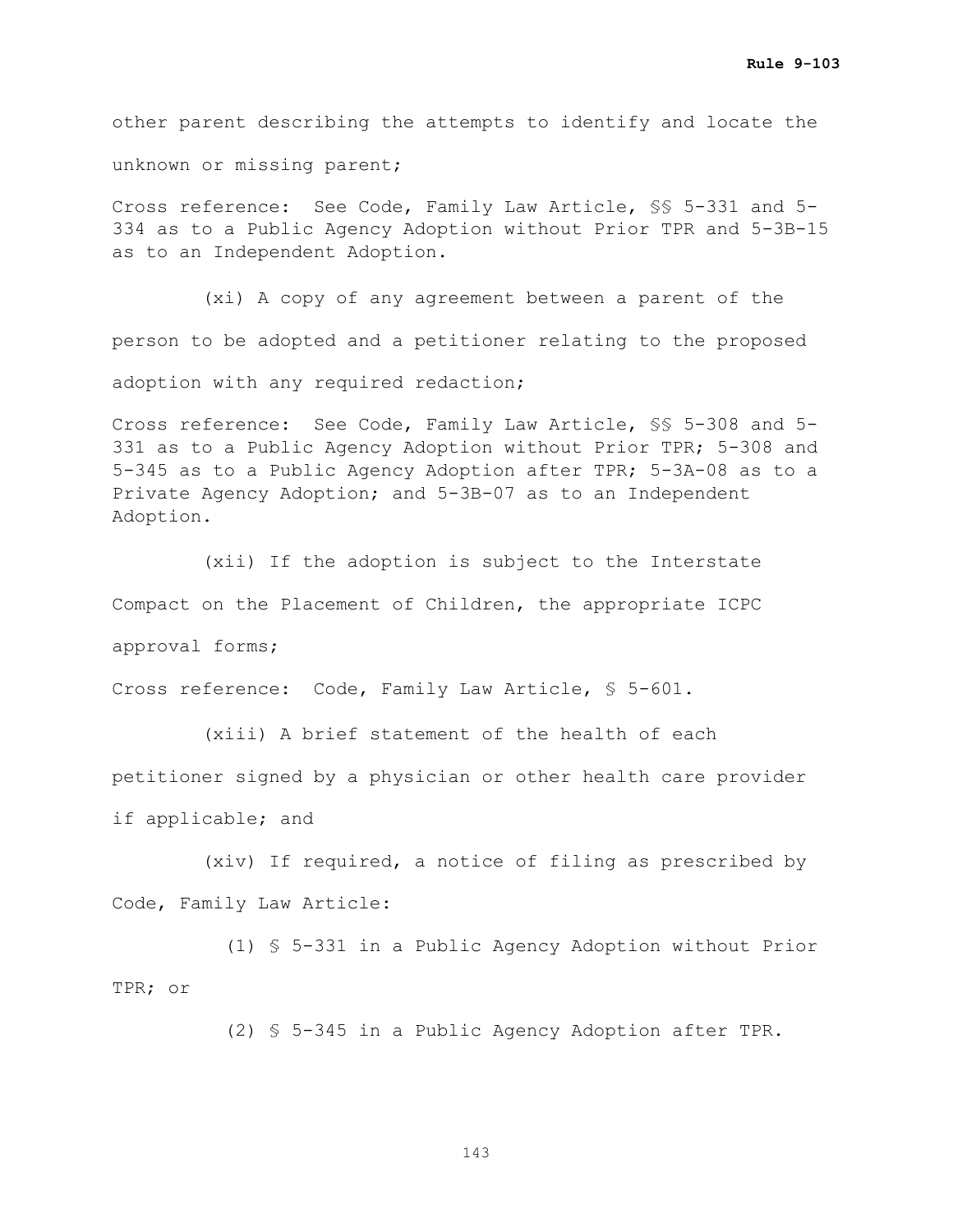other parent describing the attempts to identify and locate the unknown or missing parent;

Cross reference: See Code, Family Law Article, §§ 5-331 and 5-334 as to a Public Agency Adoption without Prior TPR and 5-3B-15 as to an Independent Adoption.

(xi) A copy of any agreement between a parent of the person to be adopted and a petitioner relating to the proposed adoption with any required redaction;

Cross reference: See Code, Family Law Article, §§ 5-308 and 5-331 as to a Public Agency Adoption without Prior TPR; 5-308 and 5-345 as to a Public Agency Adoption after TPR; 5-3A-08 as to a Private Agency Adoption; and 5-3B-07 as to an Independent Adoption.

(xii) If the adoption is subject to the Interstate Compact on the Placement of Children, the appropriate ICPC approval forms;

Cross reference: Code, Family Law Article, § 5-601.

(xiii) A brief statement of the health of each petitioner signed by a physician or other health care provider if applicable; and

(xiv) If required, a notice of filing as prescribed by Code, Family Law Article:

(1) § 5-331 in a Public Agency Adoption without Prior TPR; or

(2) § 5-345 in a Public Agency Adoption after TPR.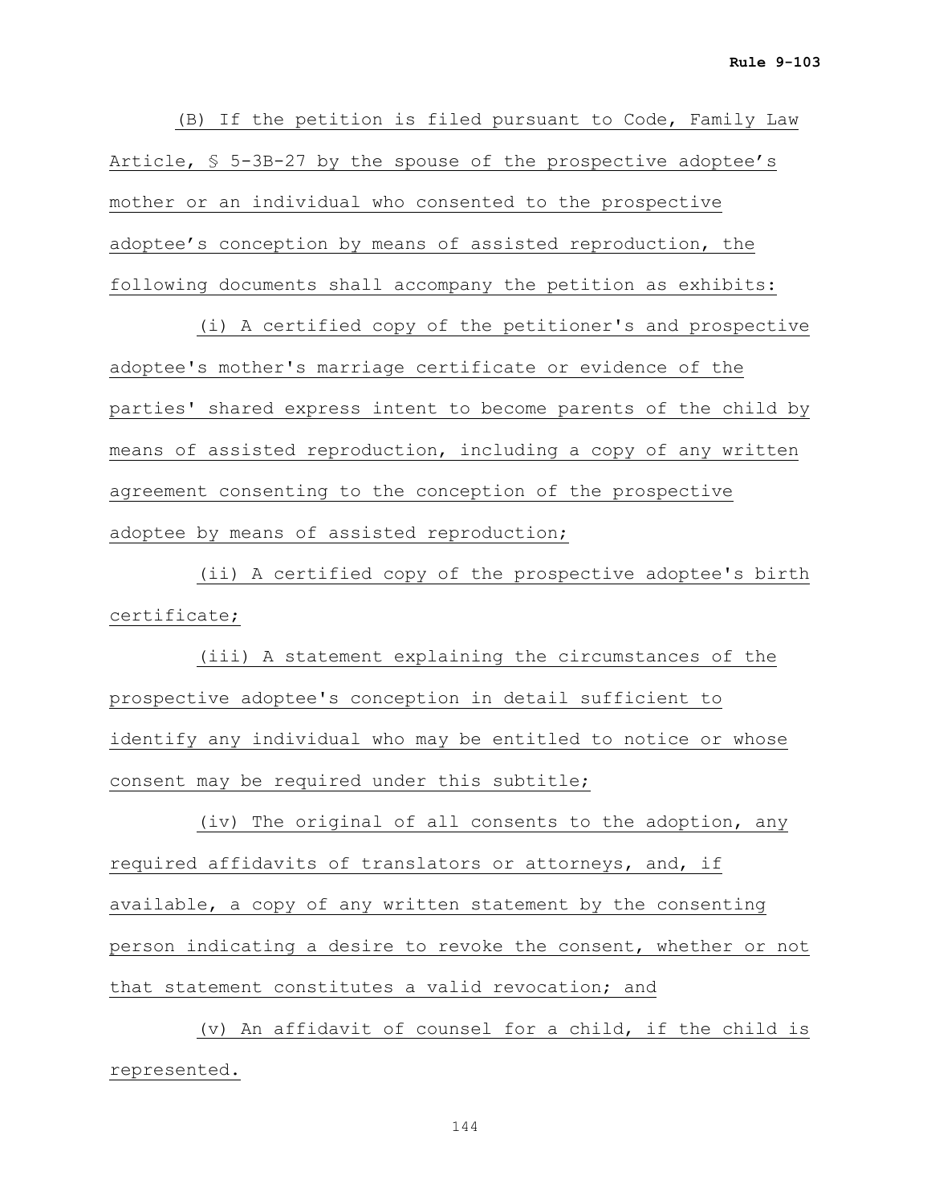(B) If the petition is filed pursuant to Code, Family Law Article, § 5-3B-27 by the spouse of the prospective adoptee's mother or an individual who consented to the prospective adoptee's conception by means of assisted reproduction, the following documents shall accompany the petition as exhibits:

(i) A certified copy of the petitioner's and prospective adoptee's mother's marriage certificate or evidence of the parties' shared express intent to become parents of the child by means of assisted reproduction, including a copy of any written agreement consenting to the conception of the prospective adoptee by means of assisted reproduction;

(ii) A certified copy of the prospective adoptee's birth certificate;

(iii) A statement explaining the circumstances of the prospective adoptee's conception in detail sufficient to identify any individual who may be entitled to notice or whose consent may be required under this subtitle;

(iv) The original of all consents to the adoption, any required affidavits of translators or attorneys, and, if available, a copy of any written statement by the consenting person indicating a desire to revoke the consent, whether or not that statement constitutes a valid revocation; and

(v) An affidavit of counsel for a child, if the child is represented.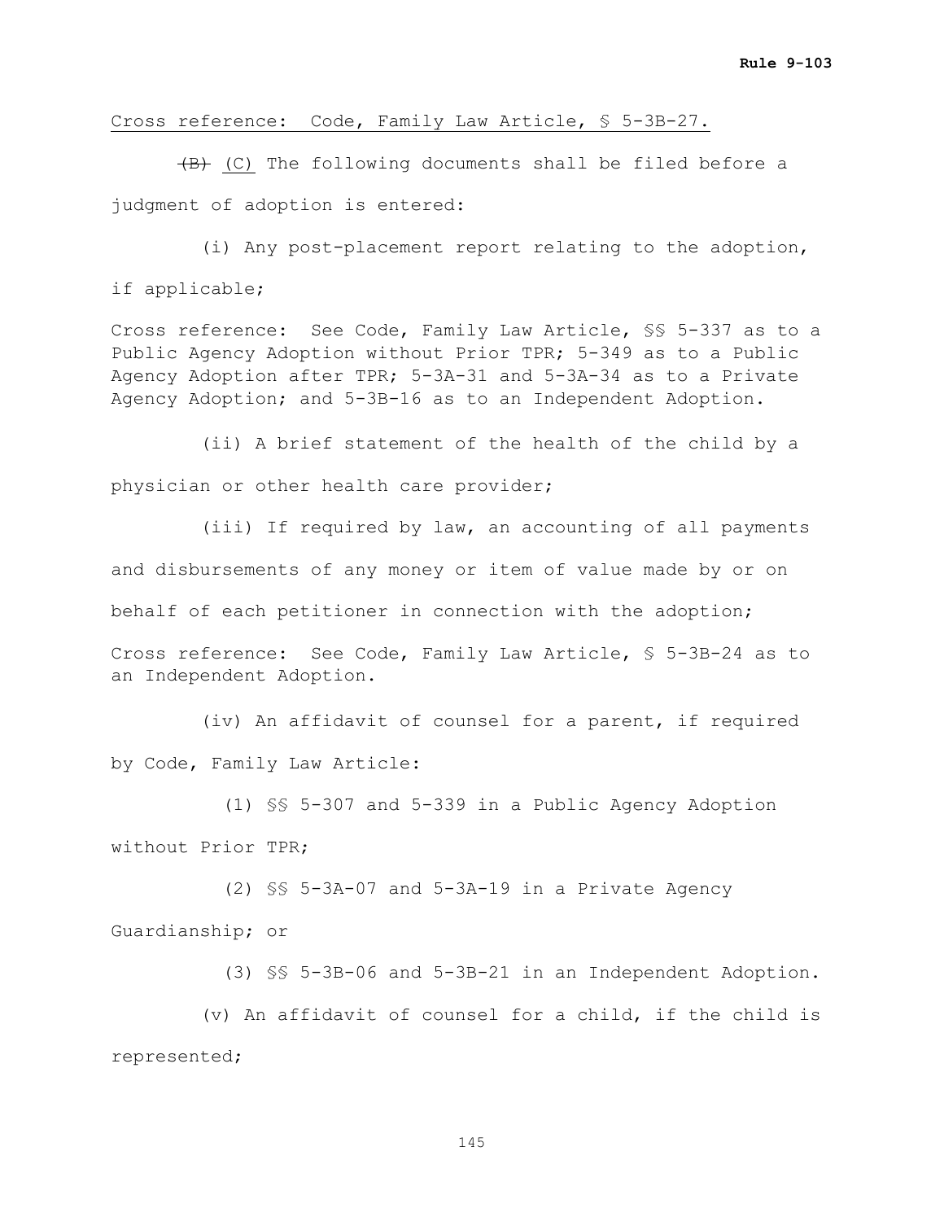Cross reference: Code, Family Law Article, § 5-3B-27.

~~(B)~~ (C) The following documents shall be filed before a judgment of adoption is entered:

(i) Any post-placement report relating to the adoption, if applicable;

Cross reference: See Code, Family Law Article, §§ 5-337 as to a Public Agency Adoption without Prior TPR; 5-349 as to a Public Agency Adoption after TPR; 5-3A-31 and 5-3A-34 as to a Private Agency Adoption; and 5-3B-16 as to an Independent Adoption.

(ii) A brief statement of the health of the child by a physician or other health care provider;

(iii) If required by law, an accounting of all payments and disbursements of any money or item of value made by or on behalf of each petitioner in connection with the adoption;

Cross reference: See Code, Family Law Article, § 5-3B-24 as to an Independent Adoption.

(iv) An affidavit of counsel for a parent, if required by Code, Family Law Article:

(1) §§ 5-307 and 5-339 in a Public Agency Adoption without Prior TPR;

(2) §§ 5-3A-07 and 5-3A-19 in a Private Agency Guardianship; or

(3) §§ 5-3B-06 and 5-3B-21 in an Independent Adoption.

(v) An affidavit of counsel for a child, if the child is represented;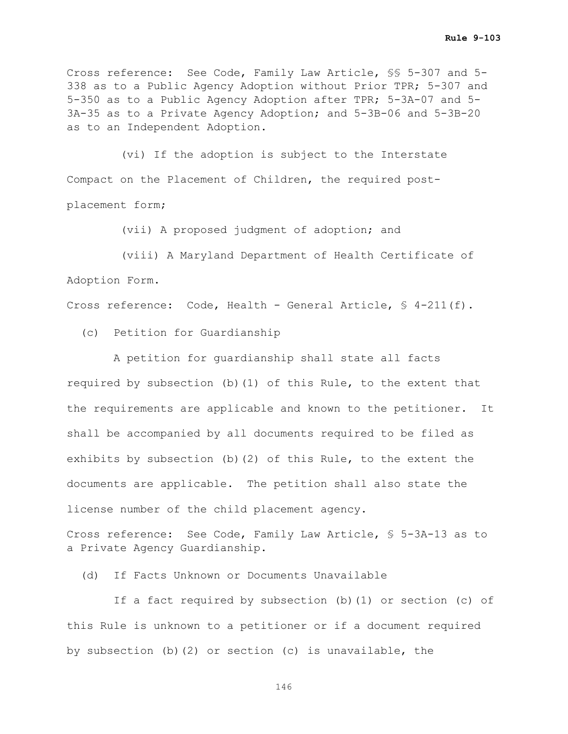Cross reference: See Code, Family Law Article, §§ 5-307 and 5-338 as to a Public Agency Adoption without Prior TPR; 5-307 and 5-350 as to a Public Agency Adoption after TPR; 5-3A-07 and 5-3A-35 as to a Private Agency Adoption; and 5-3B-06 and 5-3B-20 as to an Independent Adoption.

(vi) If the adoption is subject to the Interstate Compact on the Placement of Children, the required post-placement form;

(vii) A proposed judgment of adoption; and

(viii) A Maryland Department of Health Certificate of Adoption Form.

Cross reference: Code, Health - General Article, § 4-211(f).

(c) Petition for Guardianship

A petition for guardianship shall state all facts required by subsection (b)(1) of this Rule, to the extent that the requirements are applicable and known to the petitioner. It shall be accompanied by all documents required to be filed as exhibits by subsection (b)(2) of this Rule, to the extent the documents are applicable. The petition shall also state the license number of the child placement agency.

Cross reference: See Code, Family Law Article, § 5-3A-13 as to a Private Agency Guardianship.

(d) If Facts Unknown or Documents Unavailable

If a fact required by subsection (b)(1) or section (c) of this Rule is unknown to a petitioner or if a document required by subsection (b)(2) or section (c) is unavailable, the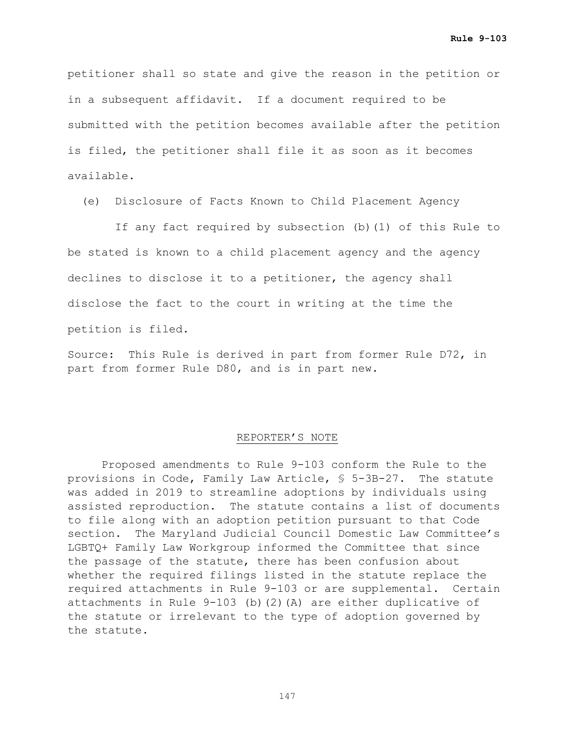petitioner shall so state and give the reason in the petition or in a subsequent affidavit. If a document required to be submitted with the petition becomes available after the petition is filed, the petitioner shall file it as soon as it becomes available.

(e) Disclosure of Facts Known to Child Placement Agency

If any fact required by subsection (b)(1) of this Rule to be stated is known to a child placement agency and the agency declines to disclose it to a petitioner, the agency shall disclose the fact to the court in writing at the time the petition is filed.

Source: This Rule is derived in part from former Rule D72, in part from former Rule D80, and is in part new.

## REPORTER'S NOTE

Proposed amendments to Rule 9-103 conform the Rule to the provisions in Code, Family Law Article, § 5-3B-27. The statute was added in 2019 to streamline adoptions by individuals using assisted reproduction. The statute contains a list of documents to file along with an adoption petition pursuant to that Code section. The Maryland Judicial Council Domestic Law Committee's LGBTQ+ Family Law Workgroup informed the Committee that since the passage of the statute, there has been confusion about whether the required filings listed in the statute replace the required attachments in Rule 9-103 or are supplemental. Certain attachments in Rule 9-103 (b)(2)(A) are either duplicative of the statute or irrelevant to the type of adoption governed by the statute.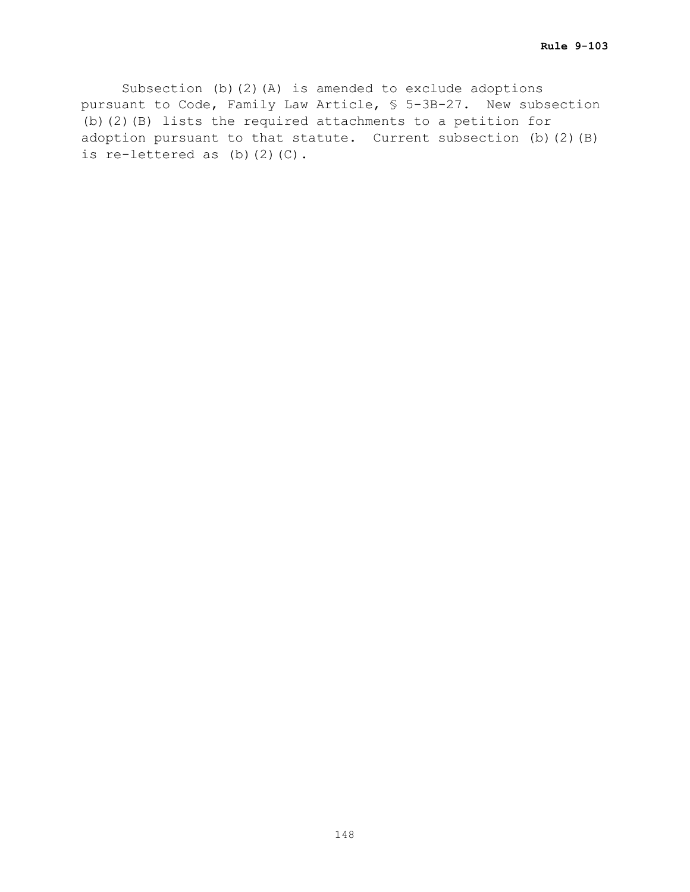Subsection (b)(2)(A) is amended to exclude adoptions pursuant to Code, Family Law Article, § 5-3B-27. New subsection (b)(2)(B) lists the required attachments to a petition for adoption pursuant to that statute. Current subsection (b)(2)(B) is re-lettered as (b)(2)(C).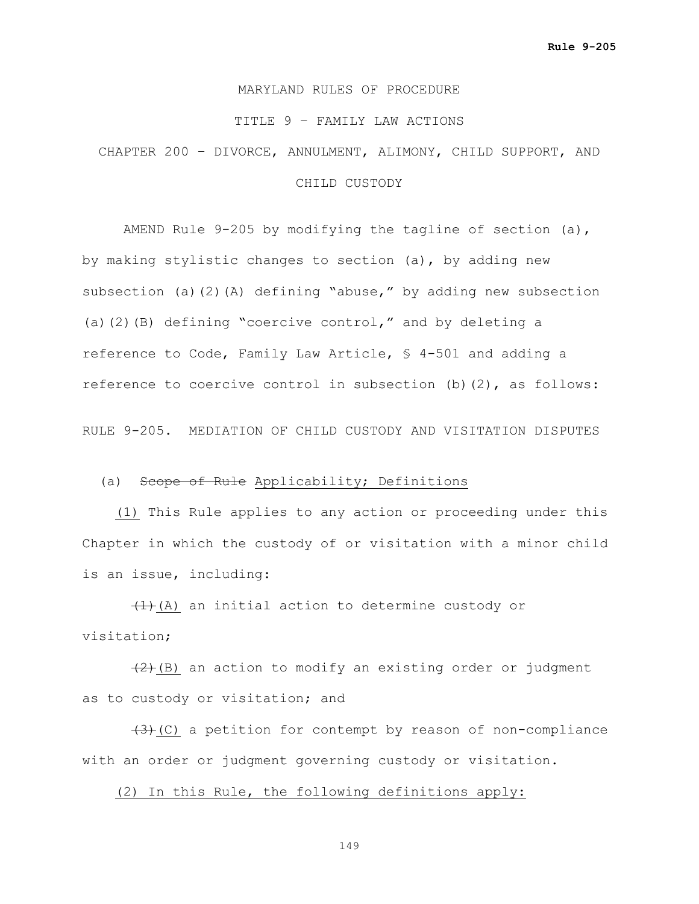MARYLAND RULES OF PROCEDURE

TITLE 9 – FAMILY LAW ACTIONS

CHAPTER 200 – DIVORCE, ANNULMENT, ALIMONY, CHILD SUPPORT, AND CHILD CUSTODY

AMEND Rule 9-205 by modifying the tagline of section (a), by making stylistic changes to section (a), by adding new subsection (a)(2)(A) defining "abuse," by adding new subsection (a)(2)(B) defining "coercive control," and by deleting a reference to Code, Family Law Article, § 4-501 and adding a reference to coercive control in subsection (b)(2), as follows:

RULE 9-205. MEDIATION OF CHILD CUSTODY AND VISITATION DISPUTES

(a) ~~Scope of Rule~~ <u>Applicability; Definitions</u>

<u>(1)</u> This Rule applies to any action or proceeding under this Chapter in which the custody of or visitation with a minor child is an issue, including:

~~(1)~~<u>(A)</u> an initial action to determine custody or visitation;

~~(2)~~<u>(B)</u> an action to modify an existing order or judgment as to custody or visitation; and

~~(3)~~<u>(C)</u> a petition for contempt by reason of non-compliance with an order or judgment governing custody or visitation.

<u>(2) In this Rule, the following definitions apply:</u>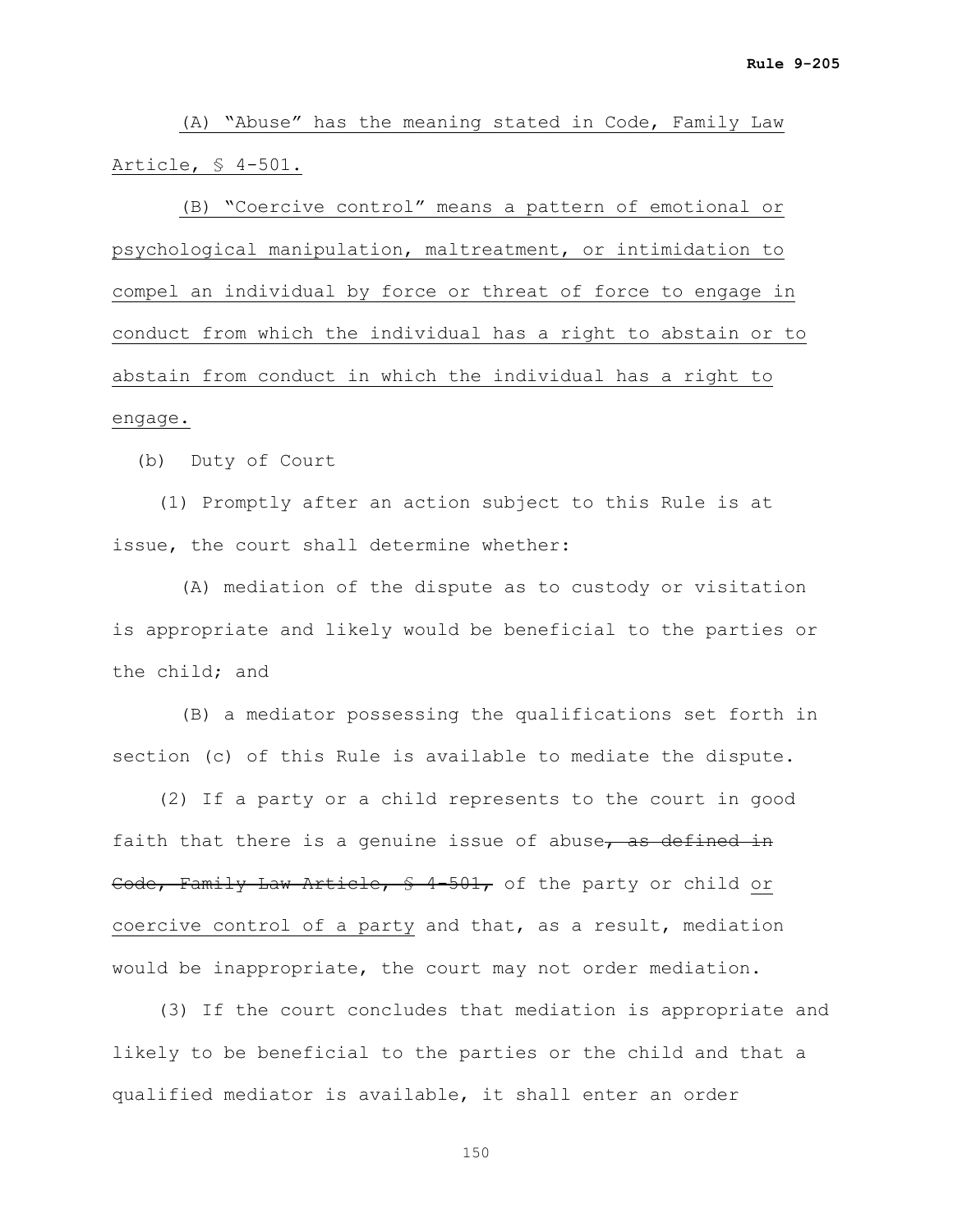(A) “Abuse” has the meaning stated in Code, Family Law Article, § 4-501.

(B) “Coercive control” means a pattern of emotional or psychological manipulation, maltreatment, or intimidation to compel an individual by force or threat of force to engage in conduct from which the individual has a right to abstain or to abstain from conduct in which the individual has a right to engage.

(b) Duty of Court

(1) Promptly after an action subject to this Rule is at issue, the court shall determine whether:

(A) mediation of the dispute as to custody or visitation is appropriate and likely would be beneficial to the parties or the child; and

(B) a mediator possessing the qualifications set forth in section (c) of this Rule is available to mediate the dispute.

(2) If a party or a child represents to the court in good faith that there is a genuine issue of abuse~~, as defined in Code, Family Law Article, § 4-501,~~ of the party or child or coercive control of a party and that, as a result, mediation would be inappropriate, the court may not order mediation.

(3) If the court concludes that mediation is appropriate and likely to be beneficial to the parties or the child and that a qualified mediator is available, it shall enter an order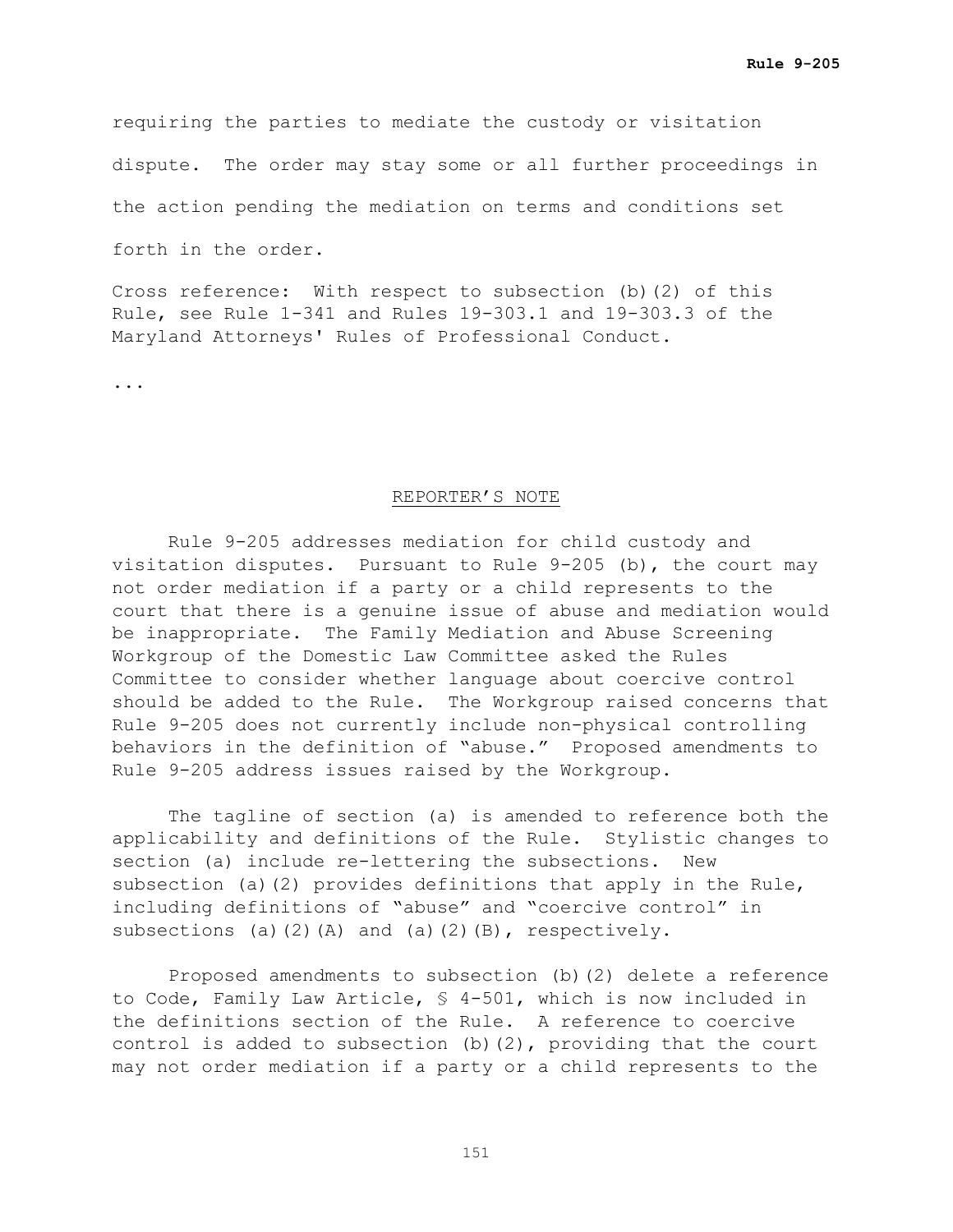requiring the parties to mediate the custody or visitation dispute. The order may stay some or all further proceedings in the action pending the mediation on terms and conditions set forth in the order.

Cross reference: With respect to subsection (b)(2) of this Rule, see Rule 1-341 and Rules 19-303.1 and 19-303.3 of the Maryland Attorneys' Rules of Professional Conduct.

...

## REPORTER'S NOTE

Rule 9-205 addresses mediation for child custody and visitation disputes. Pursuant to Rule 9-205 (b), the court may not order mediation if a party or a child represents to the court that there is a genuine issue of abuse and mediation would be inappropriate. The Family Mediation and Abuse Screening Workgroup of the Domestic Law Committee asked the Rules Committee to consider whether language about coercive control should be added to the Rule. The Workgroup raised concerns that Rule 9-205 does not currently include non-physical controlling behaviors in the definition of "abuse." Proposed amendments to Rule 9-205 address issues raised by the Workgroup.

The tagline of section (a) is amended to reference both the applicability and definitions of the Rule. Stylistic changes to section (a) include re-lettering the subsections. New subsection (a)(2) provides definitions that apply in the Rule, including definitions of "abuse" and "coercive control" in subsections (a)(2)(A) and (a)(2)(B), respectively.

Proposed amendments to subsection (b)(2) delete a reference to Code, Family Law Article, § 4-501, which is now included in the definitions section of the Rule. A reference to coercive control is added to subsection (b)(2), providing that the court may not order mediation if a party or a child represents to the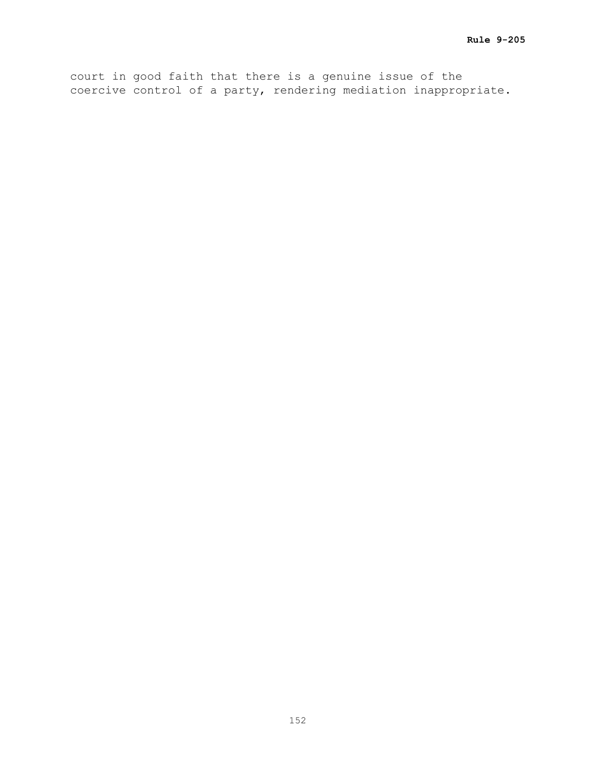court in good faith that there is a genuine issue of the coercive control of a party, rendering mediation inappropriate.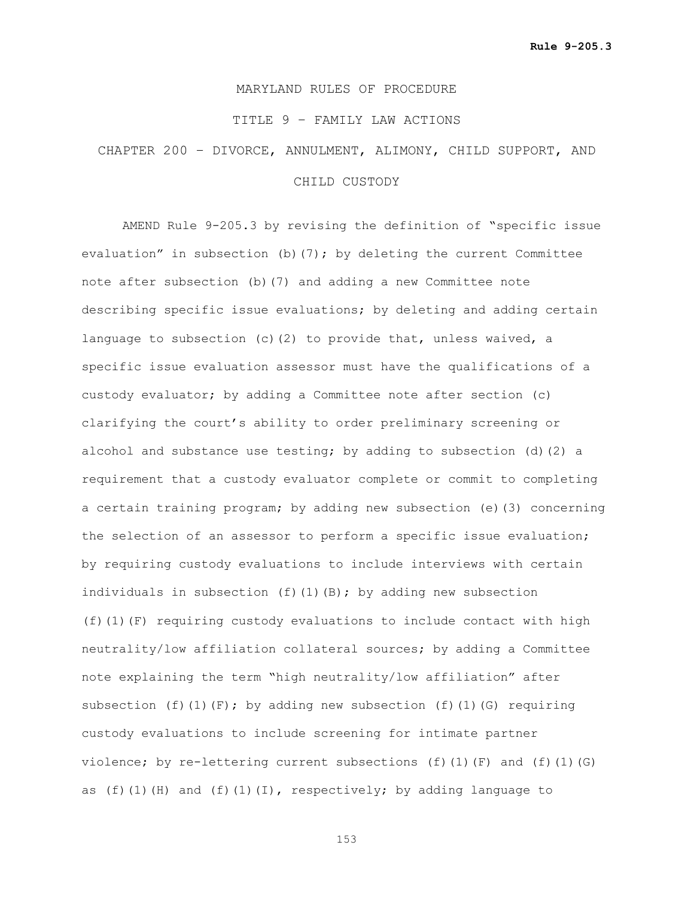MARYLAND RULES OF PROCEDURE

TITLE 9 – FAMILY LAW ACTIONS

CHAPTER 200 – DIVORCE, ANNULMENT, ALIMONY, CHILD SUPPORT, AND CHILD CUSTODY

AMEND Rule 9-205.3 by revising the definition of "specific issue evaluation" in subsection (b)(7); by deleting the current Committee note after subsection (b)(7) and adding a new Committee note describing specific issue evaluations; by deleting and adding certain language to subsection (c)(2) to provide that, unless waived, a specific issue evaluation assessor must have the qualifications of a custody evaluator; by adding a Committee note after section (c) clarifying the court's ability to order preliminary screening or alcohol and substance use testing; by adding to subsection (d)(2) a requirement that a custody evaluator complete or commit to completing a certain training program; by adding new subsection (e)(3) concerning the selection of an assessor to perform a specific issue evaluation; by requiring custody evaluations to include interviews with certain individuals in subsection (f)(1)(B); by adding new subsection (f)(1)(F) requiring custody evaluations to include contact with high neutrality/low affiliation collateral sources; by adding a Committee note explaining the term "high neutrality/low affiliation" after subsection (f)(1)(F); by adding new subsection (f)(1)(G) requiring custody evaluations to include screening for intimate partner violence; by re-lettering current subsections (f)(1)(F) and (f)(1)(G) as (f)(1)(H) and (f)(1)(I), respectively; by adding language to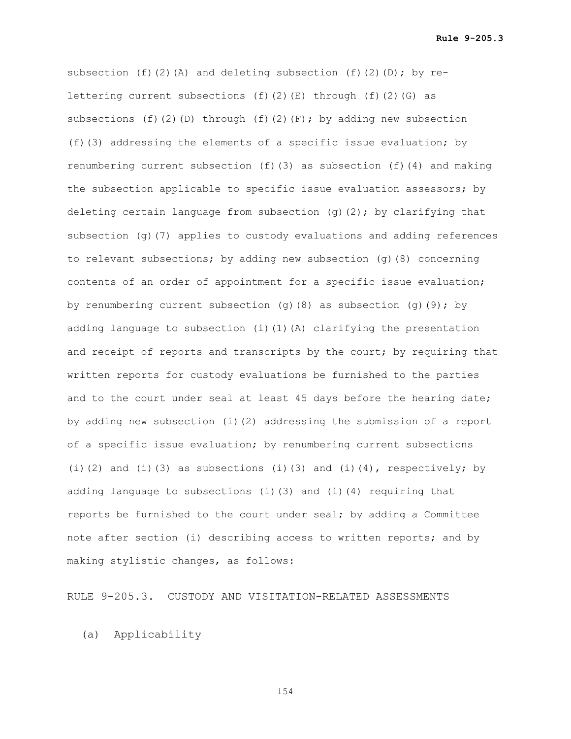subsection (f)(2)(A) and deleting subsection (f)(2)(D); by re-lettering current subsections (f)(2)(E) through (f)(2)(G) as subsections (f)(2)(D) through (f)(2)(F); by adding new subsection (f)(3) addressing the elements of a specific issue evaluation; by renumbering current subsection (f)(3) as subsection (f)(4) and making the subsection applicable to specific issue evaluation assessors; by deleting certain language from subsection (g)(2); by clarifying that subsection (g)(7) applies to custody evaluations and adding references to relevant subsections; by adding new subsection (g)(8) concerning contents of an order of appointment for a specific issue evaluation; by renumbering current subsection (g)(8) as subsection (g)(9); by adding language to subsection (i)(1)(A) clarifying the presentation and receipt of reports and transcripts by the court; by requiring that written reports for custody evaluations be furnished to the parties and to the court under seal at least 45 days before the hearing date; by adding new subsection (i)(2) addressing the submission of a report of a specific issue evaluation; by renumbering current subsections (i)(2) and (i)(3) as subsections (i)(3) and (i)(4), respectively; by adding language to subsections (i)(3) and (i)(4) requiring that reports be furnished to the court under seal; by adding a Committee note after section (i) describing access to written reports; and by making stylistic changes, as follows:

RULE 9-205.3. CUSTODY AND VISITATION-RELATED ASSESSMENTS

(a) Applicability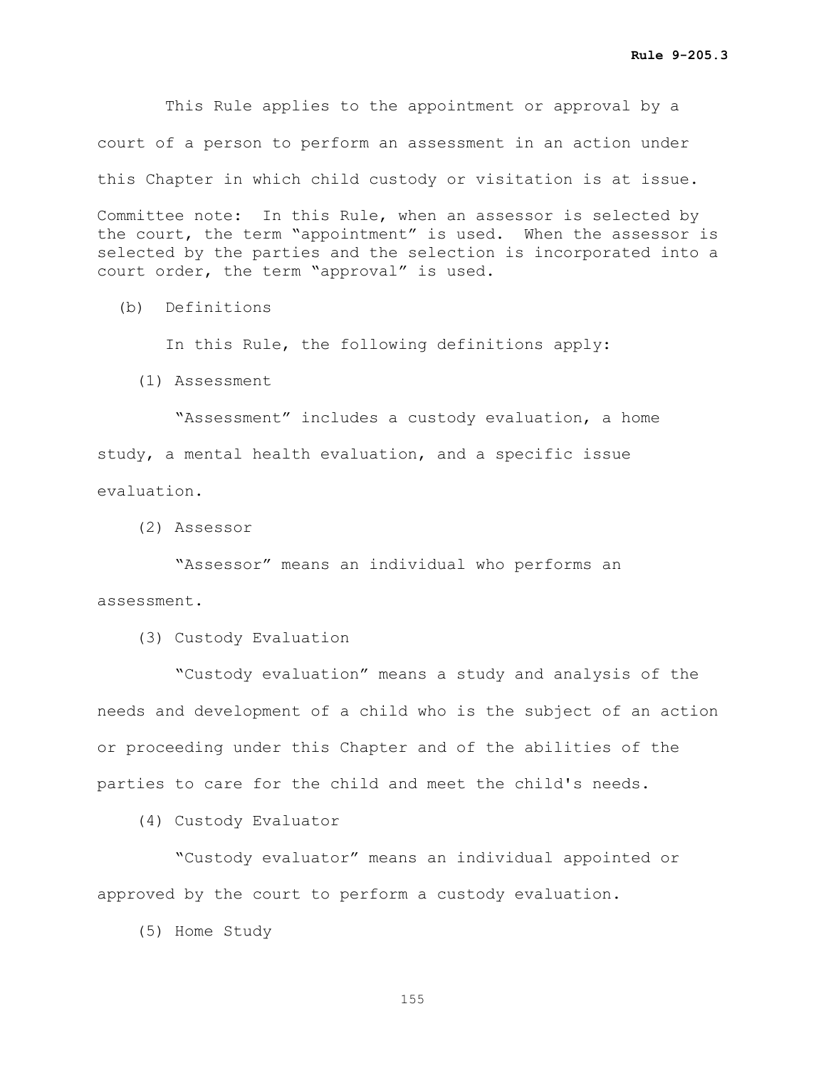This Rule applies to the appointment or approval by a court of a person to perform an assessment in an action under this Chapter in which child custody or visitation is at issue.

Committee note: In this Rule, when an assessor is selected by the court, the term "appointment" is used. When the assessor is selected by the parties and the selection is incorporated into a court order, the term "approval" is used.

(b) Definitions

In this Rule, the following definitions apply:

(1) Assessment

"Assessment" includes a custody evaluation, a home study, a mental health evaluation, and a specific issue evaluation.

(2) Assessor

"Assessor" means an individual who performs an assessment.

(3) Custody Evaluation

"Custody evaluation" means a study and analysis of the needs and development of a child who is the subject of an action or proceeding under this Chapter and of the abilities of the parties to care for the child and meet the child's needs.

(4) Custody Evaluator

"Custody evaluator" means an individual appointed or approved by the court to perform a custody evaluation.

(5) Home Study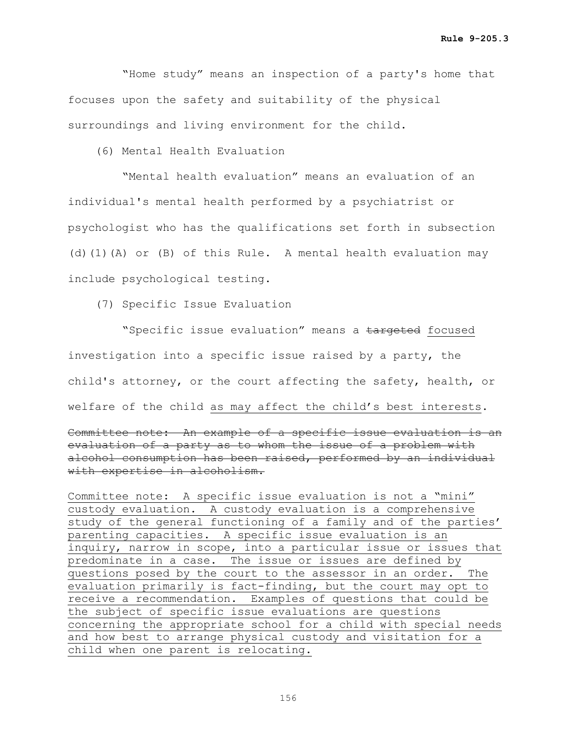"Home study" means an inspection of a party's home that focuses upon the safety and suitability of the physical surroundings and living environment for the child.

(6) Mental Health Evaluation

"Mental health evaluation" means an evaluation of an individual's mental health performed by a psychiatrist or psychologist who has the qualifications set forth in subsection (d)(1)(A) or (B) of this Rule. A mental health evaluation may include psychological testing.

(7) Specific Issue Evaluation

"Specific issue evaluation" means a ~~targeted~~ <u>focused</u> investigation into a specific issue raised by a party, the child's attorney, or the court affecting the safety, health, or welfare of the child <u>as may affect the child's best interests</u>.

~~Committee note: An example of a specific issue evaluation is an evaluation of a party as to whom the issue of a problem with alcohol consumption has been raised, performed by an individual with expertise in alcoholism.~~

<u>Committee note: A specific issue evaluation is not a "mini" custody evaluation. A custody evaluation is a comprehensive study of the general functioning of a family and of the parties' parenting capacities. A specific issue evaluation is an inquiry, narrow in scope, into a particular issue or issues that predominate in a case. The issue or issues are defined by questions posed by the court to the assessor in an order. The evaluation primarily is fact-finding, but the court may opt to receive a recommendation. Examples of questions that could be the subject of specific issue evaluations are questions concerning the appropriate school for a child with special needs and how best to arrange physical custody and visitation for a child when one parent is relocating.</u>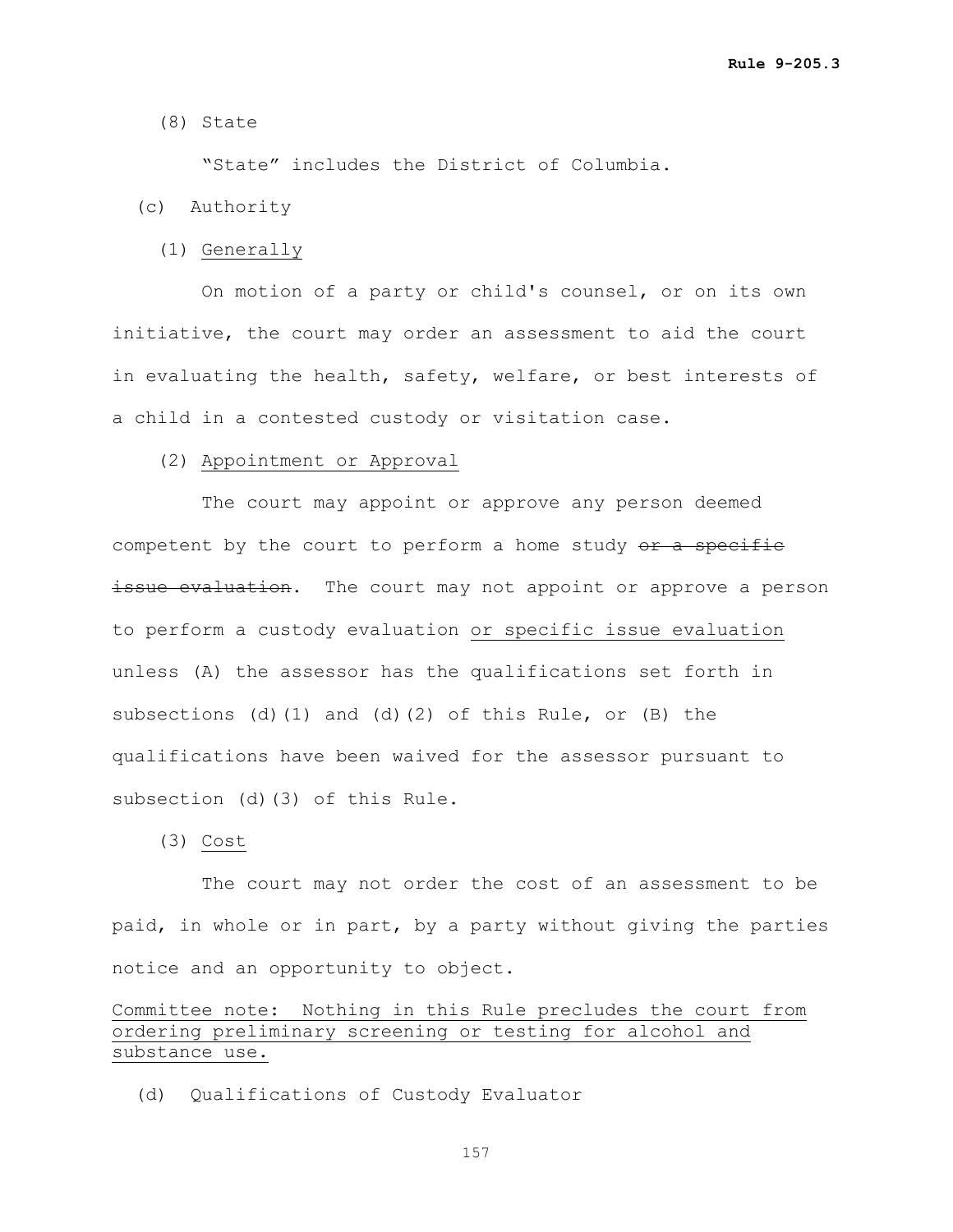(8) State

"State" includes the District of Columbia.

(c) Authority

(1) <u>Generally</u>

On motion of a party or child's counsel, or on its own initiative, the court may order an assessment to aid the court in evaluating the health, safety, welfare, or best interests of a child in a contested custody or visitation case.

(2) <u>Appointment or Approval</u>

The court may appoint or approve any person deemed competent by the court to perform a home study ~~or a specific issue evaluation~~. The court may not appoint or approve a person to perform a custody evaluation <u>or specific issue evaluation</u> unless (A) the assessor has the qualifications set forth in subsections (d)(1) and (d)(2) of this Rule, or (B) the qualifications have been waived for the assessor pursuant to subsection (d)(3) of this Rule.

(3) <u>Cost</u>

The court may not order the cost of an assessment to be paid, in whole or in part, by a party without giving the parties notice and an opportunity to object.

<u>Committee note: Nothing in this Rule precludes the court from ordering preliminary screening or testing for alcohol and substance use.</u>

(d) Qualifications of Custody Evaluator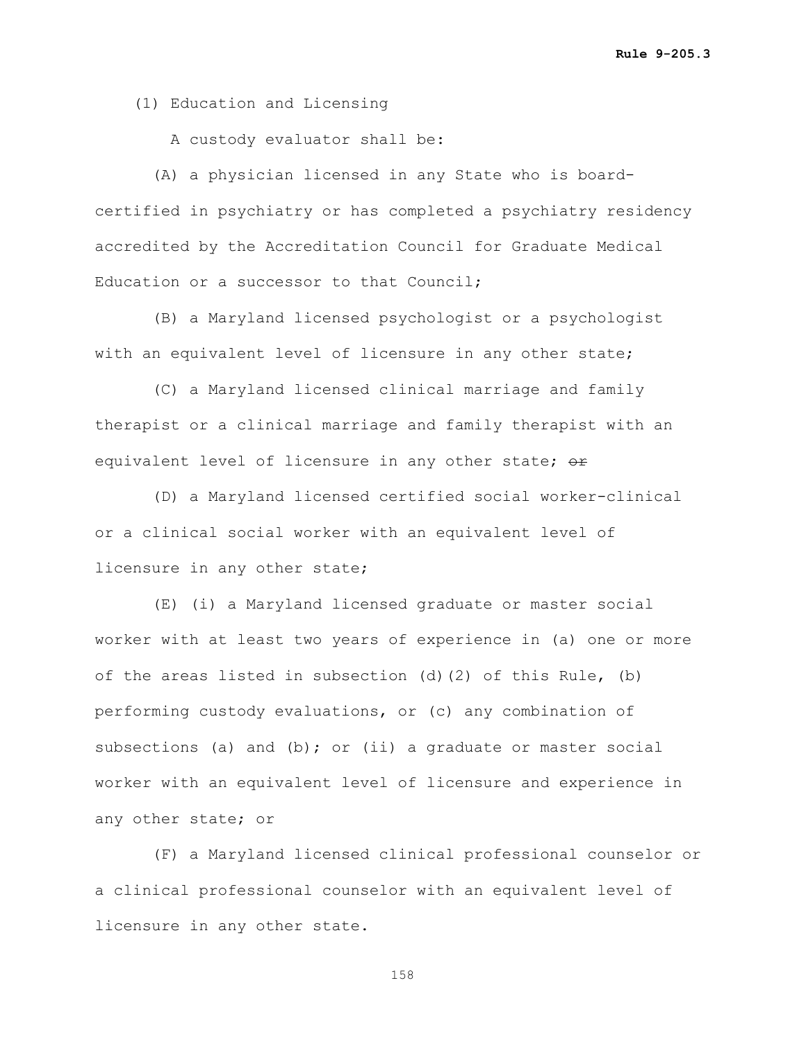(1) Education and Licensing

A custody evaluator shall be:

(A) a physician licensed in any State who is board-certified in psychiatry or has completed a psychiatry residency accredited by the Accreditation Council for Graduate Medical Education or a successor to that Council;

(B) a Maryland licensed psychologist or a psychologist with an equivalent level of licensure in any other state;

(C) a Maryland licensed clinical marriage and family therapist or a clinical marriage and family therapist with an equivalent level of licensure in any other state; ~~or~~

(D) a Maryland licensed certified social worker-clinical or a clinical social worker with an equivalent level of licensure in any other state;

(E) (i) a Maryland licensed graduate or master social worker with at least two years of experience in (a) one or more of the areas listed in subsection (d)(2) of this Rule, (b) performing custody evaluations, or (c) any combination of subsections (a) and (b); or (ii) a graduate or master social worker with an equivalent level of licensure and experience in any other state; or

(F) a Maryland licensed clinical professional counselor or a clinical professional counselor with an equivalent level of licensure in any other state.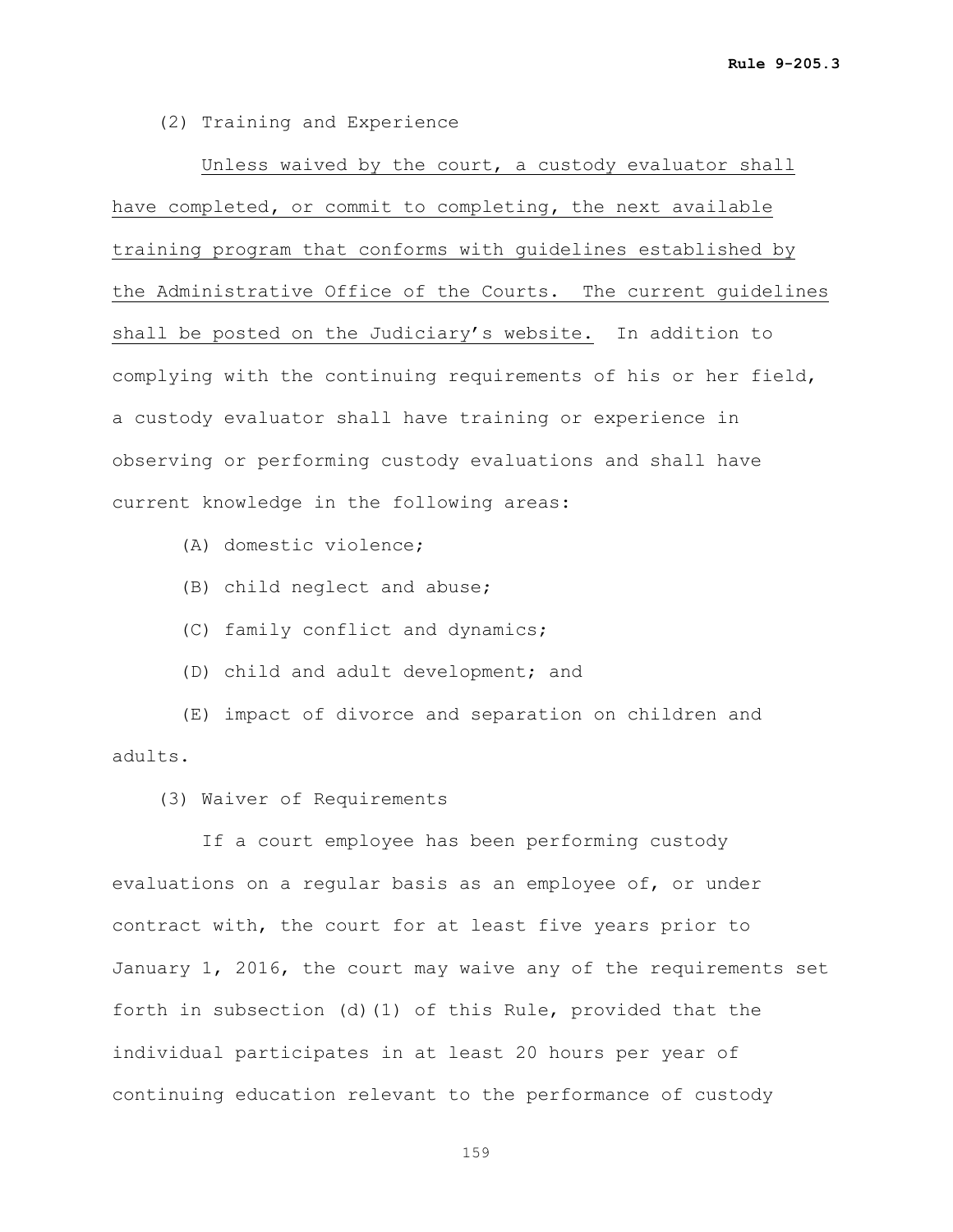(2) Training and Experience

Unless waived by the court, a custody evaluator shall have completed, or commit to completing, the next available training program that conforms with guidelines established by the Administrative Office of the Courts. The current guidelines shall be posted on the Judiciary's website. In addition to complying with the continuing requirements of his or her field, a custody evaluator shall have training or experience in observing or performing custody evaluations and shall have current knowledge in the following areas:

(A) domestic violence;

(B) child neglect and abuse;

(C) family conflict and dynamics;

(D) child and adult development; and

(E) impact of divorce and separation on children and adults.

(3) Waiver of Requirements

If a court employee has been performing custody evaluations on a regular basis as an employee of, or under contract with, the court for at least five years prior to January 1, 2016, the court may waive any of the requirements set forth in subsection (d)(1) of this Rule, provided that the individual participates in at least 20 hours per year of continuing education relevant to the performance of custody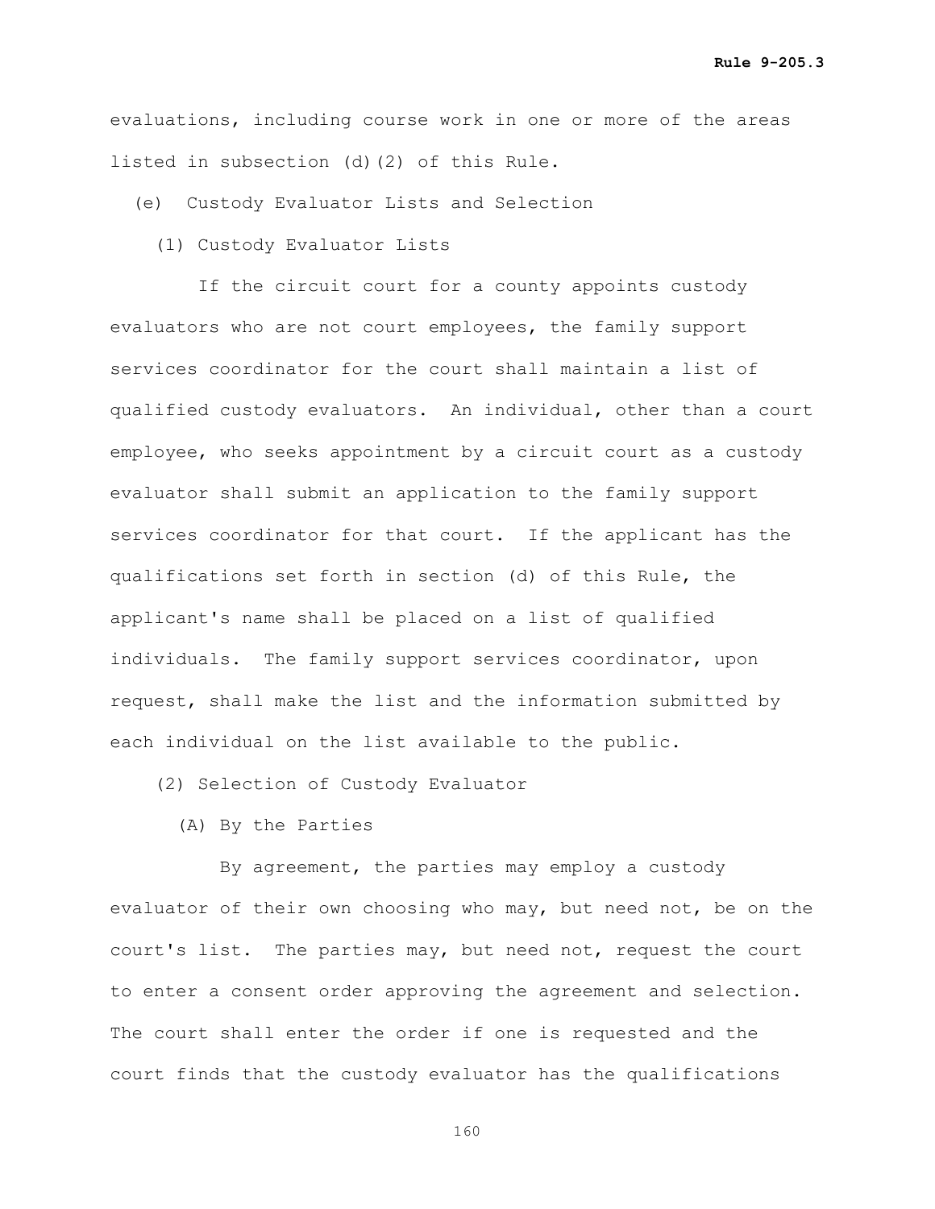evaluations, including course work in one or more of the areas listed in subsection (d)(2) of this Rule.

(e) Custody Evaluator Lists and Selection

(1) Custody Evaluator Lists

If the circuit court for a county appoints custody evaluators who are not court employees, the family support services coordinator for the court shall maintain a list of qualified custody evaluators. An individual, other than a court employee, who seeks appointment by a circuit court as a custody evaluator shall submit an application to the family support services coordinator for that court. If the applicant has the qualifications set forth in section (d) of this Rule, the applicant's name shall be placed on a list of qualified individuals. The family support services coordinator, upon request, shall make the list and the information submitted by each individual on the list available to the public.

(2) Selection of Custody Evaluator

(A) By the Parties

By agreement, the parties may employ a custody evaluator of their own choosing who may, but need not, be on the court's list. The parties may, but need not, request the court to enter a consent order approving the agreement and selection. The court shall enter the order if one is requested and the court finds that the custody evaluator has the qualifications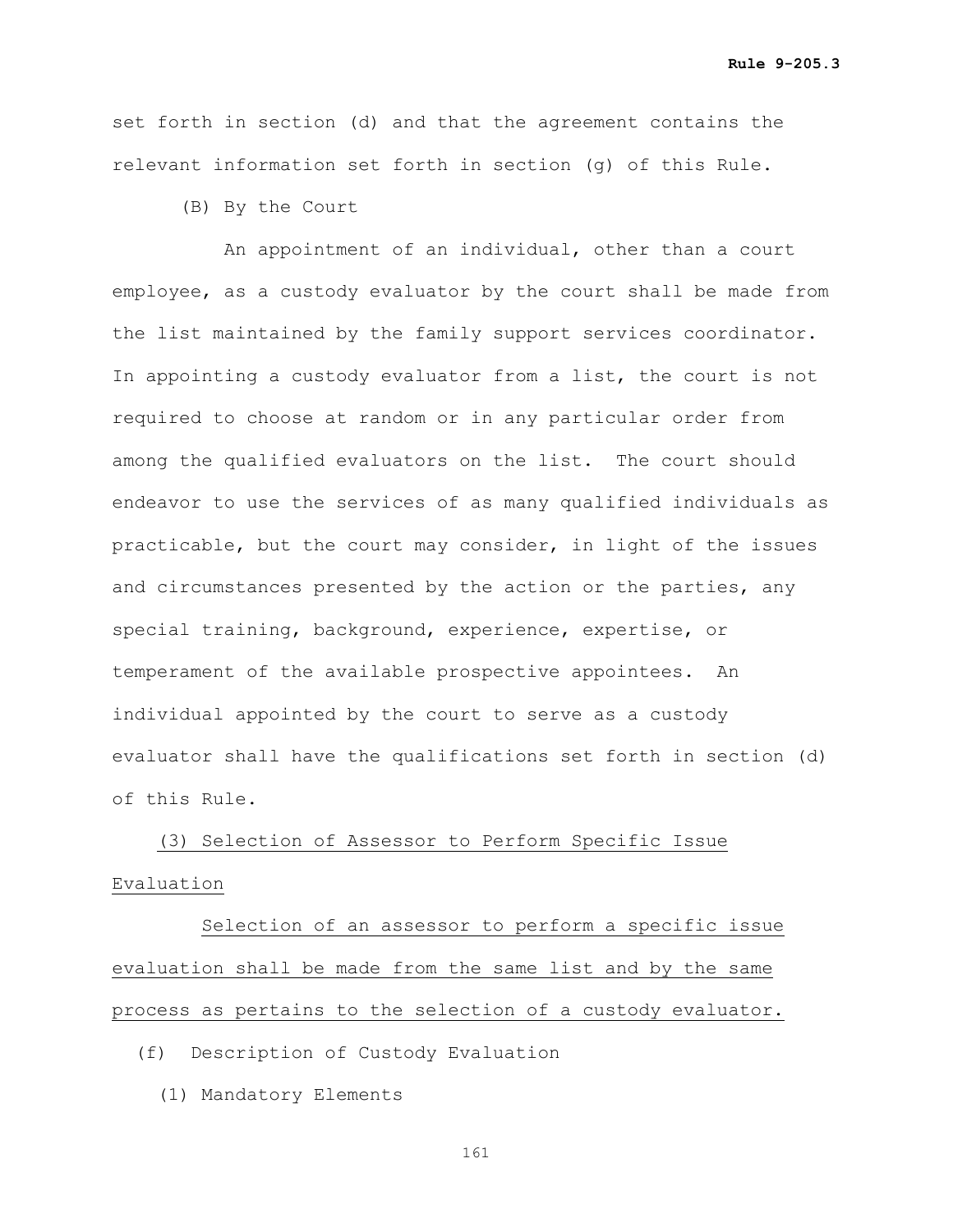set forth in section (d) and that the agreement contains the relevant information set forth in section (g) of this Rule.

(B) By the Court

An appointment of an individual, other than a court employee, as a custody evaluator by the court shall be made from the list maintained by the family support services coordinator. In appointing a custody evaluator from a list, the court is not required to choose at random or in any particular order from among the qualified evaluators on the list. The court should endeavor to use the services of as many qualified individuals as practicable, but the court may consider, in light of the issues and circumstances presented by the action or the parties, any special training, background, experience, expertise, or temperament of the available prospective appointees. An individual appointed by the court to serve as a custody evaluator shall have the qualifications set forth in section (d) of this Rule.

<u>(3) Selection of Assessor to Perform Specific Issue Evaluation</u>

<u>Selection of an assessor to perform a specific issue evaluation shall be made from the same list and by the same process as pertains to the selection of a custody evaluator.</u>

(f) Description of Custody Evaluation

(1) Mandatory Elements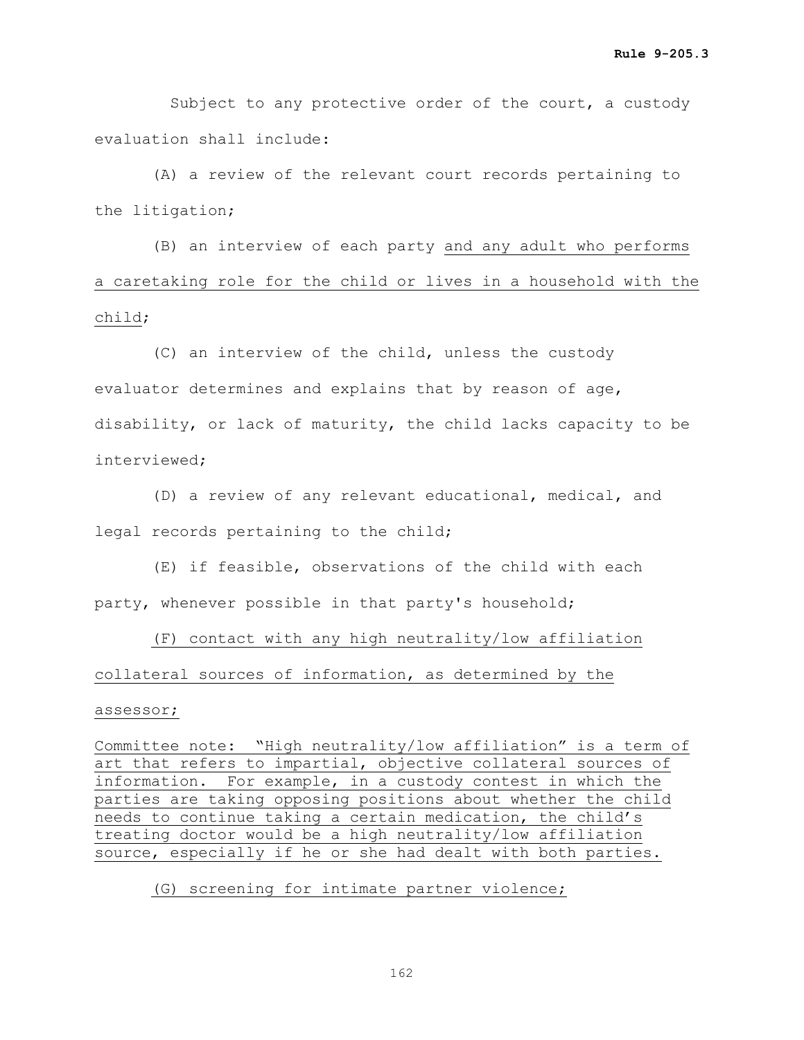Subject to any protective order of the court, a custody evaluation shall include:

(A) a review of the relevant court records pertaining to the litigation;

(B) an interview of each party <u>and any adult who performs a caretaking role for the child or lives in a household with the child</u>;

(C) an interview of the child, unless the custody evaluator determines and explains that by reason of age, disability, or lack of maturity, the child lacks capacity to be interviewed;

(D) a review of any relevant educational, medical, and legal records pertaining to the child;

(E) if feasible, observations of the child with each party, whenever possible in that party's household;

<u>(F) contact with any high neutrality/low affiliation collateral sources of information, as determined by the assessor;</u>

<u>Committee note: "High neutrality/low affiliation" is a term of art that refers to impartial, objective collateral sources of information. For example, in a custody contest in which the parties are taking opposing positions about whether the child needs to continue taking a certain medication, the child's treating doctor would be a high neutrality/low affiliation source, especially if he or she had dealt with both parties.</u>

<u>(G) screening for intimate partner violence;</u>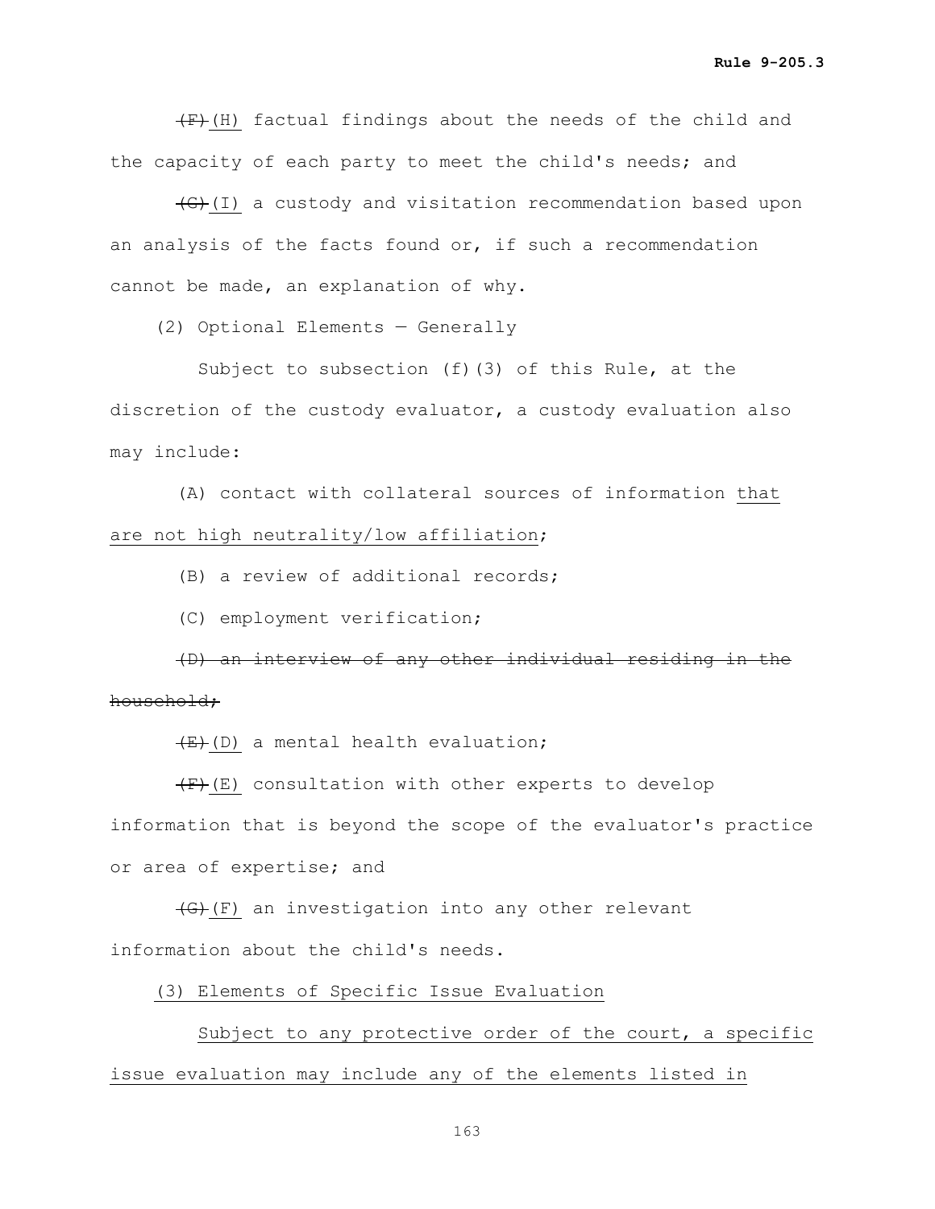~~(F)~~(H) factual findings about the needs of the child and the capacity of each party to meet the child's needs; and

~~(G)~~(I) a custody and visitation recommendation based upon an analysis of the facts found or, if such a recommendation cannot be made, an explanation of why.

(2) Optional Elements — Generally

Subject to subsection (f)(3) of this Rule, at the discretion of the custody evaluator, a custody evaluation also may include:

(A) contact with collateral sources of information <u>that are not high neutrality/low affiliation</u>;

(B) a review of additional records;

(C) employment verification;

~~(D) an interview of any other individual residing in the household;~~

~~(E)~~(D) a mental health evaluation;

~~(F)~~(E) consultation with other experts to develop information that is beyond the scope of the evaluator's practice or area of expertise; and

~~(G)~~(F) an investigation into any other relevant information about the child's needs.

<u>(3) Elements of Specific Issue Evaluation</u>

<u>Subject to any protective order of the court, a specific issue evaluation may include any of the elements listed in</u>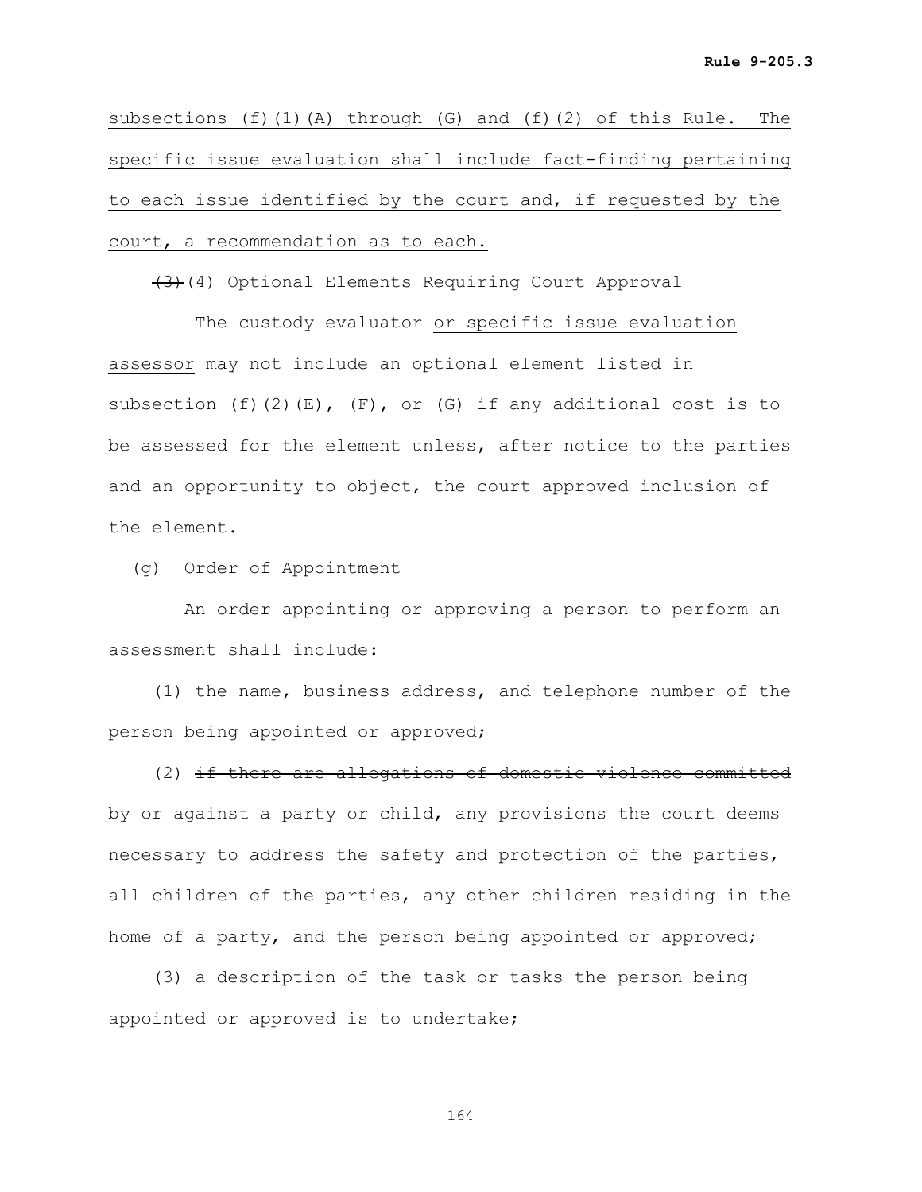subsections (f)(1)(A) through (G) and (f)(2) of this Rule. The specific issue evaluation shall include fact-finding pertaining to each issue identified by the court and, if requested by the court, a recommendation as to each.

~~(3)~~ (4) Optional Elements Requiring Court Approval

The custody evaluator or specific issue evaluation assessor may not include an optional element listed in subsection (f)(2)(E), (F), or (G) if any additional cost is to be assessed for the element unless, after notice to the parties and an opportunity to object, the court approved inclusion of the element.

(g) Order of Appointment

An order appointing or approving a person to perform an assessment shall include:

(1) the name, business address, and telephone number of the person being appointed or approved;

(2) ~~if there are allegations of domestic violence committed by or against a party or child,~~ any provisions the court deems necessary to address the safety and protection of the parties, all children of the parties, any other children residing in the home of a party, and the person being appointed or approved;

(3) a description of the task or tasks the person being appointed or approved is to undertake;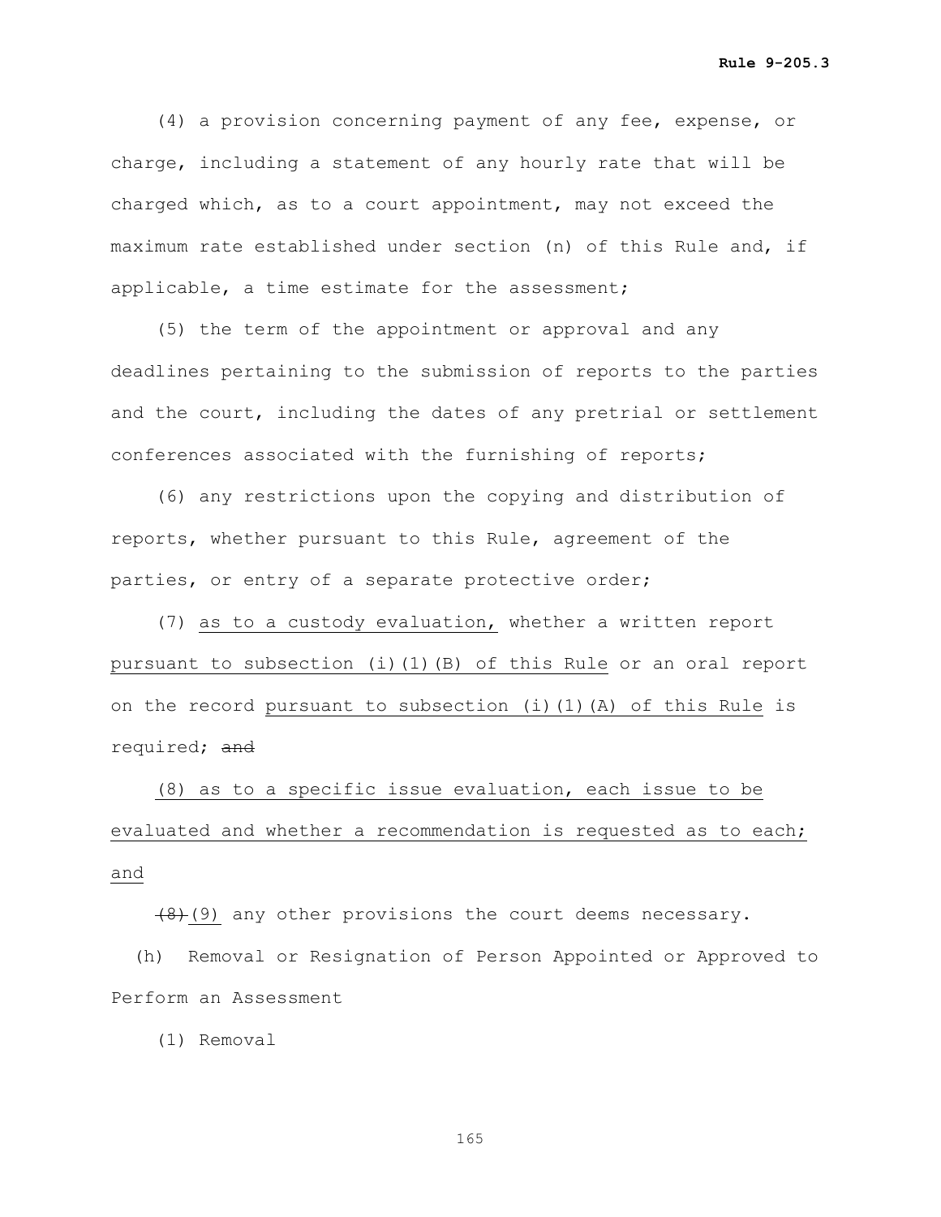(4) a provision concerning payment of any fee, expense, or charge, including a statement of any hourly rate that will be charged which, as to a court appointment, may not exceed the maximum rate established under section (n) of this Rule and, if applicable, a time estimate for the assessment;

(5) the term of the appointment or approval and any deadlines pertaining to the submission of reports to the parties and the court, including the dates of any pretrial or settlement conferences associated with the furnishing of reports;

(6) any restrictions upon the copying and distribution of reports, whether pursuant to this Rule, agreement of the parties, or entry of a separate protective order;

(7) <u>as to a custody evaluation,</u> whether a written report <u>pursuant to subsection (i)(1)(B) of this Rule</u> or an oral report on the record <u>pursuant to subsection (i)(1)(A) of this Rule</u> is required; ~~and~~

<u>(8) as to a specific issue evaluation, each issue to be evaluated and whether a recommendation is requested as to each; and</u>

~~(8)~~<u>(9)</u> any other provisions the court deems necessary.

(h) Removal or Resignation of Person Appointed or Approved to Perform an Assessment

(1) Removal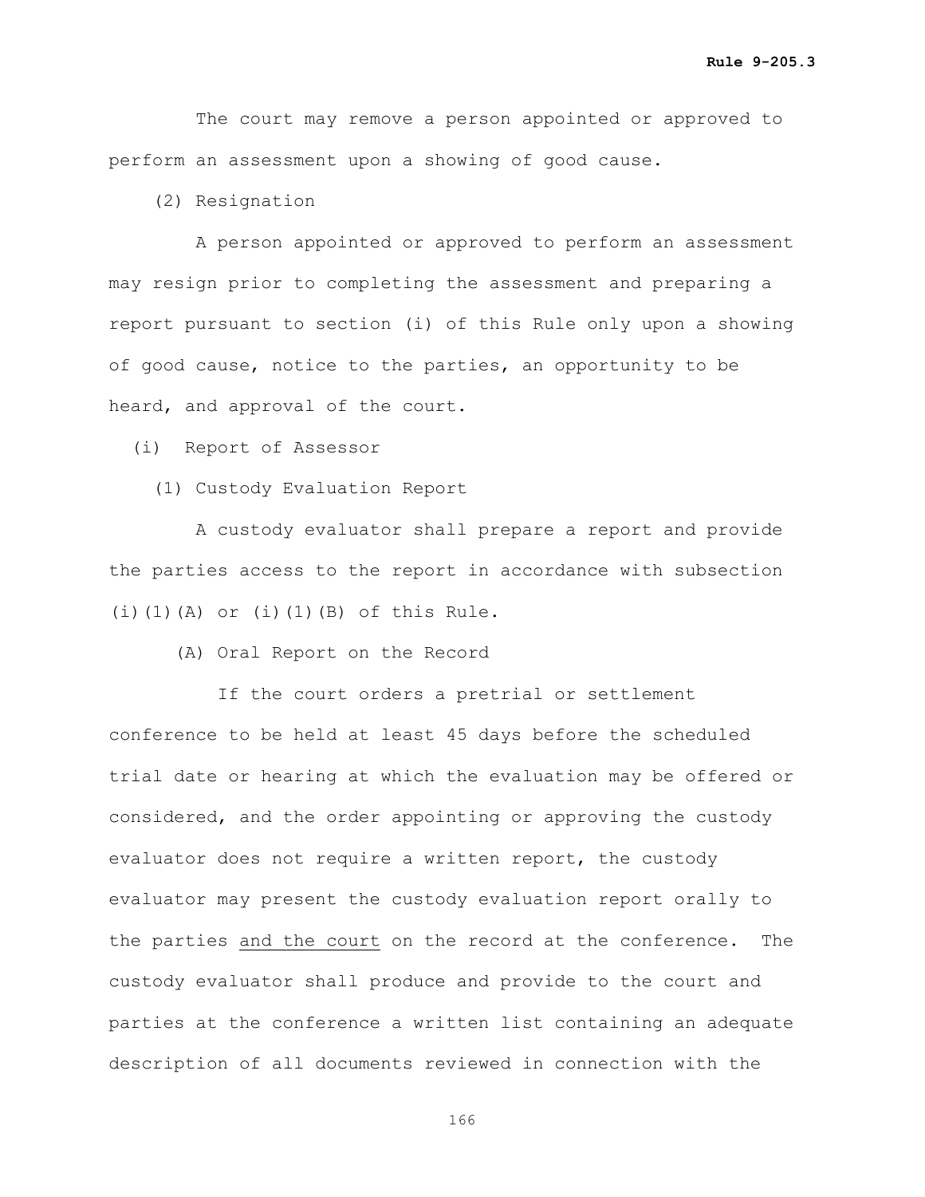The court may remove a person appointed or approved to perform an assessment upon a showing of good cause.

(2) Resignation

A person appointed or approved to perform an assessment may resign prior to completing the assessment and preparing a report pursuant to section (i) of this Rule only upon a showing of good cause, notice to the parties, an opportunity to be heard, and approval of the court.

(i) Report of Assessor

(1) Custody Evaluation Report

A custody evaluator shall prepare a report and provide the parties access to the report in accordance with subsection (i)(1)(A) or (i)(1)(B) of this Rule.

(A) Oral Report on the Record

If the court orders a pretrial or settlement conference to be held at least 45 days before the scheduled trial date or hearing at which the evaluation may be offered or considered, and the order appointing or approving the custody evaluator does not require a written report, the custody evaluator may present the custody evaluation report orally to the parties <u>and the court</u> on the record at the conference. The custody evaluator shall produce and provide to the court and parties at the conference a written list containing an adequate description of all documents reviewed in connection with the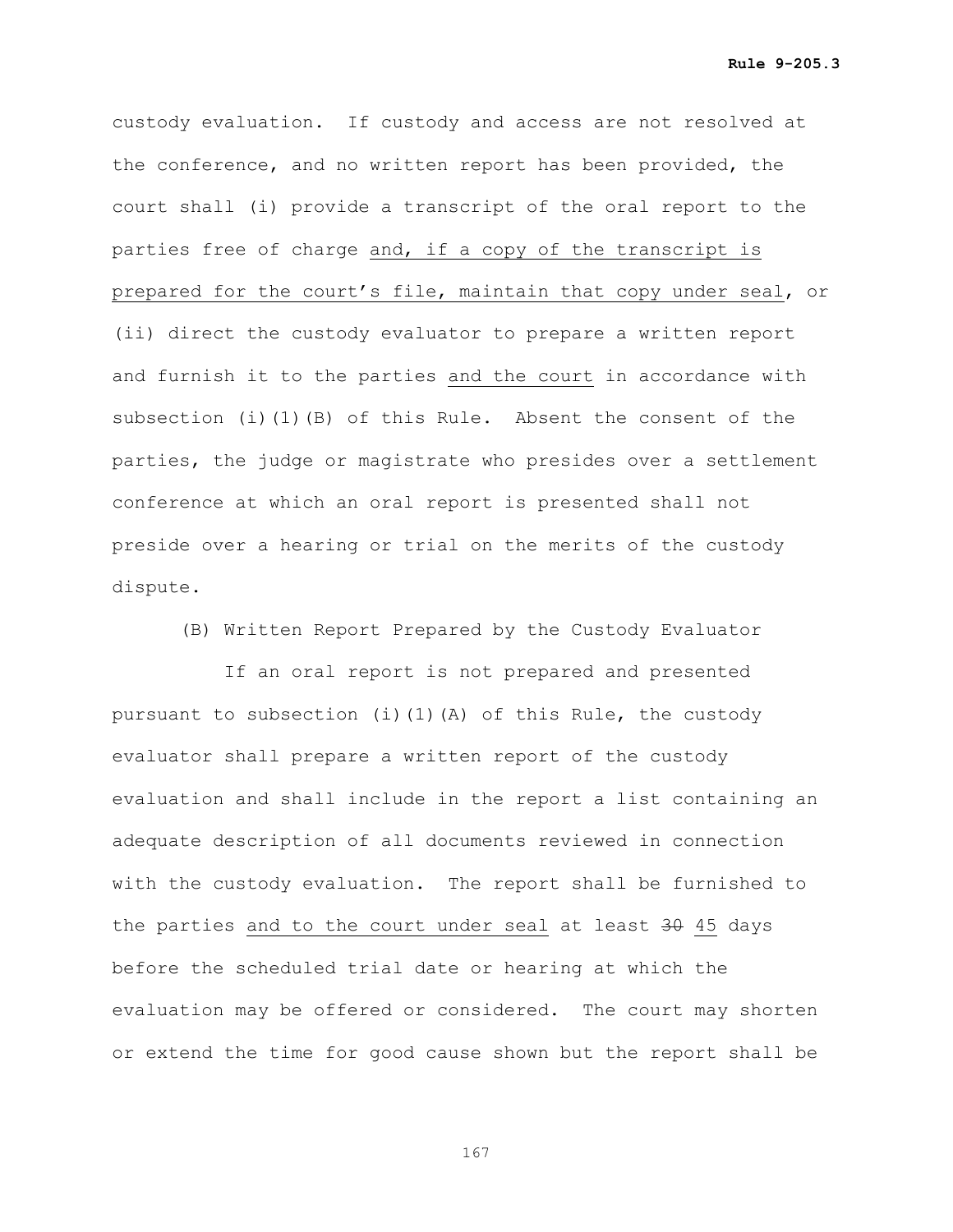custody evaluation. If custody and access are not resolved at the conference, and no written report has been provided, the court shall (i) provide a transcript of the oral report to the parties free of charge <u>and, if a copy of the transcript is prepared for the court's file, maintain that copy under seal</u>, or (ii) direct the custody evaluator to prepare a written report and furnish it to the parties <u>and the court</u> in accordance with subsection (i)(1)(B) of this Rule. Absent the consent of the parties, the judge or magistrate who presides over a settlement conference at which an oral report is presented shall not preside over a hearing or trial on the merits of the custody dispute.

(B) Written Report Prepared by the Custody Evaluator

If an oral report is not prepared and presented pursuant to subsection (i)(1)(A) of this Rule, the custody evaluator shall prepare a written report of the custody evaluation and shall include in the report a list containing an adequate description of all documents reviewed in connection with the custody evaluation. The report shall be furnished to the parties <u>and to the court under seal</u> at least ~~30~~ <u>45</u> days before the scheduled trial date or hearing at which the evaluation may be offered or considered. The court may shorten or extend the time for good cause shown but the report shall be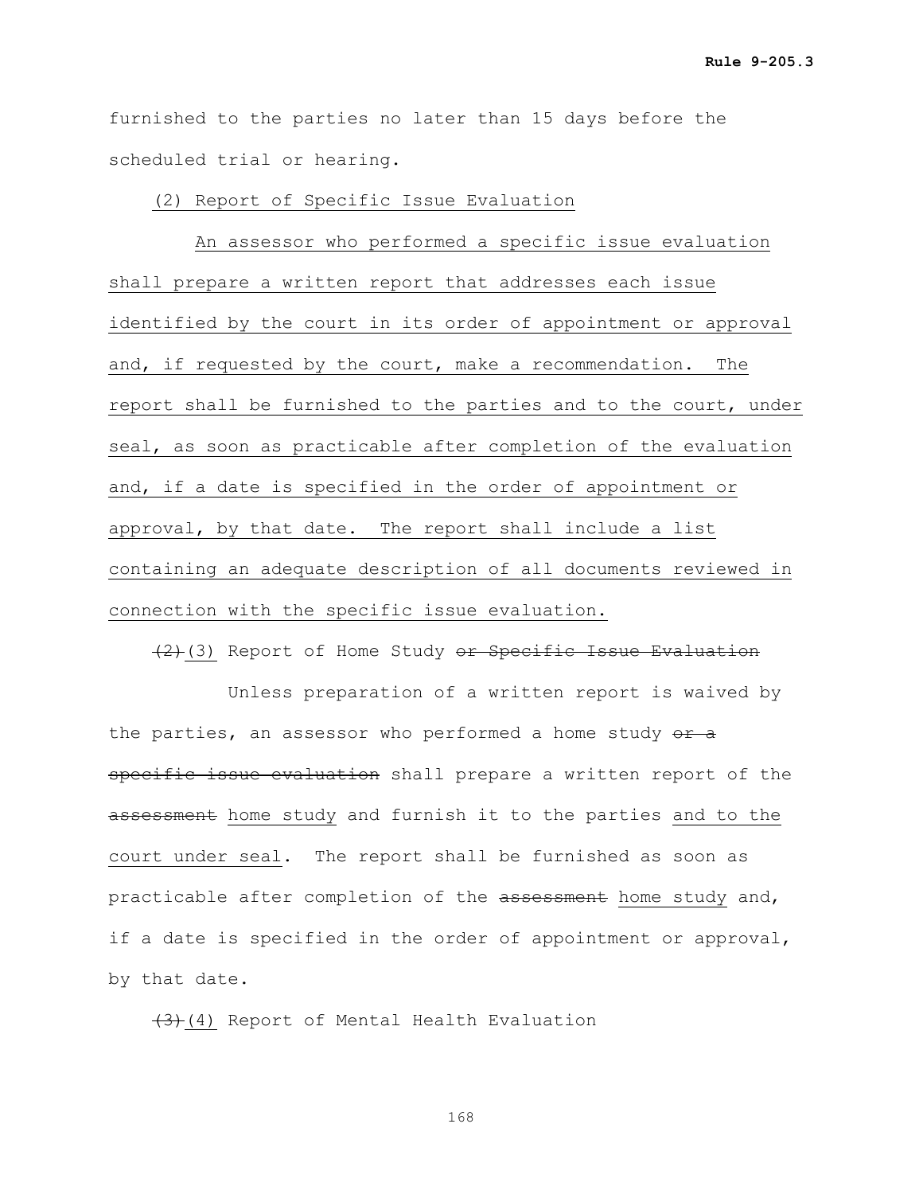furnished to the parties no later than 15 days before the scheduled trial or hearing.

<u>(2) Report of Specific Issue Evaluation</u>

<u>An assessor who performed a specific issue evaluation shall prepare a written report that addresses each issue identified by the court in its order of appointment or approval and, if requested by the court, make a recommendation. The report shall be furnished to the parties and to the court, under seal, as soon as practicable after completion of the evaluation and, if a date is specified in the order of appointment or approval, by that date. The report shall include a list containing an adequate description of all documents reviewed in connection with the specific issue evaluation.</u>

~~(2)~~ <u>(3)</u> Report of Home Study ~~or Specific Issue Evaluation~~

Unless preparation of a written report is waived by the parties, an assessor who performed a home study ~~or a specific issue evaluation~~ shall prepare a written report of the ~~assessment~~ <u>home study</u> and furnish it to the parties <u>and to the court under seal</u>. The report shall be furnished as soon as practicable after completion of the ~~assessment~~ <u>home study</u> and, if a date is specified in the order of appointment or approval, by that date.

~~(3)~~ <u>(4)</u> Report of Mental Health Evaluation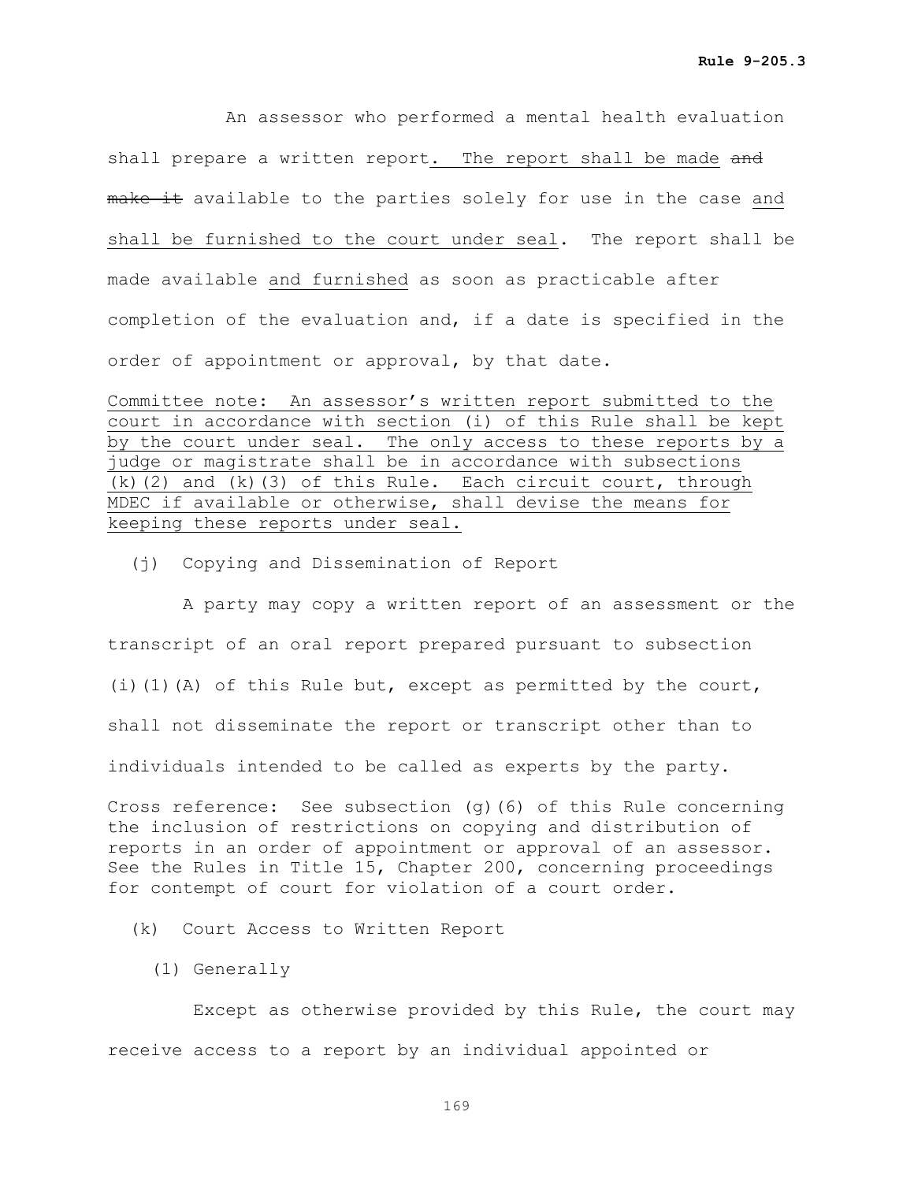An assessor who performed a mental health evaluation shall prepare a written report. The report shall be made ~~and make it~~ available to the parties solely for use in the case and shall be furnished to the court under seal. The report shall be made available and furnished as soon as practicable after completion of the evaluation and, if a date is specified in the order of appointment or approval, by that date.

Committee note: An assessor's written report submitted to the court in accordance with section (i) of this Rule shall be kept by the court under seal. The only access to these reports by a judge or magistrate shall be in accordance with subsections (k)(2) and (k)(3) of this Rule. Each circuit court, through MDEC if available or otherwise, shall devise the means for keeping these reports under seal.

(j) Copying and Dissemination of Report

A party may copy a written report of an assessment or the transcript of an oral report prepared pursuant to subsection (i)(1)(A) of this Rule but, except as permitted by the court, shall not disseminate the report or transcript other than to individuals intended to be called as experts by the party.

Cross reference: See subsection (g)(6) of this Rule concerning the inclusion of restrictions on copying and distribution of reports in an order of appointment or approval of an assessor. See the Rules in Title 15, Chapter 200, concerning proceedings for contempt of court for violation of a court order.

(k) Court Access to Written Report

(1) Generally

Except as otherwise provided by this Rule, the court may receive access to a report by an individual appointed or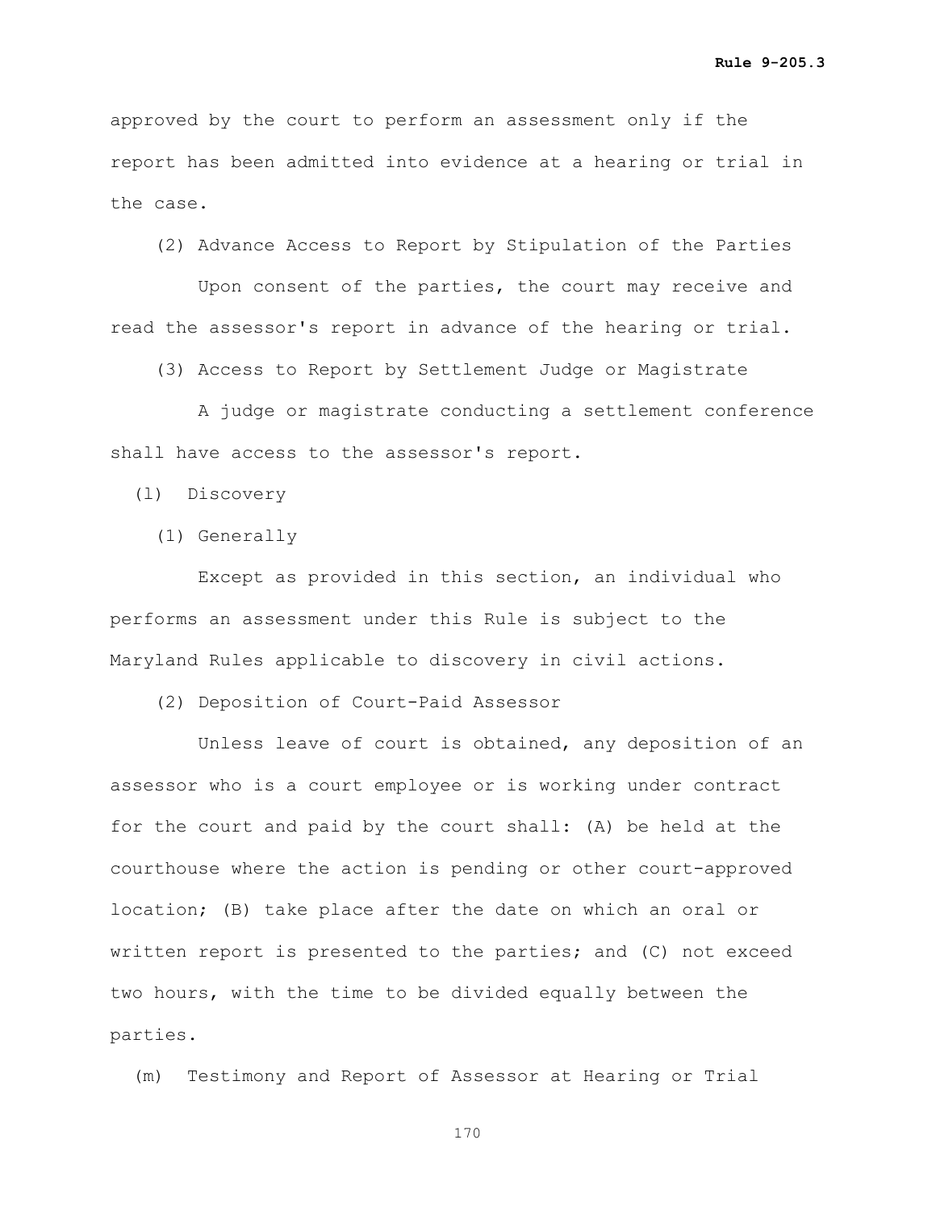approved by the court to perform an assessment only if the report has been admitted into evidence at a hearing or trial in the case.

(2) Advance Access to Report by Stipulation of the Parties

Upon consent of the parties, the court may receive and read the assessor's report in advance of the hearing or trial.

(3) Access to Report by Settlement Judge or Magistrate

A judge or magistrate conducting a settlement conference shall have access to the assessor's report.

(l) Discovery

(1) Generally

Except as provided in this section, an individual who performs an assessment under this Rule is subject to the Maryland Rules applicable to discovery in civil actions.

(2) Deposition of Court-Paid Assessor

Unless leave of court is obtained, any deposition of an assessor who is a court employee or is working under contract for the court and paid by the court shall: (A) be held at the courthouse where the action is pending or other court-approved location; (B) take place after the date on which an oral or written report is presented to the parties; and (C) not exceed two hours, with the time to be divided equally between the parties.

(m) Testimony and Report of Assessor at Hearing or Trial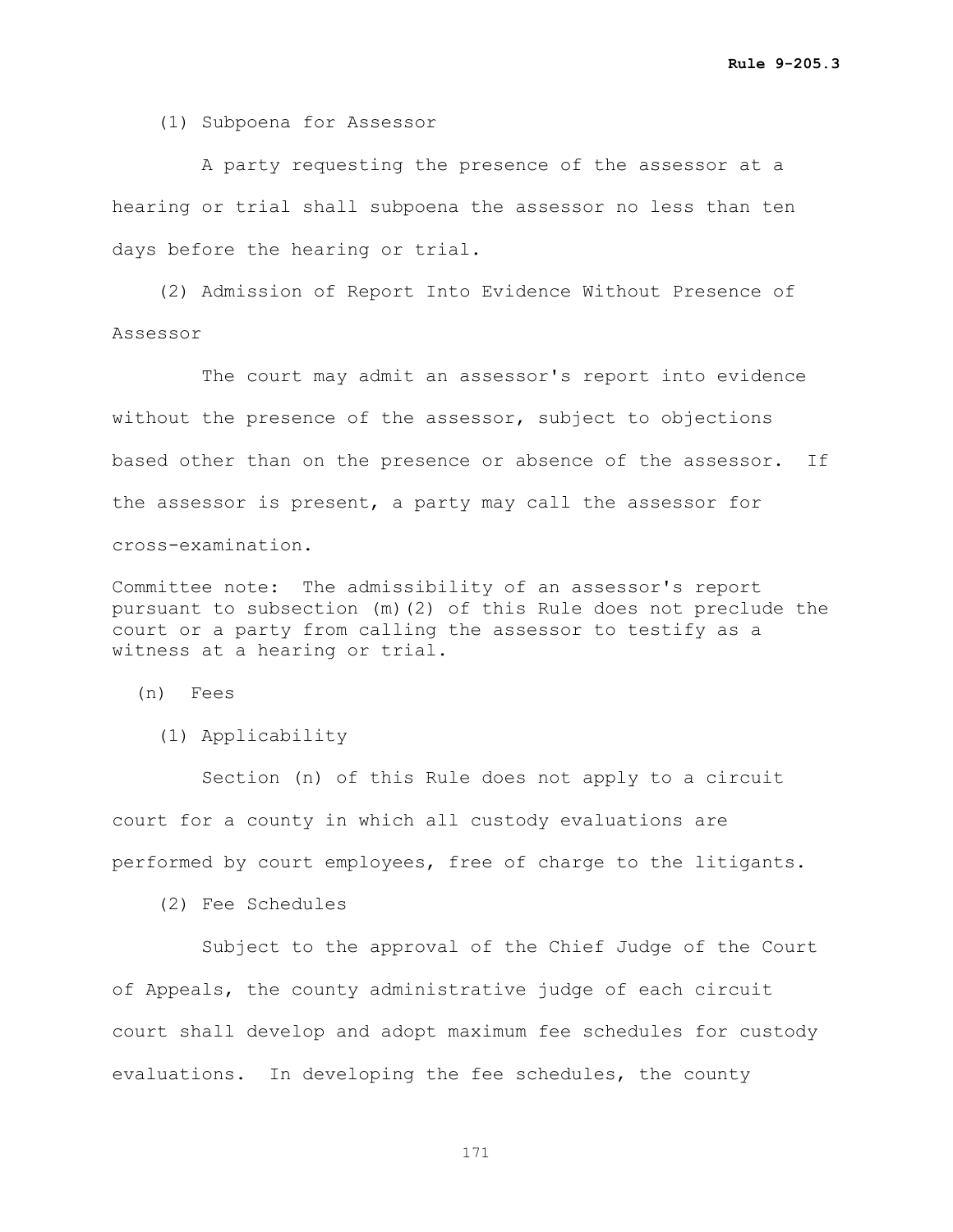(1) Subpoena for Assessor

A party requesting the presence of the assessor at a hearing or trial shall subpoena the assessor no less than ten days before the hearing or trial.

(2) Admission of Report Into Evidence Without Presence of Assessor

The court may admit an assessor's report into evidence without the presence of the assessor, subject to objections based other than on the presence or absence of the assessor. If the assessor is present, a party may call the assessor for cross-examination.

Committee note: The admissibility of an assessor's report pursuant to subsection (m)(2) of this Rule does not preclude the court or a party from calling the assessor to testify as a witness at a hearing or trial.

(n) Fees

(1) Applicability

Section (n) of this Rule does not apply to a circuit court for a county in which all custody evaluations are performed by court employees, free of charge to the litigants.

(2) Fee Schedules

Subject to the approval of the Chief Judge of the Court of Appeals, the county administrative judge of each circuit court shall develop and adopt maximum fee schedules for custody evaluations. In developing the fee schedules, the county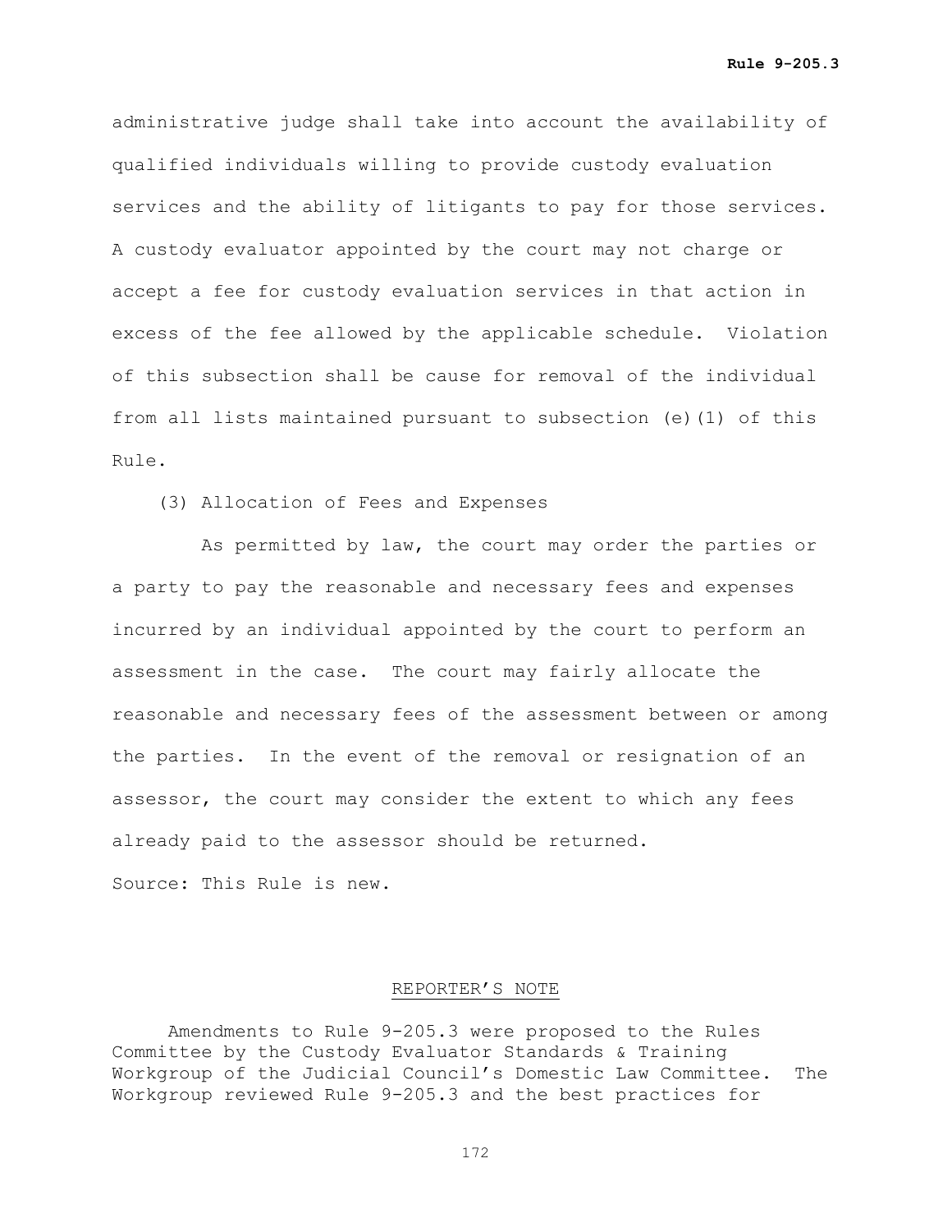administrative judge shall take into account the availability of qualified individuals willing to provide custody evaluation services and the ability of litigants to pay for those services. A custody evaluator appointed by the court may not charge or accept a fee for custody evaluation services in that action in excess of the fee allowed by the applicable schedule. Violation of this subsection shall be cause for removal of the individual from all lists maintained pursuant to subsection (e)(1) of this Rule.

(3) Allocation of Fees and Expenses

As permitted by law, the court may order the parties or a party to pay the reasonable and necessary fees and expenses incurred by an individual appointed by the court to perform an assessment in the case. The court may fairly allocate the reasonable and necessary fees of the assessment between or among the parties. In the event of the removal or resignation of an assessor, the court may consider the extent to which any fees already paid to the assessor should be returned.

Source: This Rule is new.

## REPORTER'S NOTE

Amendments to Rule 9-205.3 were proposed to the Rules Committee by the Custody Evaluator Standards & Training Workgroup of the Judicial Council's Domestic Law Committee. The Workgroup reviewed Rule 9-205.3 and the best practices for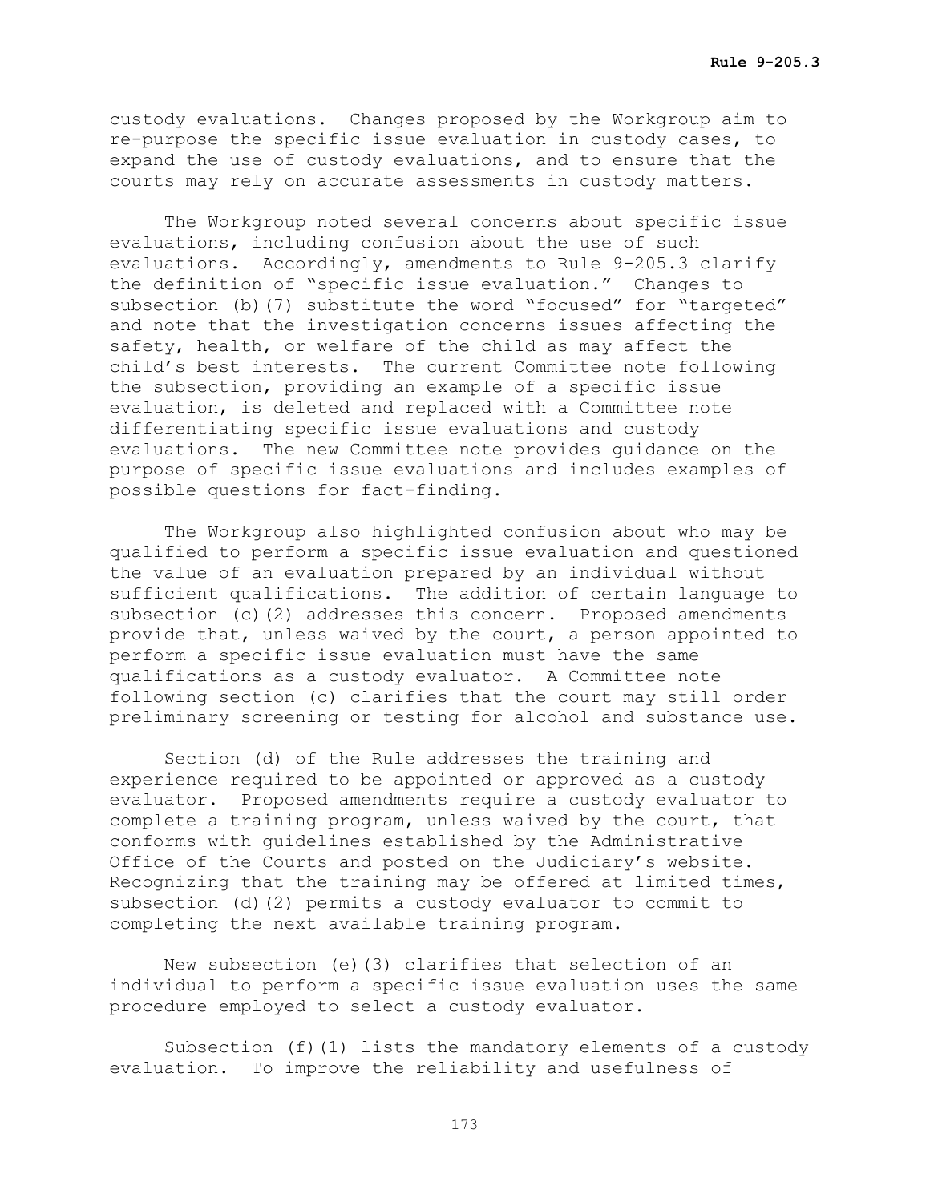custody evaluations. Changes proposed by the Workgroup aim to re-purpose the specific issue evaluation in custody cases, to expand the use of custody evaluations, and to ensure that the courts may rely on accurate assessments in custody matters.

The Workgroup noted several concerns about specific issue evaluations, including confusion about the use of such evaluations. Accordingly, amendments to Rule 9-205.3 clarify the definition of "specific issue evaluation." Changes to subsection (b)(7) substitute the word "focused" for "targeted" and note that the investigation concerns issues affecting the safety, health, or welfare of the child as may affect the child's best interests. The current Committee note following the subsection, providing an example of a specific issue evaluation, is deleted and replaced with a Committee note differentiating specific issue evaluations and custody evaluations. The new Committee note provides guidance on the purpose of specific issue evaluations and includes examples of possible questions for fact-finding.

The Workgroup also highlighted confusion about who may be qualified to perform a specific issue evaluation and questioned the value of an evaluation prepared by an individual without sufficient qualifications. The addition of certain language to subsection (c)(2) addresses this concern. Proposed amendments provide that, unless waived by the court, a person appointed to perform a specific issue evaluation must have the same qualifications as a custody evaluator. A Committee note following section (c) clarifies that the court may still order preliminary screening or testing for alcohol and substance use.

Section (d) of the Rule addresses the training and experience required to be appointed or approved as a custody evaluator. Proposed amendments require a custody evaluator to complete a training program, unless waived by the court, that conforms with guidelines established by the Administrative Office of the Courts and posted on the Judiciary's website. Recognizing that the training may be offered at limited times, subsection (d)(2) permits a custody evaluator to commit to completing the next available training program.

New subsection (e)(3) clarifies that selection of an individual to perform a specific issue evaluation uses the same procedure employed to select a custody evaluator.

Subsection (f)(1) lists the mandatory elements of a custody evaluation. To improve the reliability and usefulness of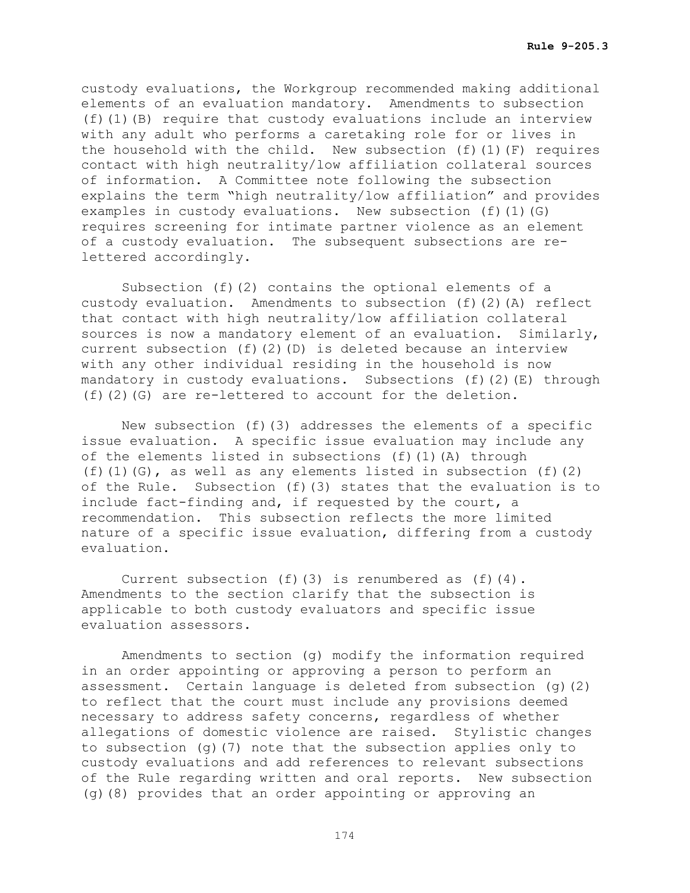custody evaluations, the Workgroup recommended making additional elements of an evaluation mandatory. Amendments to subsection (f)(1)(B) require that custody evaluations include an interview with any adult who performs a caretaking role for or lives in the household with the child. New subsection (f)(1)(F) requires contact with high neutrality/low affiliation collateral sources of information. A Committee note following the subsection explains the term "high neutrality/low affiliation" and provides examples in custody evaluations. New subsection (f)(1)(G) requires screening for intimate partner violence as an element of a custody evaluation. The subsequent subsections are re-lettered accordingly.

Subsection (f)(2) contains the optional elements of a custody evaluation. Amendments to subsection (f)(2)(A) reflect that contact with high neutrality/low affiliation collateral sources is now a mandatory element of an evaluation. Similarly, current subsection (f)(2)(D) is deleted because an interview with any other individual residing in the household is now mandatory in custody evaluations. Subsections (f)(2)(E) through (f)(2)(G) are re-lettered to account for the deletion.

New subsection (f)(3) addresses the elements of a specific issue evaluation. A specific issue evaluation may include any of the elements listed in subsections (f)(1)(A) through (f)(1)(G), as well as any elements listed in subsection (f)(2) of the Rule. Subsection (f)(3) states that the evaluation is to include fact-finding and, if requested by the court, a recommendation. This subsection reflects the more limited nature of a specific issue evaluation, differing from a custody evaluation.

Current subsection (f)(3) is renumbered as (f)(4). Amendments to the section clarify that the subsection is applicable to both custody evaluators and specific issue evaluation assessors.

Amendments to section (g) modify the information required in an order appointing or approving a person to perform an assessment. Certain language is deleted from subsection (g)(2) to reflect that the court must include any provisions deemed necessary to address safety concerns, regardless of whether allegations of domestic violence are raised. Stylistic changes to subsection (g)(7) note that the subsection applies only to custody evaluations and add references to relevant subsections of the Rule regarding written and oral reports. New subsection (g)(8) provides that an order appointing or approving an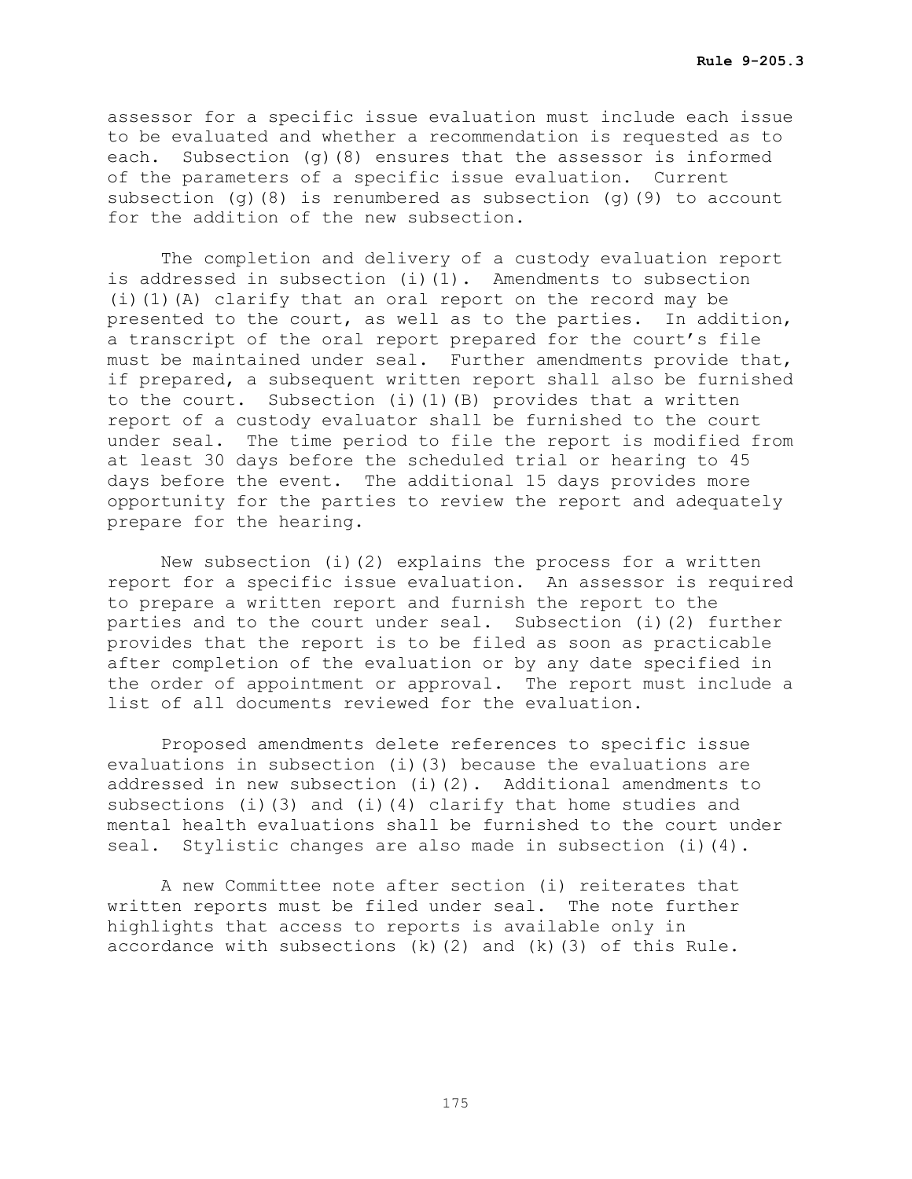assessor for a specific issue evaluation must include each issue to be evaluated and whether a recommendation is requested as to each. Subsection (g)(8) ensures that the assessor is informed of the parameters of a specific issue evaluation. Current subsection (g)(8) is renumbered as subsection (g)(9) to account for the addition of the new subsection.

The completion and delivery of a custody evaluation report is addressed in subsection (i)(1). Amendments to subsection (i)(1)(A) clarify that an oral report on the record may be presented to the court, as well as to the parties. In addition, a transcript of the oral report prepared for the court's file must be maintained under seal. Further amendments provide that, if prepared, a subsequent written report shall also be furnished to the court. Subsection (i)(1)(B) provides that a written report of a custody evaluator shall be furnished to the court under seal. The time period to file the report is modified from at least 30 days before the scheduled trial or hearing to 45 days before the event. The additional 15 days provides more opportunity for the parties to review the report and adequately prepare for the hearing.

New subsection (i)(2) explains the process for a written report for a specific issue evaluation. An assessor is required to prepare a written report and furnish the report to the parties and to the court under seal. Subsection (i)(2) further provides that the report is to be filed as soon as practicable after completion of the evaluation or by any date specified in the order of appointment or approval. The report must include a list of all documents reviewed for the evaluation.

Proposed amendments delete references to specific issue evaluations in subsection (i)(3) because the evaluations are addressed in new subsection (i)(2). Additional amendments to subsections (i)(3) and (i)(4) clarify that home studies and mental health evaluations shall be furnished to the court under seal. Stylistic changes are also made in subsection (i)(4).

A new Committee note after section (i) reiterates that written reports must be filed under seal. The note further highlights that access to reports is available only in accordance with subsections (k)(2) and (k)(3) of this Rule.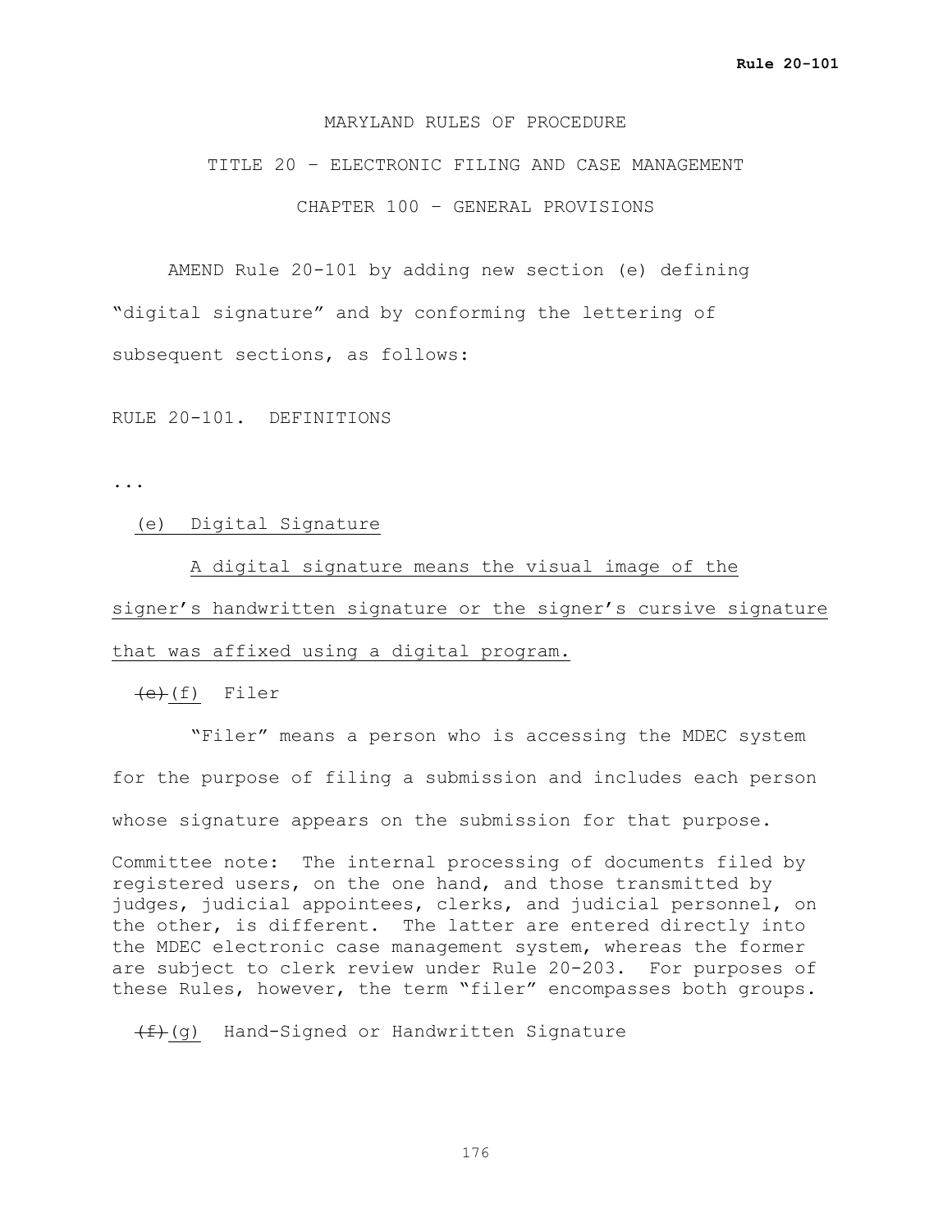MARYLAND RULES OF PROCEDURE

TITLE 20 – ELECTRONIC FILING AND CASE MANAGEMENT

CHAPTER 100 – GENERAL PROVISIONS

AMEND Rule 20-101 by adding new section (e) defining "digital signature" and by conforming the lettering of subsequent sections, as follows:

RULE 20-101. DEFINITIONS

...

<u>(e) Digital Signature</u>

<u>A digital signature means the visual image of the signer's handwritten signature or the signer's cursive signature that was affixed using a digital program.</u>

~~(e)~~<u>(f)</u> Filer

"Filer" means a person who is accessing the MDEC system for the purpose of filing a submission and includes each person whose signature appears on the submission for that purpose.

Committee note: The internal processing of documents filed by registered users, on the one hand, and those transmitted by judges, judicial appointees, clerks, and judicial personnel, on the other, is different. The latter are entered directly into the MDEC electronic case management system, whereas the former are subject to clerk review under Rule 20-203. For purposes of these Rules, however, the term "filer" encompasses both groups.

~~(f)~~<u>(g)</u> Hand-Signed or Handwritten Signature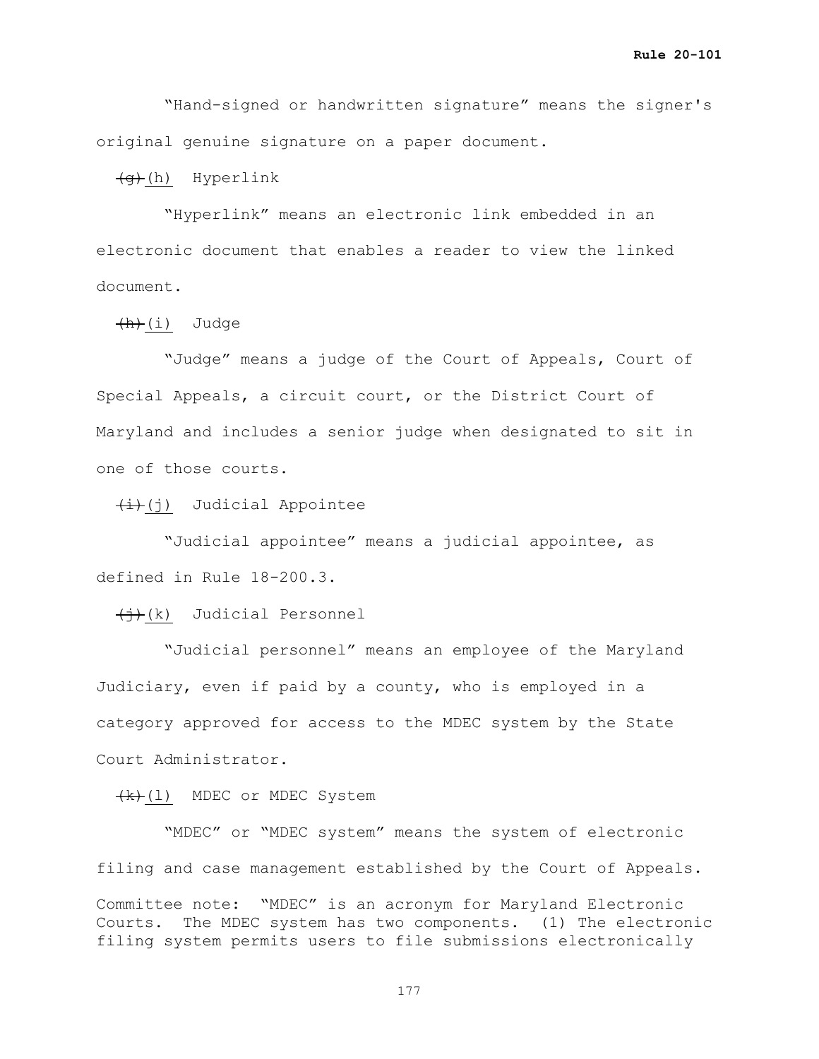"Hand-signed or handwritten signature" means the signer's original genuine signature on a paper document.

~~(g)~~ (h) Hyperlink

"Hyperlink" means an electronic link embedded in an electronic document that enables a reader to view the linked document.

~~(h)~~ (i) Judge

"Judge" means a judge of the Court of Appeals, Court of Special Appeals, a circuit court, or the District Court of Maryland and includes a senior judge when designated to sit in one of those courts.

~~(i)~~ (j) Judicial Appointee

"Judicial appointee" means a judicial appointee, as defined in Rule 18-200.3.

~~(j)~~ (k) Judicial Personnel

"Judicial personnel" means an employee of the Maryland Judiciary, even if paid by a county, who is employed in a category approved for access to the MDEC system by the State Court Administrator.

~~(k)~~ (l) MDEC or MDEC System

"MDEC" or "MDEC system" means the system of electronic filing and case management established by the Court of Appeals.

Committee note: "MDEC" is an acronym for Maryland Electronic Courts. The MDEC system has two components. (1) The electronic filing system permits users to file submissions electronically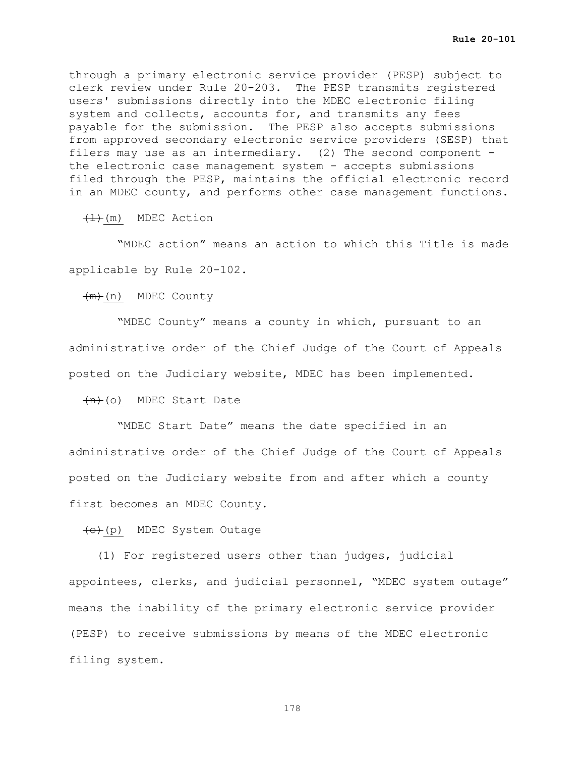through a primary electronic service provider (PESP) subject to clerk review under Rule 20-203. The PESP transmits registered users' submissions directly into the MDEC electronic filing system and collects, accounts for, and transmits any fees payable for the submission. The PESP also accepts submissions from approved secondary electronic service providers (SESP) that filers may use as an intermediary. (2) The second component - the electronic case management system - accepts submissions filed through the PESP, maintains the official electronic record in an MDEC county, and performs other case management functions.

~~(l)~~ (m) MDEC Action

"MDEC action" means an action to which this Title is made applicable by Rule 20-102.

~~(m)~~ (n) MDEC County

"MDEC County" means a county in which, pursuant to an administrative order of the Chief Judge of the Court of Appeals posted on the Judiciary website, MDEC has been implemented.

~~(n)~~ (o) MDEC Start Date

"MDEC Start Date" means the date specified in an administrative order of the Chief Judge of the Court of Appeals posted on the Judiciary website from and after which a county first becomes an MDEC County.

~~(o)~~ (p) MDEC System Outage

(1) For registered users other than judges, judicial appointees, clerks, and judicial personnel, "MDEC system outage" means the inability of the primary electronic service provider (PESP) to receive submissions by means of the MDEC electronic filing system.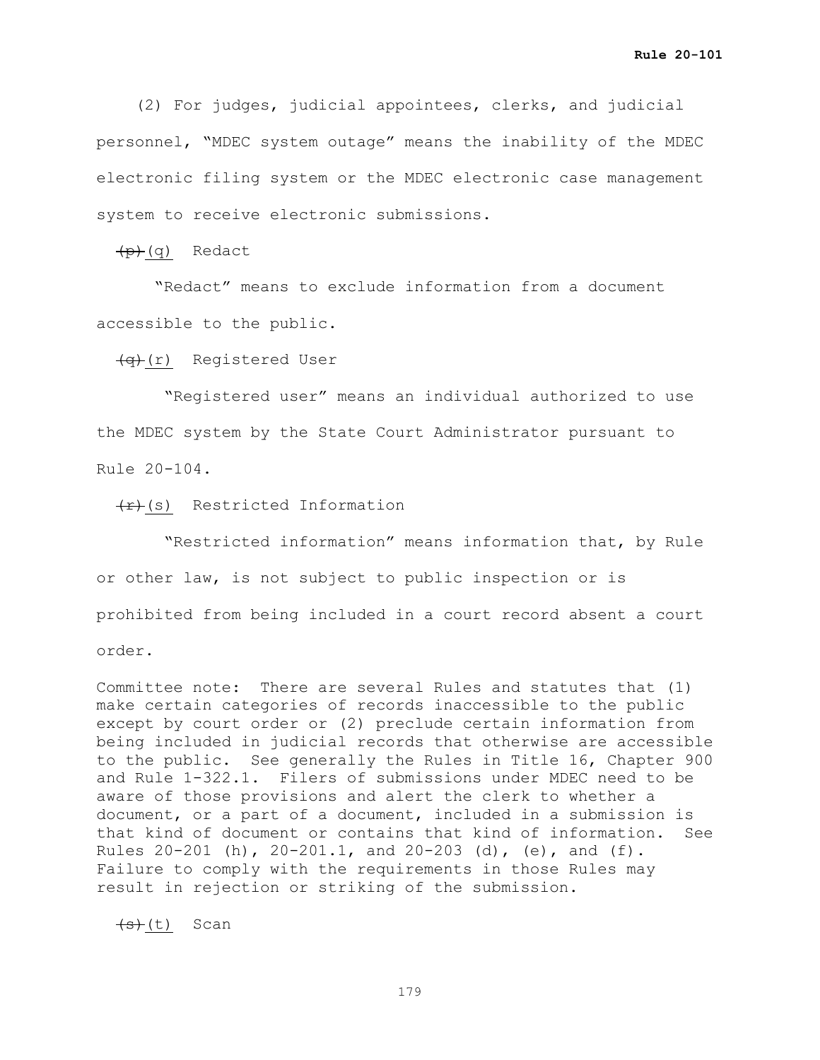(2) For judges, judicial appointees, clerks, and judicial personnel, "MDEC system outage" means the inability of the MDEC electronic filing system or the MDEC electronic case management system to receive electronic submissions.

~~(p)~~(q) Redact

"Redact" means to exclude information from a document accessible to the public.

~~(q)~~(r) Registered User

"Registered user" means an individual authorized to use the MDEC system by the State Court Administrator pursuant to Rule 20-104.

~~(r)~~(s) Restricted Information

"Restricted information" means information that, by Rule or other law, is not subject to public inspection or is prohibited from being included in a court record absent a court order.

Committee note: There are several Rules and statutes that (1) make certain categories of records inaccessible to the public except by court order or (2) preclude certain information from being included in judicial records that otherwise are accessible to the public. See generally the Rules in Title 16, Chapter 900 and Rule 1-322.1. Filers of submissions under MDEC need to be aware of those provisions and alert the clerk to whether a document, or a part of a document, included in a submission is that kind of document or contains that kind of information. See Rules 20-201 (h), 20-201.1, and 20-203 (d), (e), and (f). Failure to comply with the requirements in those Rules may result in rejection or striking of the submission.

~~(s)~~(t) Scan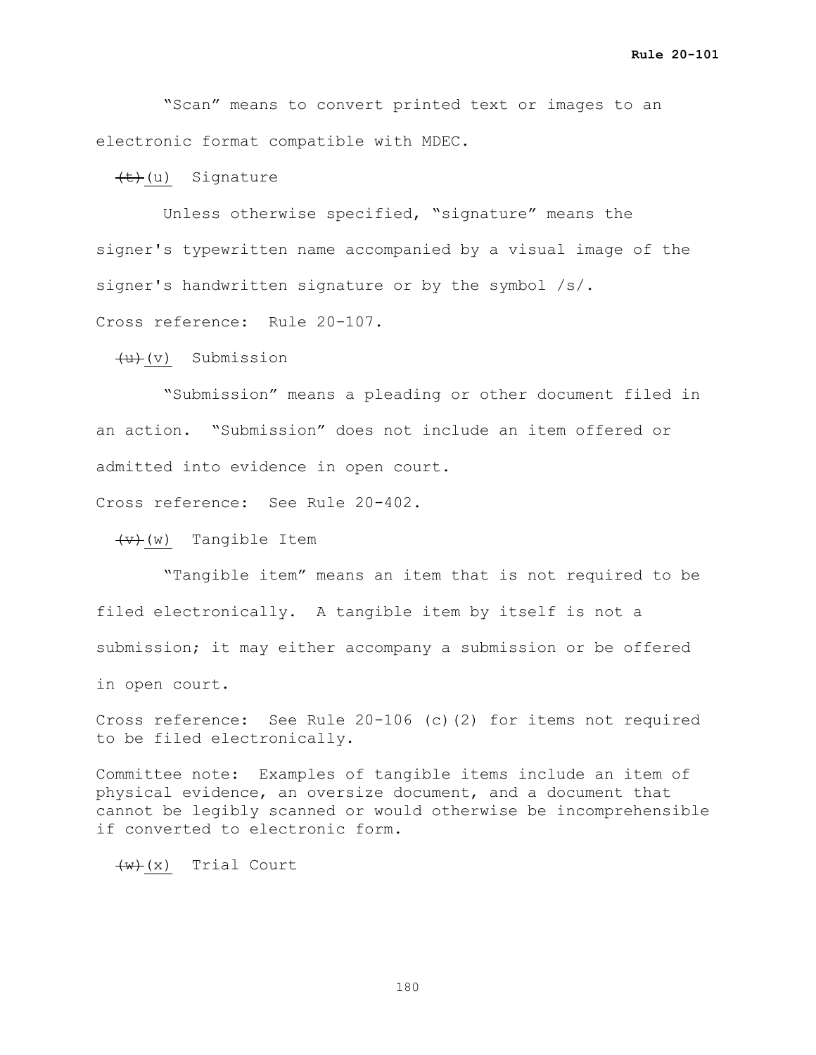"Scan" means to convert printed text or images to an electronic format compatible with MDEC.

~~(t)~~ (u) Signature

Unless otherwise specified, "signature" means the signer's typewritten name accompanied by a visual image of the signer's handwritten signature or by the symbol /s/.

Cross reference: Rule 20-107.

~~(u)~~ (v) Submission

"Submission" means a pleading or other document filed in an action. "Submission" does not include an item offered or admitted into evidence in open court.

Cross reference: See Rule 20-402.

~~(v)~~ (w) Tangible Item

"Tangible item" means an item that is not required to be filed electronically. A tangible item by itself is not a submission; it may either accompany a submission or be offered in open court.

Cross reference: See Rule 20-106 (c)(2) for items not required to be filed electronically.

Committee note: Examples of tangible items include an item of physical evidence, an oversize document, and a document that cannot be legibly scanned or would otherwise be incomprehensible if converted to electronic form.

~~(w)~~ (x) Trial Court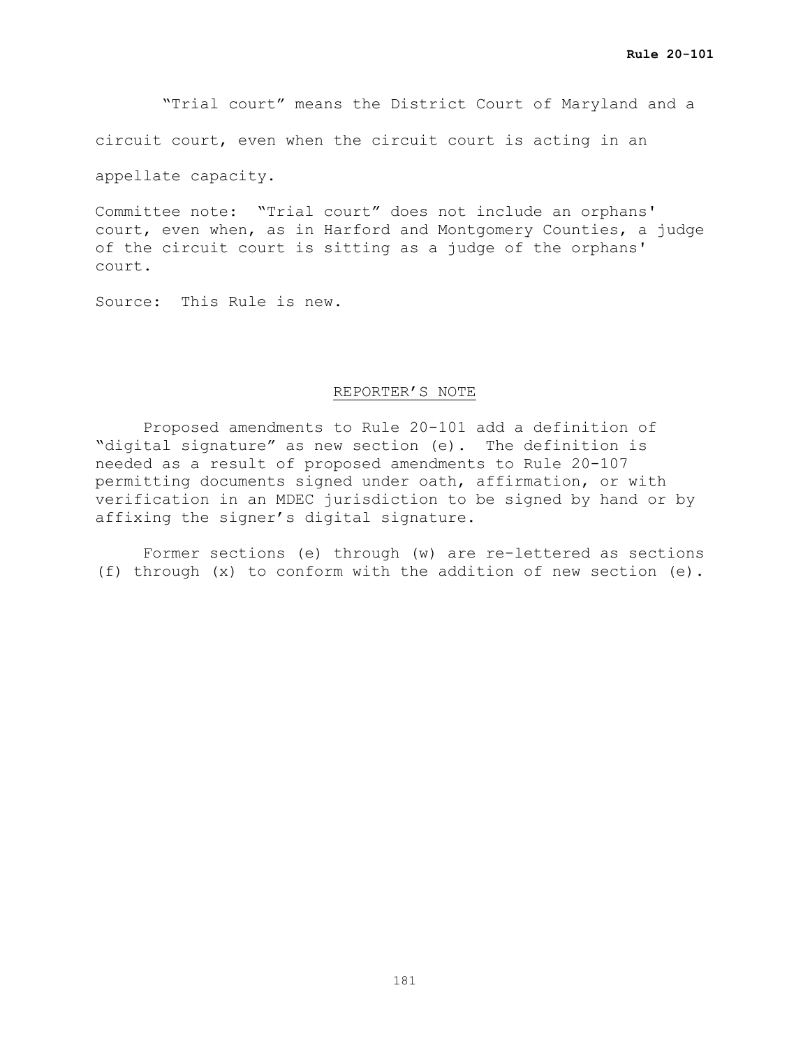"Trial court" means the District Court of Maryland and a circuit court, even when the circuit court is acting in an appellate capacity.

Committee note: "Trial court" does not include an orphans' court, even when, as in Harford and Montgomery Counties, a judge of the circuit court is sitting as a judge of the orphans' court.

Source: This Rule is new.

## REPORTER'S NOTE

Proposed amendments to Rule 20-101 add a definition of "digital signature" as new section (e). The definition is needed as a result of proposed amendments to Rule 20-107 permitting documents signed under oath, affirmation, or with verification in an MDEC jurisdiction to be signed by hand or by affixing the signer's digital signature.

Former sections (e) through (w) are re-lettered as sections (f) through (x) to conform with the addition of new section (e).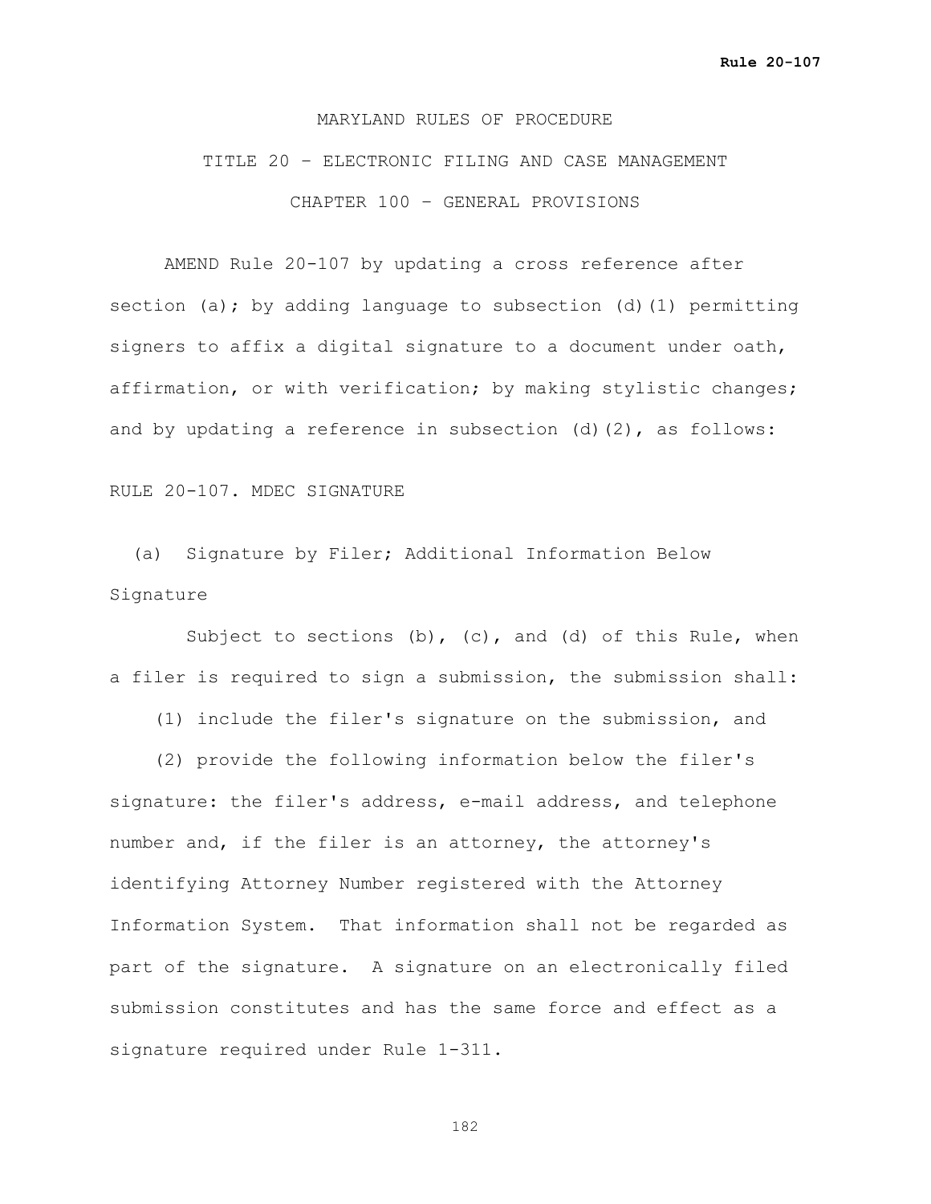MARYLAND RULES OF PROCEDURE

TITLE 20 – ELECTRONIC FILING AND CASE MANAGEMENT

CHAPTER 100 – GENERAL PROVISIONS

AMEND Rule 20-107 by updating a cross reference after section (a); by adding language to subsection (d)(1) permitting signers to affix a digital signature to a document under oath, affirmation, or with verification; by making stylistic changes; and by updating a reference in subsection (d)(2), as follows:

RULE 20-107. MDEC SIGNATURE

(a) Signature by Filer; Additional Information Below Signature

Subject to sections (b), (c), and (d) of this Rule, when a filer is required to sign a submission, the submission shall:

(1) include the filer's signature on the submission, and

(2) provide the following information below the filer's signature: the filer's address, e-mail address, and telephone number and, if the filer is an attorney, the attorney's identifying Attorney Number registered with the Attorney Information System. That information shall not be regarded as part of the signature. A signature on an electronically filed submission constitutes and has the same force and effect as a signature required under Rule 1-311.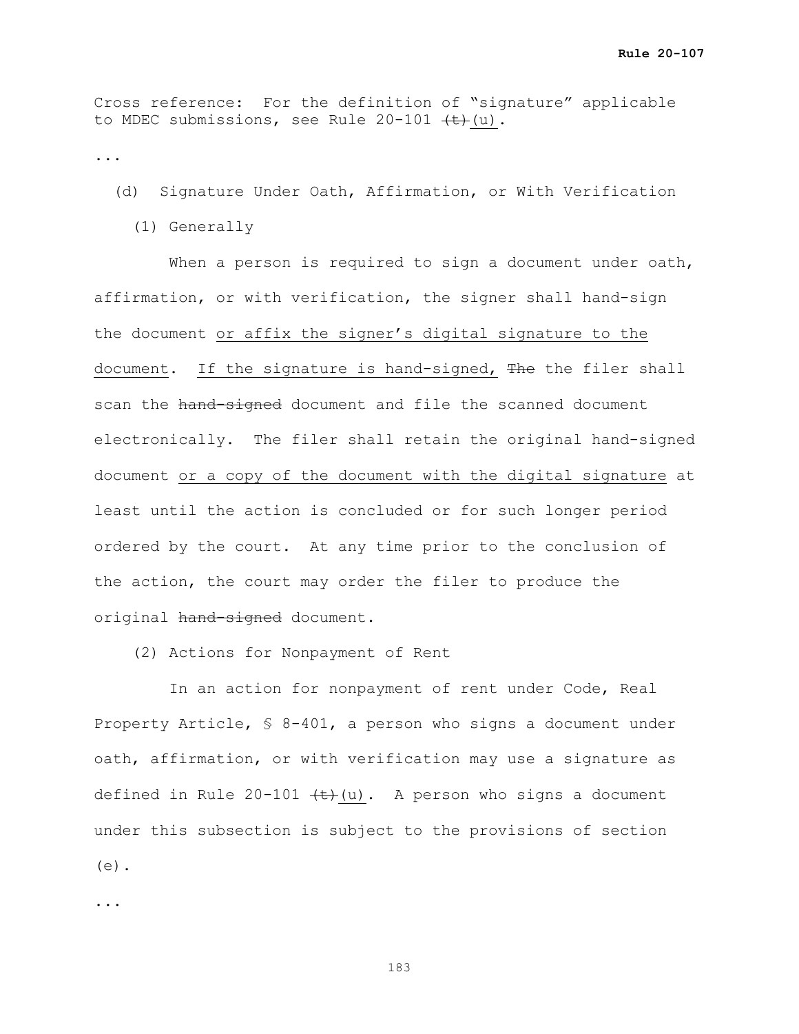Cross reference: For the definition of "signature" applicable to MDEC submissions, see Rule 20-101 ~~(t)~~ (u).

...

(d) Signature Under Oath, Affirmation, or With Verification

(1) Generally

When a person is required to sign a document under oath, affirmation, or with verification, the signer shall hand-sign the document or affix the signer's digital signature to the document. If the signature is hand-signed, ~~The~~ the filer shall scan the ~~hand-signed~~ document and file the scanned document electronically. The filer shall retain the original hand-signed document or a copy of the document with the digital signature at least until the action is concluded or for such longer period ordered by the court. At any time prior to the conclusion of the action, the court may order the filer to produce the original ~~hand-signed~~ document.

(2) Actions for Nonpayment of Rent

In an action for nonpayment of rent under Code, Real Property Article, § 8-401, a person who signs a document under oath, affirmation, or with verification may use a signature as defined in Rule 20-101 ~~(t)~~ (u). A person who signs a document under this subsection is subject to the provisions of section (e).

...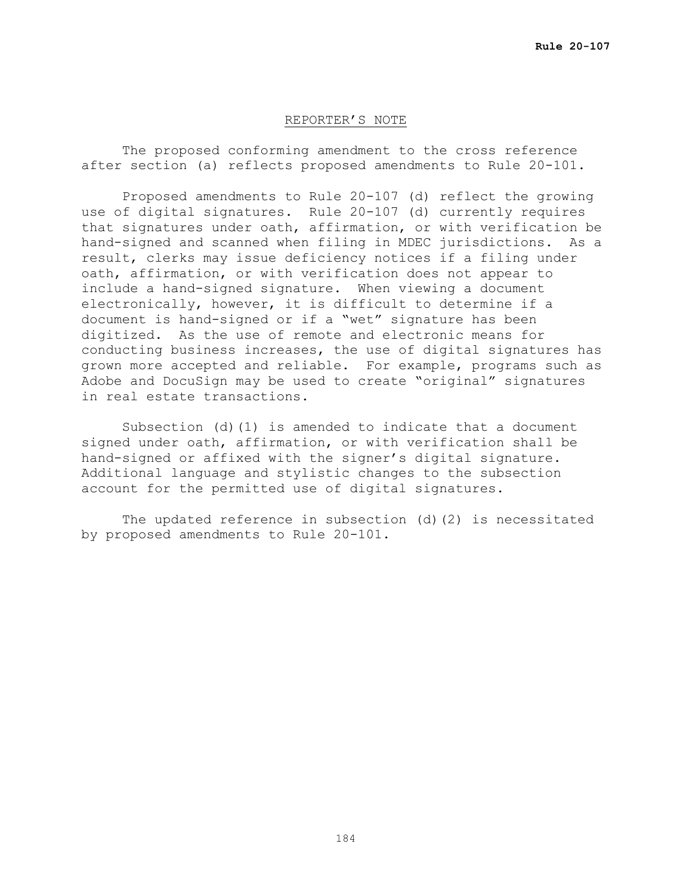## REPORTER'S NOTE

The proposed conforming amendment to the cross reference after section (a) reflects proposed amendments to Rule 20-101.

Proposed amendments to Rule 20-107 (d) reflect the growing use of digital signatures. Rule 20-107 (d) currently requires that signatures under oath, affirmation, or with verification be hand-signed and scanned when filing in MDEC jurisdictions. As a result, clerks may issue deficiency notices if a filing under oath, affirmation, or with verification does not appear to include a hand-signed signature. When viewing a document electronically, however, it is difficult to determine if a document is hand-signed or if a "wet" signature has been digitized. As the use of remote and electronic means for conducting business increases, the use of digital signatures has grown more accepted and reliable. For example, programs such as Adobe and DocuSign may be used to create "original" signatures in real estate transactions.

Subsection (d)(1) is amended to indicate that a document signed under oath, affirmation, or with verification shall be hand-signed or affixed with the signer's digital signature. Additional language and stylistic changes to the subsection account for the permitted use of digital signatures.

The updated reference in subsection (d)(2) is necessitated by proposed amendments to Rule 20-101.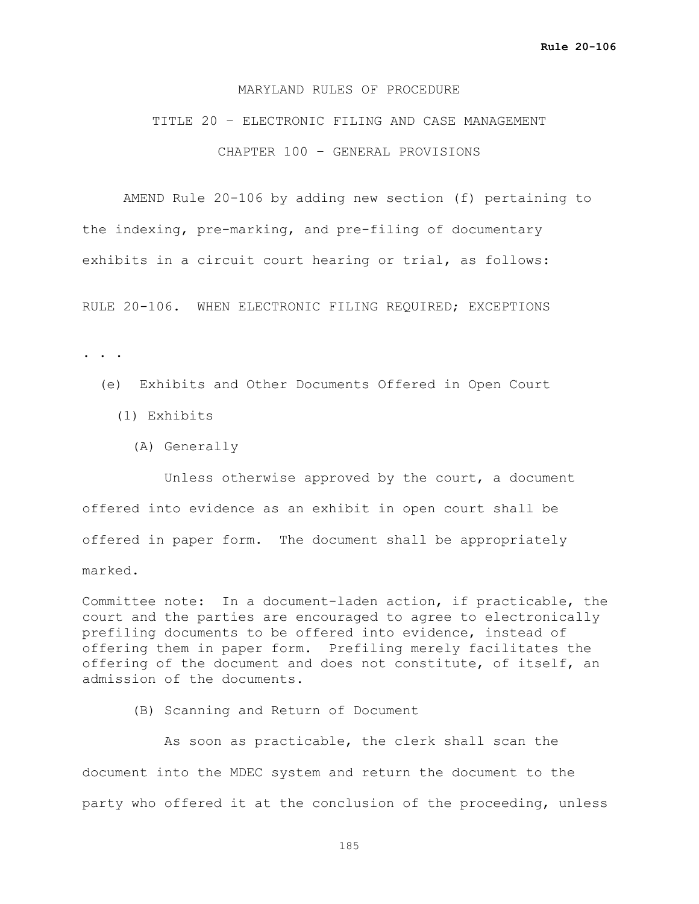MARYLAND RULES OF PROCEDURE

TITLE 20 – ELECTRONIC FILING AND CASE MANAGEMENT

CHAPTER 100 – GENERAL PROVISIONS

AMEND Rule 20-106 by adding new section (f) pertaining to the indexing, pre-marking, and pre-filing of documentary exhibits in a circuit court hearing or trial, as follows:

RULE 20-106. WHEN ELECTRONIC FILING REQUIRED; EXCEPTIONS

. . .

(e) Exhibits and Other Documents Offered in Open Court

(1) Exhibits

(A) Generally

Unless otherwise approved by the court, a document offered into evidence as an exhibit in open court shall be offered in paper form. The document shall be appropriately marked.

Committee note: In a document-laden action, if practicable, the court and the parties are encouraged to agree to electronically prefiling documents to be offered into evidence, instead of offering them in paper form. Prefiling merely facilitates the offering of the document and does not constitute, of itself, an admission of the documents.

(B) Scanning and Return of Document

As soon as practicable, the clerk shall scan the document into the MDEC system and return the document to the party who offered it at the conclusion of the proceeding, unless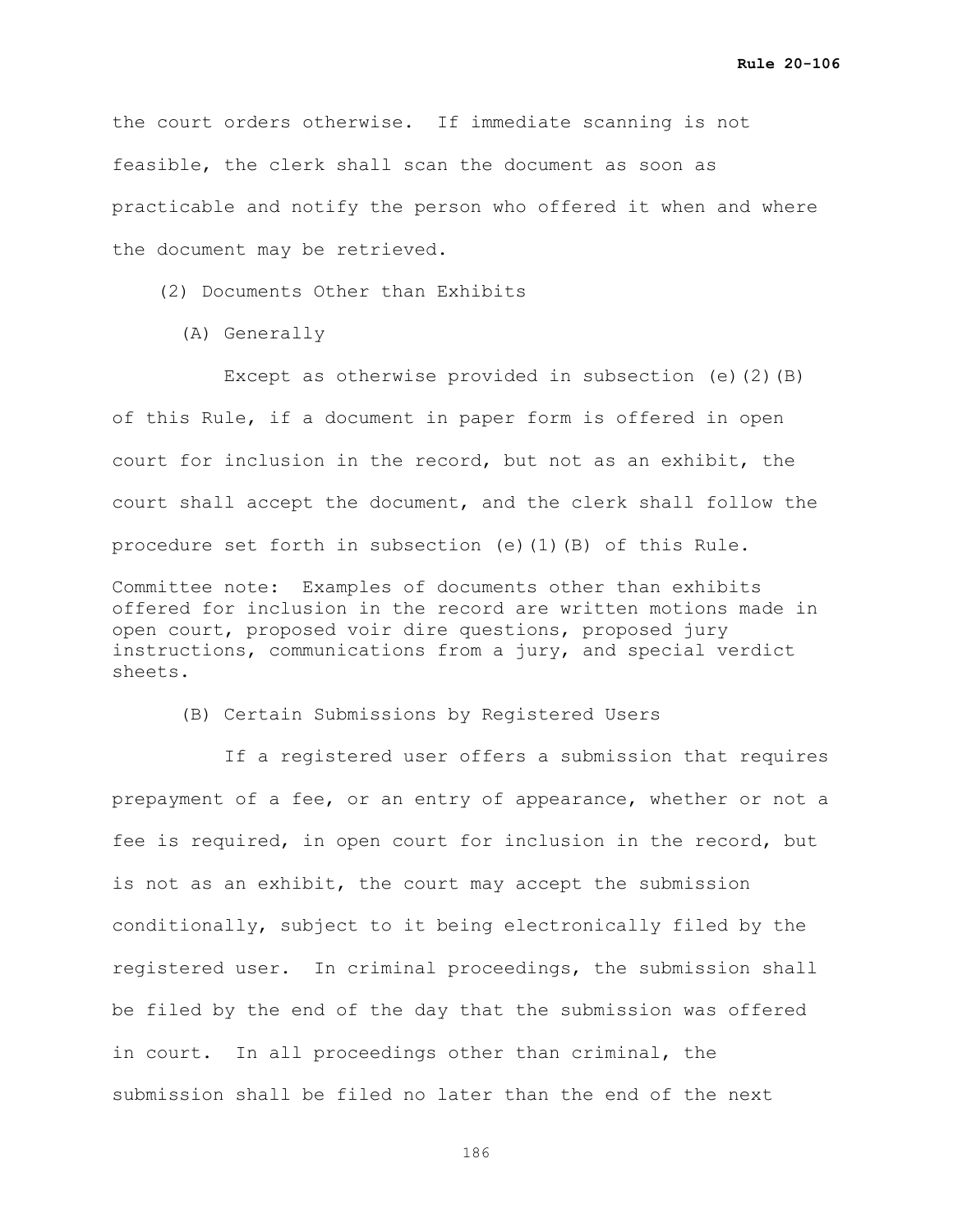the court orders otherwise. If immediate scanning is not feasible, the clerk shall scan the document as soon as practicable and notify the person who offered it when and where the document may be retrieved.

(2) Documents Other than Exhibits

(A) Generally

Except as otherwise provided in subsection (e)(2)(B) of this Rule, if a document in paper form is offered in open court for inclusion in the record, but not as an exhibit, the court shall accept the document, and the clerk shall follow the procedure set forth in subsection (e)(1)(B) of this Rule.

Committee note: Examples of documents other than exhibits offered for inclusion in the record are written motions made in open court, proposed voir dire questions, proposed jury instructions, communications from a jury, and special verdict sheets.

(B) Certain Submissions by Registered Users

If a registered user offers a submission that requires prepayment of a fee, or an entry of appearance, whether or not a fee is required, in open court for inclusion in the record, but is not as an exhibit, the court may accept the submission conditionally, subject to it being electronically filed by the registered user. In criminal proceedings, the submission shall be filed by the end of the day that the submission was offered in court. In all proceedings other than criminal, the submission shall be filed no later than the end of the next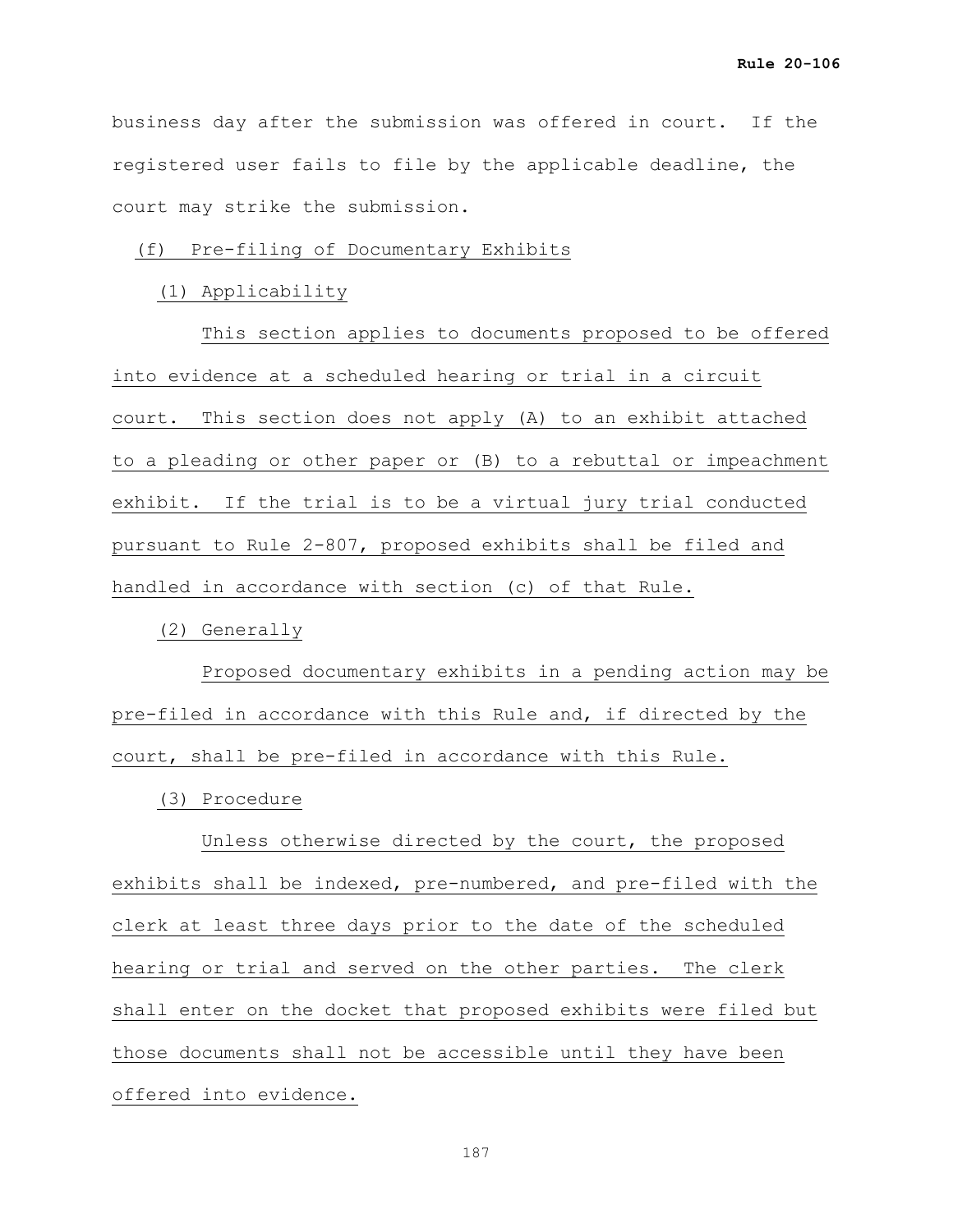business day after the submission was offered in court. If the registered user fails to file by the applicable deadline, the court may strike the submission.

(f) Pre-filing of Documentary Exhibits

(1) Applicability

This section applies to documents proposed to be offered into evidence at a scheduled hearing or trial in a circuit court. This section does not apply (A) to an exhibit attached to a pleading or other paper or (B) to a rebuttal or impeachment exhibit. If the trial is to be a virtual jury trial conducted pursuant to Rule 2-807, proposed exhibits shall be filed and handled in accordance with section (c) of that Rule.

(2) Generally

Proposed documentary exhibits in a pending action may be pre-filed in accordance with this Rule and, if directed by the court, shall be pre-filed in accordance with this Rule.

(3) Procedure

Unless otherwise directed by the court, the proposed exhibits shall be indexed, pre-numbered, and pre-filed with the clerk at least three days prior to the date of the scheduled hearing or trial and served on the other parties. The clerk shall enter on the docket that proposed exhibits were filed but those documents shall not be accessible until they have been offered into evidence.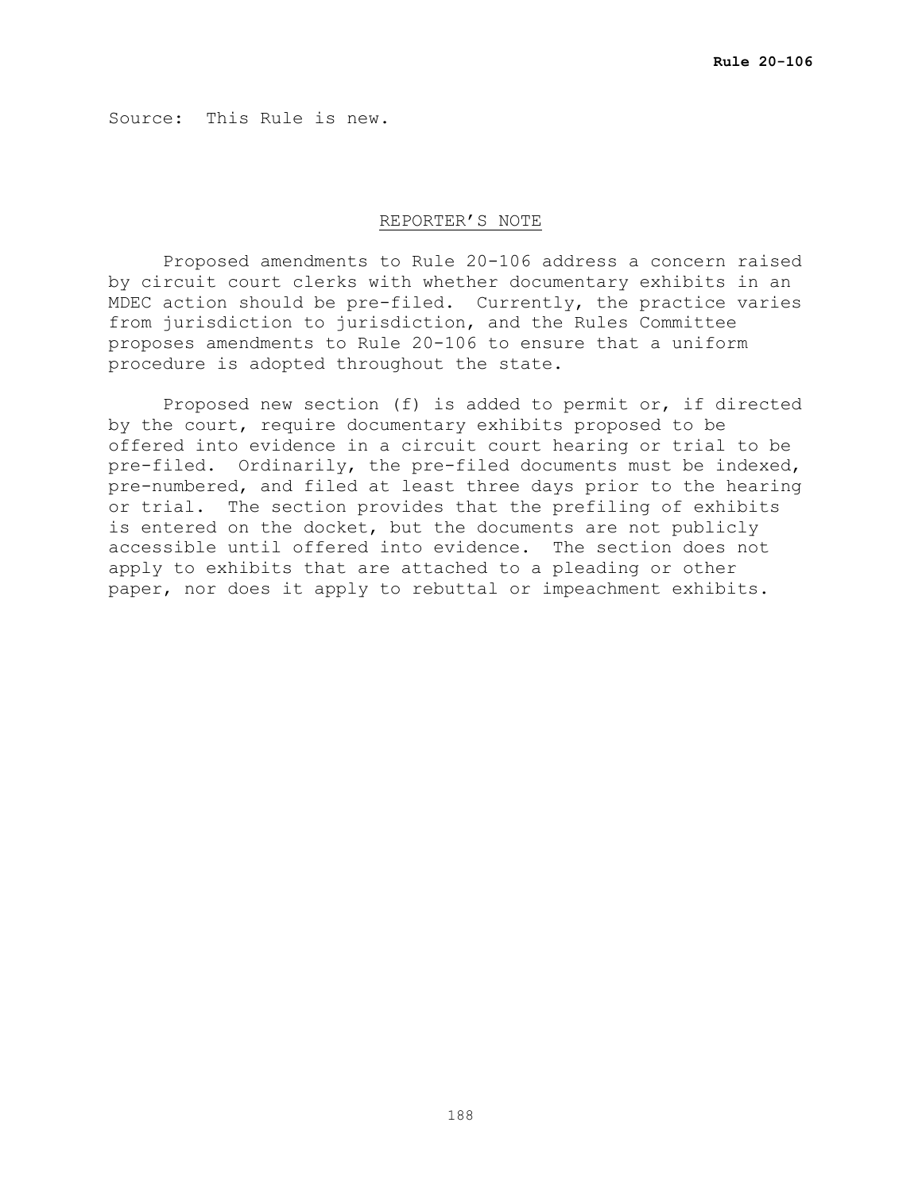Source: This Rule is new.

## REPORTER'S NOTE

Proposed amendments to Rule 20-106 address a concern raised by circuit court clerks with whether documentary exhibits in an MDEC action should be pre-filed. Currently, the practice varies from jurisdiction to jurisdiction, and the Rules Committee proposes amendments to Rule 20-106 to ensure that a uniform procedure is adopted throughout the state.

Proposed new section (f) is added to permit or, if directed by the court, require documentary exhibits proposed to be offered into evidence in a circuit court hearing or trial to be pre-filed. Ordinarily, the pre-filed documents must be indexed, pre-numbered, and filed at least three days prior to the hearing or trial. The section provides that the prefiling of exhibits is entered on the docket, but the documents are not publicly accessible until offered into evidence. The section does not apply to exhibits that are attached to a pleading or other paper, nor does it apply to rebuttal or impeachment exhibits.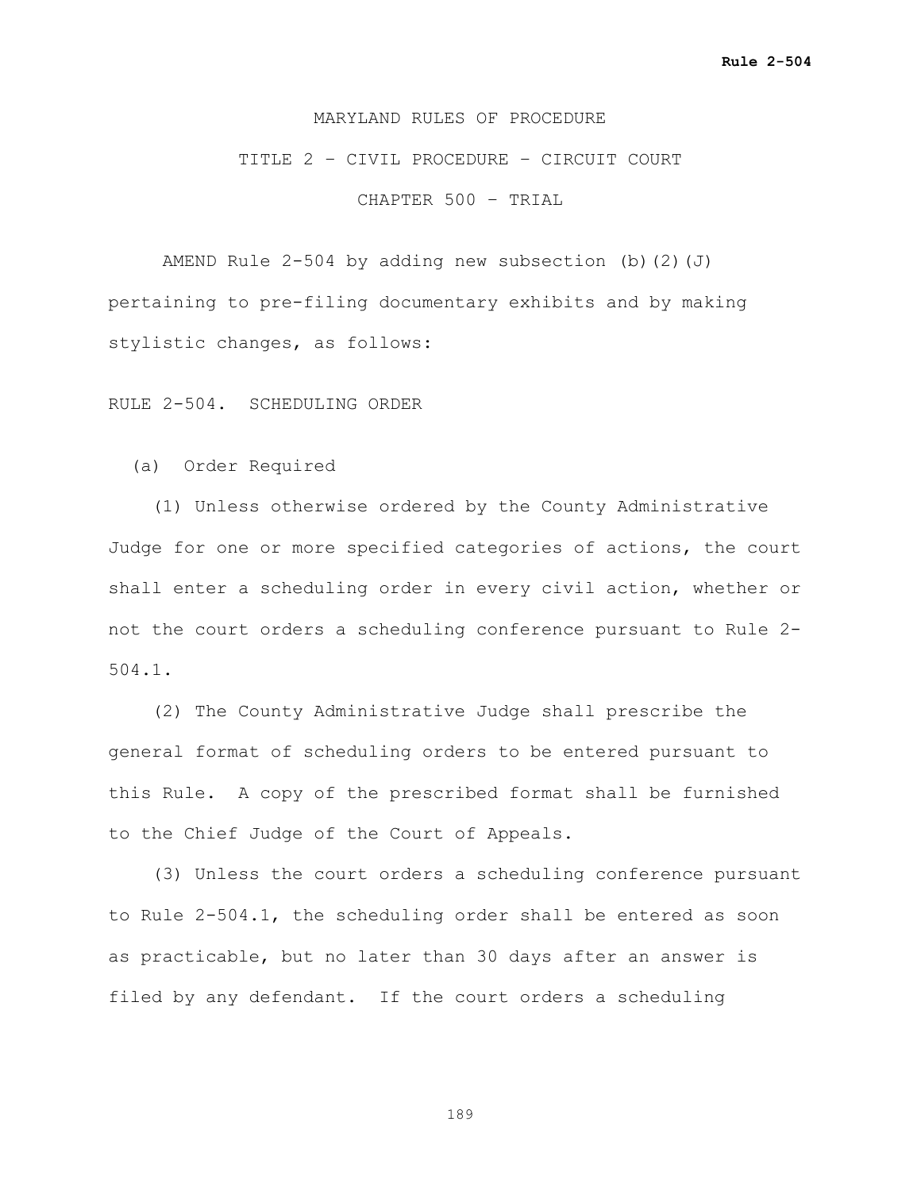MARYLAND RULES OF PROCEDURE

TITLE 2 – CIVIL PROCEDURE – CIRCUIT COURT

CHAPTER 500 – TRIAL

AMEND Rule 2-504 by adding new subsection (b)(2)(J) pertaining to pre-filing documentary exhibits and by making stylistic changes, as follows:

RULE 2-504. SCHEDULING ORDER

(a) Order Required

(1) Unless otherwise ordered by the County Administrative Judge for one or more specified categories of actions, the court shall enter a scheduling order in every civil action, whether or not the court orders a scheduling conference pursuant to Rule 2-504.1.

(2) The County Administrative Judge shall prescribe the general format of scheduling orders to be entered pursuant to this Rule. A copy of the prescribed format shall be furnished to the Chief Judge of the Court of Appeals.

(3) Unless the court orders a scheduling conference pursuant to Rule 2-504.1, the scheduling order shall be entered as soon as practicable, but no later than 30 days after an answer is filed by any defendant. If the court orders a scheduling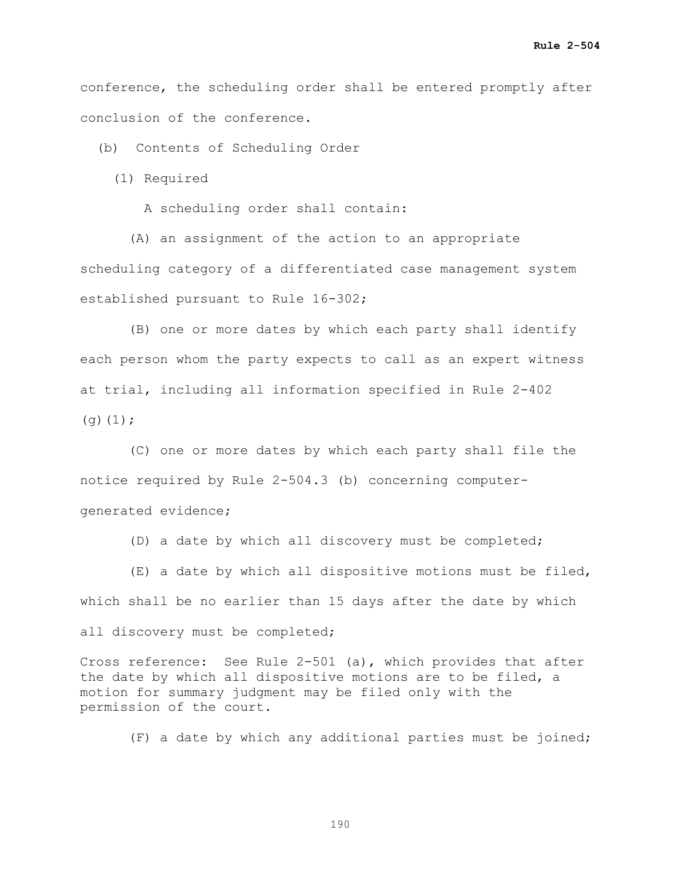conference, the scheduling order shall be entered promptly after conclusion of the conference.

(b) Contents of Scheduling Order

(1) Required

A scheduling order shall contain:

(A) an assignment of the action to an appropriate scheduling category of a differentiated case management system established pursuant to Rule 16-302;

(B) one or more dates by which each party shall identify each person whom the party expects to call as an expert witness at trial, including all information specified in Rule 2-402 (g)(1);

(C) one or more dates by which each party shall file the notice required by Rule 2-504.3 (b) concerning computer-generated evidence;

(D) a date by which all discovery must be completed;

(E) a date by which all dispositive motions must be filed, which shall be no earlier than 15 days after the date by which all discovery must be completed;

Cross reference: See Rule 2-501 (a), which provides that after the date by which all dispositive motions are to be filed, a motion for summary judgment may be filed only with the permission of the court.

(F) a date by which any additional parties must be joined;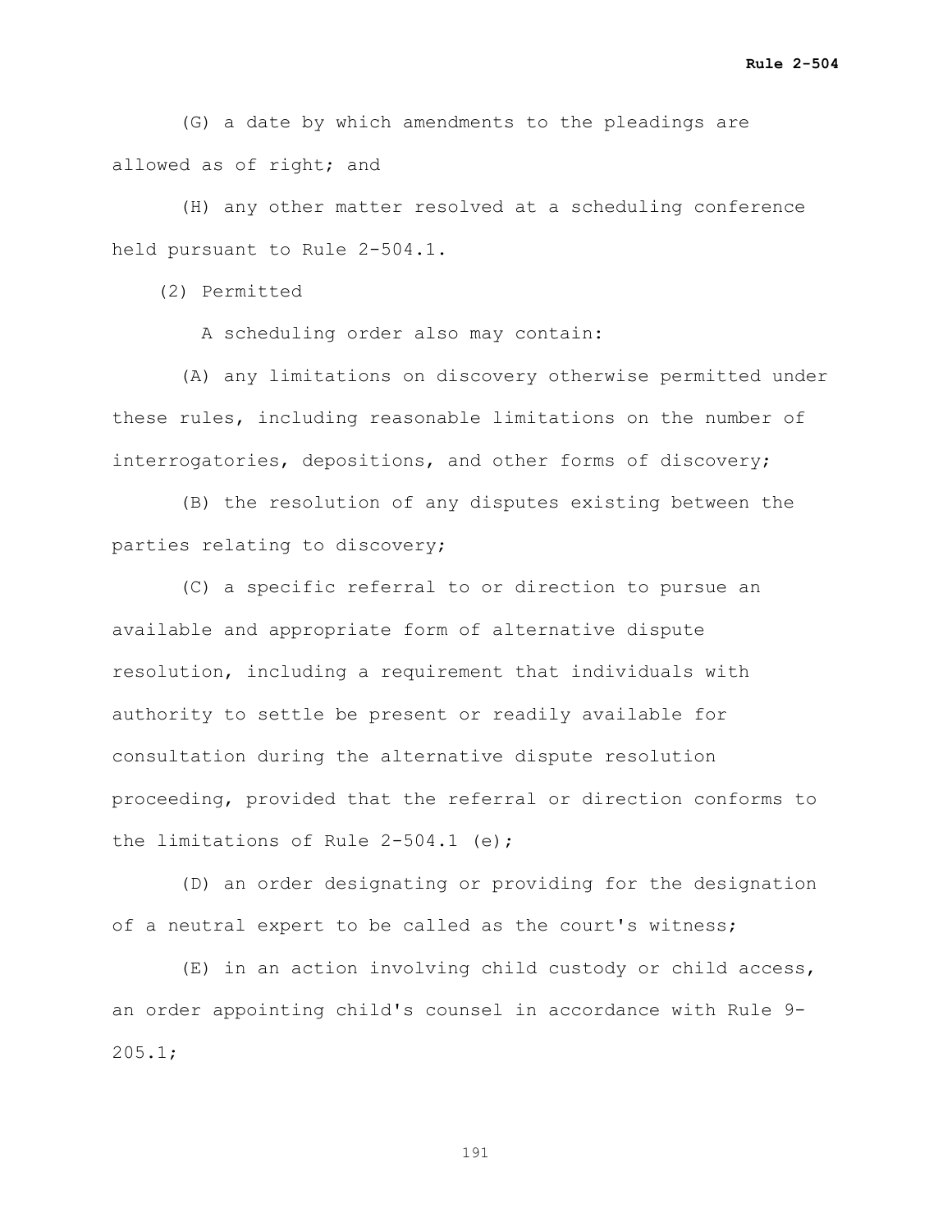(G) a date by which amendments to the pleadings are allowed as of right; and

(H) any other matter resolved at a scheduling conference held pursuant to Rule 2-504.1.

(2) Permitted

A scheduling order also may contain:

(A) any limitations on discovery otherwise permitted under these rules, including reasonable limitations on the number of interrogatories, depositions, and other forms of discovery;

(B) the resolution of any disputes existing between the parties relating to discovery;

(C) a specific referral to or direction to pursue an available and appropriate form of alternative dispute resolution, including a requirement that individuals with authority to settle be present or readily available for consultation during the alternative dispute resolution proceeding, provided that the referral or direction conforms to the limitations of Rule 2-504.1 (e);

(D) an order designating or providing for the designation of a neutral expert to be called as the court's witness;

(E) in an action involving child custody or child access, an order appointing child's counsel in accordance with Rule 9-205.1;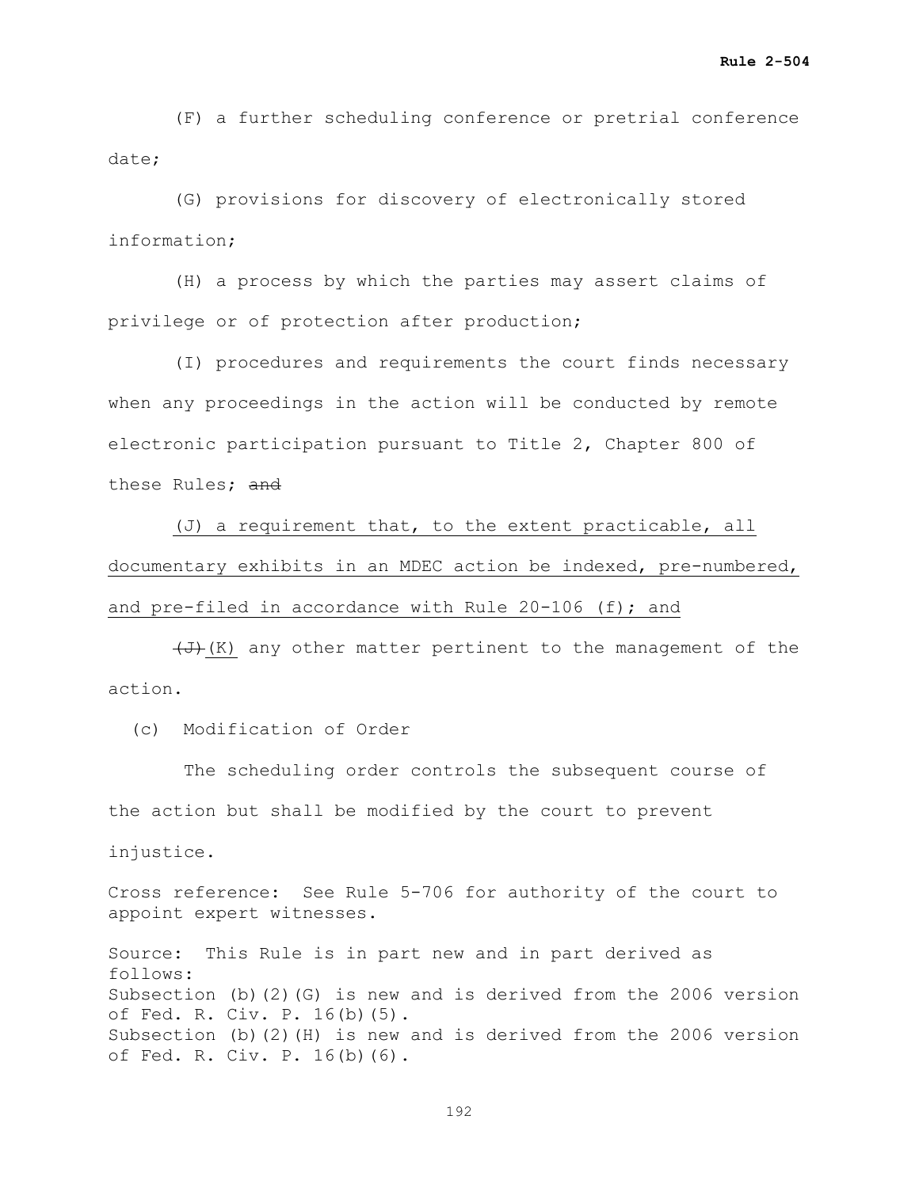(F) a further scheduling conference or pretrial conference date;

(G) provisions for discovery of electronically stored information;

(H) a process by which the parties may assert claims of privilege or of protection after production;

(I) procedures and requirements the court finds necessary when any proceedings in the action will be conducted by remote electronic participation pursuant to Title 2, Chapter 800 of these Rules; ~~and~~

<u>(J) a requirement that, to the extent practicable, all documentary exhibits in an MDEC action be indexed, pre-numbered, and pre-filed in accordance with Rule 20-106 (f); and</u>

~~(J)~~<u>(K)</u> any other matter pertinent to the management of the action.

(c) Modification of Order

The scheduling order controls the subsequent course of the action but shall be modified by the court to prevent injustice.

Cross reference: See Rule 5-706 for authority of the court to appoint expert witnesses.

Source: This Rule is in part new and in part derived as follows:
Subsection (b)(2)(G) is new and is derived from the 2006 version of Fed. R. Civ. P. 16(b)(5).
Subsection (b)(2)(H) is new and is derived from the 2006 version of Fed. R. Civ. P. 16(b)(6).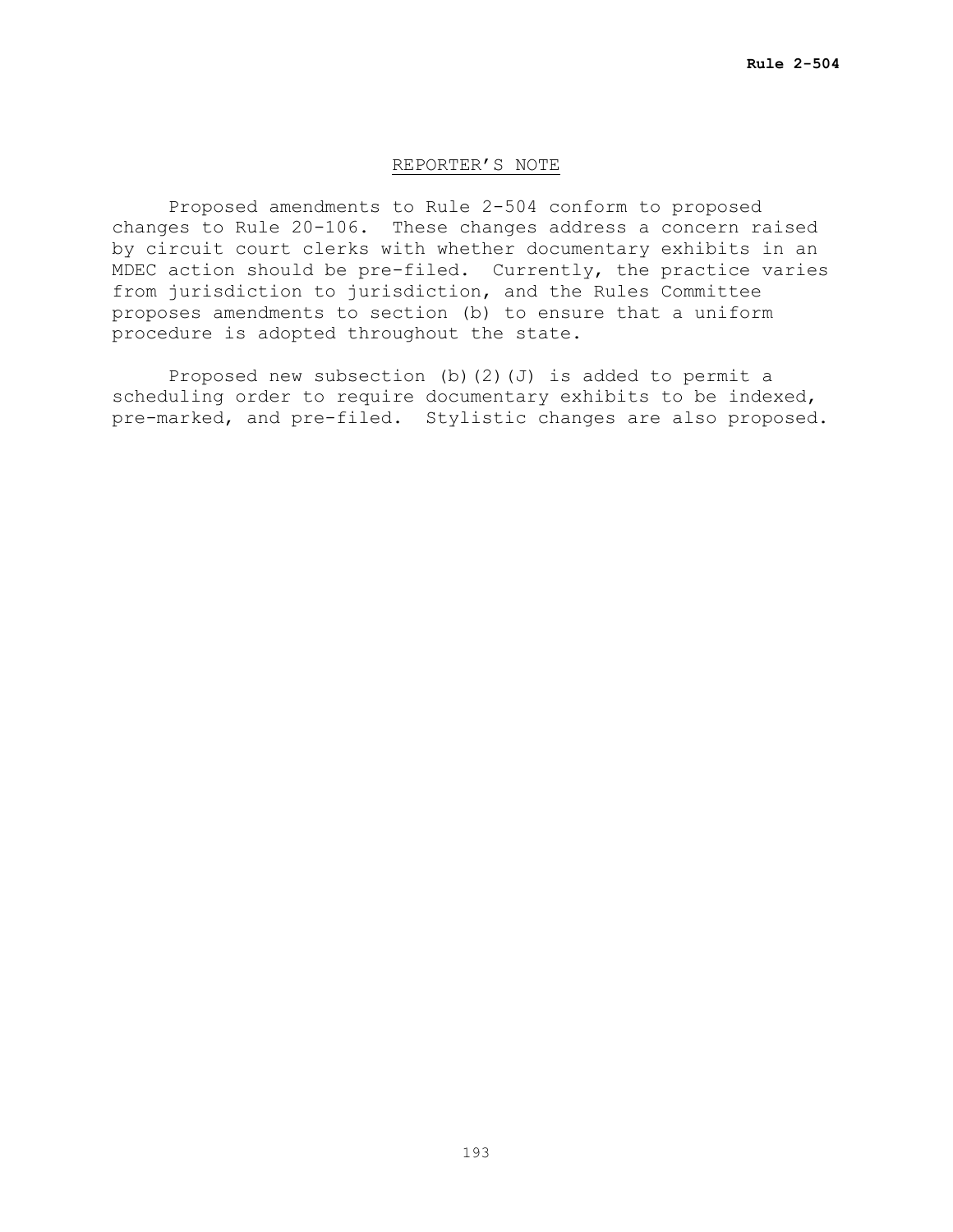## REPORTER'S NOTE

Proposed amendments to Rule 2-504 conform to proposed changes to Rule 20-106. These changes address a concern raised by circuit court clerks with whether documentary exhibits in an MDEC action should be pre-filed. Currently, the practice varies from jurisdiction to jurisdiction, and the Rules Committee proposes amendments to section (b) to ensure that a uniform procedure is adopted throughout the state.

Proposed new subsection (b)(2)(J) is added to permit a scheduling order to require documentary exhibits to be indexed, pre-marked, and pre-filed. Stylistic changes are also proposed.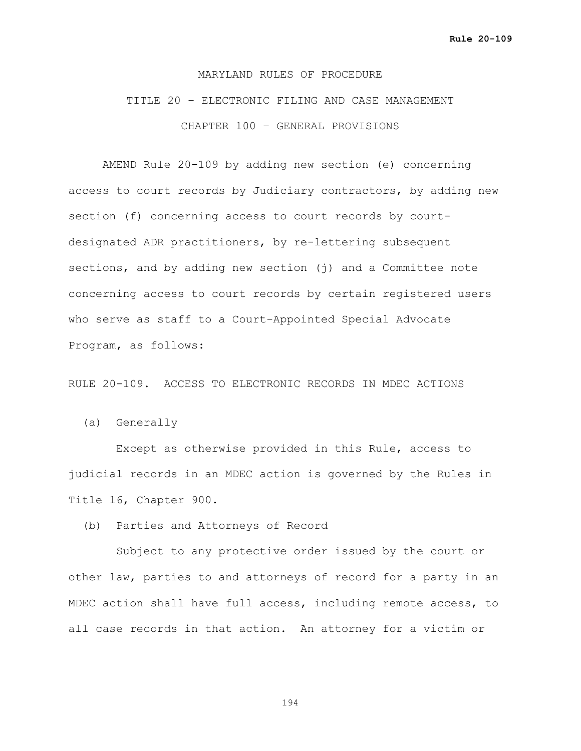MARYLAND RULES OF PROCEDURE

TITLE 20 – ELECTRONIC FILING AND CASE MANAGEMENT

CHAPTER 100 – GENERAL PROVISIONS

AMEND Rule 20-109 by adding new section (e) concerning access to court records by Judiciary contractors, by adding new section (f) concerning access to court records by court-designated ADR practitioners, by re-lettering subsequent sections, and by adding new section (j) and a Committee note concerning access to court records by certain registered users who serve as staff to a Court-Appointed Special Advocate Program, as follows:

RULE 20-109. ACCESS TO ELECTRONIC RECORDS IN MDEC ACTIONS

(a) Generally

Except as otherwise provided in this Rule, access to judicial records in an MDEC action is governed by the Rules in Title 16, Chapter 900.

(b) Parties and Attorneys of Record

Subject to any protective order issued by the court or other law, parties to and attorneys of record for a party in an MDEC action shall have full access, including remote access, to all case records in that action. An attorney for a victim or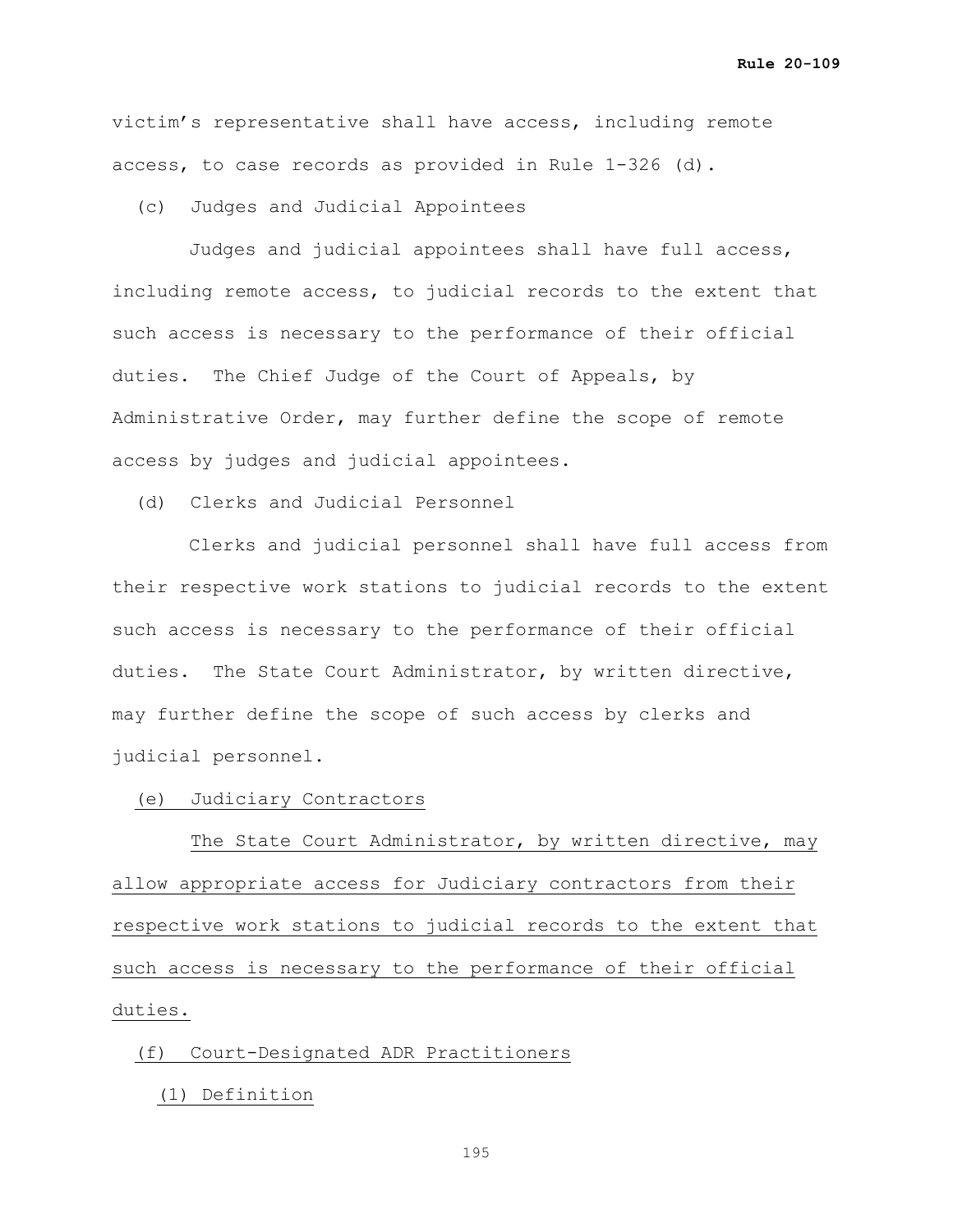victim's representative shall have access, including remote access, to case records as provided in Rule 1-326 (d).

(c) Judges and Judicial Appointees

Judges and judicial appointees shall have full access, including remote access, to judicial records to the extent that such access is necessary to the performance of their official duties. The Chief Judge of the Court of Appeals, by Administrative Order, may further define the scope of remote access by judges and judicial appointees.

(d) Clerks and Judicial Personnel

Clerks and judicial personnel shall have full access from their respective work stations to judicial records to the extent such access is necessary to the performance of their official duties. The State Court Administrator, by written directive, may further define the scope of such access by clerks and judicial personnel.

<u>(e) Judiciary Contractors</u>

<u>The State Court Administrator, by written directive, may allow appropriate access for Judiciary contractors from their respective work stations to judicial records to the extent that such access is necessary to the performance of their official duties.</u>

<u>(f) Court-Designated ADR Practitioners</u>

<u>(1) Definition</u>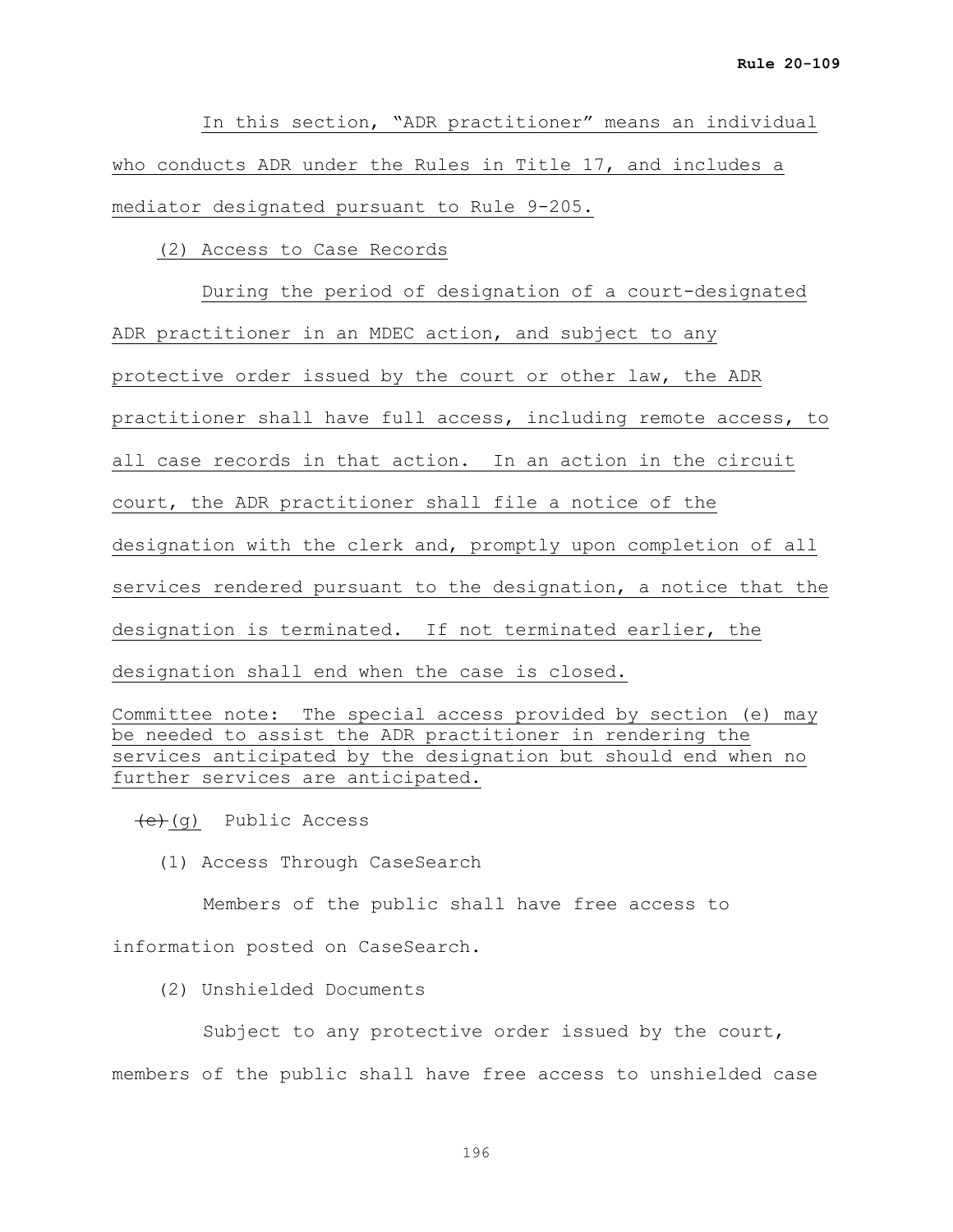In this section, "ADR practitioner" means an individual who conducts ADR under the Rules in Title 17, and includes a mediator designated pursuant to Rule 9-205.

(2) Access to Case Records

During the period of designation of a court-designated ADR practitioner in an MDEC action, and subject to any protective order issued by the court or other law, the ADR practitioner shall have full access, including remote access, to all case records in that action. In an action in the circuit court, the ADR practitioner shall file a notice of the designation with the clerk and, promptly upon completion of all services rendered pursuant to the designation, a notice that the designation is terminated. If not terminated earlier, the designation shall end when the case is closed.

Committee note: The special access provided by section (e) may be needed to assist the ADR practitioner in rendering the services anticipated by the designation but should end when no further services are anticipated.

~~(e)~~(g) Public Access

(1) Access Through CaseSearch

Members of the public shall have free access to information posted on CaseSearch.

(2) Unshielded Documents

Subject to any protective order issued by the court, members of the public shall have free access to unshielded case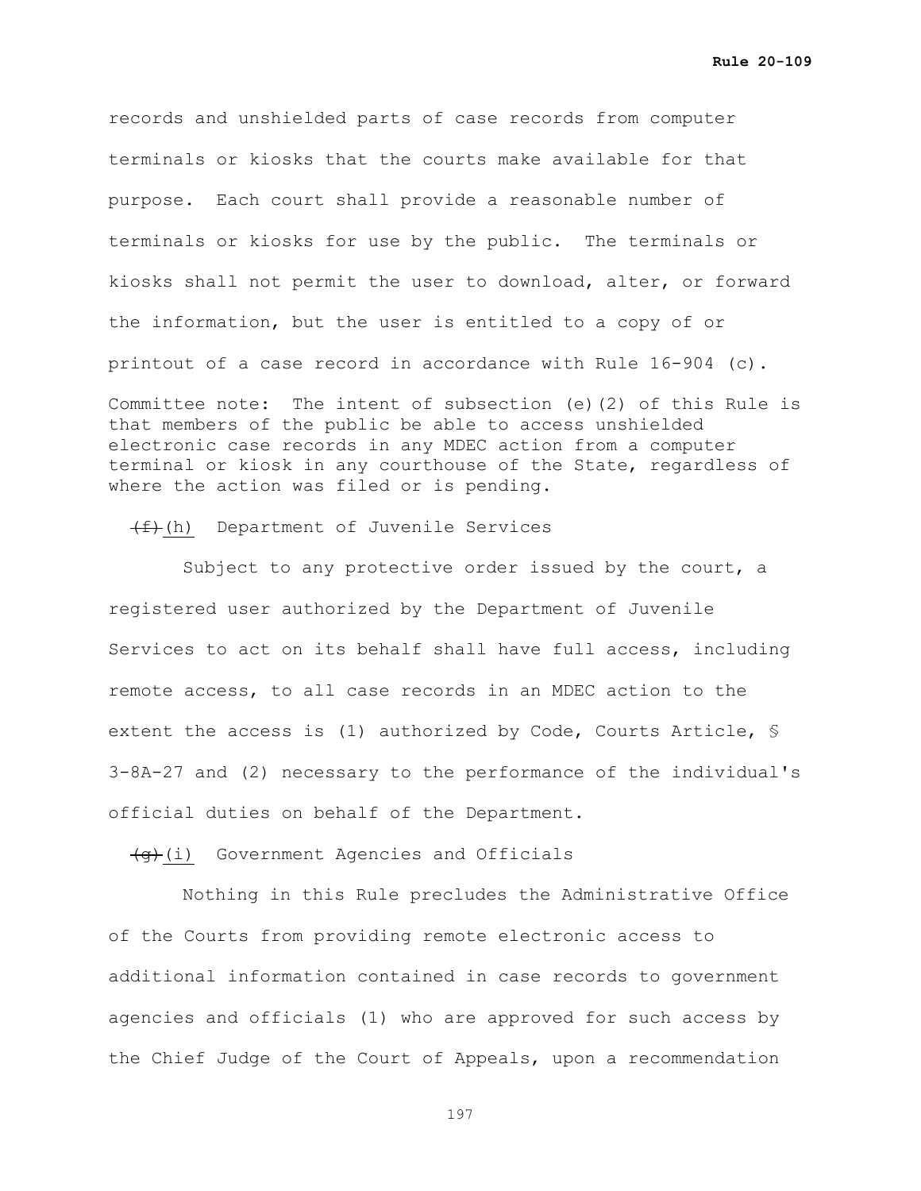records and unshielded parts of case records from computer terminals or kiosks that the courts make available for that purpose. Each court shall provide a reasonable number of terminals or kiosks for use by the public. The terminals or kiosks shall not permit the user to download, alter, or forward the information, but the user is entitled to a copy of or printout of a case record in accordance with Rule 16-904 (c).

Committee note: The intent of subsection (e)(2) of this Rule is that members of the public be able to access unshielded electronic case records in any MDEC action from a computer terminal or kiosk in any courthouse of the State, regardless of where the action was filed or is pending.

~~(f)~~ (h) Department of Juvenile Services

Subject to any protective order issued by the court, a registered user authorized by the Department of Juvenile Services to act on its behalf shall have full access, including remote access, to all case records in an MDEC action to the extent the access is (1) authorized by Code, Courts Article, § 3-8A-27 and (2) necessary to the performance of the individual's official duties on behalf of the Department.

~~(g)~~ (i) Government Agencies and Officials

Nothing in this Rule precludes the Administrative Office of the Courts from providing remote electronic access to additional information contained in case records to government agencies and officials (1) who are approved for such access by the Chief Judge of the Court of Appeals, upon a recommendation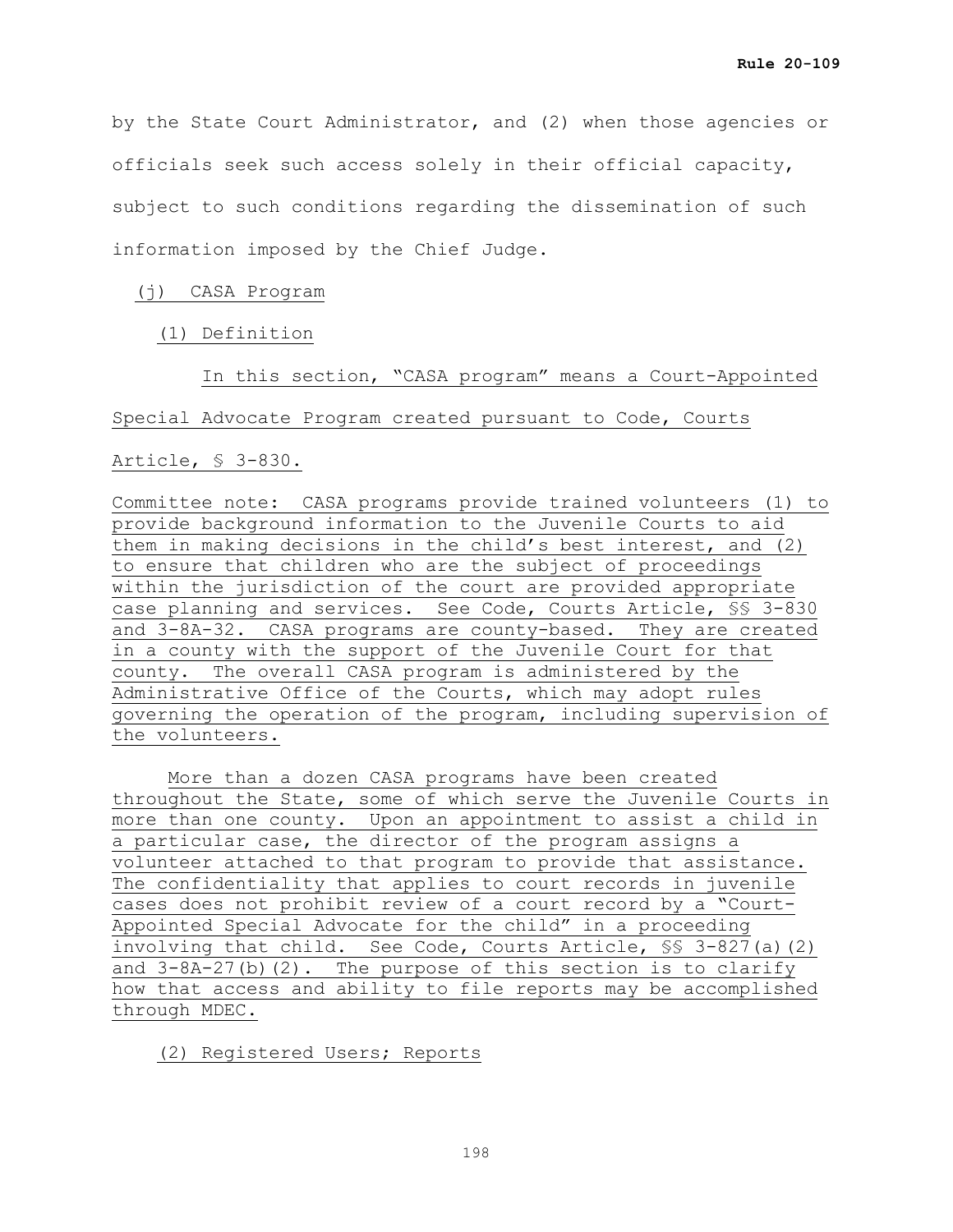by the State Court Administrator, and (2) when those agencies or officials seek such access solely in their official capacity, subject to such conditions regarding the dissemination of such information imposed by the Chief Judge.

(j) CASA Program

(1) Definition

In this section, "CASA program" means a Court-Appointed Special Advocate Program created pursuant to Code, Courts Article, § 3-830.

Committee note: CASA programs provide trained volunteers (1) to provide background information to the Juvenile Courts to aid them in making decisions in the child's best interest, and (2) to ensure that children who are the subject of proceedings within the jurisdiction of the court are provided appropriate case planning and services. See Code, Courts Article, §§ 3-830 and 3-8A-32. CASA programs are county-based. They are created in a county with the support of the Juvenile Court for that county. The overall CASA program is administered by the Administrative Office of the Courts, which may adopt rules governing the operation of the program, including supervision of the volunteers.

More than a dozen CASA programs have been created throughout the State, some of which serve the Juvenile Courts in more than one county. Upon an appointment to assist a child in a particular case, the director of the program assigns a volunteer attached to that program to provide that assistance. The confidentiality that applies to court records in juvenile cases does not prohibit review of a court record by a "Court-Appointed Special Advocate for the child" in a proceeding involving that child. See Code, Courts Article, §§ 3-827(a)(2) and 3-8A-27(b)(2). The purpose of this section is to clarify how that access and ability to file reports may be accomplished through MDEC.

(2) Registered Users; Reports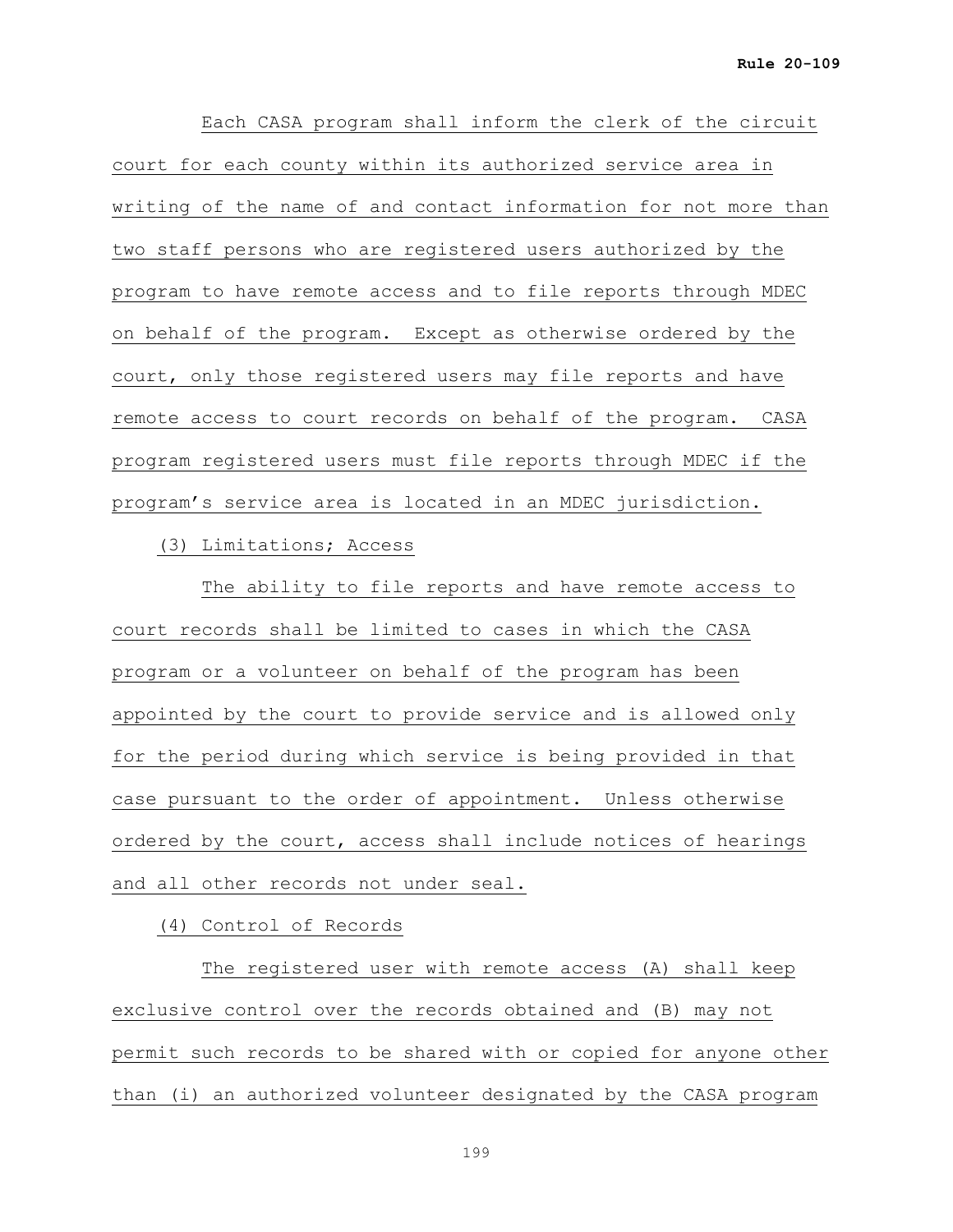Each CASA program shall inform the clerk of the circuit court for each county within its authorized service area in writing of the name of and contact information for not more than two staff persons who are registered users authorized by the program to have remote access and to file reports through MDEC on behalf of the program. Except as otherwise ordered by the court, only those registered users may file reports and have remote access to court records on behalf of the program. CASA program registered users must file reports through MDEC if the program's service area is located in an MDEC jurisdiction.

(3) Limitations; Access

The ability to file reports and have remote access to court records shall be limited to cases in which the CASA program or a volunteer on behalf of the program has been appointed by the court to provide service and is allowed only for the period during which service is being provided in that case pursuant to the order of appointment. Unless otherwise ordered by the court, access shall include notices of hearings and all other records not under seal.

(4) Control of Records

The registered user with remote access (A) shall keep exclusive control over the records obtained and (B) may not permit such records to be shared with or copied for anyone other than (i) an authorized volunteer designated by the CASA program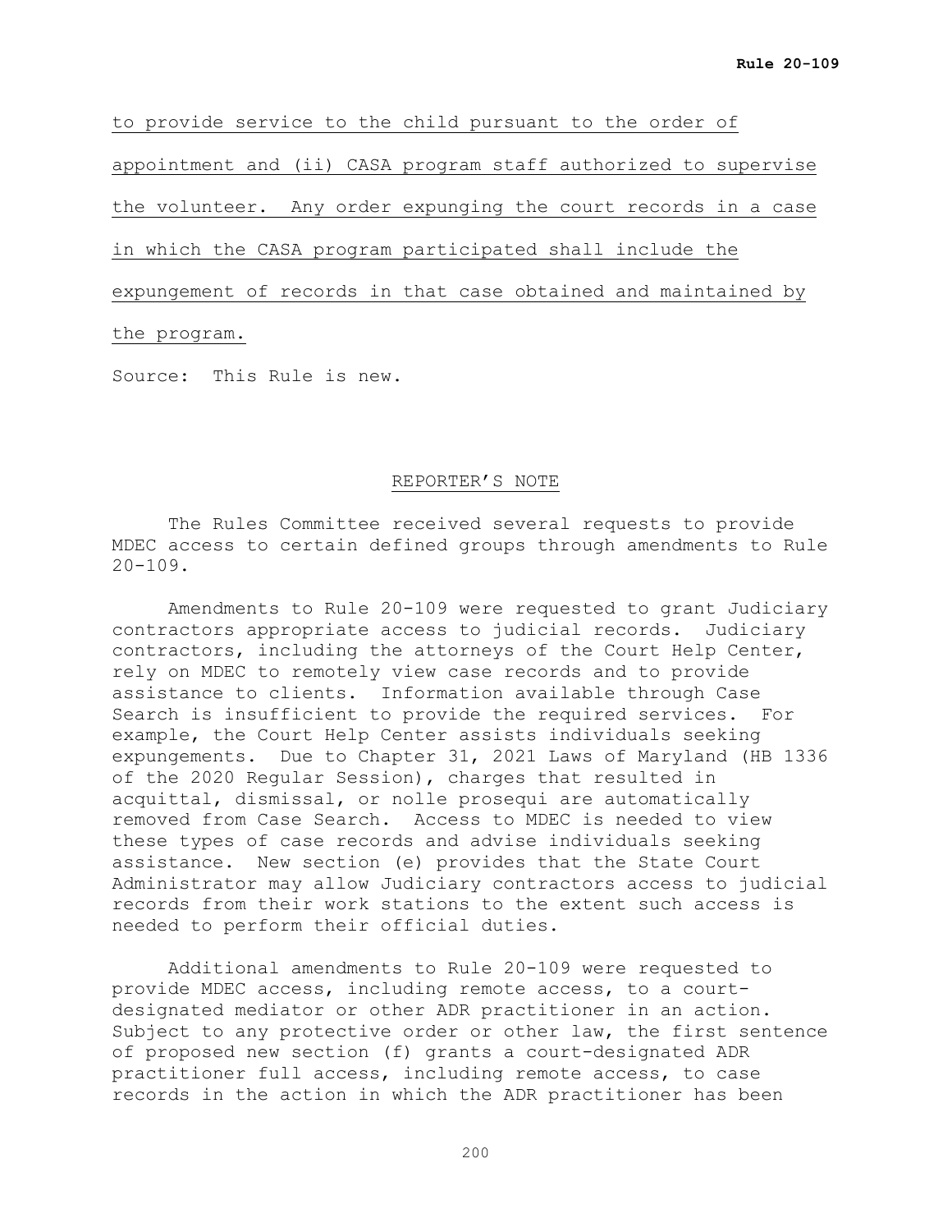to provide service to the child pursuant to the order of appointment and (ii) CASA program staff authorized to supervise the volunteer. Any order expunging the court records in a case in which the CASA program participated shall include the expungement of records in that case obtained and maintained by the program.

Source: This Rule is new.

## REPORTER'S NOTE

The Rules Committee received several requests to provide MDEC access to certain defined groups through amendments to Rule 20-109.

Amendments to Rule 20-109 were requested to grant Judiciary contractors appropriate access to judicial records. Judiciary contractors, including the attorneys of the Court Help Center, rely on MDEC to remotely view case records and to provide assistance to clients. Information available through Case Search is insufficient to provide the required services. For example, the Court Help Center assists individuals seeking expungements. Due to Chapter 31, 2021 Laws of Maryland (HB 1336 of the 2020 Regular Session), charges that resulted in acquittal, dismissal, or nolle prosequi are automatically removed from Case Search. Access to MDEC is needed to view these types of case records and advise individuals seeking assistance. New section (e) provides that the State Court Administrator may allow Judiciary contractors access to judicial records from their work stations to the extent such access is needed to perform their official duties.

Additional amendments to Rule 20-109 were requested to provide MDEC access, including remote access, to a court-designated mediator or other ADR practitioner in an action. Subject to any protective order or other law, the first sentence of proposed new section (f) grants a court-designated ADR practitioner full access, including remote access, to case records in the action in which the ADR practitioner has been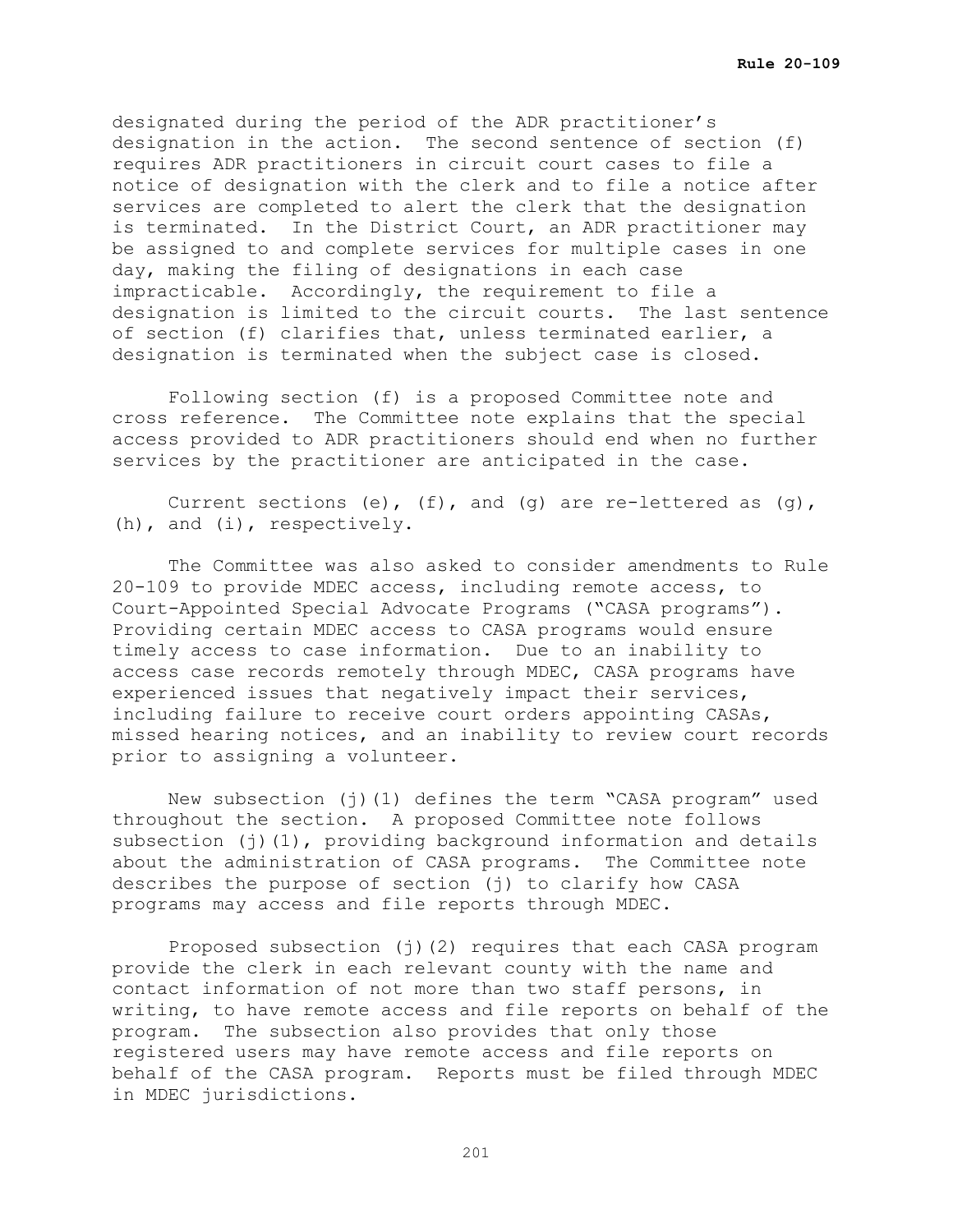designated during the period of the ADR practitioner's designation in the action. The second sentence of section (f) requires ADR practitioners in circuit court cases to file a notice of designation with the clerk and to file a notice after services are completed to alert the clerk that the designation is terminated. In the District Court, an ADR practitioner may be assigned to and complete services for multiple cases in one day, making the filing of designations in each case impracticable. Accordingly, the requirement to file a designation is limited to the circuit courts. The last sentence of section (f) clarifies that, unless terminated earlier, a designation is terminated when the subject case is closed.

Following section (f) is a proposed Committee note and cross reference. The Committee note explains that the special access provided to ADR practitioners should end when no further services by the practitioner are anticipated in the case.

Current sections (e), (f), and (g) are re-lettered as (g), (h), and (i), respectively.

The Committee was also asked to consider amendments to Rule 20-109 to provide MDEC access, including remote access, to Court-Appointed Special Advocate Programs ("CASA programs"). Providing certain MDEC access to CASA programs would ensure timely access to case information. Due to an inability to access case records remotely through MDEC, CASA programs have experienced issues that negatively impact their services, including failure to receive court orders appointing CASAs, missed hearing notices, and an inability to review court records prior to assigning a volunteer.

New subsection (j)(1) defines the term "CASA program" used throughout the section. A proposed Committee note follows subsection (j)(1), providing background information and details about the administration of CASA programs. The Committee note describes the purpose of section (j) to clarify how CASA programs may access and file reports through MDEC.

Proposed subsection (j)(2) requires that each CASA program provide the clerk in each relevant county with the name and contact information of not more than two staff persons, in writing, to have remote access and file reports on behalf of the program. The subsection also provides that only those registered users may have remote access and file reports on behalf of the CASA program. Reports must be filed through MDEC in MDEC jurisdictions.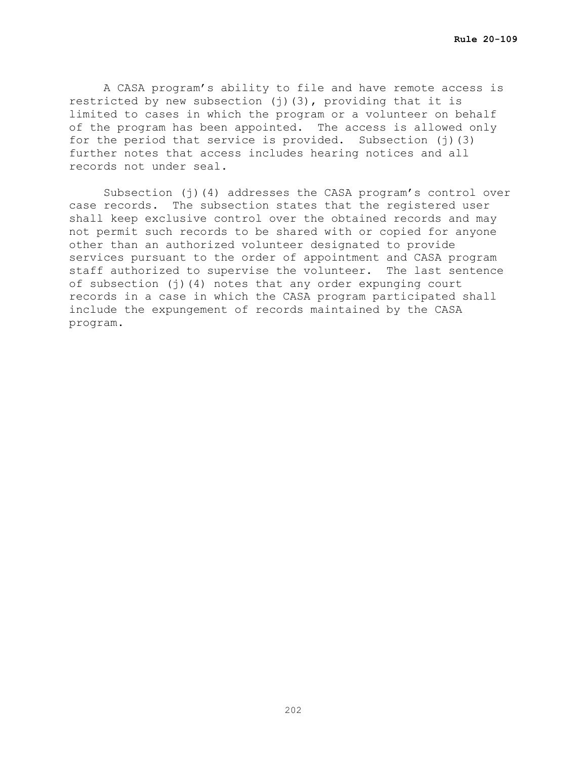A CASA program's ability to file and have remote access is restricted by new subsection (j)(3), providing that it is limited to cases in which the program or a volunteer on behalf of the program has been appointed. The access is allowed only for the period that service is provided. Subsection (j)(3) further notes that access includes hearing notices and all records not under seal.

Subsection (j)(4) addresses the CASA program's control over case records. The subsection states that the registered user shall keep exclusive control over the obtained records and may not permit such records to be shared with or copied for anyone other than an authorized volunteer designated to provide services pursuant to the order of appointment and CASA program staff authorized to supervise the volunteer. The last sentence of subsection (j)(4) notes that any order expunging court records in a case in which the CASA program participated shall include the expungement of records maintained by the CASA program.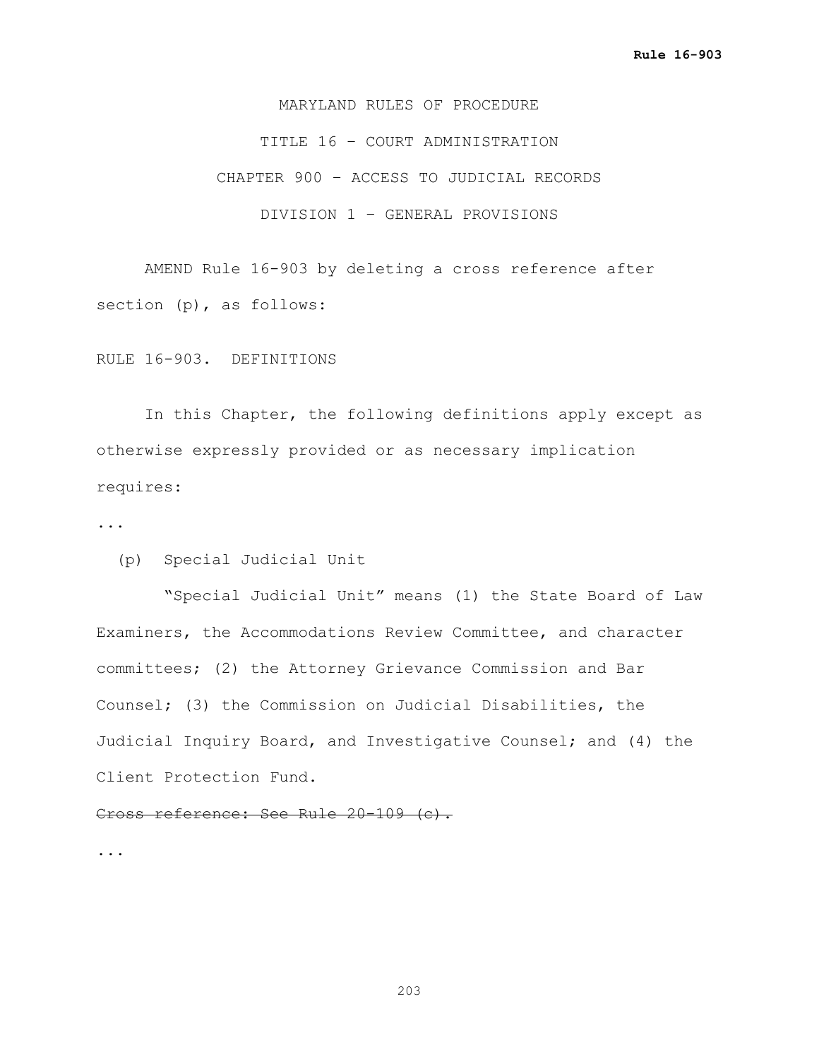MARYLAND RULES OF PROCEDURE

TITLE 16 – COURT ADMINISTRATION

CHAPTER 900 – ACCESS TO JUDICIAL RECORDS

DIVISION 1 – GENERAL PROVISIONS

AMEND Rule 16-903 by deleting a cross reference after section (p), as follows:

RULE 16-903. DEFINITIONS

In this Chapter, the following definitions apply except as otherwise expressly provided or as necessary implication requires:

...

(p) Special Judicial Unit

"Special Judicial Unit" means (1) the State Board of Law Examiners, the Accommodations Review Committee, and character committees; (2) the Attorney Grievance Commission and Bar Counsel; (3) the Commission on Judicial Disabilities, the Judicial Inquiry Board, and Investigative Counsel; and (4) the Client Protection Fund.

~~Cross reference: See Rule 20-109 (c).~~

...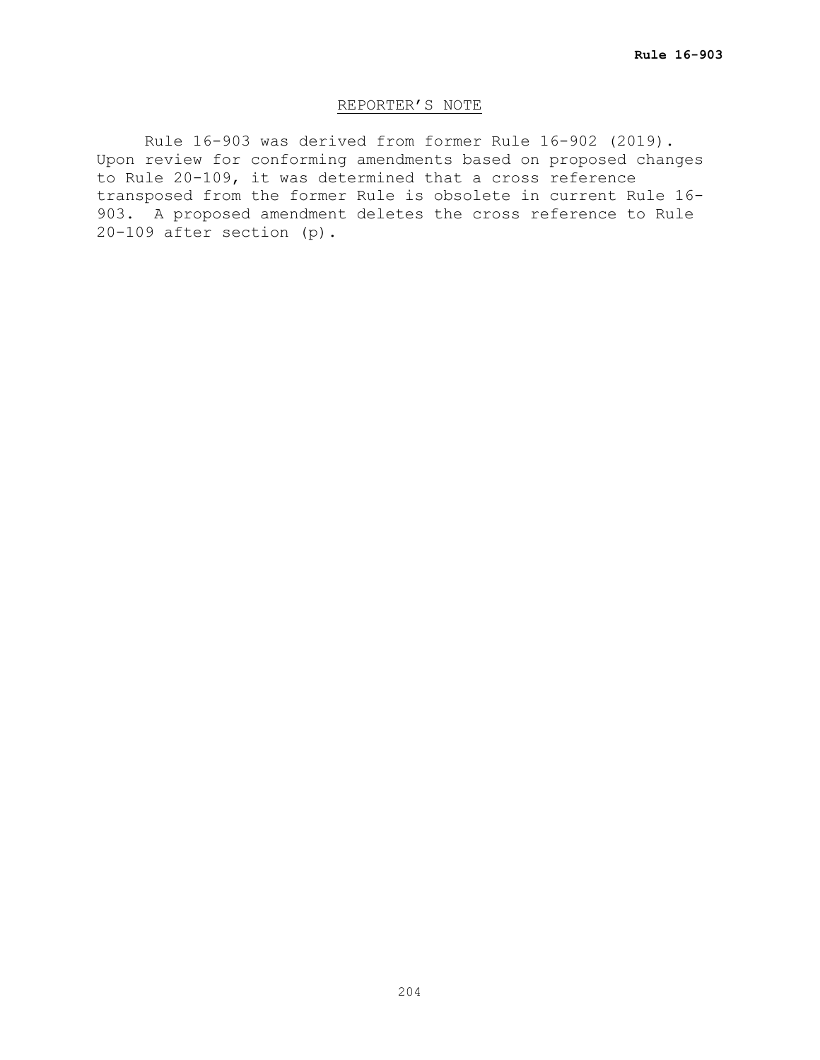## REPORTER'S NOTE

Rule 16-903 was derived from former Rule 16-902 (2019). Upon review for conforming amendments based on proposed changes to Rule 20-109, it was determined that a cross reference transposed from the former Rule is obsolete in current Rule 16-903. A proposed amendment deletes the cross reference to Rule 20-109 after section (p).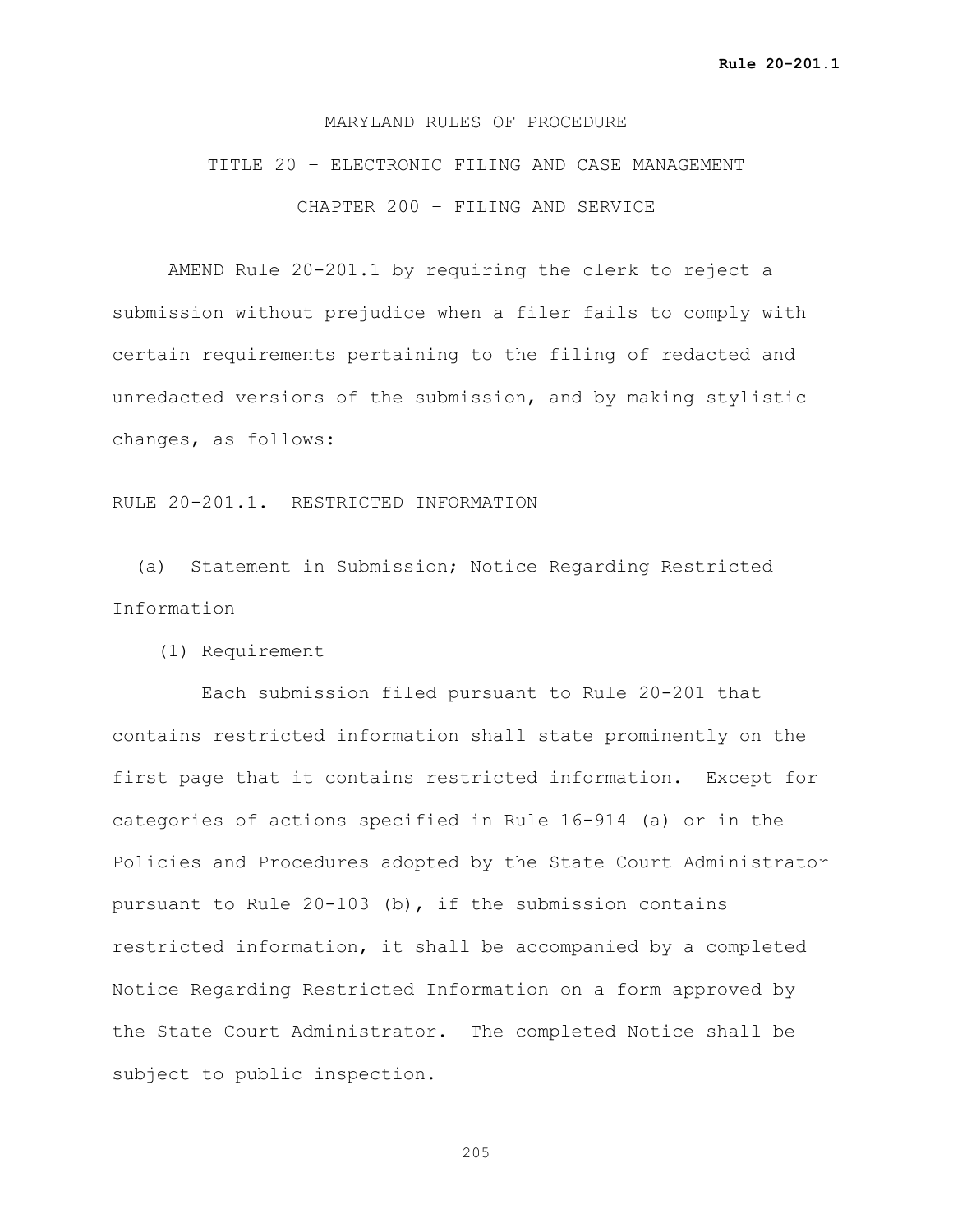MARYLAND RULES OF PROCEDURE

TITLE 20 – ELECTRONIC FILING AND CASE MANAGEMENT

CHAPTER 200 – FILING AND SERVICE

AMEND Rule 20-201.1 by requiring the clerk to reject a submission without prejudice when a filer fails to comply with certain requirements pertaining to the filing of redacted and unredacted versions of the submission, and by making stylistic changes, as follows:

RULE 20-201.1. RESTRICTED INFORMATION

(a) Statement in Submission; Notice Regarding Restricted Information

(1) Requirement

Each submission filed pursuant to Rule 20-201 that contains restricted information shall state prominently on the first page that it contains restricted information. Except for categories of actions specified in Rule 16-914 (a) or in the Policies and Procedures adopted by the State Court Administrator pursuant to Rule 20-103 (b), if the submission contains restricted information, it shall be accompanied by a completed Notice Regarding Restricted Information on a form approved by the State Court Administrator. The completed Notice shall be subject to public inspection.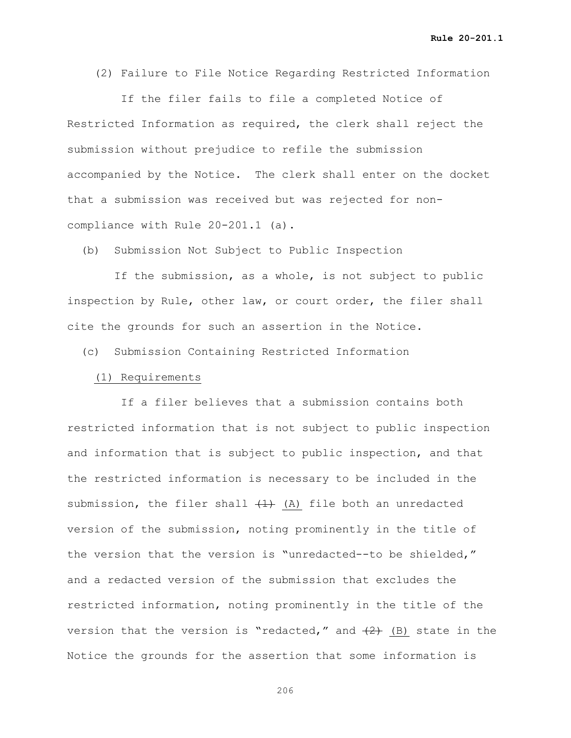(2) Failure to File Notice Regarding Restricted Information

If the filer fails to file a completed Notice of Restricted Information as required, the clerk shall reject the submission without prejudice to refile the submission accompanied by the Notice. The clerk shall enter on the docket that a submission was received but was rejected for non-compliance with Rule 20-201.1 (a).

(b) Submission Not Subject to Public Inspection

If the submission, as a whole, is not subject to public inspection by Rule, other law, or court order, the filer shall cite the grounds for such an assertion in the Notice.

(c) Submission Containing Restricted Information

<u>(1) Requirements</u>

If a filer believes that a submission contains both restricted information that is not subject to public inspection and information that is subject to public inspection, and that the restricted information is necessary to be included in the submission, the filer shall ~~(1)~~ <u>(A)</u> file both an unredacted version of the submission, noting prominently in the title of the version that the version is "unredacted--to be shielded," and a redacted version of the submission that excludes the restricted information, noting prominently in the title of the version that the version is "redacted," and ~~(2)~~ <u>(B)</u> state in the Notice the grounds for the assertion that some information is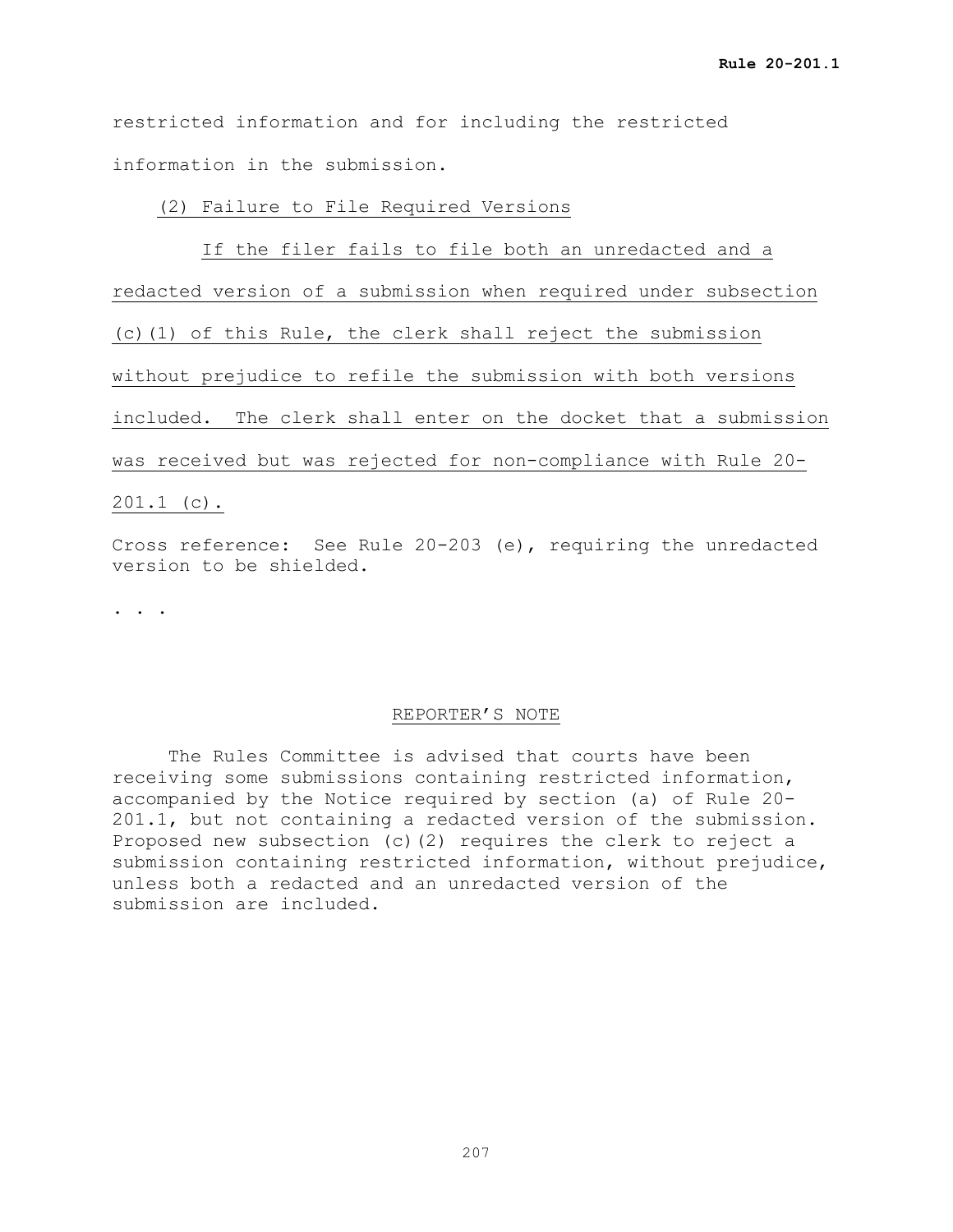restricted information and for including the restricted information in the submission.

(2) Failure to File Required Versions

If the filer fails to file both an unredacted and a redacted version of a submission when required under subsection (c)(1) of this Rule, the clerk shall reject the submission without prejudice to refile the submission with both versions included. The clerk shall enter on the docket that a submission was received but was rejected for non-compliance with Rule 20-201.1 (c).

Cross reference: See Rule 20-203 (e), requiring the unredacted version to be shielded.

. . .

REPORTER'S NOTE

The Rules Committee is advised that courts have been receiving some submissions containing restricted information, accompanied by the Notice required by section (a) of Rule 20-201.1, but not containing a redacted version of the submission. Proposed new subsection (c)(2) requires the clerk to reject a submission containing restricted information, without prejudice, unless both a redacted and an unredacted version of the submission are included.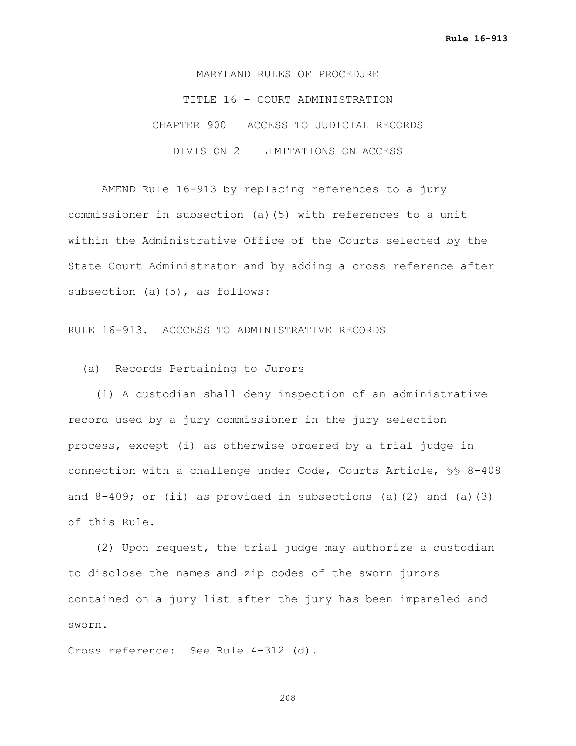MARYLAND RULES OF PROCEDURE

TITLE 16 – COURT ADMINISTRATION

CHAPTER 900 – ACCESS TO JUDICIAL RECORDS

DIVISION 2 – LIMITATIONS ON ACCESS

AMEND Rule 16-913 by replacing references to a jury commissioner in subsection (a)(5) with references to a unit within the Administrative Office of the Courts selected by the State Court Administrator and by adding a cross reference after subsection (a)(5), as follows:

RULE 16-913. ACCCESS TO ADMINISTRATIVE RECORDS

(a) Records Pertaining to Jurors

(1) A custodian shall deny inspection of an administrative record used by a jury commissioner in the jury selection process, except (i) as otherwise ordered by a trial judge in connection with a challenge under Code, Courts Article, §§ 8-408 and 8-409; or (ii) as provided in subsections (a)(2) and (a)(3) of this Rule.

(2) Upon request, the trial judge may authorize a custodian to disclose the names and zip codes of the sworn jurors contained on a jury list after the jury has been impaneled and sworn.

Cross reference: See Rule 4-312 (d).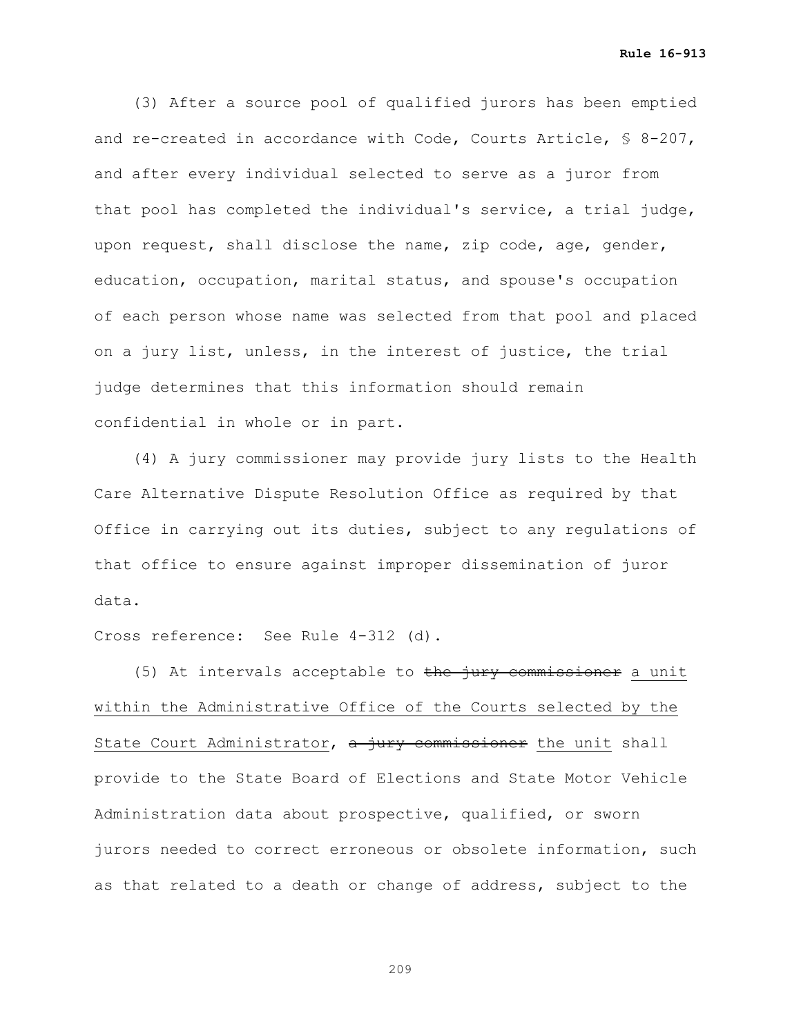(3) After a source pool of qualified jurors has been emptied and re-created in accordance with Code, Courts Article, § 8-207, and after every individual selected to serve as a juror from that pool has completed the individual's service, a trial judge, upon request, shall disclose the name, zip code, age, gender, education, occupation, marital status, and spouse's occupation of each person whose name was selected from that pool and placed on a jury list, unless, in the interest of justice, the trial judge determines that this information should remain confidential in whole or in part.

(4) A jury commissioner may provide jury lists to the Health Care Alternative Dispute Resolution Office as required by that Office in carrying out its duties, subject to any regulations of that office to ensure against improper dissemination of juror data.

Cross reference: See Rule 4-312 (d).

(5) At intervals acceptable to ~~the jury commissioner~~ <u>a unit within the Administrative Office of the Courts selected by the State Court Administrator</u>, ~~a jury commissioner~~ <u>the unit</u> shall provide to the State Board of Elections and State Motor Vehicle Administration data about prospective, qualified, or sworn jurors needed to correct erroneous or obsolete information, such as that related to a death or change of address, subject to the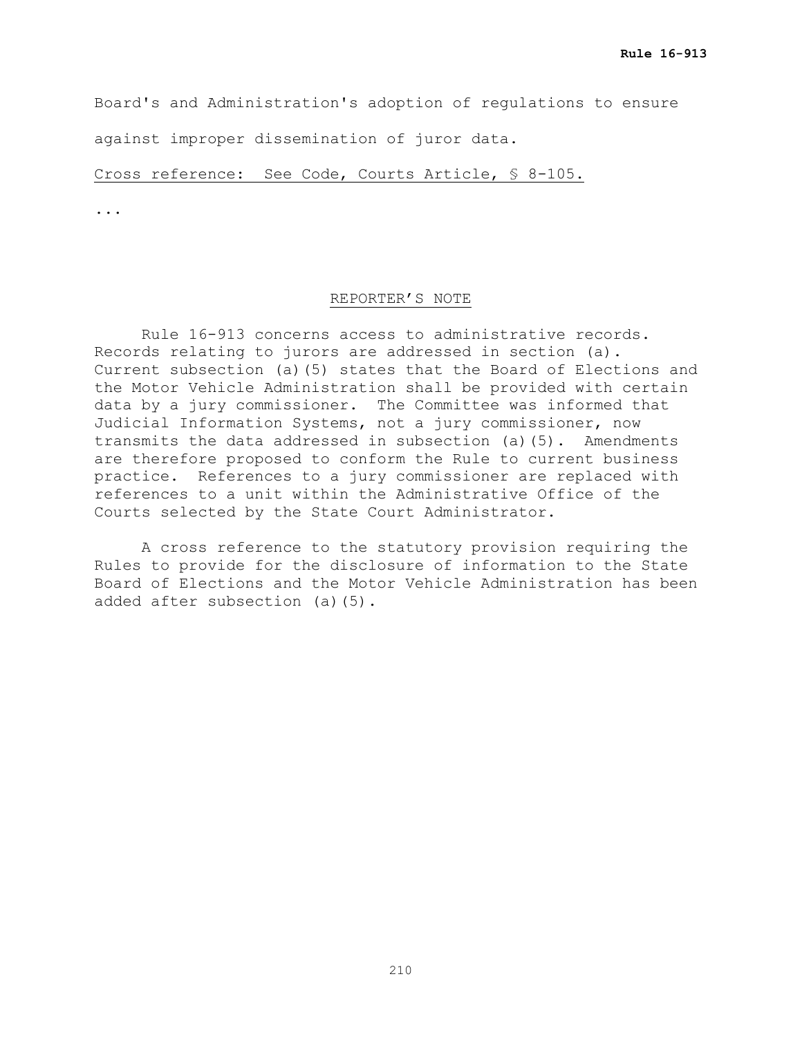Board's and Administration's adoption of regulations to ensure against improper dissemination of juror data.

<u>Cross reference: See Code, Courts Article, § 8-105.</u>

...

## <u>REPORTER'S NOTE</u>

Rule 16-913 concerns access to administrative records. Records relating to jurors are addressed in section (a). Current subsection (a)(5) states that the Board of Elections and the Motor Vehicle Administration shall be provided with certain data by a jury commissioner. The Committee was informed that Judicial Information Systems, not a jury commissioner, now transmits the data addressed in subsection (a)(5). Amendments are therefore proposed to conform the Rule to current business practice. References to a jury commissioner are replaced with references to a unit within the Administrative Office of the Courts selected by the State Court Administrator.

A cross reference to the statutory provision requiring the Rules to provide for the disclosure of information to the State Board of Elections and the Motor Vehicle Administration has been added after subsection (a)(5).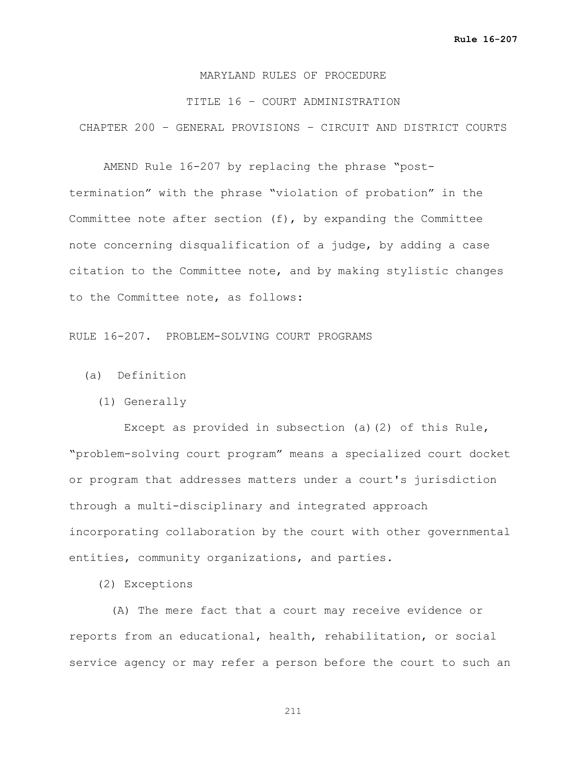MARYLAND RULES OF PROCEDURE

TITLE 16 – COURT ADMINISTRATION

CHAPTER 200 – GENERAL PROVISIONS – CIRCUIT AND DISTRICT COURTS

AMEND Rule 16-207 by replacing the phrase "post-termination" with the phrase "violation of probation" in the Committee note after section (f), by expanding the Committee note concerning disqualification of a judge, by adding a case citation to the Committee note, and by making stylistic changes to the Committee note, as follows:

RULE 16-207. PROBLEM-SOLVING COURT PROGRAMS

(a) Definition

(1) Generally

Except as provided in subsection (a)(2) of this Rule, "problem-solving court program" means a specialized court docket or program that addresses matters under a court's jurisdiction through a multi-disciplinary and integrated approach incorporating collaboration by the court with other governmental entities, community organizations, and parties.

(2) Exceptions

(A) The mere fact that a court may receive evidence or reports from an educational, health, rehabilitation, or social service agency or may refer a person before the court to such an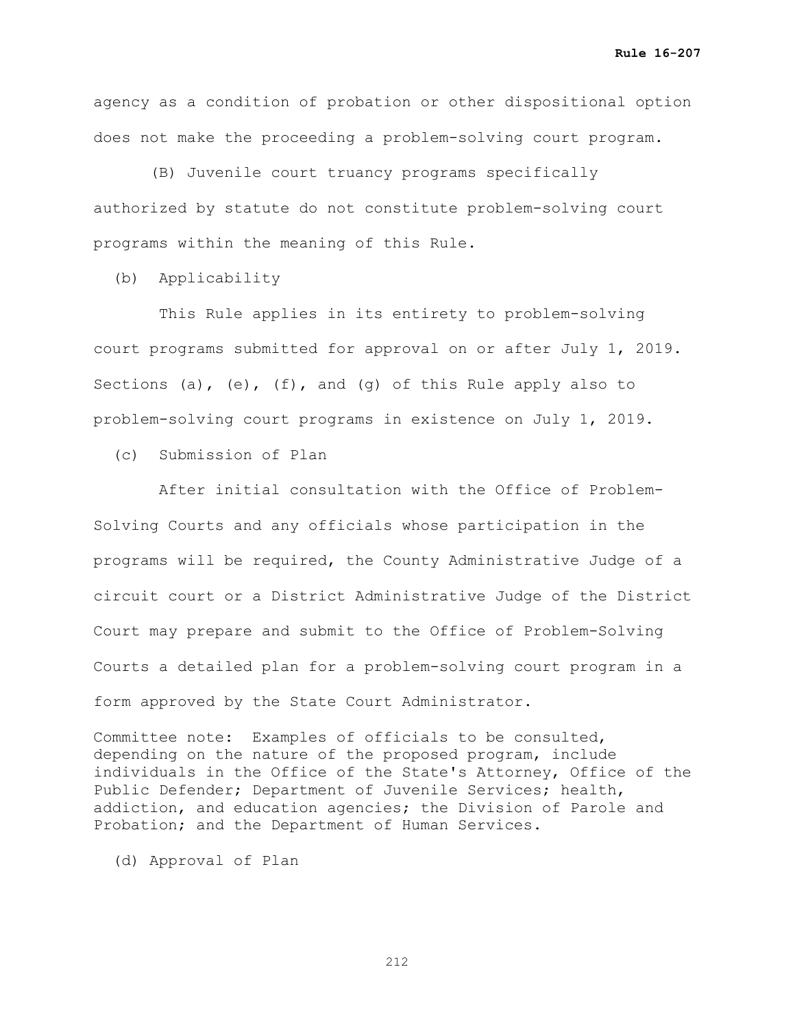agency as a condition of probation or other dispositional option does not make the proceeding a problem-solving court program.

(B) Juvenile court truancy programs specifically authorized by statute do not constitute problem-solving court programs within the meaning of this Rule.

(b) Applicability

This Rule applies in its entirety to problem-solving court programs submitted for approval on or after July 1, 2019. Sections (a), (e), (f), and (g) of this Rule apply also to problem-solving court programs in existence on July 1, 2019.

(c) Submission of Plan

After initial consultation with the Office of Problem-Solving Courts and any officials whose participation in the programs will be required, the County Administrative Judge of a circuit court or a District Administrative Judge of the District Court may prepare and submit to the Office of Problem-Solving Courts a detailed plan for a problem-solving court program in a form approved by the State Court Administrator.

Committee note: Examples of officials to be consulted, depending on the nature of the proposed program, include individuals in the Office of the State's Attorney, Office of the Public Defender; Department of Juvenile Services; health, addiction, and education agencies; the Division of Parole and Probation; and the Department of Human Services.

(d) Approval of Plan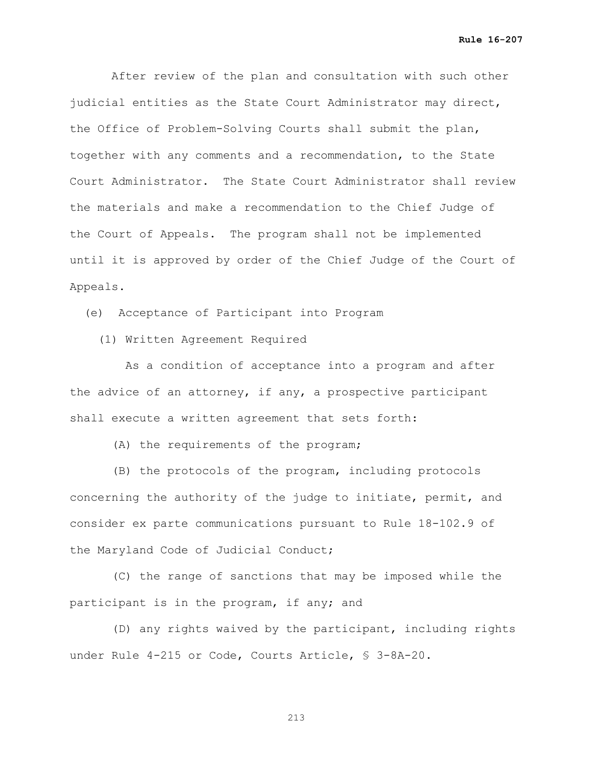After review of the plan and consultation with such other judicial entities as the State Court Administrator may direct, the Office of Problem-Solving Courts shall submit the plan, together with any comments and a recommendation, to the State Court Administrator. The State Court Administrator shall review the materials and make a recommendation to the Chief Judge of the Court of Appeals. The program shall not be implemented until it is approved by order of the Chief Judge of the Court of Appeals.

(e) Acceptance of Participant into Program

(1) Written Agreement Required

As a condition of acceptance into a program and after the advice of an attorney, if any, a prospective participant shall execute a written agreement that sets forth:

(A) the requirements of the program;

(B) the protocols of the program, including protocols concerning the authority of the judge to initiate, permit, and consider ex parte communications pursuant to Rule 18-102.9 of the Maryland Code of Judicial Conduct;

(C) the range of sanctions that may be imposed while the participant is in the program, if any; and

(D) any rights waived by the participant, including rights under Rule 4-215 or Code, Courts Article, § 3-8A-20.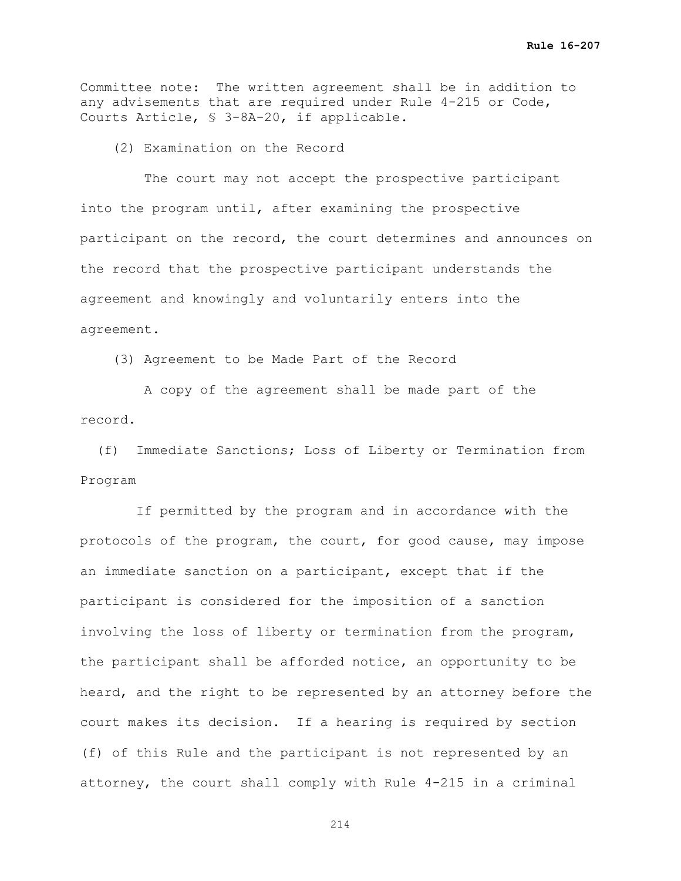Committee note: The written agreement shall be in addition to any advisements that are required under Rule 4-215 or Code, Courts Article, § 3-8A-20, if applicable.

(2) Examination on the Record

The court may not accept the prospective participant into the program until, after examining the prospective participant on the record, the court determines and announces on the record that the prospective participant understands the agreement and knowingly and voluntarily enters into the agreement.

(3) Agreement to be Made Part of the Record

A copy of the agreement shall be made part of the record.

(f) Immediate Sanctions; Loss of Liberty or Termination from Program

If permitted by the program and in accordance with the protocols of the program, the court, for good cause, may impose an immediate sanction on a participant, except that if the participant is considered for the imposition of a sanction involving the loss of liberty or termination from the program, the participant shall be afforded notice, an opportunity to be heard, and the right to be represented by an attorney before the court makes its decision. If a hearing is required by section (f) of this Rule and the participant is not represented by an attorney, the court shall comply with Rule 4-215 in a criminal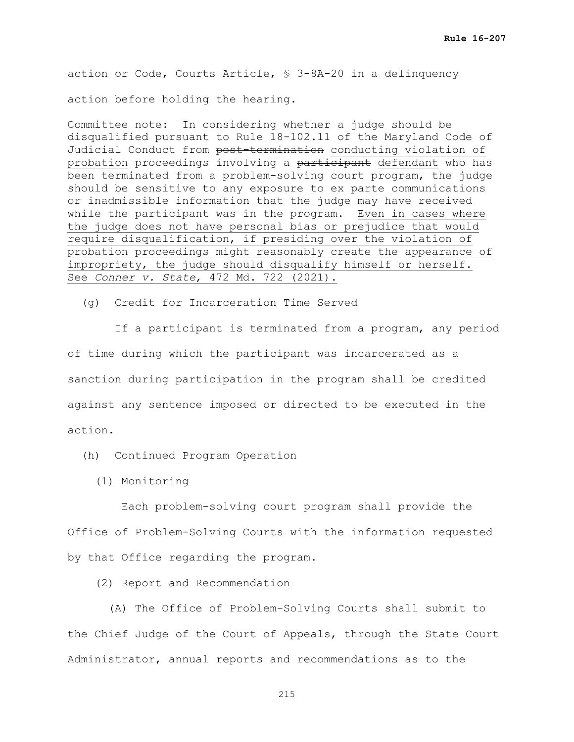action or Code, Courts Article, § 3-8A-20 in a delinquency action before holding the hearing.

Committee note: In considering whether a judge should be disqualified pursuant to Rule 18-102.11 of the Maryland Code of Judicial Conduct from ~~post-termination~~ <u>conducting violation of probation</u> proceedings involving a ~~participant~~ <u>defendant</u> who has been terminated from a problem-solving court program, the judge should be sensitive to any exposure to ex parte communications or inadmissible information that the judge may have received while the participant was in the program. <u>Even in cases where the judge does not have personal bias or prejudice that would require disqualification, if presiding over the violation of probation proceedings might reasonably create the appearance of impropriety, the judge should disqualify himself or herself. See *Conner v. State*, 472 Md. 722 (2021).</u>

(g) Credit for Incarceration Time Served

If a participant is terminated from a program, any period of time during which the participant was incarcerated as a sanction during participation in the program shall be credited against any sentence imposed or directed to be executed in the action.

(h) Continued Program Operation

(1) Monitoring

Each problem-solving court program shall provide the Office of Problem-Solving Courts with the information requested by that Office regarding the program.

(2) Report and Recommendation

(A) The Office of Problem-Solving Courts shall submit to the Chief Judge of the Court of Appeals, through the State Court Administrator, annual reports and recommendations as to the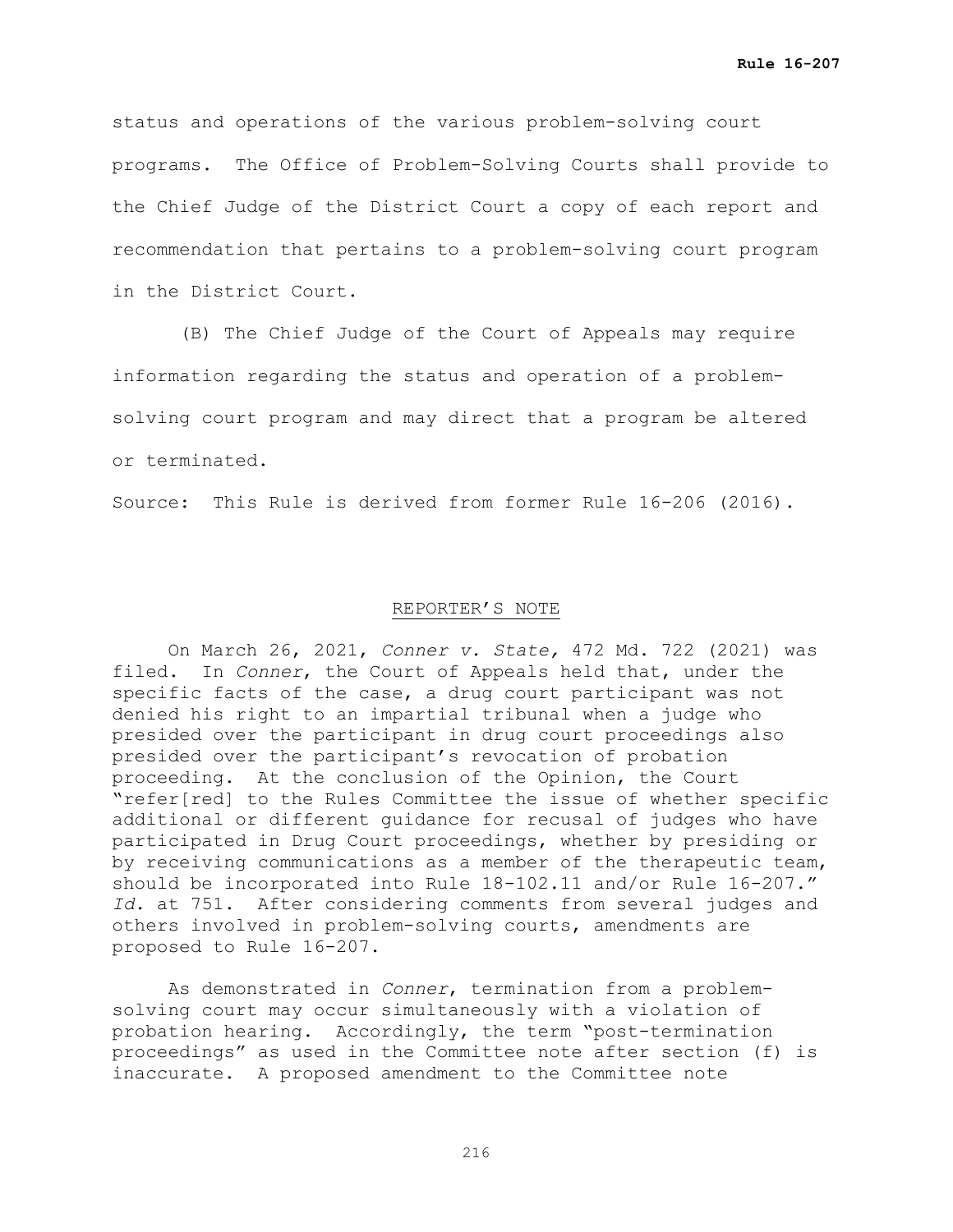status and operations of the various problem-solving court programs. The Office of Problem-Solving Courts shall provide to the Chief Judge of the District Court a copy of each report and recommendation that pertains to a problem-solving court program in the District Court.

(B) The Chief Judge of the Court of Appeals may require information regarding the status and operation of a problem-solving court program and may direct that a program be altered or terminated.

Source: This Rule is derived from former Rule 16-206 (2016).

## REPORTER'S NOTE

On March 26, 2021, *Conner v. State,* 472 Md. 722 (2021) was filed. In *Conner*, the Court of Appeals held that, under the specific facts of the case, a drug court participant was not denied his right to an impartial tribunal when a judge who presided over the participant in drug court proceedings also presided over the participant's revocation of probation proceeding. At the conclusion of the Opinion, the Court "refer[red] to the Rules Committee the issue of whether specific additional or different guidance for recusal of judges who have participated in Drug Court proceedings, whether by presiding or by receiving communications as a member of the therapeutic team, should be incorporated into Rule 18-102.11 and/or Rule 16-207." *Id.* at 751. After considering comments from several judges and others involved in problem-solving courts, amendments are proposed to Rule 16-207.

As demonstrated in *Conner*, termination from a problem-solving court may occur simultaneously with a violation of probation hearing. Accordingly, the term "post-termination proceedings" as used in the Committee note after section (f) is inaccurate. A proposed amendment to the Committee note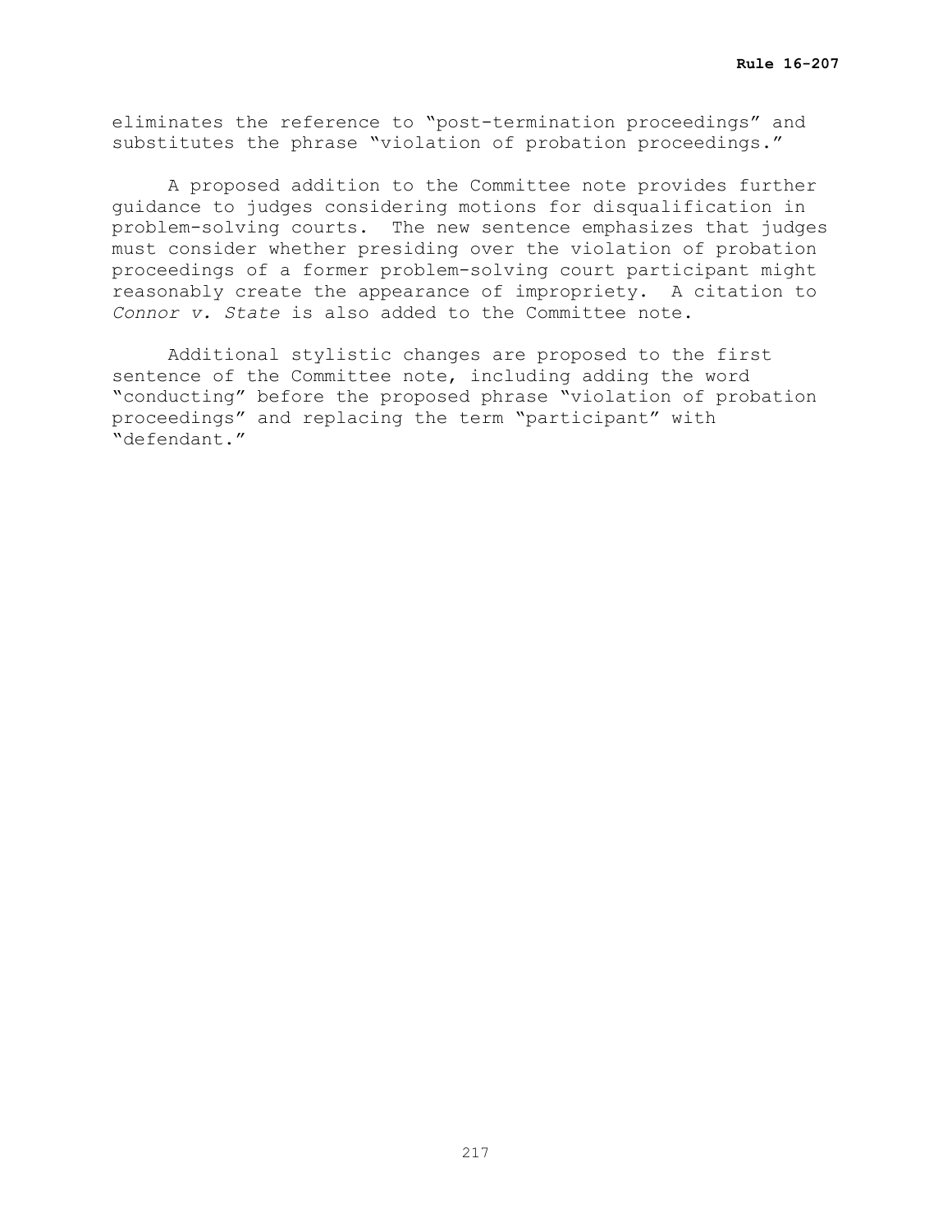eliminates the reference to "post-termination proceedings" and substitutes the phrase "violation of probation proceedings."

A proposed addition to the Committee note provides further guidance to judges considering motions for disqualification in problem-solving courts. The new sentence emphasizes that judges must consider whether presiding over the violation of probation proceedings of a former problem-solving court participant might reasonably create the appearance of impropriety. A citation to *Connor v. State* is also added to the Committee note.

Additional stylistic changes are proposed to the first sentence of the Committee note, including adding the word "conducting" before the proposed phrase "violation of probation proceedings" and replacing the term "participant" with "defendant."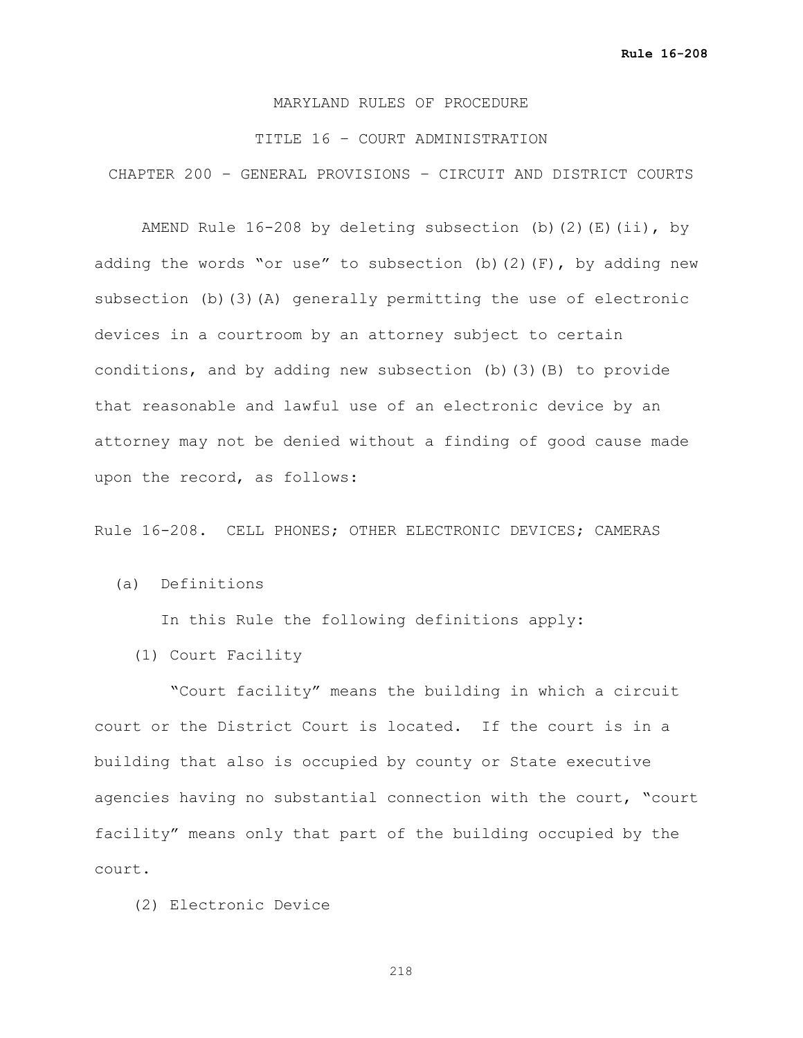MARYLAND RULES OF PROCEDURE

TITLE 16 – COURT ADMINISTRATION

CHAPTER 200 – GENERAL PROVISIONS – CIRCUIT AND DISTRICT COURTS

AMEND Rule 16-208 by deleting subsection (b)(2)(E)(ii), by adding the words "or use" to subsection (b)(2)(F), by adding new subsection (b)(3)(A) generally permitting the use of electronic devices in a courtroom by an attorney subject to certain conditions, and by adding new subsection (b)(3)(B) to provide that reasonable and lawful use of an electronic device by an attorney may not be denied without a finding of good cause made upon the record, as follows:

Rule 16-208. CELL PHONES; OTHER ELECTRONIC DEVICES; CAMERAS

(a) Definitions

In this Rule the following definitions apply:

(1) Court Facility

"Court facility" means the building in which a circuit court or the District Court is located. If the court is in a building that also is occupied by county or State executive agencies having no substantial connection with the court, "court facility" means only that part of the building occupied by the court.

(2) Electronic Device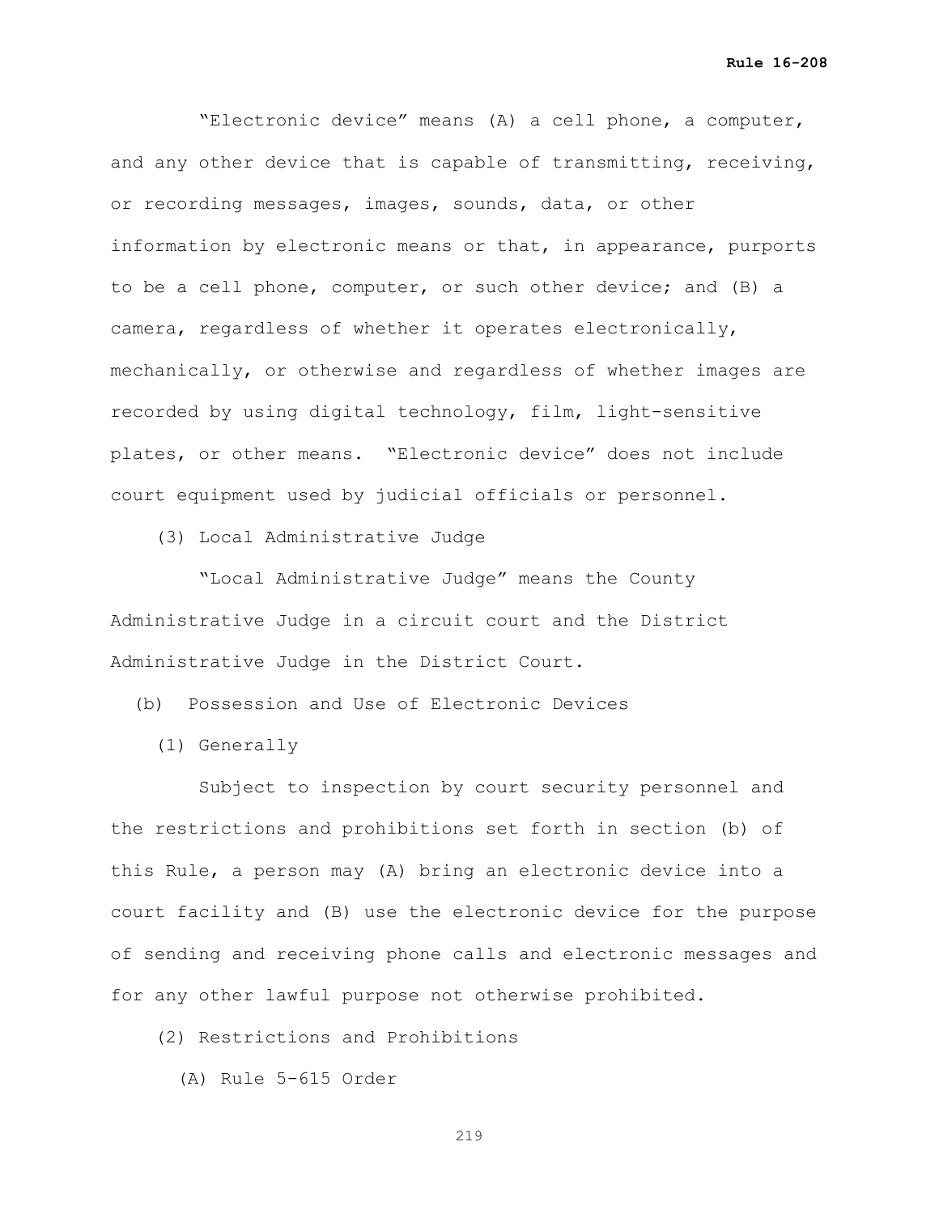"Electronic device" means (A) a cell phone, a computer, and any other device that is capable of transmitting, receiving, or recording messages, images, sounds, data, or other information by electronic means or that, in appearance, purports to be a cell phone, computer, or such other device; and (B) a camera, regardless of whether it operates electronically, mechanically, or otherwise and regardless of whether images are recorded by using digital technology, film, light-sensitive plates, or other means. "Electronic device" does not include court equipment used by judicial officials or personnel.

(3) Local Administrative Judge

"Local Administrative Judge" means the County Administrative Judge in a circuit court and the District Administrative Judge in the District Court.

(b) Possession and Use of Electronic Devices

(1) Generally

Subject to inspection by court security personnel and the restrictions and prohibitions set forth in section (b) of this Rule, a person may (A) bring an electronic device into a court facility and (B) use the electronic device for the purpose of sending and receiving phone calls and electronic messages and for any other lawful purpose not otherwise prohibited.

(2) Restrictions and Prohibitions

(A) Rule 5-615 Order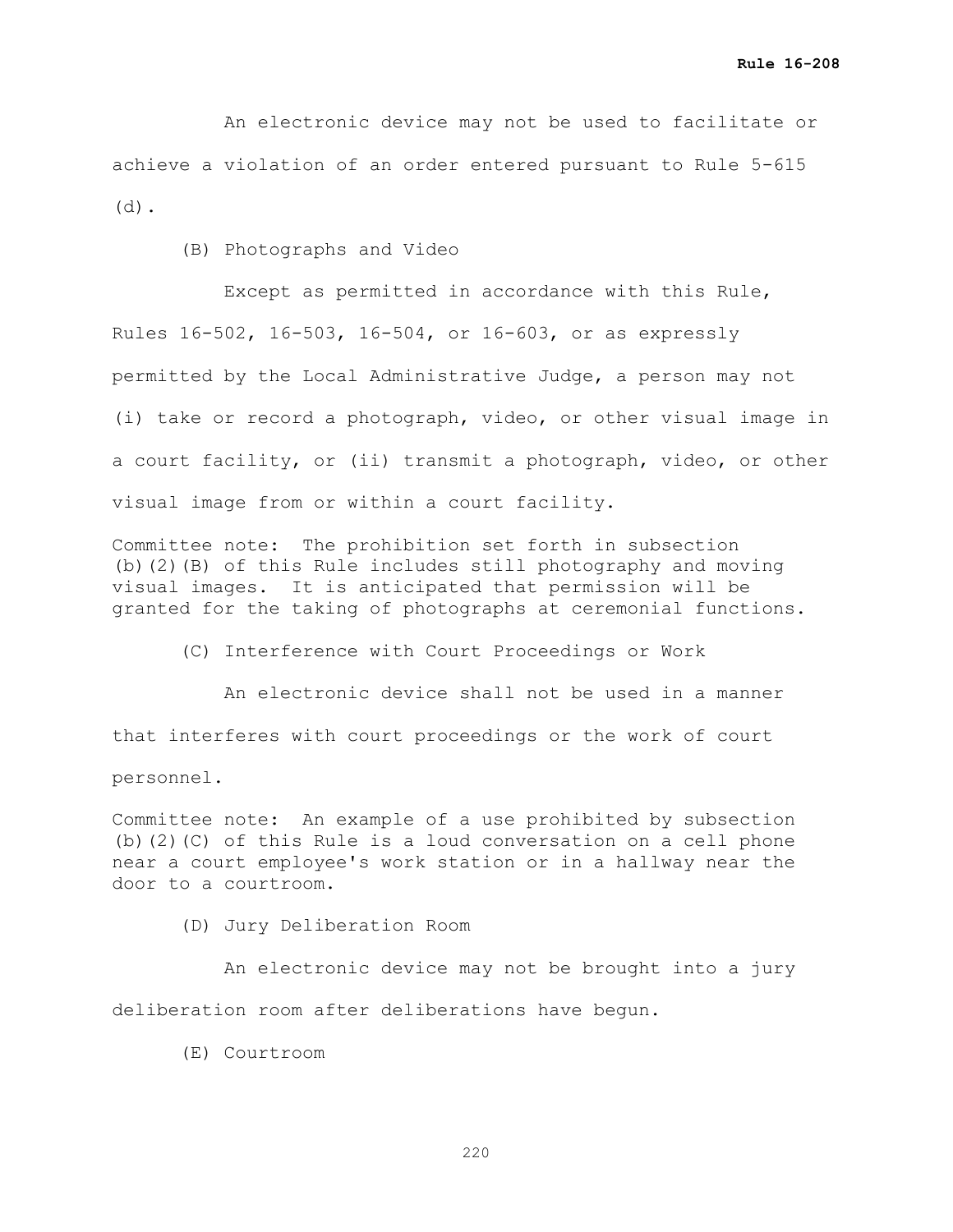An electronic device may not be used to facilitate or achieve a violation of an order entered pursuant to Rule 5-615 (d).

(B) Photographs and Video

Except as permitted in accordance with this Rule, Rules 16-502, 16-503, 16-504, or 16-603, or as expressly permitted by the Local Administrative Judge, a person may not (i) take or record a photograph, video, or other visual image in a court facility, or (ii) transmit a photograph, video, or other visual image from or within a court facility.

Committee note: The prohibition set forth in subsection (b)(2)(B) of this Rule includes still photography and moving visual images. It is anticipated that permission will be granted for the taking of photographs at ceremonial functions.

(C) Interference with Court Proceedings or Work

An electronic device shall not be used in a manner that interferes with court proceedings or the work of court personnel.

Committee note: An example of a use prohibited by subsection (b)(2)(C) of this Rule is a loud conversation on a cell phone near a court employee's work station or in a hallway near the door to a courtroom.

(D) Jury Deliberation Room

An electronic device may not be brought into a jury deliberation room after deliberations have begun.

(E) Courtroom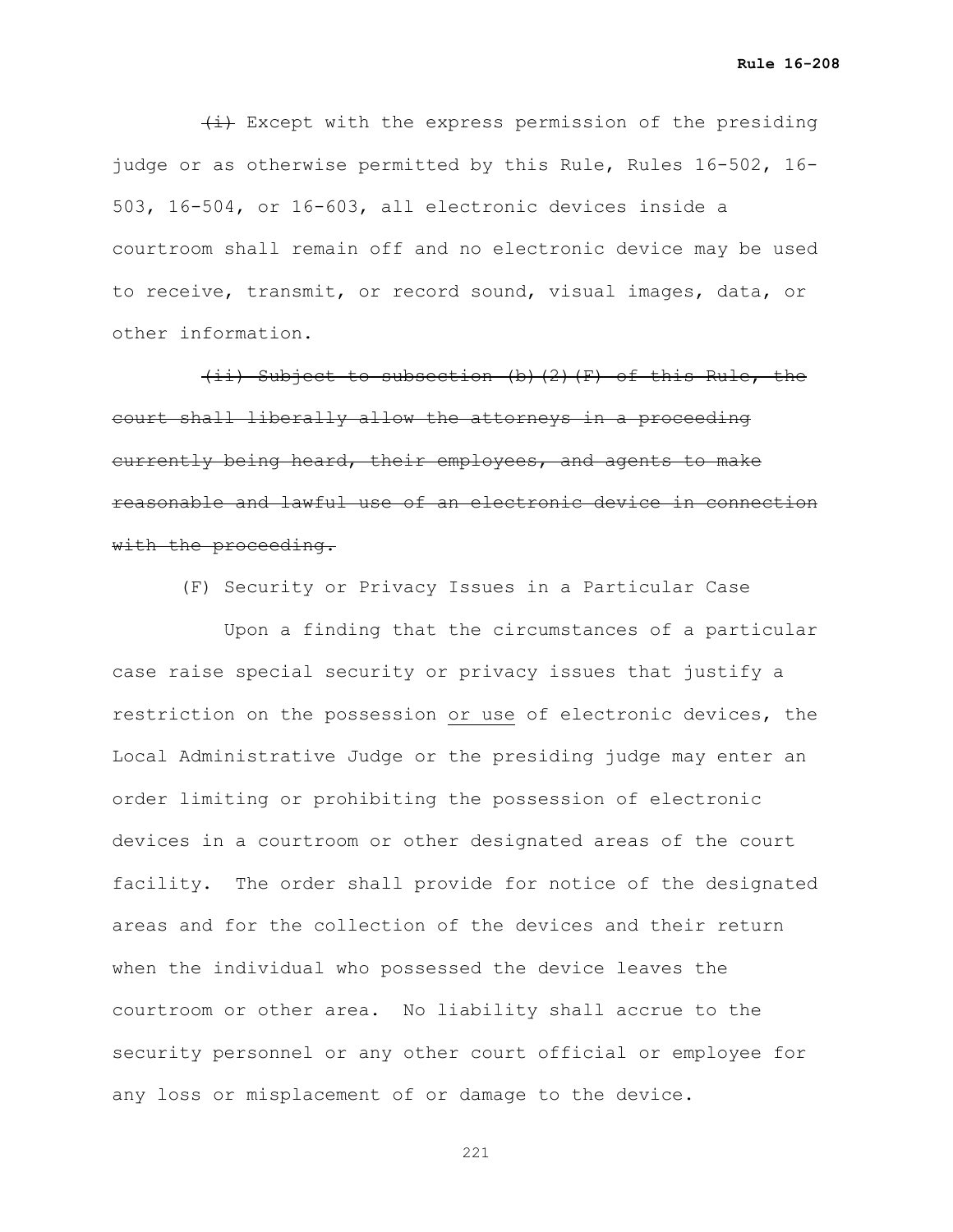~~(i)~~ Except with the express permission of the presiding judge or as otherwise permitted by this Rule, Rules 16-502, 16-503, 16-504, or 16-603, all electronic devices inside a courtroom shall remain off and no electronic device may be used to receive, transmit, or record sound, visual images, data, or other information.

~~(ii) Subject to subsection (b)(2)(F) of this Rule, the court shall liberally allow the attorneys in a proceeding currently being heard, their employees, and agents to make reasonable and lawful use of an electronic device in connection with the proceeding.~~

(F) Security or Privacy Issues in a Particular Case

Upon a finding that the circumstances of a particular case raise special security or privacy issues that justify a restriction on the possession <u>or use</u> of electronic devices, the Local Administrative Judge or the presiding judge may enter an order limiting or prohibiting the possession of electronic devices in a courtroom or other designated areas of the court facility. The order shall provide for notice of the designated areas and for the collection of the devices and their return when the individual who possessed the device leaves the courtroom or other area. No liability shall accrue to the security personnel or any other court official or employee for any loss or misplacement of or damage to the device.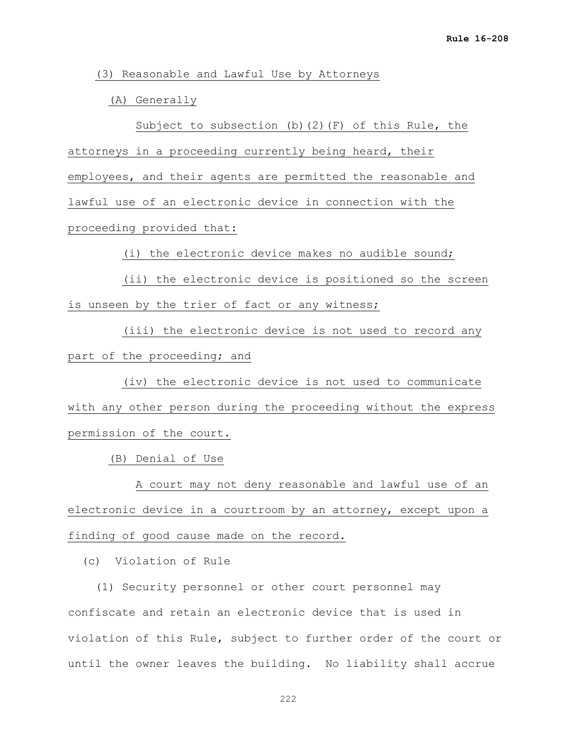(3) Reasonable and Lawful Use by Attorneys

(A) Generally

Subject to subsection (b)(2)(F) of this Rule, the attorneys in a proceeding currently being heard, their employees, and their agents are permitted the reasonable and lawful use of an electronic device in connection with the proceeding provided that:

(i) the electronic device makes no audible sound;

(ii) the electronic device is positioned so the screen is unseen by the trier of fact or any witness;

(iii) the electronic device is not used to record any part of the proceeding; and

(iv) the electronic device is not used to communicate with any other person during the proceeding without the express permission of the court.

(B) Denial of Use

A court may not deny reasonable and lawful use of an electronic device in a courtroom by an attorney, except upon a finding of good cause made on the record.

(c) Violation of Rule

(1) Security personnel or other court personnel may confiscate and retain an electronic device that is used in violation of this Rule, subject to further order of the court or until the owner leaves the building. No liability shall accrue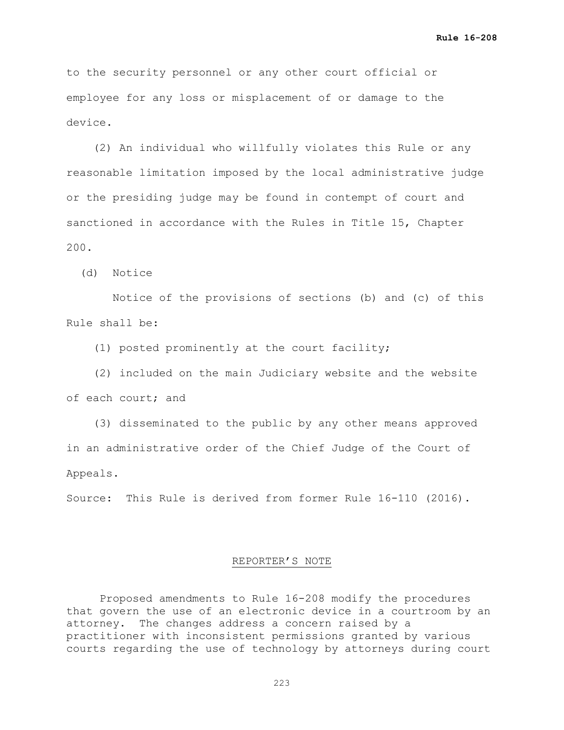to the security personnel or any other court official or employee for any loss or misplacement of or damage to the device.

(2) An individual who willfully violates this Rule or any reasonable limitation imposed by the local administrative judge or the presiding judge may be found in contempt of court and sanctioned in accordance with the Rules in Title 15, Chapter 200.

(d) Notice

Notice of the provisions of sections (b) and (c) of this Rule shall be:

(1) posted prominently at the court facility;

(2) included on the main Judiciary website and the website of each court; and

(3) disseminated to the public by any other means approved in an administrative order of the Chief Judge of the Court of Appeals.

Source: This Rule is derived from former Rule 16-110 (2016).

## REPORTER'S NOTE

Proposed amendments to Rule 16-208 modify the procedures that govern the use of an electronic device in a courtroom by an attorney. The changes address a concern raised by a practitioner with inconsistent permissions granted by various courts regarding the use of technology by attorneys during court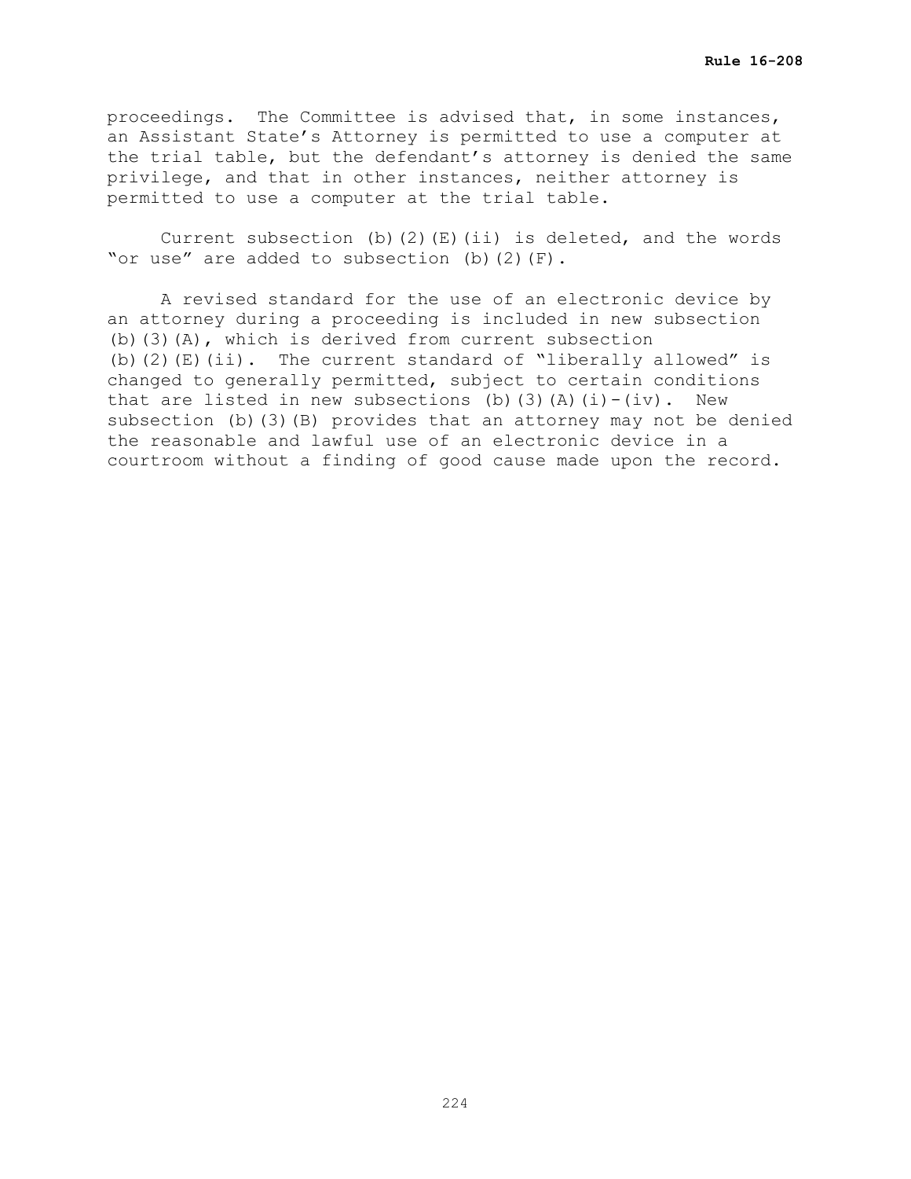proceedings. The Committee is advised that, in some instances, an Assistant State's Attorney is permitted to use a computer at the trial table, but the defendant's attorney is denied the same privilege, and that in other instances, neither attorney is permitted to use a computer at the trial table.

Current subsection (b)(2)(E)(ii) is deleted, and the words "or use" are added to subsection (b)(2)(F).

A revised standard for the use of an electronic device by an attorney during a proceeding is included in new subsection (b)(3)(A), which is derived from current subsection (b)(2)(E)(ii). The current standard of "liberally allowed" is changed to generally permitted, subject to certain conditions that are listed in new subsections (b)(3)(A)(i)-(iv). New subsection (b)(3)(B) provides that an attorney may not be denied the reasonable and lawful use of an electronic device in a courtroom without a finding of good cause made upon the record.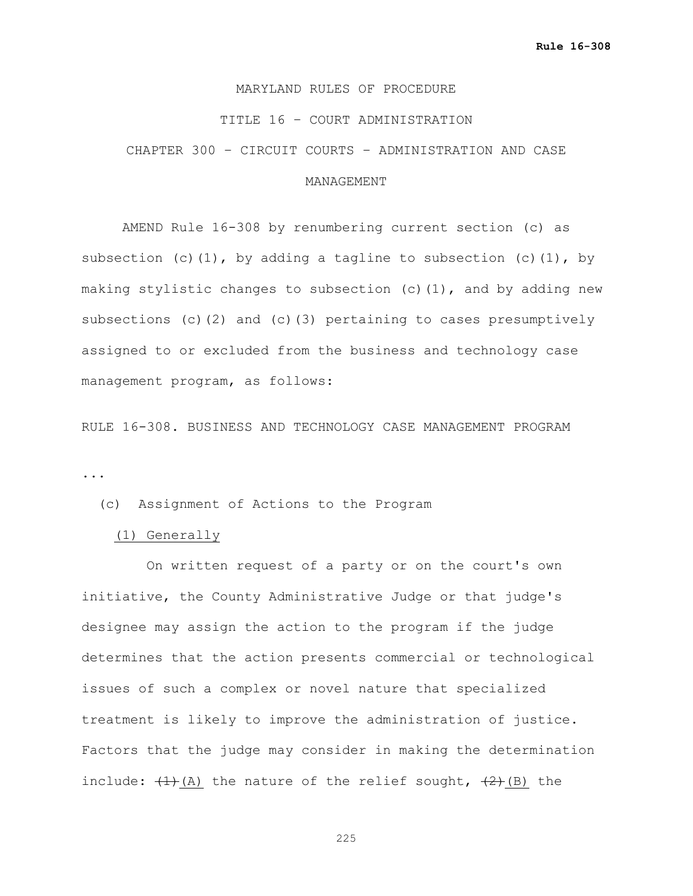MARYLAND RULES OF PROCEDURE

TITLE 16 – COURT ADMINISTRATION

CHAPTER 300 – CIRCUIT COURTS – ADMINISTRATION AND CASE MANAGEMENT

AMEND Rule 16-308 by renumbering current section (c) as subsection (c)(1), by adding a tagline to subsection (c)(1), by making stylistic changes to subsection (c)(1), and by adding new subsections (c)(2) and (c)(3) pertaining to cases presumptively assigned to or excluded from the business and technology case management program, as follows:

RULE 16-308. BUSINESS AND TECHNOLOGY CASE MANAGEMENT PROGRAM

...

(c) Assignment of Actions to the Program

<u>(1) Generally</u>

On written request of a party or on the court's own initiative, the County Administrative Judge or that judge's designee may assign the action to the program if the judge determines that the action presents commercial or technological issues of such a complex or novel nature that specialized treatment is likely to improve the administration of justice. Factors that the judge may consider in making the determination include: ~~(1)~~ <u>(A)</u> the nature of the relief sought, ~~(2)~~ <u>(B)</u> the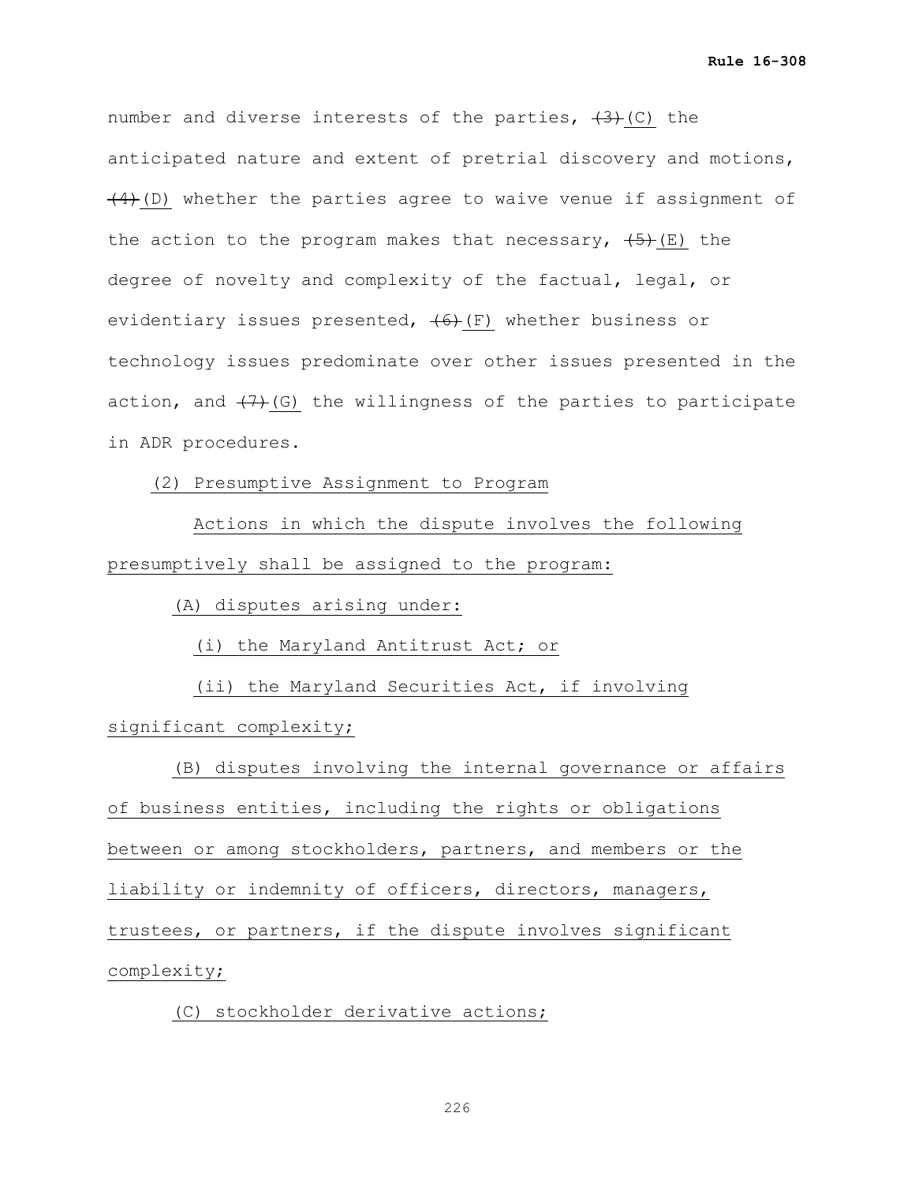number and diverse interests of the parties, ~~(3)~~ <u>(C)</u> the anticipated nature and extent of pretrial discovery and motions, ~~(4)~~ <u>(D)</u> whether the parties agree to waive venue if assignment of the action to the program makes that necessary, ~~(5)~~ <u>(E)</u> the degree of novelty and complexity of the factual, legal, or evidentiary issues presented, ~~(6)~~ <u>(F)</u> whether business or technology issues predominate over other issues presented in the action, and ~~(7)~~ <u>(G)</u> the willingness of the parties to participate in ADR procedures.

<u>(2) Presumptive Assignment to Program</u>

<u>Actions in which the dispute involves the following presumptively shall be assigned to the program:</u>

<u>(A) disputes arising under:</u>

<u>(i) the Maryland Antitrust Act; or</u>

<u>(ii) the Maryland Securities Act, if involving significant complexity;</u>

<u>(B) disputes involving the internal governance or affairs of business entities, including the rights or obligations between or among stockholders, partners, and members or the liability or indemnity of officers, directors, managers, trustees, or partners, if the dispute involves significant complexity;</u>

<u>(C) stockholder derivative actions;</u>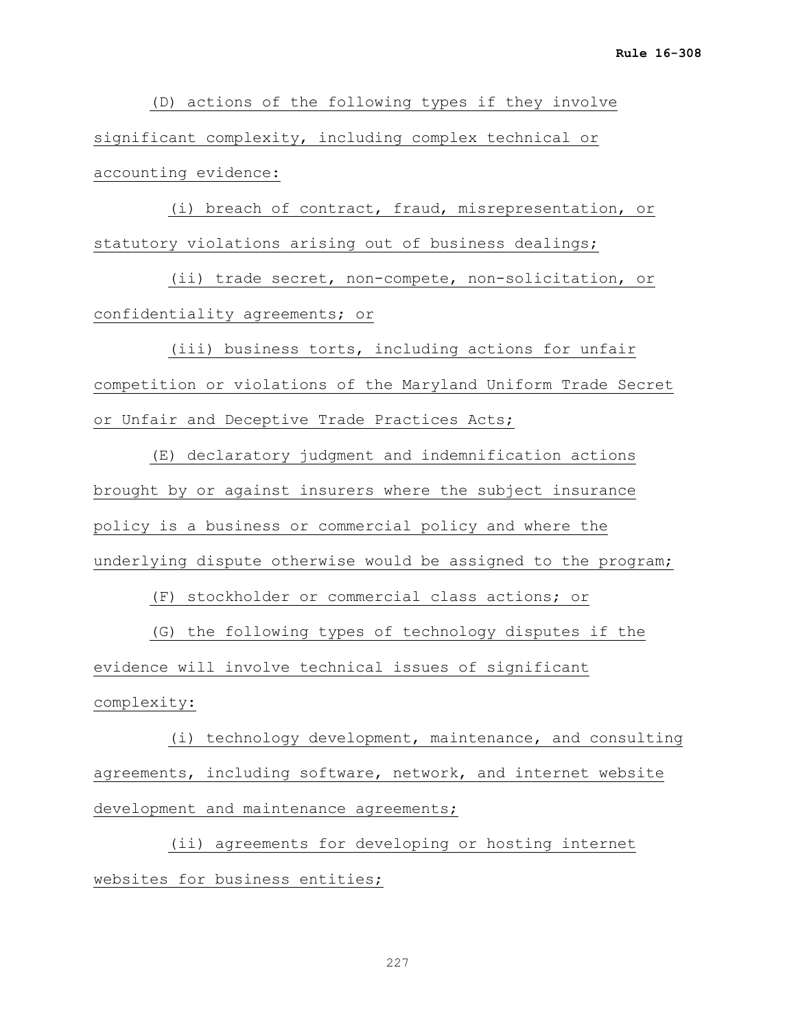(D) actions of the following types if they involve significant complexity, including complex technical or accounting evidence:

(i) breach of contract, fraud, misrepresentation, or statutory violations arising out of business dealings;

(ii) trade secret, non-compete, non-solicitation, or confidentiality agreements; or

(iii) business torts, including actions for unfair competition or violations of the Maryland Uniform Trade Secret or Unfair and Deceptive Trade Practices Acts;

(E) declaratory judgment and indemnification actions brought by or against insurers where the subject insurance policy is a business or commercial policy and where the underlying dispute otherwise would be assigned to the program;

(F) stockholder or commercial class actions; or

(G) the following types of technology disputes if the evidence will involve technical issues of significant complexity:

(i) technology development, maintenance, and consulting agreements, including software, network, and internet website development and maintenance agreements;

(ii) agreements for developing or hosting internet websites for business entities;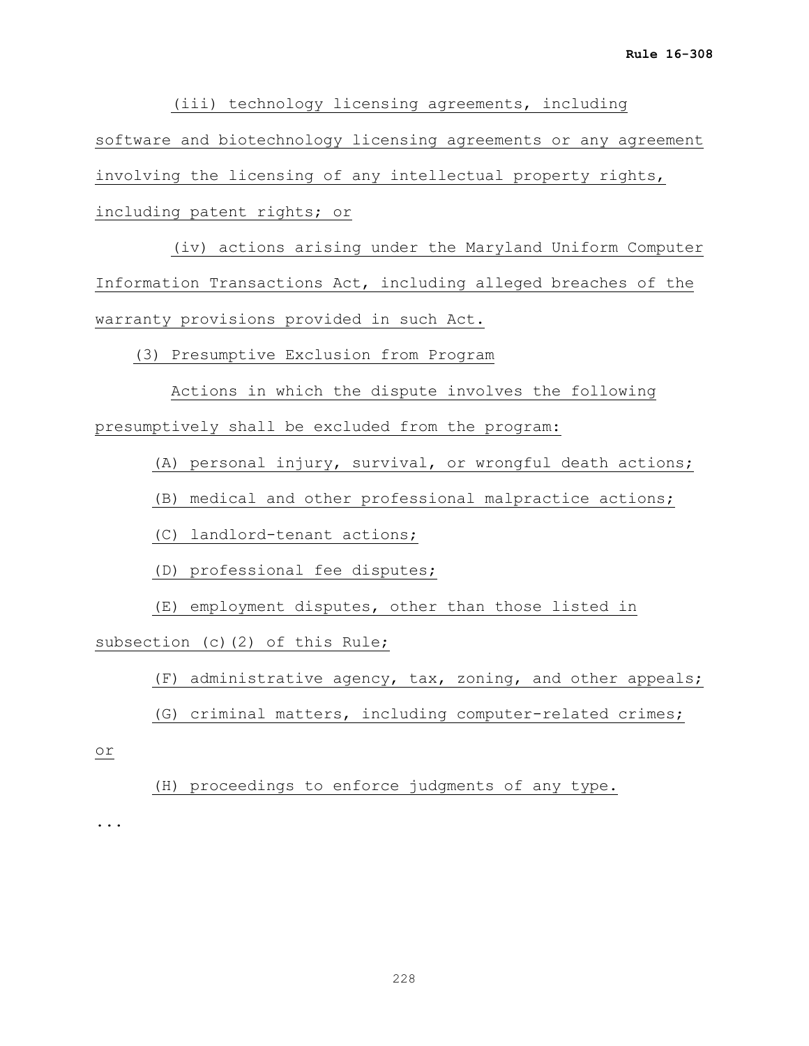(iii) technology licensing agreements, including software and biotechnology licensing agreements or any agreement involving the licensing of any intellectual property rights, including patent rights; or

(iv) actions arising under the Maryland Uniform Computer Information Transactions Act, including alleged breaches of the warranty provisions provided in such Act.

(3) Presumptive Exclusion from Program

Actions in which the dispute involves the following presumptively shall be excluded from the program:

(A) personal injury, survival, or wrongful death actions;

(B) medical and other professional malpractice actions;

(C) landlord-tenant actions;

(D) professional fee disputes;

(E) employment disputes, other than those listed in subsection (c)(2) of this Rule;

(F) administrative agency, tax, zoning, and other appeals;

(G) criminal matters, including computer-related crimes; or

(H) proceedings to enforce judgments of any type.

...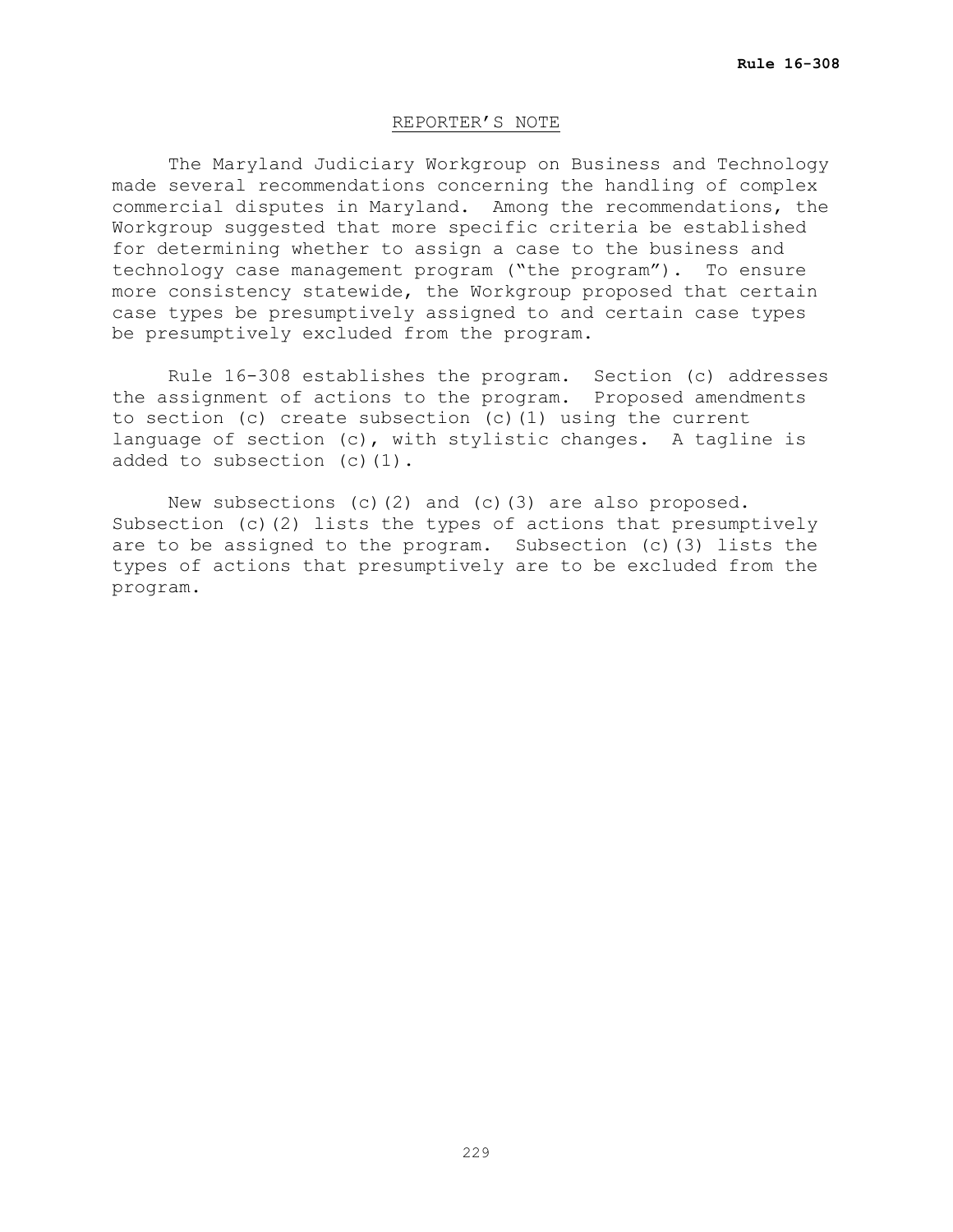## REPORTER'S NOTE

The Maryland Judiciary Workgroup on Business and Technology made several recommendations concerning the handling of complex commercial disputes in Maryland. Among the recommendations, the Workgroup suggested that more specific criteria be established for determining whether to assign a case to the business and technology case management program ("the program"). To ensure more consistency statewide, the Workgroup proposed that certain case types be presumptively assigned to and certain case types be presumptively excluded from the program.

Rule 16-308 establishes the program. Section (c) addresses the assignment of actions to the program. Proposed amendments to section (c) create subsection (c)(1) using the current language of section (c), with stylistic changes. A tagline is added to subsection (c)(1).

New subsections (c)(2) and (c)(3) are also proposed. Subsection (c)(2) lists the types of actions that presumptively are to be assigned to the program. Subsection (c)(3) lists the types of actions that presumptively are to be excluded from the program.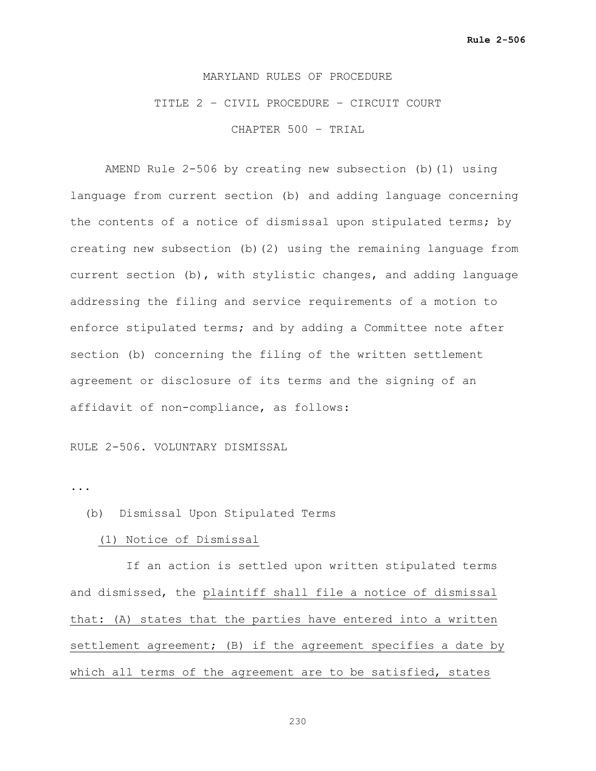MARYLAND RULES OF PROCEDURE

TITLE 2 – CIVIL PROCEDURE – CIRCUIT COURT

CHAPTER 500 – TRIAL

AMEND Rule 2-506 by creating new subsection (b)(1) using language from current section (b) and adding language concerning the contents of a notice of dismissal upon stipulated terms; by creating new subsection (b)(2) using the remaining language from current section (b), with stylistic changes, and adding language addressing the filing and service requirements of a motion to enforce stipulated terms; and by adding a Committee note after section (b) concerning the filing of the written settlement agreement or disclosure of its terms and the signing of an affidavit of non-compliance, as follows:

RULE 2-506. VOLUNTARY DISMISSAL

...

(b) Dismissal Upon Stipulated Terms

(1) Notice of Dismissal

If an action is settled upon written stipulated terms and dismissed, the plaintiff shall file a notice of dismissal that: (A) states that the parties have entered into a written settlement agreement; (B) if the agreement specifies a date by which all terms of the agreement are to be satisfied, states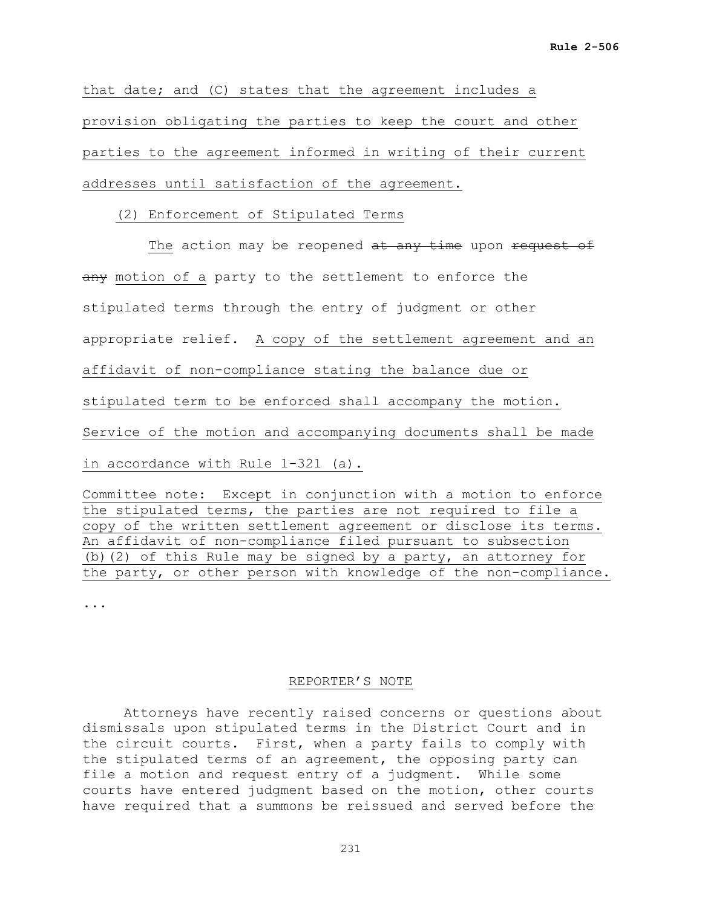that date; and (C) states that the agreement includes a provision obligating the parties to keep the court and other parties to the agreement informed in writing of their current addresses until satisfaction of the agreement.

(2) Enforcement of Stipulated Terms

The action may be reopened ~~at any time~~ upon ~~request of any~~ motion of a party to the settlement to enforce the stipulated terms through the entry of judgment or other appropriate relief. A copy of the settlement agreement and an affidavit of non-compliance stating the balance due or stipulated term to be enforced shall accompany the motion. Service of the motion and accompanying documents shall be made in accordance with Rule 1-321 (a).

Committee note: Except in conjunction with a motion to enforce the stipulated terms, the parties are not required to file a copy of the written settlement agreement or disclose its terms. An affidavit of non-compliance filed pursuant to subsection (b)(2) of this Rule may be signed by a party, an attorney for the party, or other person with knowledge of the non-compliance.

...

## REPORTER'S NOTE

Attorneys have recently raised concerns or questions about dismissals upon stipulated terms in the District Court and in the circuit courts. First, when a party fails to comply with the stipulated terms of an agreement, the opposing party can file a motion and request entry of a judgment. While some courts have entered judgment based on the motion, other courts have required that a summons be reissued and served before the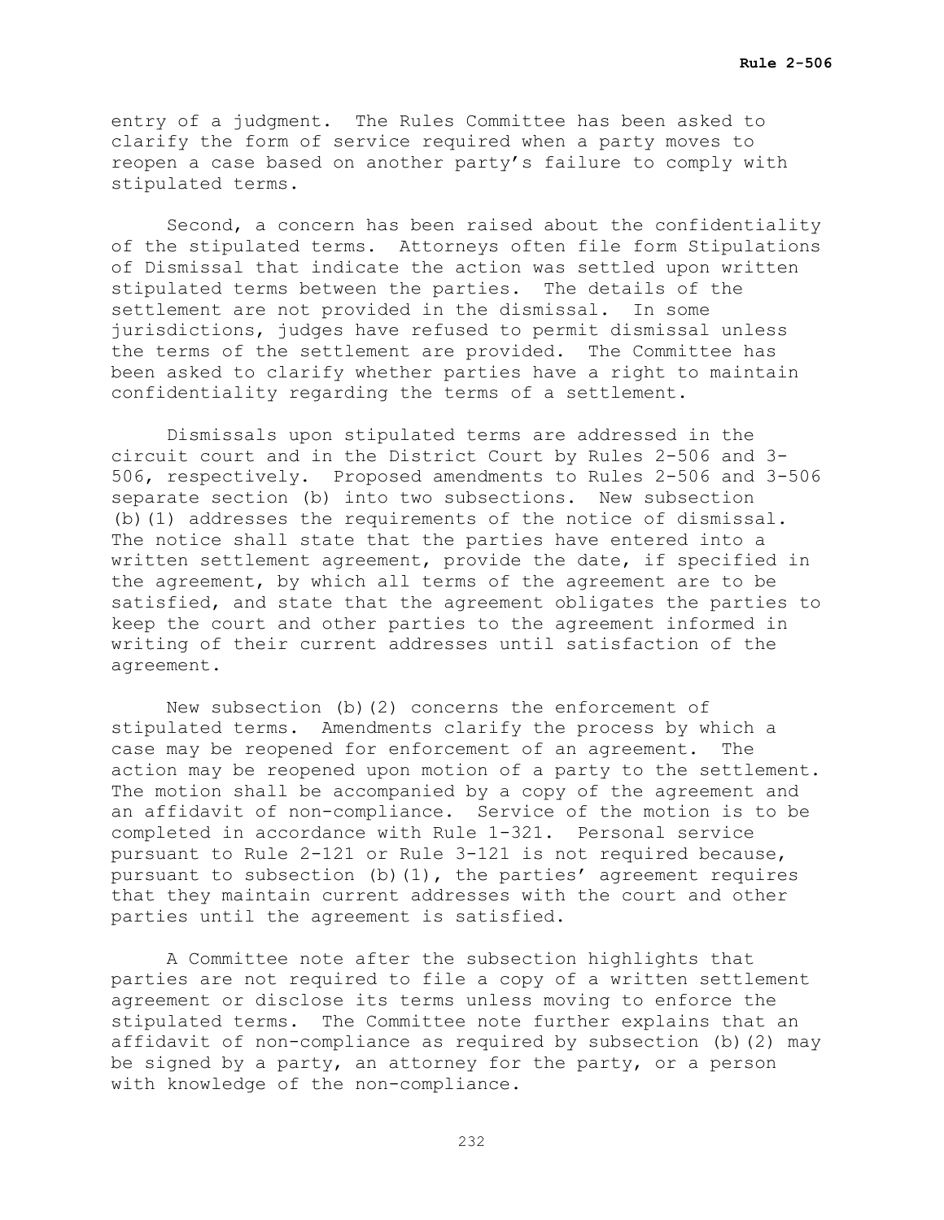entry of a judgment. The Rules Committee has been asked to clarify the form of service required when a party moves to reopen a case based on another party's failure to comply with stipulated terms.

Second, a concern has been raised about the confidentiality of the stipulated terms. Attorneys often file form Stipulations of Dismissal that indicate the action was settled upon written stipulated terms between the parties. The details of the settlement are not provided in the dismissal. In some jurisdictions, judges have refused to permit dismissal unless the terms of the settlement are provided. The Committee has been asked to clarify whether parties have a right to maintain confidentiality regarding the terms of a settlement.

Dismissals upon stipulated terms are addressed in the circuit court and in the District Court by Rules 2-506 and 3-506, respectively. Proposed amendments to Rules 2-506 and 3-506 separate section (b) into two subsections. New subsection (b)(1) addresses the requirements of the notice of dismissal. The notice shall state that the parties have entered into a written settlement agreement, provide the date, if specified in the agreement, by which all terms of the agreement are to be satisfied, and state that the agreement obligates the parties to keep the court and other parties to the agreement informed in writing of their current addresses until satisfaction of the agreement.

New subsection (b)(2) concerns the enforcement of stipulated terms. Amendments clarify the process by which a case may be reopened for enforcement of an agreement. The action may be reopened upon motion of a party to the settlement. The motion shall be accompanied by a copy of the agreement and an affidavit of non-compliance. Service of the motion is to be completed in accordance with Rule 1-321. Personal service pursuant to Rule 2-121 or Rule 3-121 is not required because, pursuant to subsection (b)(1), the parties' agreement requires that they maintain current addresses with the court and other parties until the agreement is satisfied.

A Committee note after the subsection highlights that parties are not required to file a copy of a written settlement agreement or disclose its terms unless moving to enforce the stipulated terms. The Committee note further explains that an affidavit of non-compliance as required by subsection (b)(2) may be signed by a party, an attorney for the party, or a person with knowledge of the non-compliance.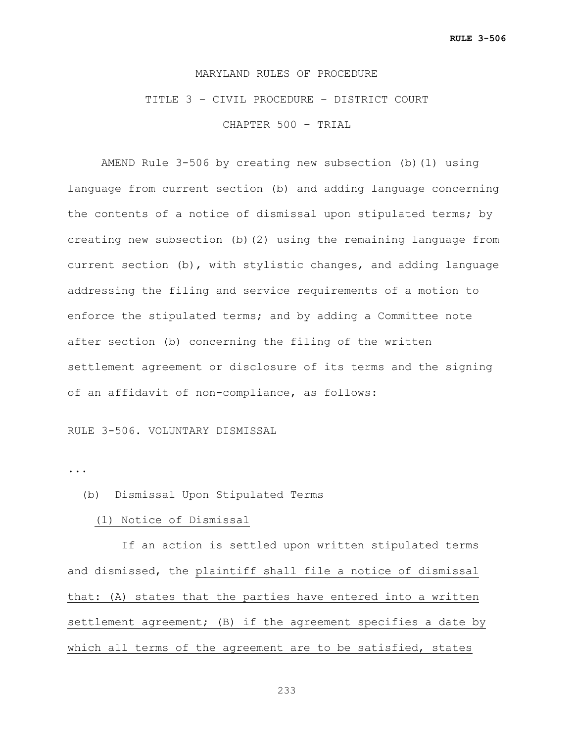MARYLAND RULES OF PROCEDURE

TITLE 3 – CIVIL PROCEDURE – DISTRICT COURT

CHAPTER 500 – TRIAL

AMEND Rule 3-506 by creating new subsection (b)(1) using language from current section (b) and adding language concerning the contents of a notice of dismissal upon stipulated terms; by creating new subsection (b)(2) using the remaining language from current section (b), with stylistic changes, and adding language addressing the filing and service requirements of a motion to enforce the stipulated terms; and by adding a Committee note after section (b) concerning the filing of the written settlement agreement or disclosure of its terms and the signing of an affidavit of non-compliance, as follows:

RULE 3-506. VOLUNTARY DISMISSAL

...

(b) Dismissal Upon Stipulated Terms

<u>(1) Notice of Dismissal</u>

If an action is settled upon written stipulated terms and dismissed, the <u>plaintiff shall file a notice of dismissal that: (A) states that the parties have entered into a written settlement agreement; (B) if the agreement specifies a date by which all terms of the agreement are to be satisfied, states</u>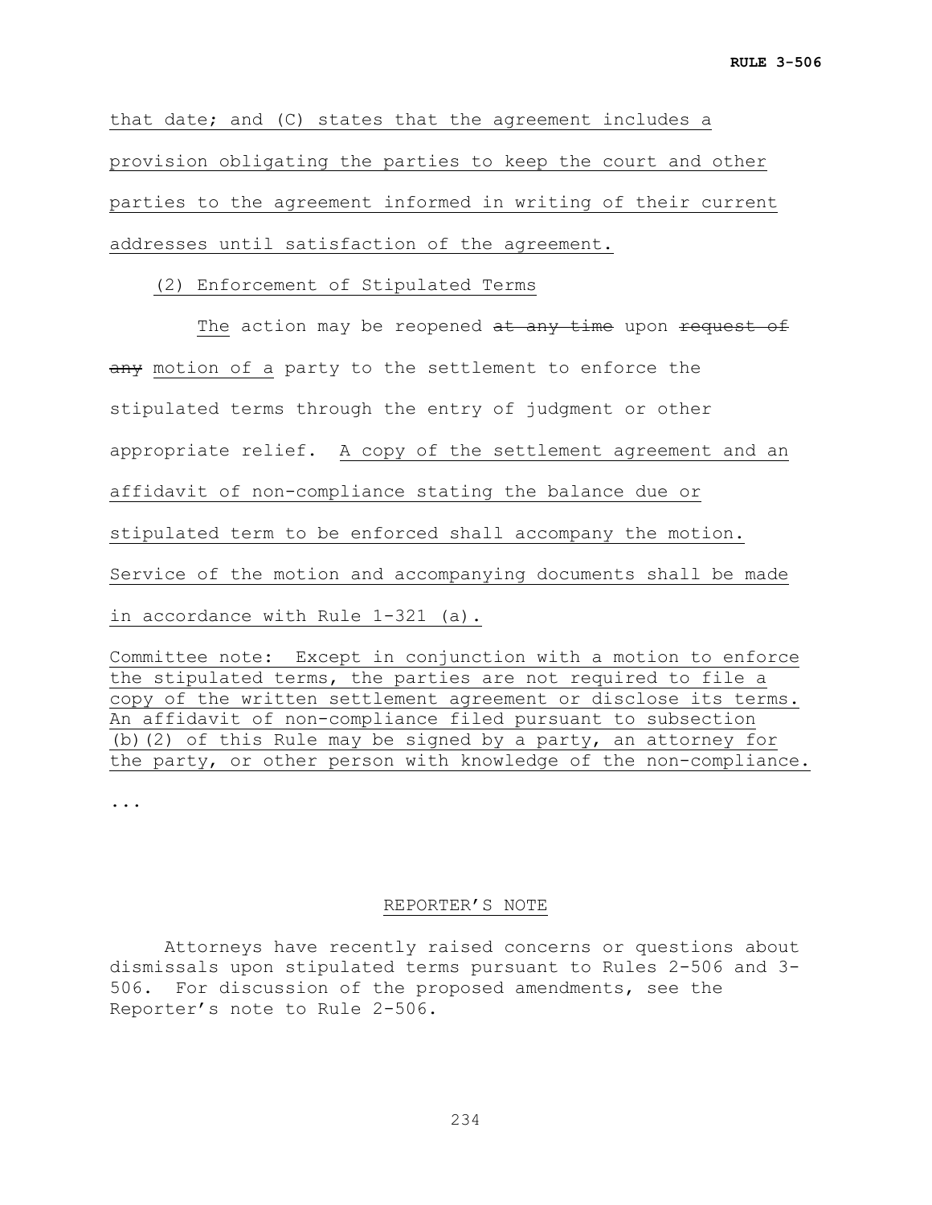that date; and (C) states that the agreement includes a provision obligating the parties to keep the court and other parties to the agreement informed in writing of their current addresses until satisfaction of the agreement.

(2) Enforcement of Stipulated Terms

The action may be reopened ~~at any time~~ upon ~~request of any~~ motion of a party to the settlement to enforce the stipulated terms through the entry of judgment or other appropriate relief. A copy of the settlement agreement and an affidavit of non-compliance stating the balance due or stipulated term to be enforced shall accompany the motion. Service of the motion and accompanying documents shall be made in accordance with Rule 1-321 (a).

Committee note: Except in conjunction with a motion to enforce the stipulated terms, the parties are not required to file a copy of the written settlement agreement or disclose its terms. An affidavit of non-compliance filed pursuant to subsection (b)(2) of this Rule may be signed by a party, an attorney for the party, or other person with knowledge of the non-compliance.

...

REPORTER'S NOTE

Attorneys have recently raised concerns or questions about dismissals upon stipulated terms pursuant to Rules 2-506 and 3-506. For discussion of the proposed amendments, see the Reporter's note to Rule 2-506.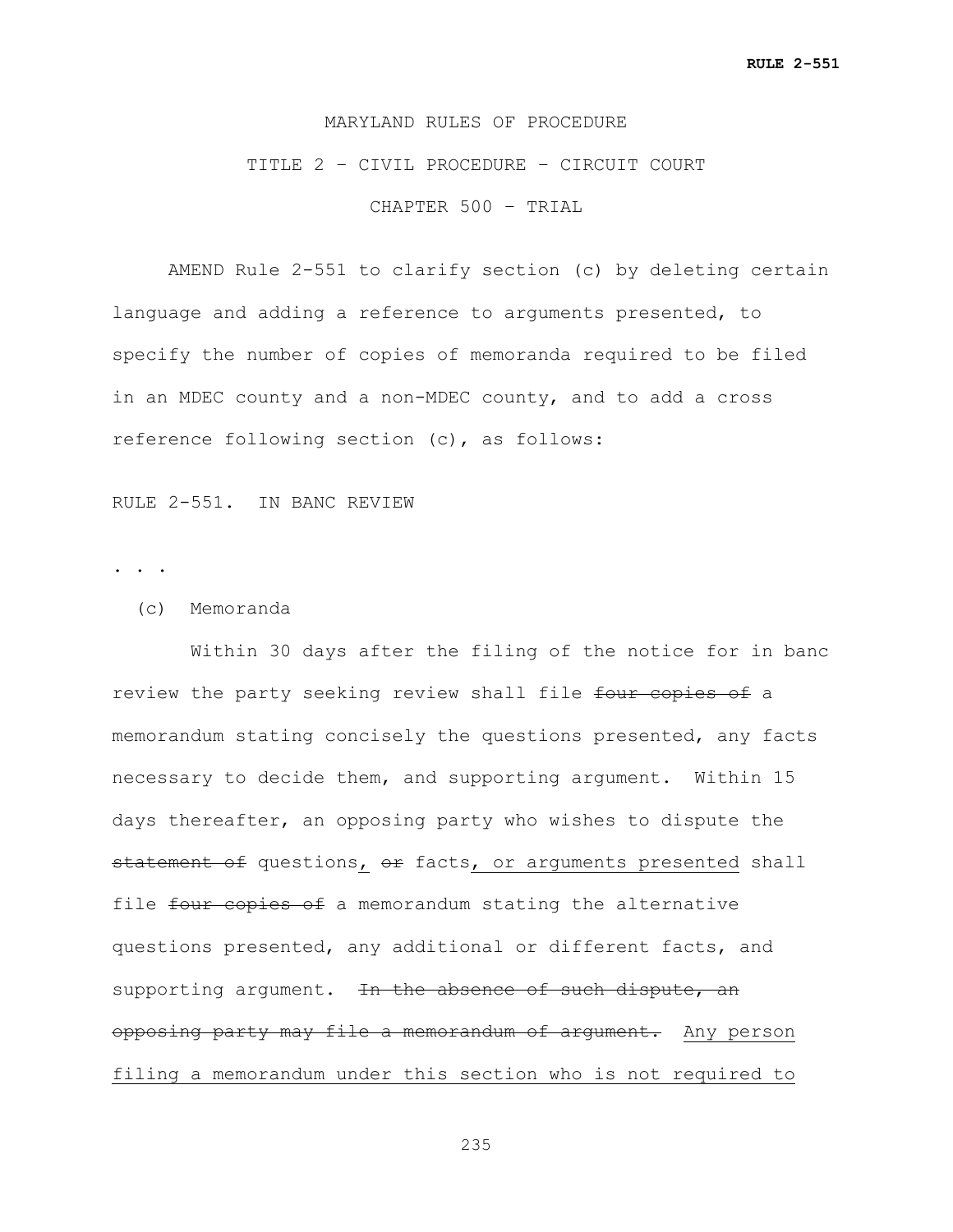MARYLAND RULES OF PROCEDURE

TITLE 2 – CIVIL PROCEDURE – CIRCUIT COURT

CHAPTER 500 – TRIAL

AMEND Rule 2-551 to clarify section (c) by deleting certain language and adding a reference to arguments presented, to specify the number of copies of memoranda required to be filed in an MDEC county and a non-MDEC county, and to add a cross reference following section (c), as follows:

RULE 2-551. IN BANC REVIEW

. . .

(c) Memoranda

Within 30 days after the filing of the notice for in banc review the party seeking review shall file ~~four copies of~~ a memorandum stating concisely the questions presented, any facts necessary to decide them, and supporting argument. Within 15 days thereafter, an opposing party who wishes to dispute the ~~statement of~~ questions<u>,</u> ~~or~~ facts<u>, or arguments presented</u> shall file ~~four copies of~~ a memorandum stating the alternative questions presented, any additional or different facts, and supporting argument. ~~In the absence of such dispute, an opposing party may file a memorandum of argument.~~ <u>Any person filing a memorandum under this section who is not required to</u>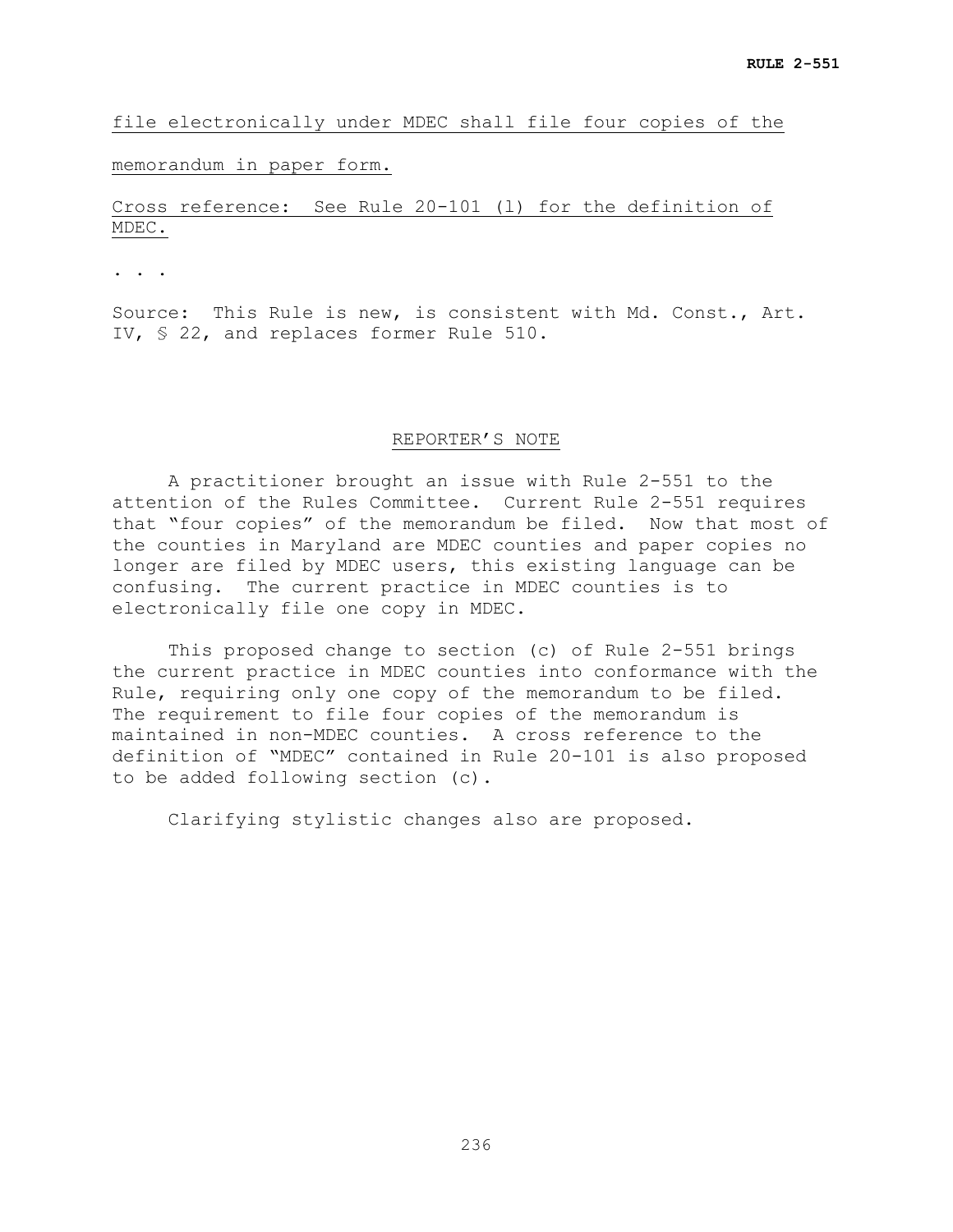file electronically under MDEC shall file four copies of the memorandum in paper form.

Cross reference: See Rule 20-101 (l) for the definition of MDEC.

. . .

Source: This Rule is new, is consistent with Md. Const., Art. IV, § 22, and replaces former Rule 510.

## REPORTER'S NOTE

A practitioner brought an issue with Rule 2-551 to the attention of the Rules Committee. Current Rule 2-551 requires that "four copies" of the memorandum be filed. Now that most of the counties in Maryland are MDEC counties and paper copies no longer are filed by MDEC users, this existing language can be confusing. The current practice in MDEC counties is to electronically file one copy in MDEC.

This proposed change to section (c) of Rule 2-551 brings the current practice in MDEC counties into conformance with the Rule, requiring only one copy of the memorandum to be filed. The requirement to file four copies of the memorandum is maintained in non-MDEC counties. A cross reference to the definition of "MDEC" contained in Rule 20-101 is also proposed to be added following section (c).

Clarifying stylistic changes also are proposed.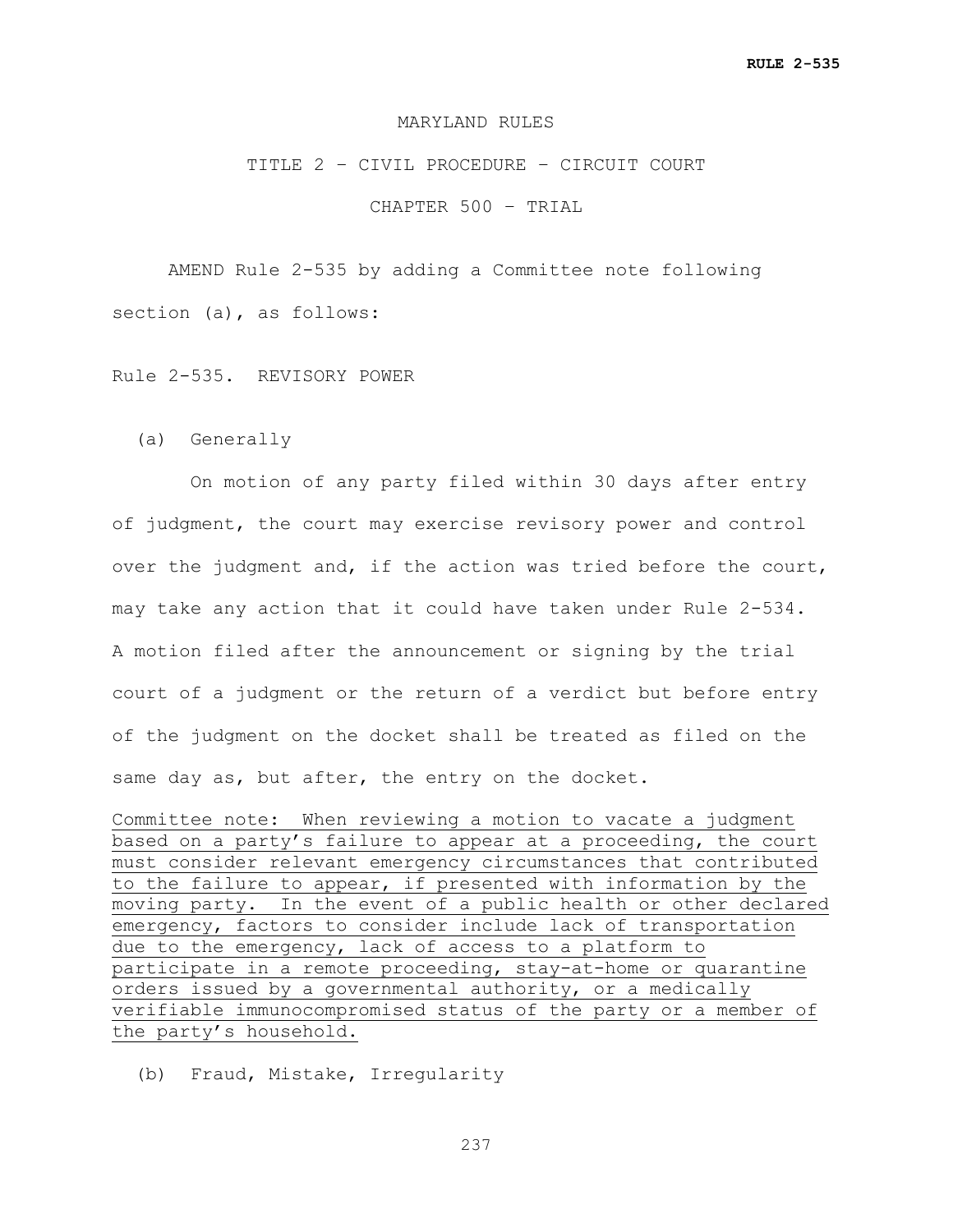MARYLAND RULES

TITLE 2 – CIVIL PROCEDURE – CIRCUIT COURT

CHAPTER 500 – TRIAL

AMEND Rule 2-535 by adding a Committee note following section (a), as follows:

Rule 2-535. REVISORY POWER

(a) Generally

On motion of any party filed within 30 days after entry of judgment, the court may exercise revisory power and control over the judgment and, if the action was tried before the court, may take any action that it could have taken under Rule 2-534. A motion filed after the announcement or signing by the trial court of a judgment or the return of a verdict but before entry of the judgment on the docket shall be treated as filed on the same day as, but after, the entry on the docket.

<u>Committee note: When reviewing a motion to vacate a judgment based on a party's failure to appear at a proceeding, the court must consider relevant emergency circumstances that contributed to the failure to appear, if presented with information by the moving party. In the event of a public health or other declared emergency, factors to consider include lack of transportation due to the emergency, lack of access to a platform to participate in a remote proceeding, stay-at-home or quarantine orders issued by a governmental authority, or a medically verifiable immunocompromised status of the party or a member of the party's household.</u>

(b) Fraud, Mistake, Irregularity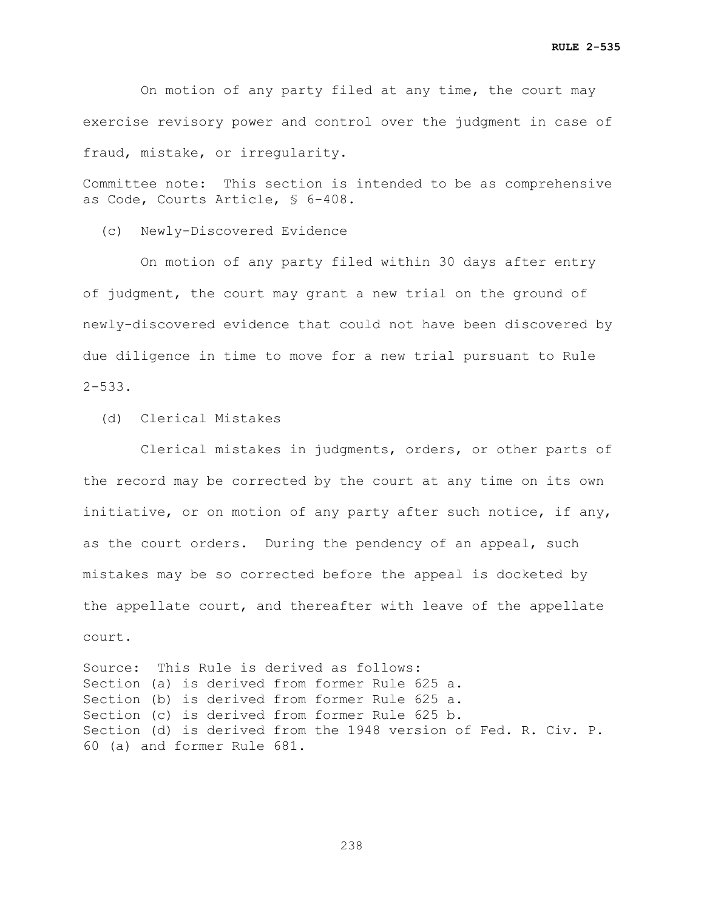On motion of any party filed at any time, the court may exercise revisory power and control over the judgment in case of fraud, mistake, or irregularity.

Committee note: This section is intended to be as comprehensive as Code, Courts Article, § 6-408.

(c) Newly-Discovered Evidence

On motion of any party filed within 30 days after entry of judgment, the court may grant a new trial on the ground of newly-discovered evidence that could not have been discovered by due diligence in time to move for a new trial pursuant to Rule 2-533.

(d) Clerical Mistakes

Clerical mistakes in judgments, orders, or other parts of the record may be corrected by the court at any time on its own initiative, or on motion of any party after such notice, if any, as the court orders. During the pendency of an appeal, such mistakes may be so corrected before the appeal is docketed by the appellate court, and thereafter with leave of the appellate court.

Source: This Rule is derived as follows:
Section (a) is derived from former Rule 625 a.
Section (b) is derived from former Rule 625 a.
Section (c) is derived from former Rule 625 b.
Section (d) is derived from the 1948 version of Fed. R. Civ. P. 60 (a) and former Rule 681.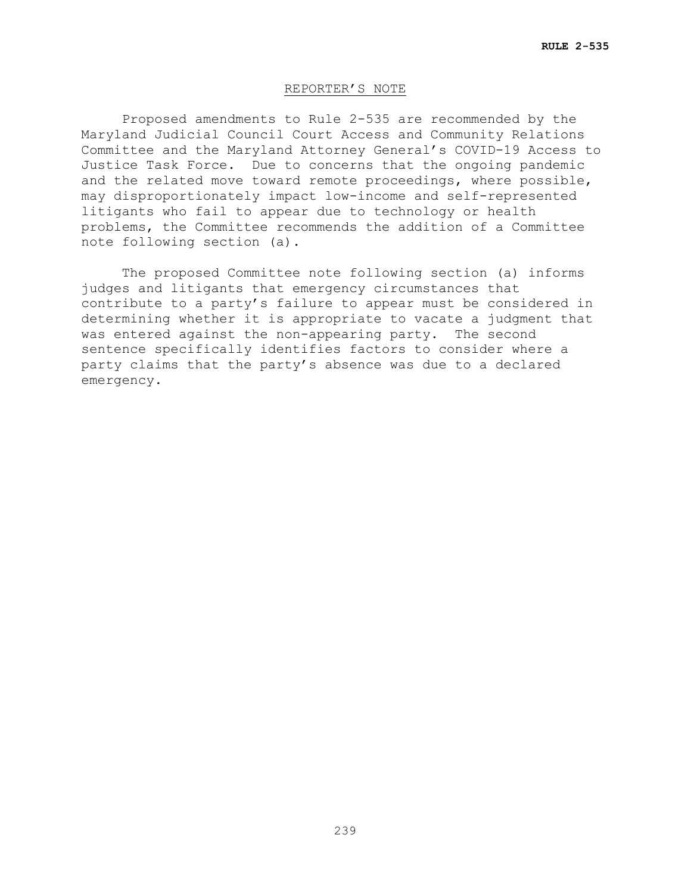## REPORTER'S NOTE

Proposed amendments to Rule 2-535 are recommended by the Maryland Judicial Council Court Access and Community Relations Committee and the Maryland Attorney General's COVID-19 Access to Justice Task Force. Due to concerns that the ongoing pandemic and the related move toward remote proceedings, where possible, may disproportionately impact low-income and self-represented litigants who fail to appear due to technology or health problems, the Committee recommends the addition of a Committee note following section (a).

The proposed Committee note following section (a) informs judges and litigants that emergency circumstances that contribute to a party's failure to appear must be considered in determining whether it is appropriate to vacate a judgment that was entered against the non-appearing party. The second sentence specifically identifies factors to consider where a party claims that the party's absence was due to a declared emergency.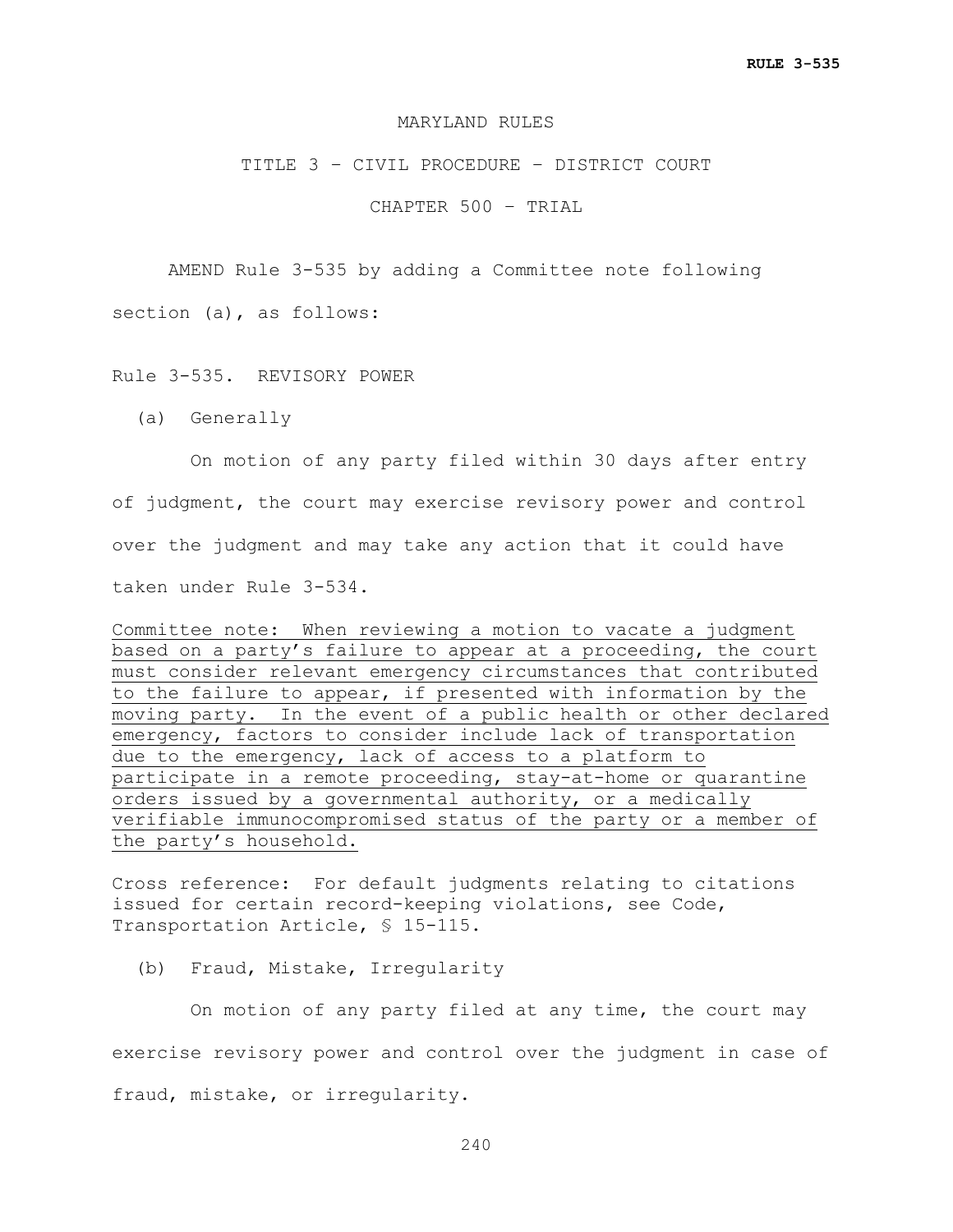MARYLAND RULES

TITLE 3 – CIVIL PROCEDURE – DISTRICT COURT

CHAPTER 500 – TRIAL

AMEND Rule 3-535 by adding a Committee note following section (a), as follows:

Rule 3-535. REVISORY POWER

(a) Generally

On motion of any party filed within 30 days after entry of judgment, the court may exercise revisory power and control over the judgment and may take any action that it could have taken under Rule 3-534.

<u>Committee note: When reviewing a motion to vacate a judgment based on a party's failure to appear at a proceeding, the court must consider relevant emergency circumstances that contributed to the failure to appear, if presented with information by the moving party. In the event of a public health or other declared emergency, factors to consider include lack of transportation due to the emergency, lack of access to a platform to participate in a remote proceeding, stay-at-home or quarantine orders issued by a governmental authority, or a medically verifiable immunocompromised status of the party or a member of the party's household.</u>

Cross reference: For default judgments relating to citations issued for certain record-keeping violations, see Code, Transportation Article, § 15-115.

(b) Fraud, Mistake, Irregularity

On motion of any party filed at any time, the court may exercise revisory power and control over the judgment in case of fraud, mistake, or irregularity.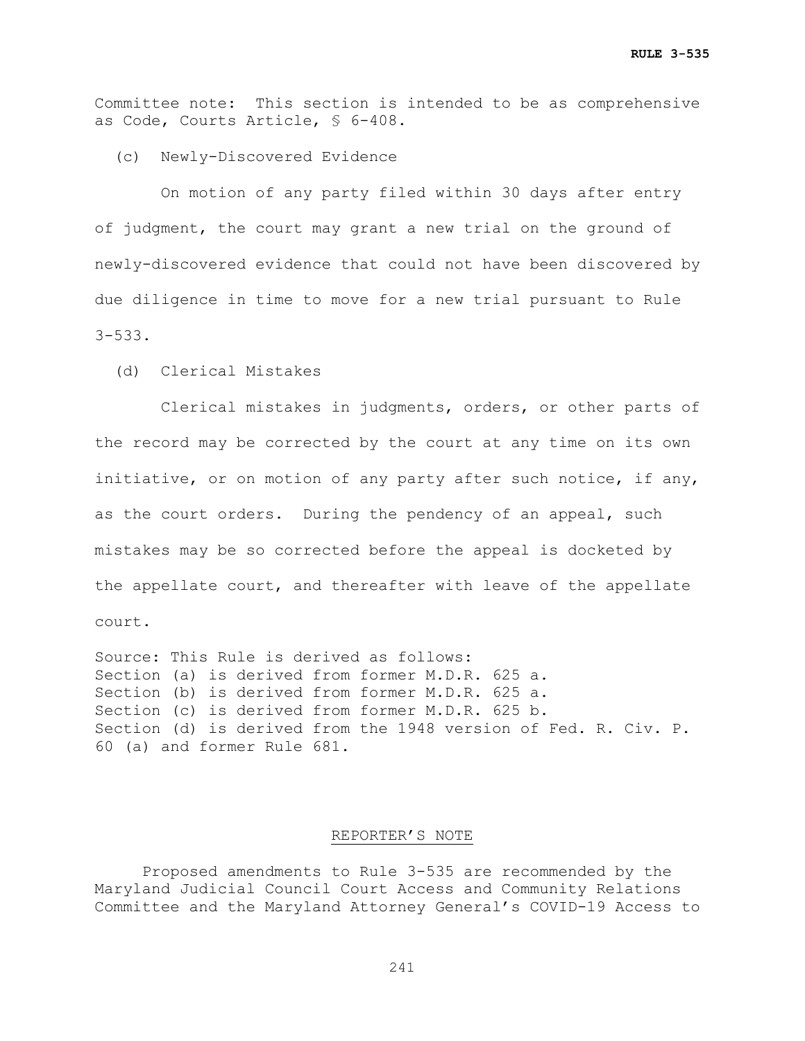Committee note: This section is intended to be as comprehensive as Code, Courts Article, § 6-408.

(c) Newly-Discovered Evidence

On motion of any party filed within 30 days after entry of judgment, the court may grant a new trial on the ground of newly-discovered evidence that could not have been discovered by due diligence in time to move for a new trial pursuant to Rule 3-533.

(d) Clerical Mistakes

Clerical mistakes in judgments, orders, or other parts of the record may be corrected by the court at any time on its own initiative, or on motion of any party after such notice, if any, as the court orders. During the pendency of an appeal, such mistakes may be so corrected before the appeal is docketed by the appellate court, and thereafter with leave of the appellate court.

Source: This Rule is derived as follows:
Section (a) is derived from former M.D.R. 625 a.
Section (b) is derived from former M.D.R. 625 a.
Section (c) is derived from former M.D.R. 625 b.
Section (d) is derived from the 1948 version of Fed. R. Civ. P. 60 (a) and former Rule 681.

## REPORTER'S NOTE

Proposed amendments to Rule 3-535 are recommended by the Maryland Judicial Council Court Access and Community Relations Committee and the Maryland Attorney General's COVID-19 Access to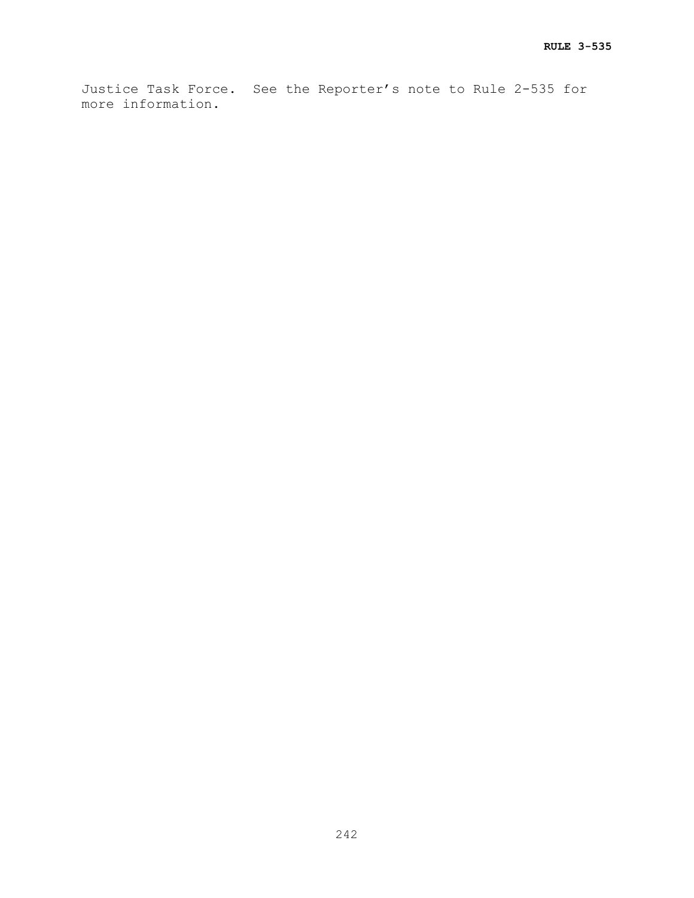Justice Task Force. See the Reporter's note to Rule 2-535 for more information.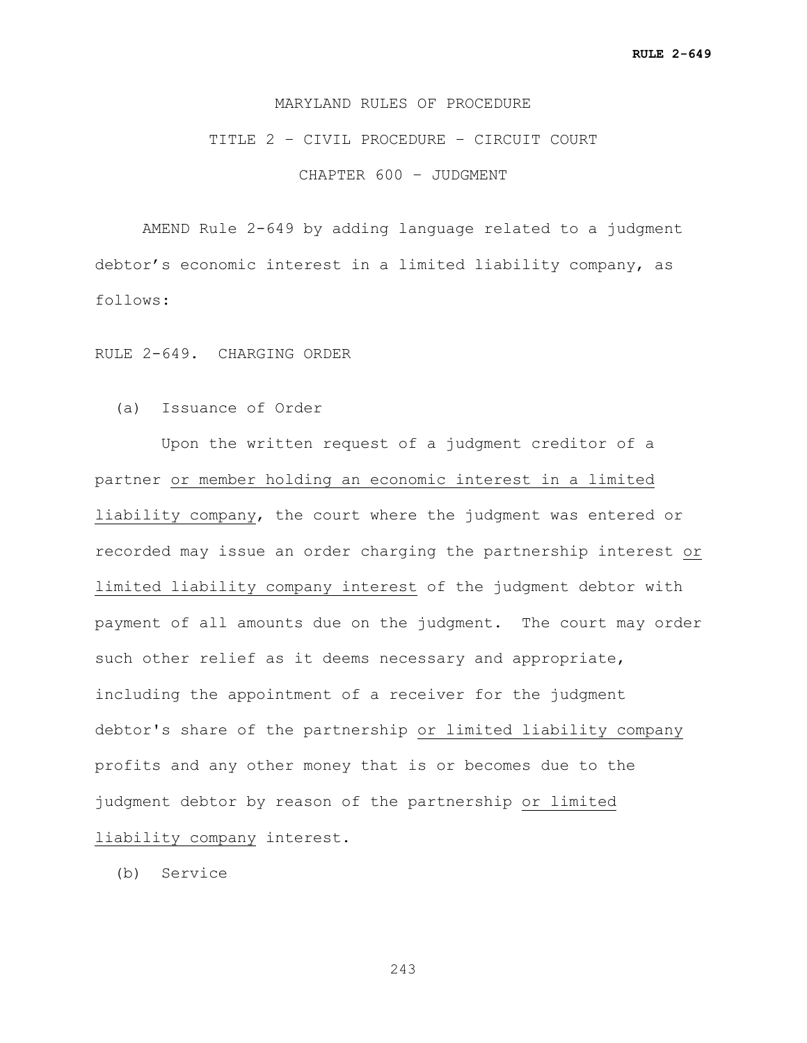MARYLAND RULES OF PROCEDURE

TITLE 2 – CIVIL PROCEDURE – CIRCUIT COURT

CHAPTER 600 – JUDGMENT

AMEND Rule 2-649 by adding language related to a judgment debtor's economic interest in a limited liability company, as follows:

RULE 2-649. CHARGING ORDER

(a) Issuance of Order

Upon the written request of a judgment creditor of a partner <u>or member holding an economic interest in a limited liability company</u>, the court where the judgment was entered or recorded may issue an order charging the partnership interest <u>or limited liability company interest</u> of the judgment debtor with payment of all amounts due on the judgment. The court may order such other relief as it deems necessary and appropriate, including the appointment of a receiver for the judgment debtor's share of the partnership <u>or limited liability company</u> profits and any other money that is or becomes due to the judgment debtor by reason of the partnership <u>or limited liability company</u> interest.

(b) Service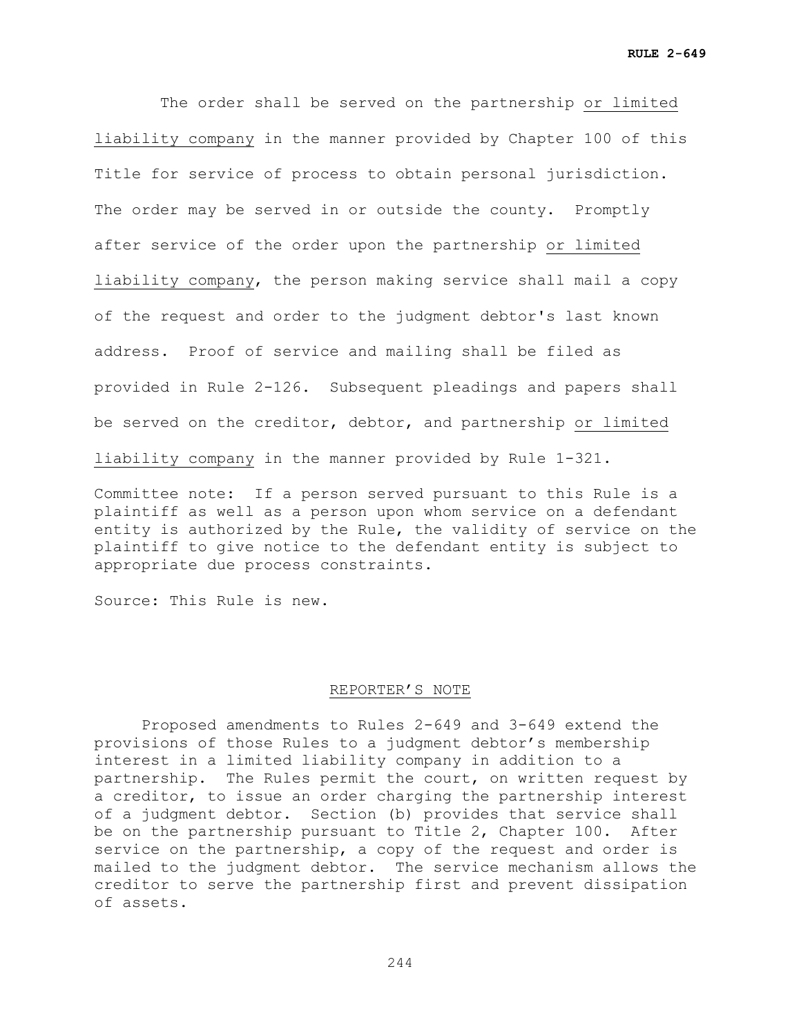The order shall be served on the partnership <u>or limited liability company</u> in the manner provided by Chapter 100 of this Title for service of process to obtain personal jurisdiction. The order may be served in or outside the county. Promptly after service of the order upon the partnership <u>or limited liability company</u>, the person making service shall mail a copy of the request and order to the judgment debtor's last known address. Proof of service and mailing shall be filed as provided in Rule 2-126. Subsequent pleadings and papers shall be served on the creditor, debtor, and partnership <u>or limited liability company</u> in the manner provided by Rule 1-321.

Committee note: If a person served pursuant to this Rule is a plaintiff as well as a person upon whom service on a defendant entity is authorized by the Rule, the validity of service on the plaintiff to give notice to the defendant entity is subject to appropriate due process constraints.

Source: This Rule is new.

## <u>REPORTER'S NOTE</u>

Proposed amendments to Rules 2-649 and 3-649 extend the provisions of those Rules to a judgment debtor's membership interest in a limited liability company in addition to a partnership. The Rules permit the court, on written request by a creditor, to issue an order charging the partnership interest of a judgment debtor. Section (b) provides that service shall be on the partnership pursuant to Title 2, Chapter 100. After service on the partnership, a copy of the request and order is mailed to the judgment debtor. The service mechanism allows the creditor to serve the partnership first and prevent dissipation of assets.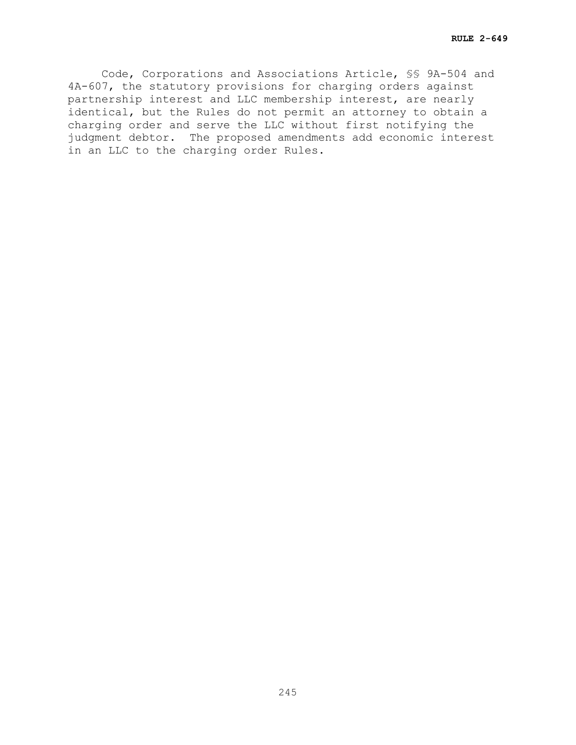Code, Corporations and Associations Article, §§ 9A-504 and 4A-607, the statutory provisions for charging orders against partnership interest and LLC membership interest, are nearly identical, but the Rules do not permit an attorney to obtain a charging order and serve the LLC without first notifying the judgment debtor. The proposed amendments add economic interest in an LLC to the charging order Rules.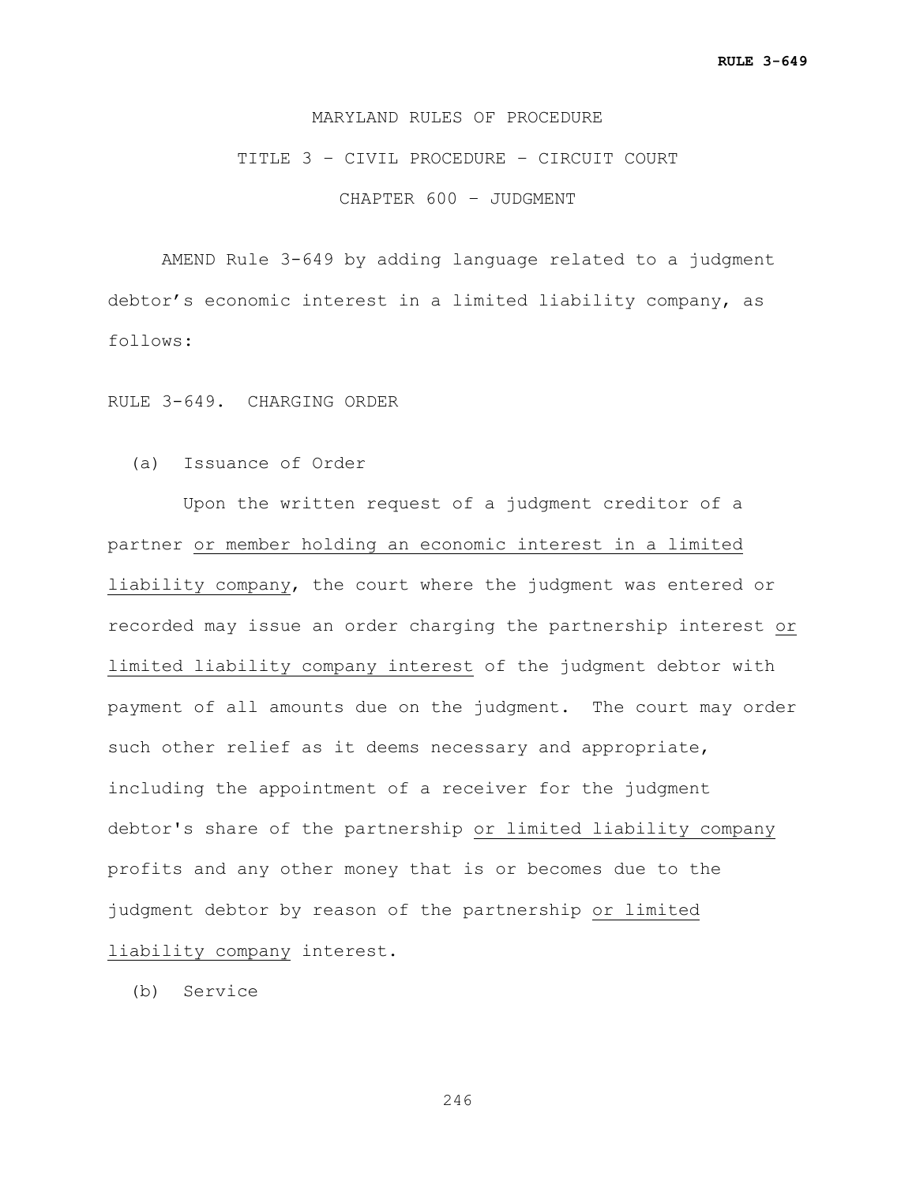MARYLAND RULES OF PROCEDURE

TITLE 3 – CIVIL PROCEDURE – CIRCUIT COURT

CHAPTER 600 – JUDGMENT

AMEND Rule 3-649 by adding language related to a judgment debtor's economic interest in a limited liability company, as follows:

RULE 3-649. CHARGING ORDER

(a) Issuance of Order

Upon the written request of a judgment creditor of a partner <u>or member holding an economic interest in a limited liability company</u>, the court where the judgment was entered or recorded may issue an order charging the partnership interest <u>or limited liability company interest</u> of the judgment debtor with payment of all amounts due on the judgment. The court may order such other relief as it deems necessary and appropriate, including the appointment of a receiver for the judgment debtor's share of the partnership <u>or limited liability company</u> profits and any other money that is or becomes due to the judgment debtor by reason of the partnership <u>or limited liability company</u> interest.

(b) Service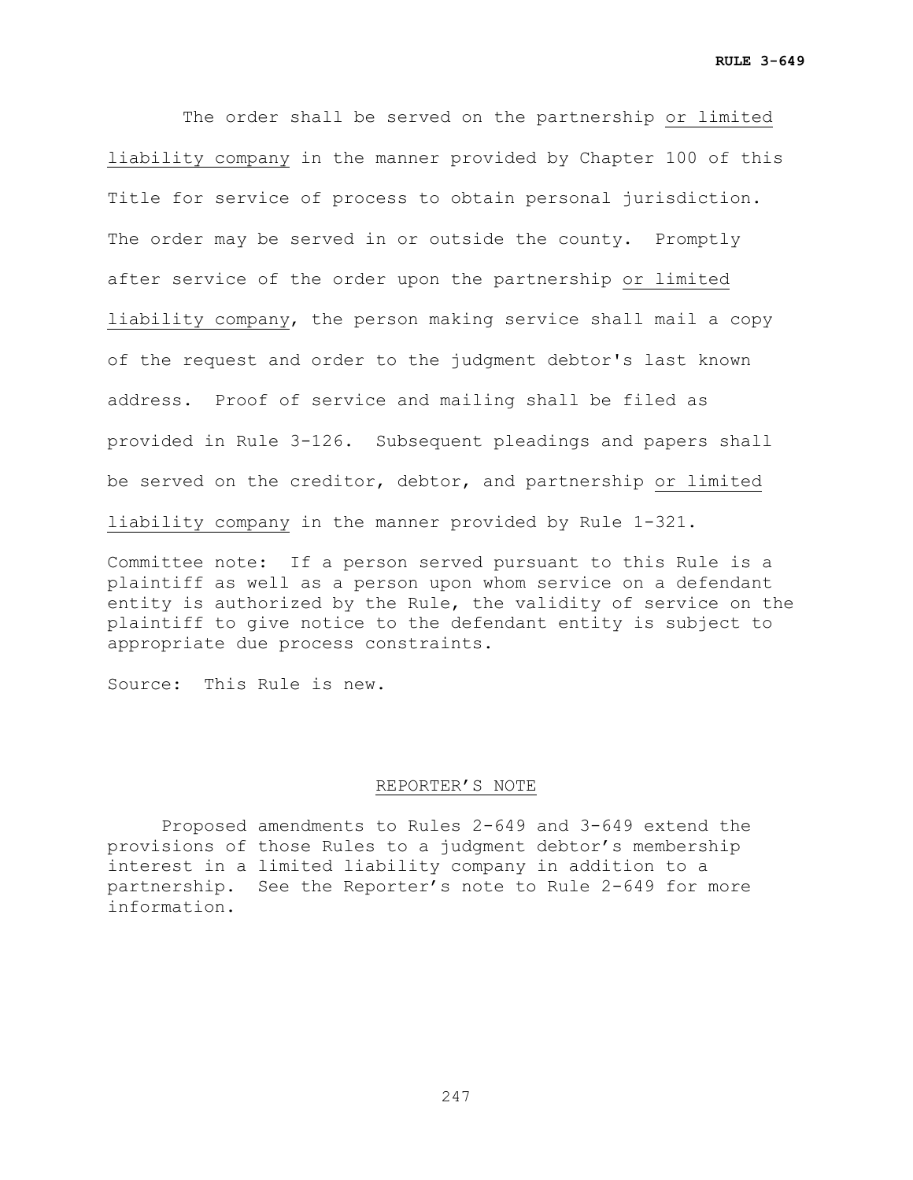The order shall be served on the partnership <u>or limited liability company</u> in the manner provided by Chapter 100 of this Title for service of process to obtain personal jurisdiction. The order may be served in or outside the county. Promptly after service of the order upon the partnership <u>or limited liability company</u>, the person making service shall mail a copy of the request and order to the judgment debtor's last known address. Proof of service and mailing shall be filed as provided in Rule 3-126. Subsequent pleadings and papers shall be served on the creditor, debtor, and partnership <u>or limited liability company</u> in the manner provided by Rule 1-321.

Committee note: If a person served pursuant to this Rule is a plaintiff as well as a person upon whom service on a defendant entity is authorized by the Rule, the validity of service on the plaintiff to give notice to the defendant entity is subject to appropriate due process constraints.

Source: This Rule is new.

## <u>REPORTER'S NOTE</u>

Proposed amendments to Rules 2-649 and 3-649 extend the provisions of those Rules to a judgment debtor's membership interest in a limited liability company in addition to a partnership. See the Reporter's note to Rule 2-649 for more information.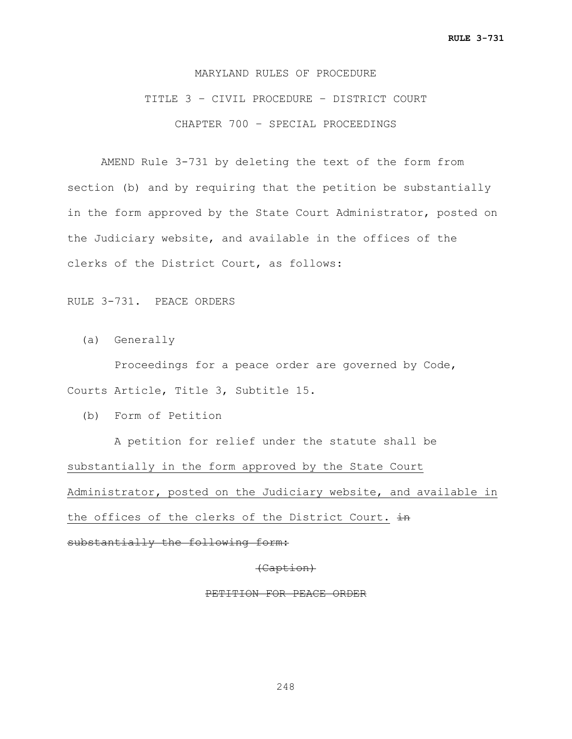MARYLAND RULES OF PROCEDURE

TITLE 3 – CIVIL PROCEDURE – DISTRICT COURT

CHAPTER 700 – SPECIAL PROCEEDINGS

AMEND Rule 3-731 by deleting the text of the form from section (b) and by requiring that the petition be substantially in the form approved by the State Court Administrator, posted on the Judiciary website, and available in the offices of the clerks of the District Court, as follows:

RULE 3-731. PEACE ORDERS

(a) Generally

Proceedings for a peace order are governed by Code, Courts Article, Title 3, Subtitle 15.

(b) Form of Petition

A petition for relief under the statute shall be <u>substantially in the form approved by the State Court Administrator, posted on the Judiciary website, and available in the offices of the clerks of the District Court.</u> ~~in substantially the following form:~~

~~(Caption)~~

~~PETITION FOR PEACE ORDER~~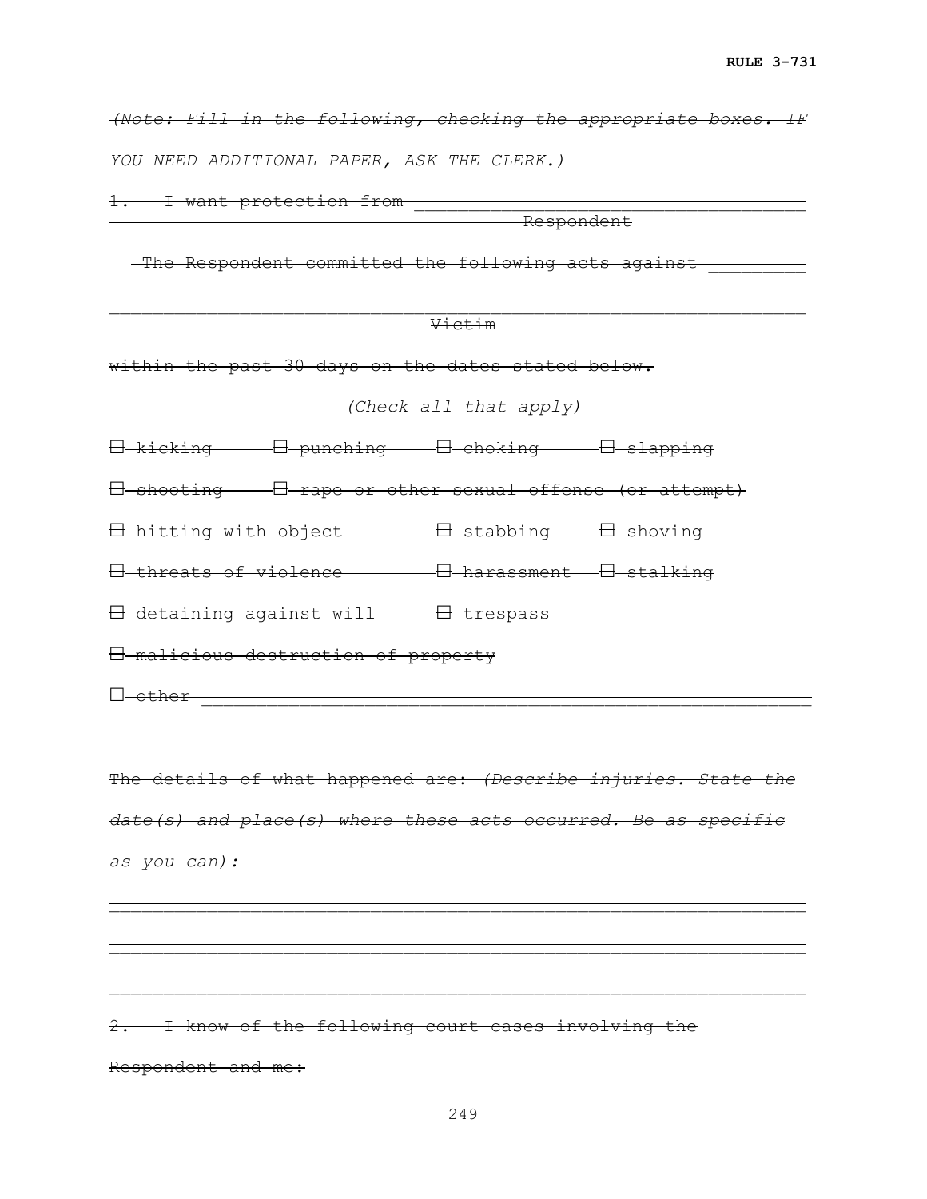~~*(Note: Fill in the following, checking the appropriate boxes. IF YOU NEED ADDITIONAL PAPER, ASK THE CLERK.)*~~

~~1. I want protection from ______________________________________~~
~~Respondent~~

~~The Respondent committed the following acts against __________~~

~~_______________________________________________________________~~
~~Victim~~

~~within the past 30 days on the dates stated below.~~

~~*(Check all that apply)*~~

~~☐ kicking ☐ punching ☐ choking ☐ slapping~~

~~☐ shooting ☐ rape or other sexual offense (or attempt)~~

~~☐ hitting with object ☐ stabbing ☐ shoving~~

~~☐ threats of violence ☐ harassment ☐ stalking~~

~~☐ detaining against will ☐ trespass~~

~~☐ malicious destruction of property~~

~~☐ other~~ ________________________________________________________

~~The details of what happened are: *(Describe injuries. State the date(s) and place(s) where these acts occurred. Be as specific as you can):*~~

_______________________________________________________________

_______________________________________________________________

_______________________________________________________________

~~2. I know of the following court cases involving the Respondent and me:~~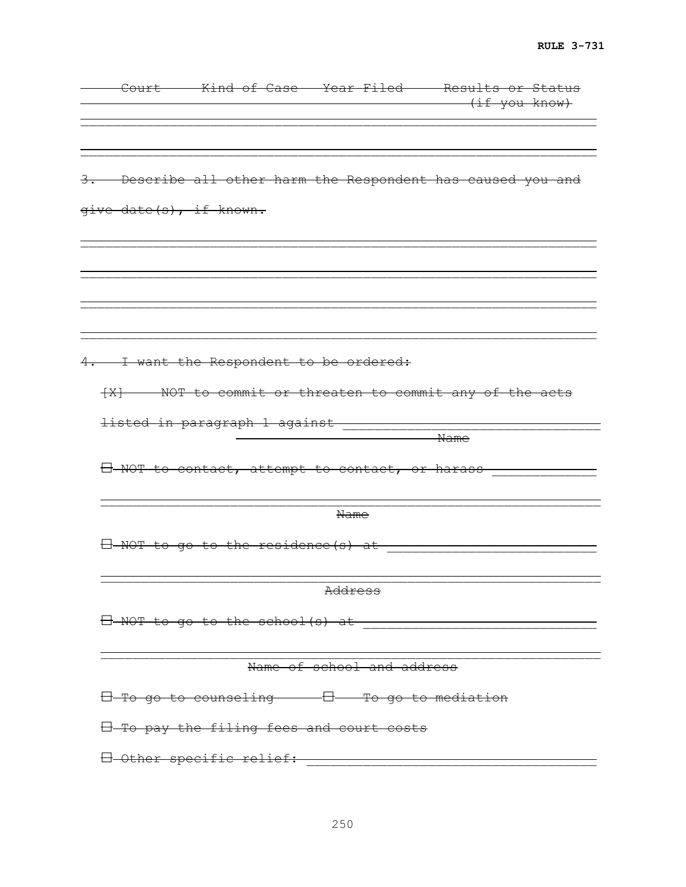~~Court Kind of Case Year Filed Results or Status (if you know)~~

______________________________________________________________

______________________________________________________________

~~3. Describe all other harm the Respondent has caused you and give date(s), if known.~~

______________________________________________________________

______________________________________________________________

______________________________________________________________

______________________________________________________________

~~4. I want the Respondent to be ordered:~~

~~[X] NOT to commit or threaten to commit any of the acts listed in paragraph 1 against~~ ______________________________
~~Name~~

~~☐ NOT to contact, attempt to contact, or harass~~ ____________

______________________________________________________________
~~Name~~

~~☐ NOT to go to the residence(s) at~~ __________________________

______________________________________________________________
~~Address~~

~~☐ NOT to go to the school(s) at~~ ____________________________

______________________________________________________________
~~Name of school and address~~

~~☐ To go to counseling ☐ To go to mediation~~

~~☐ To pay the filing fees and court costs~~

~~☐ Other specific relief:~~ __________________________________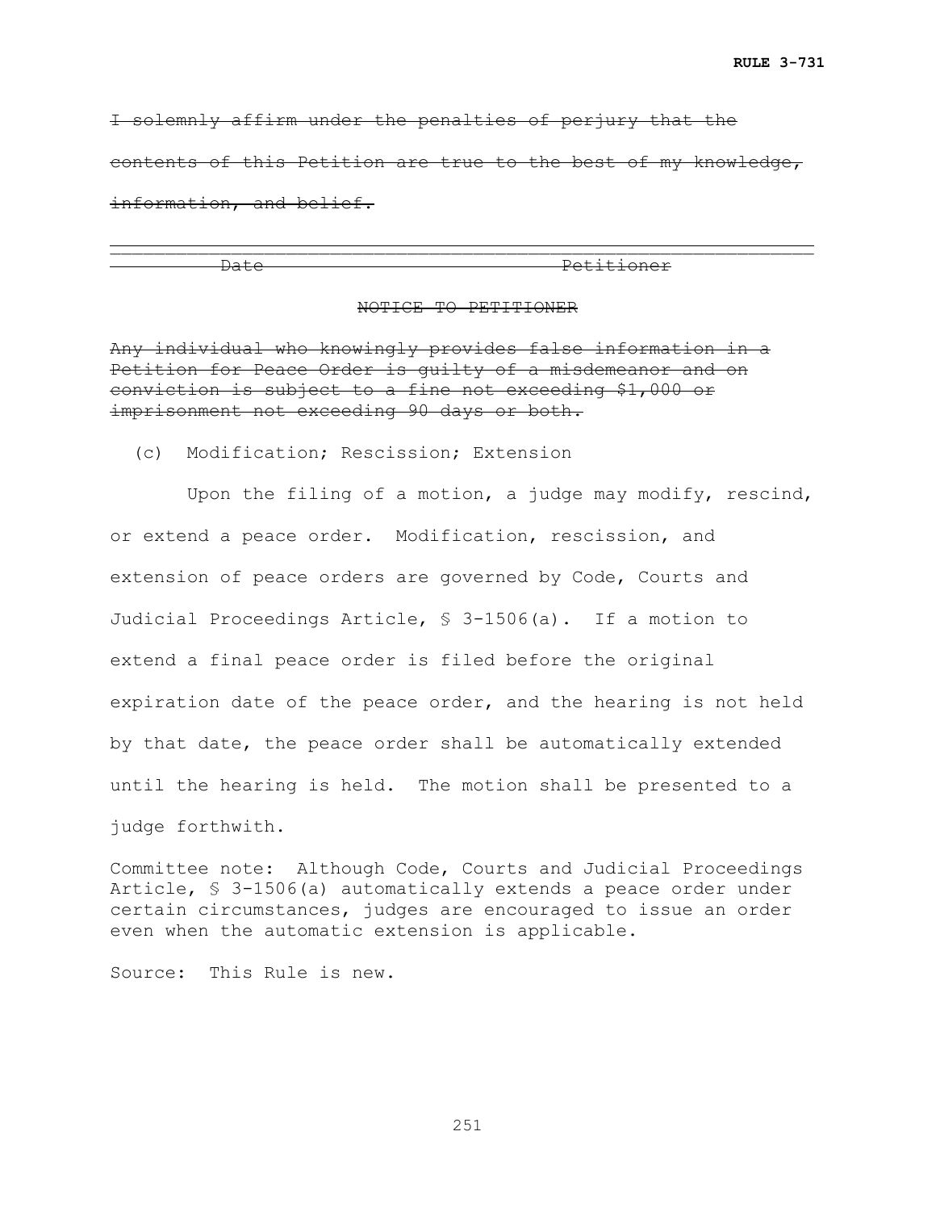~~I solemnly affirm under the penalties of perjury that the contents of this Petition are true to the best of my knowledge, information, and belief.~~

~~Date~~ ~~Petitioner~~

~~NOTICE TO PETITIONER~~

~~Any individual who knowingly provides false information in a Petition for Peace Order is guilty of a misdemeanor and on conviction is subject to a fine not exceeding $1,000 or imprisonment not exceeding 90 days or both.~~

(c) Modification; Rescission; Extension

Upon the filing of a motion, a judge may modify, rescind, or extend a peace order. Modification, rescission, and extension of peace orders are governed by Code, Courts and Judicial Proceedings Article, § 3-1506(a). If a motion to extend a final peace order is filed before the original expiration date of the peace order, and the hearing is not held by that date, the peace order shall be automatically extended until the hearing is held. The motion shall be presented to a judge forthwith.

Committee note: Although Code, Courts and Judicial Proceedings Article, § 3-1506(a) automatically extends a peace order under certain circumstances, judges are encouraged to issue an order even when the automatic extension is applicable.

Source: This Rule is new.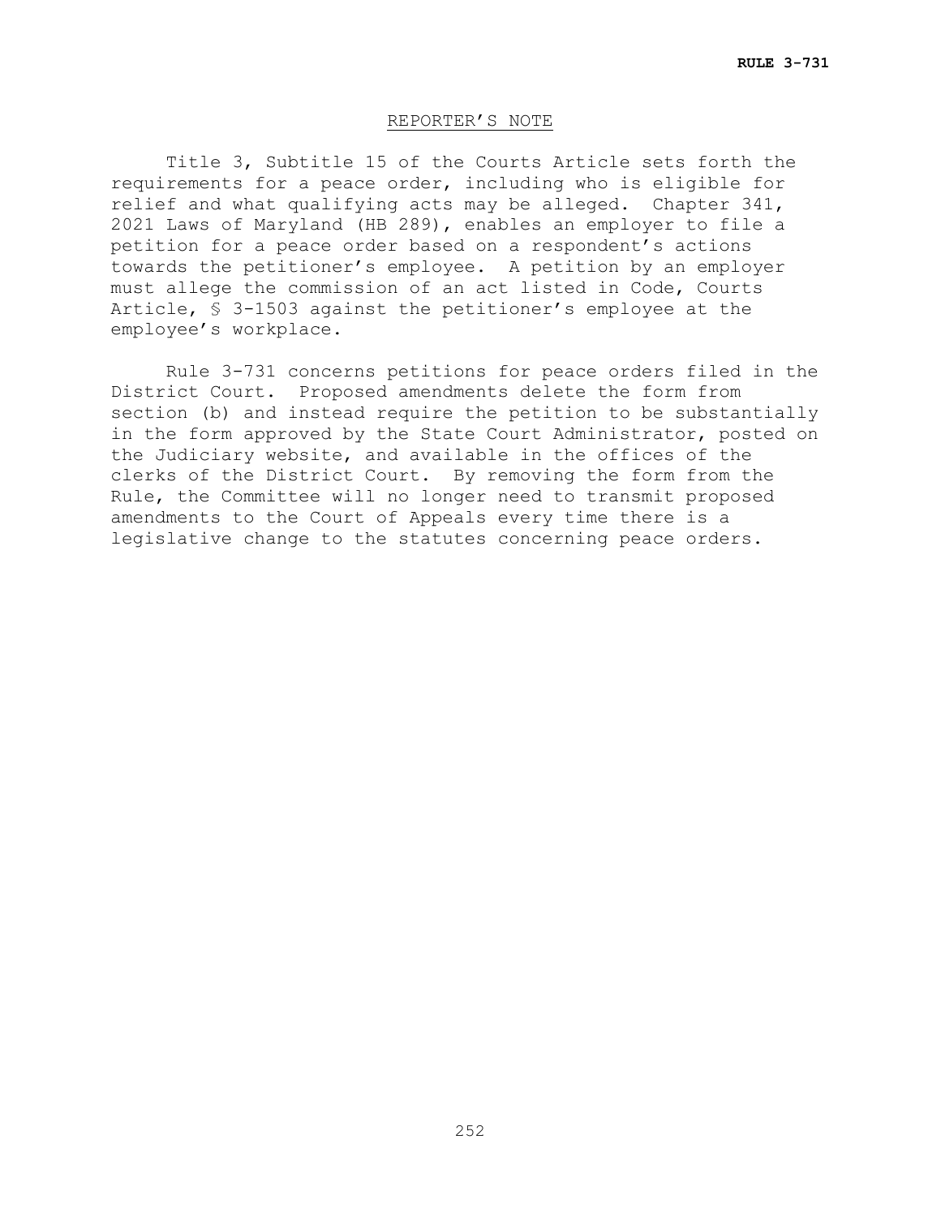## REPORTER'S NOTE

Title 3, Subtitle 15 of the Courts Article sets forth the requirements for a peace order, including who is eligible for relief and what qualifying acts may be alleged. Chapter 341, 2021 Laws of Maryland (HB 289), enables an employer to file a petition for a peace order based on a respondent's actions towards the petitioner's employee. A petition by an employer must allege the commission of an act listed in Code, Courts Article, § 3-1503 against the petitioner's employee at the employee's workplace.

Rule 3-731 concerns petitions for peace orders filed in the District Court. Proposed amendments delete the form from section (b) and instead require the petition to be substantially in the form approved by the State Court Administrator, posted on the Judiciary website, and available in the offices of the clerks of the District Court. By removing the form from the Rule, the Committee will no longer need to transmit proposed amendments to the Court of Appeals every time there is a legislative change to the statutes concerning peace orders.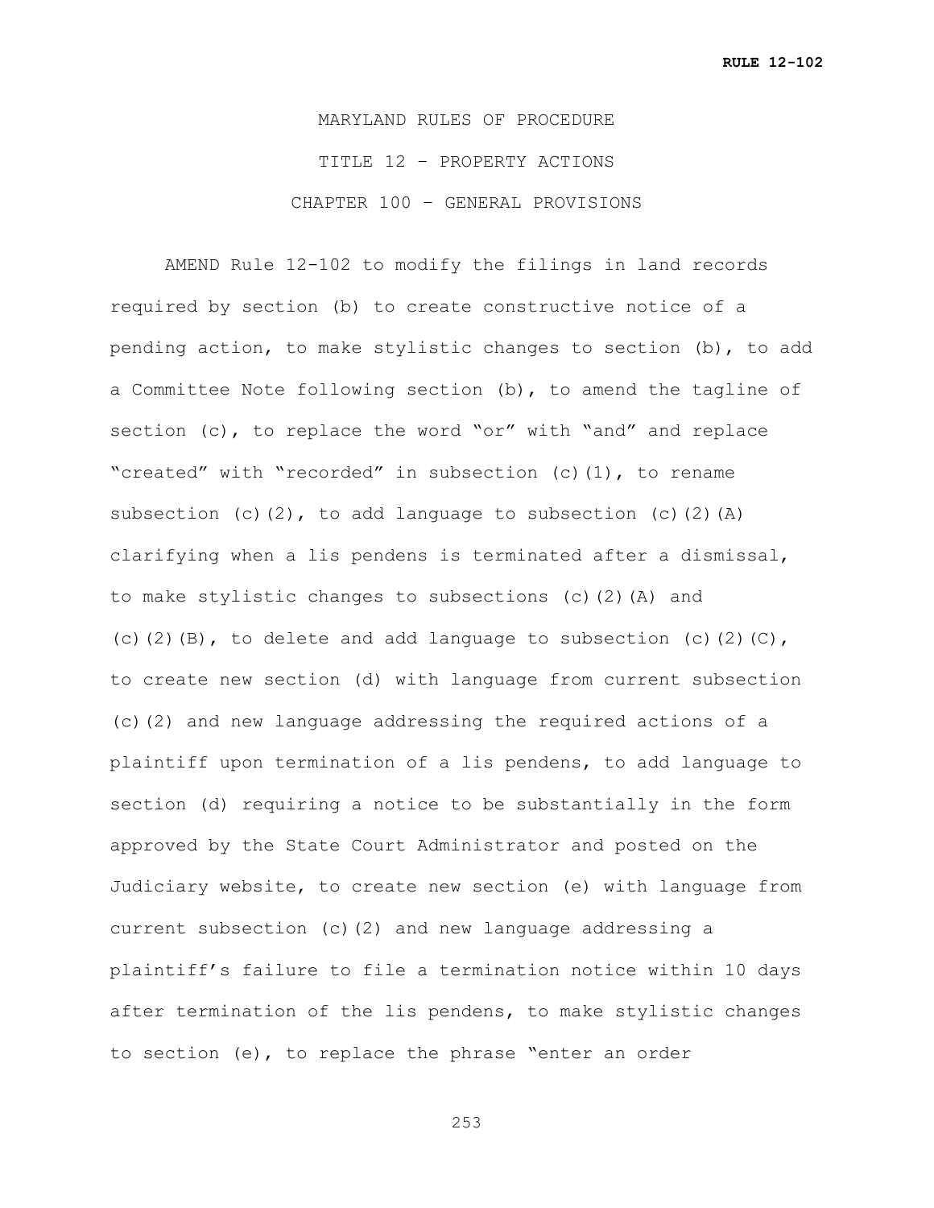MARYLAND RULES OF PROCEDURE

TITLE 12 – PROPERTY ACTIONS

CHAPTER 100 – GENERAL PROVISIONS

AMEND Rule 12-102 to modify the filings in land records required by section (b) to create constructive notice of a pending action, to make stylistic changes to section (b), to add a Committee Note following section (b), to amend the tagline of section (c), to replace the word "or" with "and" and replace "created" with "recorded" in subsection (c)(1), to rename subsection (c)(2), to add language to subsection (c)(2)(A) clarifying when a lis pendens is terminated after a dismissal, to make stylistic changes to subsections (c)(2)(A) and (c)(2)(B), to delete and add language to subsection (c)(2)(C), to create new section (d) with language from current subsection (c)(2) and new language addressing the required actions of a plaintiff upon termination of a lis pendens, to add language to section (d) requiring a notice to be substantially in the form approved by the State Court Administrator and posted on the Judiciary website, to create new section (e) with language from current subsection (c)(2) and new language addressing a plaintiff's failure to file a termination notice within 10 days after termination of the lis pendens, to make stylistic changes to section (e), to replace the phrase "enter an order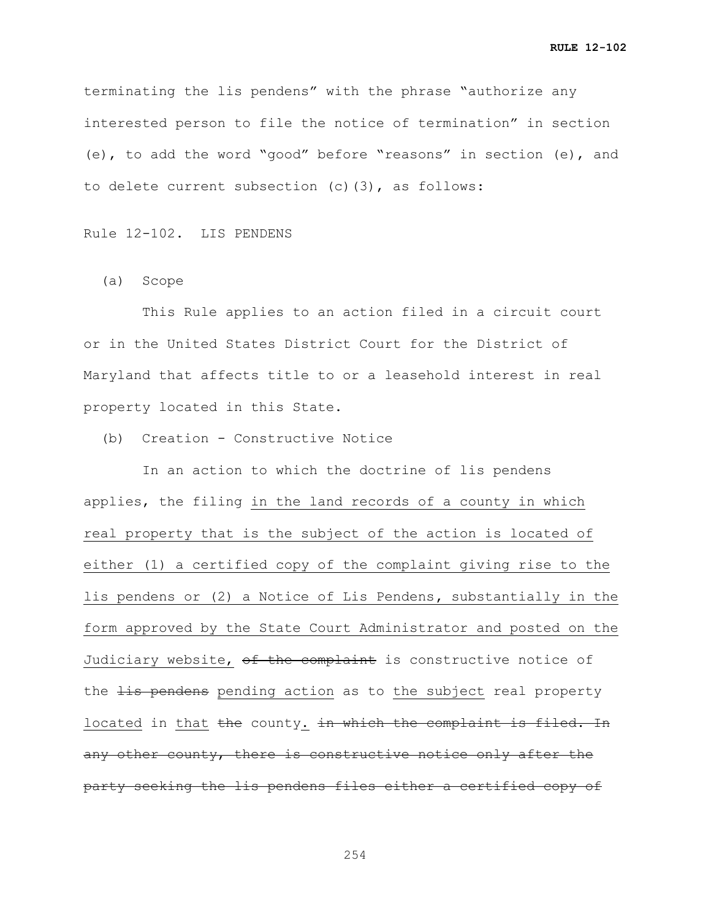terminating the lis pendens" with the phrase "authorize any interested person to file the notice of termination" in section (e), to add the word "good" before "reasons" in section (e), and to delete current subsection (c)(3), as follows:

Rule 12-102. LIS PENDENS

(a) Scope

This Rule applies to an action filed in a circuit court or in the United States District Court for the District of Maryland that affects title to or a leasehold interest in real property located in this State.

(b) Creation - Constructive Notice

In an action to which the doctrine of lis pendens applies, the filing <u>in the land records of a county in which real property that is the subject of the action is located of either (1) a certified copy of the complaint giving rise to the lis pendens or (2) a Notice of Lis Pendens, substantially in the form approved by the State Court Administrator and posted on the Judiciary website,</u> ~~of the complaint~~ is constructive notice of the ~~lis pendens~~ <u>pending action</u> as to <u>the subject</u> real property <u>located</u> in <u>that</u> ~~the~~ county<u>.</u> ~~in which the complaint is filed. In any other county, there is constructive notice only after the party seeking the lis pendens files either a certified copy of~~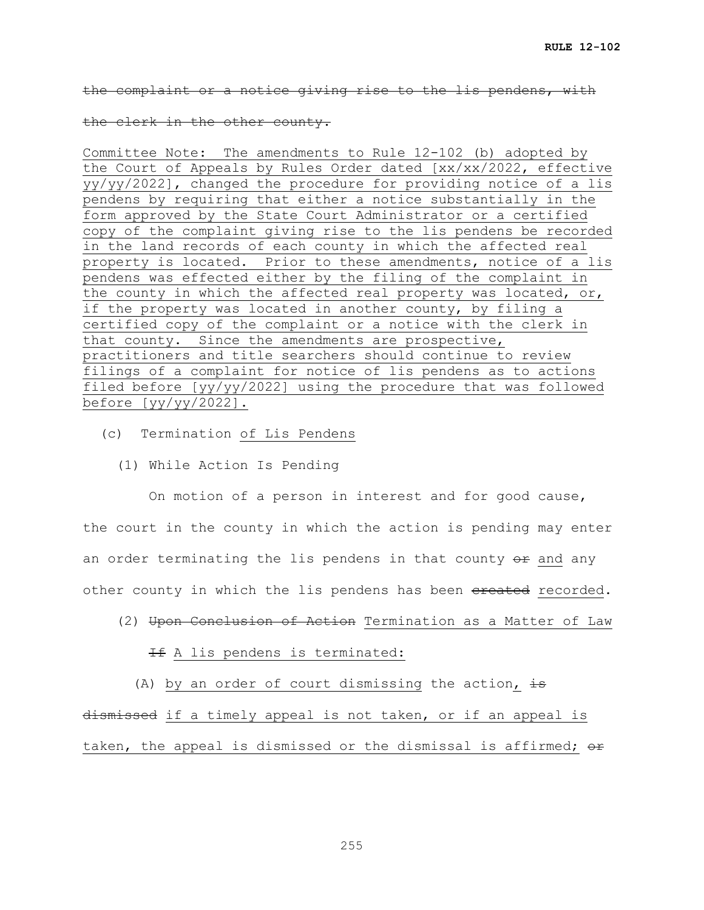~~the complaint or a notice giving rise to the lis pendens, with the clerk in the other county.~~

<u>Committee Note: The amendments to Rule 12-102 (b) adopted by the Court of Appeals by Rules Order dated [xx/xx/2022, effective yy/yy/2022], changed the procedure for providing notice of a lis pendens by requiring that either a notice substantially in the form approved by the State Court Administrator or a certified copy of the complaint giving rise to the lis pendens be recorded in the land records of each county in which the affected real property is located. Prior to these amendments, notice of a lis pendens was effected either by the filing of the complaint in the county in which the affected real property was located, or, if the property was located in another county, by filing a certified copy of the complaint or a notice with the clerk in that county. Since the amendments are prospective, practitioners and title searchers should continue to review filings of a complaint for notice of lis pendens as to actions filed before [yy/yy/2022] using the procedure that was followed before [yy/yy/2022].</u>

(c) Termination <u>of Lis Pendens</u>

(1) While Action Is Pending

On motion of a person in interest and for good cause, the court in the county in which the action is pending may enter an order terminating the lis pendens in that county ~~or~~ <u>and</u> any other county in which the lis pendens has been ~~created~~ <u>recorded</u>.

(2) ~~Upon Conclusion of Action~~ <u>Termination as a Matter of Law</u>

~~If~~ <u>A lis pendens is terminated:</u>

(A) <u>by an order of court dismissing</u> the action<u>,</u> ~~is dismissed~~ <u>if a timely appeal is not taken, or if an appeal is taken, the appeal is dismissed or the dismissal is affirmed;</u> ~~or~~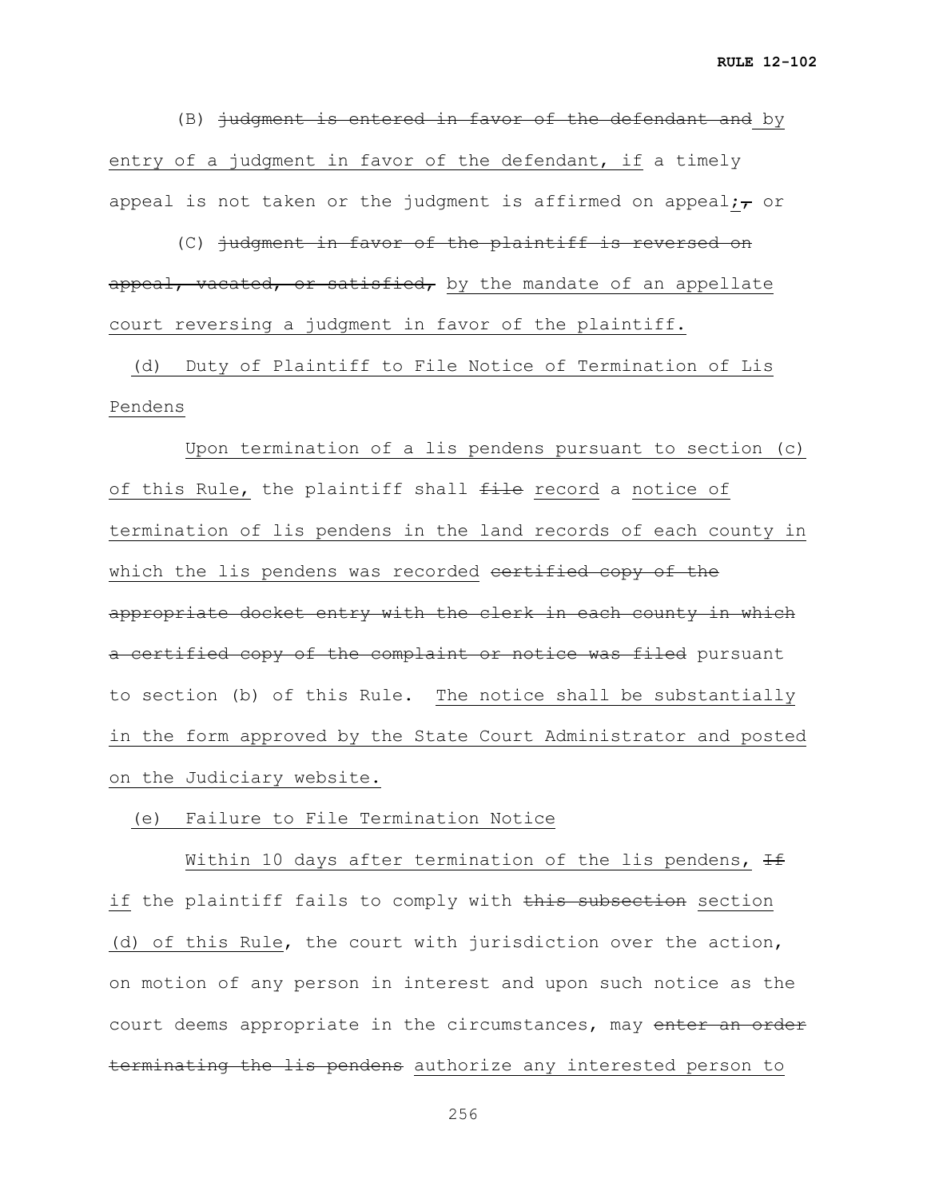(B) ~~judgment is entered in favor of the defendant and~~ by entry of a judgment in favor of the defendant, if a timely appeal is not taken or the judgment is affirmed on appeal;~~,~~ or

(C) ~~judgment in favor of the plaintiff is reversed on appeal, vacated, or satisfied,~~ by the mandate of an appellate court reversing a judgment in favor of the plaintiff.

(d) Duty of Plaintiff to File Notice of Termination of Lis Pendens

Upon termination of a lis pendens pursuant to section (c) of this Rule, the plaintiff shall ~~file~~ record a notice of termination of lis pendens in the land records of each county in which the lis pendens was recorded ~~certified copy of the appropriate docket entry with the clerk in each county in which a certified copy of the complaint or notice was filed~~ pursuant to section (b) of this Rule. The notice shall be substantially in the form approved by the State Court Administrator and posted on the Judiciary website.

(e) Failure to File Termination Notice

Within 10 days after termination of the lis pendens, ~~If~~ if the plaintiff fails to comply with ~~this subsection~~ section (d) of this Rule, the court with jurisdiction over the action, on motion of any person in interest and upon such notice as the court deems appropriate in the circumstances, may ~~enter an order terminating the lis pendens~~ authorize any interested person to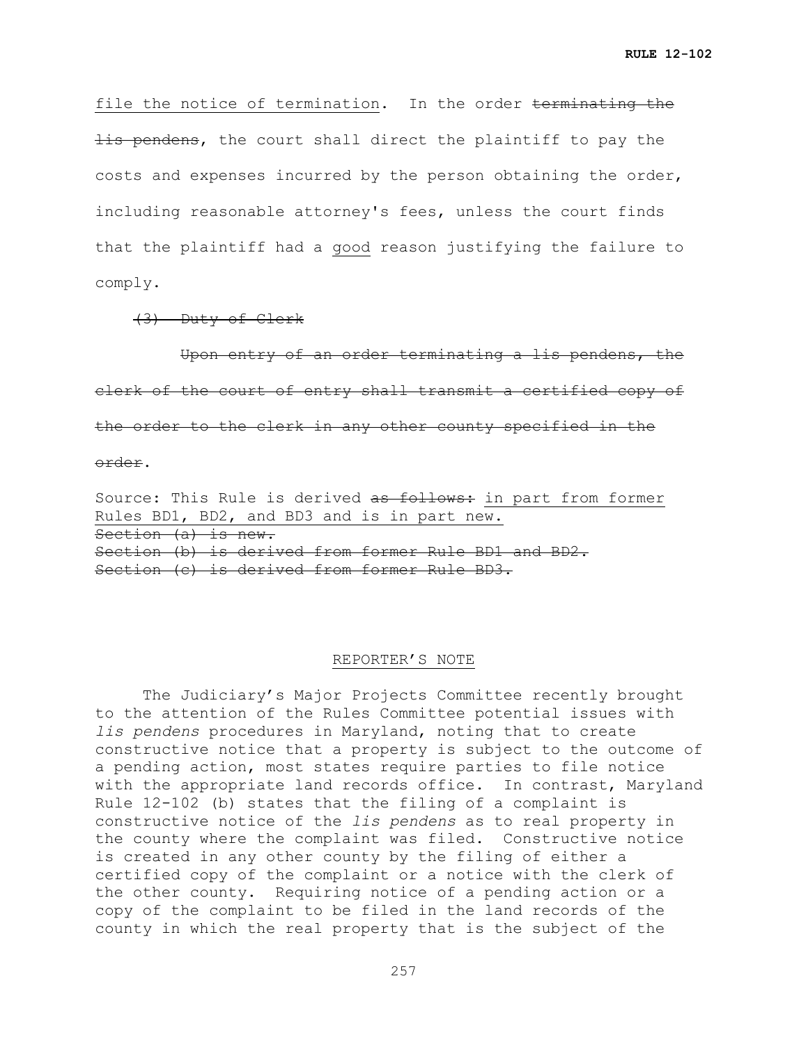file the notice of termination. In the order ~~terminating the lis pendens~~, the court shall direct the plaintiff to pay the costs and expenses incurred by the person obtaining the order, including reasonable attorney's fees, unless the court finds that the plaintiff had a good reason justifying the failure to comply.

~~(3) Duty of Clerk~~

~~Upon entry of an order terminating a lis pendens, the clerk of the court of entry shall transmit a certified copy of the order to the clerk in any other county specified in the order~~.

Source: This Rule is derived ~~as follows:~~ in part from former Rules BD1, BD2, and BD3 and is in part new.
~~Section (a) is new.~~
~~Section (b) is derived from former Rule BD1 and BD2.~~
~~Section (c) is derived from former Rule BD3.~~

REPORTER'S NOTE

The Judiciary's Major Projects Committee recently brought to the attention of the Rules Committee potential issues with *lis pendens* procedures in Maryland, noting that to create constructive notice that a property is subject to the outcome of a pending action, most states require parties to file notice with the appropriate land records office. In contrast, Maryland Rule 12-102 (b) states that the filing of a complaint is constructive notice of the *lis pendens* as to real property in the county where the complaint was filed. Constructive notice is created in any other county by the filing of either a certified copy of the complaint or a notice with the clerk of the other county. Requiring notice of a pending action or a copy of the complaint to be filed in the land records of the county in which the real property that is the subject of the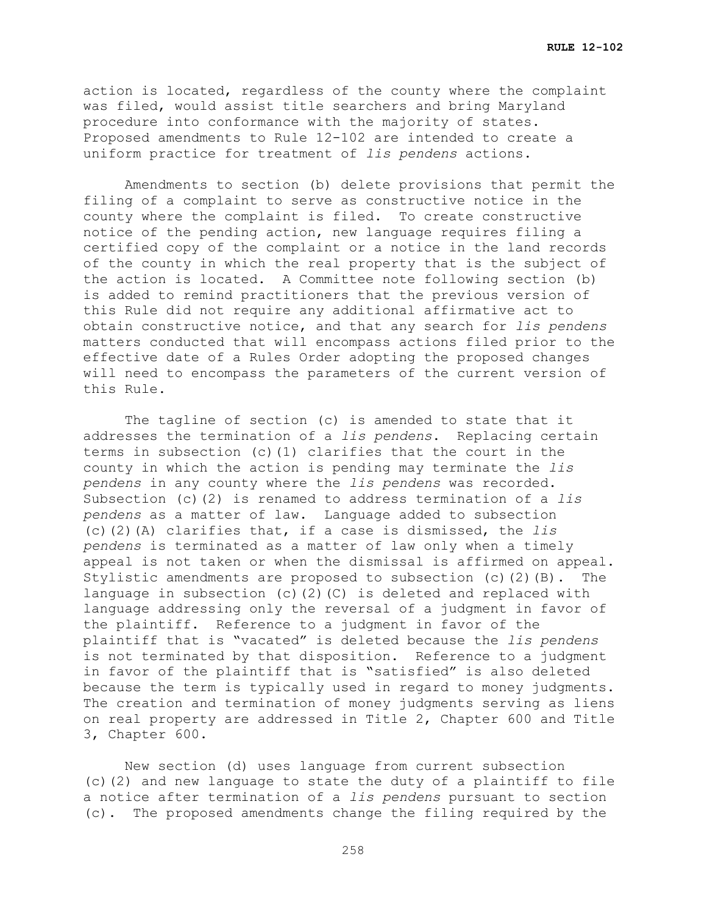action is located, regardless of the county where the complaint was filed, would assist title searchers and bring Maryland procedure into conformance with the majority of states. Proposed amendments to Rule 12-102 are intended to create a uniform practice for treatment of *lis pendens* actions.

Amendments to section (b) delete provisions that permit the filing of a complaint to serve as constructive notice in the county where the complaint is filed. To create constructive notice of the pending action, new language requires filing a certified copy of the complaint or a notice in the land records of the county in which the real property that is the subject of the action is located. A Committee note following section (b) is added to remind practitioners that the previous version of this Rule did not require any additional affirmative act to obtain constructive notice, and that any search for *lis pendens* matters conducted that will encompass actions filed prior to the effective date of a Rules Order adopting the proposed changes will need to encompass the parameters of the current version of this Rule.

The tagline of section (c) is amended to state that it addresses the termination of a *lis pendens*. Replacing certain terms in subsection (c)(1) clarifies that the court in the county in which the action is pending may terminate the *lis pendens* in any county where the *lis pendens* was recorded. Subsection (c)(2) is renamed to address termination of a *lis pendens* as a matter of law. Language added to subsection (c)(2)(A) clarifies that, if a case is dismissed, the *lis pendens* is terminated as a matter of law only when a timely appeal is not taken or when the dismissal is affirmed on appeal. Stylistic amendments are proposed to subsection (c)(2)(B). The language in subsection (c)(2)(C) is deleted and replaced with language addressing only the reversal of a judgment in favor of the plaintiff. Reference to a judgment in favor of the plaintiff that is "vacated" is deleted because the *lis pendens* is not terminated by that disposition. Reference to a judgment in favor of the plaintiff that is "satisfied" is also deleted because the term is typically used in regard to money judgments. The creation and termination of money judgments serving as liens on real property are addressed in Title 2, Chapter 600 and Title 3, Chapter 600.

New section (d) uses language from current subsection (c)(2) and new language to state the duty of a plaintiff to file a notice after termination of a *lis pendens* pursuant to section (c). The proposed amendments change the filing required by the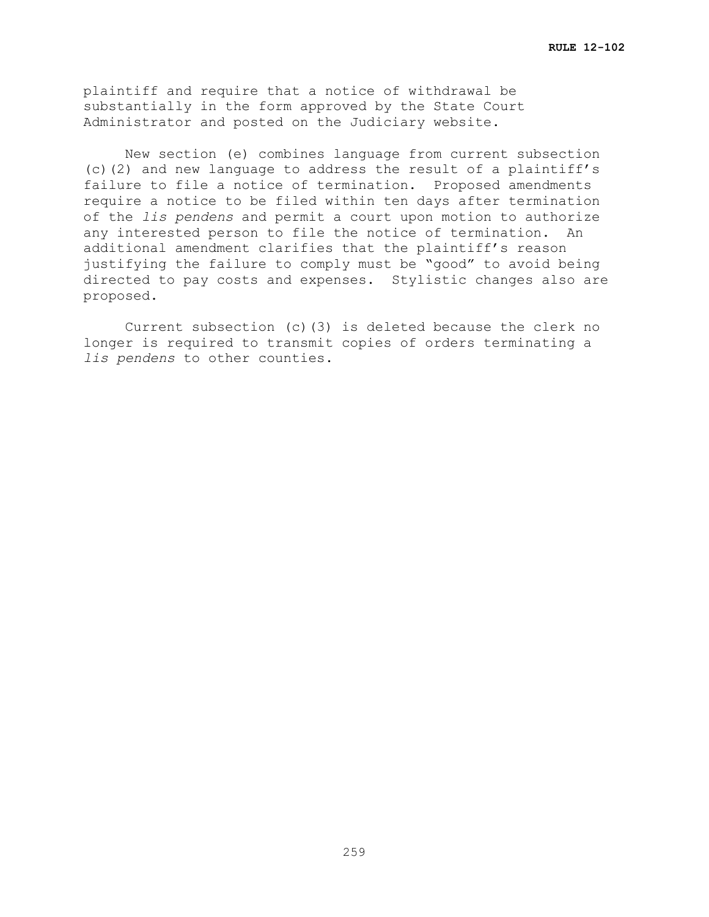plaintiff and require that a notice of withdrawal be substantially in the form approved by the State Court Administrator and posted on the Judiciary website.

New section (e) combines language from current subsection (c)(2) and new language to address the result of a plaintiff's failure to file a notice of termination. Proposed amendments require a notice to be filed within ten days after termination of the *lis pendens* and permit a court upon motion to authorize any interested person to file the notice of termination. An additional amendment clarifies that the plaintiff's reason justifying the failure to comply must be "good" to avoid being directed to pay costs and expenses. Stylistic changes also are proposed.

Current subsection (c)(3) is deleted because the clerk no longer is required to transmit copies of orders terminating a *lis pendens* to other counties.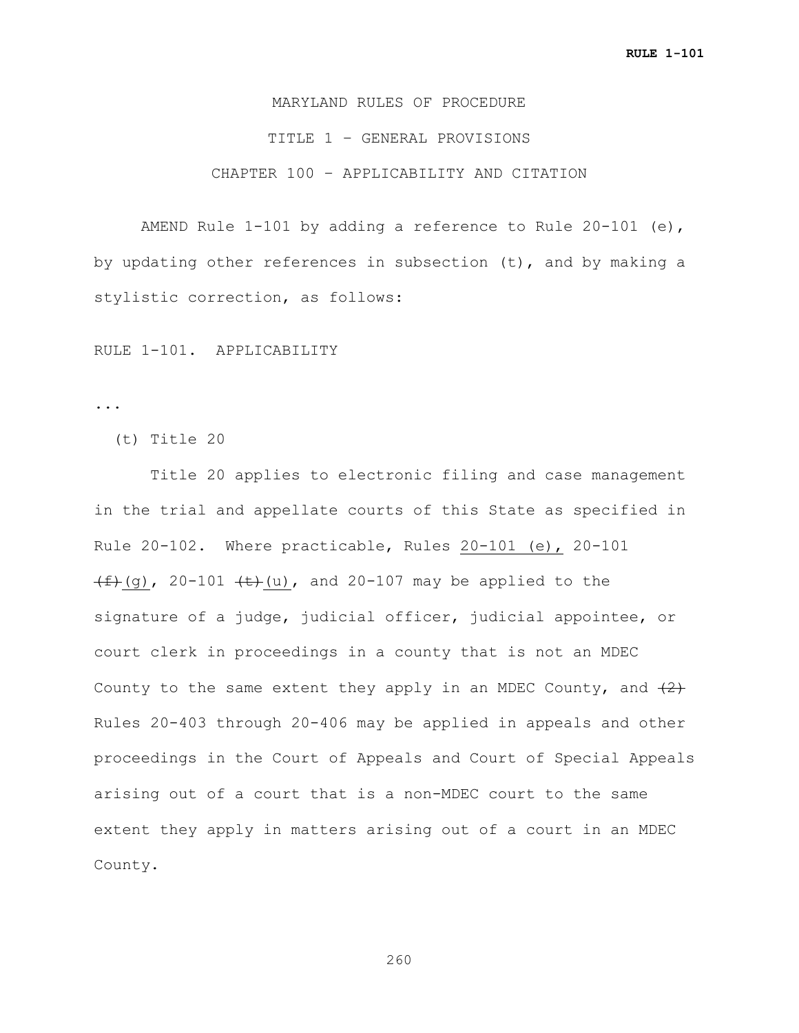MARYLAND RULES OF PROCEDURE

TITLE 1 – GENERAL PROVISIONS

CHAPTER 100 – APPLICABILITY AND CITATION

AMEND Rule 1-101 by adding a reference to Rule 20-101 (e), by updating other references in subsection (t), and by making a stylistic correction, as follows:

RULE 1-101. APPLICABILITY

...

(t) Title 20

Title 20 applies to electronic filing and case management in the trial and appellate courts of this State as specified in Rule 20-102. Where practicable, Rules <u>20-101 (e),</u> 20-101 ~~(f)~~<u>(g)</u>, 20-101 ~~(t)~~<u>(u)</u>, and 20-107 may be applied to the signature of a judge, judicial officer, judicial appointee, or court clerk in proceedings in a county that is not an MDEC County to the same extent they apply in an MDEC County, and ~~(2)~~ Rules 20-403 through 20-406 may be applied in appeals and other proceedings in the Court of Appeals and Court of Special Appeals arising out of a court that is a non-MDEC court to the same extent they apply in matters arising out of a court in an MDEC County.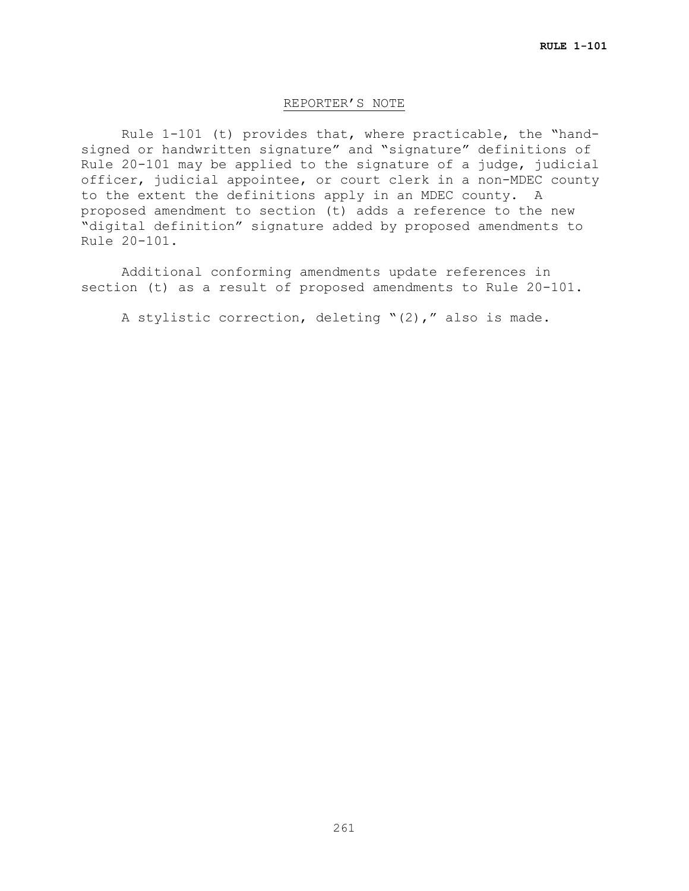## REPORTER'S NOTE

Rule 1-101 (t) provides that, where practicable, the "hand-signed or handwritten signature" and "signature" definitions of Rule 20-101 may be applied to the signature of a judge, judicial officer, judicial appointee, or court clerk in a non-MDEC county to the extent the definitions apply in an MDEC county. A proposed amendment to section (t) adds a reference to the new "digital definition" signature added by proposed amendments to Rule 20-101.

Additional conforming amendments update references in section (t) as a result of proposed amendments to Rule 20-101.

A stylistic correction, deleting "(2)," also is made.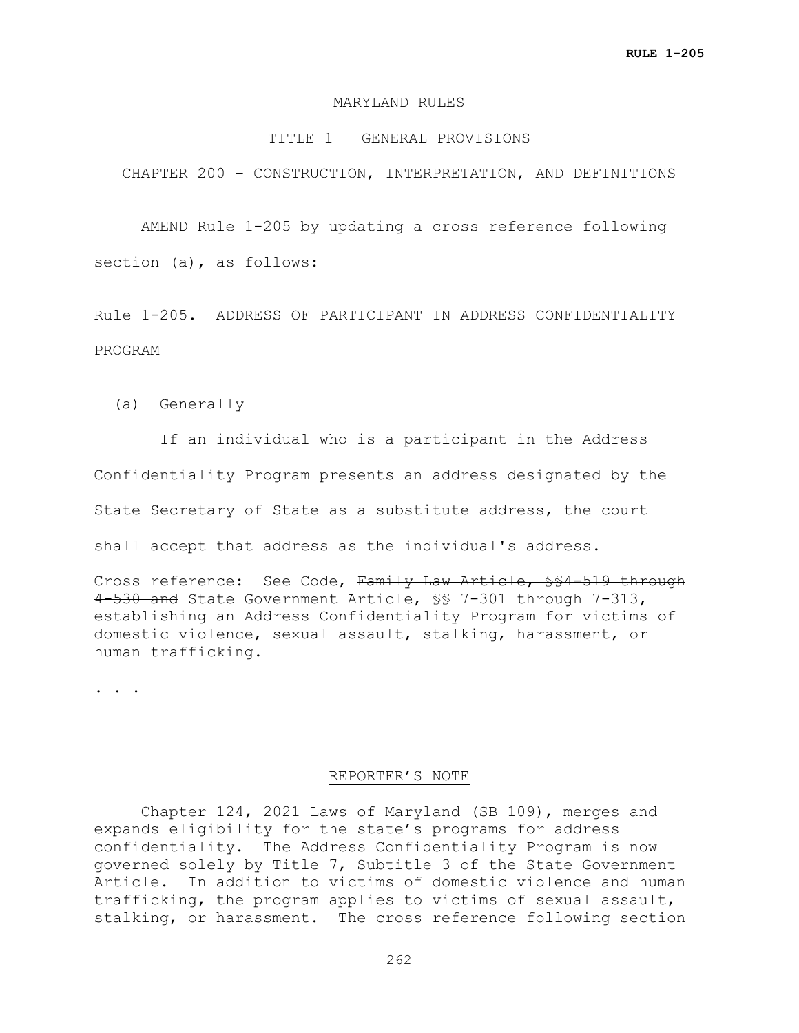MARYLAND RULES

TITLE 1 – GENERAL PROVISIONS

CHAPTER 200 – CONSTRUCTION, INTERPRETATION, AND DEFINITIONS

AMEND Rule 1-205 by updating a cross reference following section (a), as follows:

Rule 1-205. ADDRESS OF PARTICIPANT IN ADDRESS CONFIDENTIALITY PROGRAM

(a) Generally

If an individual who is a participant in the Address Confidentiality Program presents an address designated by the State Secretary of State as a substitute address, the court shall accept that address as the individual's address.

Cross reference: See Code, ~~Family Law Article, §§4-519 through 4-530 and~~ State Government Article, §§ 7-301 through 7-313, establishing an Address Confidentiality Program for victims of domestic violence<u>, sexual assault, stalking, harassment,</u> or human trafficking.

. . .

<u>REPORTER'S NOTE</u>

Chapter 124, 2021 Laws of Maryland (SB 109), merges and expands eligibility for the state's programs for address confidentiality. The Address Confidentiality Program is now governed solely by Title 7, Subtitle 3 of the State Government Article. In addition to victims of domestic violence and human trafficking, the program applies to victims of sexual assault, stalking, or harassment. The cross reference following section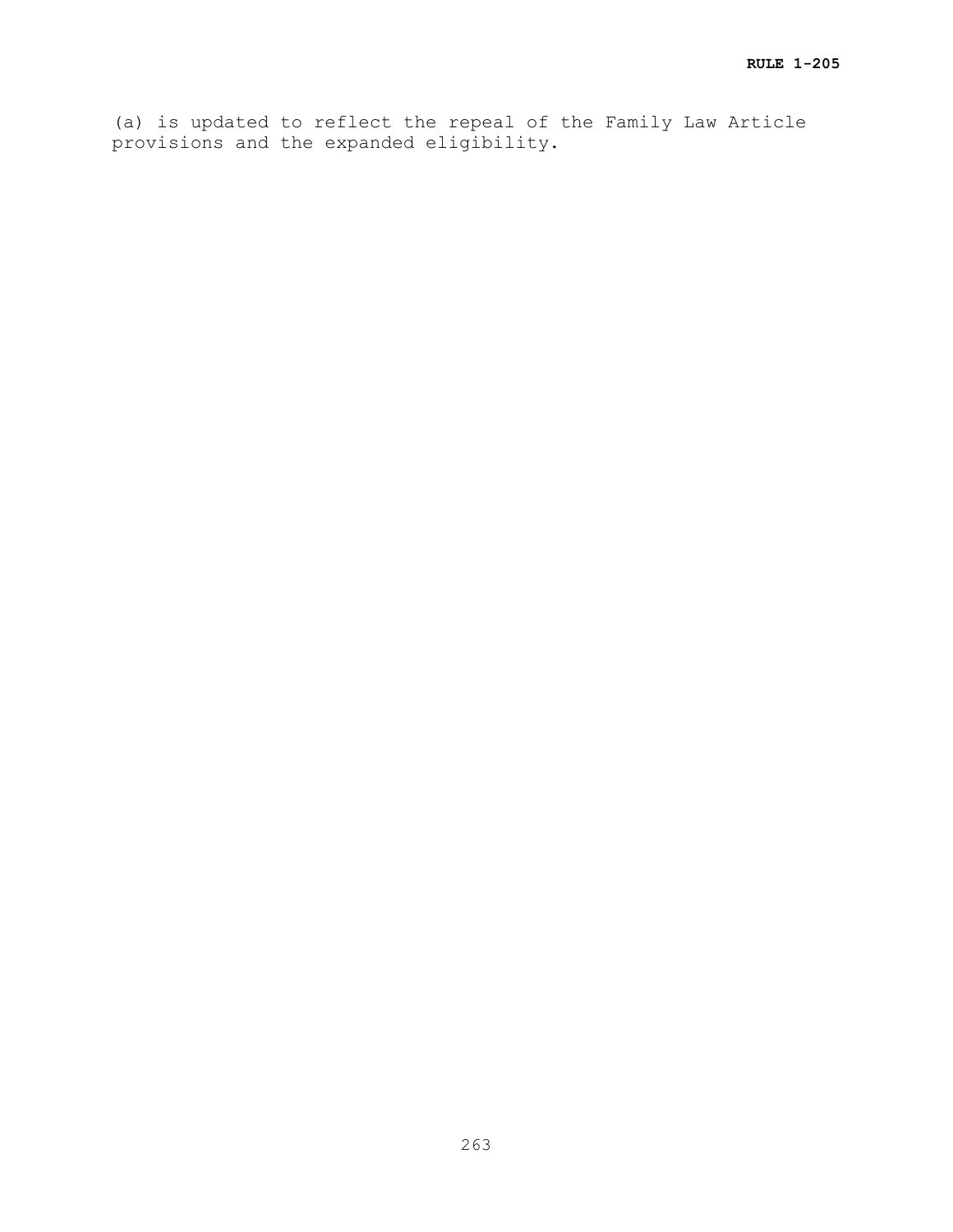(a) is updated to reflect the repeal of the Family Law Article provisions and the expanded eligibility.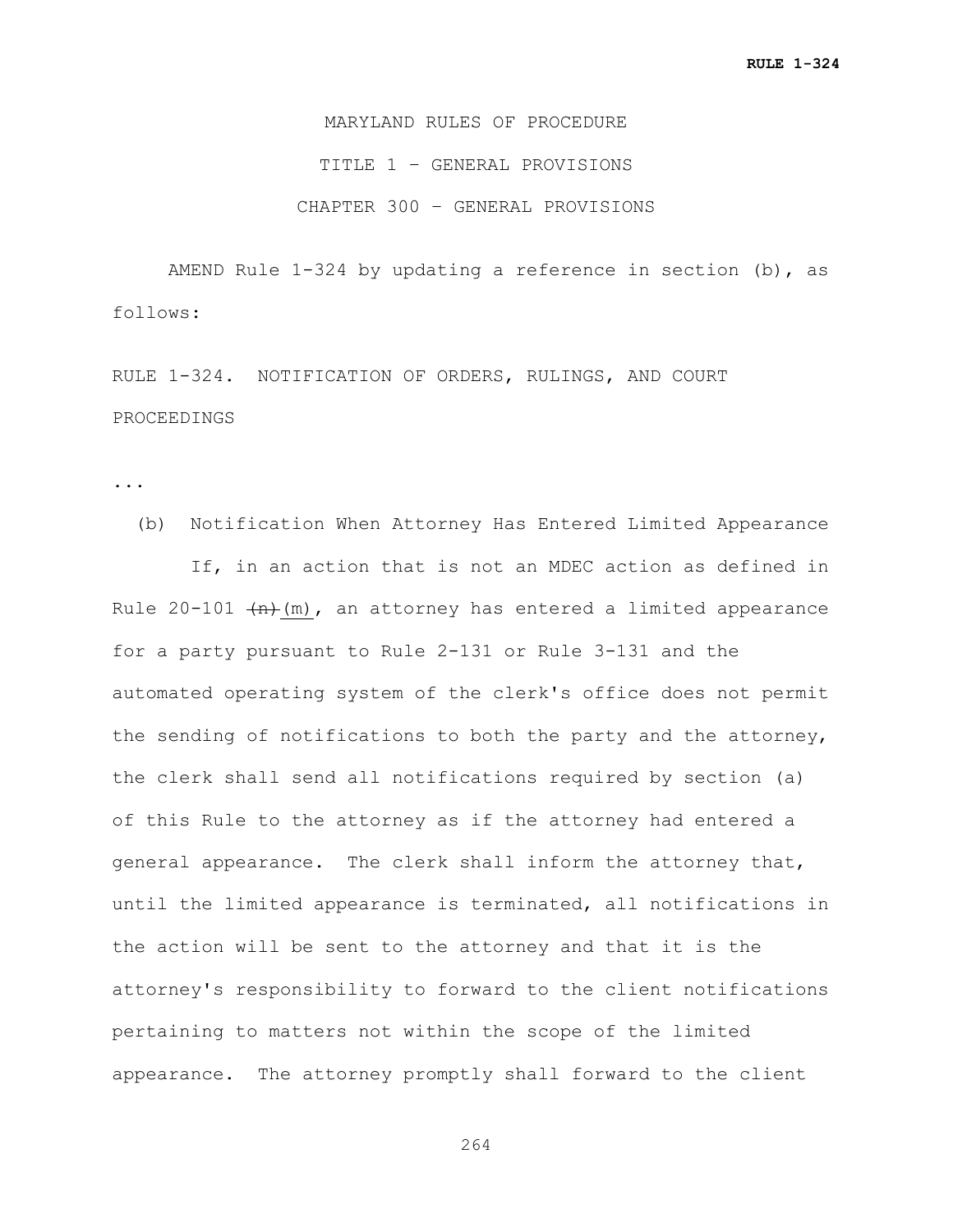MARYLAND RULES OF PROCEDURE

TITLE 1 – GENERAL PROVISIONS

CHAPTER 300 – GENERAL PROVISIONS

AMEND Rule 1-324 by updating a reference in section (b), as follows:

RULE 1-324. NOTIFICATION OF ORDERS, RULINGS, AND COURT PROCEEDINGS

...

(b) Notification When Attorney Has Entered Limited Appearance

If, in an action that is not an MDEC action as defined in Rule 20-101 ~~(n)~~ (m), an attorney has entered a limited appearance for a party pursuant to Rule 2-131 or Rule 3-131 and the automated operating system of the clerk's office does not permit the sending of notifications to both the party and the attorney, the clerk shall send all notifications required by section (a) of this Rule to the attorney as if the attorney had entered a general appearance. The clerk shall inform the attorney that, until the limited appearance is terminated, all notifications in the action will be sent to the attorney and that it is the attorney's responsibility to forward to the client notifications pertaining to matters not within the scope of the limited appearance. The attorney promptly shall forward to the client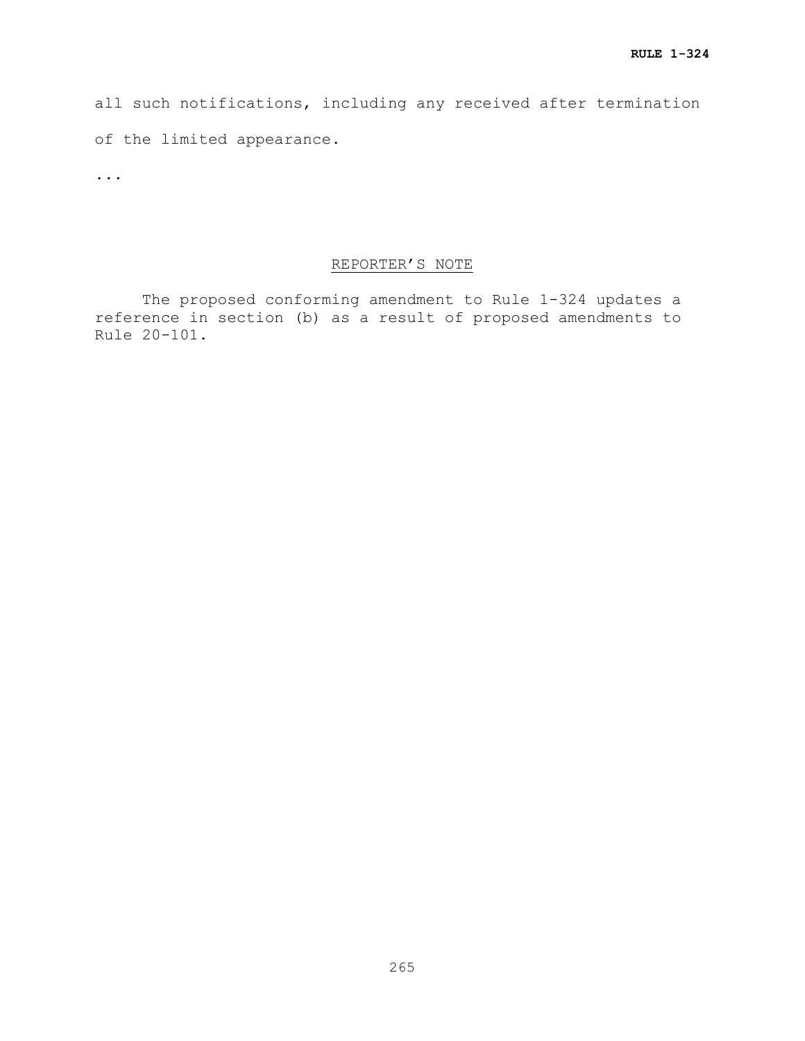all such notifications, including any received after termination of the limited appearance.

...

## REPORTER'S NOTE

The proposed conforming amendment to Rule 1-324 updates a reference in section (b) as a result of proposed amendments to Rule 20-101.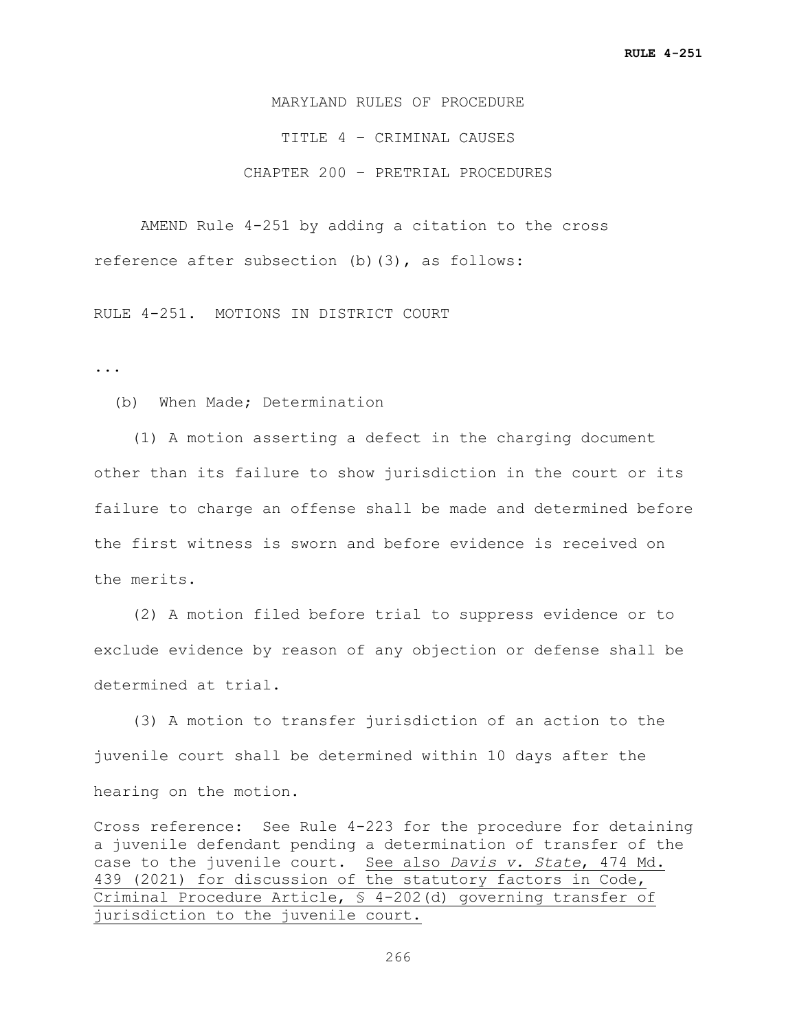MARYLAND RULES OF PROCEDURE

TITLE 4 – CRIMINAL CAUSES

CHAPTER 200 – PRETRIAL PROCEDURES

AMEND Rule 4-251 by adding a citation to the cross reference after subsection (b)(3), as follows:

RULE 4-251. MOTIONS IN DISTRICT COURT

...

(b) When Made; Determination

(1) A motion asserting a defect in the charging document other than its failure to show jurisdiction in the court or its failure to charge an offense shall be made and determined before the first witness is sworn and before evidence is received on the merits.

(2) A motion filed before trial to suppress evidence or to exclude evidence by reason of any objection or defense shall be determined at trial.

(3) A motion to transfer jurisdiction of an action to the juvenile court shall be determined within 10 days after the hearing on the motion.

Cross reference: See Rule 4-223 for the procedure for detaining a juvenile defendant pending a determination of transfer of the case to the juvenile court. <u>See also *Davis v. State*, 474 Md. 439 (2021) for discussion of the statutory factors in Code, Criminal Procedure Article, § 4-202(d) governing transfer of jurisdiction to the juvenile court.</u>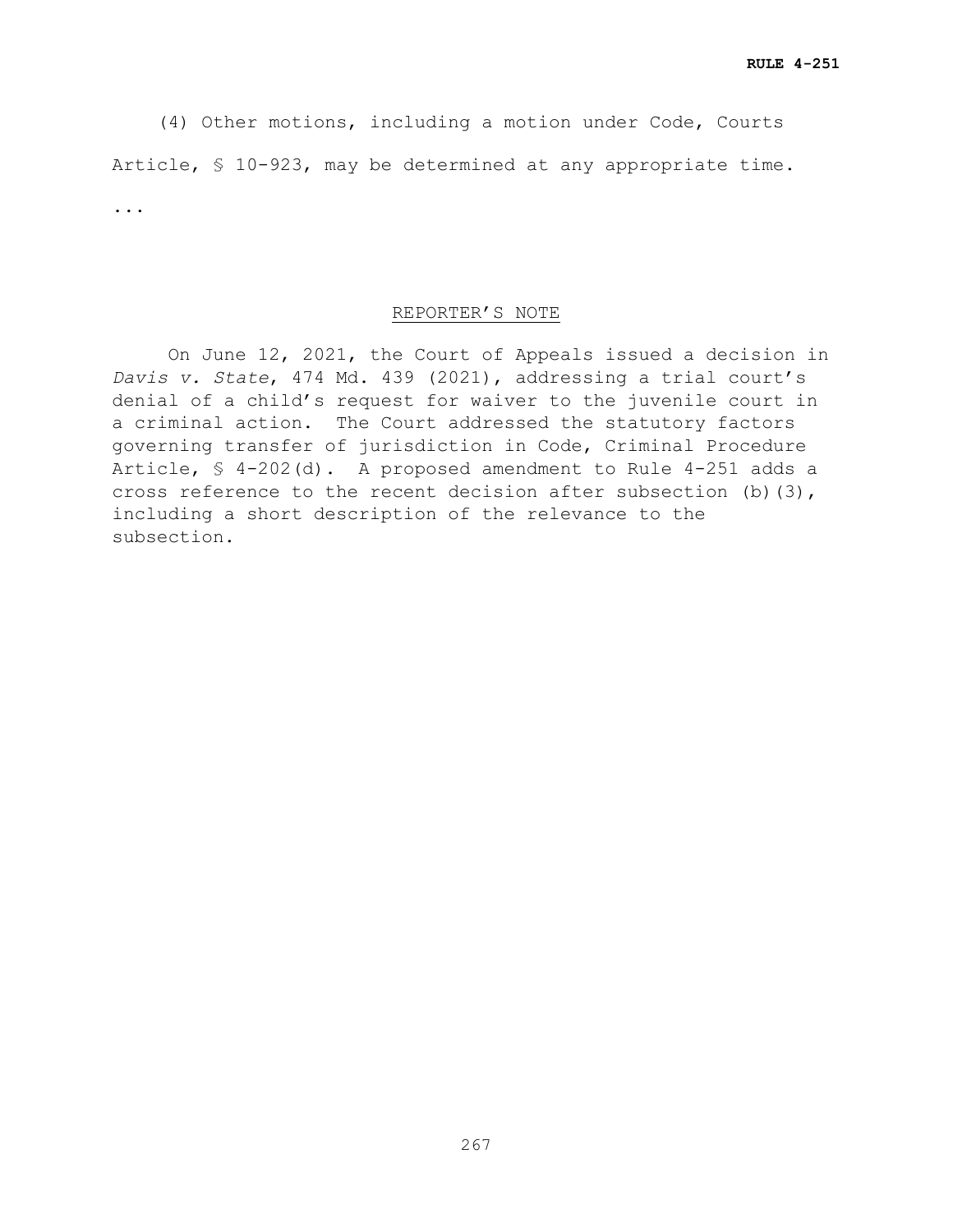(4) Other motions, including a motion under Code, Courts Article, § 10-923, may be determined at any appropriate time.

...

REPORTER'S NOTE

On June 12, 2021, the Court of Appeals issued a decision in *Davis v. State*, 474 Md. 439 (2021), addressing a trial court's denial of a child's request for waiver to the juvenile court in a criminal action. The Court addressed the statutory factors governing transfer of jurisdiction in Code, Criminal Procedure Article, § 4-202(d). A proposed amendment to Rule 4-251 adds a cross reference to the recent decision after subsection (b)(3), including a short description of the relevance to the subsection.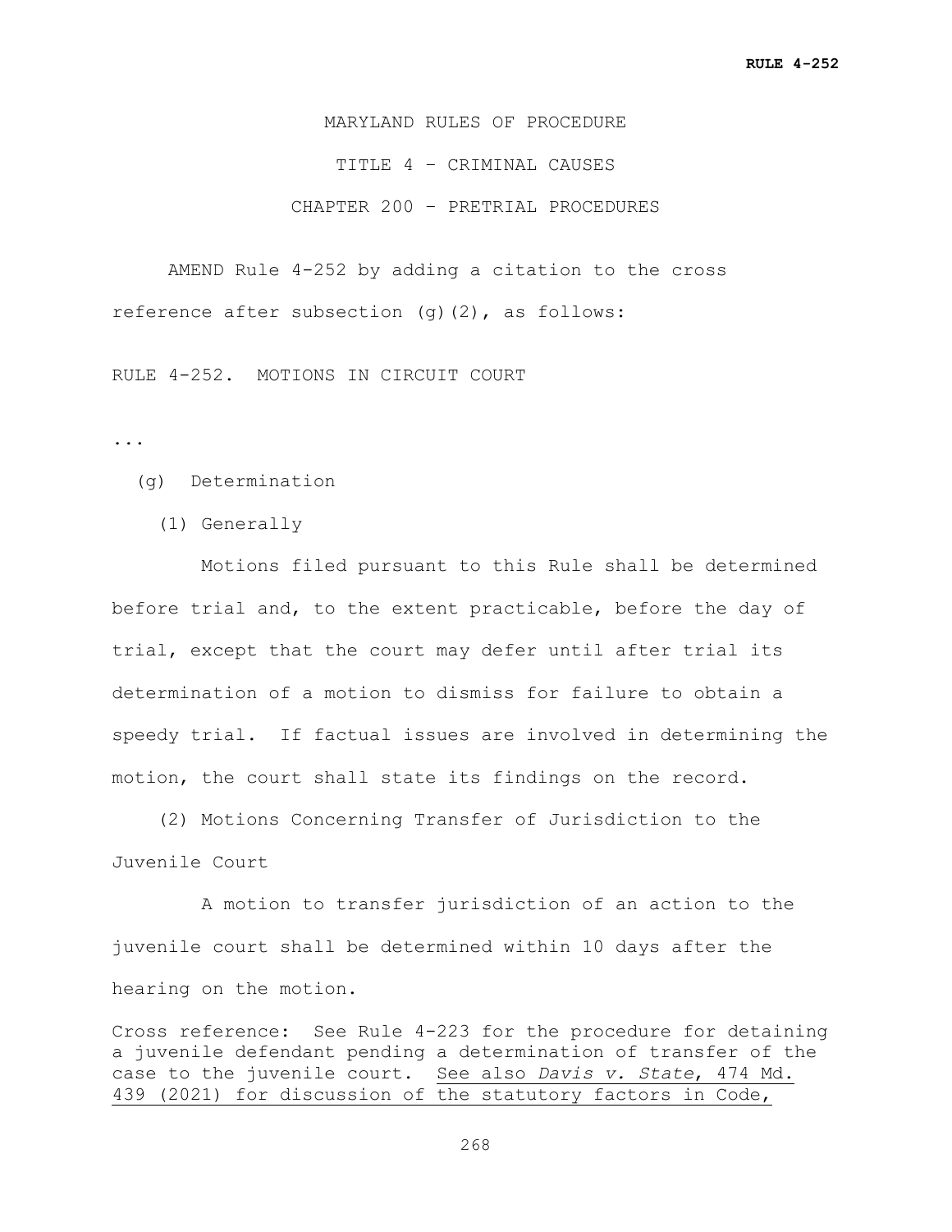MARYLAND RULES OF PROCEDURE

TITLE 4 – CRIMINAL CAUSES

CHAPTER 200 – PRETRIAL PROCEDURES

AMEND Rule 4-252 by adding a citation to the cross reference after subsection (g)(2), as follows:

RULE 4-252. MOTIONS IN CIRCUIT COURT

...

(g) Determination

(1) Generally

Motions filed pursuant to this Rule shall be determined before trial and, to the extent practicable, before the day of trial, except that the court may defer until after trial its determination of a motion to dismiss for failure to obtain a speedy trial. If factual issues are involved in determining the motion, the court shall state its findings on the record.

(2) Motions Concerning Transfer of Jurisdiction to the Juvenile Court

A motion to transfer jurisdiction of an action to the juvenile court shall be determined within 10 days after the hearing on the motion.

Cross reference: See Rule 4-223 for the procedure for detaining a juvenile defendant pending a determination of transfer of the case to the juvenile court. <u>See also *Davis v. State*, 474 Md. 439 (2021) for discussion of the statutory factors in Code,</u>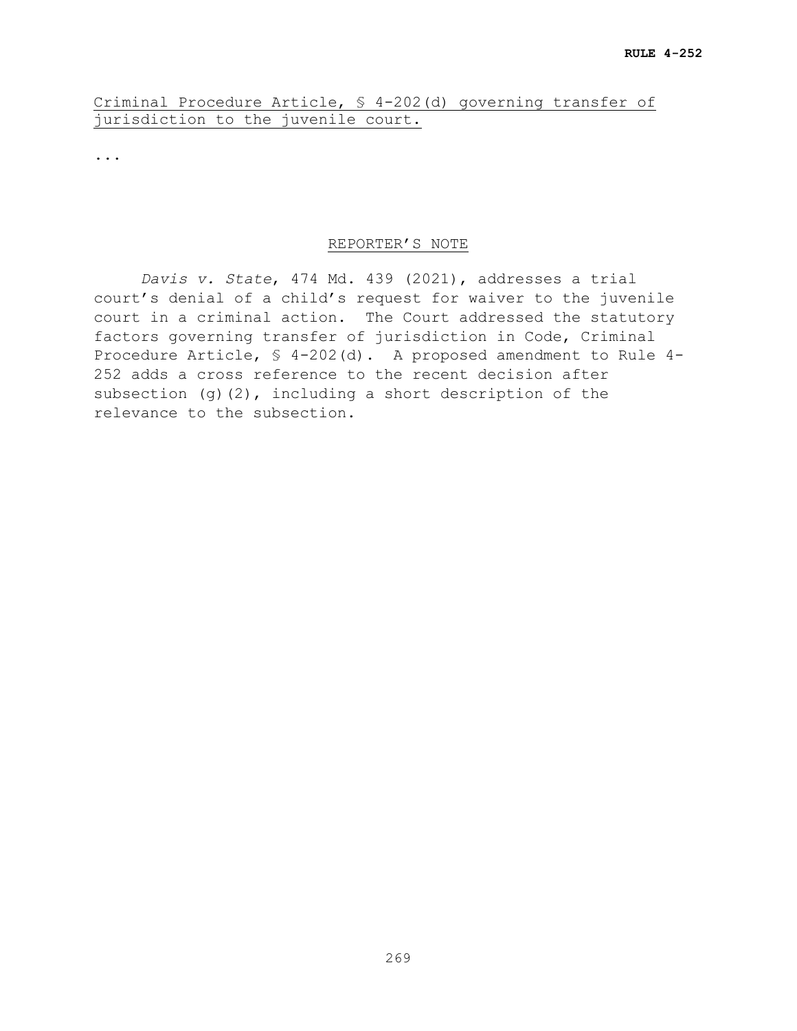<u>Criminal Procedure Article, § 4-202(d) governing transfer of jurisdiction to the juvenile court.</u>

...

<u>REPORTER'S NOTE</u>

*Davis v. State*, 474 Md. 439 (2021), addresses a trial court's denial of a child's request for waiver to the juvenile court in a criminal action. The Court addressed the statutory factors governing transfer of jurisdiction in Code, Criminal Procedure Article, § 4-202(d). A proposed amendment to Rule 4-252 adds a cross reference to the recent decision after subsection (g)(2), including a short description of the relevance to the subsection.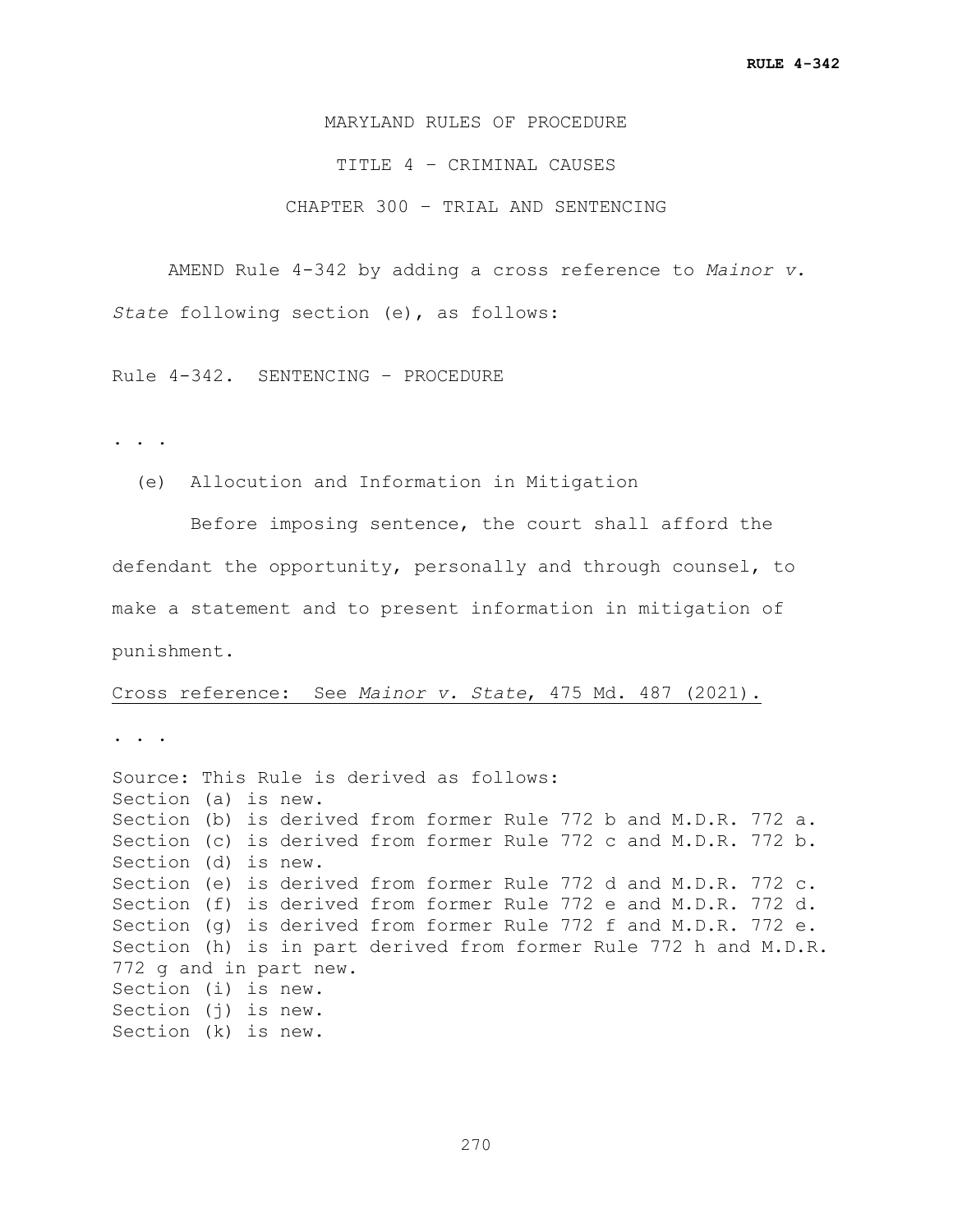MARYLAND RULES OF PROCEDURE

TITLE 4 – CRIMINAL CAUSES

CHAPTER 300 – TRIAL AND SENTENCING

AMEND Rule 4-342 by adding a cross reference to *Mainor v. State* following section (e), as follows:

Rule 4-342. SENTENCING – PROCEDURE

. . .

(e) Allocution and Information in Mitigation

Before imposing sentence, the court shall afford the defendant the opportunity, personally and through counsel, to make a statement and to present information in mitigation of punishment.

Cross reference: See *Mainor v. State*, 475 Md. 487 (2021).

. . .

Source: This Rule is derived as follows:
Section (a) is new.
Section (b) is derived from former Rule 772 b and M.D.R. 772 a.
Section (c) is derived from former Rule 772 c and M.D.R. 772 b.
Section (d) is new.
Section (e) is derived from former Rule 772 d and M.D.R. 772 c.
Section (f) is derived from former Rule 772 e and M.D.R. 772 d.
Section (g) is derived from former Rule 772 f and M.D.R. 772 e.
Section (h) is in part derived from former Rule 772 h and M.D.R. 772 g and in part new.
Section (i) is new.
Section (j) is new.
Section (k) is new.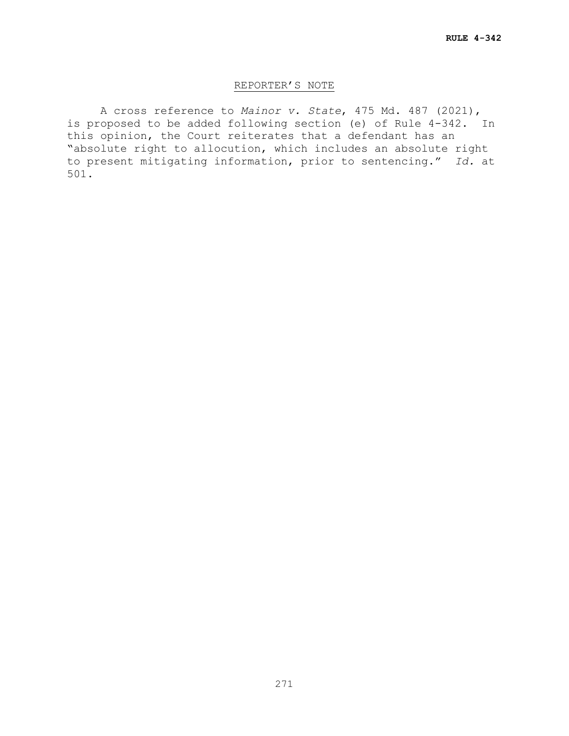## REPORTER'S NOTE

A cross reference to *Mainor v. State*, 475 Md. 487 (2021), is proposed to be added following section (e) of Rule 4-342. In this opinion, the Court reiterates that a defendant has an "absolute right to allocution, which includes an absolute right to present mitigating information, prior to sentencing." *Id.* at 501.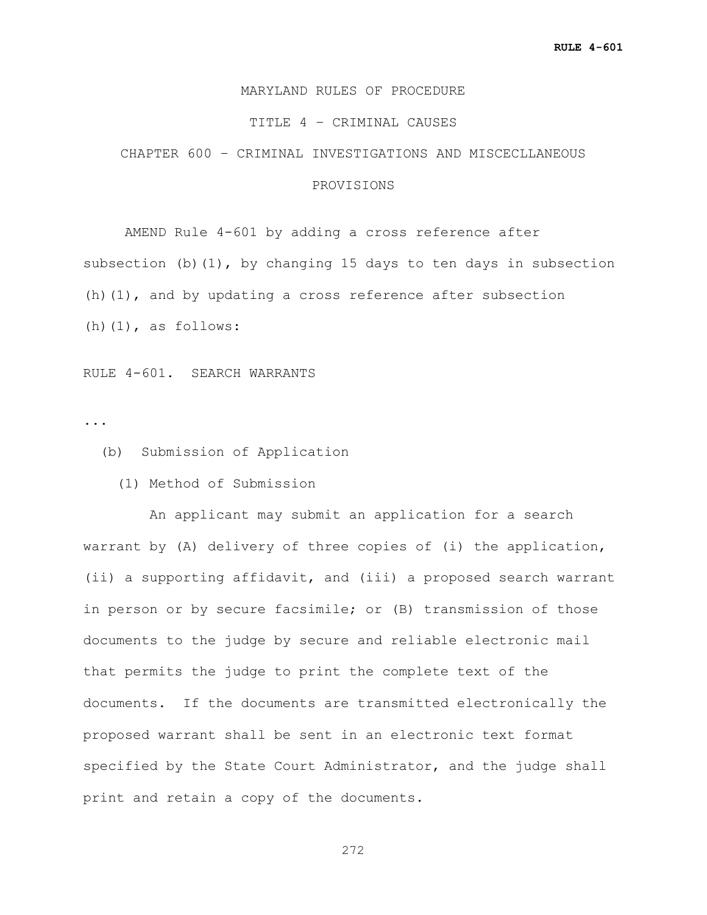MARYLAND RULES OF PROCEDURE

TITLE 4 – CRIMINAL CAUSES

CHAPTER 600 – CRIMINAL INVESTIGATIONS AND MISCECLLANEOUS PROVISIONS

AMEND Rule 4-601 by adding a cross reference after subsection (b)(1), by changing 15 days to ten days in subsection (h)(1), and by updating a cross reference after subsection (h)(1), as follows:

RULE 4-601. SEARCH WARRANTS

...

(b) Submission of Application

(1) Method of Submission

An applicant may submit an application for a search warrant by (A) delivery of three copies of (i) the application, (ii) a supporting affidavit, and (iii) a proposed search warrant in person or by secure facsimile; or (B) transmission of those documents to the judge by secure and reliable electronic mail that permits the judge to print the complete text of the documents. If the documents are transmitted electronically the proposed warrant shall be sent in an electronic text format specified by the State Court Administrator, and the judge shall print and retain a copy of the documents.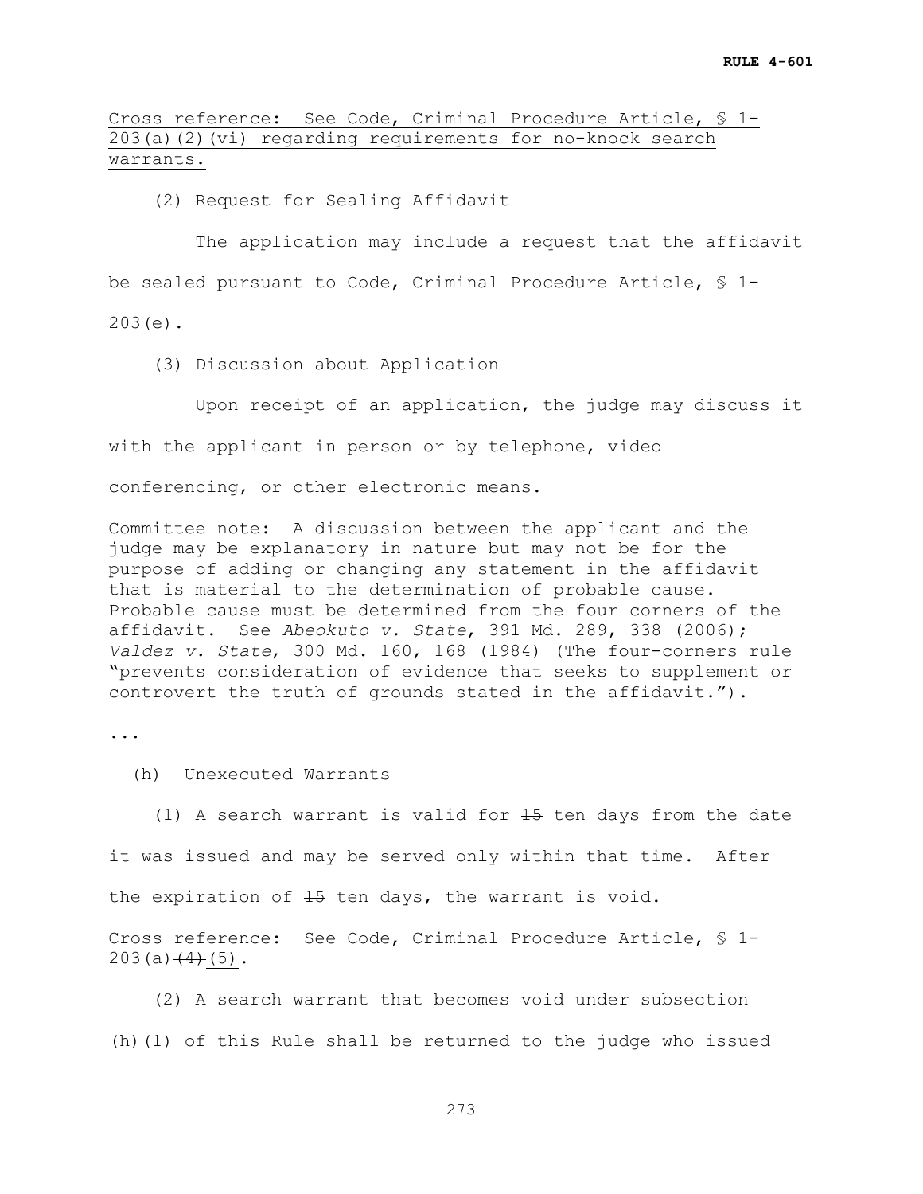Cross reference: See Code, Criminal Procedure Article, § 1-203(a)(2)(vi) regarding requirements for no-knock search warrants.

(2) Request for Sealing Affidavit

The application may include a request that the affidavit be sealed pursuant to Code, Criminal Procedure Article, § 1-203(e).

(3) Discussion about Application

Upon receipt of an application, the judge may discuss it with the applicant in person or by telephone, video conferencing, or other electronic means.

Committee note: A discussion between the applicant and the judge may be explanatory in nature but may not be for the purpose of adding or changing any statement in the affidavit that is material to the determination of probable cause. Probable cause must be determined from the four corners of the affidavit. See *Abeokuto v. State*, 391 Md. 289, 338 (2006); *Valdez v. State*, 300 Md. 160, 168 (1984) (The four-corners rule "prevents consideration of evidence that seeks to supplement or controvert the truth of grounds stated in the affidavit.").

...

(h) Unexecuted Warrants

(1) A search warrant is valid for ~~15~~ ten days from the date it was issued and may be served only within that time. After the expiration of ~~15~~ ten days, the warrant is void.

Cross reference: See Code, Criminal Procedure Article, § 1-203(a)~~(4)~~(5).

(2) A search warrant that becomes void under subsection (h)(1) of this Rule shall be returned to the judge who issued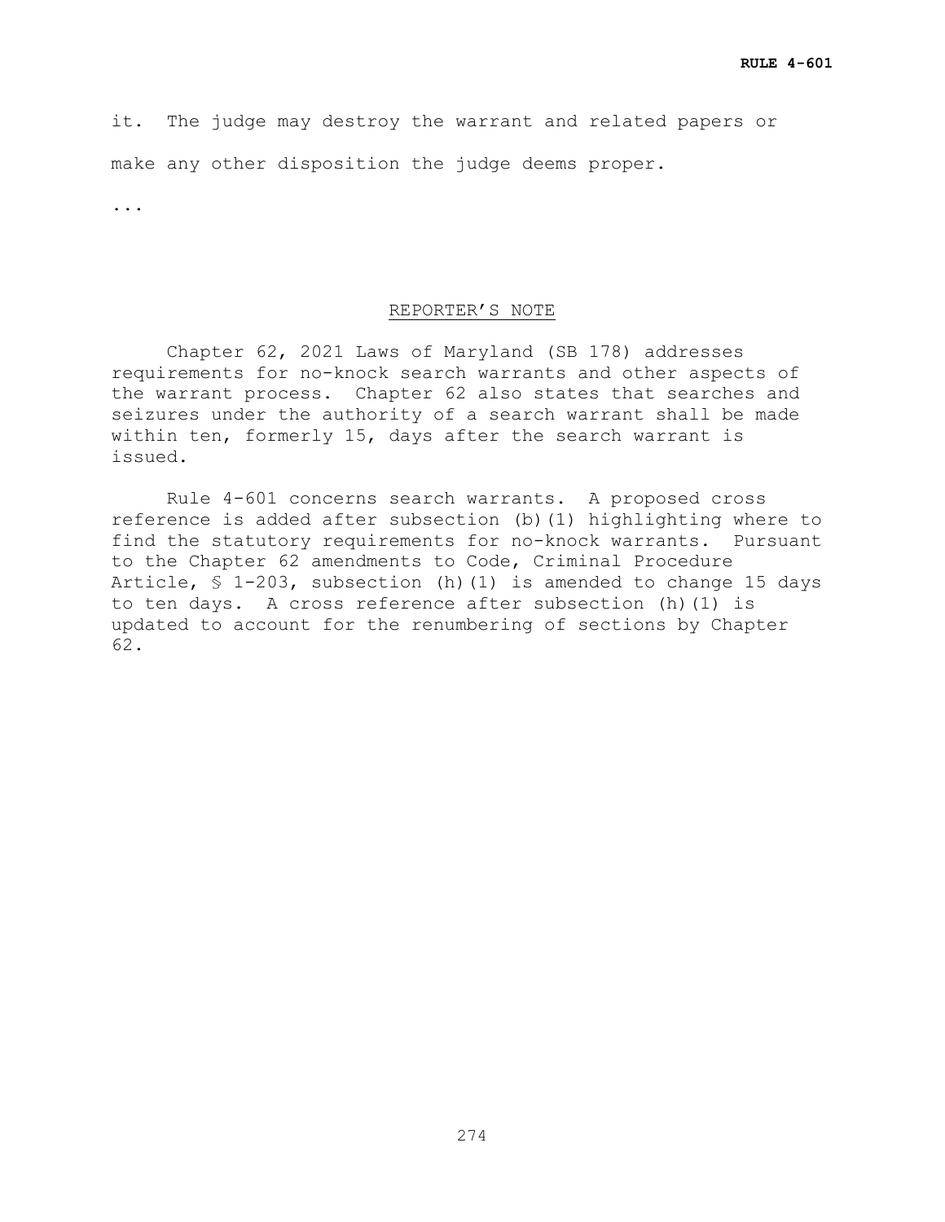it. The judge may destroy the warrant and related papers or make any other disposition the judge deems proper.

...

REPORTER'S NOTE

Chapter 62, 2021 Laws of Maryland (SB 178) addresses requirements for no-knock search warrants and other aspects of the warrant process. Chapter 62 also states that searches and seizures under the authority of a search warrant shall be made within ten, formerly 15, days after the search warrant is issued.

Rule 4-601 concerns search warrants. A proposed cross reference is added after subsection (b)(1) highlighting where to find the statutory requirements for no-knock warrants. Pursuant to the Chapter 62 amendments to Code, Criminal Procedure Article, § 1-203, subsection (h)(1) is amended to change 15 days to ten days. A cross reference after subsection (h)(1) is updated to account for the renumbering of sections by Chapter 62.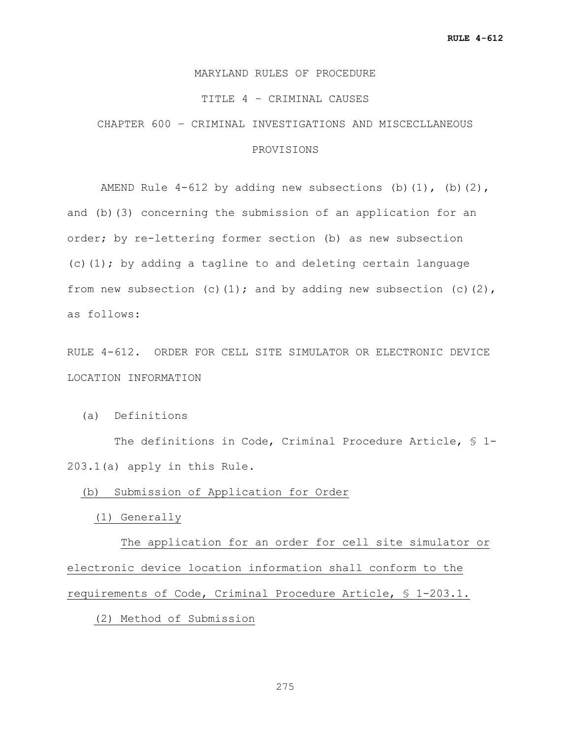MARYLAND RULES OF PROCEDURE

TITLE 4 – CRIMINAL CAUSES

CHAPTER 600 – CRIMINAL INVESTIGATIONS AND MISCECLLANEOUS PROVISIONS

AMEND Rule 4-612 by adding new subsections (b)(1), (b)(2), and (b)(3) concerning the submission of an application for an order; by re-lettering former section (b) as new subsection (c)(1); by adding a tagline to and deleting certain language from new subsection (c)(1); and by adding new subsection (c)(2), as follows:

RULE 4-612. ORDER FOR CELL SITE SIMULATOR OR ELECTRONIC DEVICE LOCATION INFORMATION

(a) Definitions

The definitions in Code, Criminal Procedure Article, § 1-203.1(a) apply in this Rule.

<u>(b) Submission of Application for Order</u>

<u>(1) Generally</u>

<u>The application for an order for cell site simulator or electronic device location information shall conform to the requirements of Code, Criminal Procedure Article, § 1-203.1.</u>

<u>(2) Method of Submission</u>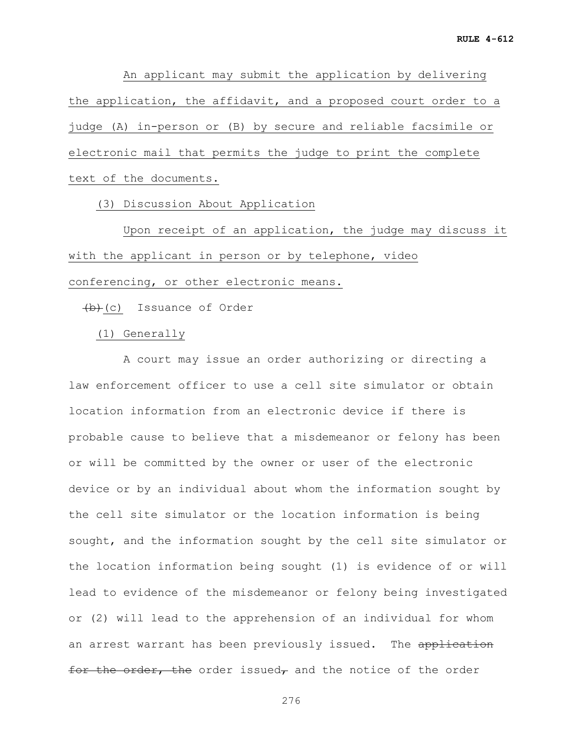An applicant may submit the application by delivering the application, the affidavit, and a proposed court order to a judge (A) in-person or (B) by secure and reliable facsimile or electronic mail that permits the judge to print the complete text of the documents.

(3) Discussion About Application

Upon receipt of an application, the judge may discuss it with the applicant in person or by telephone, video conferencing, or other electronic means.

~~(b)~~(c) Issuance of Order

(1) Generally

A court may issue an order authorizing or directing a law enforcement officer to use a cell site simulator or obtain location information from an electronic device if there is probable cause to believe that a misdemeanor or felony has been or will be committed by the owner or user of the electronic device or by an individual about whom the information sought by the cell site simulator or the location information is being sought, and the information sought by the cell site simulator or the location information being sought (1) is evidence of or will lead to evidence of the misdemeanor or felony being investigated or (2) will lead to the apprehension of an individual for whom an arrest warrant has been previously issued. The ~~application for the order, the~~ order issued~~,~~ and the notice of the order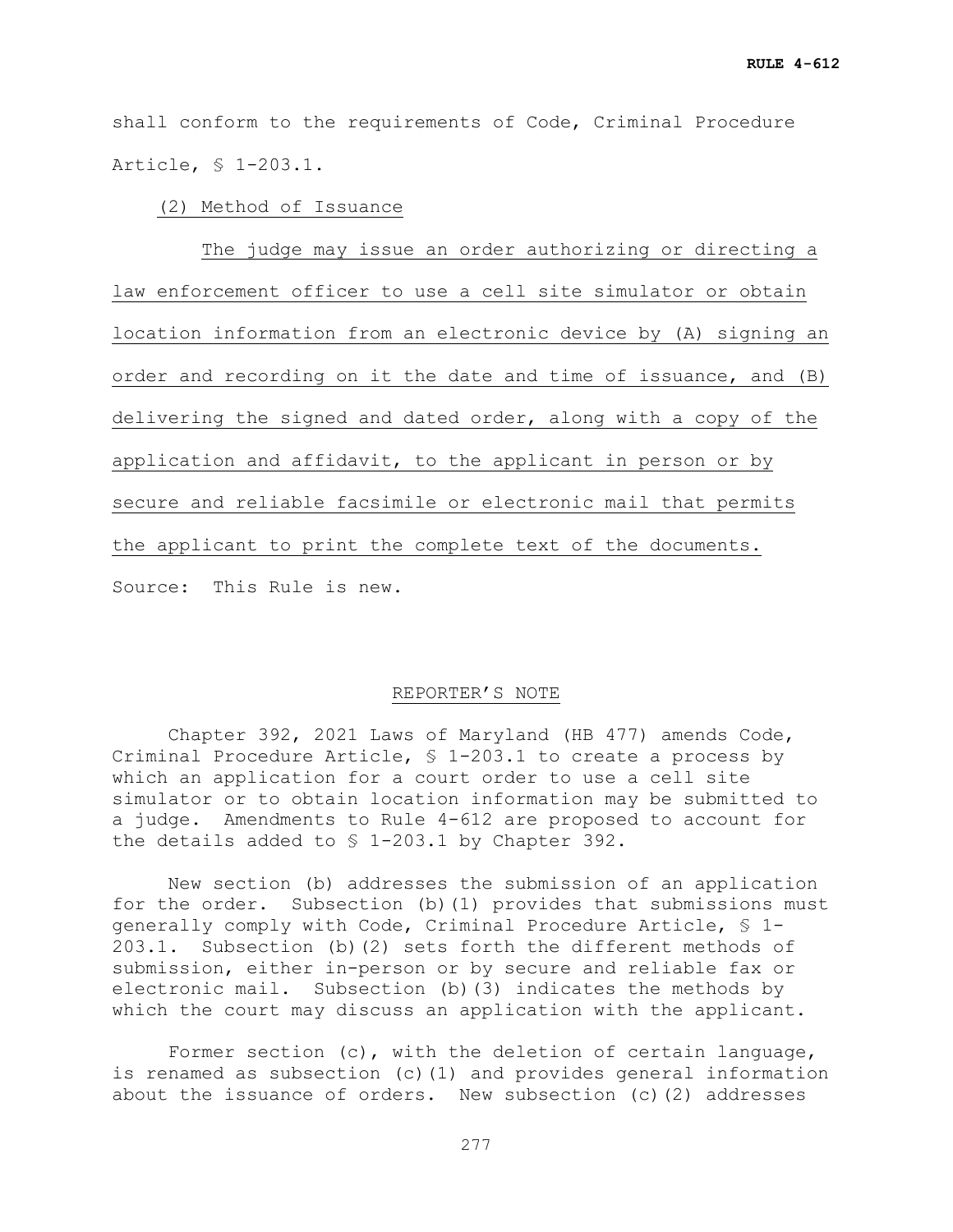shall conform to the requirements of Code, Criminal Procedure Article, § 1-203.1.

<u>(2) Method of Issuance</u>

<u>The judge may issue an order authorizing or directing a law enforcement officer to use a cell site simulator or obtain location information from an electronic device by (A) signing an order and recording on it the date and time of issuance, and (B) delivering the signed and dated order, along with a copy of the application and affidavit, to the applicant in person or by secure and reliable facsimile or electronic mail that permits the applicant to print the complete text of the documents.</u>

Source: This Rule is new.

REPORTER'S NOTE

Chapter 392, 2021 Laws of Maryland (HB 477) amends Code, Criminal Procedure Article, § 1-203.1 to create a process by which an application for a court order to use a cell site simulator or to obtain location information may be submitted to a judge. Amendments to Rule 4-612 are proposed to account for the details added to § 1-203.1 by Chapter 392.

New section (b) addresses the submission of an application for the order. Subsection (b)(1) provides that submissions must generally comply with Code, Criminal Procedure Article, § 1-203.1. Subsection (b)(2) sets forth the different methods of submission, either in-person or by secure and reliable fax or electronic mail. Subsection (b)(3) indicates the methods by which the court may discuss an application with the applicant.

Former section (c), with the deletion of certain language, is renamed as subsection (c)(1) and provides general information about the issuance of orders. New subsection (c)(2) addresses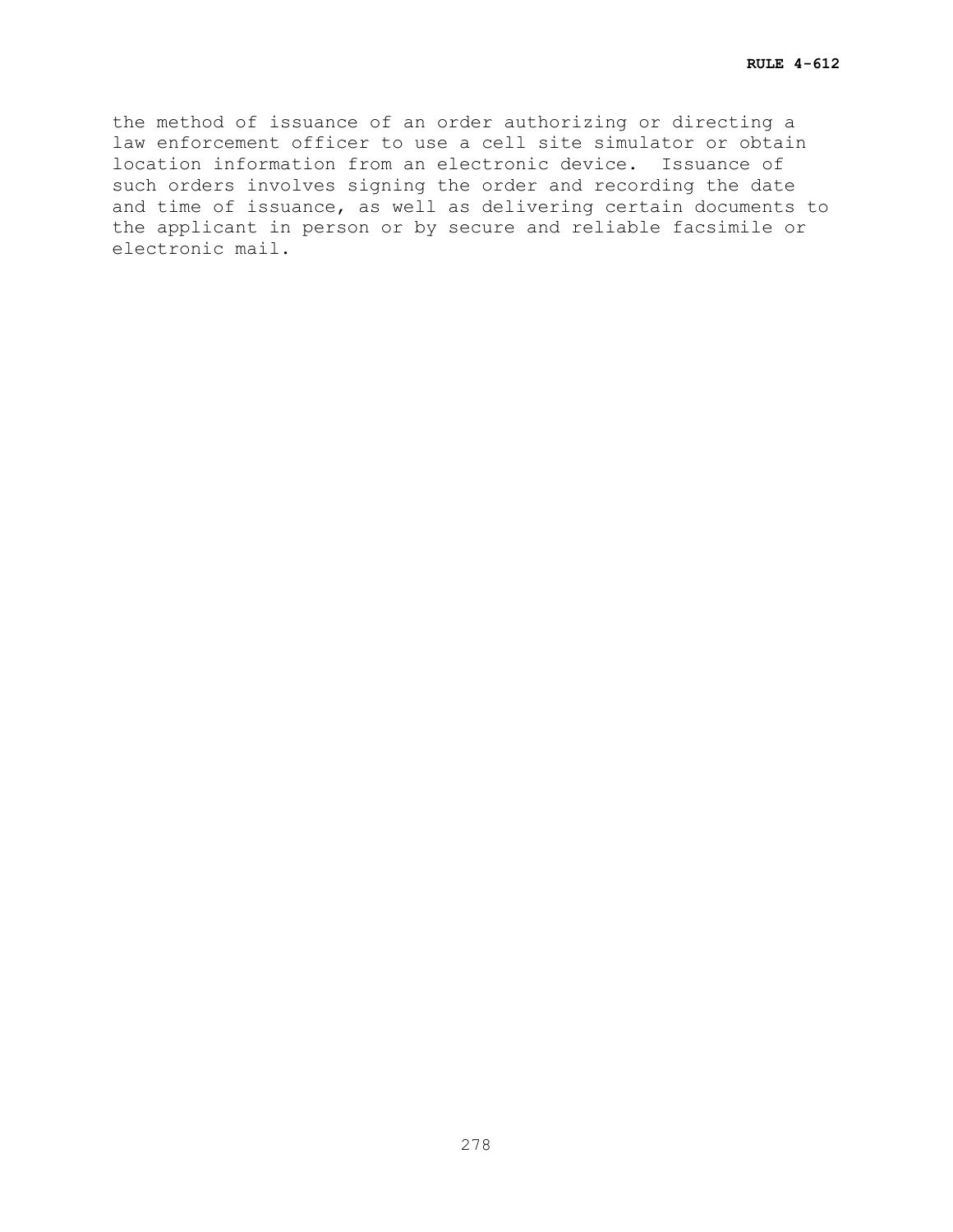the method of issuance of an order authorizing or directing a law enforcement officer to use a cell site simulator or obtain location information from an electronic device. Issuance of such orders involves signing the order and recording the date and time of issuance, as well as delivering certain documents to the applicant in person or by secure and reliable facsimile or electronic mail.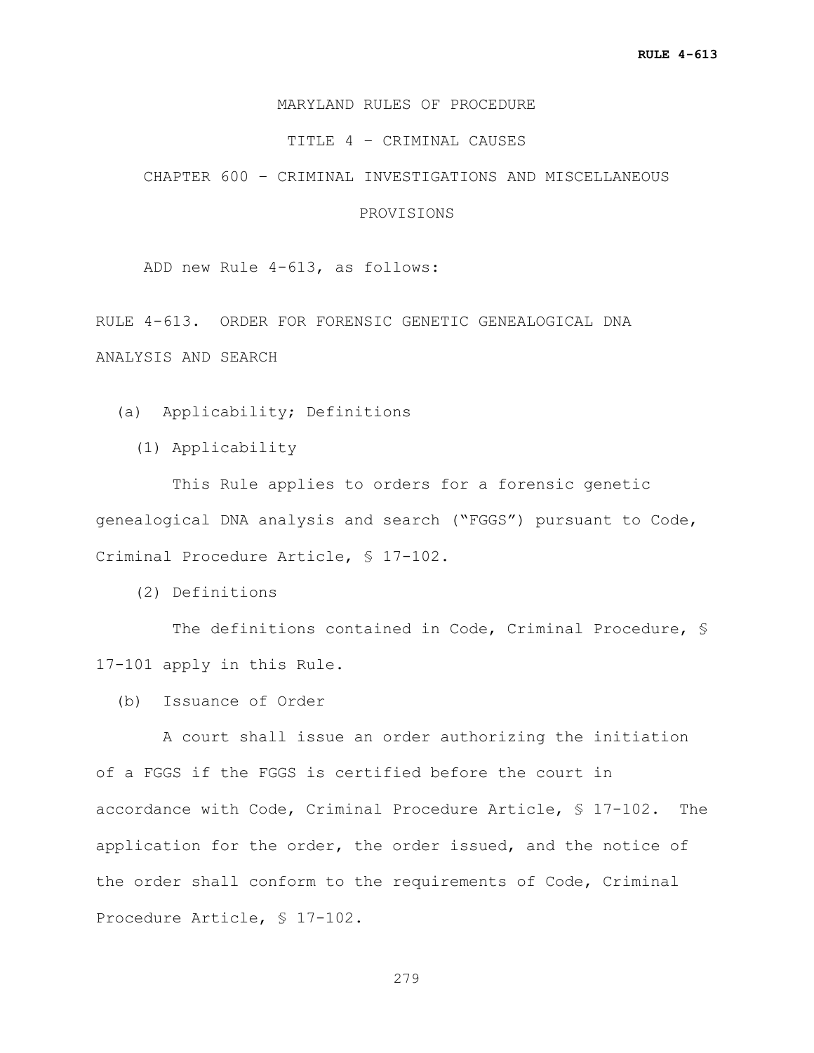MARYLAND RULES OF PROCEDURE

TITLE 4 – CRIMINAL CAUSES

CHAPTER 600 – CRIMINAL INVESTIGATIONS AND MISCELLANEOUS PROVISIONS

ADD new Rule 4-613, as follows:

RULE 4-613. ORDER FOR FORENSIC GENETIC GENEALOGICAL DNA ANALYSIS AND SEARCH

(a) Applicability; Definitions

(1) Applicability

This Rule applies to orders for a forensic genetic genealogical DNA analysis and search ("FGGS") pursuant to Code, Criminal Procedure Article, § 17-102.

(2) Definitions

The definitions contained in Code, Criminal Procedure, § 17-101 apply in this Rule.

(b) Issuance of Order

A court shall issue an order authorizing the initiation of a FGGS if the FGGS is certified before the court in accordance with Code, Criminal Procedure Article, § 17-102. The application for the order, the order issued, and the notice of the order shall conform to the requirements of Code, Criminal Procedure Article, § 17-102.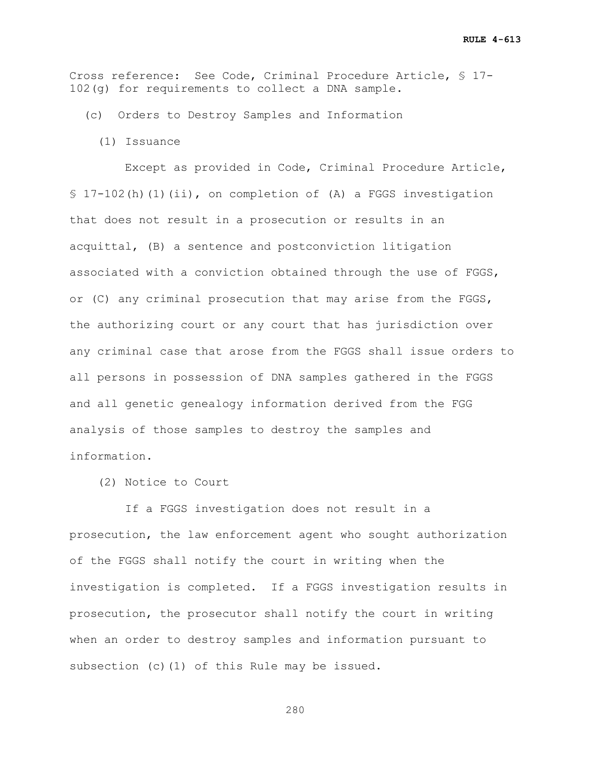Cross reference: See Code, Criminal Procedure Article, § 17-102(g) for requirements to collect a DNA sample.

(c) Orders to Destroy Samples and Information

(1) Issuance

Except as provided in Code, Criminal Procedure Article, § 17-102(h)(1)(ii), on completion of (A) a FGGS investigation that does not result in a prosecution or results in an acquittal, (B) a sentence and postconviction litigation associated with a conviction obtained through the use of FGGS, or (C) any criminal prosecution that may arise from the FGGS, the authorizing court or any court that has jurisdiction over any criminal case that arose from the FGGS shall issue orders to all persons in possession of DNA samples gathered in the FGGS and all genetic genealogy information derived from the FGG analysis of those samples to destroy the samples and information.

(2) Notice to Court

If a FGGS investigation does not result in a prosecution, the law enforcement agent who sought authorization of the FGGS shall notify the court in writing when the investigation is completed. If a FGGS investigation results in prosecution, the prosecutor shall notify the court in writing when an order to destroy samples and information pursuant to subsection (c)(1) of this Rule may be issued.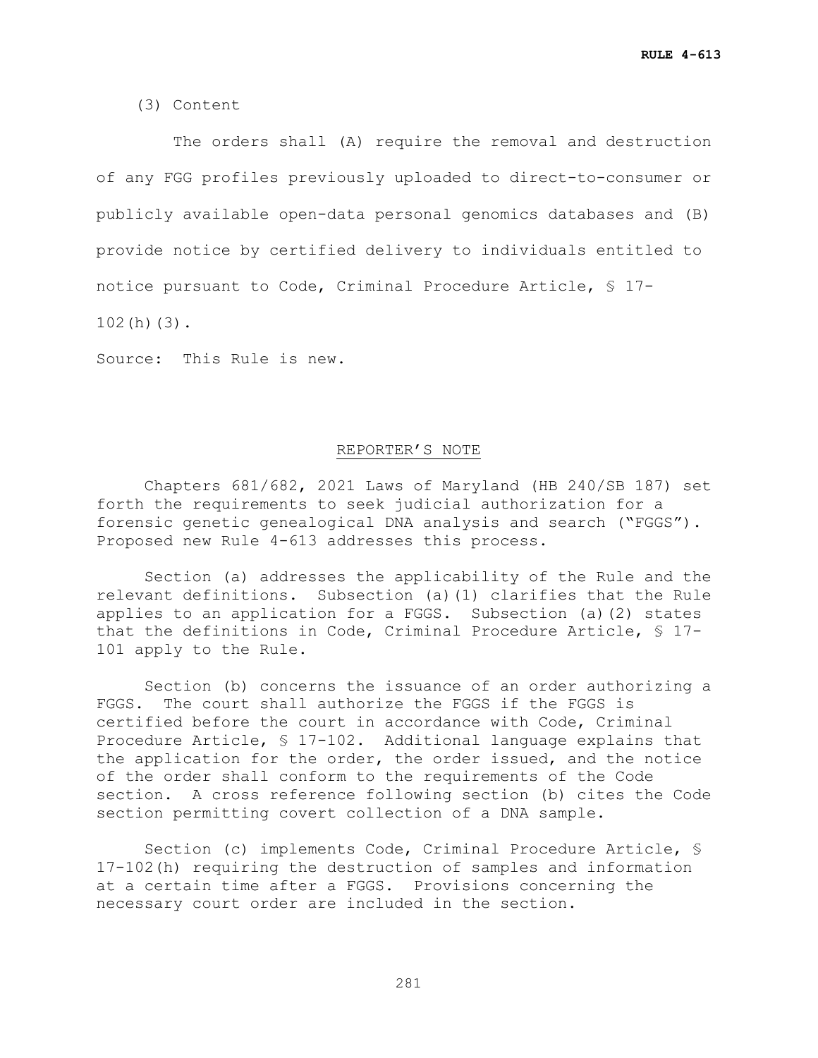(3) Content

The orders shall (A) require the removal and destruction of any FGG profiles previously uploaded to direct-to-consumer or publicly available open-data personal genomics databases and (B) provide notice by certified delivery to individuals entitled to notice pursuant to Code, Criminal Procedure Article, § 17-102(h)(3).

Source: This Rule is new.

## REPORTER'S NOTE

Chapters 681/682, 2021 Laws of Maryland (HB 240/SB 187) set forth the requirements to seek judicial authorization for a forensic genetic genealogical DNA analysis and search ("FGGS"). Proposed new Rule 4-613 addresses this process.

Section (a) addresses the applicability of the Rule and the relevant definitions. Subsection (a)(1) clarifies that the Rule applies to an application for a FGGS. Subsection (a)(2) states that the definitions in Code, Criminal Procedure Article, § 17-101 apply to the Rule.

Section (b) concerns the issuance of an order authorizing a FGGS. The court shall authorize the FGGS if the FGGS is certified before the court in accordance with Code, Criminal Procedure Article, § 17-102. Additional language explains that the application for the order, the order issued, and the notice of the order shall conform to the requirements of the Code section. A cross reference following section (b) cites the Code section permitting covert collection of a DNA sample.

Section (c) implements Code, Criminal Procedure Article, § 17-102(h) requiring the destruction of samples and information at a certain time after a FGGS. Provisions concerning the necessary court order are included in the section.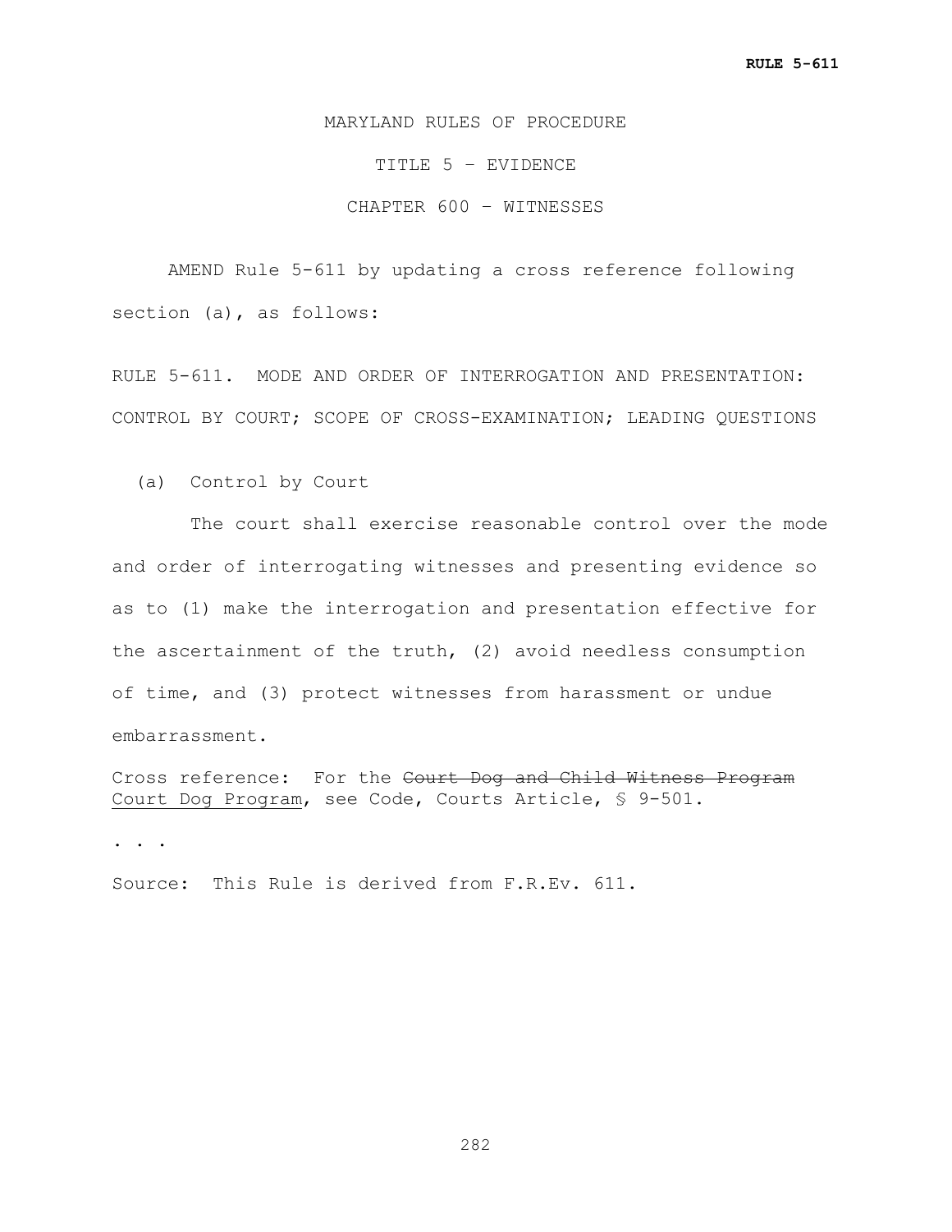MARYLAND RULES OF PROCEDURE

TITLE 5 – EVIDENCE

CHAPTER 600 – WITNESSES

AMEND Rule 5-611 by updating a cross reference following section (a), as follows:

RULE 5-611. MODE AND ORDER OF INTERROGATION AND PRESENTATION: CONTROL BY COURT; SCOPE OF CROSS-EXAMINATION; LEADING QUESTIONS

(a) Control by Court

The court shall exercise reasonable control over the mode and order of interrogating witnesses and presenting evidence so as to (1) make the interrogation and presentation effective for the ascertainment of the truth, (2) avoid needless consumption of time, and (3) protect witnesses from harassment or undue embarrassment.

Cross reference: For the ~~Court Dog and Child Witness Program~~ <u>Court Dog Program</u>, see Code, Courts Article, § 9-501.

. . .

Source: This Rule is derived from F.R.Ev. 611.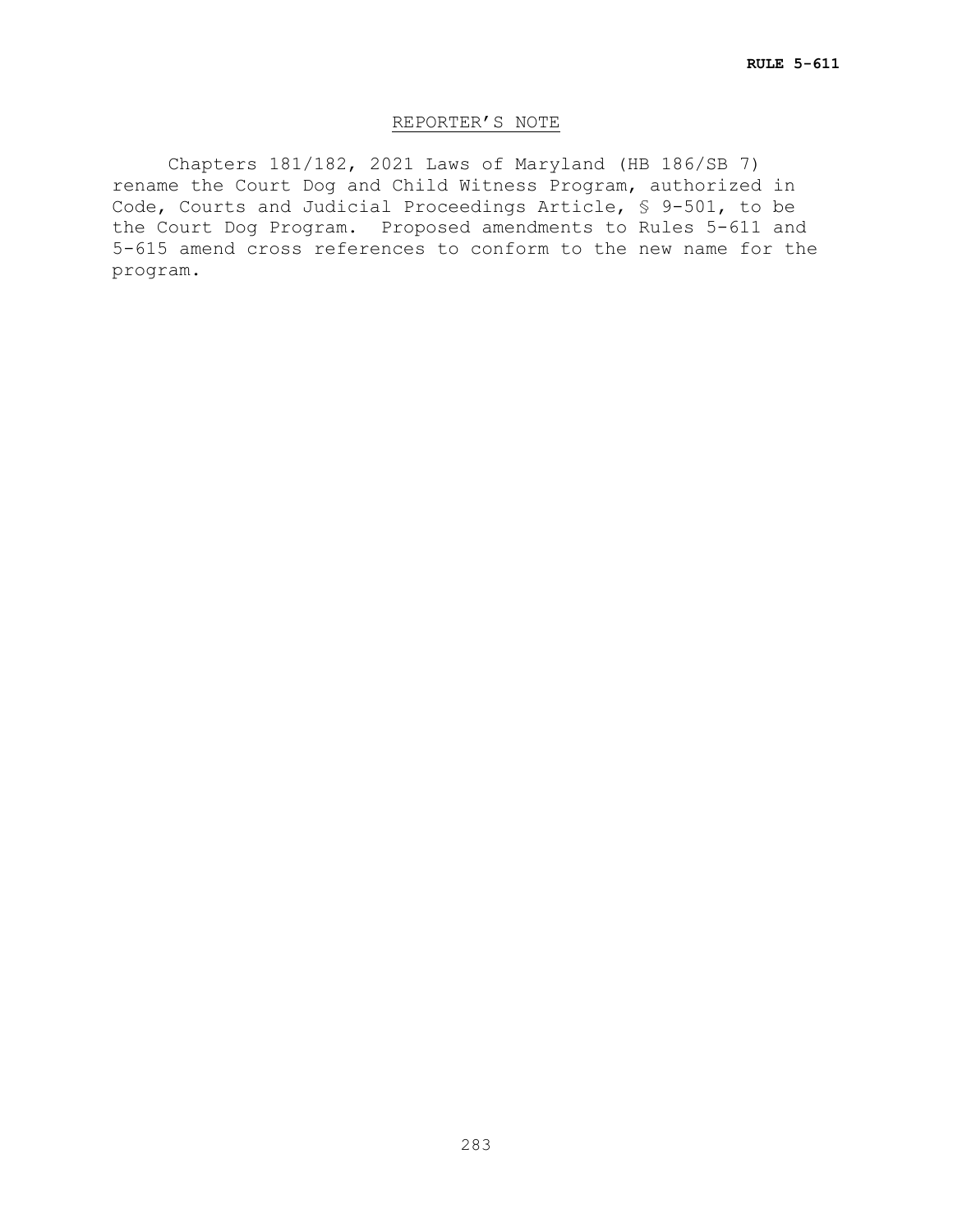## REPORTER'S NOTE

Chapters 181/182, 2021 Laws of Maryland (HB 186/SB 7) rename the Court Dog and Child Witness Program, authorized in Code, Courts and Judicial Proceedings Article, § 9-501, to be the Court Dog Program. Proposed amendments to Rules 5-611 and 5-615 amend cross references to conform to the new name for the program.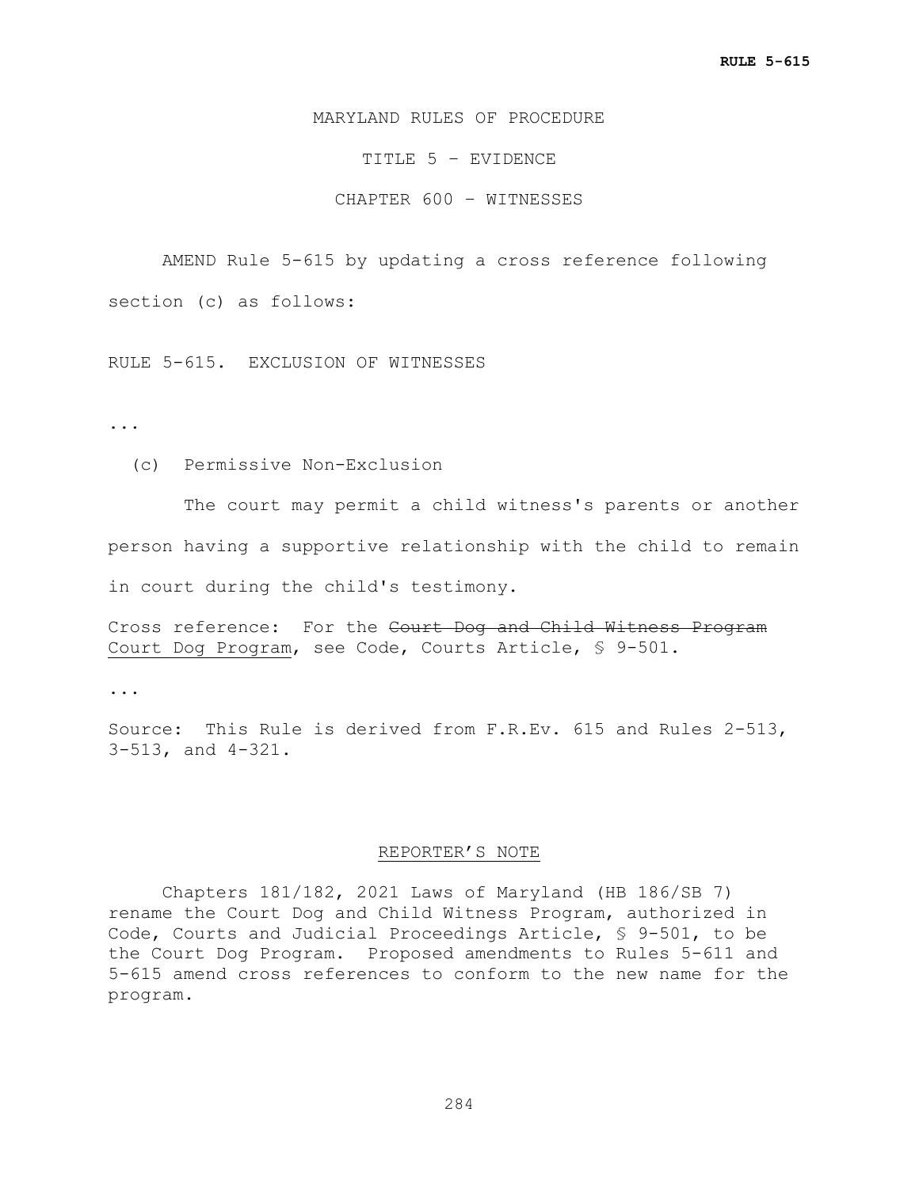MARYLAND RULES OF PROCEDURE

TITLE 5 – EVIDENCE

CHAPTER 600 – WITNESSES

AMEND Rule 5-615 by updating a cross reference following section (c) as follows:

RULE 5-615. EXCLUSION OF WITNESSES

...

(c) Permissive Non-Exclusion

The court may permit a child witness's parents or another person having a supportive relationship with the child to remain in court during the child's testimony.

Cross reference: For the ~~Court Dog and Child Witness Program~~ <u>Court Dog Program</u>, see Code, Courts Article, § 9-501.

...

Source: This Rule is derived from F.R.Ev. 615 and Rules 2-513, 3-513, and 4-321.

REPORTER'S NOTE

Chapters 181/182, 2021 Laws of Maryland (HB 186/SB 7) rename the Court Dog and Child Witness Program, authorized in Code, Courts and Judicial Proceedings Article, § 9-501, to be the Court Dog Program. Proposed amendments to Rules 5-611 and 5-615 amend cross references to conform to the new name for the program.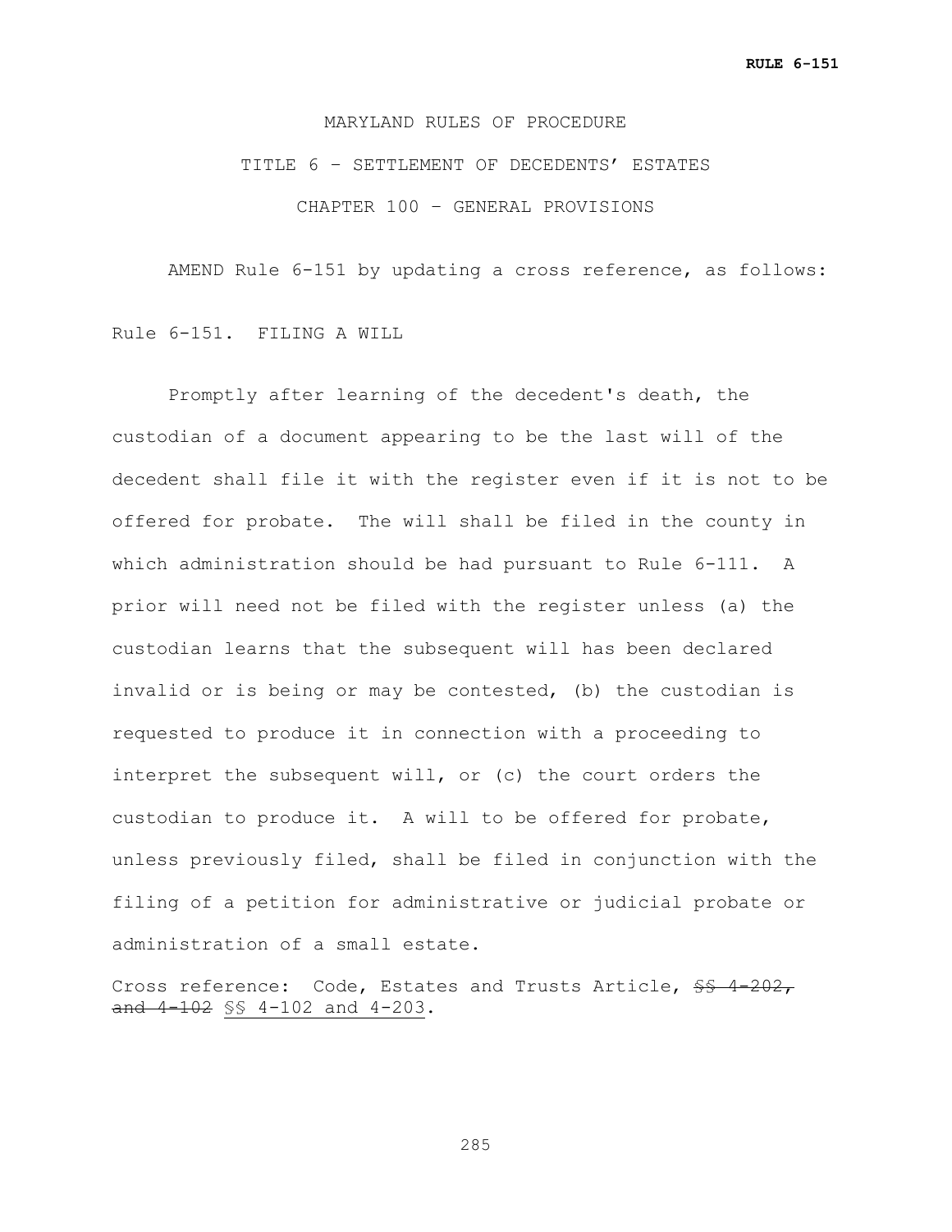MARYLAND RULES OF PROCEDURE

TITLE 6 – SETTLEMENT OF DECEDENTS' ESTATES

CHAPTER 100 – GENERAL PROVISIONS

AMEND Rule 6-151 by updating a cross reference, as follows:

Rule 6-151. FILING A WILL

Promptly after learning of the decedent's death, the custodian of a document appearing to be the last will of the decedent shall file it with the register even if it is not to be offered for probate. The will shall be filed in the county in which administration should be had pursuant to Rule 6-111. A prior will need not be filed with the register unless (a) the custodian learns that the subsequent will has been declared invalid or is being or may be contested, (b) the custodian is requested to produce it in connection with a proceeding to interpret the subsequent will, or (c) the court orders the custodian to produce it. A will to be offered for probate, unless previously filed, shall be filed in conjunction with the filing of a petition for administrative or judicial probate or administration of a small estate.

Cross reference: Code, Estates and Trusts Article, ~~§§ 4-202, and 4-102~~ <u>§§ 4-102 and 4-203</u>.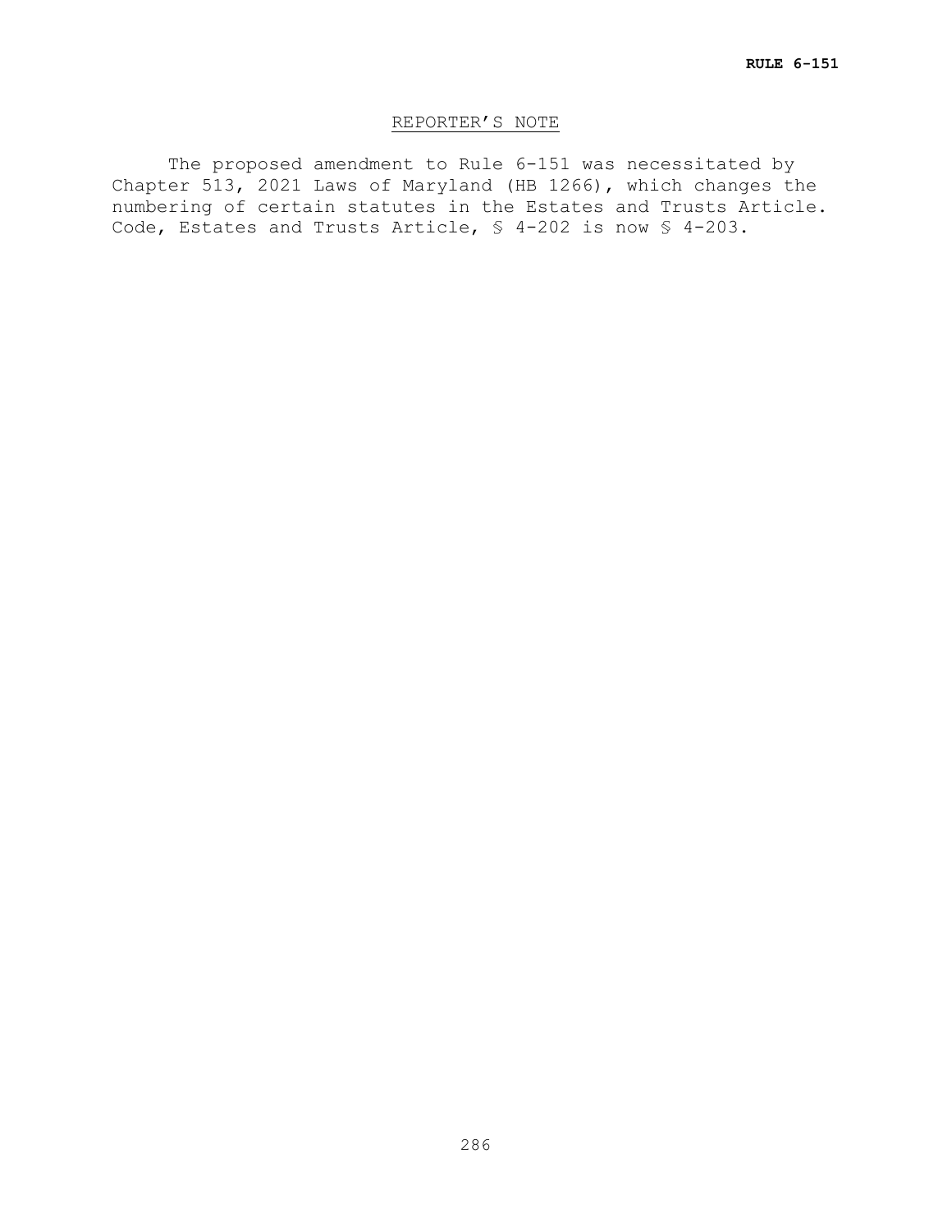## REPORTER'S NOTE

The proposed amendment to Rule 6-151 was necessitated by Chapter 513, 2021 Laws of Maryland (HB 1266), which changes the numbering of certain statutes in the Estates and Trusts Article. Code, Estates and Trusts Article, § 4-202 is now § 4-203.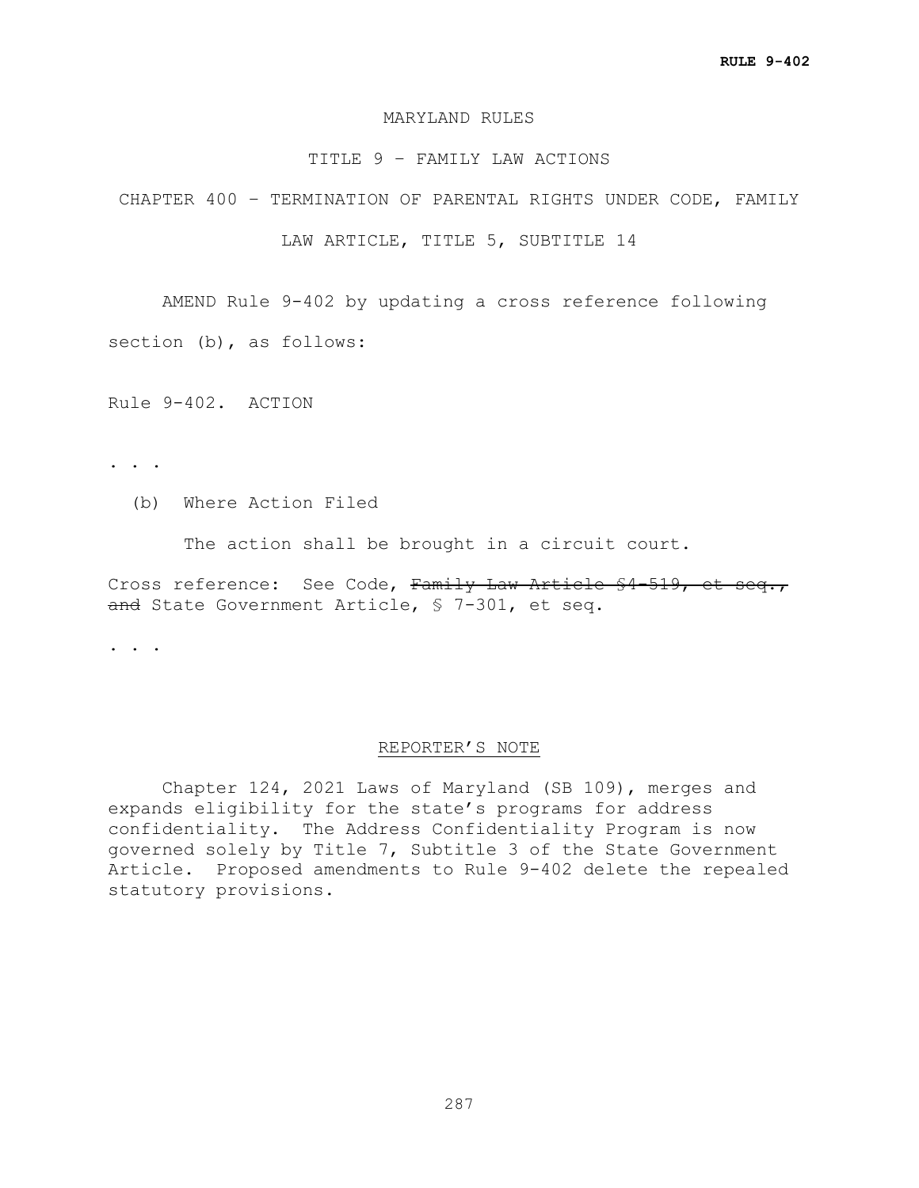MARYLAND RULES

TITLE 9 – FAMILY LAW ACTIONS

CHAPTER 400 – TERMINATION OF PARENTAL RIGHTS UNDER CODE, FAMILY LAW ARTICLE, TITLE 5, SUBTITLE 14

AMEND Rule 9-402 by updating a cross reference following section (b), as follows:

Rule 9-402. ACTION

. . .

(b) Where Action Filed

The action shall be brought in a circuit court.

Cross reference: See Code, ~~Family Law Article §4-519, et seq., and~~ State Government Article, § 7-301, et seq.

. . .

REPORTER'S NOTE

Chapter 124, 2021 Laws of Maryland (SB 109), merges and expands eligibility for the state's programs for address confidentiality. The Address Confidentiality Program is now governed solely by Title 7, Subtitle 3 of the State Government Article. Proposed amendments to Rule 9-402 delete the repealed statutory provisions.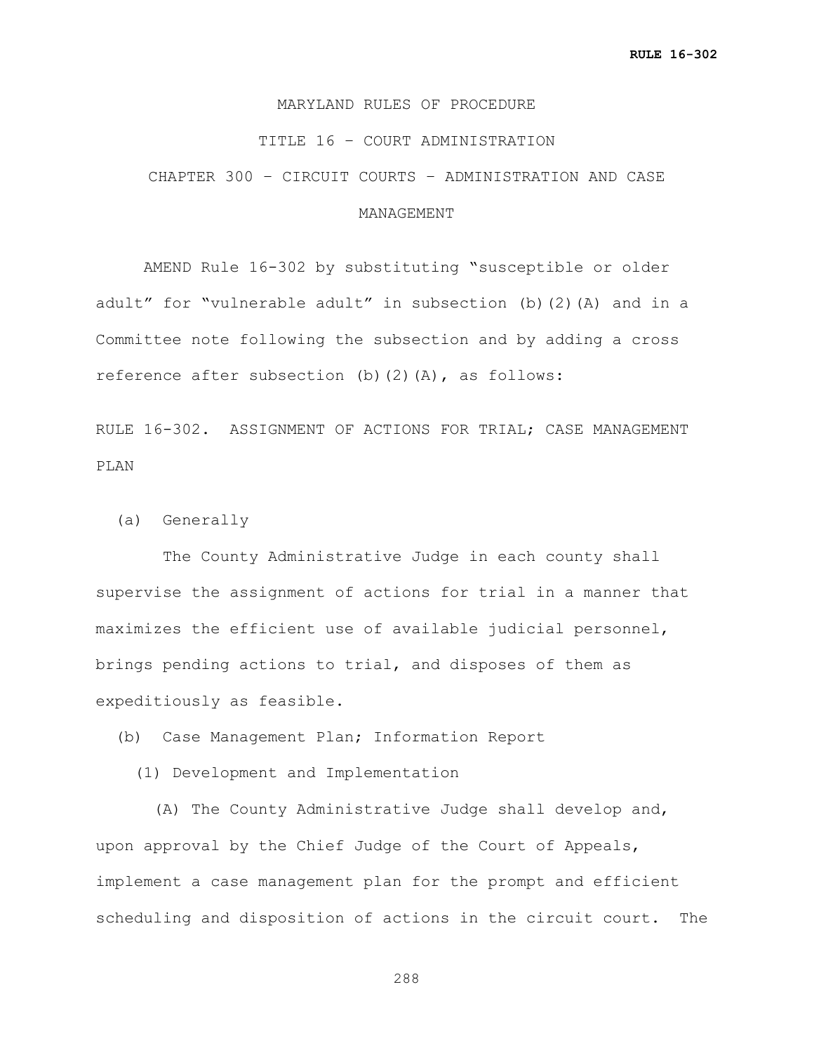MARYLAND RULES OF PROCEDURE

TITLE 16 – COURT ADMINISTRATION

CHAPTER 300 – CIRCUIT COURTS – ADMINISTRATION AND CASE MANAGEMENT

AMEND Rule 16-302 by substituting “susceptible or older adult” for “vulnerable adult” in subsection (b)(2)(A) and in a Committee note following the subsection and by adding a cross reference after subsection (b)(2)(A), as follows:

RULE 16-302. ASSIGNMENT OF ACTIONS FOR TRIAL; CASE MANAGEMENT PLAN

(a) Generally

The County Administrative Judge in each county shall supervise the assignment of actions for trial in a manner that maximizes the efficient use of available judicial personnel, brings pending actions to trial, and disposes of them as expeditiously as feasible.

(b) Case Management Plan; Information Report

(1) Development and Implementation

(A) The County Administrative Judge shall develop and, upon approval by the Chief Judge of the Court of Appeals, implement a case management plan for the prompt and efficient scheduling and disposition of actions in the circuit court. The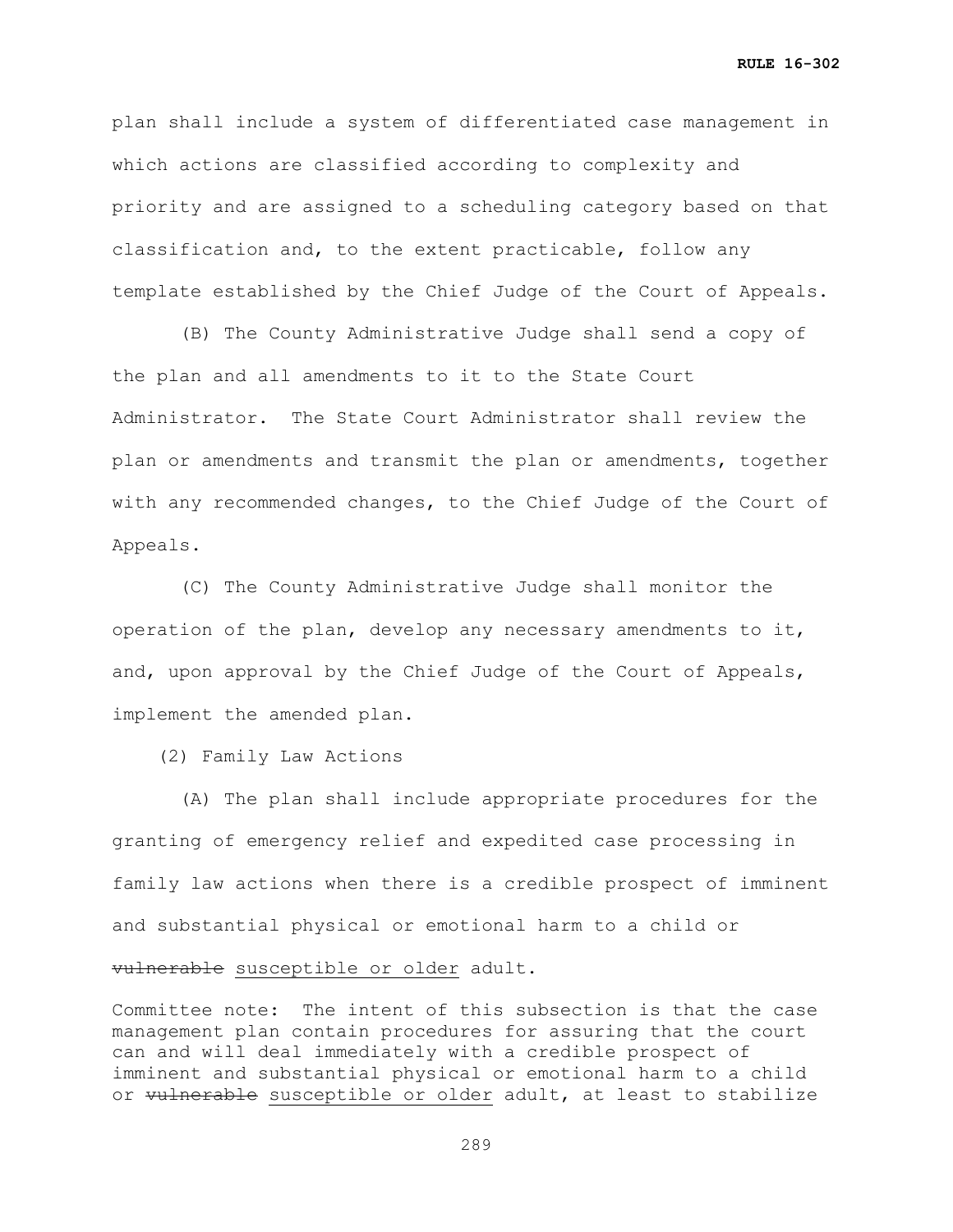plan shall include a system of differentiated case management in which actions are classified according to complexity and priority and are assigned to a scheduling category based on that classification and, to the extent practicable, follow any template established by the Chief Judge of the Court of Appeals.

(B) The County Administrative Judge shall send a copy of the plan and all amendments to it to the State Court Administrator. The State Court Administrator shall review the plan or amendments and transmit the plan or amendments, together with any recommended changes, to the Chief Judge of the Court of Appeals.

(C) The County Administrative Judge shall monitor the operation of the plan, develop any necessary amendments to it, and, upon approval by the Chief Judge of the Court of Appeals, implement the amended plan.

(2) Family Law Actions

(A) The plan shall include appropriate procedures for the granting of emergency relief and expedited case processing in family law actions when there is a credible prospect of imminent and substantial physical or emotional harm to a child or ~~vulnerable~~ <u>susceptible or older</u> adult.

Committee note: The intent of this subsection is that the case management plan contain procedures for assuring that the court can and will deal immediately with a credible prospect of imminent and substantial physical or emotional harm to a child or ~~vulnerable~~ <u>susceptible or older</u> adult, at least to stabilize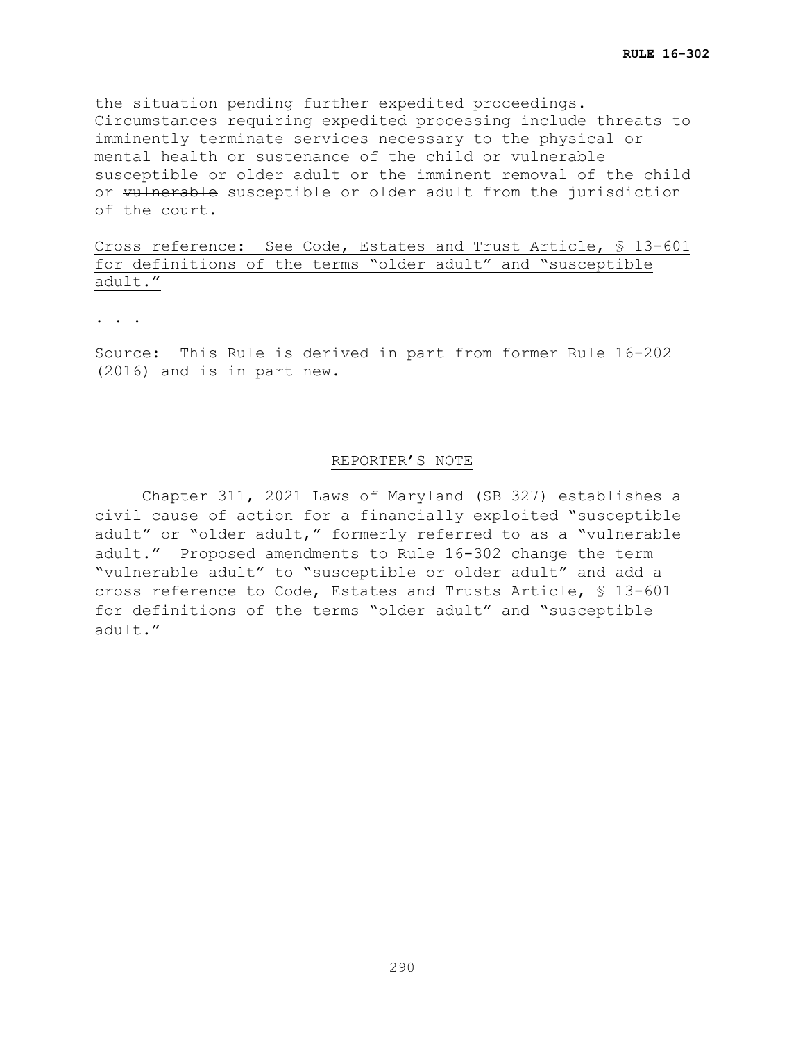the situation pending further expedited proceedings. Circumstances requiring expedited processing include threats to imminently terminate services necessary to the physical or mental health or sustenance of the child or ~~vulnerable~~ <u>susceptible or older</u> adult or the imminent removal of the child or ~~vulnerable~~ <u>susceptible or older</u> adult from the jurisdiction of the court.

<u>Cross reference: See Code, Estates and Trust Article, § 13-601 for definitions of the terms "older adult" and "susceptible adult."</u>

. . .

Source: This Rule is derived in part from former Rule 16-202 (2016) and is in part new.

## REPORTER'S NOTE

Chapter 311, 2021 Laws of Maryland (SB 327) establishes a civil cause of action for a financially exploited "susceptible adult" or "older adult," formerly referred to as a "vulnerable adult." Proposed amendments to Rule 16-302 change the term "vulnerable adult" to "susceptible or older adult" and add a cross reference to Code, Estates and Trusts Article, § 13-601 for definitions of the terms "older adult" and "susceptible adult."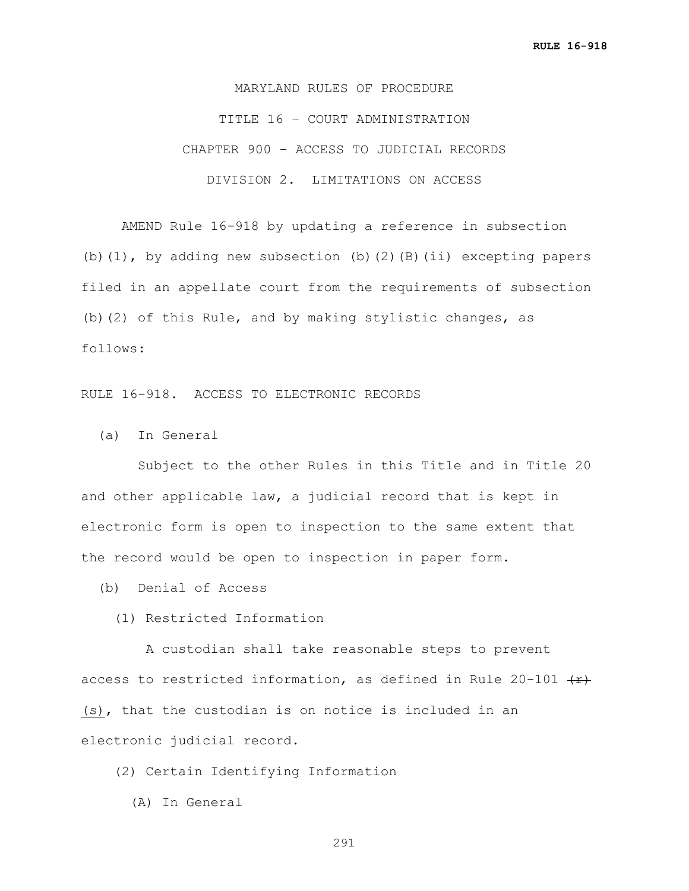MARYLAND RULES OF PROCEDURE

TITLE 16 – COURT ADMINISTRATION

CHAPTER 900 – ACCESS TO JUDICIAL RECORDS

DIVISION 2. LIMITATIONS ON ACCESS

AMEND Rule 16-918 by updating a reference in subsection (b)(1), by adding new subsection (b)(2)(B)(ii) excepting papers filed in an appellate court from the requirements of subsection (b)(2) of this Rule, and by making stylistic changes, as follows:

RULE 16-918. ACCESS TO ELECTRONIC RECORDS

(a) In General

Subject to the other Rules in this Title and in Title 20 and other applicable law, a judicial record that is kept in electronic form is open to inspection to the same extent that the record would be open to inspection in paper form.

(b) Denial of Access

(1) Restricted Information

A custodian shall take reasonable steps to prevent access to restricted information, as defined in Rule 20-101 ~~(r)~~ <u>(s)</u>, that the custodian is on notice is included in an electronic judicial record.

(2) Certain Identifying Information

(A) In General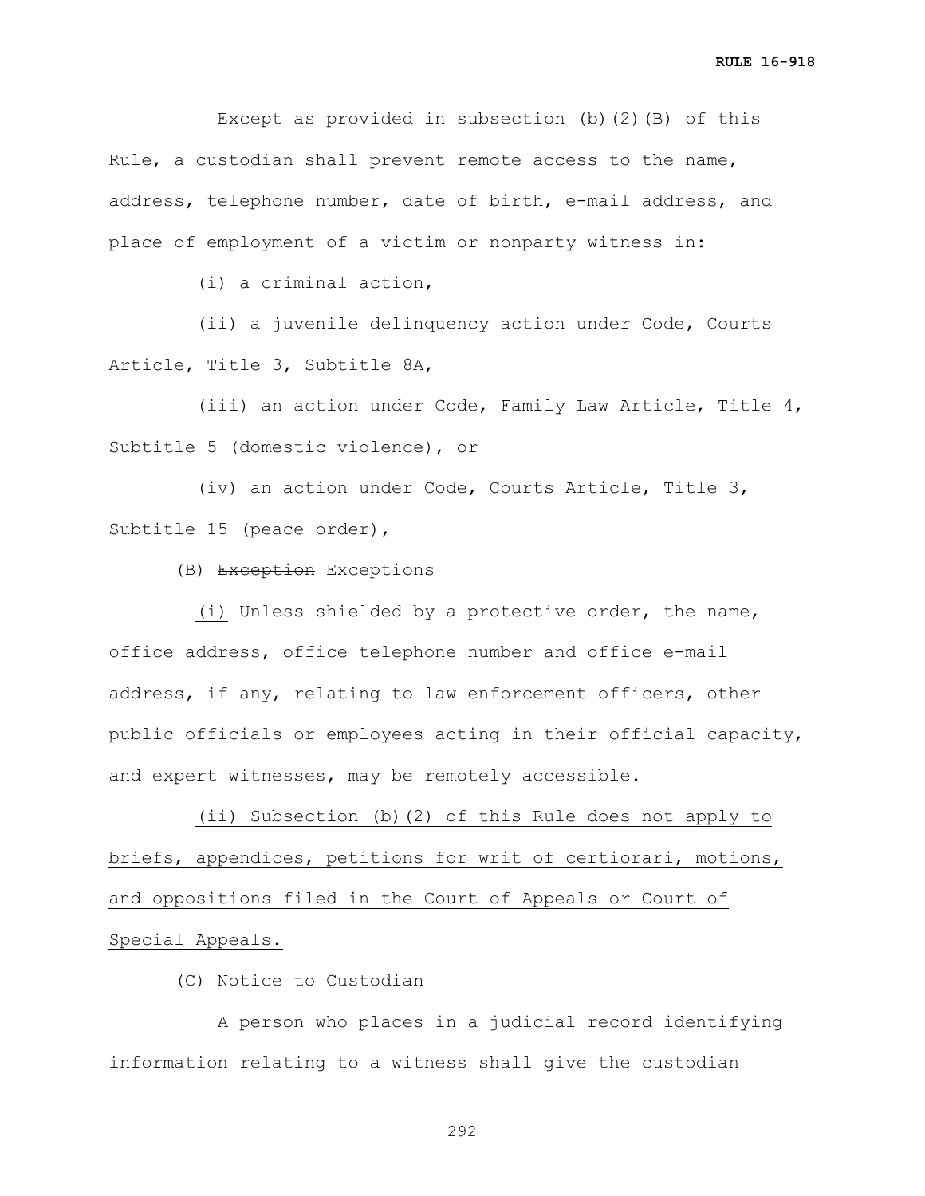Except as provided in subsection (b)(2)(B) of this Rule, a custodian shall prevent remote access to the name, address, telephone number, date of birth, e-mail address, and place of employment of a victim or nonparty witness in:

(i) a criminal action,

(ii) a juvenile delinquency action under Code, Courts Article, Title 3, Subtitle 8A,

(iii) an action under Code, Family Law Article, Title 4, Subtitle 5 (domestic violence), or

(iv) an action under Code, Courts Article, Title 3, Subtitle 15 (peace order),

(B) ~~Exception~~ <u>Exceptions</u>

<u>(i)</u> Unless shielded by a protective order, the name, office address, office telephone number and office e-mail address, if any, relating to law enforcement officers, other public officials or employees acting in their official capacity, and expert witnesses, may be remotely accessible.

<u>(ii) Subsection (b)(2) of this Rule does not apply to briefs, appendices, petitions for writ of certiorari, motions, and oppositions filed in the Court of Appeals or Court of Special Appeals.</u>

(C) Notice to Custodian

A person who places in a judicial record identifying information relating to a witness shall give the custodian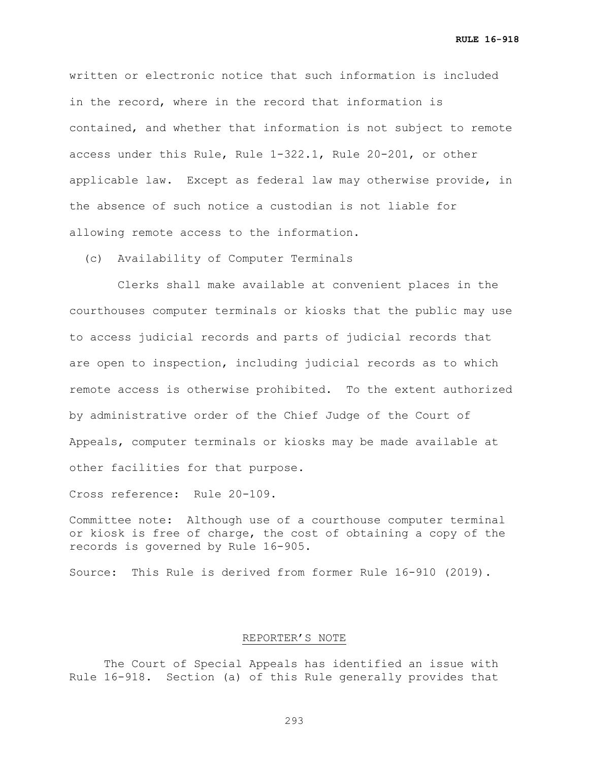written or electronic notice that such information is included in the record, where in the record that information is contained, and whether that information is not subject to remote access under this Rule, Rule 1-322.1, Rule 20-201, or other applicable law. Except as federal law may otherwise provide, in the absence of such notice a custodian is not liable for allowing remote access to the information.

(c) Availability of Computer Terminals

Clerks shall make available at convenient places in the courthouses computer terminals or kiosks that the public may use to access judicial records and parts of judicial records that are open to inspection, including judicial records as to which remote access is otherwise prohibited. To the extent authorized by administrative order of the Chief Judge of the Court of Appeals, computer terminals or kiosks may be made available at other facilities for that purpose.

Cross reference: Rule 20-109.

Committee note: Although use of a courthouse computer terminal or kiosk is free of charge, the cost of obtaining a copy of the records is governed by Rule 16-905.

Source: This Rule is derived from former Rule 16-910 (2019).

REPORTER'S NOTE

The Court of Special Appeals has identified an issue with Rule 16-918. Section (a) of this Rule generally provides that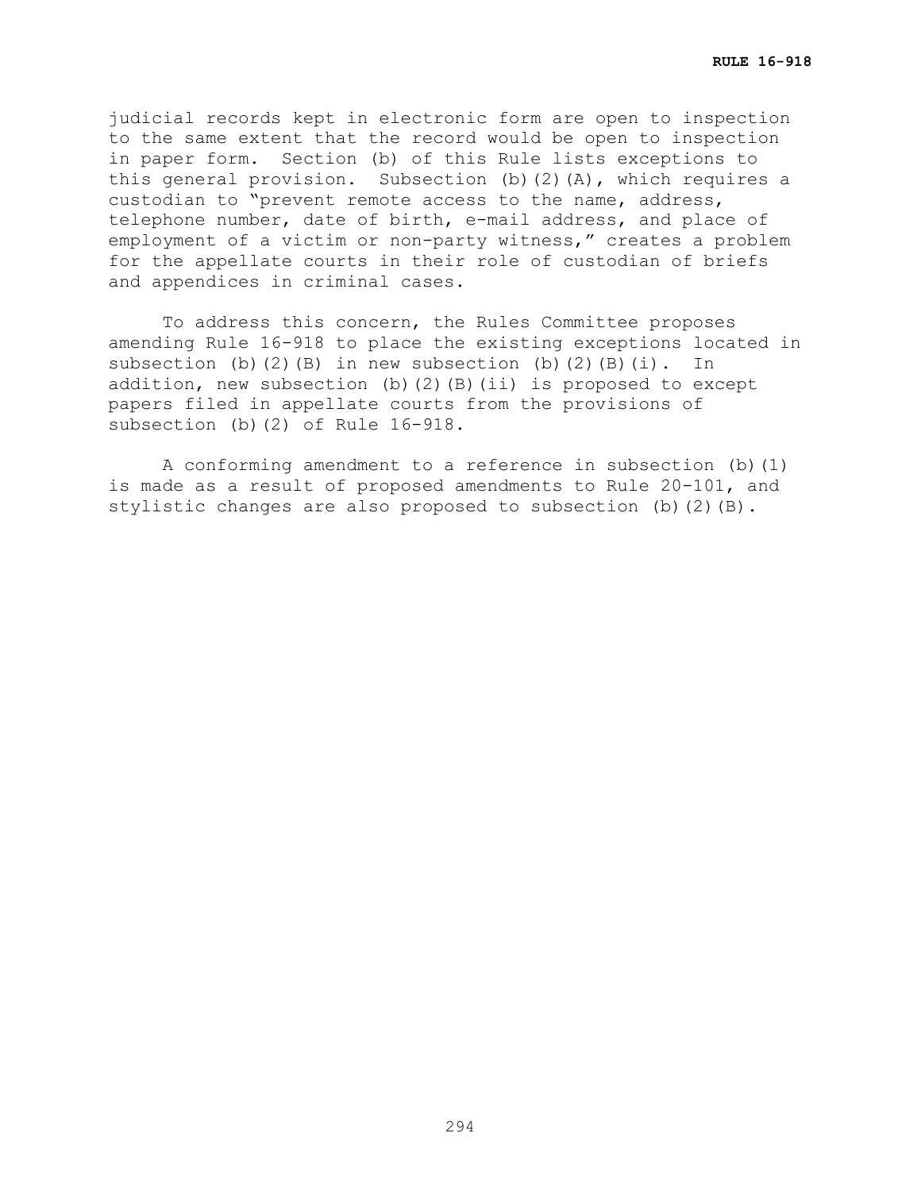judicial records kept in electronic form are open to inspection to the same extent that the record would be open to inspection in paper form. Section (b) of this Rule lists exceptions to this general provision. Subsection (b)(2)(A), which requires a custodian to "prevent remote access to the name, address, telephone number, date of birth, e-mail address, and place of employment of a victim or non-party witness," creates a problem for the appellate courts in their role of custodian of briefs and appendices in criminal cases.

To address this concern, the Rules Committee proposes amending Rule 16-918 to place the existing exceptions located in subsection (b)(2)(B) in new subsection (b)(2)(B)(i). In addition, new subsection (b)(2)(B)(ii) is proposed to except papers filed in appellate courts from the provisions of subsection (b)(2) of Rule 16-918.

A conforming amendment to a reference in subsection (b)(1) is made as a result of proposed amendments to Rule 20-101, and stylistic changes are also proposed to subsection (b)(2)(B).